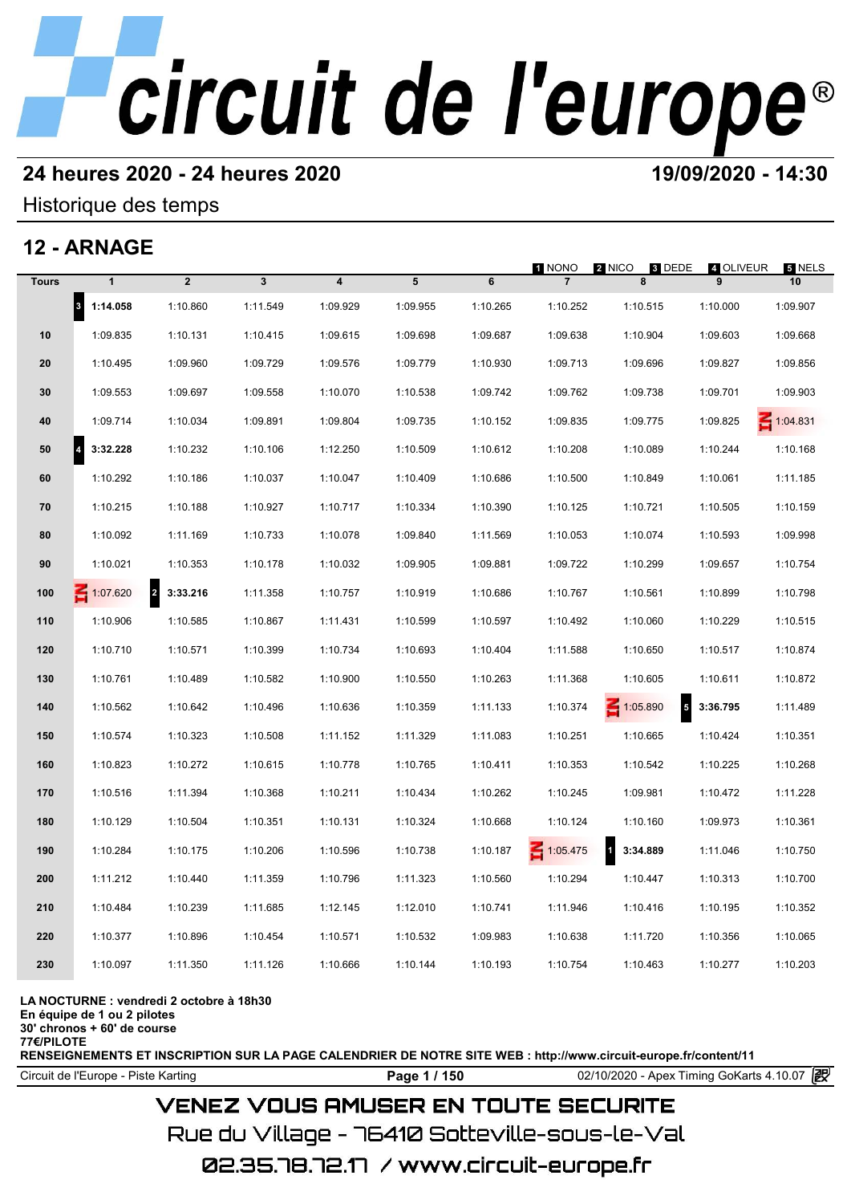# circuit de l'europe®

## 24 heures 2020 - 24 heures 2020

**19/09/2020 - 14:30**

Historique des temps

## 12 - ARNAGE

1 NONO | 2 NICO | 3 DEDE | 4 OLIVEUR | 5 NELS

| Tours | 1 | 2 | 3 | 4 | 5 | 6 | 7 | 8 | 9 | 10 |
|---|---|---|---|---|---|---|---|---|---|---|
| | 3 **1:14.058** | 1:10.860 | 1:11.549 | 1:09.929 | 1:09.955 | 1:10.265 | 1:10.252 | 1:10.515 | 1:10.000 | 1:09.907 |
| 10 | 1:09.835 | 1:10.131 | 1:10.415 | 1:09.615 | 1:09.698 | 1:09.687 | 1:09.638 | 1:10.904 | 1:09.603 | 1:09.668 |
| 20 | 1:10.495 | 1:09.960 | 1:09.729 | 1:09.576 | 1:09.779 | 1:10.930 | 1:09.713 | 1:09.696 | 1:09.827 | 1:09.856 |
| 30 | 1:09.553 | 1:09.697 | 1:09.558 | 1:10.070 | 1:10.538 | 1:09.742 | 1:09.762 | 1:09.738 | 1:09.701 | 1:09.903 |
| 40 | 1:09.714 | 1:10.034 | 1:09.891 | 1:09.804 | 1:09.735 | 1:10.152 | 1:09.835 | 1:09.775 | 1:09.825 | IN 1:04.831 |
| 50 | 4 **3:32.228** | 1:10.232 | 1:10.106 | 1:12.250 | 1:10.509 | 1:10.612 | 1:10.208 | 1:10.089 | 1:10.244 | 1:10.168 |
| 60 | 1:10.292 | 1:10.186 | 1:10.037 | 1:10.047 | 1:10.409 | 1:10.686 | 1:10.500 | 1:10.849 | 1:10.061 | 1:11.185 |
| 70 | 1:10.215 | 1:10.188 | 1:10.927 | 1:10.717 | 1:10.334 | 1:10.390 | 1:10.125 | 1:10.721 | 1:10.505 | 1:10.159 |
| 80 | 1:10.092 | 1:11.169 | 1:10.733 | 1:10.078 | 1:09.840 | 1:11.569 | 1:10.053 | 1:10.074 | 1:10.593 | 1:09.998 |
| 90 | 1:10.021 | 1:10.353 | 1:10.178 | 1:10.032 | 1:09.905 | 1:09.881 | 1:09.722 | 1:10.299 | 1:09.657 | 1:10.754 |
| 100 | IN 1:07.620 | 2 **3:33.216** | 1:11.358 | 1:10.757 | 1:10.919 | 1:10.686 | 1:10.767 | 1:10.561 | 1:10.899 | 1:10.798 |
| 110 | 1:10.906 | 1:10.585 | 1:10.867 | 1:11.431 | 1:10.599 | 1:10.597 | 1:10.492 | 1:10.060 | 1:10.229 | 1:10.515 |
| 120 | 1:10.710 | 1:10.571 | 1:10.399 | 1:10.734 | 1:10.693 | 1:10.404 | 1:11.588 | 1:10.650 | 1:10.517 | 1:10.874 |
| 130 | 1:10.761 | 1:10.489 | 1:10.582 | 1:10.900 | 1:10.550 | 1:10.263 | 1:11.368 | 1:10.605 | 1:10.611 | 1:10.872 |
| 140 | 1:10.562 | 1:10.642 | 1:10.496 | 1:10.636 | 1:10.359 | 1:11.133 | 1:10.374 | IN 1:05.890 | 5 **3:36.795** | 1:11.489 |
| 150 | 1:10.574 | 1:10.323 | 1:10.508 | 1:11.152 | 1:11.329 | 1:11.083 | 1:10.251 | 1:10.665 | 1:10.424 | 1:10.351 |
| 160 | 1:10.823 | 1:10.272 | 1:10.615 | 1:10.778 | 1:10.765 | 1:10.411 | 1:10.353 | 1:10.542 | 1:10.225 | 1:10.268 |
| 170 | 1:10.516 | 1:11.394 | 1:10.368 | 1:10.211 | 1:10.434 | 1:10.262 | 1:10.245 | 1:09.981 | 1:10.472 | 1:11.228 |
| 180 | 1:10.129 | 1:10.504 | 1:10.351 | 1:10.131 | 1:10.324 | 1:10.668 | 1:10.124 | 1:10.160 | 1:09.973 | 1:10.361 |
| 190 | 1:10.284 | 1:10.175 | 1:10.206 | 1:10.596 | 1:10.738 | 1:10.187 | IN 1:05.475 | 1 **3:34.889** | 1:11.046 | 1:10.750 |
| 200 | 1:11.212 | 1:10.440 | 1:11.359 | 1:10.796 | 1:11.323 | 1:10.560 | 1:10.294 | 1:10.447 | 1:10.313 | 1:10.700 |
| 210 | 1:10.484 | 1:10.239 | 1:11.685 | 1:12.145 | 1:12.010 | 1:10.741 | 1:11.946 | 1:10.416 | 1:10.195 | 1:10.352 |
| 220 | 1:10.377 | 1:10.896 | 1:10.454 | 1:10.571 | 1:10.532 | 1:09.983 | 1:10.638 | 1:11.720 | 1:10.356 | 1:10.065 |
| 230 | 1:10.097 | 1:11.350 | 1:11.126 | 1:10.666 | 1:10.144 | 1:10.193 | 1:10.754 | 1:10.463 | 1:10.277 | 1:10.203 |

**LA NOCTURNE : vendredi 2 octobre à 18h30**
**En équipe de 1 ou 2 pilotes**
**30' chronos + 60' de course**
**77€/PILOTE**
**RENSEIGNEMENTS ET INSCRIPTION SUR LA PAGE CALENDRIER DE NOTRE SITE WEB : http://www.circuit-europe.fr/content/11**

Circuit de l'Europe - Piste Karting | 02/10/2020 - Apex Timing GoKarts 4.10.07

VENEZ VOUS AMUSER EN TOUTE SECURITE
Rue du Village - 76410 Sotteville-sous-le-Val
02.35.78.72.17 / www.circuit-europe.fr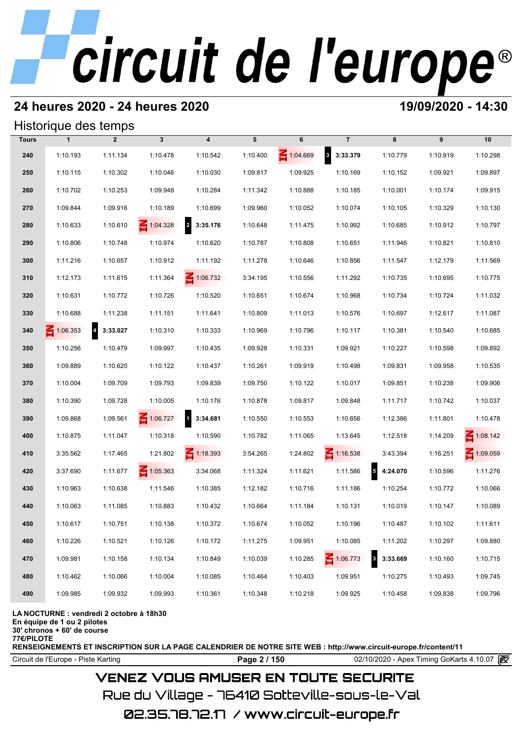# circuit de l'europe®

## 24 heures 2020 - 24 heures 2020

**19/09/2020 - 14:30**

### Historique des temps

| Tours | 1 | 2 | 3 | 4 | 5 | 6 | 7 | 8 | 9 | 10 |
|---|---|---|---|---|---|---|---|---|---|---|
| 240 | 1:10.193 | 1:11.134 | 1:10.478 | 1:10.542 | 1:10.400 | IN 1:04.669 | 3 **3:33.379** | 1:10.779 | 1:10.919 | 1:10.298 |
| 250 | 1:10.115 | 1:10.302 | 1:10.046 | 1:10.030 | 1:09.817 | 1:09.925 | 1:10.169 | 1:10.152 | 1:09.921 | 1:09.897 |
| 260 | 1:10.702 | 1:10.253 | 1:09.948 | 1:10.284 | 1:11.342 | 1:10.888 | 1:10.185 | 1:10.001 | 1:10.174 | 1:09.915 |
| 270 | 1:09.844 | 1:09.916 | 1:10.189 | 1:10.699 | 1:09.960 | 1:10.052 | 1:10.074 | 1:10.105 | 1:10.329 | 1:10.130 |
| 280 | 1:10.633 | 1:10.610 | IN 1:04.328 | 2 **3:35.176** | 1:10.648 | 1:11.475 | 1:10.992 | 1:10.685 | 1:10.912 | 1:10.797 |
| 290 | 1:10.806 | 1:10.748 | 1:10.974 | 1:10.620 | 1:10.787 | 1:10.808 | 1:10.651 | 1:11.946 | 1:10.821 | 1:10.810 |
| 300 | 1:11.216 | 1:10.657 | 1:10.912 | 1:11.192 | 1:11.278 | 1:10.646 | 1:10.856 | 1:11.547 | 1:12.179 | 1:11.569 |
| 310 | 1:12.173 | 1:11.615 | 1:11.364 | IN 1:06.732 | 3:34.195 | 1:10.556 | 1:11.292 | 1:10.735 | 1:10.695 | 1:10.775 |
| 320 | 1:10.631 | 1:10.772 | 1:10.726 | 1:10.520 | 1:10.651 | 1:10.674 | 1:10.968 | 1:10.734 | 1:10.724 | 1:11.032 |
| 330 | 1:10.688 | 1:11.238 | 1:11.151 | 1:11.641 | 1:10.809 | 1:11.013 | 1:10.576 | 1:10.697 | 1:12.617 | 1:11.087 |
| 340 | IN 1:06.353 | 4 **3:33.027** | 1:10.310 | 1:10.333 | 1:10.969 | 1:10.796 | 1:10.117 | 1:10.381 | 1:10.540 | 1:10.685 |
| 350 | 1:10.256 | 1:10.479 | 1:09.997 | 1:10.435 | 1:09.928 | 1:10.331 | 1:09.921 | 1:10.227 | 1:10.598 | 1:09.892 |
| 360 | 1:09.889 | 1:10.620 | 1:10.122 | 1:10.437 | 1:10.261 | 1:09.919 | 1:10.498 | 1:09.831 | 1:09.958 | 1:10.535 |
| 370 | 1:10.004 | 1:09.709 | 1:09.793 | 1:09.839 | 1:09.750 | 1:10.122 | 1:10.017 | 1:09.851 | 1:10.238 | 1:09.906 |
| 380 | 1:10.390 | 1:09.728 | 1:10.005 | 1:10.176 | 1:10.878 | 1:09.817 | 1:09.848 | 1:11.717 | 1:10.742 | 1:10.037 |
| 390 | 1:09.868 | 1:09.561 | IN 1:06.727 | 1 **3:34.681** | 1:10.550 | 1:10.553 | 1:10.656 | 1:12.386 | 1:11.801 | 1:10.478 |
| 400 | 1:10.875 | 1:11.047 | 1:10.318 | 1:10.590 | 1:10.782 | 1:11.065 | 1:13.645 | 1:12.518 | 1:14.209 | IN 1:08.142 |
| 410 | 3:35.562 | 1:17.465 | 1:21.802 | IN 1:18.393 | 3:54.265 | 1:24.802 | IN 1:16.538 | 3:43.394 | 1:16.251 | IN 1:09.059 |
| 420 | 3:37.690 | 1:11.677 | IN 1:05.363 | 3:34.068 | 1:11.324 | 1:11.621 | 1:11.586 | 5 **4:24.070** | 1:10.596 | 1:11.276 |
| 430 | 1:10.963 | 1:10.638 | 1:11.546 | 1:10.385 | 1:12.182 | 1:10.716 | 1:11.186 | 1:10.254 | 1:10.772 | 1:10.066 |
| 440 | 1:10.063 | 1:11.085 | 1:10.883 | 1:10.432 | 1:10.664 | 1:11.184 | 1:10.131 | 1:10.019 | 1:10.147 | 1:10.089 |
| 450 | 1:10.617 | 1:10.751 | 1:10.138 | 1:10.372 | 1:10.674 | 1:10.052 | 1:10.196 | 1:10.487 | 1:10.102 | 1:11.611 |
| 460 | 1:10.226 | 1:10.521 | 1:10.126 | 1:10.172 | 1:11.275 | 1:09.951 | 1:10.085 | 1:11.202 | 1:10.297 | 1:09.880 |
| 470 | 1:09.981 | 1:10.158 | 1:10.134 | 1:10.849 | 1:10.039 | 1:10.285 | IN 1:06.773 | 3 **3:33.669** | 1:10.160 | 1:10.715 |
| 480 | 1:10.462 | 1:10.066 | 1:10.004 | 1:10.085 | 1:10.464 | 1:10.403 | 1:09.951 | 1:10.275 | 1:10.493 | 1:09.745 |
| 490 | 1:09.985 | 1:09.932 | 1:09.993 | 1:10.361 | 1:10.348 | 1:10.218 | 1:09.925 | 1:10.458 | 1:09.838 | 1:09.796 |

**LA NOCTURNE : vendredi 2 octobre à 18h30**
**En équipe de 1 ou 2 pilotes**
**30' chronos + 60' de course**
**77€/PILOTE**
**RENSEIGNEMENTS ET INSCRIPTION SUR LA PAGE CALENDRIER DE NOTRE SITE WEB : http://www.circuit-europe.fr/content/11**

Circuit de l'Europe - Piste Karting | 02/10/2020 - Apex Timing GoKarts 4.10.07

VENEZ VOUS AMUSER EN TOUTE SECURITE
Rue du Village - 76410 Sotteville-sous-le-Val
02.35.78.72.17 / www.circuit-europe.fr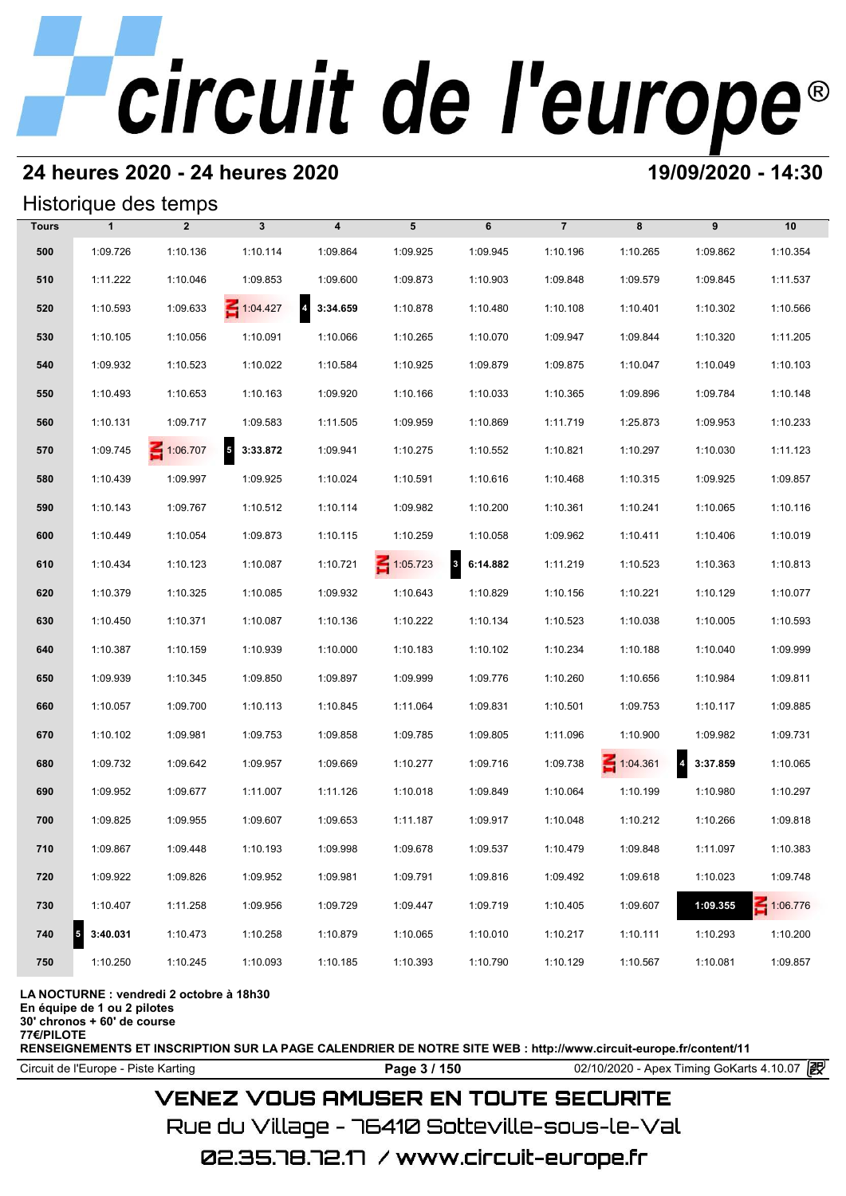# circuit de l'europe®

## 24 heures 2020 - 24 heures 2020

**19/09/2020 - 14:30**

### Historique des temps

| Tours | 1 | 2 | 3 | 4 | 5 | 6 | 7 | 8 | 9 | 10 |
|---|---|---|---|---|---|---|---|---|---|---|
| 500 | 1:09.726 | 1:10.136 | 1:10.114 | 1:09.864 | 1:09.925 | 1:09.945 | 1:10.196 | 1:10.265 | 1:09.862 | 1:10.354 |
| 510 | 1:11.222 | 1:10.046 | 1:09.853 | 1:09.600 | 1:09.873 | 1:10.903 | 1:09.848 | 1:09.579 | 1:09.845 | 1:11.537 |
| 520 | 1:10.593 | 1:09.633 | IN 1:04.427 | 4 **3:34.659** | 1:10.878 | 1:10.480 | 1:10.108 | 1:10.401 | 1:10.302 | 1:10.566 |
| 530 | 1:10.105 | 1:10.056 | 1:10.091 | 1:10.066 | 1:10.265 | 1:10.070 | 1:09.947 | 1:09.844 | 1:10.320 | 1:11.205 |
| 540 | 1:09.932 | 1:10.523 | 1:10.022 | 1:10.584 | 1:10.925 | 1:09.879 | 1:09.875 | 1:10.047 | 1:10.049 | 1:10.103 |
| 550 | 1:10.493 | 1:10.653 | 1:10.163 | 1:09.920 | 1:10.166 | 1:10.033 | 1:10.365 | 1:09.896 | 1:09.784 | 1:10.148 |
| 560 | 1:10.131 | 1:09.717 | 1:09.583 | 1:11.505 | 1:09.959 | 1:10.869 | 1:11.719 | 1:25.873 | 1:09.953 | 1:10.233 |
| 570 | 1:09.745 | IN 1:06.707 | 5 **3:33.872** | 1:09.941 | 1:10.275 | 1:10.552 | 1:10.821 | 1:10.297 | 1:10.030 | 1:11.123 |
| 580 | 1:10.439 | 1:09.997 | 1:09.925 | 1:10.024 | 1:10.591 | 1:10.616 | 1:10.468 | 1:10.315 | 1:09.925 | 1:09.857 |
| 590 | 1:10.143 | 1:09.767 | 1:10.512 | 1:10.114 | 1:09.982 | 1:10.200 | 1:10.361 | 1:10.241 | 1:10.065 | 1:10.116 |
| 600 | 1:10.449 | 1:10.054 | 1:09.873 | 1:10.115 | 1:10.259 | 1:10.058 | 1:09.962 | 1:10.411 | 1:10.406 | 1:10.019 |
| 610 | 1:10.434 | 1:10.123 | 1:10.087 | 1:10.721 | IN 1:05.723 | 3 **6:14.882** | 1:11.219 | 1:10.523 | 1:10.363 | 1:10.813 |
| 620 | 1:10.379 | 1:10.325 | 1:10.085 | 1:09.932 | 1:10.643 | 1:10.829 | 1:10.156 | 1:10.221 | 1:10.129 | 1:10.077 |
| 630 | 1:10.450 | 1:10.371 | 1:10.087 | 1:10.136 | 1:10.222 | 1:10.134 | 1:10.523 | 1:10.038 | 1:10.005 | 1:10.593 |
| 640 | 1:10.387 | 1:10.159 | 1:10.939 | 1:10.000 | 1:10.183 | 1:10.102 | 1:10.234 | 1:10.188 | 1:10.040 | 1:09.999 |
| 650 | 1:09.939 | 1:10.345 | 1:09.850 | 1:09.897 | 1:09.999 | 1:09.776 | 1:10.260 | 1:10.656 | 1:10.984 | 1:09.811 |
| 660 | 1:10.057 | 1:09.700 | 1:10.113 | 1:10.845 | 1:11.064 | 1:09.831 | 1:10.501 | 1:09.753 | 1:10.117 | 1:09.885 |
| 670 | 1:10.102 | 1:09.981 | 1:09.753 | 1:09.858 | 1:09.785 | 1:09.805 | 1:11.096 | 1:10.900 | 1:09.982 | 1:09.731 |
| 680 | 1:09.732 | 1:09.642 | 1:09.957 | 1:09.669 | 1:10.277 | 1:09.716 | 1:09.738 | IN 1:04.361 | 4 **3:37.859** | 1:10.065 |
| 690 | 1:09.952 | 1:09.677 | 1:11.007 | 1:11.126 | 1:10.018 | 1:09.849 | 1:10.064 | 1:10.199 | 1:10.980 | 1:10.297 |
| 700 | 1:09.825 | 1:09.955 | 1:09.607 | 1:09.653 | 1:11.187 | 1:09.917 | 1:10.048 | 1:10.212 | 1:10.266 | 1:09.818 |
| 710 | 1:09.867 | 1:09.448 | 1:10.193 | 1:09.998 | 1:09.678 | 1:09.537 | 1:10.479 | 1:09.848 | 1:11.097 | 1:10.383 |
| 720 | 1:09.922 | 1:09.826 | 1:09.952 | 1:09.981 | 1:09.791 | 1:09.816 | 1:09.492 | 1:09.618 | 1:10.023 | 1:09.748 |
| 730 | 1:10.407 | 1:11.258 | 1:09.956 | 1:09.729 | 1:09.447 | 1:09.719 | 1:10.405 | 1:09.607 | **1:09.355** | IN 1:06.776 |
| 740 | 5 **3:40.031** | 1:10.473 | 1:10.258 | 1:10.879 | 1:10.065 | 1:10.010 | 1:10.217 | 1:10.111 | 1:10.293 | 1:10.200 |
| 750 | 1:10.250 | 1:10.245 | 1:10.093 | 1:10.185 | 1:10.393 | 1:10.790 | 1:10.129 | 1:10.567 | 1:10.081 | 1:09.857 |

**LA NOCTURNE : vendredi 2 octobre à 18h30**
**En équipe de 1 ou 2 pilotes**
**30' chronos + 60' de course**
**77€/PILOTE**
**RENSEIGNEMENTS ET INSCRIPTION SUR LA PAGE CALENDRIER DE NOTRE SITE WEB : http://www.circuit-europe.fr/content/11**

Circuit de l'Europe - Piste Karting — 02/10/2020 - Apex Timing GoKarts 4.10.07

VENEZ VOUS AMUSER EN TOUTE SECURITE
Rue du Village - 76410 Sotteville-sous-le-Val
02.35.78.72.17 / www.circuit-europe.fr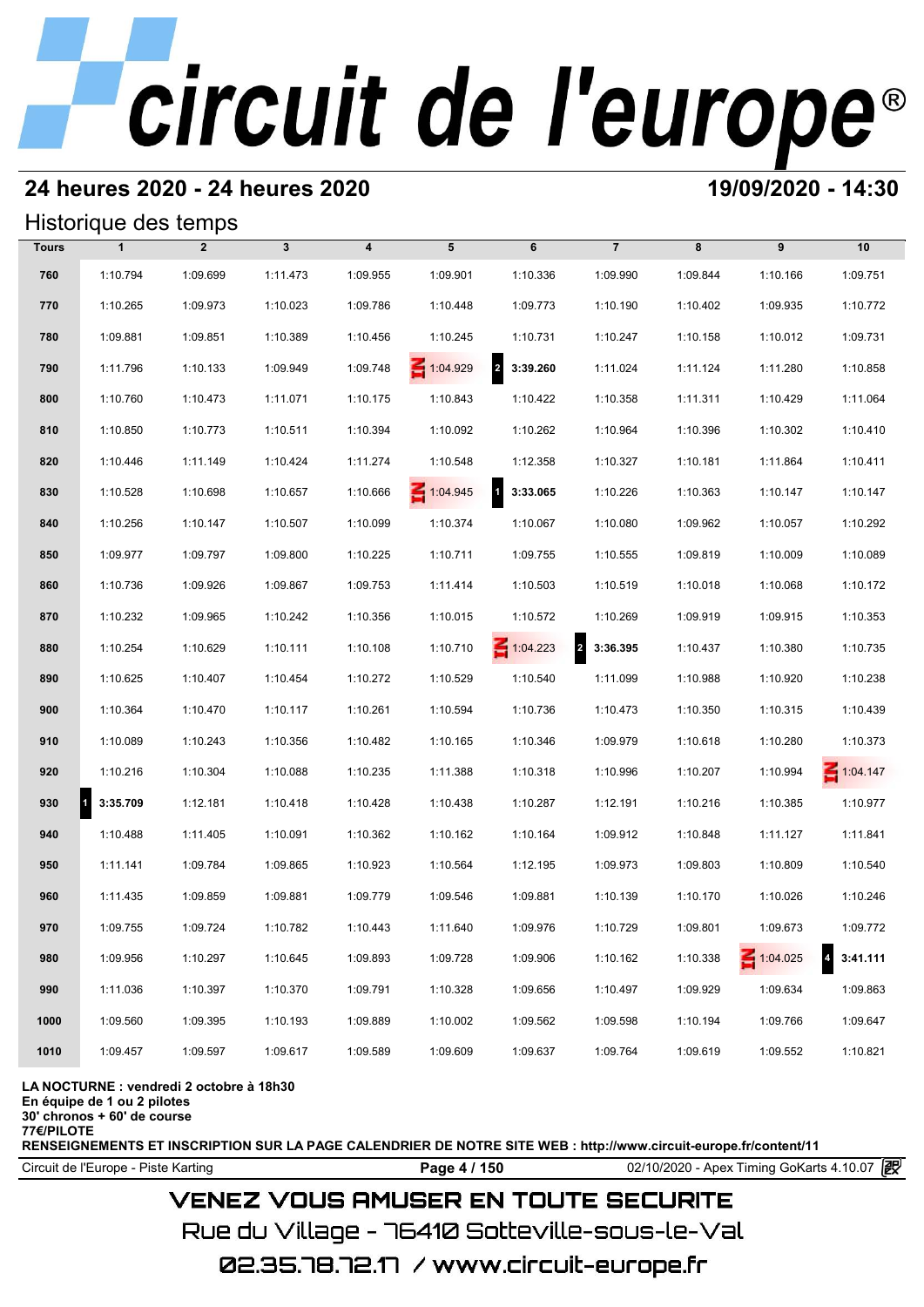# 24 heures 2020 - 24 heures 2020

**19/09/2020 - 14:30**

## Historique des temps

| Tours | 1 | 2 | 3 | 4 | 5 | 6 | 7 | 8 | 9 | 10 |
|---|---|---|---|---|---|---|---|---|---|---|
| 760 | 1:10.794 | 1:09.699 | 1:11.473 | 1:09.955 | 1:09.901 | 1:10.336 | 1:09.990 | 1:09.844 | 1:10.166 | 1:09.751 |
| 770 | 1:10.265 | 1:09.973 | 1:10.023 | 1:09.786 | 1:10.448 | 1:09.773 | 1:10.190 | 1:10.402 | 1:09.935 | 1:10.772 |
| 780 | 1:09.881 | 1:09.851 | 1:10.389 | 1:10.456 | 1:10.245 | 1:10.731 | 1:10.247 | 1:10.158 | 1:10.012 | 1:09.731 |
| 790 | 1:11.796 | 1:10.133 | 1:09.949 | 1:09.748 | IN 1:04.929 | 2 **3:39.260** | 1:11.024 | 1:11.124 | 1:11.280 | 1:10.858 |
| 800 | 1:10.760 | 1:10.473 | 1:11.071 | 1:10.175 | 1:10.843 | 1:10.422 | 1:10.358 | 1:11.311 | 1:10.429 | 1:11.064 |
| 810 | 1:10.850 | 1:10.773 | 1:10.511 | 1:10.394 | 1:10.092 | 1:10.262 | 1:10.964 | 1:10.396 | 1:10.302 | 1:10.410 |
| 820 | 1:10.446 | 1:11.149 | 1:10.424 | 1:11.274 | 1:10.548 | 1:12.358 | 1:10.327 | 1:10.181 | 1:11.864 | 1:10.411 |
| 830 | 1:10.528 | 1:10.698 | 1:10.657 | 1:10.666 | IN 1:04.945 | 1 **3:33.065** | 1:10.226 | 1:10.363 | 1:10.147 | 1:10.147 |
| 840 | 1:10.256 | 1:10.147 | 1:10.507 | 1:10.099 | 1:10.374 | 1:10.067 | 1:10.080 | 1:09.962 | 1:10.057 | 1:10.292 |
| 850 | 1:09.977 | 1:09.797 | 1:09.800 | 1:10.225 | 1:10.711 | 1:09.755 | 1:10.555 | 1:09.819 | 1:10.009 | 1:10.089 |
| 860 | 1:10.736 | 1:09.926 | 1:09.867 | 1:09.753 | 1:11.414 | 1:10.503 | 1:10.519 | 1:10.018 | 1:10.068 | 1:10.172 |
| 870 | 1:10.232 | 1:09.965 | 1:10.242 | 1:10.356 | 1:10.015 | 1:10.572 | 1:10.269 | 1:09.919 | 1:09.915 | 1:10.353 |
| 880 | 1:10.254 | 1:10.629 | 1:10.111 | 1:10.108 | 1:10.710 | IN 1:04.223 | 2 **3:36.395** | 1:10.437 | 1:10.380 | 1:10.735 |
| 890 | 1:10.625 | 1:10.407 | 1:10.454 | 1:10.272 | 1:10.529 | 1:10.540 | 1:11.099 | 1:10.988 | 1:10.920 | 1:10.238 |
| 900 | 1:10.364 | 1:10.470 | 1:10.117 | 1:10.261 | 1:10.594 | 1:10.736 | 1:10.473 | 1:10.350 | 1:10.315 | 1:10.439 |
| 910 | 1:10.089 | 1:10.243 | 1:10.356 | 1:10.482 | 1:10.165 | 1:10.346 | 1:09.979 | 1:10.618 | 1:10.280 | 1:10.373 |
| 920 | 1:10.216 | 1:10.304 | 1:10.088 | 1:10.235 | 1:11.388 | 1:10.318 | 1:10.996 | 1:10.207 | 1:10.994 | IN 1:04.147 |
| 930 | 1 **3:35.709** | 1:12.181 | 1:10.418 | 1:10.428 | 1:10.438 | 1:10.287 | 1:12.191 | 1:10.216 | 1:10.385 | 1:10.977 |
| 940 | 1:10.488 | 1:11.405 | 1:10.091 | 1:10.362 | 1:10.162 | 1:10.164 | 1:09.912 | 1:10.848 | 1:11.127 | 1:11.841 |
| 950 | 1:11.141 | 1:09.784 | 1:09.865 | 1:10.923 | 1:10.564 | 1:12.195 | 1:09.973 | 1:09.803 | 1:10.809 | 1:10.540 |
| 960 | 1:11.435 | 1:09.859 | 1:09.881 | 1:09.779 | 1:09.546 | 1:09.881 | 1:10.139 | 1:10.170 | 1:10.026 | 1:10.246 |
| 970 | 1:09.755 | 1:09.724 | 1:10.782 | 1:10.443 | 1:11.640 | 1:09.976 | 1:10.729 | 1:09.801 | 1:09.673 | 1:09.772 |
| 980 | 1:09.956 | 1:10.297 | 1:10.645 | 1:09.893 | 1:09.728 | 1:09.906 | 1:10.162 | 1:10.338 | IN 1:04.025 | 4 **3:41.111** |
| 990 | 1:11.036 | 1:10.397 | 1:10.370 | 1:09.791 | 1:10.328 | 1:09.656 | 1:10.497 | 1:09.929 | 1:09.634 | 1:09.863 |
| 1000 | 1:09.560 | 1:09.395 | 1:10.193 | 1:09.889 | 1:10.002 | 1:09.562 | 1:09.598 | 1:10.194 | 1:09.766 | 1:09.647 |
| 1010 | 1:09.457 | 1:09.597 | 1:09.617 | 1:09.589 | 1:09.609 | 1:09.637 | 1:09.764 | 1:09.619 | 1:09.552 | 1:10.821 |

**LA NOCTURNE : vendredi 2 octobre à 18h30**
**En équipe de 1 ou 2 pilotes**
**30' chronos + 60' de course**
**77€/PILOTE**
**RENSEIGNEMENTS ET INSCRIPTION SUR LA PAGE CALENDRIER DE NOTRE SITE WEB : http://www.circuit-europe.fr/content/11**

Circuit de l'Europe - Piste Karting — 02/10/2020 - Apex Timing GoKarts 4.10.07

VENEZ VOUS AMUSER EN TOUTE SECURITE

Rue du Village - 76410 Sotteville-sous-le-Val

02.35.78.72.17 / www.circuit-europe.fr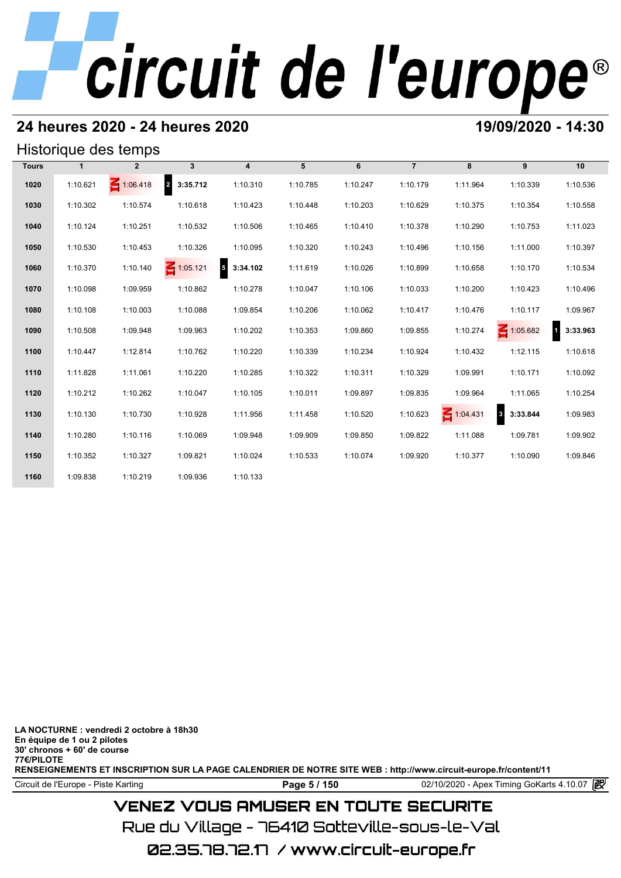## 24 heures 2020 - 24 heures 2020

**19/09/2020 - 14:30**

### Historique des temps

| Tours | 1 | 2 | 3 | 4 | 5 | 6 | 7 | 8 | 9 | 10 |
|---|---|---|---|---|---|---|---|---|---|---|
| 1020 | 1:10.621 | IN 1:06.418 | 2 **3:35.712** | 1:10.310 | 1:10.785 | 1:10.247 | 1:10.179 | 1:11.964 | 1:10.339 | 1:10.536 |
| 1030 | 1:10.302 | 1:10.574 | 1:10.618 | 1:10.423 | 1:10.448 | 1:10.203 | 1:10.629 | 1:10.375 | 1:10.354 | 1:10.558 |
| 1040 | 1:10.124 | 1:10.251 | 1:10.532 | 1:10.506 | 1:10.465 | 1:10.410 | 1:10.378 | 1:10.290 | 1:10.753 | 1:11.023 |
| 1050 | 1:10.530 | 1:10.453 | 1:10.326 | 1:10.095 | 1:10.320 | 1:10.243 | 1:10.496 | 1:10.156 | 1:11.000 | 1:10.397 |
| 1060 | 1:10.370 | 1:10.140 | IN 1:05.121 | 5 **3:34.102** | 1:11.619 | 1:10.026 | 1:10.899 | 1:10.658 | 1:10.170 | 1:10.534 |
| 1070 | 1:10.098 | 1:09.959 | 1:10.862 | 1:10.278 | 1:10.047 | 1:10.106 | 1:10.033 | 1:10.200 | 1:10.423 | 1:10.496 |
| 1080 | 1:10.108 | 1:10.003 | 1:10.088 | 1:09.854 | 1:10.206 | 1:10.062 | 1:10.417 | 1:10.476 | 1:10.117 | 1:09.967 |
| 1090 | 1:10.508 | 1:09.948 | 1:09.963 | 1:10.202 | 1:10.353 | 1:09.860 | 1:09.855 | 1:10.274 | IN 1:05.682 | 1 **3:33.963** |
| 1100 | 1:10.447 | 1:12.814 | 1:10.762 | 1:10.220 | 1:10.339 | 1:10.234 | 1:10.924 | 1:10.432 | 1:12.115 | 1:10.618 |
| 1110 | 1:11.828 | 1:11.061 | 1:10.220 | 1:10.285 | 1:10.322 | 1:10.311 | 1:10.329 | 1:09.991 | 1:10.171 | 1:10.092 |
| 1120 | 1:10.212 | 1:10.262 | 1:10.047 | 1:10.105 | 1:10.011 | 1:09.897 | 1:09.835 | 1:09.964 | 1:11.065 | 1:10.254 |
| 1130 | 1:10.130 | 1:10.730 | 1:10.928 | 1:11.956 | 1:11.458 | 1:10.520 | 1:10.623 | IN 1:04.431 | 3 **3:33.844** | 1:09.983 |
| 1140 | 1:10.280 | 1:10.116 | 1:10.069 | 1:09.948 | 1:09.909 | 1:09.850 | 1:09.822 | 1:11.088 | 1:09.781 | 1:09.902 |
| 1150 | 1:10.352 | 1:10.327 | 1:09.821 | 1:10.024 | 1:10.533 | 1:10.074 | 1:09.920 | 1:10.377 | 1:10.090 | 1:09.846 |
| 1160 | 1:09.838 | 1:10.219 | 1:09.936 | 1:10.133 | | | | | | |

**LA NOCTURNE : vendredi 2 octobre à 18h30**
**En équipe de 1 ou 2 pilotes**
**30' chronos + 60' de course**
**77€/PILOTE**
**RENSEIGNEMENTS ET INSCRIPTION SUR LA PAGE CALENDRIER DE NOTRE SITE WEB : http://www.circuit-europe.fr/content/11**

Circuit de l'Europe - Piste Karting | 02/10/2020 - Apex Timing GoKarts 4.10.07

VENEZ VOUS AMUSER EN TOUTE SECURITE
Rue du Village - 76410 Sotteville-sous-le-Val
02.35.78.72.17 / www.circuit-europe.fr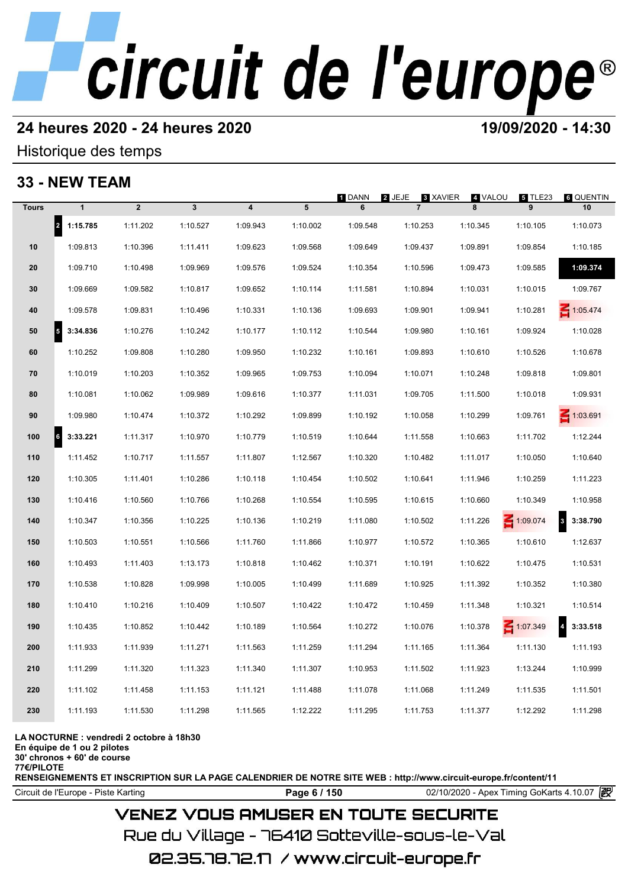# 24 heures 2020 - 24 heures 2020

**19/09/2020 - 14:30**

Historique des temps

## 33 - NEW TEAM

1 DANN 2 JEJE 3 XAVIER 4 VALOU 5 TLE23 6 QUENTIN

| Tours | 1 | 2 | 3 | 4 | 5 | 6 | 7 | 8 | 9 | 10 |
|---|---|---|---|---|---|---|---|---|---|---|
| | 2 **1:15.785** | 1:11.202 | 1:10.527 | 1:09.943 | 1:10.002 | 1:09.548 | 1:10.253 | 1:10.345 | 1:10.105 | 1:10.073 |
| 10 | 1:09.813 | 1:10.396 | 1:11.411 | 1:09.623 | 1:09.568 | 1:09.649 | 1:09.437 | 1:09.891 | 1:09.854 | 1:10.185 |
| 20 | 1:09.710 | 1:10.498 | 1:09.969 | 1:09.576 | 1:09.524 | 1:10.354 | 1:10.596 | 1:09.473 | 1:09.585 | **1:09.374** |
| 30 | 1:09.669 | 1:09.582 | 1:10.817 | 1:09.652 | 1:10.114 | 1:11.581 | 1:10.894 | 1:10.031 | 1:10.015 | 1:09.767 |
| 40 | 1:09.578 | 1:09.831 | 1:10.496 | 1:10.331 | 1:10.136 | 1:09.693 | 1:09.901 | 1:09.941 | 1:10.281 | IN 1:05.474 |
| 50 | 5 **3:34.836** | 1:10.276 | 1:10.242 | 1:10.177 | 1:10.112 | 1:10.544 | 1:09.980 | 1:10.161 | 1:09.924 | 1:10.028 |
| 60 | 1:10.252 | 1:09.808 | 1:10.280 | 1:09.950 | 1:10.232 | 1:10.161 | 1:09.893 | 1:10.610 | 1:10.526 | 1:10.678 |
| 70 | 1:10.019 | 1:10.203 | 1:10.352 | 1:09.965 | 1:09.753 | 1:10.094 | 1:10.071 | 1:10.248 | 1:09.818 | 1:09.801 |
| 80 | 1:10.081 | 1:10.062 | 1:09.989 | 1:09.616 | 1:10.377 | 1:11.031 | 1:09.705 | 1:11.500 | 1:10.018 | 1:09.931 |
| 90 | 1:09.980 | 1:10.474 | 1:10.372 | 1:10.292 | 1:09.899 | 1:10.192 | 1:10.058 | 1:10.299 | 1:09.761 | IN 1:03.691 |
| 100 | 6 **3:33.221** | 1:11.317 | 1:10.970 | 1:10.779 | 1:10.519 | 1:10.644 | 1:11.558 | 1:10.663 | 1:11.702 | 1:12.244 |
| 110 | 1:11.452 | 1:10.717 | 1:11.557 | 1:11.807 | 1:12.567 | 1:10.320 | 1:10.482 | 1:11.017 | 1:10.050 | 1:10.640 |
| 120 | 1:10.305 | 1:11.401 | 1:10.286 | 1:10.118 | 1:10.454 | 1:10.502 | 1:10.641 | 1:11.946 | 1:10.259 | 1:11.223 |
| 130 | 1:10.416 | 1:10.560 | 1:10.766 | 1:10.268 | 1:10.554 | 1:10.595 | 1:10.615 | 1:10.660 | 1:10.349 | 1:10.958 |
| 140 | 1:10.347 | 1:10.356 | 1:10.225 | 1:10.136 | 1:10.219 | 1:11.080 | 1:10.502 | 1:11.226 | IN 1:09.074 | 3 **3:38.790** |
| 150 | 1:10.503 | 1:10.551 | 1:10.566 | 1:11.760 | 1:11.866 | 1:10.977 | 1:10.572 | 1:10.365 | 1:10.610 | 1:12.637 |
| 160 | 1:10.493 | 1:11.403 | 1:13.173 | 1:10.818 | 1:10.462 | 1:10.371 | 1:10.191 | 1:10.622 | 1:10.475 | 1:10.531 |
| 170 | 1:10.538 | 1:10.828 | 1:09.998 | 1:10.005 | 1:10.499 | 1:11.689 | 1:10.925 | 1:11.392 | 1:10.352 | 1:10.380 |
| 180 | 1:10.410 | 1:10.216 | 1:10.409 | 1:10.507 | 1:10.422 | 1:10.472 | 1:10.459 | 1:11.348 | 1:10.321 | 1:10.514 |
| 190 | 1:10.435 | 1:10.852 | 1:10.442 | 1:10.189 | 1:10.564 | 1:10.272 | 1:10.076 | 1:10.378 | IN 1:07.349 | 4 **3:33.518** |
| 200 | 1:11.933 | 1:11.939 | 1:11.271 | 1:11.563 | 1:11.259 | 1:11.294 | 1:11.165 | 1:11.364 | 1:11.130 | 1:11.193 |
| 210 | 1:11.299 | 1:11.320 | 1:11.323 | 1:11.340 | 1:11.307 | 1:10.953 | 1:11.502 | 1:11.923 | 1:13.244 | 1:10.999 |
| 220 | 1:11.102 | 1:11.458 | 1:11.153 | 1:11.121 | 1:11.488 | 1:11.078 | 1:11.068 | 1:11.249 | 1:11.535 | 1:11.501 |
| 230 | 1:11.193 | 1:11.530 | 1:11.298 | 1:11.565 | 1:12.222 | 1:11.295 | 1:11.753 | 1:11.377 | 1:12.292 | 1:11.298 |

**LA NOCTURNE : vendredi 2 octobre à 18h30**
**En équipe de 1 ou 2 pilotes**
**30' chronos + 60' de course**
**77€/PILOTE**
**RENSEIGNEMENTS ET INSCRIPTION SUR LA PAGE CALENDRIER DE NOTRE SITE WEB : http://www.circuit-europe.fr/content/11**

Circuit de l'Europe - Piste Karting — 02/10/2020 - Apex Timing GoKarts 4.10.07

VENEZ VOUS AMUSER EN TOUTE SECURITE
Rue du Village - 76410 Sotteville-sous-le-Val
02.35.78.72.17 / www.circuit-europe.fr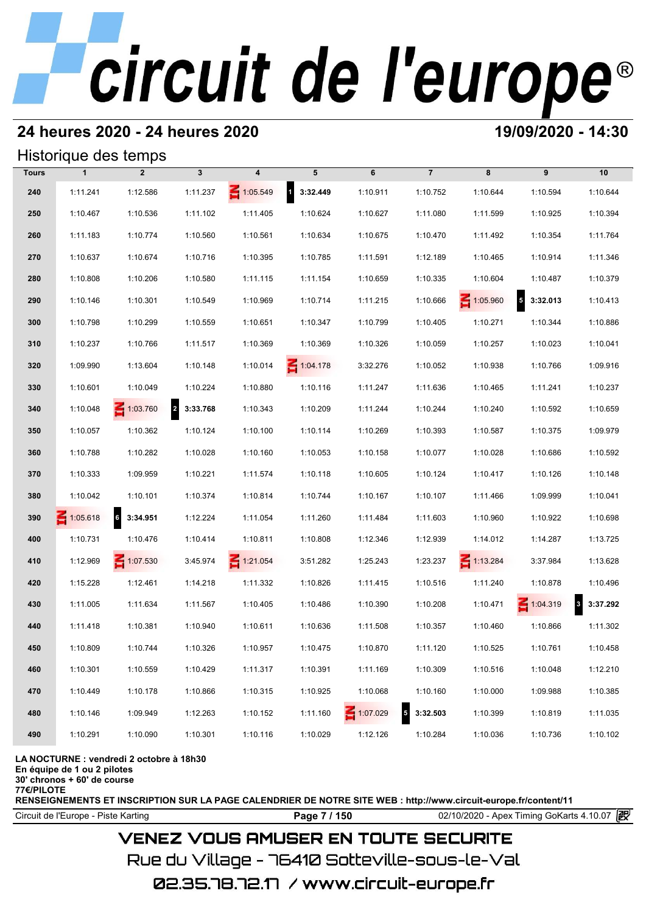# circuit de l'europe®

## 24 heures 2020 - 24 heures 2020

**19/09/2020 - 14:30**

### Historique des temps

| Tours | 1 | 2 | 3 | 4 | 5 | 6 | 7 | 8 | 9 | 10 |
|---|---|---|---|---|---|---|---|---|---|---|
| 240 | 1:11.241 | 1:12.586 | 1:11.237 | IN 1:05.549 | 1 **3:32.449** | 1:10.911 | 1:10.752 | 1:10.644 | 1:10.594 | 1:10.644 |
| 250 | 1:10.467 | 1:10.536 | 1:11.102 | 1:11.405 | 1:10.624 | 1:10.627 | 1:11.080 | 1:11.599 | 1:10.925 | 1:10.394 |
| 260 | 1:11.183 | 1:10.774 | 1:10.560 | 1:10.561 | 1:10.634 | 1:10.675 | 1:10.470 | 1:11.492 | 1:10.354 | 1:11.764 |
| 270 | 1:10.637 | 1:10.674 | 1:10.716 | 1:10.395 | 1:10.785 | 1:11.591 | 1:12.189 | 1:10.465 | 1:10.914 | 1:11.346 |
| 280 | 1:10.808 | 1:10.206 | 1:10.580 | 1:11.115 | 1:11.154 | 1:10.659 | 1:10.335 | 1:10.604 | 1:10.487 | 1:10.379 |
| 290 | 1:10.146 | 1:10.301 | 1:10.549 | 1:10.969 | 1:10.714 | 1:11.215 | 1:10.666 | IN 1:05.960 | 5 **3:32.013** | 1:10.413 |
| 300 | 1:10.798 | 1:10.299 | 1:10.559 | 1:10.651 | 1:10.347 | 1:10.799 | 1:10.405 | 1:10.271 | 1:10.344 | 1:10.886 |
| 310 | 1:10.237 | 1:10.766 | 1:11.517 | 1:10.369 | 1:10.369 | 1:10.326 | 1:10.059 | 1:10.257 | 1:10.023 | 1:10.041 |
| 320 | 1:09.990 | 1:13.604 | 1:10.148 | 1:10.014 | IN 1:04.178 | 3:32.276 | 1:10.052 | 1:10.938 | 1:10.766 | 1:09.916 |
| 330 | 1:10.601 | 1:10.049 | 1:10.224 | 1:10.880 | 1:10.116 | 1:11.247 | 1:11.636 | 1:10.465 | 1:11.241 | 1:10.237 |
| 340 | 1:10.048 | IN 1:03.760 | 2 **3:33.768** | 1:10.343 | 1:10.209 | 1:11.244 | 1:10.244 | 1:10.240 | 1:10.592 | 1:10.659 |
| 350 | 1:10.057 | 1:10.362 | 1:10.124 | 1:10.100 | 1:10.114 | 1:10.269 | 1:10.393 | 1:10.587 | 1:10.375 | 1:09.979 |
| 360 | 1:10.788 | 1:10.282 | 1:10.028 | 1:10.160 | 1:10.053 | 1:10.158 | 1:10.077 | 1:10.028 | 1:10.686 | 1:10.592 |
| 370 | 1:10.333 | 1:09.959 | 1:10.221 | 1:11.574 | 1:10.118 | 1:10.605 | 1:10.124 | 1:10.417 | 1:10.126 | 1:10.148 |
| 380 | 1:10.042 | 1:10.101 | 1:10.374 | 1:10.814 | 1:10.744 | 1:10.167 | 1:10.107 | 1:11.466 | 1:09.999 | 1:10.041 |
| 390 | IN 1:05.618 | 6 **3:34.951** | 1:12.224 | 1:11.054 | 1:11.260 | 1:11.484 | 1:11.603 | 1:10.960 | 1:10.922 | 1:10.698 |
| 400 | 1:10.731 | 1:10.476 | 1:10.414 | 1:10.811 | 1:10.808 | 1:12.346 | 1:12.939 | 1:14.012 | 1:14.287 | 1:13.725 |
| 410 | 1:12.969 | IN 1:07.530 | 3:45.974 | IN 1:21.054 | 3:51.282 | 1:25.243 | 1:23.237 | IN 1:13.284 | 3:37.984 | 1:13.628 |
| 420 | 1:15.228 | 1:12.461 | 1:14.218 | 1:11.332 | 1:10.826 | 1:11.415 | 1:10.516 | 1:11.240 | 1:10.878 | 1:10.496 |
| 430 | 1:11.005 | 1:11.634 | 1:11.567 | 1:10.405 | 1:10.486 | 1:10.390 | 1:10.208 | 1:10.471 | IN 1:04.319 | 3 **3:37.292** |
| 440 | 1:11.418 | 1:10.381 | 1:10.940 | 1:10.611 | 1:10.636 | 1:11.508 | 1:10.357 | 1:10.460 | 1:10.866 | 1:11.302 |
| 450 | 1:10.809 | 1:10.744 | 1:10.326 | 1:10.957 | 1:10.475 | 1:10.870 | 1:11.120 | 1:10.525 | 1:10.761 | 1:10.458 |
| 460 | 1:10.301 | 1:10.559 | 1:10.429 | 1:11.317 | 1:10.391 | 1:11.169 | 1:10.309 | 1:10.516 | 1:10.048 | 1:12.210 |
| 470 | 1:10.449 | 1:10.178 | 1:10.866 | 1:10.315 | 1:10.925 | 1:10.068 | 1:10.160 | 1:10.000 | 1:09.988 | 1:10.385 |
| 480 | 1:10.146 | 1:09.949 | 1:12.263 | 1:10.152 | 1:11.160 | IN 1:07.029 | 5 **3:32.503** | 1:10.399 | 1:10.819 | 1:11.035 |
| 490 | 1:10.291 | 1:10.090 | 1:10.301 | 1:10.116 | 1:10.029 | 1:12.126 | 1:10.284 | 1:10.036 | 1:10.736 | 1:10.102 |

**LA NOCTURNE : vendredi 2 octobre à 18h30**
**En équipe de 1 ou 2 pilotes**
**30' chronos + 60' de course**
**77€/PILOTE**
**RENSEIGNEMENTS ET INSCRIPTION SUR LA PAGE CALENDRIER DE NOTRE SITE WEB : http://www.circuit-europe.fr/content/11**

Circuit de l'Europe - Piste Karting | 02/10/2020 - Apex Timing GoKarts 4.10.07

VENEZ VOUS AMUSER EN TOUTE SECURITE
Rue du Village - 76410 Sotteville-sous-le-Val
02.35.78.72.17 / www.circuit-europe.fr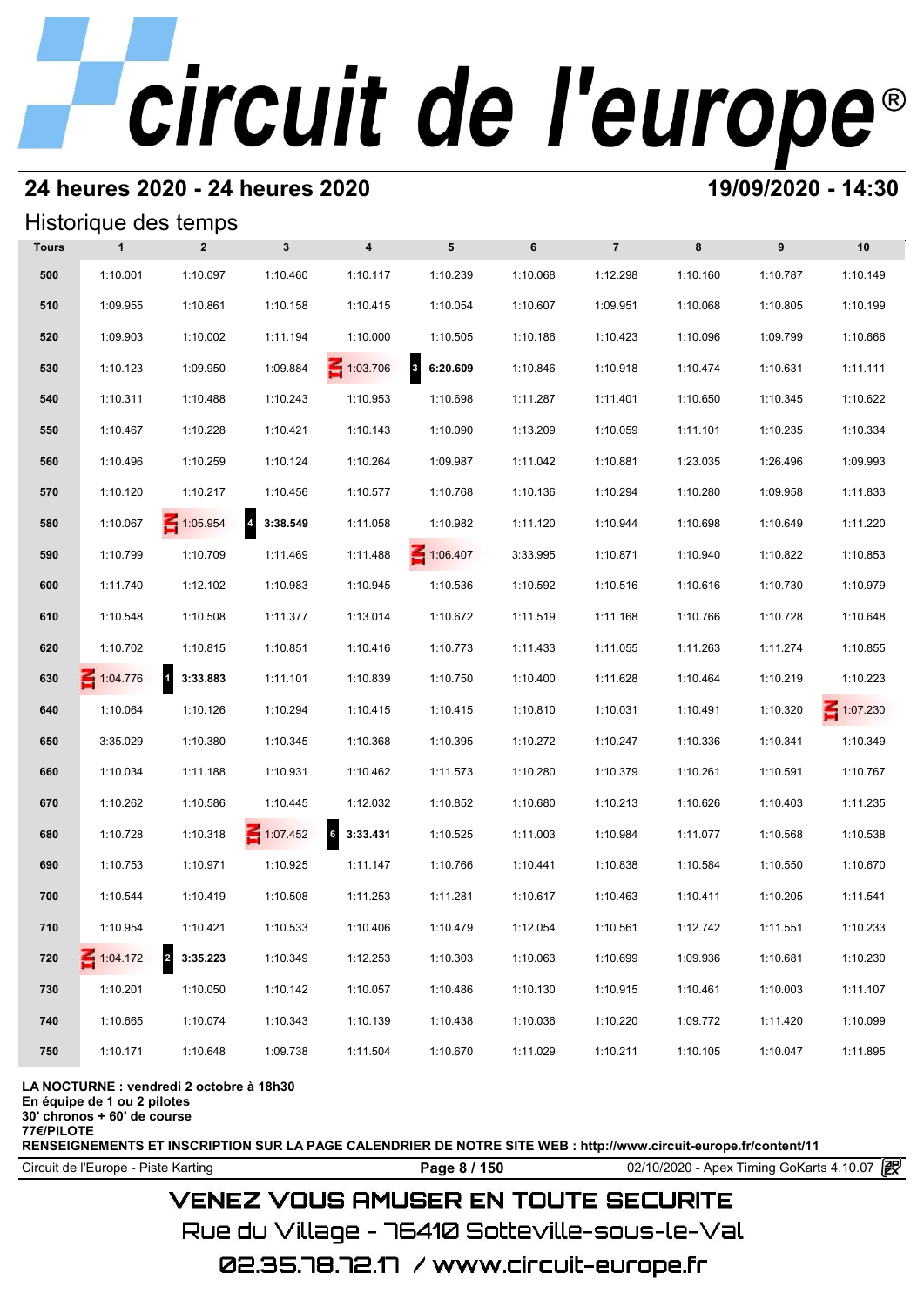# circuit de l'europe®

## 24 heures 2020 - 24 heures 2020

**19/09/2020 - 14:30**

### Historique des temps

| Tours | 1 | 2 | 3 | 4 | 5 | 6 | 7 | 8 | 9 | 10 |
|---|---|---|---|---|---|---|---|---|---|---|
| 500 | 1:10.001 | 1:10.097 | 1:10.460 | 1:10.117 | 1:10.239 | 1:10.068 | 1:12.298 | 1:10.160 | 1:10.787 | 1:10.149 |
| 510 | 1:09.955 | 1:10.861 | 1:10.158 | 1:10.415 | 1:10.054 | 1:10.607 | 1:09.951 | 1:10.068 | 1:10.805 | 1:10.199 |
| 520 | 1:09.903 | 1:10.002 | 1:11.194 | 1:10.000 | 1:10.505 | 1:10.186 | 1:10.423 | 1:10.096 | 1:09.799 | 1:10.666 |
| 530 | 1:10.123 | 1:09.950 | 1:09.884 | IN 1:03.706 | 3 **6:20.609** | 1:10.846 | 1:10.918 | 1:10.474 | 1:10.631 | 1:11.111 |
| 540 | 1:10.311 | 1:10.488 | 1:10.243 | 1:10.953 | 1:10.698 | 1:11.287 | 1:11.401 | 1:10.650 | 1:10.345 | 1:10.622 |
| 550 | 1:10.467 | 1:10.228 | 1:10.421 | 1:10.143 | 1:10.090 | 1:13.209 | 1:10.059 | 1:11.101 | 1:10.235 | 1:10.334 |
| 560 | 1:10.496 | 1:10.259 | 1:10.124 | 1:10.264 | 1:09.987 | 1:11.042 | 1:10.881 | 1:23.035 | 1:26.496 | 1:09.993 |
| 570 | 1:10.120 | 1:10.217 | 1:10.456 | 1:10.577 | 1:10.768 | 1:10.136 | 1:10.294 | 1:10.280 | 1:09.958 | 1:11.833 |
| 580 | 1:10.067 | IN 1:05.954 | 4 **3:38.549** | 1:11.058 | 1:10.982 | 1:11.120 | 1:10.944 | 1:10.698 | 1:10.649 | 1:11.220 |
| 590 | 1:10.799 | 1:10.709 | 1:11.469 | 1:11.488 | IN 1:06.407 | 3:33.995 | 1:10.871 | 1:10.940 | 1:10.822 | 1:10.853 |
| 600 | 1:11.740 | 1:12.102 | 1:10.983 | 1:10.945 | 1:10.536 | 1:10.592 | 1:10.516 | 1:10.616 | 1:10.730 | 1:10.979 |
| 610 | 1:10.548 | 1:10.508 | 1:11.377 | 1:13.014 | 1:10.672 | 1:11.519 | 1:11.168 | 1:10.766 | 1:10.728 | 1:10.648 |
| 620 | 1:10.702 | 1:10.815 | 1:10.851 | 1:10.416 | 1:10.773 | 1:11.433 | 1:11.055 | 1:11.263 | 1:11.274 | 1:10.855 |
| 630 | IN 1:04.776 | 1 **3:33.883** | 1:11.101 | 1:10.839 | 1:10.750 | 1:10.400 | 1:11.628 | 1:10.464 | 1:10.219 | 1:10.223 |
| 640 | 1:10.064 | 1:10.126 | 1:10.294 | 1:10.415 | 1:10.415 | 1:10.810 | 1:10.031 | 1:10.491 | 1:10.320 | IN 1:07.230 |
| 650 | 3:35.029 | 1:10.380 | 1:10.345 | 1:10.368 | 1:10.395 | 1:10.272 | 1:10.247 | 1:10.336 | 1:10.341 | 1:10.349 |
| 660 | 1:10.034 | 1:11.188 | 1:10.931 | 1:10.462 | 1:11.573 | 1:10.280 | 1:10.379 | 1:10.261 | 1:10.591 | 1:10.767 |
| 670 | 1:10.262 | 1:10.586 | 1:10.445 | 1:12.032 | 1:10.852 | 1:10.680 | 1:10.213 | 1:10.626 | 1:10.403 | 1:11.235 |
| 680 | 1:10.728 | 1:10.318 | IN 1:07.452 | 6 **3:33.431** | 1:10.525 | 1:11.003 | 1:10.984 | 1:11.077 | 1:10.568 | 1:10.538 |
| 690 | 1:10.753 | 1:10.971 | 1:10.925 | 1:11.147 | 1:10.766 | 1:10.441 | 1:10.838 | 1:10.584 | 1:10.550 | 1:10.670 |
| 700 | 1:10.544 | 1:10.419 | 1:10.508 | 1:11.253 | 1:11.281 | 1:10.617 | 1:10.463 | 1:10.411 | 1:10.205 | 1:11.541 |
| 710 | 1:10.954 | 1:10.421 | 1:10.533 | 1:10.406 | 1:10.479 | 1:12.054 | 1:10.561 | 1:12.742 | 1:11.551 | 1:10.233 |
| 720 | IN 1:04.172 | 2 **3:35.223** | 1:10.349 | 1:12.253 | 1:10.303 | 1:10.063 | 1:10.699 | 1:09.936 | 1:10.681 | 1:10.230 |
| 730 | 1:10.201 | 1:10.050 | 1:10.142 | 1:10.057 | 1:10.486 | 1:10.130 | 1:10.915 | 1:10.461 | 1:10.003 | 1:11.107 |
| 740 | 1:10.665 | 1:10.074 | 1:10.343 | 1:10.139 | 1:10.438 | 1:10.036 | 1:10.220 | 1:09.772 | 1:11.420 | 1:10.099 |
| 750 | 1:10.171 | 1:10.648 | 1:09.738 | 1:11.504 | 1:10.670 | 1:11.029 | 1:10.211 | 1:10.105 | 1:10.047 | 1:11.895 |

**LA NOCTURNE : vendredi 2 octobre à 18h30**
**En équipe de 1 ou 2 pilotes**
**30' chronos + 60' de course**
**77€/PILOTE**
**RENSEIGNEMENTS ET INSCRIPTION SUR LA PAGE CALENDRIER DE NOTRE SITE WEB : http://www.circuit-europe.fr/content/11**

Circuit de l'Europe - Piste Karting | 02/10/2020 - Apex Timing GoKarts 4.10.07

VENEZ VOUS AMUSER EN TOUTE SECURITE
Rue du Village - 76410 Sotteville-sous-le-Val
02.35.78.72.17 / www.circuit-europe.fr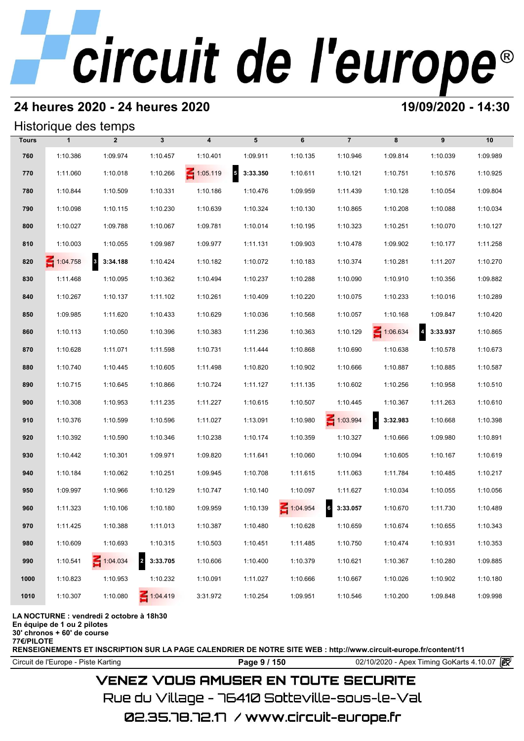# 24 heures 2020 - 24 heures 2020

**19/09/2020 - 14:30**

## Historique des temps

| Tours | 1 | 2 | 3 | 4 | 5 | 6 | 7 | 8 | 9 | 10 |
|---|---|---|---|---|---|---|---|---|---|---|
| 760 | 1:10.386 | 1:09.974 | 1:10.457 | 1:10.401 | 1:09.911 | 1:10.135 | 1:10.946 | 1:09.814 | 1:10.039 | 1:09.989 |
| 770 | 1:11.060 | 1:10.018 | 1:10.266 | IN 1:05.119 | 5 3:33.350 | 1:10.611 | 1:10.121 | 1:10.751 | 1:10.576 | 1:10.925 |
| 780 | 1:10.844 | 1:10.509 | 1:10.331 | 1:10.186 | 1:10.476 | 1:09.959 | 1:11.439 | 1:10.128 | 1:10.054 | 1:09.804 |
| 790 | 1:10.098 | 1:10.115 | 1:10.230 | 1:10.639 | 1:10.324 | 1:10.130 | 1:10.865 | 1:10.208 | 1:10.088 | 1:10.034 |
| 800 | 1:10.027 | 1:09.788 | 1:10.067 | 1:09.781 | 1:10.014 | 1:10.195 | 1:10.323 | 1:10.251 | 1:10.070 | 1:10.127 |
| 810 | 1:10.003 | 1:10.055 | 1:09.987 | 1:09.977 | 1:11.131 | 1:09.903 | 1:10.478 | 1:09.902 | 1:10.177 | 1:11.258 |
| 820 | IN 1:04.758 | 3 3:34.188 | 1:10.424 | 1:10.182 | 1:10.072 | 1:10.183 | 1:10.374 | 1:10.281 | 1:11.207 | 1:10.270 |
| 830 | 1:11.468 | 1:10.095 | 1:10.362 | 1:10.494 | 1:10.237 | 1:10.288 | 1:10.090 | 1:10.910 | 1:10.356 | 1:09.882 |
| 840 | 1:10.267 | 1:10.137 | 1:11.102 | 1:10.261 | 1:10.409 | 1:10.220 | 1:10.075 | 1:10.233 | 1:10.016 | 1:10.289 |
| 850 | 1:09.985 | 1:11.620 | 1:10.433 | 1:10.629 | 1:10.036 | 1:10.568 | 1:10.057 | 1:10.168 | 1:09.847 | 1:10.420 |
| 860 | 1:10.113 | 1:10.050 | 1:10.396 | 1:10.383 | 1:11.236 | 1:10.363 | 1:10.129 | IN 1:06.634 | 4 3:33.937 | 1:10.865 |
| 870 | 1:10.628 | 1:11.071 | 1:11.598 | 1:10.731 | 1:11.444 | 1:10.868 | 1:10.690 | 1:10.638 | 1:10.578 | 1:10.673 |
| 880 | 1:10.740 | 1:10.445 | 1:10.605 | 1:11.498 | 1:10.820 | 1:10.902 | 1:10.666 | 1:10.887 | 1:10.885 | 1:10.587 |
| 890 | 1:10.715 | 1:10.645 | 1:10.866 | 1:10.724 | 1:11.127 | 1:11.135 | 1:10.602 | 1:10.256 | 1:10.958 | 1:10.510 |
| 900 | 1:10.308 | 1:10.953 | 1:11.235 | 1:11.227 | 1:10.615 | 1:10.507 | 1:10.445 | 1:10.367 | 1:11.263 | 1:10.610 |
| 910 | 1:10.376 | 1:10.599 | 1:10.596 | 1:11.027 | 1:13.091 | 1:10.980 | IN 1:03.994 | 1 3:32.983 | 1:10.668 | 1:10.398 |
| 920 | 1:10.392 | 1:10.590 | 1:10.346 | 1:10.238 | 1:10.174 | 1:10.359 | 1:10.327 | 1:10.666 | 1:09.980 | 1:10.891 |
| 930 | 1:10.442 | 1:10.301 | 1:09.971 | 1:09.820 | 1:11.641 | 1:10.060 | 1:10.094 | 1:10.605 | 1:10.167 | 1:10.619 |
| 940 | 1:10.184 | 1:10.062 | 1:10.251 | 1:09.945 | 1:10.708 | 1:11.615 | 1:11.063 | 1:11.784 | 1:10.485 | 1:10.217 |
| 950 | 1:09.997 | 1:10.966 | 1:10.129 | 1:10.747 | 1:10.140 | 1:10.097 | 1:11.627 | 1:10.034 | 1:10.055 | 1:10.056 |
| 960 | 1:11.323 | 1:10.106 | 1:10.180 | 1:09.959 | 1:10.139 | IN 1:04.954 | 6 3:33.057 | 1:10.670 | 1:11.730 | 1:10.489 |
| 970 | 1:11.425 | 1:10.388 | 1:11.013 | 1:10.387 | 1:10.480 | 1:10.628 | 1:10.659 | 1:10.674 | 1:10.655 | 1:10.343 |
| 980 | 1:10.609 | 1:10.693 | 1:10.315 | 1:10.503 | 1:10.451 | 1:11.485 | 1:10.750 | 1:10.474 | 1:10.931 | 1:10.353 |
| 990 | 1:10.541 | IN 1:04.034 | 2 3:33.705 | 1:10.606 | 1:10.400 | 1:10.379 | 1:10.621 | 1:10.367 | 1:10.280 | 1:09.885 |
| 1000 | 1:10.823 | 1:10.953 | 1:10.232 | 1:10.091 | 1:11.027 | 1:10.666 | 1:10.667 | 1:10.026 | 1:10.902 | 1:10.180 |
| 1010 | 1:10.307 | 1:10.080 | IN 1:04.419 | 3:31.972 | 1:10.254 | 1:09.951 | 1:10.546 | 1:10.200 | 1:09.848 | 1:09.998 |

**LA NOCTURNE : vendredi 2 octobre à 18h30**
**En équipe de 1 ou 2 pilotes**
**30' chronos + 60' de course**
**77€/PILOTE**
**RENSEIGNEMENTS ET INSCRIPTION SUR LA PAGE CALENDRIER DE NOTRE SITE WEB : http://www.circuit-europe.fr/content/11**

Circuit de l'Europe - Piste Karting | 02/10/2020 - Apex Timing GoKarts 4.10.07

VENEZ VOUS AMUSER EN TOUTE SECURITE
Rue du Village - 76410 Sotteville-sous-le-Val
02.35.78.72.17 / www.circuit-europe.fr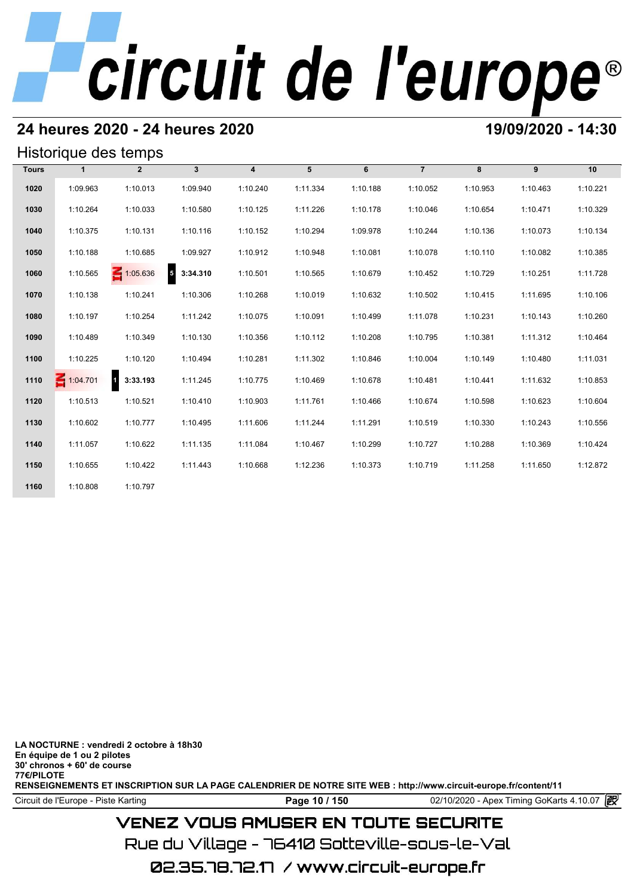# circuit de l'europe®

## 24 heures 2020 - 24 heures 2020

**19/09/2020 - 14:30**

### Historique des temps

| Tours | 1 | 2 | 3 | 4 | 5 | 6 | 7 | 8 | 9 | 10 |
|---|---|---|---|---|---|---|---|---|---|---|
| 1020 | 1:09.963 | 1:10.013 | 1:09.940 | 1:10.240 | 1:11.334 | 1:10.188 | 1:10.052 | 1:10.953 | 1:10.463 | 1:10.221 |
| 1030 | 1:10.264 | 1:10.033 | 1:10.580 | 1:10.125 | 1:11.226 | 1:10.178 | 1:10.046 | 1:10.654 | 1:10.471 | 1:10.329 |
| 1040 | 1:10.375 | 1:10.131 | 1:10.116 | 1:10.152 | 1:10.294 | 1:09.978 | 1:10.244 | 1:10.136 | 1:10.073 | 1:10.134 |
| 1050 | 1:10.188 | 1:10.685 | 1:09.927 | 1:10.912 | 1:10.948 | 1:10.081 | 1:10.078 | 1:10.110 | 1:10.082 | 1:10.385 |
| 1060 | 1:10.565 | IN 1:05.636 | 5 **3:34.310** | 1:10.501 | 1:10.565 | 1:10.679 | 1:10.452 | 1:10.729 | 1:10.251 | 1:11.728 |
| 1070 | 1:10.138 | 1:10.241 | 1:10.306 | 1:10.268 | 1:10.019 | 1:10.632 | 1:10.502 | 1:10.415 | 1:11.695 | 1:10.106 |
| 1080 | 1:10.197 | 1:10.254 | 1:11.242 | 1:10.075 | 1:10.091 | 1:10.499 | 1:11.078 | 1:10.231 | 1:10.143 | 1:10.260 |
| 1090 | 1:10.489 | 1:10.349 | 1:10.130 | 1:10.356 | 1:10.112 | 1:10.208 | 1:10.795 | 1:10.381 | 1:11.312 | 1:10.464 |
| 1100 | 1:10.225 | 1:10.120 | 1:10.494 | 1:10.281 | 1:11.302 | 1:10.846 | 1:10.004 | 1:10.149 | 1:10.480 | 1:11.031 |
| 1110 | IN 1:04.701 | 1 **3:33.193** | 1:11.245 | 1:10.775 | 1:10.469 | 1:10.678 | 1:10.481 | 1:10.441 | 1:11.632 | 1:10.853 |
| 1120 | 1:10.513 | 1:10.521 | 1:10.410 | 1:10.903 | 1:11.761 | 1:10.466 | 1:10.674 | 1:10.598 | 1:10.623 | 1:10.604 |
| 1130 | 1:10.602 | 1:10.777 | 1:10.495 | 1:11.606 | 1:11.244 | 1:11.291 | 1:10.519 | 1:10.330 | 1:10.243 | 1:10.556 |
| 1140 | 1:11.057 | 1:10.622 | 1:11.135 | 1:11.084 | 1:10.467 | 1:10.299 | 1:10.727 | 1:10.288 | 1:10.369 | 1:10.424 |
| 1150 | 1:10.655 | 1:10.422 | 1:11.443 | 1:10.668 | 1:12.236 | 1:10.373 | 1:10.719 | 1:11.258 | 1:11.650 | 1:12.872 |
| 1160 | 1:10.808 | 1:10.797 | | | | | | | | |

**LA NOCTURNE : vendredi 2 octobre à 18h30**
**En équipe de 1 ou 2 pilotes**
**30' chronos + 60' de course**
**77€/PILOTE**
**RENSEIGNEMENTS ET INSCRIPTION SUR LA PAGE CALENDRIER DE NOTRE SITE WEB : http://www.circuit-europe.fr/content/11**

Circuit de l'Europe - Piste Karting | 02/10/2020 - Apex Timing GoKarts 4.10.07

VENEZ VOUS AMUSER EN TOUTE SECURITE
Rue du Village - 76410 Sotteville-sous-le-Val
02.35.78.72.17 / www.circuit-europe.fr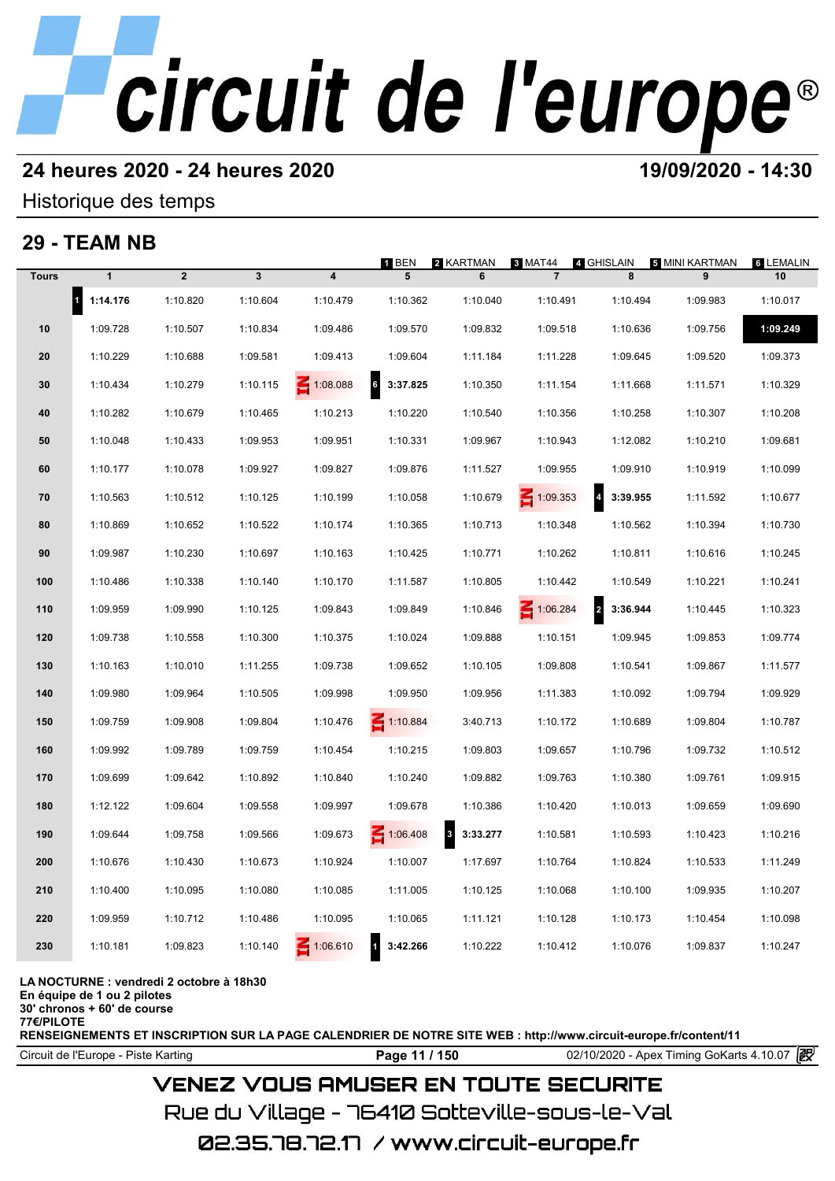# circuit de l'europe®

## 24 heures 2020 - 24 heures 2020

**19/09/2020 - 14:30**

Historique des temps

## 29 - TEAM NB

1 BEN · 2 KARTMAN · 3 MAT44 · 4 GHISLAIN · 5 MINI KARTMAN · 6 LEMALIN

| Tours | 1 | 2 | 3 | 4 | 5 | 6 | 7 | 8 | 9 | 10 |
|---|---|---|---|---|---|---|---|---|---|---|
| | 1 **1:14.176** | 1:10.820 | 1:10.604 | 1:10.479 | 1:10.362 | 1:10.040 | 1:10.491 | 1:10.494 | 1:09.983 | 1:10.017 |
| 10 | 1:09.728 | 1:10.507 | 1:10.834 | 1:09.486 | 1:09.570 | 1:09.832 | 1:09.518 | 1:10.636 | 1:09.756 | **1:09.249** |
| 20 | 1:10.229 | 1:10.688 | 1:09.581 | 1:09.413 | 1:09.604 | 1:11.184 | 1:11.228 | 1:09.645 | 1:09.520 | 1:09.373 |
| 30 | 1:10.434 | 1:10.279 | 1:10.115 | IN 1:08.088 | 6 **3:37.825** | 1:10.350 | 1:11.154 | 1:11.668 | 1:11.571 | 1:10.329 |
| 40 | 1:10.282 | 1:10.679 | 1:10.465 | 1:10.213 | 1:10.220 | 1:10.540 | 1:10.356 | 1:10.258 | 1:10.307 | 1:10.208 |
| 50 | 1:10.048 | 1:10.433 | 1:09.953 | 1:09.951 | 1:10.331 | 1:09.967 | 1:10.943 | 1:12.082 | 1:10.210 | 1:09.681 |
| 60 | 1:10.177 | 1:10.078 | 1:09.927 | 1:09.827 | 1:09.876 | 1:11.527 | 1:09.955 | 1:09.910 | 1:10.919 | 1:10.099 |
| 70 | 1:10.563 | 1:10.512 | 1:10.125 | 1:10.199 | 1:10.058 | 1:10.679 | IN 1:09.353 | 4 **3:39.955** | 1:11.592 | 1:10.677 |
| 80 | 1:10.869 | 1:10.652 | 1:10.522 | 1:10.174 | 1:10.365 | 1:10.713 | 1:10.348 | 1:10.562 | 1:10.394 | 1:10.730 |
| 90 | 1:09.987 | 1:10.230 | 1:10.697 | 1:10.163 | 1:10.425 | 1:10.771 | 1:10.262 | 1:10.811 | 1:10.616 | 1:10.245 |
| 100 | 1:10.486 | 1:10.338 | 1:10.140 | 1:10.170 | 1:11.587 | 1:10.805 | 1:10.442 | 1:10.549 | 1:10.221 | 1:10.241 |
| 110 | 1:09.959 | 1:09.990 | 1:10.125 | 1:09.843 | 1:09.849 | 1:10.846 | IN 1:06.284 | 2 **3:36.944** | 1:10.445 | 1:10.323 |
| 120 | 1:09.738 | 1:10.558 | 1:10.300 | 1:10.375 | 1:10.024 | 1:09.888 | 1:10.151 | 1:09.945 | 1:09.853 | 1:09.774 |
| 130 | 1:10.163 | 1:10.010 | 1:11.255 | 1:09.738 | 1:09.652 | 1:10.105 | 1:09.808 | 1:10.541 | 1:09.867 | 1:11.577 |
| 140 | 1:09.980 | 1:09.964 | 1:10.505 | 1:09.998 | 1:09.950 | 1:09.956 | 1:11.383 | 1:10.092 | 1:09.794 | 1:09.929 |
| 150 | 1:09.759 | 1:09.908 | 1:09.804 | 1:10.476 | IN 1:10.884 | 3:40.713 | 1:10.172 | 1:10.689 | 1:09.804 | 1:10.787 |
| 160 | 1:09.992 | 1:09.789 | 1:09.759 | 1:10.454 | 1:10.215 | 1:09.803 | 1:09.657 | 1:10.796 | 1:09.732 | 1:10.512 |
| 170 | 1:09.699 | 1:09.642 | 1:10.892 | 1:10.840 | 1:10.240 | 1:09.882 | 1:09.763 | 1:10.380 | 1:09.761 | 1:09.915 |
| 180 | 1:12.122 | 1:09.604 | 1:09.558 | 1:09.997 | 1:09.678 | 1:10.386 | 1:10.420 | 1:10.013 | 1:09.659 | 1:09.690 |
| 190 | 1:09.644 | 1:09.758 | 1:09.566 | 1:09.673 | IN 1:06.408 | 3 **3:33.277** | 1:10.581 | 1:10.593 | 1:10.423 | 1:10.216 |
| 200 | 1:10.676 | 1:10.430 | 1:10.673 | 1:10.924 | 1:10.007 | 1:17.697 | 1:10.764 | 1:10.824 | 1:10.533 | 1:11.249 |
| 210 | 1:10.400 | 1:10.095 | 1:10.080 | 1:10.085 | 1:11.005 | 1:10.125 | 1:10.068 | 1:10.100 | 1:09.935 | 1:10.207 |
| 220 | 1:09.959 | 1:10.712 | 1:10.486 | 1:10.095 | 1:10.065 | 1:11.121 | 1:10.128 | 1:10.173 | 1:10.454 | 1:10.098 |
| 230 | 1:10.181 | 1:09.823 | 1:10.140 | IN 1:06.610 | 1 **3:42.266** | 1:10.222 | 1:10.412 | 1:10.076 | 1:09.837 | 1:10.247 |

**LA NOCTURNE : vendredi 2 octobre à 18h30**
**En équipe de 1 ou 2 pilotes**
**30' chronos + 60' de course**
**77€/PILOTE**
**RENSEIGNEMENTS ET INSCRIPTION SUR LA PAGE CALENDRIER DE NOTRE SITE WEB : http://www.circuit-europe.fr/content/11**

Circuit de l'Europe - Piste Karting · 02/10/2020 - Apex Timing GoKarts 4.10.07

VENEZ VOUS AMUSER EN TOUTE SECURITE
Rue du Village - 76410 Sotteville-sous-le-Val
02.35.78.72.17 / www.circuit-europe.fr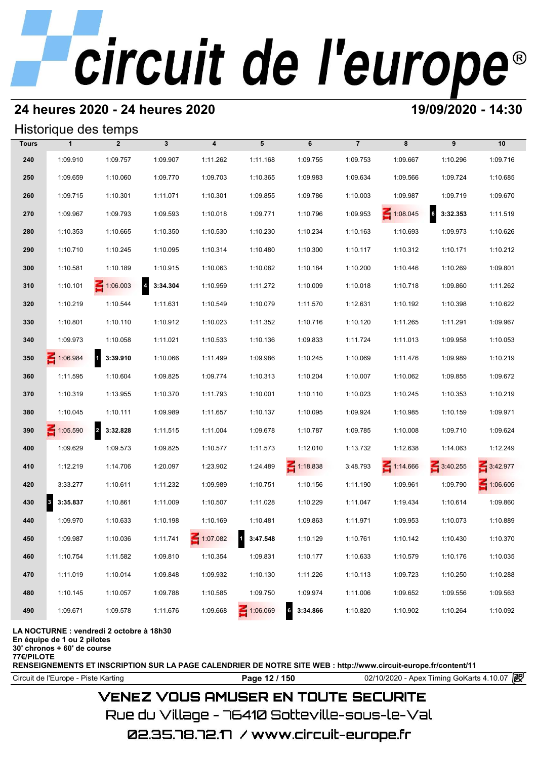# circuit de l'europe®

## 24 heures 2020 - 24 heures 2020

**19/09/2020 - 14:30**

### Historique des temps

| Tours | 1 | 2 | 3 | 4 | 5 | 6 | 7 | 8 | 9 | 10 |
|---|---|---|---|---|---|---|---|---|---|---|
| 240 | 1:09.910 | 1:09.757 | 1:09.907 | 1:11.262 | 1:11.168 | 1:09.755 | 1:09.753 | 1:09.667 | 1:10.296 | 1:09.716 |
| 250 | 1:09.659 | 1:10.060 | 1:09.770 | 1:09.703 | 1:10.365 | 1:09.983 | 1:09.634 | 1:09.566 | 1:09.724 | 1:10.685 |
| 260 | 1:09.715 | 1:10.301 | 1:11.071 | 1:10.301 | 1:09.855 | 1:09.786 | 1:10.003 | 1:09.987 | 1:09.719 | 1:09.670 |
| 270 | 1:09.967 | 1:09.793 | 1:09.593 | 1:10.018 | 1:09.771 | 1:10.796 | 1:09.953 | IN 1:08.045 | 6 **3:32.353** | 1:11.519 |
| 280 | 1:10.353 | 1:10.665 | 1:10.350 | 1:10.530 | 1:10.230 | 1:10.234 | 1:10.163 | 1:10.693 | 1:09.973 | 1:10.626 |
| 290 | 1:10.710 | 1:10.245 | 1:10.095 | 1:10.314 | 1:10.480 | 1:10.300 | 1:10.117 | 1:10.312 | 1:10.171 | 1:10.212 |
| 300 | 1:10.581 | 1:10.189 | 1:10.915 | 1:10.063 | 1:10.082 | 1:10.184 | 1:10.200 | 1:10.446 | 1:10.269 | 1:09.801 |
| 310 | 1:10.101 | IN 1:06.003 | 4 **3:34.304** | 1:10.959 | 1:11.272 | 1:10.009 | 1:10.018 | 1:10.718 | 1:09.860 | 1:11.262 |
| 320 | 1:10.219 | 1:10.544 | 1:11.631 | 1:10.549 | 1:10.079 | 1:11.570 | 1:12.631 | 1:10.192 | 1:10.398 | 1:10.622 |
| 330 | 1:10.801 | 1:10.110 | 1:10.912 | 1:10.023 | 1:11.352 | 1:10.716 | 1:10.120 | 1:11.265 | 1:11.291 | 1:09.967 |
| 340 | 1:09.973 | 1:10.058 | 1:11.021 | 1:10.533 | 1:10.136 | 1:09.833 | 1:11.724 | 1:11.013 | 1:09.958 | 1:10.053 |
| 350 | IN 1:06.984 | 1 **3:39.910** | 1:10.066 | 1:11.499 | 1:09.986 | 1:10.245 | 1:10.069 | 1:11.476 | 1:09.989 | 1:10.219 |
| 360 | 1:11.595 | 1:10.604 | 1:09.825 | 1:09.774 | 1:10.313 | 1:10.204 | 1:10.007 | 1:10.062 | 1:09.855 | 1:09.672 |
| 370 | 1:10.319 | 1:13.955 | 1:10.370 | 1:11.793 | 1:10.001 | 1:10.110 | 1:10.023 | 1:10.245 | 1:10.353 | 1:10.219 |
| 380 | 1:10.045 | 1:10.111 | 1:09.989 | 1:11.657 | 1:10.137 | 1:10.095 | 1:09.924 | 1:10.985 | 1:10.159 | 1:09.971 |
| 390 | IN 1:05.590 | 2 **3:32.828** | 1:11.515 | 1:11.004 | 1:09.678 | 1:10.787 | 1:09.785 | 1:10.008 | 1:09.710 | 1:09.624 |
| 400 | 1:09.629 | 1:09.573 | 1:09.825 | 1:10.577 | 1:11.573 | 1:12.010 | 1:13.732 | 1:12.638 | 1:14.063 | 1:12.249 |
| 410 | 1:12.219 | 1:14.706 | 1:20.097 | 1:23.902 | 1:24.489 | IN 1:18.838 | 3:48.793 | IN 1:14.666 | IN 3:40.255 | IN 3:42.977 |
| 420 | 3:33.277 | 1:10.611 | 1:11.232 | 1:09.989 | 1:10.751 | 1:10.156 | 1:11.190 | 1:09.961 | 1:09.790 | IN 1:06.605 |
| 430 | 3 **3:35.837** | 1:10.861 | 1:11.009 | 1:10.507 | 1:11.028 | 1:10.229 | 1:11.047 | 1:19.434 | 1:10.614 | 1:09.860 |
| 440 | 1:09.970 | 1:10.633 | 1:10.198 | 1:10.169 | 1:10.481 | 1:09.863 | 1:11.971 | 1:09.953 | 1:10.073 | 1:10.889 |
| 450 | 1:09.987 | 1:10.036 | 1:11.741 | IN 1:07.082 | 1 **3:47.548** | 1:10.129 | 1:10.761 | 1:10.142 | 1:10.430 | 1:10.370 |
| 460 | 1:10.754 | 1:11.582 | 1:09.810 | 1:10.354 | 1:09.831 | 1:10.177 | 1:10.633 | 1:10.579 | 1:10.176 | 1:10.035 |
| 470 | 1:11.019 | 1:10.014 | 1:09.848 | 1:09.932 | 1:10.130 | 1:11.226 | 1:10.113 | 1:09.723 | 1:10.250 | 1:10.288 |
| 480 | 1:10.145 | 1:10.057 | 1:09.788 | 1:10.585 | 1:09.750 | 1:09.974 | 1:11.006 | 1:09.652 | 1:09.556 | 1:09.563 |
| 490 | 1:09.671 | 1:09.578 | 1:11.676 | 1:09.668 | IN 1:06.069 | 6 **3:34.866** | 1:10.820 | 1:10.902 | 1:10.264 | 1:10.092 |

**LA NOCTURNE : vendredi 2 octobre à 18h30**
**En équipe de 1 ou 2 pilotes**
**30' chronos + 60' de course**
**77€/PILOTE**
**RENSEIGNEMENTS ET INSCRIPTION SUR LA PAGE CALENDRIER DE NOTRE SITE WEB : http://www.circuit-europe.fr/content/11**

Circuit de l'Europe - Piste Karting | 02/10/2020 - Apex Timing GoKarts 4.10.07

VENEZ VOUS AMUSER EN TOUTE SECURITE
Rue du Village - 76410 Sotteville-sous-le-Val
02.35.78.72.17 / www.circuit-europe.fr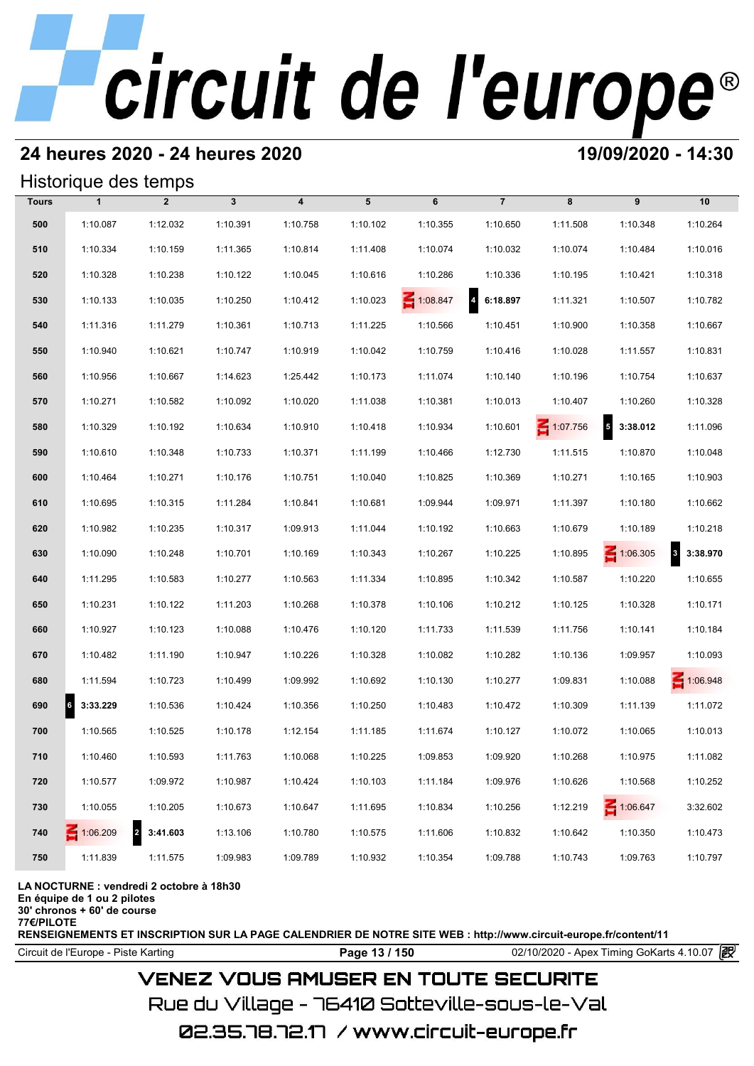# circuit de l'europe®

## 24 heures 2020 - 24 heures 2020

**19/09/2020 - 14:30**

## Historique des temps

| Tours | 1 | 2 | 3 | 4 | 5 | 6 | 7 | 8 | 9 | 10 |
|---|---|---|---|---|---|---|---|---|---|---|
| 500 | 1:10.087 | 1:12.032 | 1:10.391 | 1:10.758 | 1:10.102 | 1:10.355 | 1:10.650 | 1:11.508 | 1:10.348 | 1:10.264 |
| 510 | 1:10.334 | 1:10.159 | 1:11.365 | 1:10.814 | 1:11.408 | 1:10.074 | 1:10.032 | 1:10.074 | 1:10.484 | 1:10.016 |
| 520 | 1:10.328 | 1:10.238 | 1:10.122 | 1:10.045 | 1:10.616 | 1:10.286 | 1:10.336 | 1:10.195 | 1:10.421 | 1:10.318 |
| 530 | 1:10.133 | 1:10.035 | 1:10.250 | 1:10.412 | 1:10.023 | IN 1:08.847 | 4 **6:18.897** | 1:11.321 | 1:10.507 | 1:10.782 |
| 540 | 1:11.316 | 1:11.279 | 1:10.361 | 1:10.713 | 1:11.225 | 1:10.566 | 1:10.451 | 1:10.900 | 1:10.358 | 1:10.667 |
| 550 | 1:10.940 | 1:10.621 | 1:10.747 | 1:10.919 | 1:10.042 | 1:10.759 | 1:10.416 | 1:10.028 | 1:11.557 | 1:10.831 |
| 560 | 1:10.956 | 1:10.667 | 1:14.623 | 1:25.442 | 1:10.173 | 1:11.074 | 1:10.140 | 1:10.196 | 1:10.754 | 1:10.637 |
| 570 | 1:10.271 | 1:10.582 | 1:10.092 | 1:10.020 | 1:11.038 | 1:10.381 | 1:10.013 | 1:10.407 | 1:10.260 | 1:10.328 |
| 580 | 1:10.329 | 1:10.192 | 1:10.634 | 1:10.910 | 1:10.418 | 1:10.934 | 1:10.601 | IN 1:07.756 | 5 **3:38.012** | 1:11.096 |
| 590 | 1:10.610 | 1:10.348 | 1:10.733 | 1:10.371 | 1:11.199 | 1:10.466 | 1:12.730 | 1:11.515 | 1:10.870 | 1:10.048 |
| 600 | 1:10.464 | 1:10.271 | 1:10.176 | 1:10.751 | 1:10.040 | 1:10.825 | 1:10.369 | 1:10.271 | 1:10.165 | 1:10.903 |
| 610 | 1:10.695 | 1:10.315 | 1:11.284 | 1:10.841 | 1:10.681 | 1:09.944 | 1:09.971 | 1:11.397 | 1:10.180 | 1:10.662 |
| 620 | 1:10.982 | 1:10.235 | 1:10.317 | 1:09.913 | 1:11.044 | 1:10.192 | 1:10.663 | 1:10.679 | 1:10.189 | 1:10.218 |
| 630 | 1:10.090 | 1:10.248 | 1:10.701 | 1:10.169 | 1:10.343 | 1:10.267 | 1:10.225 | 1:10.895 | IN 1:06.305 | 3 **3:38.970** |
| 640 | 1:11.295 | 1:10.583 | 1:10.277 | 1:10.563 | 1:11.334 | 1:10.895 | 1:10.342 | 1:10.587 | 1:10.220 | 1:10.655 |
| 650 | 1:10.231 | 1:10.122 | 1:11.203 | 1:10.268 | 1:10.378 | 1:10.106 | 1:10.212 | 1:10.125 | 1:10.328 | 1:10.171 |
| 660 | 1:10.927 | 1:10.123 | 1:10.088 | 1:10.476 | 1:10.120 | 1:11.733 | 1:11.539 | 1:11.756 | 1:10.141 | 1:10.184 |
| 670 | 1:10.482 | 1:11.190 | 1:10.947 | 1:10.226 | 1:10.328 | 1:10.082 | 1:10.282 | 1:10.136 | 1:09.957 | 1:10.093 |
| 680 | 1:11.594 | 1:10.723 | 1:10.499 | 1:09.992 | 1:10.692 | 1:10.130 | 1:10.277 | 1:09.831 | 1:10.088 | IN 1:06.948 |
| 690 | 6 **3:33.229** | 1:10.536 | 1:10.424 | 1:10.356 | 1:10.250 | 1:10.483 | 1:10.472 | 1:10.309 | 1:11.139 | 1:11.072 |
| 700 | 1:10.565 | 1:10.525 | 1:10.178 | 1:12.154 | 1:11.185 | 1:11.674 | 1:10.127 | 1:10.072 | 1:10.065 | 1:10.013 |
| 710 | 1:10.460 | 1:10.593 | 1:11.763 | 1:10.068 | 1:10.225 | 1:09.853 | 1:09.920 | 1:10.268 | 1:10.975 | 1:11.082 |
| 720 | 1:10.577 | 1:09.972 | 1:10.987 | 1:10.424 | 1:10.103 | 1:11.184 | 1:09.976 | 1:10.626 | 1:10.568 | 1:10.252 |
| 730 | 1:10.055 | 1:10.205 | 1:10.673 | 1:10.647 | 1:11.695 | 1:10.834 | 1:10.256 | 1:12.219 | IN 1:06.647 | 3:32.602 |
| 740 | IN 1:06.209 | 2 **3:41.603** | 1:13.106 | 1:10.780 | 1:10.575 | 1:11.606 | 1:10.832 | 1:10.642 | 1:10.350 | 1:10.473 |
| 750 | 1:11.839 | 1:11.575 | 1:09.983 | 1:09.789 | 1:10.932 | 1:10.354 | 1:09.788 | 1:10.743 | 1:09.763 | 1:10.797 |

**LA NOCTURNE : vendredi 2 octobre à 18h30**
**En équipe de 1 ou 2 pilotes**
**30' chronos + 60' de course**
**77€/PILOTE**
**RENSEIGNEMENTS ET INSCRIPTION SUR LA PAGE CALENDRIER DE NOTRE SITE WEB : http://www.circuit-europe.fr/content/11**

Circuit de l'Europe - Piste Karting — 02/10/2020 - Apex Timing GoKarts 4.10.07

VENEZ VOUS AMUSER EN TOUTE SECURITE
Rue du Village - 76410 Sotteville-sous-le-Val
02.35.78.72.17 / www.circuit-europe.fr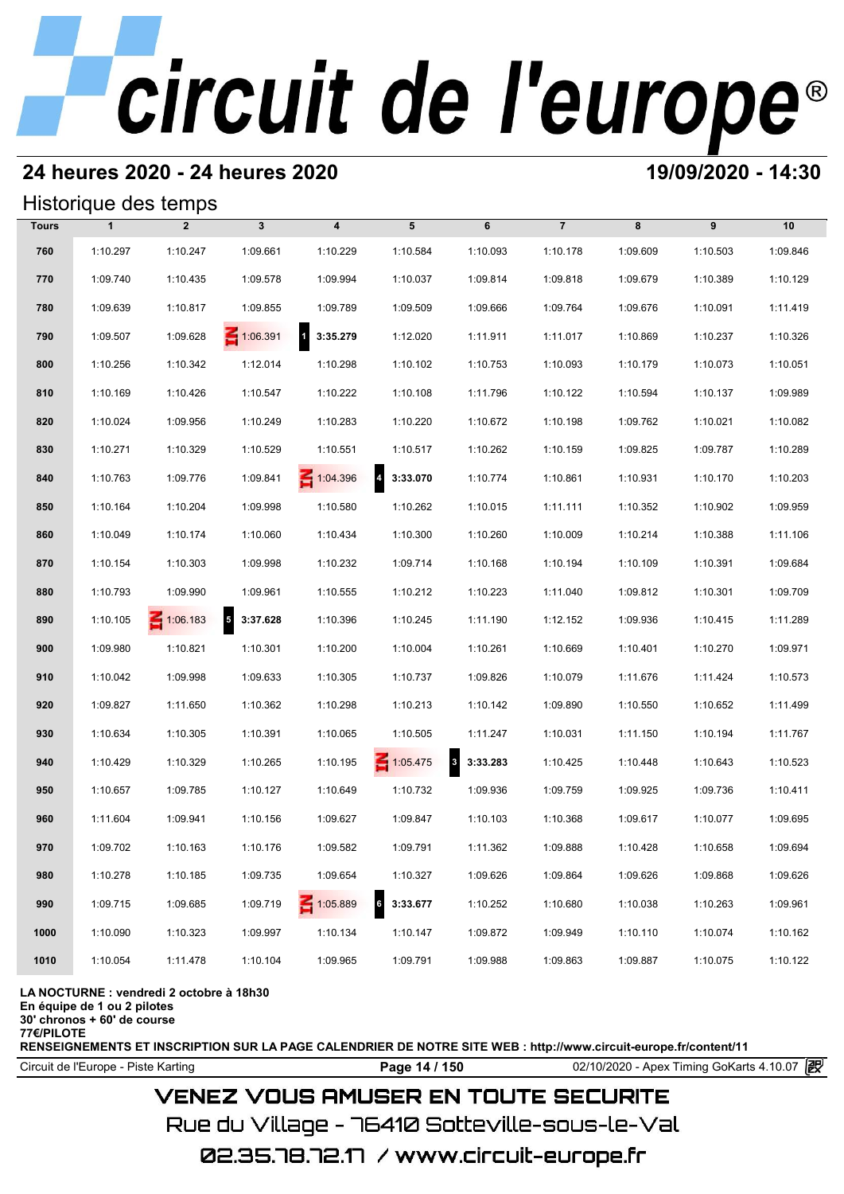# circuit de l'europe®

## 24 heures 2020 - 24 heures 2020

**19/09/2020 - 14:30**

### Historique des temps

| Tours | 1 | 2 | 3 | 4 | 5 | 6 | 7 | 8 | 9 | 10 |
|---|---|---|---|---|---|---|---|---|---|---|
| 760 | 1:10.297 | 1:10.247 | 1:09.661 | 1:10.229 | 1:10.584 | 1:10.093 | 1:10.178 | 1:09.609 | 1:10.503 | 1:09.846 |
| 770 | 1:09.740 | 1:10.435 | 1:09.578 | 1:09.994 | 1:10.037 | 1:09.814 | 1:09.818 | 1:09.679 | 1:10.389 | 1:10.129 |
| 780 | 1:09.639 | 1:10.817 | 1:09.855 | 1:09.789 | 1:09.509 | 1:09.666 | 1:09.764 | 1:09.676 | 1:10.091 | 1:11.419 |
| 790 | 1:09.507 | 1:09.628 | IN 1:06.391 | 1 **3:35.279** | 1:12.020 | 1:11.911 | 1:11.017 | 1:10.869 | 1:10.237 | 1:10.326 |
| 800 | 1:10.256 | 1:10.342 | 1:12.014 | 1:10.298 | 1:10.102 | 1:10.753 | 1:10.093 | 1:10.179 | 1:10.073 | 1:10.051 |
| 810 | 1:10.169 | 1:10.426 | 1:10.547 | 1:10.222 | 1:10.108 | 1:11.796 | 1:10.122 | 1:10.594 | 1:10.137 | 1:09.989 |
| 820 | 1:10.024 | 1:09.956 | 1:10.249 | 1:10.283 | 1:10.220 | 1:10.672 | 1:10.198 | 1:09.762 | 1:10.021 | 1:10.082 |
| 830 | 1:10.271 | 1:10.329 | 1:10.529 | 1:10.551 | 1:10.517 | 1:10.262 | 1:10.159 | 1:09.825 | 1:09.787 | 1:10.289 |
| 840 | 1:10.763 | 1:09.776 | 1:09.841 | IN 1:04.396 | 4 **3:33.070** | 1:10.774 | 1:10.861 | 1:10.931 | 1:10.170 | 1:10.203 |
| 850 | 1:10.164 | 1:10.204 | 1:09.998 | 1:10.580 | 1:10.262 | 1:10.015 | 1:11.111 | 1:10.352 | 1:10.902 | 1:09.959 |
| 860 | 1:10.049 | 1:10.174 | 1:10.060 | 1:10.434 | 1:10.300 | 1:10.260 | 1:10.009 | 1:10.214 | 1:10.388 | 1:11.106 |
| 870 | 1:10.154 | 1:10.303 | 1:09.998 | 1:10.232 | 1:09.714 | 1:10.168 | 1:10.194 | 1:10.109 | 1:10.391 | 1:09.684 |
| 880 | 1:10.793 | 1:09.990 | 1:09.961 | 1:10.555 | 1:10.212 | 1:10.223 | 1:11.040 | 1:09.812 | 1:10.301 | 1:09.709 |
| 890 | 1:10.105 | IN 1:06.183 | 5 **3:37.628** | 1:10.396 | 1:10.245 | 1:11.190 | 1:12.152 | 1:09.936 | 1:10.415 | 1:11.289 |
| 900 | 1:09.980 | 1:10.821 | 1:10.301 | 1:10.200 | 1:10.004 | 1:10.261 | 1:10.669 | 1:10.401 | 1:10.270 | 1:09.971 |
| 910 | 1:10.042 | 1:09.998 | 1:09.633 | 1:10.305 | 1:10.737 | 1:09.826 | 1:10.079 | 1:11.676 | 1:11.424 | 1:10.573 |
| 920 | 1:09.827 | 1:11.650 | 1:10.362 | 1:10.298 | 1:10.213 | 1:10.142 | 1:09.890 | 1:10.550 | 1:10.652 | 1:11.499 |
| 930 | 1:10.634 | 1:10.305 | 1:10.391 | 1:10.065 | 1:10.505 | 1:11.247 | 1:10.031 | 1:11.150 | 1:10.194 | 1:11.767 |
| 940 | 1:10.429 | 1:10.329 | 1:10.265 | 1:10.195 | IN 1:05.475 | 3 **3:33.283** | 1:10.425 | 1:10.448 | 1:10.643 | 1:10.523 |
| 950 | 1:10.657 | 1:09.785 | 1:10.127 | 1:10.649 | 1:10.732 | 1:09.936 | 1:09.759 | 1:09.925 | 1:09.736 | 1:10.411 |
| 960 | 1:11.604 | 1:09.941 | 1:10.156 | 1:09.627 | 1:09.847 | 1:10.103 | 1:10.368 | 1:09.617 | 1:10.077 | 1:09.695 |
| 970 | 1:09.702 | 1:10.163 | 1:10.176 | 1:09.582 | 1:09.791 | 1:11.362 | 1:09.888 | 1:10.428 | 1:10.658 | 1:09.694 |
| 980 | 1:10.278 | 1:10.185 | 1:09.735 | 1:09.654 | 1:10.327 | 1:09.626 | 1:09.864 | 1:09.626 | 1:09.868 | 1:09.626 |
| 990 | 1:09.715 | 1:09.685 | 1:09.719 | IN 1:05.889 | 6 **3:33.677** | 1:10.252 | 1:10.680 | 1:10.038 | 1:10.263 | 1:09.961 |
| 1000 | 1:10.090 | 1:10.323 | 1:09.997 | 1:10.134 | 1:10.147 | 1:09.872 | 1:09.949 | 1:10.110 | 1:10.074 | 1:10.162 |
| 1010 | 1:10.054 | 1:11.478 | 1:10.104 | 1:09.965 | 1:09.791 | 1:09.988 | 1:09.863 | 1:09.887 | 1:10.075 | 1:10.122 |

**LA NOCTURNE : vendredi 2 octobre à 18h30**
**En équipe de 1 ou 2 pilotes**
**30' chronos + 60' de course**
**77€/PILOTE**
**RENSEIGNEMENTS ET INSCRIPTION SUR LA PAGE CALENDRIER DE NOTRE SITE WEB : http://www.circuit-europe.fr/content/11**

Circuit de l'Europe - Piste Karting | 02/10/2020 - Apex Timing GoKarts 4.10.07

VENEZ VOUS AMUSER EN TOUTE SECURITE
Rue du Village - 76410 Sotteville-sous-le-Val
02.35.78.72.17 / www.circuit-europe.fr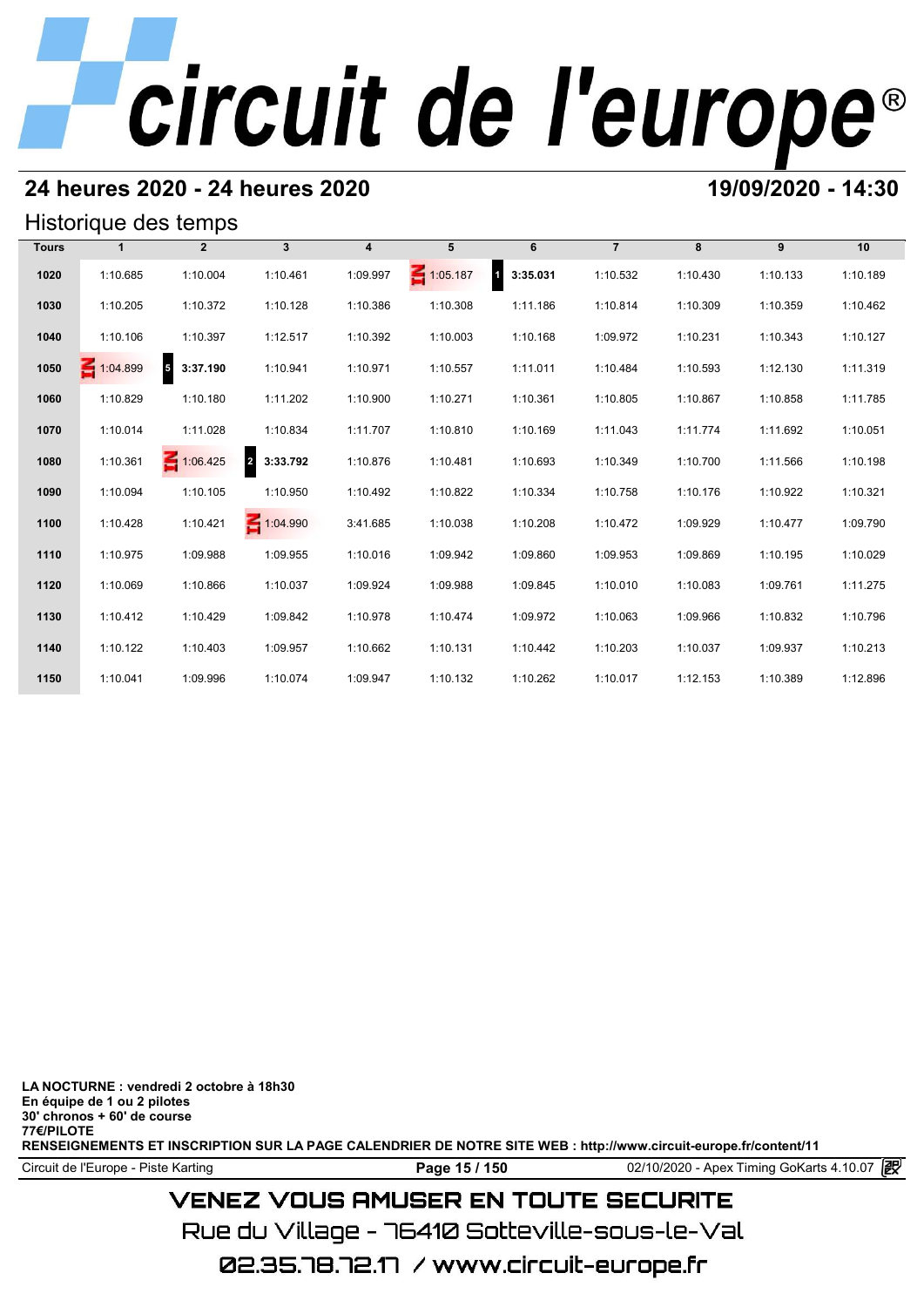## 24 heures 2020 - 24 heures 2020

**19/09/2020 - 14:30**

### Historique des temps

| Tours | 1 | 2 | 3 | 4 | 5 | 6 | 7 | 8 | 9 | 10 |
|---|---|---|---|---|---|---|---|---|---|---|
| 1020 | 1:10.685 | 1:10.004 | 1:10.461 | 1:09.997 | 1:05.187 | 1 **3:35.031** | 1:10.532 | 1:10.430 | 1:10.133 | 1:10.189 |
| 1030 | 1:10.205 | 1:10.372 | 1:10.128 | 1:10.386 | 1:10.308 | 1:11.186 | 1:10.814 | 1:10.309 | 1:10.359 | 1:10.462 |
| 1040 | 1:10.106 | 1:10.397 | 1:12.517 | 1:10.392 | 1:10.003 | 1:10.168 | 1:09.972 | 1:10.231 | 1:10.343 | 1:10.127 |
| 1050 | 1:04.899 | 5 **3:37.190** | 1:10.941 | 1:10.971 | 1:10.557 | 1:11.011 | 1:10.484 | 1:10.593 | 1:12.130 | 1:11.319 |
| 1060 | 1:10.829 | 1:10.180 | 1:11.202 | 1:10.900 | 1:10.271 | 1:10.361 | 1:10.805 | 1:10.867 | 1:10.858 | 1:11.785 |
| 1070 | 1:10.014 | 1:11.028 | 1:10.834 | 1:11.707 | 1:10.810 | 1:10.169 | 1:11.043 | 1:11.774 | 1:11.692 | 1:10.051 |
| 1080 | 1:10.361 | 1:06.425 | 2 **3:33.792** | 1:10.876 | 1:10.481 | 1:10.693 | 1:10.349 | 1:10.700 | 1:11.566 | 1:10.198 |
| 1090 | 1:10.094 | 1:10.105 | 1:10.950 | 1:10.492 | 1:10.822 | 1:10.334 | 1:10.758 | 1:10.176 | 1:10.922 | 1:10.321 |
| 1100 | 1:10.428 | 1:10.421 | 1:04.990 | 3:41.685 | 1:10.038 | 1:10.208 | 1:10.472 | 1:09.929 | 1:10.477 | 1:09.790 |
| 1110 | 1:10.975 | 1:09.988 | 1:09.955 | 1:10.016 | 1:09.942 | 1:09.860 | 1:09.953 | 1:09.869 | 1:10.195 | 1:10.029 |
| 1120 | 1:10.069 | 1:10.866 | 1:10.037 | 1:09.924 | 1:09.988 | 1:09.845 | 1:10.010 | 1:10.083 | 1:09.761 | 1:11.275 |
| 1130 | 1:10.412 | 1:10.429 | 1:09.842 | 1:10.978 | 1:10.474 | 1:09.972 | 1:10.063 | 1:09.966 | 1:10.832 | 1:10.796 |
| 1140 | 1:10.122 | 1:10.403 | 1:09.957 | 1:10.662 | 1:10.131 | 1:10.442 | 1:10.203 | 1:10.037 | 1:09.937 | 1:10.213 |
| 1150 | 1:10.041 | 1:09.996 | 1:10.074 | 1:09.947 | 1:10.132 | 1:10.262 | 1:10.017 | 1:12.153 | 1:10.389 | 1:12.896 |

**LA NOCTURNE : vendredi 2 octobre à 18h30**
**En équipe de 1 ou 2 pilotes**
**30' chronos + 60' de course**
**77€/PILOTE**
**RENSEIGNEMENTS ET INSCRIPTION SUR LA PAGE CALENDRIER DE NOTRE SITE WEB : http://www.circuit-europe.fr/content/11**

VENEZ VOUS AMUSER EN TOUTE SECURITE
Rue du Village - 76410 Sotteville-sous-le-Val
02.35.78.72.17 / www.circuit-europe.fr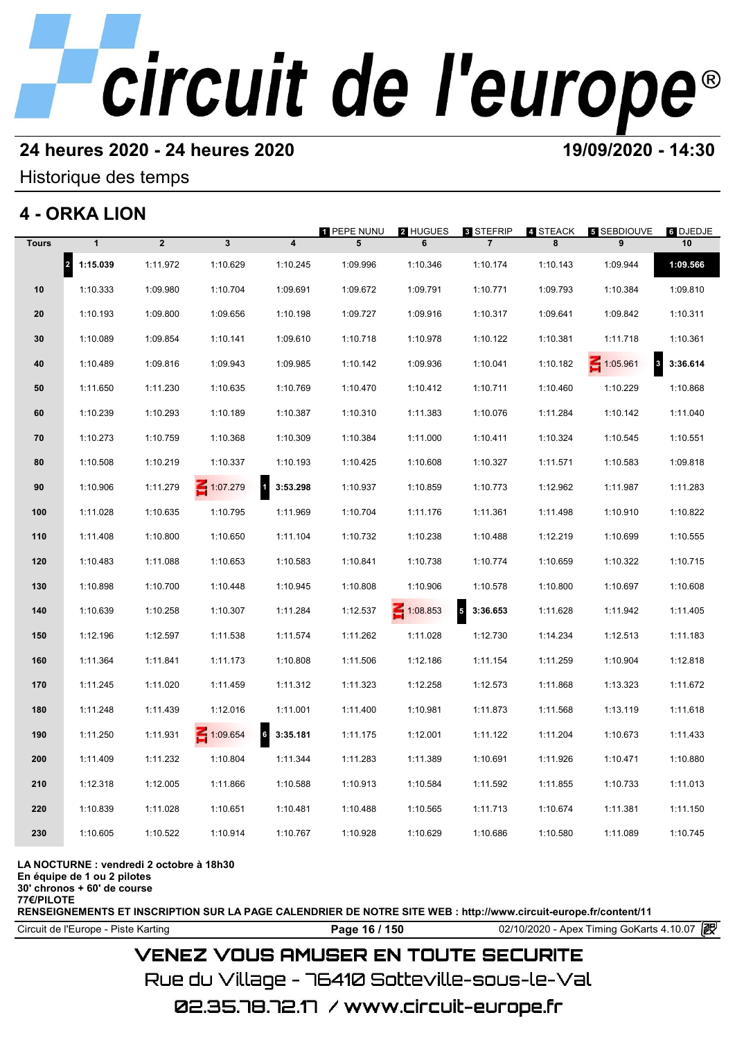# circuit de l'europe®

## 24 heures 2020 - 24 heures 2020

**19/09/2020 - 14:30**

Historique des temps

## 4 - ORKA LION

| Tours | 1 | 2 | 3 | 4 | 5 | 6 | 7 | 8 | 9 | 10 |
|---|---|---|---|---|---|---|---|---|---|---|
| | [2] **1:15.039** | 1:11.972 | 1:10.629 | 1:10.245 | 1:09.996 | 1:10.346 | 1:10.174 | 1:10.143 | 1:09.944 | **1:09.566** |
| 10 | 1:10.333 | 1:09.980 | 1:10.704 | 1:09.691 | 1:09.672 | 1:09.791 | 1:10.771 | 1:09.793 | 1:10.384 | 1:09.810 |
| 20 | 1:10.193 | 1:09.800 | 1:09.656 | 1:10.198 | 1:09.727 | 1:09.916 | 1:10.317 | 1:09.641 | 1:09.842 | 1:10.311 |
| 30 | 1:10.089 | 1:09.854 | 1:10.141 | 1:09.610 | 1:10.718 | 1:10.978 | 1:10.122 | 1:10.381 | 1:11.718 | 1:10.361 |
| 40 | 1:10.489 | 1:09.816 | 1:09.943 | 1:09.985 | 1:10.142 | 1:09.936 | 1:10.041 | 1:10.182 | IN 1:05.961 | [3] **3:36.614** |
| 50 | 1:11.650 | 1:11.230 | 1:10.635 | 1:10.769 | 1:10.470 | 1:10.412 | 1:10.711 | 1:10.460 | 1:10.229 | 1:10.868 |
| 60 | 1:10.239 | 1:10.293 | 1:10.189 | 1:10.387 | 1:10.310 | 1:11.383 | 1:10.076 | 1:11.284 | 1:10.142 | 1:11.040 |
| 70 | 1:10.273 | 1:10.759 | 1:10.368 | 1:10.309 | 1:10.384 | 1:11.000 | 1:10.411 | 1:10.324 | 1:10.545 | 1:10.551 |
| 80 | 1:10.508 | 1:10.219 | 1:10.337 | 1:10.193 | 1:10.425 | 1:10.608 | 1:10.327 | 1:11.571 | 1:10.583 | 1:09.818 |
| 90 | 1:10.906 | 1:11.279 | IN 1:07.279 | [1] **3:53.298** | 1:10.937 | 1:10.859 | 1:10.773 | 1:12.962 | 1:11.987 | 1:11.283 |
| 100 | 1:11.028 | 1:10.635 | 1:10.795 | 1:11.969 | 1:10.704 | 1:11.176 | 1:11.361 | 1:11.498 | 1:10.910 | 1:10.822 |
| 110 | 1:11.408 | 1:10.800 | 1:10.650 | 1:11.104 | 1:10.732 | 1:10.238 | 1:10.488 | 1:12.219 | 1:10.699 | 1:10.555 |
| 120 | 1:10.483 | 1:11.088 | 1:10.653 | 1:10.583 | 1:10.841 | 1:10.738 | 1:10.774 | 1:10.659 | 1:10.322 | 1:10.715 |
| 130 | 1:10.898 | 1:10.700 | 1:10.448 | 1:10.945 | 1:10.808 | 1:10.906 | 1:10.578 | 1:10.800 | 1:10.697 | 1:10.608 |
| 140 | 1:10.639 | 1:10.258 | 1:10.307 | 1:11.284 | 1:12.537 | IN 1:08.853 | [5] **3:36.653** | 1:11.628 | 1:11.942 | 1:11.405 |
| 150 | 1:12.196 | 1:12.597 | 1:11.538 | 1:11.574 | 1:11.262 | 1:11.028 | 1:12.730 | 1:14.234 | 1:12.513 | 1:11.183 |
| 160 | 1:11.364 | 1:11.841 | 1:11.173 | 1:10.808 | 1:11.506 | 1:12.186 | 1:11.154 | 1:11.259 | 1:10.904 | 1:12.818 |
| 170 | 1:11.245 | 1:11.020 | 1:11.459 | 1:11.312 | 1:11.323 | 1:12.258 | 1:12.573 | 1:11.868 | 1:13.323 | 1:11.672 |
| 180 | 1:11.248 | 1:11.439 | 1:12.016 | 1:11.001 | 1:11.400 | 1:10.981 | 1:11.873 | 1:11.568 | 1:13.119 | 1:11.618 |
| 190 | 1:11.250 | 1:11.931 | IN 1:09.654 | [6] **3:35.181** | 1:11.175 | 1:12.001 | 1:11.122 | 1:11.204 | 1:10.673 | 1:11.433 |
| 200 | 1:11.409 | 1:11.232 | 1:10.804 | 1:11.344 | 1:11.283 | 1:11.389 | 1:10.691 | 1:11.926 | 1:10.471 | 1:10.880 |
| 210 | 1:12.318 | 1:12.005 | 1:11.866 | 1:10.588 | 1:10.913 | 1:10.584 | 1:11.592 | 1:11.855 | 1:10.733 | 1:11.013 |
| 220 | 1:10.839 | 1:11.028 | 1:10.651 | 1:10.481 | 1:10.488 | 1:10.565 | 1:11.713 | 1:10.674 | 1:11.381 | 1:11.150 |
| 230 | 1:10.605 | 1:10.522 | 1:10.914 | 1:10.767 | 1:10.928 | 1:10.629 | 1:10.686 | 1:10.580 | 1:11.089 | 1:10.745 |

Pilotes : [1] PEPE NUNU, [2] HUGUES, [3] STEFRIP, [4] STEACK, [5] SEBDIOUVE, [6] DJEDJE

**LA NOCTURNE : vendredi 2 octobre à 18h30**
**En équipe de 1 ou 2 pilotes**
**30' chronos + 60' de course**
**77€/PILOTE**
**RENSEIGNEMENTS ET INSCRIPTION SUR LA PAGE CALENDRIER DE NOTRE SITE WEB : http://www.circuit-europe.fr/content/11**

Circuit de l'Europe - Piste Karting | 02/10/2020 - Apex Timing GoKarts 4.10.07

VENEZ VOUS AMUSER EN TOUTE SECURITE
Rue du Village - 76410 Sotteville-sous-le-Val
02.35.78.72.17 / www.circuit-europe.fr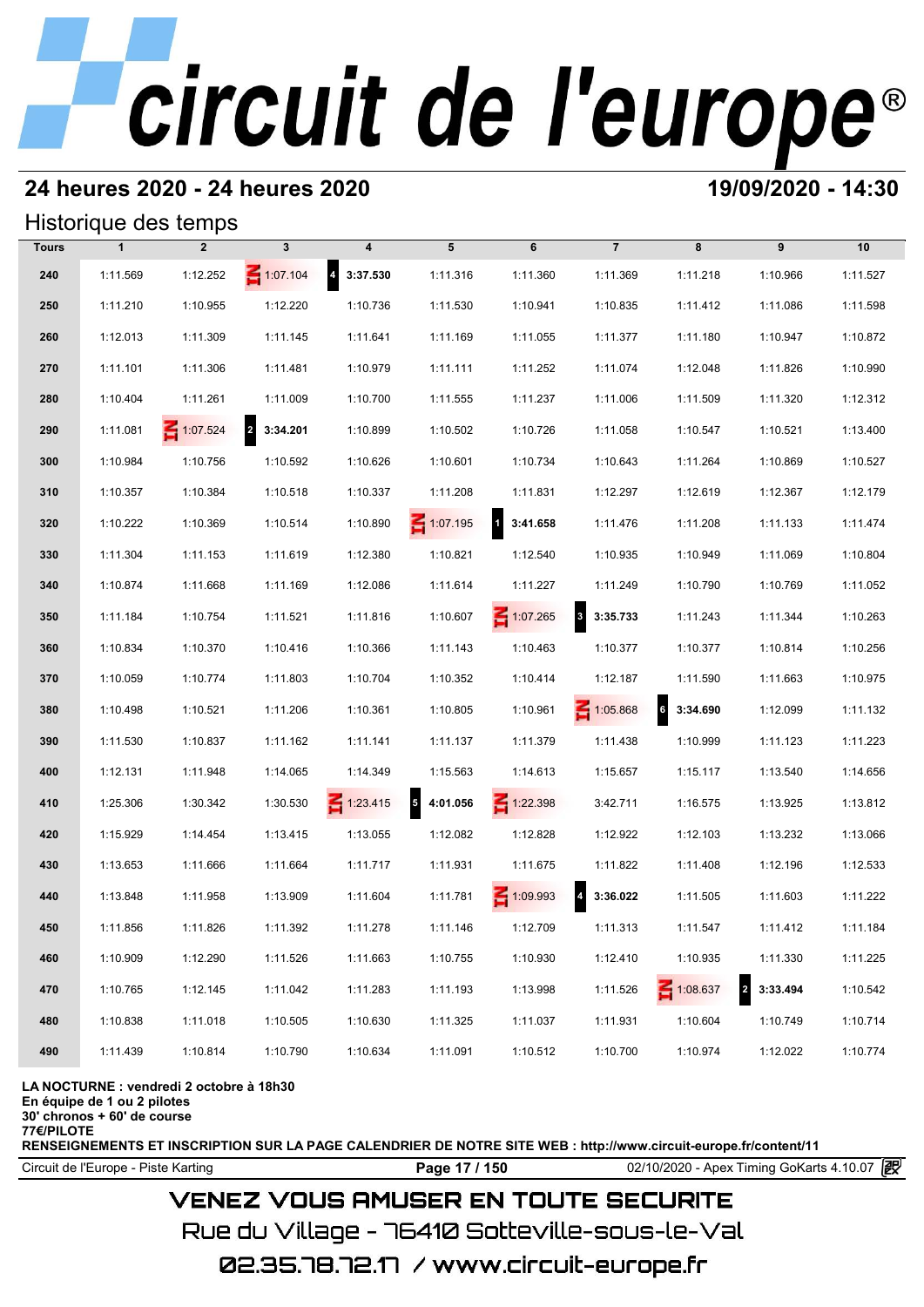# circuit de l'europe®

## 24 heures 2020 - 24 heures 2020

**19/09/2020 - 14:30**

### Historique des temps

| Tours | 1 | 2 | 3 | 4 | 5 | 6 | 7 | 8 | 9 | 10 |
|---|---|---|---|---|---|---|---|---|---|---|
| 240 | 1:11.569 | 1:12.252 | 1:07.104 | 4 **3:37.530** | 1:11.316 | 1:11.360 | 1:11.369 | 1:11.218 | 1:10.966 | 1:11.527 |
| 250 | 1:11.210 | 1:10.955 | 1:12.220 | 1:10.736 | 1:11.530 | 1:10.941 | 1:10.835 | 1:11.412 | 1:11.086 | 1:11.598 |
| 260 | 1:12.013 | 1:11.309 | 1:11.145 | 1:11.641 | 1:11.169 | 1:11.055 | 1:11.377 | 1:11.180 | 1:10.947 | 1:10.872 |
| 270 | 1:11.101 | 1:11.306 | 1:11.481 | 1:10.979 | 1:11.111 | 1:11.252 | 1:11.074 | 1:12.048 | 1:11.826 | 1:10.990 |
| 280 | 1:10.404 | 1:11.261 | 1:11.009 | 1:10.700 | 1:11.555 | 1:11.237 | 1:11.006 | 1:11.509 | 1:11.320 | 1:12.312 |
| 290 | 1:11.081 | 1:07.524 | 2 **3:34.201** | 1:10.899 | 1:10.502 | 1:10.726 | 1:11.058 | 1:10.547 | 1:10.521 | 1:13.400 |
| 300 | 1:10.984 | 1:10.756 | 1:10.592 | 1:10.626 | 1:10.601 | 1:10.734 | 1:10.643 | 1:11.264 | 1:10.869 | 1:10.527 |
| 310 | 1:10.357 | 1:10.384 | 1:10.518 | 1:10.337 | 1:11.208 | 1:11.831 | 1:12.297 | 1:12.619 | 1:12.367 | 1:12.179 |
| 320 | 1:10.222 | 1:10.369 | 1:10.514 | 1:10.890 | 1:07.195 | 1 **3:41.658** | 1:11.476 | 1:11.208 | 1:11.133 | 1:11.474 |
| 330 | 1:11.304 | 1:11.153 | 1:11.619 | 1:12.380 | 1:10.821 | 1:12.540 | 1:10.935 | 1:10.949 | 1:11.069 | 1:10.804 |
| 340 | 1:10.874 | 1:11.668 | 1:11.169 | 1:12.086 | 1:11.614 | 1:11.227 | 1:11.249 | 1:10.790 | 1:10.769 | 1:11.052 |
| 350 | 1:11.184 | 1:10.754 | 1:11.521 | 1:11.816 | 1:10.607 | 1:07.265 | 3 **3:35.733** | 1:11.243 | 1:11.344 | 1:10.263 |
| 360 | 1:10.834 | 1:10.370 | 1:10.416 | 1:10.366 | 1:11.143 | 1:10.463 | 1:10.377 | 1:10.377 | 1:10.814 | 1:10.256 |
| 370 | 1:10.059 | 1:10.774 | 1:11.803 | 1:10.704 | 1:10.352 | 1:10.414 | 1:12.187 | 1:11.590 | 1:11.663 | 1:10.975 |
| 380 | 1:10.498 | 1:10.521 | 1:11.206 | 1:10.361 | 1:10.805 | 1:10.961 | 1:05.868 | 6 **3:34.690** | 1:12.099 | 1:11.132 |
| 390 | 1:11.530 | 1:10.837 | 1:11.162 | 1:11.141 | 1:11.137 | 1:11.379 | 1:11.438 | 1:10.999 | 1:11.123 | 1:11.223 |
| 400 | 1:12.131 | 1:11.948 | 1:14.065 | 1:14.349 | 1:15.563 | 1:14.613 | 1:15.657 | 1:15.117 | 1:13.540 | 1:14.656 |
| 410 | 1:25.306 | 1:30.342 | 1:30.530 | 1:23.415 | 5 **4:01.056** | 1:22.398 | 3:42.711 | 1:16.575 | 1:13.925 | 1:13.812 |
| 420 | 1:15.929 | 1:14.454 | 1:13.415 | 1:13.055 | 1:12.082 | 1:12.828 | 1:12.922 | 1:12.103 | 1:13.232 | 1:13.066 |
| 430 | 1:13.653 | 1:11.666 | 1:11.664 | 1:11.717 | 1:11.931 | 1:11.675 | 1:11.822 | 1:11.408 | 1:12.196 | 1:12.533 |
| 440 | 1:13.848 | 1:11.958 | 1:13.909 | 1:11.604 | 1:11.781 | 1:09.993 | 4 **3:36.022** | 1:11.505 | 1:11.603 | 1:11.222 |
| 450 | 1:11.856 | 1:11.826 | 1:11.392 | 1:11.278 | 1:11.146 | 1:12.709 | 1:11.313 | 1:11.547 | 1:11.412 | 1:11.184 |
| 460 | 1:10.909 | 1:12.290 | 1:11.526 | 1:11.663 | 1:10.755 | 1:10.930 | 1:12.410 | 1:10.935 | 1:11.330 | 1:11.225 |
| 470 | 1:10.765 | 1:12.145 | 1:11.042 | 1:11.283 | 1:11.193 | 1:13.998 | 1:11.526 | 1:08.637 | 2 **3:33.494** | 1:10.542 |
| 480 | 1:10.838 | 1:11.018 | 1:10.505 | 1:10.630 | 1:11.325 | 1:11.037 | 1:11.931 | 1:10.604 | 1:10.749 | 1:10.714 |
| 490 | 1:11.439 | 1:10.814 | 1:10.790 | 1:10.634 | 1:11.091 | 1:10.512 | 1:10.700 | 1:10.974 | 1:12.022 | 1:10.774 |

**LA NOCTURNE : vendredi 2 octobre à 18h30**
**En équipe de 1 ou 2 pilotes**
**30' chronos + 60' de course**
**77€/PILOTE**
**RENSEIGNEMENTS ET INSCRIPTION SUR LA PAGE CALENDRIER DE NOTRE SITE WEB : http://www.circuit-europe.fr/content/11**

Circuit de l'Europe - Piste Karting | 02/10/2020 - Apex Timing GoKarts 4.10.07

VENEZ VOUS AMUSER EN TOUTE SECURITE

Rue du Village - 76410 Sotteville-sous-le-Val

02.35.78.72.17 / www.circuit-europe.fr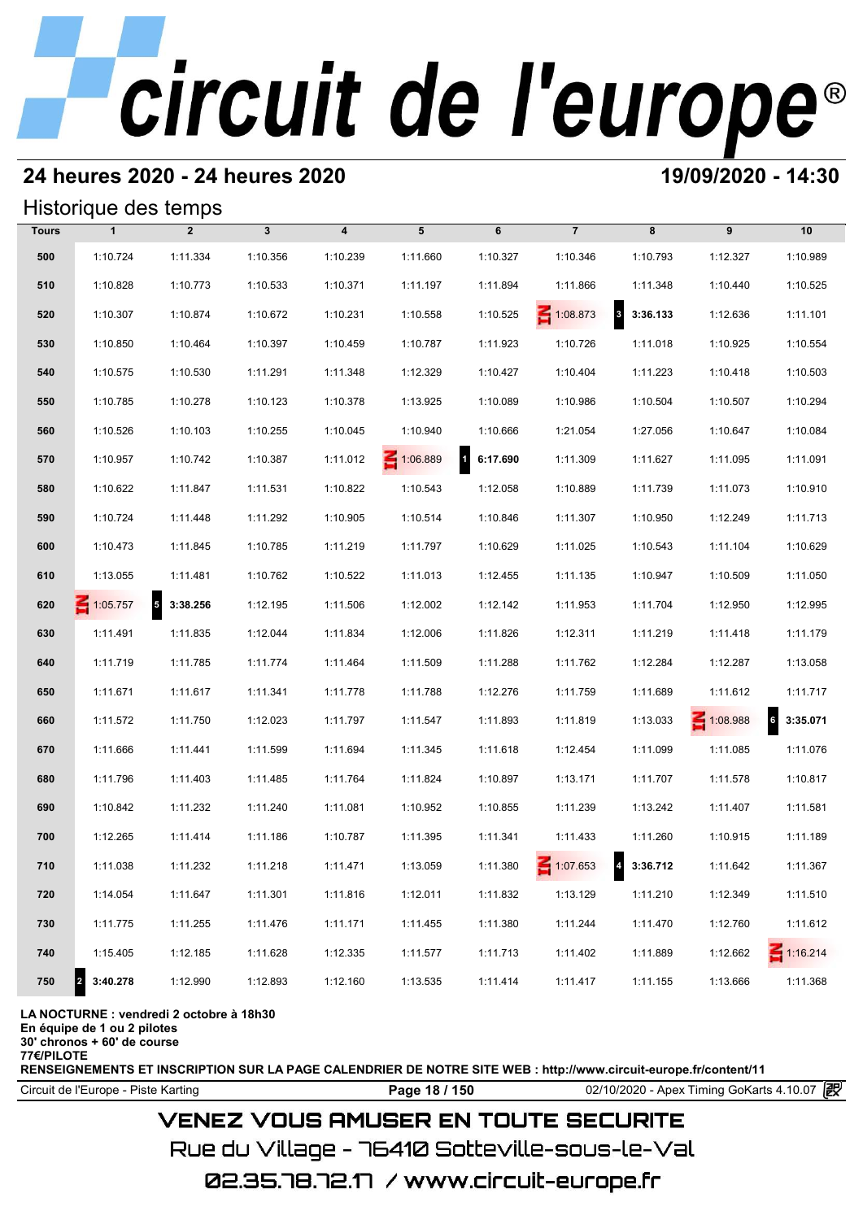# circuit de l'europe®

## 24 heures 2020 - 24 heures 2020

**19/09/2020 - 14:30**

### Historique des temps

| Tours | 1 | 2 | 3 | 4 | 5 | 6 | 7 | 8 | 9 | 10 |
|---|---|---|---|---|---|---|---|---|---|---|
| 500 | 1:10.724 | 1:11.334 | 1:10.356 | 1:10.239 | 1:11.660 | 1:10.327 | 1:10.346 | 1:10.793 | 1:12.327 | 1:10.989 |
| 510 | 1:10.828 | 1:10.773 | 1:10.533 | 1:10.371 | 1:11.197 | 1:11.894 | 1:11.866 | 1:11.348 | 1:10.440 | 1:10.525 |
| 520 | 1:10.307 | 1:10.874 | 1:10.672 | 1:10.231 | 1:10.558 | 1:10.525 | IN 1:08.873 | 3 **3:36.133** | 1:12.636 | 1:11.101 |
| 530 | 1:10.850 | 1:10.464 | 1:10.397 | 1:10.459 | 1:10.787 | 1:11.923 | 1:10.726 | 1:11.018 | 1:10.925 | 1:10.554 |
| 540 | 1:10.575 | 1:10.530 | 1:11.291 | 1:11.348 | 1:12.329 | 1:10.427 | 1:10.404 | 1:11.223 | 1:10.418 | 1:10.503 |
| 550 | 1:10.785 | 1:10.278 | 1:10.123 | 1:10.378 | 1:13.925 | 1:10.089 | 1:10.986 | 1:10.504 | 1:10.507 | 1:10.294 |
| 560 | 1:10.526 | 1:10.103 | 1:10.255 | 1:10.045 | 1:10.940 | 1:10.666 | 1:21.054 | 1:27.056 | 1:10.647 | 1:10.084 |
| 570 | 1:10.957 | 1:10.742 | 1:10.387 | 1:11.012 | IN 1:06.889 | 1 **6:17.690** | 1:11.309 | 1:11.627 | 1:11.095 | 1:11.091 |
| 580 | 1:10.622 | 1:11.847 | 1:11.531 | 1:10.822 | 1:10.543 | 1:12.058 | 1:10.889 | 1:11.739 | 1:11.073 | 1:10.910 |
| 590 | 1:10.724 | 1:11.448 | 1:11.292 | 1:10.905 | 1:10.514 | 1:10.846 | 1:11.307 | 1:10.950 | 1:12.249 | 1:11.713 |
| 600 | 1:10.473 | 1:11.845 | 1:10.785 | 1:11.219 | 1:11.797 | 1:10.629 | 1:11.025 | 1:10.543 | 1:11.104 | 1:10.629 |
| 610 | 1:13.055 | 1:11.481 | 1:10.762 | 1:10.522 | 1:11.013 | 1:12.455 | 1:11.135 | 1:10.947 | 1:10.509 | 1:11.050 |
| 620 | IN 1:05.757 | 5 **3:38.256** | 1:12.195 | 1:11.506 | 1:12.002 | 1:12.142 | 1:11.953 | 1:11.704 | 1:12.950 | 1:12.995 |
| 630 | 1:11.491 | 1:11.835 | 1:12.044 | 1:11.834 | 1:12.006 | 1:11.826 | 1:12.311 | 1:11.219 | 1:11.418 | 1:11.179 |
| 640 | 1:11.719 | 1:11.785 | 1:11.774 | 1:11.464 | 1:11.509 | 1:11.288 | 1:11.762 | 1:12.284 | 1:12.287 | 1:13.058 |
| 650 | 1:11.671 | 1:11.617 | 1:11.341 | 1:11.778 | 1:11.788 | 1:12.276 | 1:11.759 | 1:11.689 | 1:11.612 | 1:11.717 |
| 660 | 1:11.572 | 1:11.750 | 1:12.023 | 1:11.797 | 1:11.547 | 1:11.893 | 1:11.819 | 1:13.033 | IN 1:08.988 | 6 **3:35.071** |
| 670 | 1:11.666 | 1:11.441 | 1:11.599 | 1:11.694 | 1:11.345 | 1:11.618 | 1:12.454 | 1:11.099 | 1:11.085 | 1:11.076 |
| 680 | 1:11.796 | 1:11.403 | 1:11.485 | 1:11.764 | 1:11.824 | 1:10.897 | 1:13.171 | 1:11.707 | 1:11.578 | 1:10.817 |
| 690 | 1:10.842 | 1:11.232 | 1:11.240 | 1:11.081 | 1:10.952 | 1:10.855 | 1:11.239 | 1:13.242 | 1:11.407 | 1:11.581 |
| 700 | 1:12.265 | 1:11.414 | 1:11.186 | 1:10.787 | 1:11.395 | 1:11.341 | 1:11.433 | 1:11.260 | 1:10.915 | 1:11.189 |
| 710 | 1:11.038 | 1:11.232 | 1:11.218 | 1:11.471 | 1:13.059 | 1:11.380 | IN 1:07.653 | 4 **3:36.712** | 1:11.642 | 1:11.367 |
| 720 | 1:14.054 | 1:11.647 | 1:11.301 | 1:11.816 | 1:12.011 | 1:11.832 | 1:13.129 | 1:11.210 | 1:12.349 | 1:11.510 |
| 730 | 1:11.775 | 1:11.255 | 1:11.476 | 1:11.171 | 1:11.455 | 1:11.380 | 1:11.244 | 1:11.470 | 1:12.760 | 1:11.612 |
| 740 | 1:15.405 | 1:12.185 | 1:11.628 | 1:12.335 | 1:11.577 | 1:11.713 | 1:11.402 | 1:11.889 | 1:12.662 | IN 1:16.214 |
| 750 | 2 **3:40.278** | 1:12.990 | 1:12.893 | 1:12.160 | 1:13.535 | 1:11.414 | 1:11.417 | 1:11.155 | 1:13.666 | 1:11.368 |

**LA NOCTURNE : vendredi 2 octobre à 18h30**
**En équipe de 1 ou 2 pilotes**
**30' chronos + 60' de course**
**77€/PILOTE**
**RENSEIGNEMENTS ET INSCRIPTION SUR LA PAGE CALENDRIER DE NOTRE SITE WEB : http://www.circuit-europe.fr/content/11**

Circuit de l'Europe - Piste Karting | 02/10/2020 - Apex Timing GoKarts 4.10.07

VENEZ VOUS AMUSER EN TOUTE SECURITE
Rue du Village - 76410 Sotteville-sous-le-Val
02.35.78.72.17 / www.circuit-europe.fr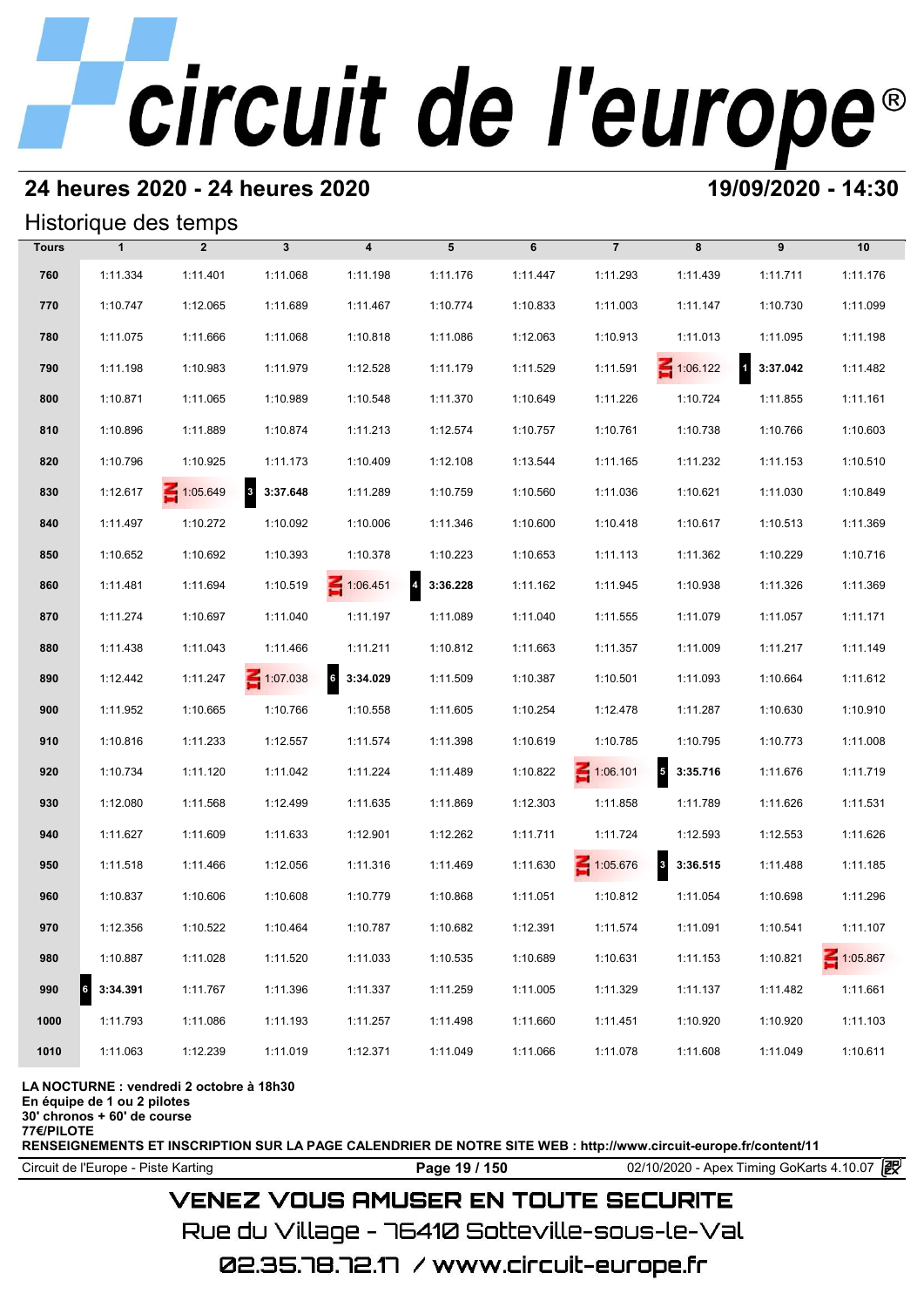# circuit de l'europe®

## 24 heures 2020 - 24 heures 2020

**19/09/2020 - 14:30**

### Historique des temps

| Tours | 1 | 2 | 3 | 4 | 5 | 6 | 7 | 8 | 9 | 10 |
|---|---|---|---|---|---|---|---|---|---|---|
| 760 | 1:11.334 | 1:11.401 | 1:11.068 | 1:11.198 | 1:11.176 | 1:11.447 | 1:11.293 | 1:11.439 | 1:11.711 | 1:11.176 |
| 770 | 1:10.747 | 1:12.065 | 1:11.689 | 1:11.467 | 1:10.774 | 1:10.833 | 1:11.003 | 1:11.147 | 1:10.730 | 1:11.099 |
| 780 | 1:11.075 | 1:11.666 | 1:11.068 | 1:10.818 | 1:11.086 | 1:12.063 | 1:10.913 | 1:11.013 | 1:11.095 | 1:11.198 |
| 790 | 1:11.198 | 1:10.983 | 1:11.979 | 1:12.528 | 1:11.179 | 1:11.529 | 1:11.591 | IN 1:06.122 | 1 **3:37.042** | 1:11.482 |
| 800 | 1:10.871 | 1:11.065 | 1:10.989 | 1:10.548 | 1:11.370 | 1:10.649 | 1:11.226 | 1:10.724 | 1:11.855 | 1:11.161 |
| 810 | 1:10.896 | 1:11.889 | 1:10.874 | 1:11.213 | 1:12.574 | 1:10.757 | 1:10.761 | 1:10.738 | 1:10.766 | 1:10.603 |
| 820 | 1:10.796 | 1:10.925 | 1:11.173 | 1:10.409 | 1:12.108 | 1:13.544 | 1:11.165 | 1:11.232 | 1:11.153 | 1:10.510 |
| 830 | 1:12.617 | IN 1:05.649 | 3 **3:37.648** | 1:11.289 | 1:10.759 | 1:10.560 | 1:11.036 | 1:10.621 | 1:11.030 | 1:10.849 |
| 840 | 1:11.497 | 1:10.272 | 1:10.092 | 1:10.006 | 1:11.346 | 1:10.600 | 1:10.418 | 1:10.617 | 1:10.513 | 1:11.369 |
| 850 | 1:10.652 | 1:10.692 | 1:10.393 | 1:10.378 | 1:10.223 | 1:10.653 | 1:11.113 | 1:11.362 | 1:10.229 | 1:10.716 |
| 860 | 1:11.481 | 1:11.694 | 1:10.519 | IN 1:06.451 | 4 **3:36.228** | 1:11.162 | 1:11.945 | 1:10.938 | 1:11.326 | 1:11.369 |
| 870 | 1:11.274 | 1:10.697 | 1:11.040 | 1:11.197 | 1:11.089 | 1:11.040 | 1:11.555 | 1:11.079 | 1:11.057 | 1:11.171 |
| 880 | 1:11.438 | 1:11.043 | 1:11.466 | 1:11.211 | 1:10.812 | 1:11.663 | 1:11.357 | 1:11.009 | 1:11.217 | 1:11.149 |
| 890 | 1:12.442 | 1:11.247 | IN 1:07.038 | 6 **3:34.029** | 1:11.509 | 1:10.387 | 1:10.501 | 1:11.093 | 1:10.664 | 1:11.612 |
| 900 | 1:11.952 | 1:10.665 | 1:10.766 | 1:10.558 | 1:11.605 | 1:10.254 | 1:12.478 | 1:11.287 | 1:10.630 | 1:10.910 |
| 910 | 1:10.816 | 1:11.233 | 1:12.557 | 1:11.574 | 1:11.398 | 1:10.619 | 1:10.785 | 1:10.795 | 1:10.773 | 1:11.008 |
| 920 | 1:10.734 | 1:11.120 | 1:11.042 | 1:11.224 | 1:11.489 | 1:10.822 | IN 1:06.101 | 5 **3:35.716** | 1:11.676 | 1:11.719 |
| 930 | 1:12.080 | 1:11.568 | 1:12.499 | 1:11.635 | 1:11.869 | 1:12.303 | 1:11.858 | 1:11.789 | 1:11.626 | 1:11.531 |
| 940 | 1:11.627 | 1:11.609 | 1:11.633 | 1:12.901 | 1:12.262 | 1:11.711 | 1:11.724 | 1:12.593 | 1:12.553 | 1:11.626 |
| 950 | 1:11.518 | 1:11.466 | 1:12.056 | 1:11.316 | 1:11.469 | 1:11.630 | IN 1:05.676 | 3 **3:36.515** | 1:11.488 | 1:11.185 |
| 960 | 1:10.837 | 1:10.606 | 1:10.608 | 1:10.779 | 1:10.868 | 1:11.051 | 1:10.812 | 1:11.054 | 1:10.698 | 1:11.296 |
| 970 | 1:12.356 | 1:10.522 | 1:10.464 | 1:10.787 | 1:10.682 | 1:12.391 | 1:11.574 | 1:11.091 | 1:10.541 | 1:11.107 |
| 980 | 1:10.887 | 1:11.028 | 1:11.520 | 1:11.033 | 1:10.535 | 1:10.689 | 1:10.631 | 1:11.153 | 1:10.821 | IN 1:05.867 |
| 990 | 6 **3:34.391** | 1:11.767 | 1:11.396 | 1:11.337 | 1:11.259 | 1:11.005 | 1:11.329 | 1:11.137 | 1:11.482 | 1:11.661 |
| 1000 | 1:11.793 | 1:11.086 | 1:11.193 | 1:11.257 | 1:11.498 | 1:11.660 | 1:11.451 | 1:10.920 | 1:10.920 | 1:11.103 |
| 1010 | 1:11.063 | 1:12.239 | 1:11.019 | 1:12.371 | 1:11.049 | 1:11.066 | 1:11.078 | 1:11.608 | 1:11.049 | 1:10.611 |

**LA NOCTURNE : vendredi 2 octobre à 18h30**
**En équipe de 1 ou 2 pilotes**
**30' chronos + 60' de course**
**77€/PILOTE**
**RENSEIGNEMENTS ET INSCRIPTION SUR LA PAGE CALENDRIER DE NOTRE SITE WEB : http://www.circuit-europe.fr/content/11**

Circuit de l'Europe - Piste Karting | 02/10/2020 - Apex Timing GoKarts 4.10.07

VENEZ VOUS AMUSER EN TOUTE SECURITE
Rue du Village - 76410 Sotteville-sous-le-Val
02.35.78.72.17 / www.circuit-europe.fr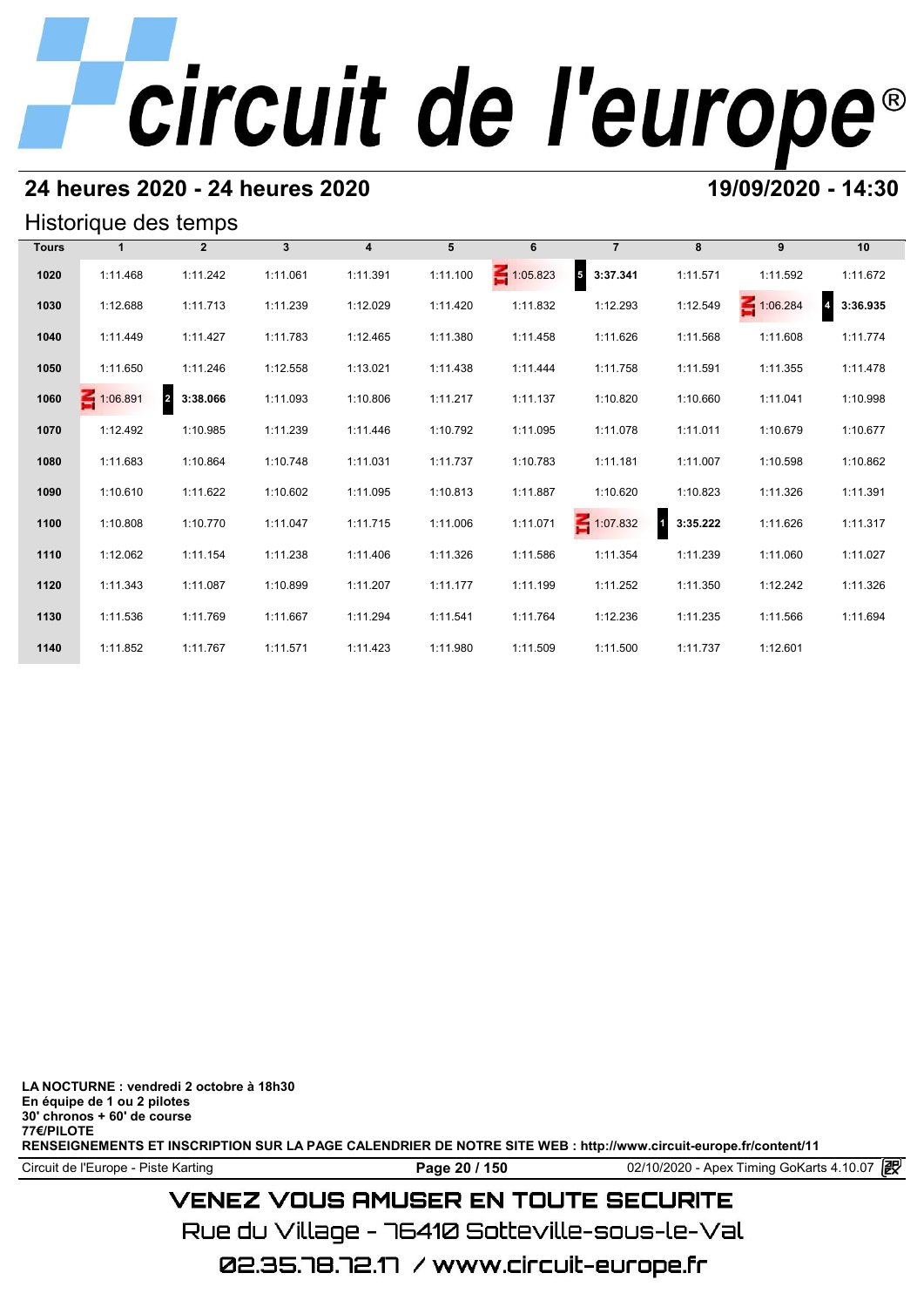# circuit de l'europe®

## 24 heures 2020 - 24 heures 2020

**19/09/2020 - 14:30**

### Historique des temps

| Tours | 1 | 2 | 3 | 4 | 5 | 6 | 7 | 8 | 9 | 10 |
|---|---|---|---|---|---|---|---|---|---|---|
| 1020 | 1:11.468 | 1:11.242 | 1:11.061 | 1:11.391 | 1:11.100 | IN 1:05.823 | 5 **3:37.341** | 1:11.571 | 1:11.592 | 1:11.672 |
| 1030 | 1:12.688 | 1:11.713 | 1:11.239 | 1:12.029 | 1:11.420 | 1:11.832 | 1:12.293 | 1:12.549 | IN 1:06.284 | 4 **3:36.935** |
| 1040 | 1:11.449 | 1:11.427 | 1:11.783 | 1:12.465 | 1:11.380 | 1:11.458 | 1:11.626 | 1:11.568 | 1:11.608 | 1:11.774 |
| 1050 | 1:11.650 | 1:11.246 | 1:12.558 | 1:13.021 | 1:11.438 | 1:11.444 | 1:11.758 | 1:11.591 | 1:11.355 | 1:11.478 |
| 1060 | IN 1:06.891 | 2 **3:38.066** | 1:11.093 | 1:10.806 | 1:11.217 | 1:11.137 | 1:10.820 | 1:10.660 | 1:11.041 | 1:10.998 |
| 1070 | 1:12.492 | 1:10.985 | 1:11.239 | 1:11.446 | 1:10.792 | 1:11.095 | 1:11.078 | 1:11.011 | 1:10.679 | 1:10.677 |
| 1080 | 1:11.683 | 1:10.864 | 1:10.748 | 1:11.031 | 1:11.737 | 1:10.783 | 1:11.181 | 1:11.007 | 1:10.598 | 1:10.862 |
| 1090 | 1:10.610 | 1:11.622 | 1:10.602 | 1:11.095 | 1:10.813 | 1:11.887 | 1:10.620 | 1:10.823 | 1:11.326 | 1:11.391 |
| 1100 | 1:10.808 | 1:10.770 | 1:11.047 | 1:11.715 | 1:11.006 | 1:11.071 | IN 1:07.832 | 1 **3:35.222** | 1:11.626 | 1:11.317 |
| 1110 | 1:12.062 | 1:11.154 | 1:11.238 | 1:11.406 | 1:11.326 | 1:11.586 | 1:11.354 | 1:11.239 | 1:11.060 | 1:11.027 |
| 1120 | 1:11.343 | 1:11.087 | 1:10.899 | 1:11.207 | 1:11.177 | 1:11.199 | 1:11.252 | 1:11.350 | 1:12.242 | 1:11.326 |
| 1130 | 1:11.536 | 1:11.769 | 1:11.667 | 1:11.294 | 1:11.541 | 1:11.764 | 1:12.236 | 1:11.235 | 1:11.566 | 1:11.694 |
| 1140 | 1:11.852 | 1:11.767 | 1:11.571 | 1:11.423 | 1:11.980 | 1:11.509 | 1:11.500 | 1:11.737 | 1:12.601 | |

**LA NOCTURNE : vendredi 2 octobre à 18h30**
**En équipe de 1 ou 2 pilotes**
**30' chronos + 60' de course**
**77€/PILOTE**
**RENSEIGNEMENTS ET INSCRIPTION SUR LA PAGE CALENDRIER DE NOTRE SITE WEB : http://www.circuit-europe.fr/content/11**

Circuit de l'Europe - Piste Karting — 02/10/2020 - Apex Timing GoKarts 4.10.07

VENEZ VOUS AMUSER EN TOUTE SECURITE
Rue du Village - 76410 Sotteville-sous-le-Val
02.35.78.72.17 / www.circuit-europe.fr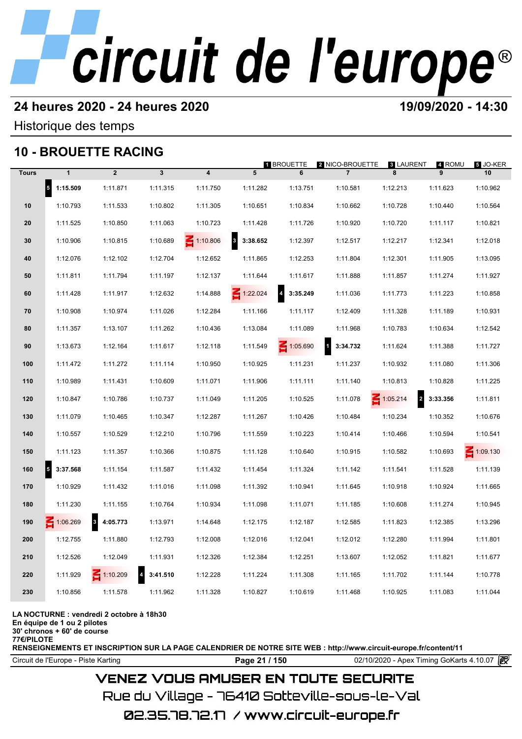# circuit de l'europe®

## 24 heures 2020 - 24 heures 2020

**19/09/2020 - 14:30**

Historique des temps

## 10 - BROUETTE RACING

1 BROUETTE · 2 NICO-BROUETTE · 3 LAURENT · 4 ROMU · 5 JO-KER

| Tours | 1 | 2 | 3 | 4 | 5 | 6 | 7 | 8 | 9 | 10 |
|---|---|---|---|---|---|---|---|---|---|---|
| | 5 **1:15.509** | 1:11.871 | 1:11.315 | 1:11.750 | 1:11.282 | 1:13.751 | 1:10.581 | 1:12.213 | 1:11.623 | 1:10.962 |
| 10 | 1:10.793 | 1:11.533 | 1:10.802 | 1:11.305 | 1:10.651 | 1:10.834 | 1:10.662 | 1:10.728 | 1:10.440 | 1:10.564 |
| 20 | 1:11.525 | 1:10.850 | 1:11.063 | 1:10.723 | 1:11.428 | 1:11.726 | 1:10.920 | 1:10.720 | 1:11.117 | 1:10.821 |
| 30 | 1:10.906 | 1:10.815 | 1:10.689 | IN 1:10.806 | 3 **3:38.652** | 1:12.397 | 1:12.517 | 1:12.217 | 1:12.341 | 1:12.018 |
| 40 | 1:12.076 | 1:12.102 | 1:12.704 | 1:12.652 | 1:11.865 | 1:12.253 | 1:11.804 | 1:12.301 | 1:11.905 | 1:13.095 |
| 50 | 1:11.811 | 1:11.794 | 1:11.197 | 1:12.137 | 1:11.644 | 1:11.617 | 1:11.888 | 1:11.857 | 1:11.274 | 1:11.927 |
| 60 | 1:11.428 | 1:11.917 | 1:12.632 | 1:14.888 | IN 1:22.024 | 4 **3:35.249** | 1:11.036 | 1:11.773 | 1:11.223 | 1:10.858 |
| 70 | 1:10.908 | 1:10.974 | 1:11.026 | 1:12.284 | 1:11.166 | 1:11.117 | 1:12.409 | 1:11.328 | 1:11.189 | 1:10.931 |
| 80 | 1:11.357 | 1:13.107 | 1:11.262 | 1:10.436 | 1:13.084 | 1:11.089 | 1:11.968 | 1:10.783 | 1:10.634 | 1:12.542 |
| 90 | 1:13.673 | 1:12.164 | 1:11.617 | 1:12.118 | 1:11.549 | IN 1:05.690 | 1 **3:34.732** | 1:11.624 | 1:11.388 | 1:11.727 |
| 100 | 1:11.472 | 1:11.272 | 1:11.114 | 1:10.950 | 1:10.925 | 1:11.231 | 1:11.237 | 1:10.932 | 1:11.080 | 1:11.306 |
| 110 | 1:10.989 | 1:11.431 | 1:10.609 | 1:11.071 | 1:11.906 | 1:11.111 | 1:11.140 | 1:10.813 | 1:10.828 | 1:11.225 |
| 120 | 1:10.847 | 1:10.786 | 1:10.737 | 1:11.049 | 1:11.205 | 1:10.525 | 1:11.078 | IN 1:05.214 | 2 **3:33.356** | 1:11.811 |
| 130 | 1:11.079 | 1:10.465 | 1:10.347 | 1:12.287 | 1:11.267 | 1:10.426 | 1:10.484 | 1:10.234 | 1:10.352 | 1:10.676 |
| 140 | 1:10.557 | 1:10.529 | 1:12.210 | 1:10.796 | 1:11.559 | 1:10.223 | 1:10.414 | 1:10.466 | 1:10.594 | 1:10.541 |
| 150 | 1:11.123 | 1:11.357 | 1:10.366 | 1:10.875 | 1:11.128 | 1:10.640 | 1:10.915 | 1:10.582 | 1:10.693 | IN 1:09.130 |
| 160 | 5 **3:37.568** | 1:11.154 | 1:11.587 | 1:11.432 | 1:11.454 | 1:11.324 | 1:11.142 | 1:11.541 | 1:11.528 | 1:11.139 |
| 170 | 1:10.929 | 1:11.432 | 1:11.016 | 1:11.098 | 1:11.392 | 1:10.941 | 1:11.645 | 1:10.918 | 1:10.924 | 1:11.665 |
| 180 | 1:11.230 | 1:11.155 | 1:10.764 | 1:10.934 | 1:11.098 | 1:11.071 | 1:11.185 | 1:10.608 | 1:11.274 | 1:10.945 |
| 190 | IN 1:06.269 | 3 **4:05.773** | 1:13.971 | 1:14.648 | 1:12.175 | 1:12.187 | 1:12.585 | 1:11.823 | 1:12.385 | 1:13.296 |
| 200 | 1:12.755 | 1:11.880 | 1:12.793 | 1:12.008 | 1:12.016 | 1:12.041 | 1:12.012 | 1:12.280 | 1:11.994 | 1:11.801 |
| 210 | 1:12.526 | 1:12.049 | 1:11.931 | 1:12.326 | 1:12.384 | 1:12.251 | 1:13.607 | 1:12.052 | 1:11.821 | 1:11.677 |
| 220 | 1:11.929 | IN 1:10.209 | 4 **3:41.510** | 1:12.228 | 1:11.224 | 1:11.308 | 1:11.165 | 1:11.702 | 1:11.144 | 1:10.778 |
| 230 | 1:10.856 | 1:11.578 | 1:11.962 | 1:11.328 | 1:10.827 | 1:10.619 | 1:11.468 | 1:10.925 | 1:11.083 | 1:11.044 |

**LA NOCTURNE : vendredi 2 octobre à 18h30**
**En équipe de 1 ou 2 pilotes**
**30' chronos + 60' de course**
**77€/PILOTE**
**RENSEIGNEMENTS ET INSCRIPTION SUR LA PAGE CALENDRIER DE NOTRE SITE WEB : http://www.circuit-europe.fr/content/11**

Circuit de l'Europe - Piste Karting | 02/10/2020 - Apex Timing GoKarts 4.10.07

VENEZ VOUS AMUSER EN TOUTE SECURITE
Rue du Village - 76410 Sotteville-sous-le-Val
02.35.78.72.17 / www.circuit-europe.fr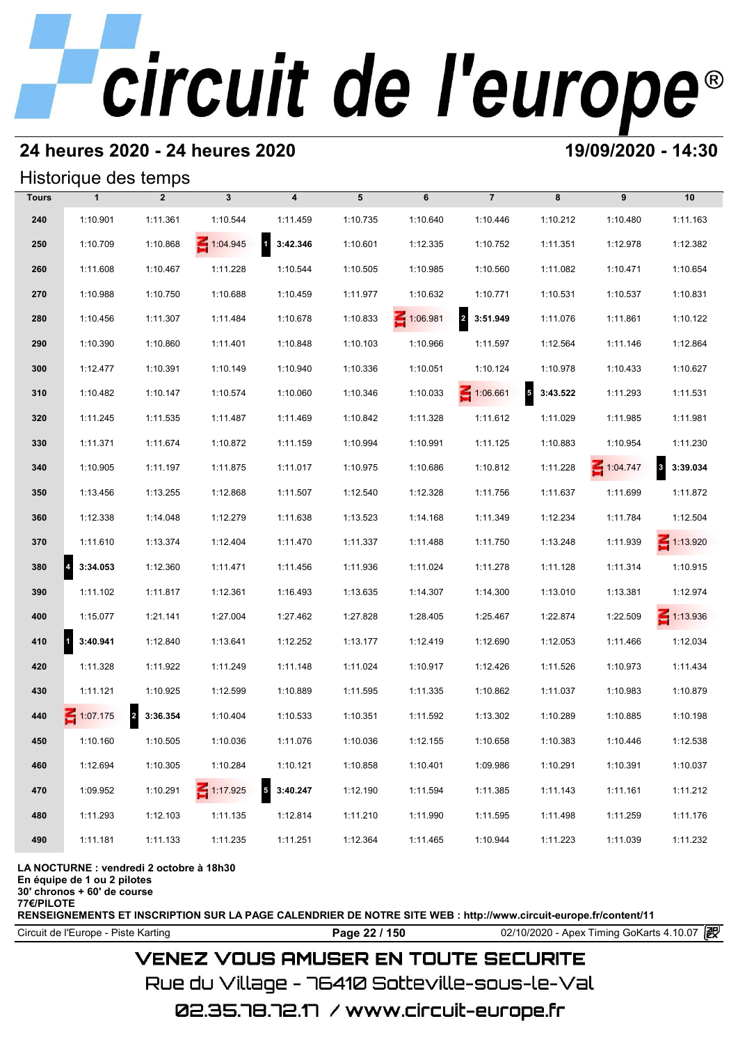# circuit de l'europe®

## 24 heures 2020 - 24 heures 2020

**19/09/2020 - 14:30**

### Historique des temps

| Tours | 1 | 2 | 3 | 4 | 5 | 6 | 7 | 8 | 9 | 10 |
|---|---|---|---|---|---|---|---|---|---|---|
| 240 | 1:10.901 | 1:11.361 | 1:10.544 | 1:11.459 | 1:10.735 | 1:10.640 | 1:10.446 | 1:10.212 | 1:10.480 | 1:11.163 |
| 250 | 1:10.709 | 1:10.868 | IN 1:04.945 | 1 **3:42.346** | 1:10.601 | 1:12.335 | 1:10.752 | 1:11.351 | 1:12.978 | 1:12.382 |
| 260 | 1:11.608 | 1:10.467 | 1:11.228 | 1:10.544 | 1:10.505 | 1:10.985 | 1:10.560 | 1:11.082 | 1:10.471 | 1:10.654 |
| 270 | 1:10.988 | 1:10.750 | 1:10.688 | 1:10.459 | 1:11.977 | 1:10.632 | 1:10.771 | 1:10.531 | 1:10.537 | 1:10.831 |
| 280 | 1:10.456 | 1:11.307 | 1:11.484 | 1:10.678 | 1:10.833 | IN 1:06.981 | 2 **3:51.949** | 1:11.076 | 1:11.861 | 1:10.122 |
| 290 | 1:10.390 | 1:10.860 | 1:11.401 | 1:10.848 | 1:10.103 | 1:10.966 | 1:11.597 | 1:12.564 | 1:11.146 | 1:12.864 |
| 300 | 1:12.477 | 1:10.391 | 1:10.149 | 1:10.940 | 1:10.336 | 1:10.051 | 1:10.124 | 1:10.978 | 1:10.433 | 1:10.627 |
| 310 | 1:10.482 | 1:10.147 | 1:10.574 | 1:10.060 | 1:10.346 | 1:10.033 | IN 1:06.661 | 5 **3:43.522** | 1:11.293 | 1:11.531 |
| 320 | 1:11.245 | 1:11.535 | 1:11.487 | 1:11.469 | 1:10.842 | 1:11.328 | 1:11.612 | 1:11.029 | 1:11.985 | 1:11.981 |
| 330 | 1:11.371 | 1:11.674 | 1:10.872 | 1:11.159 | 1:10.994 | 1:10.991 | 1:11.125 | 1:10.883 | 1:10.954 | 1:11.230 |
| 340 | 1:10.905 | 1:11.197 | 1:11.875 | 1:11.017 | 1:10.975 | 1:10.686 | 1:10.812 | 1:11.228 | IN 1:04.747 | 3 **3:39.034** |
| 350 | 1:13.456 | 1:13.255 | 1:12.868 | 1:11.507 | 1:12.540 | 1:12.328 | 1:11.756 | 1:11.637 | 1:11.699 | 1:11.872 |
| 360 | 1:12.338 | 1:14.048 | 1:12.279 | 1:11.638 | 1:13.523 | 1:14.168 | 1:11.349 | 1:12.234 | 1:11.784 | 1:12.504 |
| 370 | 1:11.610 | 1:13.374 | 1:12.404 | 1:11.470 | 1:11.337 | 1:11.488 | 1:11.750 | 1:13.248 | 1:11.939 | IN 1:13.920 |
| 380 | 4 **3:34.053** | 1:12.360 | 1:11.471 | 1:11.456 | 1:11.936 | 1:11.024 | 1:11.278 | 1:11.128 | 1:11.314 | 1:10.915 |
| 390 | 1:11.102 | 1:11.817 | 1:12.361 | 1:16.493 | 1:13.635 | 1:14.307 | 1:14.300 | 1:13.010 | 1:13.381 | 1:12.974 |
| 400 | 1:15.077 | 1:21.141 | 1:27.004 | 1:27.462 | 1:27.828 | 1:28.405 | 1:25.467 | 1:22.874 | 1:22.509 | IN 1:13.936 |
| 410 | 1 **3:40.941** | 1:12.840 | 1:13.641 | 1:12.252 | 1:13.177 | 1:12.419 | 1:12.690 | 1:12.053 | 1:11.466 | 1:12.034 |
| 420 | 1:11.328 | 1:11.922 | 1:11.249 | 1:11.148 | 1:11.024 | 1:10.917 | 1:12.426 | 1:11.526 | 1:10.973 | 1:11.434 |
| 430 | 1:11.121 | 1:10.925 | 1:12.599 | 1:10.889 | 1:11.595 | 1:11.335 | 1:10.862 | 1:11.037 | 1:10.983 | 1:10.879 |
| 440 | IN 1:07.175 | 2 **3:36.354** | 1:10.404 | 1:10.533 | 1:10.351 | 1:11.592 | 1:13.302 | 1:10.289 | 1:10.885 | 1:10.198 |
| 450 | 1:10.160 | 1:10.505 | 1:10.036 | 1:11.076 | 1:10.036 | 1:12.155 | 1:10.658 | 1:10.383 | 1:10.446 | 1:12.538 |
| 460 | 1:12.694 | 1:10.305 | 1:10.284 | 1:10.121 | 1:10.858 | 1:10.401 | 1:09.986 | 1:10.291 | 1:10.391 | 1:10.037 |
| 470 | 1:09.952 | 1:10.291 | IN 1:17.925 | 5 **3:40.247** | 1:12.190 | 1:11.594 | 1:11.385 | 1:11.143 | 1:11.161 | 1:11.212 |
| 480 | 1:11.293 | 1:12.103 | 1:11.135 | 1:12.814 | 1:11.210 | 1:11.990 | 1:11.595 | 1:11.498 | 1:11.259 | 1:11.176 |
| 490 | 1:11.181 | 1:11.133 | 1:11.235 | 1:11.251 | 1:12.364 | 1:11.465 | 1:10.944 | 1:11.223 | 1:11.039 | 1:11.232 |

**LA NOCTURNE : vendredi 2 octobre à 18h30**
**En équipe de 1 ou 2 pilotes**
**30' chronos + 60' de course**
**77€/PILOTE**
**RENSEIGNEMENTS ET INSCRIPTION SUR LA PAGE CALENDRIER DE NOTRE SITE WEB : http://www.circuit-europe.fr/content/11**

Circuit de l'Europe - Piste Karting | 02/10/2020 - Apex Timing GoKarts 4.10.07

VENEZ VOUS AMUSER EN TOUTE SECURITE
Rue du Village - 76410 Sotteville-sous-le-Val
02.35.78.72.17 / www.circuit-europe.fr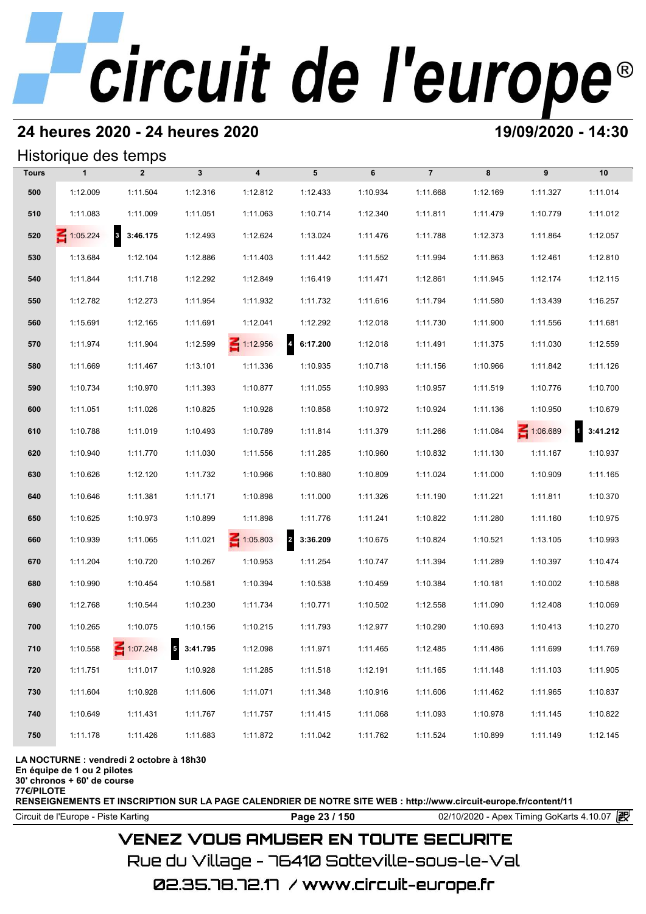# circuit de l'europe®

## 24 heures 2020 - 24 heures 2020

**19/09/2020 - 14:30**

### Historique des temps

| Tours | 1 | 2 | 3 | 4 | 5 | 6 | 7 | 8 | 9 | 10 |
|---|---|---|---|---|---|---|---|---|---|---|
| 500 | 1:12.009 | 1:11.504 | 1:12.316 | 1:12.812 | 1:12.433 | 1:10.934 | 1:11.668 | 1:12.169 | 1:11.327 | 1:11.014 |
| 510 | 1:11.083 | 1:11.009 | 1:11.051 | 1:11.063 | 1:10.714 | 1:12.340 | 1:11.811 | 1:11.479 | 1:10.779 | 1:11.012 |
| 520 | IN 1:05.224 | 3 **3:46.175** | 1:12.493 | 1:12.624 | 1:13.024 | 1:11.476 | 1:11.788 | 1:12.373 | 1:11.864 | 1:12.057 |
| 530 | 1:13.684 | 1:12.104 | 1:12.886 | 1:11.403 | 1:11.442 | 1:11.552 | 1:11.994 | 1:11.863 | 1:12.461 | 1:12.810 |
| 540 | 1:11.844 | 1:11.718 | 1:12.292 | 1:12.849 | 1:16.419 | 1:11.471 | 1:12.861 | 1:11.945 | 1:12.174 | 1:12.115 |
| 550 | 1:12.782 | 1:12.273 | 1:11.954 | 1:11.932 | 1:11.732 | 1:11.616 | 1:11.794 | 1:11.580 | 1:13.439 | 1:16.257 |
| 560 | 1:15.691 | 1:12.165 | 1:11.691 | 1:12.041 | 1:12.292 | 1:12.018 | 1:11.730 | 1:11.900 | 1:11.556 | 1:11.681 |
| 570 | 1:11.974 | 1:11.904 | 1:12.599 | IN 1:12.956 | 4 **6:17.200** | 1:12.018 | 1:11.491 | 1:11.375 | 1:11.030 | 1:12.559 |
| 580 | 1:11.669 | 1:11.467 | 1:13.101 | 1:11.336 | 1:10.935 | 1:10.718 | 1:11.156 | 1:10.966 | 1:11.842 | 1:11.126 |
| 590 | 1:10.734 | 1:10.970 | 1:11.393 | 1:10.877 | 1:11.055 | 1:10.993 | 1:10.957 | 1:11.519 | 1:10.776 | 1:10.700 |
| 600 | 1:11.051 | 1:11.026 | 1:10.825 | 1:10.928 | 1:10.858 | 1:10.972 | 1:10.924 | 1:11.136 | 1:10.950 | 1:10.679 |
| 610 | 1:10.788 | 1:11.019 | 1:10.493 | 1:10.789 | 1:11.814 | 1:11.379 | 1:11.266 | 1:11.084 | IN 1:06.689 | 1 **3:41.212** |
| 620 | 1:10.940 | 1:11.770 | 1:11.030 | 1:11.556 | 1:11.285 | 1:10.960 | 1:10.832 | 1:11.130 | 1:11.167 | 1:10.937 |
| 630 | 1:10.626 | 1:12.120 | 1:11.732 | 1:10.966 | 1:10.880 | 1:10.809 | 1:11.024 | 1:11.000 | 1:10.909 | 1:11.165 |
| 640 | 1:10.646 | 1:11.381 | 1:11.171 | 1:10.898 | 1:11.000 | 1:11.326 | 1:11.190 | 1:11.221 | 1:11.811 | 1:10.370 |
| 650 | 1:10.625 | 1:10.973 | 1:10.899 | 1:11.898 | 1:11.776 | 1:11.241 | 1:10.822 | 1:11.280 | 1:11.160 | 1:10.975 |
| 660 | 1:10.939 | 1:11.065 | 1:11.021 | IN 1:05.803 | 2 **3:36.209** | 1:10.675 | 1:10.824 | 1:10.521 | 1:13.105 | 1:10.993 |
| 670 | 1:11.204 | 1:10.720 | 1:10.267 | 1:10.953 | 1:11.254 | 1:10.747 | 1:11.394 | 1:11.289 | 1:10.397 | 1:10.474 |
| 680 | 1:10.990 | 1:10.454 | 1:10.581 | 1:10.394 | 1:10.538 | 1:10.459 | 1:10.384 | 1:10.181 | 1:10.002 | 1:10.588 |
| 690 | 1:12.768 | 1:10.544 | 1:10.230 | 1:11.734 | 1:10.771 | 1:10.502 | 1:12.558 | 1:11.090 | 1:12.408 | 1:10.069 |
| 700 | 1:10.265 | 1:10.075 | 1:10.156 | 1:10.215 | 1:11.793 | 1:12.977 | 1:10.290 | 1:10.693 | 1:10.413 | 1:10.270 |
| 710 | 1:10.558 | IN 1:07.248 | 5 **3:41.795** | 1:12.098 | 1:11.971 | 1:11.465 | 1:12.485 | 1:11.486 | 1:11.699 | 1:11.769 |
| 720 | 1:11.751 | 1:11.017 | 1:10.928 | 1:11.285 | 1:11.518 | 1:12.191 | 1:11.165 | 1:11.148 | 1:11.103 | 1:11.905 |
| 730 | 1:11.604 | 1:10.928 | 1:11.606 | 1:11.071 | 1:11.348 | 1:10.916 | 1:11.606 | 1:11.462 | 1:11.965 | 1:10.837 |
| 740 | 1:10.649 | 1:11.431 | 1:11.767 | 1:11.757 | 1:11.415 | 1:11.068 | 1:11.093 | 1:10.978 | 1:11.145 | 1:10.822 |
| 750 | 1:11.178 | 1:11.426 | 1:11.683 | 1:11.872 | 1:11.042 | 1:11.762 | 1:11.524 | 1:10.899 | 1:11.149 | 1:12.145 |

**LA NOCTURNE : vendredi 2 octobre à 18h30**
**En équipe de 1 ou 2 pilotes**
**30' chronos + 60' de course**
**77€/PILOTE**
**RENSEIGNEMENTS ET INSCRIPTION SUR LA PAGE CALENDRIER DE NOTRE SITE WEB : http://www.circuit-europe.fr/content/11**

Circuit de l'Europe - Piste Karting | 02/10/2020 - Apex Timing GoKarts 4.10.07

VENEZ VOUS AMUSER EN TOUTE SECURITE
Rue du Village - 76410 Sotteville-sous-le-Val
02.35.78.72.17 / www.circuit-europe.fr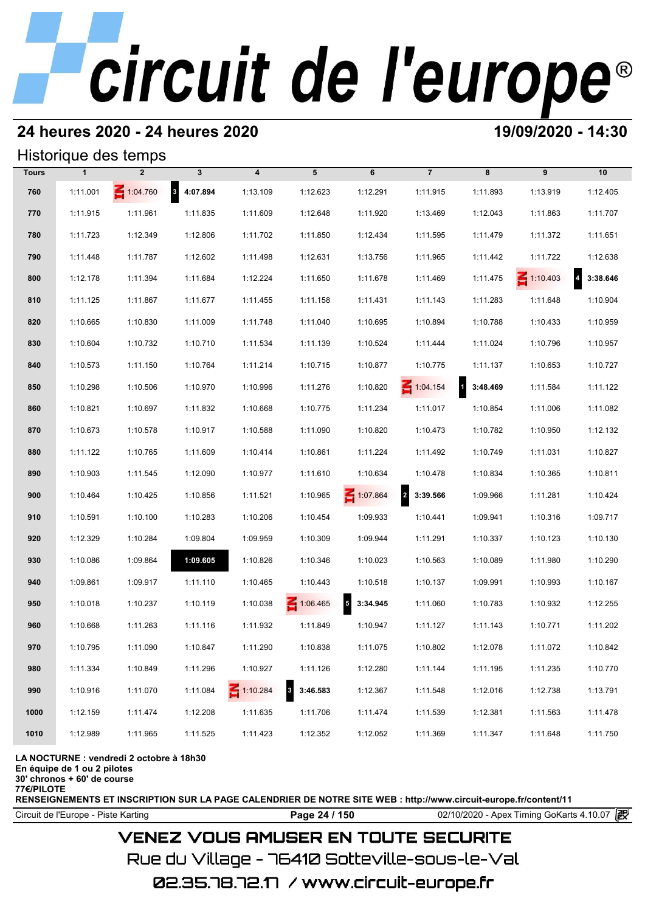# circuit de l'europe®

## 24 heures 2020 - 24 heures 2020

**19/09/2020 - 14:30**

### Historique des temps

| Tours | 1 | 2 | 3 | 4 | 5 | 6 | 7 | 8 | 9 | 10 |
|---|---|---|---|---|---|---|---|---|---|---|
| 760 | 1:11.001 | IN 1:04.760 | 3 **4:07.894** | 1:13.109 | 1:12.623 | 1:12.291 | 1:11.915 | 1:11.893 | 1:13.919 | 1:12.405 |
| 770 | 1:11.915 | 1:11.961 | 1:11.835 | 1:11.609 | 1:12.648 | 1:11.920 | 1:13.469 | 1:12.043 | 1:11.863 | 1:11.707 |
| 780 | 1:11.723 | 1:12.349 | 1:12.806 | 1:11.702 | 1:11.850 | 1:12.434 | 1:11.595 | 1:11.479 | 1:11.372 | 1:11.651 |
| 790 | 1:11.448 | 1:11.787 | 1:12.602 | 1:11.498 | 1:12.631 | 1:13.756 | 1:11.965 | 1:11.442 | 1:11.722 | 1:12.638 |
| 800 | 1:12.178 | 1:11.394 | 1:11.684 | 1:12.224 | 1:11.650 | 1:11.678 | 1:11.469 | 1:11.475 | IN 1:10.403 | 4 **3:38.646** |
| 810 | 1:11.125 | 1:11.867 | 1:11.677 | 1:11.455 | 1:11.158 | 1:11.431 | 1:11.143 | 1:11.283 | 1:11.648 | 1:10.904 |
| 820 | 1:10.665 | 1:10.830 | 1:11.009 | 1:11.748 | 1:11.040 | 1:10.695 | 1:10.894 | 1:10.788 | 1:10.433 | 1:10.959 |
| 830 | 1:10.604 | 1:10.732 | 1:10.710 | 1:11.534 | 1:11.139 | 1:10.524 | 1:11.444 | 1:11.024 | 1:10.796 | 1:10.957 |
| 840 | 1:10.573 | 1:11.150 | 1:10.764 | 1:11.214 | 1:10.715 | 1:10.877 | 1:10.775 | 1:11.137 | 1:10.653 | 1:10.727 |
| 850 | 1:10.298 | 1:10.506 | 1:10.970 | 1:10.996 | 1:11.276 | 1:10.820 | IN 1:04.154 | 1 **3:48.469** | 1:11.584 | 1:11.122 |
| 860 | 1:10.821 | 1:10.697 | 1:11.832 | 1:10.668 | 1:10.775 | 1:11.234 | 1:11.017 | 1:10.854 | 1:11.006 | 1:11.082 |
| 870 | 1:10.673 | 1:10.578 | 1:10.917 | 1:10.588 | 1:11.090 | 1:10.820 | 1:10.473 | 1:10.782 | 1:10.950 | 1:12.132 |
| 880 | 1:11.122 | 1:10.765 | 1:11.609 | 1:10.414 | 1:10.861 | 1:11.224 | 1:11.492 | 1:10.749 | 1:11.031 | 1:10.827 |
| 890 | 1:10.903 | 1:11.545 | 1:12.090 | 1:10.977 | 1:11.610 | 1:10.634 | 1:10.478 | 1:10.834 | 1:10.365 | 1:10.811 |
| 900 | 1:10.464 | 1:10.425 | 1:10.856 | 1:11.521 | 1:10.965 | IN 1:07.864 | 2 **3:39.566** | 1:09.966 | 1:11.281 | 1:10.424 |
| 910 | 1:10.591 | 1:10.100 | 1:10.283 | 1:10.206 | 1:10.454 | 1:09.933 | 1:10.441 | 1:09.941 | 1:10.316 | 1:09.717 |
| 920 | 1:12.329 | 1:10.284 | 1:09.804 | 1:09.959 | 1:10.309 | 1:09.944 | 1:11.291 | 1:10.337 | 1:10.123 | 1:10.130 |
| 930 | 1:10.086 | 1:09.864 | **1:09.605** | 1:10.826 | 1:10.346 | 1:10.023 | 1:10.563 | 1:10.089 | 1:11.980 | 1:10.290 |
| 940 | 1:09.861 | 1:09.917 | 1:11.110 | 1:10.465 | 1:10.443 | 1:10.518 | 1:10.137 | 1:09.991 | 1:10.993 | 1:10.167 |
| 950 | 1:10.018 | 1:10.237 | 1:10.119 | 1:10.038 | IN 1:06.465 | 5 **3:34.945** | 1:11.060 | 1:10.783 | 1:10.932 | 1:12.255 |
| 960 | 1:10.668 | 1:11.263 | 1:11.116 | 1:11.932 | 1:11.849 | 1:10.947 | 1:11.127 | 1:11.143 | 1:10.771 | 1:11.202 |
| 970 | 1:10.795 | 1:11.090 | 1:10.847 | 1:11.290 | 1:10.838 | 1:11.075 | 1:10.802 | 1:12.078 | 1:11.072 | 1:10.842 |
| 980 | 1:11.334 | 1:10.849 | 1:11.296 | 1:10.927 | 1:11.126 | 1:12.280 | 1:11.144 | 1:11.195 | 1:11.235 | 1:10.770 |
| 990 | 1:10.916 | 1:11.070 | 1:11.084 | IN 1:10.284 | 3 **3:46.583** | 1:12.367 | 1:11.548 | 1:12.016 | 1:12.738 | 1:13.791 |
| 1000 | 1:12.159 | 1:11.474 | 1:12.208 | 1:11.635 | 1:11.706 | 1:11.474 | 1:11.539 | 1:12.381 | 1:11.563 | 1:11.478 |
| 1010 | 1:12.989 | 1:11.965 | 1:11.525 | 1:11.423 | 1:12.352 | 1:12.052 | 1:11.369 | 1:11.347 | 1:11.648 | 1:11.750 |

**LA NOCTURNE : vendredi 2 octobre à 18h30**
**En équipe de 1 ou 2 pilotes**
**30' chronos + 60' de course**
**77€/PILOTE**
**RENSEIGNEMENTS ET INSCRIPTION SUR LA PAGE CALENDRIER DE NOTRE SITE WEB : http://www.circuit-europe.fr/content/11**

Circuit de l'Europe - Piste Karting — 02/10/2020 - Apex Timing GoKarts 4.10.07

VENEZ VOUS AMUSER EN TOUTE SECURITE
Rue du Village - 76410 Sotteville-sous-le-Val
02.35.78.72.17 / www.circuit-europe.fr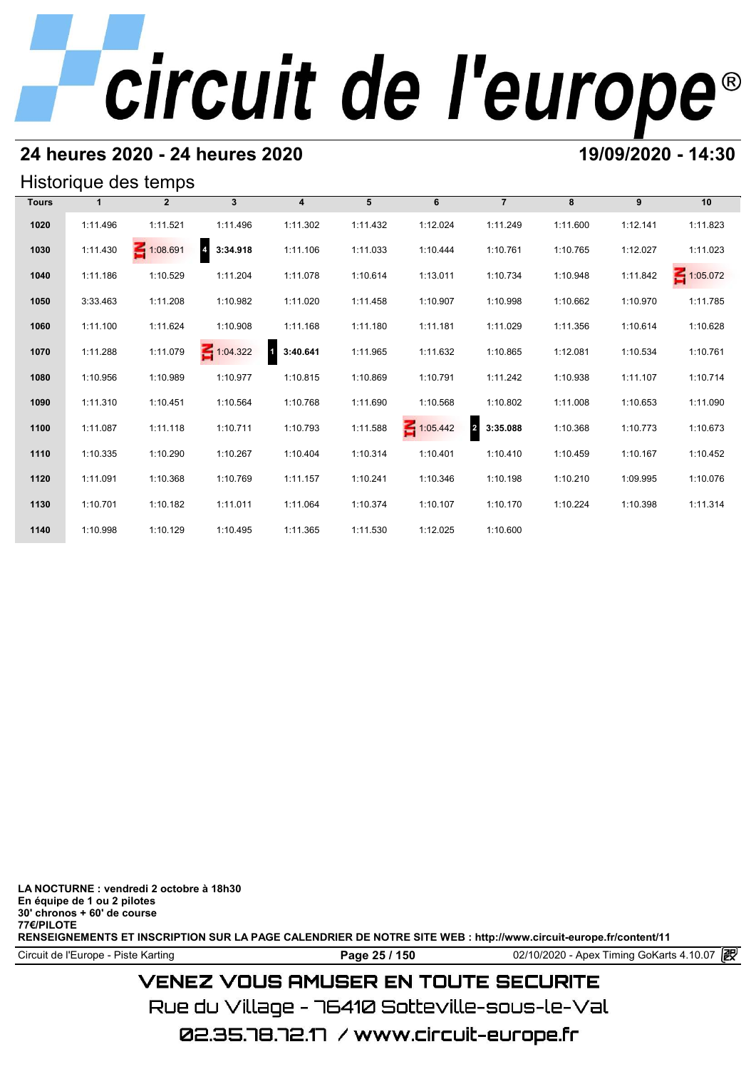# circuit de l'europe®

## 24 heures 2020 - 24 heures 2020

**19/09/2020 - 14:30**

### Historique des temps

| Tours | 1 | 2 | 3 | 4 | 5 | 6 | 7 | 8 | 9 | 10 |
|---|---|---|---|---|---|---|---|---|---|---|
| 1020 | 1:11.496 | 1:11.521 | 1:11.496 | 1:11.302 | 1:11.432 | 1:12.024 | 1:11.249 | 1:11.600 | 1:12.141 | 1:11.823 |
| 1030 | 1:11.430 | IN 1:08.691 | 4 **3:34.918** | 1:11.106 | 1:11.033 | 1:10.444 | 1:10.761 | 1:10.765 | 1:12.027 | 1:11.023 |
| 1040 | 1:11.186 | 1:10.529 | 1:11.204 | 1:11.078 | 1:10.614 | 1:13.011 | 1:10.734 | 1:10.948 | 1:11.842 | IN 1:05.072 |
| 1050 | 3:33.463 | 1:11.208 | 1:10.982 | 1:11.020 | 1:11.458 | 1:10.907 | 1:10.998 | 1:10.662 | 1:10.970 | 1:11.785 |
| 1060 | 1:11.100 | 1:11.624 | 1:10.908 | 1:11.168 | 1:11.180 | 1:11.181 | 1:11.029 | 1:11.356 | 1:10.614 | 1:10.628 |
| 1070 | 1:11.288 | 1:11.079 | IN 1:04.322 | 1 **3:40.641** | 1:11.965 | 1:11.632 | 1:10.865 | 1:12.081 | 1:10.534 | 1:10.761 |
| 1080 | 1:10.956 | 1:10.989 | 1:10.977 | 1:10.815 | 1:10.869 | 1:10.791 | 1:11.242 | 1:10.938 | 1:11.107 | 1:10.714 |
| 1090 | 1:11.310 | 1:10.451 | 1:10.564 | 1:10.768 | 1:11.690 | 1:10.568 | 1:10.802 | 1:11.008 | 1:10.653 | 1:11.090 |
| 1100 | 1:11.087 | 1:11.118 | 1:10.711 | 1:10.793 | 1:11.588 | IN 1:05.442 | 2 **3:35.088** | 1:10.368 | 1:10.773 | 1:10.673 |
| 1110 | 1:10.335 | 1:10.290 | 1:10.267 | 1:10.404 | 1:10.314 | 1:10.401 | 1:10.410 | 1:10.459 | 1:10.167 | 1:10.452 |
| 1120 | 1:11.091 | 1:10.368 | 1:10.769 | 1:11.157 | 1:10.241 | 1:10.346 | 1:10.198 | 1:10.210 | 1:09.995 | 1:10.076 |
| 1130 | 1:10.701 | 1:10.182 | 1:11.011 | 1:11.064 | 1:10.374 | 1:10.107 | 1:10.170 | 1:10.224 | 1:10.398 | 1:11.314 |
| 1140 | 1:10.998 | 1:10.129 | 1:10.495 | 1:11.365 | 1:11.530 | 1:12.025 | 1:10.600 | | | |

**LA NOCTURNE : vendredi 2 octobre à 18h30**
**En équipe de 1 ou 2 pilotes**
**30' chronos + 60' de course**
**77€/PILOTE**
**RENSEIGNEMENTS ET INSCRIPTION SUR LA PAGE CALENDRIER DE NOTRE SITE WEB : http://www.circuit-europe.fr/content/11**

Circuit de l'Europe - Piste Karting | 02/10/2020 - Apex Timing GoKarts 4.10.07

VENEZ VOUS AMUSER EN TOUTE SECURITE
Rue du Village - 76410 Sotteville-sous-le-Val
02.35.78.72.17 / www.circuit-europe.fr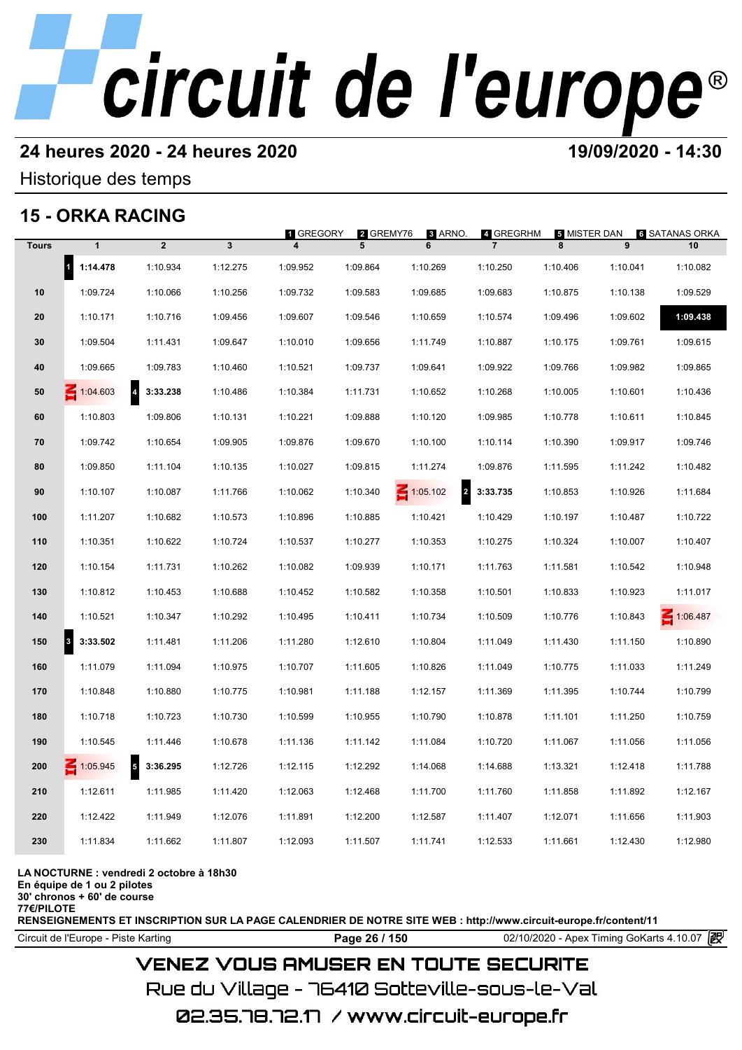# circuit de l'europe®

## 24 heures 2020 - 24 heures 2020

**19/09/2020 - 14:30**

Historique des temps

## 15 - ORKA RACING

1 GREGORY · 2 GREMY76 · 3 ARNO. · 4 GREGRHM · 5 MISTER DAN · 6 SATANAS ORKA

| Tours | 1 | 2 | 3 | 4 | 5 | 6 | 7 | 8 | 9 | 10 |
|---|---|---|---|---|---|---|---|---|---|---|
| | 1 **1:14.478** | 1:10.934 | 1:12.275 | 1:09.952 | 1:09.864 | 1:10.269 | 1:10.250 | 1:10.406 | 1:10.041 | 1:10.082 |
| 10 | 1:09.724 | 1:10.066 | 1:10.256 | 1:09.732 | 1:09.583 | 1:09.685 | 1:09.683 | 1:10.875 | 1:10.138 | 1:09.529 |
| 20 | 1:10.171 | 1:10.716 | 1:09.456 | 1:09.607 | 1:09.546 | 1:10.659 | 1:10.574 | 1:09.496 | 1:09.602 | **1:09.438** |
| 30 | 1:09.504 | 1:11.431 | 1:09.647 | 1:10.010 | 1:09.656 | 1:11.749 | 1:10.887 | 1:10.175 | 1:09.761 | 1:09.615 |
| 40 | 1:09.665 | 1:09.783 | 1:10.460 | 1:10.521 | 1:09.737 | 1:09.641 | 1:09.922 | 1:09.766 | 1:09.982 | 1:09.865 |
| 50 | IN 1:04.603 | 4 **3:33.238** | 1:10.486 | 1:10.384 | 1:11.731 | 1:10.652 | 1:10.268 | 1:10.005 | 1:10.601 | 1:10.436 |
| 60 | 1:10.803 | 1:09.806 | 1:10.131 | 1:10.221 | 1:09.888 | 1:10.120 | 1:09.985 | 1:10.778 | 1:10.611 | 1:10.845 |
| 70 | 1:09.742 | 1:10.654 | 1:09.905 | 1:09.876 | 1:09.670 | 1:10.100 | 1:10.114 | 1:10.390 | 1:09.917 | 1:09.746 |
| 80 | 1:09.850 | 1:11.104 | 1:10.135 | 1:10.027 | 1:09.815 | 1:11.274 | 1:09.876 | 1:11.595 | 1:11.242 | 1:10.482 |
| 90 | 1:10.107 | 1:10.087 | 1:11.766 | 1:10.062 | 1:10.340 | IN 1:05.102 | 2 **3:33.735** | 1:10.853 | 1:10.926 | 1:11.684 |
| 100 | 1:11.207 | 1:10.682 | 1:10.573 | 1:10.896 | 1:10.885 | 1:10.421 | 1:10.429 | 1:10.197 | 1:10.487 | 1:10.722 |
| 110 | 1:10.351 | 1:10.622 | 1:10.724 | 1:10.537 | 1:10.277 | 1:10.353 | 1:10.275 | 1:10.324 | 1:10.007 | 1:10.407 |
| 120 | 1:10.154 | 1:11.731 | 1:10.262 | 1:10.082 | 1:09.939 | 1:10.171 | 1:11.763 | 1:11.581 | 1:10.542 | 1:10.948 |
| 130 | 1:10.812 | 1:10.453 | 1:10.688 | 1:10.452 | 1:10.582 | 1:10.358 | 1:10.501 | 1:10.833 | 1:10.923 | 1:11.017 |
| 140 | 1:10.521 | 1:10.347 | 1:10.292 | 1:10.495 | 1:10.411 | 1:10.734 | 1:10.509 | 1:10.776 | 1:10.843 | IN 1:06.487 |
| 150 | 3 **3:33.502** | 1:11.481 | 1:11.206 | 1:11.280 | 1:12.610 | 1:10.804 | 1:11.049 | 1:11.430 | 1:11.150 | 1:10.890 |
| 160 | 1:11.079 | 1:11.094 | 1:10.975 | 1:10.707 | 1:11.605 | 1:10.826 | 1:11.049 | 1:10.775 | 1:11.033 | 1:11.249 |
| 170 | 1:10.848 | 1:10.880 | 1:10.775 | 1:10.981 | 1:11.188 | 1:12.157 | 1:11.369 | 1:11.395 | 1:10.744 | 1:10.799 |
| 180 | 1:10.718 | 1:10.723 | 1:10.730 | 1:10.599 | 1:10.955 | 1:10.790 | 1:10.878 | 1:11.101 | 1:11.250 | 1:10.759 |
| 190 | 1:10.545 | 1:11.446 | 1:10.678 | 1:11.136 | 1:11.142 | 1:11.084 | 1:10.720 | 1:11.067 | 1:11.056 | 1:11.056 |
| 200 | IN 1:05.945 | 5 **3:36.295** | 1:12.726 | 1:12.115 | 1:12.292 | 1:14.068 | 1:14.688 | 1:13.321 | 1:12.418 | 1:11.788 |
| 210 | 1:12.611 | 1:11.985 | 1:11.420 | 1:12.063 | 1:12.468 | 1:11.700 | 1:11.760 | 1:11.858 | 1:11.892 | 1:12.167 |
| 220 | 1:12.422 | 1:11.949 | 1:12.076 | 1:11.891 | 1:12.200 | 1:12.587 | 1:11.407 | 1:12.071 | 1:11.656 | 1:11.903 |
| 230 | 1:11.834 | 1:11.662 | 1:11.807 | 1:12.093 | 1:11.507 | 1:11.741 | 1:12.533 | 1:11.661 | 1:12.430 | 1:12.980 |

**LA NOCTURNE : vendredi 2 octobre à 18h30**
**En équipe de 1 ou 2 pilotes**
**30' chronos + 60' de course**
**77€/PILOTE**
**RENSEIGNEMENTS ET INSCRIPTION SUR LA PAGE CALENDRIER DE NOTRE SITE WEB : http://www.circuit-europe.fr/content/11**

Circuit de l'Europe - Piste Karting — 02/10/2020 - Apex Timing GoKarts 4.10.07

VENEZ VOUS AMUSER EN TOUTE SECURITE
Rue du Village - 76410 Sotteville-sous-le-Val
02.35.78.72.17 / www.circuit-europe.fr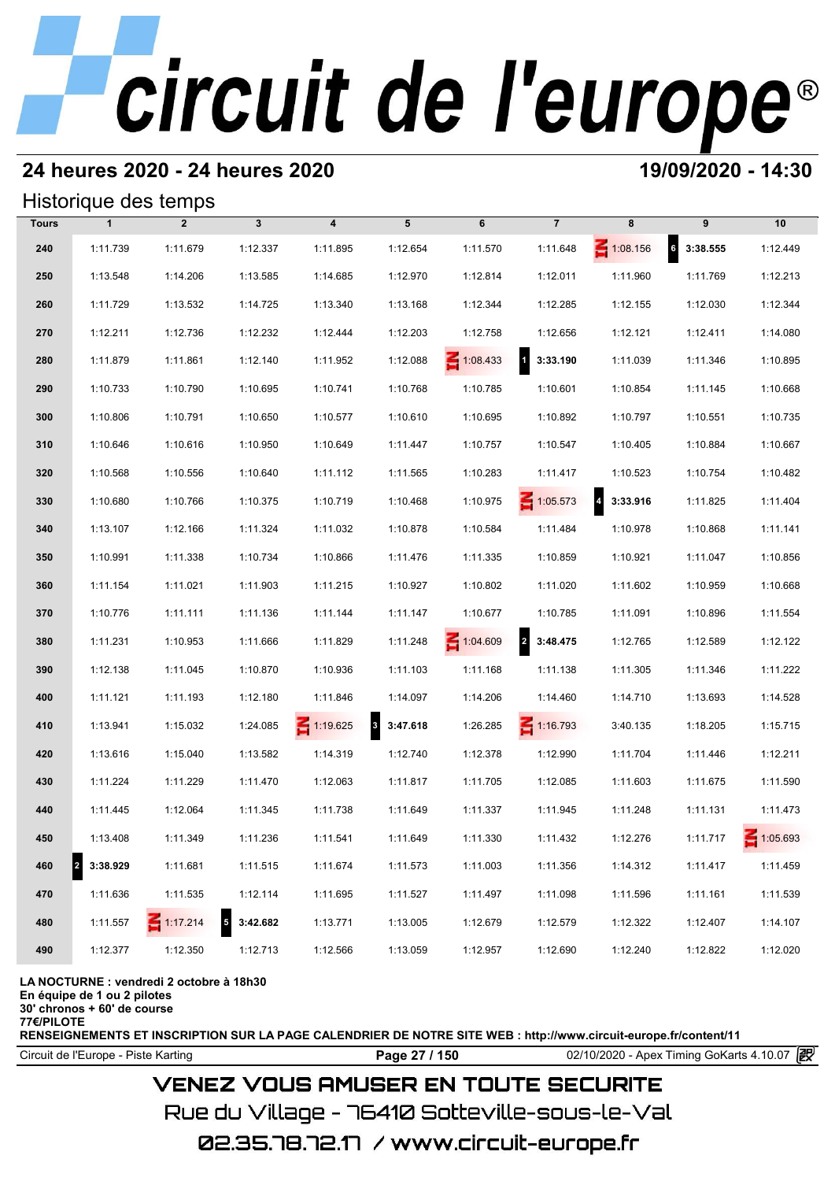# circuit de l'europe®

## 24 heures 2020 - 24 heures 2020

**19/09/2020 - 14:30**

### Historique des temps

| Tours | 1 | 2 | 3 | 4 | 5 | 6 | 7 | 8 | 9 | 10 |
|---|---|---|---|---|---|---|---|---|---|---|
| 240 | 1:11.739 | 1:11.679 | 1:12.337 | 1:11.895 | 1:12.654 | 1:11.570 | 1:11.648 | IN 1:08.156 | 6 **3:38.555** | 1:12.449 |
| 250 | 1:13.548 | 1:14.206 | 1:13.585 | 1:14.685 | 1:12.970 | 1:12.814 | 1:12.011 | 1:11.960 | 1:11.769 | 1:12.213 |
| 260 | 1:11.729 | 1:13.532 | 1:14.725 | 1:13.340 | 1:13.168 | 1:12.344 | 1:12.285 | 1:12.155 | 1:12.030 | 1:12.344 |
| 270 | 1:12.211 | 1:12.736 | 1:12.232 | 1:12.444 | 1:12.203 | 1:12.758 | 1:12.656 | 1:12.121 | 1:12.411 | 1:14.080 |
| 280 | 1:11.879 | 1:11.861 | 1:12.140 | 1:11.952 | 1:12.088 | IN 1:08.433 | 1 **3:33.190** | 1:11.039 | 1:11.346 | 1:10.895 |
| 290 | 1:10.733 | 1:10.790 | 1:10.695 | 1:10.741 | 1:10.768 | 1:10.785 | 1:10.601 | 1:10.854 | 1:11.145 | 1:10.668 |
| 300 | 1:10.806 | 1:10.791 | 1:10.650 | 1:10.577 | 1:10.610 | 1:10.695 | 1:10.892 | 1:10.797 | 1:10.551 | 1:10.735 |
| 310 | 1:10.646 | 1:10.616 | 1:10.950 | 1:10.649 | 1:11.447 | 1:10.757 | 1:10.547 | 1:10.405 | 1:10.884 | 1:10.667 |
| 320 | 1:10.568 | 1:10.556 | 1:10.640 | 1:11.112 | 1:11.565 | 1:10.283 | 1:11.417 | 1:10.523 | 1:10.754 | 1:10.482 |
| 330 | 1:10.680 | 1:10.766 | 1:10.375 | 1:10.719 | 1:10.468 | 1:10.975 | IN 1:05.573 | 4 **3:33.916** | 1:11.825 | 1:11.404 |
| 340 | 1:13.107 | 1:12.166 | 1:11.324 | 1:11.032 | 1:10.878 | 1:10.584 | 1:11.484 | 1:10.978 | 1:10.868 | 1:11.141 |
| 350 | 1:10.991 | 1:11.338 | 1:10.734 | 1:10.866 | 1:11.476 | 1:11.335 | 1:10.859 | 1:10.921 | 1:11.047 | 1:10.856 |
| 360 | 1:11.154 | 1:11.021 | 1:11.903 | 1:11.215 | 1:10.927 | 1:10.802 | 1:11.020 | 1:11.602 | 1:10.959 | 1:10.668 |
| 370 | 1:10.776 | 1:11.111 | 1:11.136 | 1:11.144 | 1:11.147 | 1:10.677 | 1:10.785 | 1:11.091 | 1:10.896 | 1:11.554 |
| 380 | 1:11.231 | 1:10.953 | 1:11.666 | 1:11.829 | 1:11.248 | IN 1:04.609 | 2 **3:48.475** | 1:12.765 | 1:12.589 | 1:12.122 |
| 390 | 1:12.138 | 1:11.045 | 1:10.870 | 1:10.936 | 1:11.103 | 1:11.168 | 1:11.138 | 1:11.305 | 1:11.346 | 1:11.222 |
| 400 | 1:11.121 | 1:11.193 | 1:12.180 | 1:11.846 | 1:14.097 | 1:14.206 | 1:14.460 | 1:14.710 | 1:13.693 | 1:14.528 |
| 410 | 1:13.941 | 1:15.032 | 1:24.085 | IN 1:19.625 | 3 **3:47.618** | 1:26.285 | IN 1:16.793 | 3:40.135 | 1:18.205 | 1:15.715 |
| 420 | 1:13.616 | 1:15.040 | 1:13.582 | 1:14.319 | 1:12.740 | 1:12.378 | 1:12.990 | 1:11.704 | 1:11.446 | 1:12.211 |
| 430 | 1:11.224 | 1:11.229 | 1:11.470 | 1:12.063 | 1:11.817 | 1:11.705 | 1:12.085 | 1:11.603 | 1:11.675 | 1:11.590 |
| 440 | 1:11.445 | 1:12.064 | 1:11.345 | 1:11.738 | 1:11.649 | 1:11.337 | 1:11.945 | 1:11.248 | 1:11.131 | 1:11.473 |
| 450 | 1:13.408 | 1:11.349 | 1:11.236 | 1:11.541 | 1:11.649 | 1:11.330 | 1:11.432 | 1:12.276 | 1:11.717 | IN 1:05.693 |
| 460 | 2 **3:38.929** | 1:11.681 | 1:11.515 | 1:11.674 | 1:11.573 | 1:11.003 | 1:11.356 | 1:14.312 | 1:11.417 | 1:11.459 |
| 470 | 1:11.636 | 1:11.535 | 1:12.114 | 1:11.695 | 1:11.527 | 1:11.497 | 1:11.098 | 1:11.596 | 1:11.161 | 1:11.539 |
| 480 | 1:11.557 | IN 1:17.214 | 5 **3:42.682** | 1:13.771 | 1:13.005 | 1:12.679 | 1:12.579 | 1:12.322 | 1:12.407 | 1:14.107 |
| 490 | 1:12.377 | 1:12.350 | 1:12.713 | 1:12.566 | 1:13.059 | 1:12.957 | 1:12.690 | 1:12.240 | 1:12.822 | 1:12.020 |

**LA NOCTURNE : vendredi 2 octobre à 18h30**
**En équipe de 1 ou 2 pilotes**
**30' chronos + 60' de course**
**77€/PILOTE**
**RENSEIGNEMENTS ET INSCRIPTION SUR LA PAGE CALENDRIER DE NOTRE SITE WEB : http://www.circuit-europe.fr/content/11**

Circuit de l'Europe - Piste Karting — 02/10/2020 - Apex Timing GoKarts 4.10.07

VENEZ VOUS AMUSER EN TOUTE SECURITE
Rue du Village - 76410 Sotteville-sous-le-Val
02.35.78.72.17 / www.circuit-europe.fr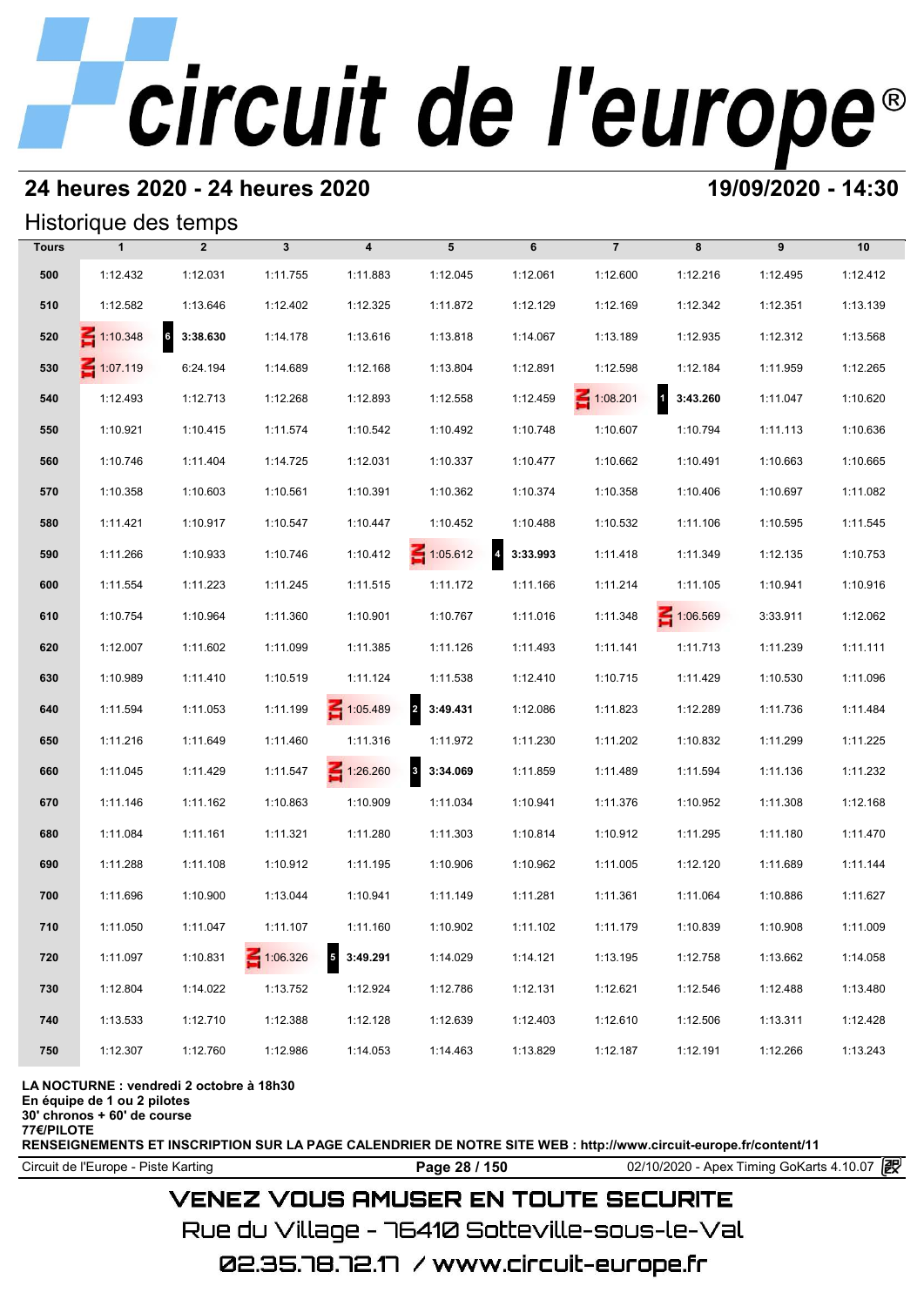# circuit de l'europe®

## 24 heures 2020 - 24 heures 2020

**19/09/2020 - 14:30**

### Historique des temps

| Tours | 1 | 2 | 3 | 4 | 5 | 6 | 7 | 8 | 9 | 10 |
|---|---|---|---|---|---|---|---|---|---|---|
| 500 | 1:12.432 | 1:12.031 | 1:11.755 | 1:11.883 | 1:12.045 | 1:12.061 | 1:12.600 | 1:12.216 | 1:12.495 | 1:12.412 |
| 510 | 1:12.582 | 1:13.646 | 1:12.402 | 1:12.325 | 1:11.872 | 1:12.129 | 1:12.169 | 1:12.342 | 1:12.351 | 1:13.139 |
| 520 | IN 1:10.348 | 6 **3:38.630** | 1:14.178 | 1:13.616 | 1:13.818 | 1:14.067 | 1:13.189 | 1:12.935 | 1:12.312 | 1:13.568 |
| 530 | IN 1:07.119 | 6:24.194 | 1:14.689 | 1:12.168 | 1:13.804 | 1:12.891 | 1:12.598 | 1:12.184 | 1:11.959 | 1:12.265 |
| 540 | 1:12.493 | 1:12.713 | 1:12.268 | 1:12.893 | 1:12.558 | 1:12.459 | IN 1:08.201 | 1 **3:43.260** | 1:11.047 | 1:10.620 |
| 550 | 1:10.921 | 1:10.415 | 1:11.574 | 1:10.542 | 1:10.492 | 1:10.748 | 1:10.607 | 1:10.794 | 1:11.113 | 1:10.636 |
| 560 | 1:10.746 | 1:11.404 | 1:14.725 | 1:12.031 | 1:10.337 | 1:10.477 | 1:10.662 | 1:10.491 | 1:10.663 | 1:10.665 |
| 570 | 1:10.358 | 1:10.603 | 1:10.561 | 1:10.391 | 1:10.362 | 1:10.374 | 1:10.358 | 1:10.406 | 1:10.697 | 1:11.082 |
| 580 | 1:11.421 | 1:10.917 | 1:10.547 | 1:10.447 | 1:10.452 | 1:10.488 | 1:10.532 | 1:11.106 | 1:10.595 | 1:11.545 |
| 590 | 1:11.266 | 1:10.933 | 1:10.746 | 1:10.412 | IN 1:05.612 | 4 **3:33.993** | 1:11.418 | 1:11.349 | 1:12.135 | 1:10.753 |
| 600 | 1:11.554 | 1:11.223 | 1:11.245 | 1:11.515 | 1:11.172 | 1:11.166 | 1:11.214 | 1:11.105 | 1:10.941 | 1:10.916 |
| 610 | 1:10.754 | 1:10.964 | 1:11.360 | 1:10.901 | 1:10.767 | 1:11.016 | 1:11.348 | IN 1:06.569 | 3:33.911 | 1:12.062 |
| 620 | 1:12.007 | 1:11.602 | 1:11.099 | 1:11.385 | 1:11.126 | 1:11.493 | 1:11.141 | 1:11.713 | 1:11.239 | 1:11.111 |
| 630 | 1:10.989 | 1:11.410 | 1:10.519 | 1:11.124 | 1:11.538 | 1:12.410 | 1:10.715 | 1:11.429 | 1:10.530 | 1:11.096 |
| 640 | 1:11.594 | 1:11.053 | 1:11.199 | IN 1:05.489 | 2 **3:49.431** | 1:12.086 | 1:11.823 | 1:12.289 | 1:11.736 | 1:11.484 |
| 650 | 1:11.216 | 1:11.649 | 1:11.460 | 1:11.316 | 1:11.972 | 1:11.230 | 1:11.202 | 1:10.832 | 1:11.299 | 1:11.225 |
| 660 | 1:11.045 | 1:11.429 | 1:11.547 | IN 1:26.260 | 3 **3:34.069** | 1:11.859 | 1:11.489 | 1:11.594 | 1:11.136 | 1:11.232 |
| 670 | 1:11.146 | 1:11.162 | 1:10.863 | 1:10.909 | 1:11.034 | 1:10.941 | 1:11.376 | 1:10.952 | 1:11.308 | 1:12.168 |
| 680 | 1:11.084 | 1:11.161 | 1:11.321 | 1:11.280 | 1:11.303 | 1:10.814 | 1:10.912 | 1:11.295 | 1:11.180 | 1:11.470 |
| 690 | 1:11.288 | 1:11.108 | 1:10.912 | 1:11.195 | 1:10.906 | 1:10.962 | 1:11.005 | 1:12.120 | 1:11.689 | 1:11.144 |
| 700 | 1:11.696 | 1:10.900 | 1:13.044 | 1:10.941 | 1:11.149 | 1:11.281 | 1:11.361 | 1:11.064 | 1:10.886 | 1:11.627 |
| 710 | 1:11.050 | 1:11.047 | 1:11.107 | 1:11.160 | 1:10.902 | 1:11.102 | 1:11.179 | 1:10.839 | 1:10.908 | 1:11.009 |
| 720 | 1:11.097 | 1:10.831 | IN 1:06.326 | 5 **3:49.291** | 1:14.029 | 1:14.121 | 1:13.195 | 1:12.758 | 1:13.662 | 1:14.058 |
| 730 | 1:12.804 | 1:14.022 | 1:13.752 | 1:12.924 | 1:12.786 | 1:12.131 | 1:12.621 | 1:12.546 | 1:12.488 | 1:13.480 |
| 740 | 1:13.533 | 1:12.710 | 1:12.388 | 1:12.128 | 1:12.639 | 1:12.403 | 1:12.610 | 1:12.506 | 1:13.311 | 1:12.428 |
| 750 | 1:12.307 | 1:12.760 | 1:12.986 | 1:14.053 | 1:14.463 | 1:13.829 | 1:12.187 | 1:12.191 | 1:12.266 | 1:13.243 |

**LA NOCTURNE : vendredi 2 octobre à 18h30**
**En équipe de 1 ou 2 pilotes**
**30' chronos + 60' de course**
**77€/PILOTE**
**RENSEIGNEMENTS ET INSCRIPTION SUR LA PAGE CALENDRIER DE NOTRE SITE WEB : http://www.circuit-europe.fr/content/11**

Circuit de l'Europe - Piste Karting | 02/10/2020 - Apex Timing GoKarts 4.10.07

VENEZ VOUS AMUSER EN TOUTE SECURITE
Rue du Village - 76410 Sotteville-sous-le-Val
02.35.78.72.17 / www.circuit-europe.fr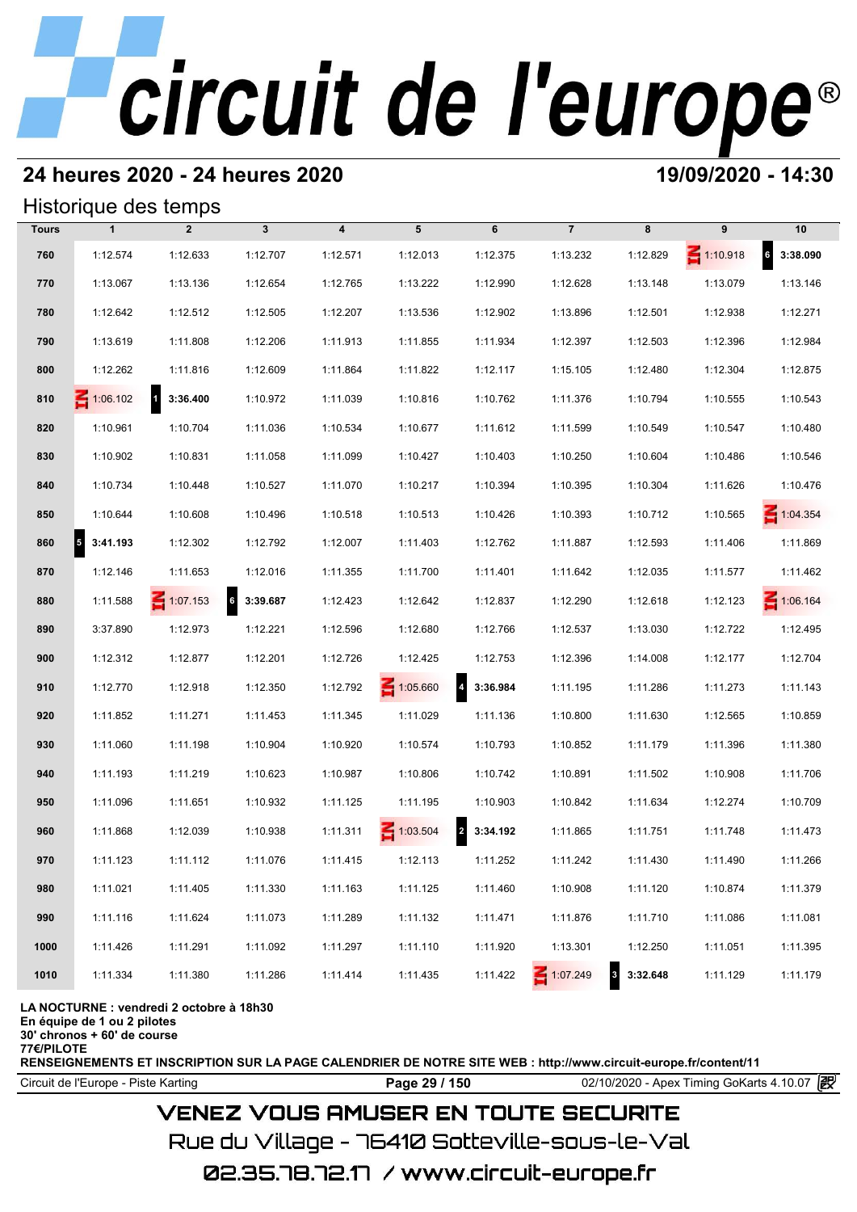# circuit de l'europe®

## 24 heures 2020 - 24 heures 2020

**19/09/2020 - 14:30**

### Historique des temps

| Tours | 1 | 2 | 3 | 4 | 5 | 6 | 7 | 8 | 9 | 10 |
|---|---|---|---|---|---|---|---|---|---|---|
| 760 | 1:12.574 | 1:12.633 | 1:12.707 | 1:12.571 | 1:12.013 | 1:12.375 | 1:13.232 | 1:12.829 | 1:10.918 | 6 **3:38.090** |
| 770 | 1:13.067 | 1:13.136 | 1:12.654 | 1:12.765 | 1:13.222 | 1:12.990 | 1:12.628 | 1:13.148 | 1:13.079 | 1:13.146 |
| 780 | 1:12.642 | 1:12.512 | 1:12.505 | 1:12.207 | 1:13.536 | 1:12.902 | 1:13.896 | 1:12.501 | 1:12.938 | 1:12.271 |
| 790 | 1:13.619 | 1:11.808 | 1:12.206 | 1:11.913 | 1:11.855 | 1:11.934 | 1:12.397 | 1:12.503 | 1:12.396 | 1:12.984 |
| 800 | 1:12.262 | 1:11.816 | 1:12.609 | 1:11.864 | 1:11.822 | 1:12.117 | 1:15.105 | 1:12.480 | 1:12.304 | 1:12.875 |
| 810 | 1:06.102 | 1 **3:36.400** | 1:10.972 | 1:11.039 | 1:10.816 | 1:10.762 | 1:11.376 | 1:10.794 | 1:10.555 | 1:10.543 |
| 820 | 1:10.961 | 1:10.704 | 1:11.036 | 1:10.534 | 1:10.677 | 1:11.612 | 1:11.599 | 1:10.549 | 1:10.547 | 1:10.480 |
| 830 | 1:10.902 | 1:10.831 | 1:11.058 | 1:11.099 | 1:10.427 | 1:10.403 | 1:10.250 | 1:10.604 | 1:10.486 | 1:10.546 |
| 840 | 1:10.734 | 1:10.448 | 1:10.527 | 1:11.070 | 1:10.217 | 1:10.394 | 1:10.395 | 1:10.304 | 1:11.626 | 1:10.476 |
| 850 | 1:10.644 | 1:10.608 | 1:10.496 | 1:10.518 | 1:10.513 | 1:10.426 | 1:10.393 | 1:10.712 | 1:10.565 | 1:04.354 |
| 860 | 5 **3:41.193** | 1:12.302 | 1:12.792 | 1:12.007 | 1:11.403 | 1:12.762 | 1:11.887 | 1:12.593 | 1:11.406 | 1:11.869 |
| 870 | 1:12.146 | 1:11.653 | 1:12.016 | 1:11.355 | 1:11.700 | 1:11.401 | 1:11.642 | 1:12.035 | 1:11.577 | 1:11.462 |
| 880 | 1:11.588 | 1:07.153 | 6 **3:39.687** | 1:12.423 | 1:12.642 | 1:12.837 | 1:12.290 | 1:12.618 | 1:12.123 | 1:06.164 |
| 890 | 3:37.890 | 1:12.973 | 1:12.221 | 1:12.596 | 1:12.680 | 1:12.766 | 1:12.537 | 1:13.030 | 1:12.722 | 1:12.495 |
| 900 | 1:12.312 | 1:12.877 | 1:12.201 | 1:12.726 | 1:12.425 | 1:12.753 | 1:12.396 | 1:14.008 | 1:12.177 | 1:12.704 |
| 910 | 1:12.770 | 1:12.918 | 1:12.350 | 1:12.792 | 1:05.660 | 4 **3:36.984** | 1:11.195 | 1:11.286 | 1:11.273 | 1:11.143 |
| 920 | 1:11.852 | 1:11.271 | 1:11.453 | 1:11.345 | 1:11.029 | 1:11.136 | 1:10.800 | 1:11.630 | 1:12.565 | 1:10.859 |
| 930 | 1:11.060 | 1:11.198 | 1:10.904 | 1:10.920 | 1:10.574 | 1:10.793 | 1:10.852 | 1:11.179 | 1:11.396 | 1:11.380 |
| 940 | 1:11.193 | 1:11.219 | 1:10.623 | 1:10.987 | 1:10.806 | 1:10.742 | 1:10.891 | 1:11.502 | 1:10.908 | 1:11.706 |
| 950 | 1:11.096 | 1:11.651 | 1:10.932 | 1:11.125 | 1:11.195 | 1:10.903 | 1:10.842 | 1:11.634 | 1:12.274 | 1:10.709 |
| 960 | 1:11.868 | 1:12.039 | 1:10.938 | 1:11.311 | 1:03.504 | 2 **3:34.192** | 1:11.865 | 1:11.751 | 1:11.748 | 1:11.473 |
| 970 | 1:11.123 | 1:11.112 | 1:11.076 | 1:11.415 | 1:12.113 | 1:11.252 | 1:11.242 | 1:11.430 | 1:11.490 | 1:11.266 |
| 980 | 1:11.021 | 1:11.405 | 1:11.330 | 1:11.163 | 1:11.125 | 1:11.460 | 1:10.908 | 1:11.120 | 1:10.874 | 1:11.379 |
| 990 | 1:11.116 | 1:11.624 | 1:11.073 | 1:11.289 | 1:11.132 | 1:11.471 | 1:11.876 | 1:11.710 | 1:11.086 | 1:11.081 |
| 1000 | 1:11.426 | 1:11.291 | 1:11.092 | 1:11.297 | 1:11.110 | 1:11.920 | 1:13.301 | 1:12.250 | 1:11.051 | 1:11.395 |
| 1010 | 1:11.334 | 1:11.380 | 1:11.286 | 1:11.414 | 1:11.435 | 1:11.422 | 1:07.249 | 3 **3:32.648** | 1:11.129 | 1:11.179 |

**LA NOCTURNE : vendredi 2 octobre à 18h30**
**En équipe de 1 ou 2 pilotes**
**30' chronos + 60' de course**
**77€/PILOTE**
**RENSEIGNEMENTS ET INSCRIPTION SUR LA PAGE CALENDRIER DE NOTRE SITE WEB : http://www.circuit-europe.fr/content/11**

Circuit de l'Europe - Piste Karting | 02/10/2020 - Apex Timing GoKarts 4.10.07

VENEZ VOUS AMUSER EN TOUTE SECURITE
Rue du Village - 76410 Sotteville-sous-le-Val
02.35.78.72.17 / www.circuit-europe.fr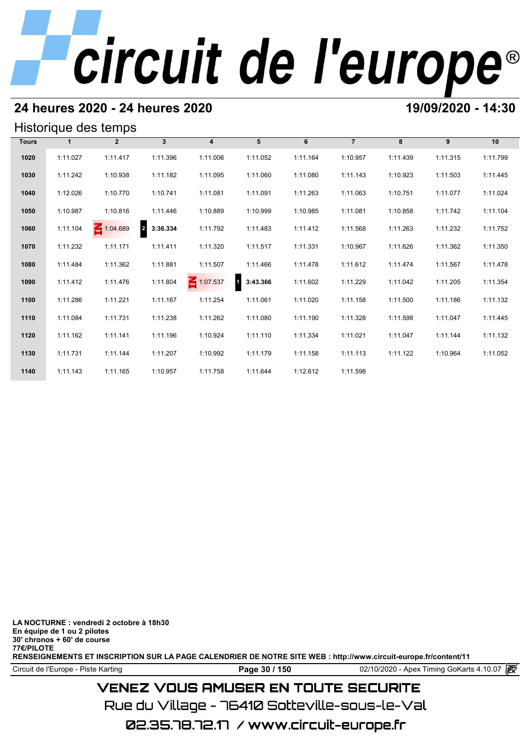## 24 heures 2020 - 24 heures 2020

**19/09/2020 - 14:30**

### Historique des temps

| Tours | 1 | 2 | 3 | 4 | 5 | 6 | 7 | 8 | 9 | 10 |
|---|---|---|---|---|---|---|---|---|---|---|
| 1020 | 1:11.027 | 1:11.417 | 1:11.396 | 1:11.006 | 1:11.052 | 1:11.164 | 1:10.957 | 1:11.439 | 1:11.315 | 1:11.799 |
| 1030 | 1:11.242 | 1:10.938 | 1:11.182 | 1:11.095 | 1:11.060 | 1:11.080 | 1:11.143 | 1:10.923 | 1:11.503 | 1:11.445 |
| 1040 | 1:12.026 | 1:10.770 | 1:10.741 | 1:11.081 | 1:11.091 | 1:11.263 | 1:11.063 | 1:10.751 | 1:11.077 | 1:11.024 |
| 1050 | 1:10.987 | 1:10.816 | 1:11.446 | 1:10.889 | 1:10.999 | 1:10.985 | 1:11.081 | 1:10.858 | 1:11.742 | 1:11.104 |
| 1060 | 1:11.104 | IN 1:04.689 | 2 **3:36.334** | 1:11.792 | 1:11.483 | 1:11.412 | 1:11.568 | 1:11.263 | 1:11.232 | 1:11.752 |
| 1070 | 1:11.232 | 1:11.171 | 1:11.411 | 1:11.320 | 1:11.517 | 1:11.331 | 1:10.967 | 1:11.626 | 1:11.362 | 1:11.350 |
| 1080 | 1:11.484 | 1:11.362 | 1:11.881 | 1:11.507 | 1:11.466 | 1:11.478 | 1:11.612 | 1:11.474 | 1:11.567 | 1:11.478 |
| 1090 | 1:11.412 | 1:11.476 | 1:11.804 | IN 1:07.537 | 1 **3:43.366** | 1:11.602 | 1:11.229 | 1:11.042 | 1:11.205 | 1:11.354 |
| 1100 | 1:11.286 | 1:11.221 | 1:11.167 | 1:11.254 | 1:11.061 | 1:11.020 | 1:11.158 | 1:11.500 | 1:11.186 | 1:11.132 |
| 1110 | 1:11.084 | 1:11.731 | 1:11.238 | 1:11.262 | 1:11.080 | 1:11.190 | 1:11.328 | 1:11.598 | 1:11.047 | 1:11.445 |
| 1120 | 1:11.162 | 1:11.141 | 1:11.196 | 1:10.924 | 1:11.110 | 1:11.334 | 1:11.021 | 1:11.047 | 1:11.144 | 1:11.132 |
| 1130 | 1:11.731 | 1:11.144 | 1:11.207 | 1:10.992 | 1:11.179 | 1:11.158 | 1:11.113 | 1:11.122 | 1:10.964 | 1:11.052 |
| 1140 | 1:11.143 | 1:11.165 | 1:10.957 | 1:11.758 | 1:11.644 | 1:12.612 | 1:11.598 | | | |

**LA NOCTURNE : vendredi 2 octobre à 18h30**
**En équipe de 1 ou 2 pilotes**
**30' chronos + 60' de course**
**77€/PILOTE**
**RENSEIGNEMENTS ET INSCRIPTION SUR LA PAGE CALENDRIER DE NOTRE SITE WEB : http://www.circuit-europe.fr/content/11**

Circuit de l'Europe - Piste Karting — 02/10/2020 - Apex Timing GoKarts 4.10.07

VENEZ VOUS AMUSER EN TOUTE SECURITE
Rue du Village - 76410 Sotteville-sous-le-Val
02.35.78.72.17 / www.circuit-europe.fr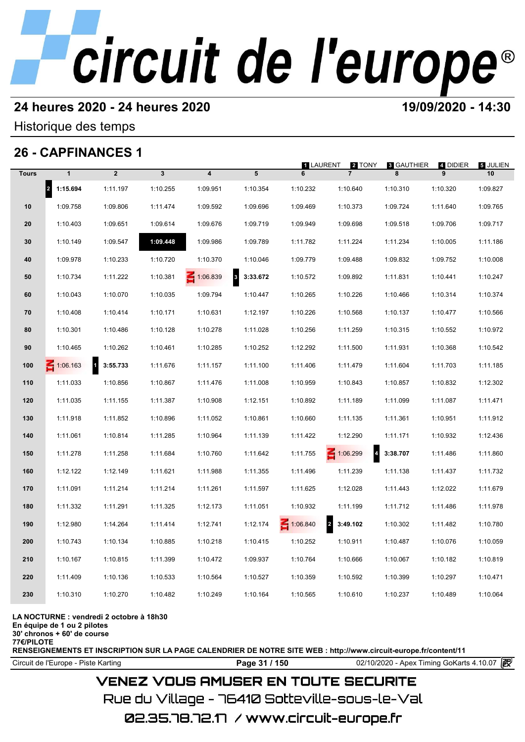# circuit de l'europe®

**24 heures 2020 - 24 heures 2020** **19/09/2020 - 14:30**

Historique des temps

## 26 - CAPFINANCES 1

1 LAURENT 2 TONY 3 GAUTHIER 4 DIDIER 5 JULIEN

| Tours | 1 | 2 | 3 | 4 | 5 | 6 | 7 | 8 | 9 | 10 |
|---|---|---|---|---|---|---|---|---|---|---|
| | 2 **1:15.694** | 1:11.197 | 1:10.255 | 1:09.951 | 1:10.354 | 1:10.232 | 1:10.640 | 1:10.310 | 1:10.320 | 1:09.827 |
| 10 | 1:09.758 | 1:09.806 | 1:11.474 | 1:09.592 | 1:09.696 | 1:09.469 | 1:10.373 | 1:09.724 | 1:11.640 | 1:09.765 |
| 20 | 1:10.403 | 1:09.651 | 1:09.614 | 1:09.676 | 1:09.719 | 1:09.949 | 1:09.698 | 1:09.518 | 1:09.706 | 1:09.717 |
| 30 | 1:10.149 | 1:09.547 | **1:09.448** | 1:09.986 | 1:09.789 | 1:11.782 | 1:11.224 | 1:11.234 | 1:10.005 | 1:11.186 |
| 40 | 1:09.978 | 1:10.233 | 1:10.720 | 1:10.370 | 1:10.046 | 1:09.779 | 1:09.488 | 1:09.832 | 1:09.752 | 1:10.008 |
| 50 | 1:10.734 | 1:11.222 | 1:10.381 | IN 1:06.839 | 3 **3:33.672** | 1:10.572 | 1:09.892 | 1:11.831 | 1:10.441 | 1:10.247 |
| 60 | 1:10.043 | 1:10.070 | 1:10.035 | 1:09.794 | 1:10.447 | 1:10.265 | 1:10.226 | 1:10.466 | 1:10.314 | 1:10.374 |
| 70 | 1:10.408 | 1:10.414 | 1:10.171 | 1:10.631 | 1:12.197 | 1:10.226 | 1:10.568 | 1:10.137 | 1:10.477 | 1:10.566 |
| 80 | 1:10.301 | 1:10.486 | 1:10.128 | 1:10.278 | 1:11.028 | 1:10.256 | 1:11.259 | 1:10.315 | 1:10.552 | 1:10.972 |
| 90 | 1:10.465 | 1:10.262 | 1:10.461 | 1:10.285 | 1:10.252 | 1:12.292 | 1:11.500 | 1:11.931 | 1:10.368 | 1:10.542 |
| 100 | IN 1:06.163 | 1 **3:55.733** | 1:11.676 | 1:11.157 | 1:11.100 | 1:11.406 | 1:11.479 | 1:11.604 | 1:11.703 | 1:11.185 |
| 110 | 1:11.033 | 1:10.856 | 1:10.867 | 1:11.476 | 1:11.008 | 1:10.959 | 1:10.843 | 1:10.857 | 1:10.832 | 1:12.302 |
| 120 | 1:11.035 | 1:11.155 | 1:11.387 | 1:10.908 | 1:12.151 | 1:10.892 | 1:11.189 | 1:11.099 | 1:11.087 | 1:11.471 |
| 130 | 1:11.918 | 1:11.852 | 1:10.896 | 1:11.052 | 1:10.861 | 1:10.660 | 1:11.135 | 1:11.361 | 1:10.951 | 1:11.912 |
| 140 | 1:11.061 | 1:10.814 | 1:11.285 | 1:10.964 | 1:11.139 | 1:11.422 | 1:12.290 | 1:11.171 | 1:10.932 | 1:12.436 |
| 150 | 1:11.278 | 1:11.258 | 1:11.684 | 1:10.760 | 1:11.642 | 1:11.755 | IN 1:06.299 | 4 **3:38.707** | 1:11.486 | 1:11.860 |
| 160 | 1:12.122 | 1:12.149 | 1:11.621 | 1:11.988 | 1:11.355 | 1:11.496 | 1:11.239 | 1:11.138 | 1:11.437 | 1:11.732 |
| 170 | 1:11.091 | 1:11.214 | 1:11.214 | 1:11.261 | 1:11.597 | 1:11.625 | 1:12.028 | 1:11.443 | 1:12.022 | 1:11.679 |
| 180 | 1:11.332 | 1:11.291 | 1:11.325 | 1:12.173 | 1:11.051 | 1:10.932 | 1:11.199 | 1:11.712 | 1:11.486 | 1:11.978 |
| 190 | 1:12.980 | 1:14.264 | 1:11.414 | 1:12.741 | 1:12.174 | IN 1:06.840 | 2 **3:49.102** | 1:10.302 | 1:11.482 | 1:10.780 |
| 200 | 1:10.743 | 1:10.134 | 1:10.885 | 1:10.218 | 1:10.415 | 1:10.252 | 1:10.911 | 1:10.487 | 1:10.076 | 1:10.059 |
| 210 | 1:10.167 | 1:10.815 | 1:11.399 | 1:10.472 | 1:09.937 | 1:10.764 | 1:10.666 | 1:10.067 | 1:10.182 | 1:10.819 |
| 220 | 1:11.409 | 1:10.136 | 1:10.533 | 1:10.564 | 1:10.527 | 1:10.359 | 1:10.592 | 1:10.399 | 1:10.297 | 1:10.471 |
| 230 | 1:10.310 | 1:10.270 | 1:10.482 | 1:10.249 | 1:10.164 | 1:10.565 | 1:10.610 | 1:10.237 | 1:10.489 | 1:10.064 |

**LA NOCTURNE : vendredi 2 octobre à 18h30**
**En équipe de 1 ou 2 pilotes**
**30' chronos + 60' de course**
**77€/PILOTE**
**RENSEIGNEMENTS ET INSCRIPTION SUR LA PAGE CALENDRIER DE NOTRE SITE WEB : http://www.circuit-europe.fr/content/11**

Circuit de l'Europe - Piste Karting | 02/10/2020 - Apex Timing GoKarts 4.10.07

VENEZ VOUS AMUSER EN TOUTE SECURITE
Rue du Village - 76410 Sotteville-sous-le-Val
02.35.78.72.17 / www.circuit-europe.fr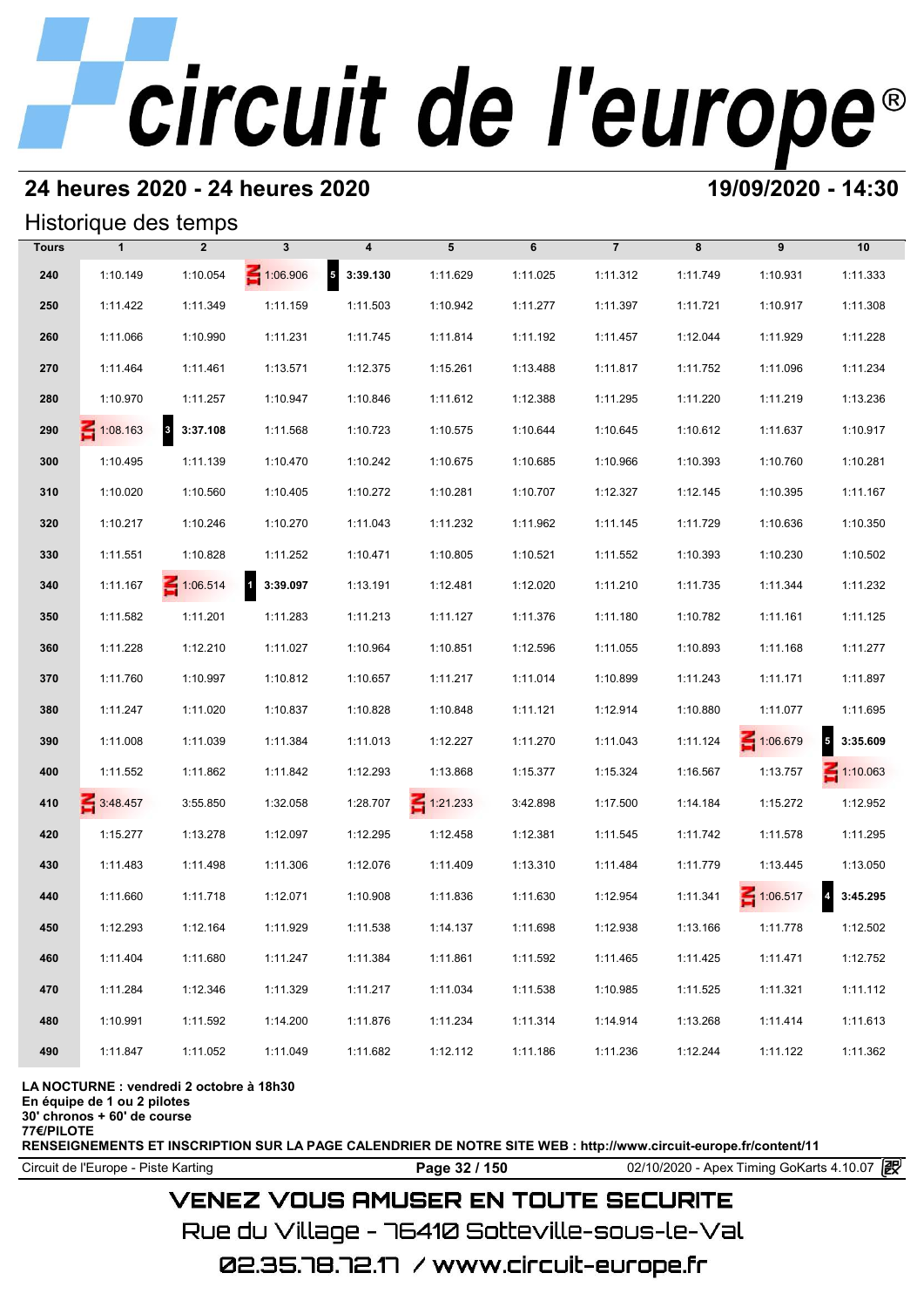# circuit de l'europe®

## 24 heures 2020 - 24 heures 2020

**19/09/2020 - 14:30**

### Historique des temps

| Tours | 1 | 2 | 3 | 4 | 5 | 6 | 7 | 8 | 9 | 10 |
|---|---|---|---|---|---|---|---|---|---|---|
| 240 | 1:10.149 | 1:10.054 | 1:06.906 | 5 3:39.130 | 1:11.629 | 1:11.025 | 1:11.312 | 1:11.749 | 1:10.931 | 1:11.333 |
| 250 | 1:11.422 | 1:11.349 | 1:11.159 | 1:11.503 | 1:10.942 | 1:11.277 | 1:11.397 | 1:11.721 | 1:10.917 | 1:11.308 |
| 260 | 1:11.066 | 1:10.990 | 1:11.231 | 1:11.745 | 1:11.814 | 1:11.192 | 1:11.457 | 1:12.044 | 1:11.929 | 1:11.228 |
| 270 | 1:11.464 | 1:11.461 | 1:13.571 | 1:12.375 | 1:15.261 | 1:13.488 | 1:11.817 | 1:11.752 | 1:11.096 | 1:11.234 |
| 280 | 1:10.970 | 1:11.257 | 1:10.947 | 1:10.846 | 1:11.612 | 1:12.388 | 1:11.295 | 1:11.220 | 1:11.219 | 1:13.236 |
| 290 | 1:08.163 | 3 3:37.108 | 1:11.568 | 1:10.723 | 1:10.575 | 1:10.644 | 1:10.645 | 1:10.612 | 1:11.637 | 1:10.917 |
| 300 | 1:10.495 | 1:11.139 | 1:10.470 | 1:10.242 | 1:10.675 | 1:10.685 | 1:10.966 | 1:10.393 | 1:10.760 | 1:10.281 |
| 310 | 1:10.020 | 1:10.560 | 1:10.405 | 1:10.272 | 1:10.281 | 1:10.707 | 1:12.327 | 1:12.145 | 1:10.395 | 1:11.167 |
| 320 | 1:10.217 | 1:10.246 | 1:10.270 | 1:11.043 | 1:11.232 | 1:11.962 | 1:11.145 | 1:11.729 | 1:10.636 | 1:10.350 |
| 330 | 1:11.551 | 1:10.828 | 1:11.252 | 1:10.471 | 1:10.805 | 1:10.521 | 1:11.552 | 1:10.393 | 1:10.230 | 1:10.502 |
| 340 | 1:11.167 | 1:06.514 | 1 3:39.097 | 1:13.191 | 1:12.481 | 1:12.020 | 1:11.210 | 1:11.735 | 1:11.344 | 1:11.232 |
| 350 | 1:11.582 | 1:11.201 | 1:11.283 | 1:11.213 | 1:11.127 | 1:11.376 | 1:11.180 | 1:10.782 | 1:11.161 | 1:11.125 |
| 360 | 1:11.228 | 1:12.210 | 1:11.027 | 1:10.964 | 1:10.851 | 1:12.596 | 1:11.055 | 1:10.893 | 1:11.168 | 1:11.277 |
| 370 | 1:11.760 | 1:10.997 | 1:10.812 | 1:10.657 | 1:11.217 | 1:11.014 | 1:10.899 | 1:11.243 | 1:11.171 | 1:11.897 |
| 380 | 1:11.247 | 1:11.020 | 1:10.837 | 1:10.828 | 1:10.848 | 1:11.121 | 1:12.914 | 1:10.880 | 1:11.077 | 1:11.695 |
| 390 | 1:11.008 | 1:11.039 | 1:11.384 | 1:11.013 | 1:12.227 | 1:11.270 | 1:11.043 | 1:11.124 | 1:06.679 | 5 3:35.609 |
| 400 | 1:11.552 | 1:11.862 | 1:11.842 | 1:12.293 | 1:13.868 | 1:15.377 | 1:15.324 | 1:16.567 | 1:13.757 | 1:10.063 |
| 410 | 3:48.457 | 3:55.850 | 1:32.058 | 1:28.707 | 1:21.233 | 3:42.898 | 1:17.500 | 1:14.184 | 1:15.272 | 1:12.952 |
| 420 | 1:15.277 | 1:13.278 | 1:12.097 | 1:12.295 | 1:12.458 | 1:12.381 | 1:11.545 | 1:11.742 | 1:11.578 | 1:11.295 |
| 430 | 1:11.483 | 1:11.498 | 1:11.306 | 1:12.076 | 1:11.409 | 1:13.310 | 1:11.484 | 1:11.779 | 1:13.445 | 1:13.050 |
| 440 | 1:11.660 | 1:11.718 | 1:12.071 | 1:10.908 | 1:11.836 | 1:11.630 | 1:12.954 | 1:11.341 | 1:06.517 | 4 3:45.295 |
| 450 | 1:12.293 | 1:12.164 | 1:11.929 | 1:11.538 | 1:14.137 | 1:11.698 | 1:12.938 | 1:13.166 | 1:11.778 | 1:12.502 |
| 460 | 1:11.404 | 1:11.680 | 1:11.247 | 1:11.384 | 1:11.861 | 1:11.592 | 1:11.465 | 1:11.425 | 1:11.471 | 1:12.752 |
| 470 | 1:11.284 | 1:12.346 | 1:11.329 | 1:11.217 | 1:11.034 | 1:11.538 | 1:10.985 | 1:11.525 | 1:11.321 | 1:11.112 |
| 480 | 1:10.991 | 1:11.592 | 1:14.200 | 1:11.876 | 1:11.234 | 1:11.314 | 1:14.914 | 1:13.268 | 1:11.414 | 1:11.613 |
| 490 | 1:11.847 | 1:11.052 | 1:11.049 | 1:11.682 | 1:12.112 | 1:11.186 | 1:11.236 | 1:12.244 | 1:11.122 | 1:11.362 |

**LA NOCTURNE : vendredi 2 octobre à 18h30**
**En équipe de 1 ou 2 pilotes**
**30' chronos + 60' de course**
**77€/PILOTE**
**RENSEIGNEMENTS ET INSCRIPTION SUR LA PAGE CALENDRIER DE NOTRE SITE WEB : http://www.circuit-europe.fr/content/11**

Circuit de l'Europe - Piste Karting | 02/10/2020 - Apex Timing GoKarts 4.10.07

VENEZ VOUS AMUSER EN TOUTE SECURITE
Rue du Village - 76410 Sotteville-sous-le-Val
02.35.78.72.17 / www.circuit-europe.fr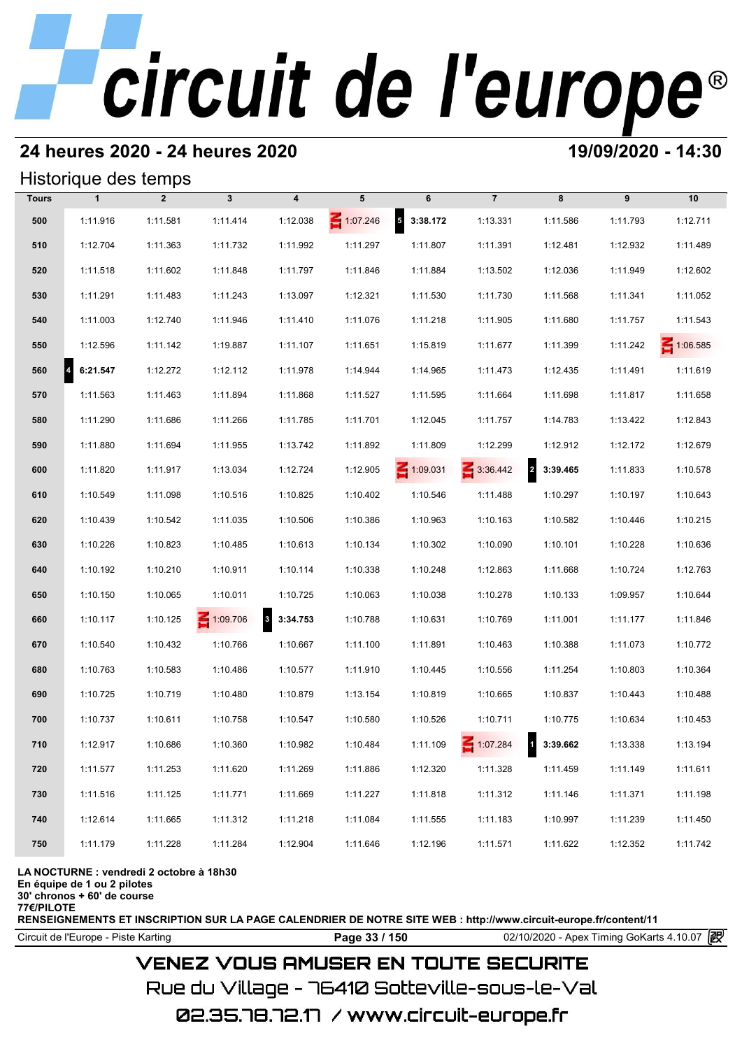## 24 heures 2020 - 24 heures 2020

## 19/09/2020 - 14:30

### Historique des temps

| Tours | 1 | 2 | 3 | 4 | 5 | 6 | 7 | 8 | 9 | 10 |
|---|---|---|---|---|---|---|---|---|---|---|
| 500 | 1:11.916 | 1:11.581 | 1:11.414 | 1:12.038 | 1:07.246 | 5 3:38.172 | 1:13.331 | 1:11.586 | 1:11.793 | 1:12.711 |
| 510 | 1:12.704 | 1:11.363 | 1:11.732 | 1:11.992 | 1:11.297 | 1:11.807 | 1:11.391 | 1:12.481 | 1:12.932 | 1:11.489 |
| 520 | 1:11.518 | 1:11.602 | 1:11.848 | 1:11.797 | 1:11.846 | 1:11.884 | 1:13.502 | 1:12.036 | 1:11.949 | 1:12.602 |
| 530 | 1:11.291 | 1:11.483 | 1:11.243 | 1:13.097 | 1:12.321 | 1:11.530 | 1:11.730 | 1:11.568 | 1:11.341 | 1:11.052 |
| 540 | 1:11.003 | 1:12.740 | 1:11.946 | 1:11.410 | 1:11.076 | 1:11.218 | 1:11.905 | 1:11.680 | 1:11.757 | 1:11.543 |
| 550 | 1:12.596 | 1:11.142 | 1:19.887 | 1:11.107 | 1:11.651 | 1:15.819 | 1:11.677 | 1:11.399 | 1:11.242 | 1:06.585 |
| 560 | 4 6:21.547 | 1:12.272 | 1:12.112 | 1:11.978 | 1:14.944 | 1:14.965 | 1:11.473 | 1:12.435 | 1:11.491 | 1:11.619 |
| 570 | 1:11.563 | 1:11.463 | 1:11.894 | 1:11.868 | 1:11.527 | 1:11.595 | 1:11.664 | 1:11.698 | 1:11.817 | 1:11.658 |
| 580 | 1:11.290 | 1:11.686 | 1:11.266 | 1:11.785 | 1:11.701 | 1:12.045 | 1:11.757 | 1:14.783 | 1:13.422 | 1:12.843 |
| 590 | 1:11.880 | 1:11.694 | 1:11.955 | 1:13.742 | 1:11.892 | 1:11.809 | 1:12.299 | 1:12.912 | 1:12.172 | 1:12.679 |
| 600 | 1:11.820 | 1:11.917 | 1:13.034 | 1:12.724 | 1:12.905 | 1:09.031 | 3:36.442 | 2 3:39.465 | 1:11.833 | 1:10.578 |
| 610 | 1:10.549 | 1:11.098 | 1:10.516 | 1:10.825 | 1:10.402 | 1:10.546 | 1:11.488 | 1:10.297 | 1:10.197 | 1:10.643 |
| 620 | 1:10.439 | 1:10.542 | 1:11.035 | 1:10.506 | 1:10.386 | 1:10.963 | 1:10.163 | 1:10.582 | 1:10.446 | 1:10.215 |
| 630 | 1:10.226 | 1:10.823 | 1:10.485 | 1:10.613 | 1:10.134 | 1:10.302 | 1:10.090 | 1:10.101 | 1:10.228 | 1:10.636 |
| 640 | 1:10.192 | 1:10.210 | 1:10.911 | 1:10.114 | 1:10.338 | 1:10.248 | 1:12.863 | 1:11.668 | 1:10.724 | 1:12.763 |
| 650 | 1:10.150 | 1:10.065 | 1:10.011 | 1:10.725 | 1:10.063 | 1:10.038 | 1:10.278 | 1:10.133 | 1:09.957 | 1:10.644 |
| 660 | 1:10.117 | 1:10.125 | 1:09.706 | 3 3:34.753 | 1:10.788 | 1:10.631 | 1:10.769 | 1:11.001 | 1:11.177 | 1:11.846 |
| 670 | 1:10.540 | 1:10.432 | 1:10.766 | 1:10.667 | 1:11.100 | 1:11.891 | 1:10.463 | 1:10.388 | 1:11.073 | 1:10.772 |
| 680 | 1:10.763 | 1:10.583 | 1:10.486 | 1:10.577 | 1:11.910 | 1:10.445 | 1:10.556 | 1:11.254 | 1:10.803 | 1:10.364 |
| 690 | 1:10.725 | 1:10.719 | 1:10.480 | 1:10.879 | 1:13.154 | 1:10.819 | 1:10.665 | 1:10.837 | 1:10.443 | 1:10.488 |
| 700 | 1:10.737 | 1:10.611 | 1:10.758 | 1:10.547 | 1:10.580 | 1:10.526 | 1:10.711 | 1:10.775 | 1:10.634 | 1:10.453 |
| 710 | 1:12.917 | 1:10.686 | 1:10.360 | 1:10.982 | 1:10.484 | 1:11.109 | 1:07.284 | 1 3:39.662 | 1:13.338 | 1:13.194 |
| 720 | 1:11.577 | 1:11.253 | 1:11.620 | 1:11.269 | 1:11.886 | 1:12.320 | 1:11.328 | 1:11.459 | 1:11.149 | 1:11.611 |
| 730 | 1:11.516 | 1:11.125 | 1:11.771 | 1:11.669 | 1:11.227 | 1:11.818 | 1:11.312 | 1:11.146 | 1:11.371 | 1:11.198 |
| 740 | 1:12.614 | 1:11.665 | 1:11.312 | 1:11.218 | 1:11.084 | 1:11.555 | 1:11.183 | 1:10.997 | 1:11.239 | 1:11.450 |
| 750 | 1:11.179 | 1:11.228 | 1:11.284 | 1:12.904 | 1:11.646 | 1:12.196 | 1:11.571 | 1:11.622 | 1:12.352 | 1:11.742 |

**LA NOCTURNE : vendredi 2 octobre à 18h30**
**En équipe de 1 ou 2 pilotes**
**30' chronos + 60' de course**
**77€/PILOTE**
**RENSEIGNEMENTS ET INSCRIPTION SUR LA PAGE CALENDRIER DE NOTRE SITE WEB : http://www.circuit-europe.fr/content/11**

Circuit de l'Europe - Piste Karting — 02/10/2020 - Apex Timing GoKarts 4.10.07

VENEZ VOUS AMUSER EN TOUTE SECURITE

Rue du Village - 76410 Sotteville-sous-le-Val

02.35.78.72.17 / www.circuit-europe.fr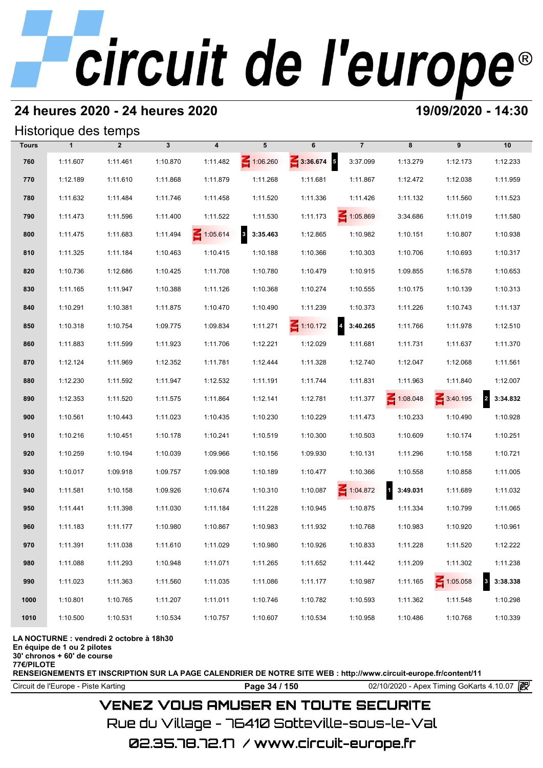# circuit de l'europe®

## 24 heures 2020 - 24 heures 2020

**19/09/2020 - 14:30**

### Historique des temps

| Tours | 1 | 2 | 3 | 4 | 5 | 6 | 7 | 8 | 9 | 10 |
|---|---|---|---|---|---|---|---|---|---|---|
| 760 | 1:11.607 | 1:11.461 | 1:10.870 | 1:11.482 | IN 1:06.260 | IN 3:36.674 5 | 3:37.099 | 1:13.279 | 1:12.173 | 1:12.233 |
| 770 | 1:12.189 | 1:11.610 | 1:11.868 | 1:11.879 | 1:11.268 | 1:11.681 | 1:11.867 | 1:12.472 | 1:12.038 | 1:11.959 |
| 780 | 1:11.632 | 1:11.484 | 1:11.746 | 1:11.458 | 1:11.520 | 1:11.336 | 1:11.426 | 1:11.132 | 1:11.560 | 1:11.523 |
| 790 | 1:11.473 | 1:11.596 | 1:11.400 | 1:11.522 | 1:11.530 | 1:11.173 | IN 1:05.869 | 3:34.686 | 1:11.019 | 1:11.580 |
| 800 | 1:11.475 | 1:11.683 | 1:11.494 | IN 1:05.614 | 3 3:35.463 | 1:12.865 | 1:10.982 | 1:10.151 | 1:10.807 | 1:10.938 |
| 810 | 1:11.325 | 1:11.184 | 1:10.463 | 1:10.415 | 1:10.188 | 1:10.366 | 1:10.303 | 1:10.706 | 1:10.693 | 1:10.317 |
| 820 | 1:10.736 | 1:12.686 | 1:10.425 | 1:11.708 | 1:10.780 | 1:10.479 | 1:10.915 | 1:09.855 | 1:16.578 | 1:10.653 |
| 830 | 1:11.165 | 1:11.947 | 1:10.388 | 1:11.126 | 1:10.368 | 1:10.274 | 1:10.555 | 1:10.175 | 1:10.139 | 1:10.313 |
| 840 | 1:10.291 | 1:10.381 | 1:11.875 | 1:10.470 | 1:10.490 | 1:11.239 | 1:10.373 | 1:11.226 | 1:10.743 | 1:11.137 |
| 850 | 1:10.318 | 1:10.754 | 1:09.775 | 1:09.834 | 1:11.271 | IN 1:10.172 | 4 3:40.265 | 1:11.766 | 1:11.978 | 1:12.510 |
| 860 | 1:11.883 | 1:11.599 | 1:11.923 | 1:11.706 | 1:12.221 | 1:12.029 | 1:11.681 | 1:11.731 | 1:11.637 | 1:11.370 |
| 870 | 1:12.124 | 1:11.969 | 1:12.352 | 1:11.781 | 1:12.444 | 1:11.328 | 1:12.740 | 1:12.047 | 1:12.068 | 1:11.561 |
| 880 | 1:12.230 | 1:11.592 | 1:11.947 | 1:12.532 | 1:11.191 | 1:11.744 | 1:11.831 | 1:11.963 | 1:11.840 | 1:12.007 |
| 890 | 1:12.353 | 1:11.520 | 1:11.575 | 1:11.864 | 1:12.141 | 1:12.781 | 1:11.377 | IN 1:08.048 | IN 3:40.195 | 2 3:34.832 |
| 900 | 1:10.561 | 1:10.443 | 1:11.023 | 1:10.435 | 1:10.230 | 1:10.229 | 1:11.473 | 1:10.233 | 1:10.490 | 1:10.928 |
| 910 | 1:10.216 | 1:10.451 | 1:10.178 | 1:10.241 | 1:10.519 | 1:10.300 | 1:10.503 | 1:10.609 | 1:10.174 | 1:10.251 |
| 920 | 1:10.259 | 1:10.194 | 1:10.039 | 1:09.966 | 1:10.156 | 1:09.930 | 1:10.131 | 1:11.296 | 1:10.158 | 1:10.721 |
| 930 | 1:10.017 | 1:09.918 | 1:09.757 | 1:09.908 | 1:10.189 | 1:10.477 | 1:10.366 | 1:10.558 | 1:10.858 | 1:11.005 |
| 940 | 1:11.581 | 1:10.158 | 1:09.926 | 1:10.674 | 1:10.310 | 1:10.087 | IN 1:04.872 | 1 3:49.031 | 1:11.689 | 1:11.032 |
| 950 | 1:11.441 | 1:11.398 | 1:11.030 | 1:11.184 | 1:11.228 | 1:10.945 | 1:10.875 | 1:11.334 | 1:10.799 | 1:11.065 |
| 960 | 1:11.183 | 1:11.177 | 1:10.980 | 1:10.867 | 1:10.983 | 1:11.932 | 1:10.768 | 1:10.983 | 1:10.920 | 1:10.961 |
| 970 | 1:11.391 | 1:11.038 | 1:11.610 | 1:11.029 | 1:10.980 | 1:10.926 | 1:10.833 | 1:11.228 | 1:11.520 | 1:12.222 |
| 980 | 1:11.088 | 1:11.293 | 1:10.948 | 1:11.071 | 1:11.265 | 1:11.652 | 1:11.442 | 1:11.209 | 1:11.302 | 1:11.238 |
| 990 | 1:11.023 | 1:11.363 | 1:11.560 | 1:11.035 | 1:11.086 | 1:11.177 | 1:10.987 | 1:11.165 | IN 1:05.058 | 3 3:38.338 |
| 1000 | 1:10.801 | 1:10.765 | 1:11.207 | 1:11.011 | 1:10.746 | 1:10.782 | 1:10.593 | 1:11.362 | 1:11.548 | 1:10.298 |
| 1010 | 1:10.500 | 1:10.531 | 1:10.534 | 1:10.757 | 1:10.607 | 1:10.534 | 1:10.958 | 1:10.486 | 1:10.768 | 1:10.339 |

**LA NOCTURNE : vendredi 2 octobre à 18h30**
**En équipe de 1 ou 2 pilotes**
**30' chronos + 60' de course**
**77€/PILOTE**
**RENSEIGNEMENTS ET INSCRIPTION SUR LA PAGE CALENDRIER DE NOTRE SITE WEB : http://www.circuit-europe.fr/content/11**

Circuit de l'Europe - Piste Karting | 02/10/2020 - Apex Timing GoKarts 4.10.07

VENEZ VOUS AMUSER EN TOUTE SECURITE
Rue du Village - 76410 Sotteville-sous-le-Val
02.35.78.72.17 / www.circuit-europe.fr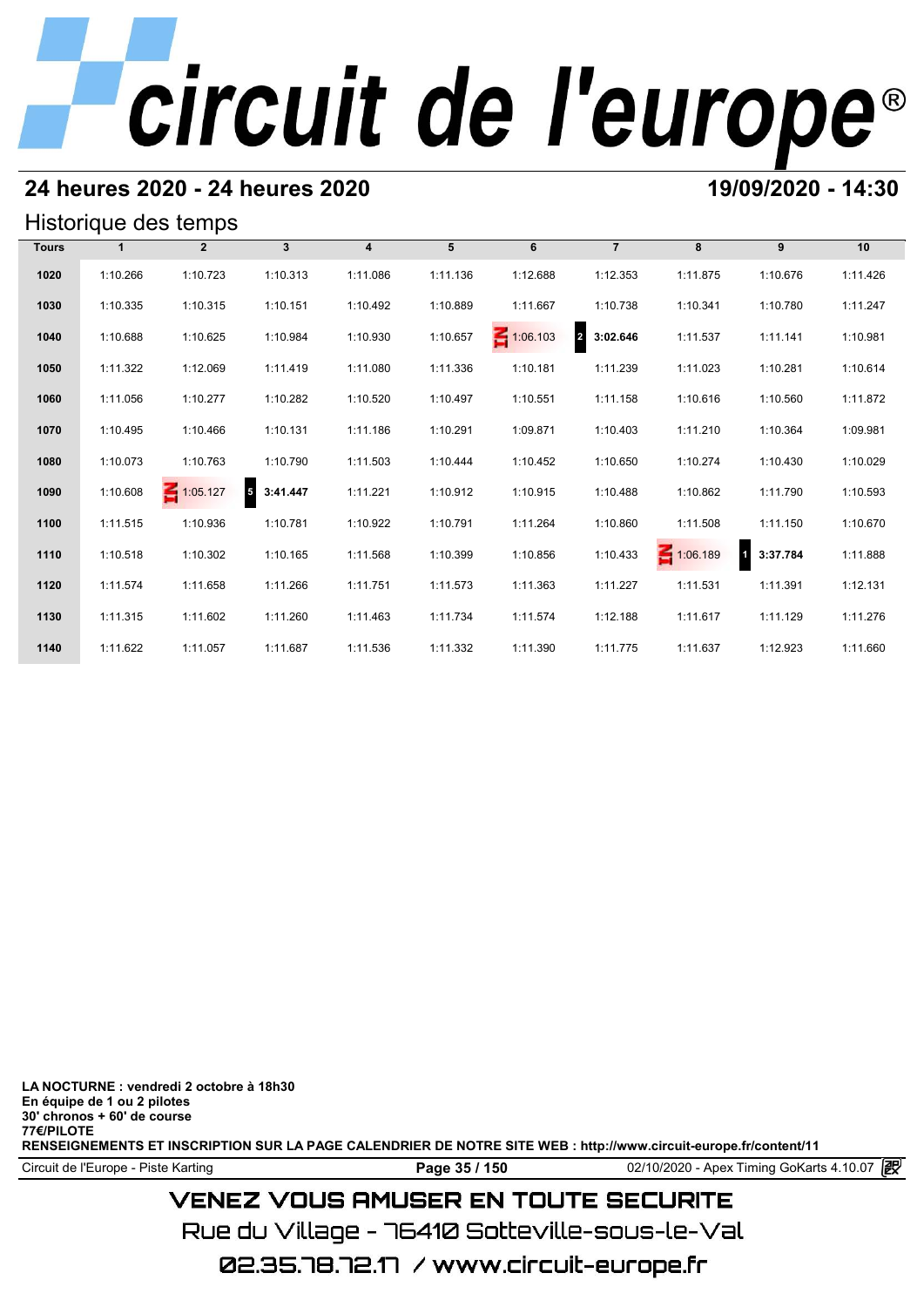## 24 heures 2020 - 24 heures 2020

## 19/09/2020 - 14:30

### Historique des temps

| Tours | 1 | 2 | 3 | 4 | 5 | 6 | 7 | 8 | 9 | 10 |
|---|---|---|---|---|---|---|---|---|---|---|
| 1020 | 1:10.266 | 1:10.723 | 1:10.313 | 1:11.086 | 1:11.136 | 1:12.688 | 1:12.353 | 1:11.875 | 1:10.676 | 1:11.426 |
| 1030 | 1:10.335 | 1:10.315 | 1:10.151 | 1:10.492 | 1:10.889 | 1:11.667 | 1:10.738 | 1:10.341 | 1:10.780 | 1:11.247 |
| 1040 | 1:10.688 | 1:10.625 | 1:10.984 | 1:10.930 | 1:10.657 | IN 1:06.103 | 2 **3:02.646** | 1:11.537 | 1:11.141 | 1:10.981 |
| 1050 | 1:11.322 | 1:12.069 | 1:11.419 | 1:11.080 | 1:11.336 | 1:10.181 | 1:11.239 | 1:11.023 | 1:10.281 | 1:10.614 |
| 1060 | 1:11.056 | 1:10.277 | 1:10.282 | 1:10.520 | 1:10.497 | 1:10.551 | 1:11.158 | 1:10.616 | 1:10.560 | 1:11.872 |
| 1070 | 1:10.495 | 1:10.466 | 1:10.131 | 1:11.186 | 1:10.291 | 1:09.871 | 1:10.403 | 1:11.210 | 1:10.364 | 1:09.981 |
| 1080 | 1:10.073 | 1:10.763 | 1:10.790 | 1:11.503 | 1:10.444 | 1:10.452 | 1:10.650 | 1:10.274 | 1:10.430 | 1:10.029 |
| 1090 | 1:10.608 | IN 1:05.127 | 5 **3:41.447** | 1:11.221 | 1:10.912 | 1:10.915 | 1:10.488 | 1:10.862 | 1:11.790 | 1:10.593 |
| 1100 | 1:11.515 | 1:10.936 | 1:10.781 | 1:10.922 | 1:10.791 | 1:11.264 | 1:10.860 | 1:11.508 | 1:11.150 | 1:10.670 |
| 1110 | 1:10.518 | 1:10.302 | 1:10.165 | 1:11.568 | 1:10.399 | 1:10.856 | 1:10.433 | IN 1:06.189 | 1 **3:37.784** | 1:11.888 |
| 1120 | 1:11.574 | 1:11.658 | 1:11.266 | 1:11.751 | 1:11.573 | 1:11.363 | 1:11.227 | 1:11.531 | 1:11.391 | 1:12.131 |
| 1130 | 1:11.315 | 1:11.602 | 1:11.260 | 1:11.463 | 1:11.734 | 1:11.574 | 1:12.188 | 1:11.617 | 1:11.129 | 1:11.276 |
| 1140 | 1:11.622 | 1:11.057 | 1:11.687 | 1:11.536 | 1:11.332 | 1:11.390 | 1:11.775 | 1:11.637 | 1:12.923 | 1:11.660 |

**LA NOCTURNE : vendredi 2 octobre à 18h30**
**En équipe de 1 ou 2 pilotes**
**30' chronos + 60' de course**
**77€/PILOTE**
**RENSEIGNEMENTS ET INSCRIPTION SUR LA PAGE CALENDRIER DE NOTRE SITE WEB : http://www.circuit-europe.fr/content/11**

VENEZ VOUS AMUSER EN TOUTE SECURITE
Rue du Village - 76410 Sotteville-sous-le-Val
02.35.78.72.17 / www.circuit-europe.fr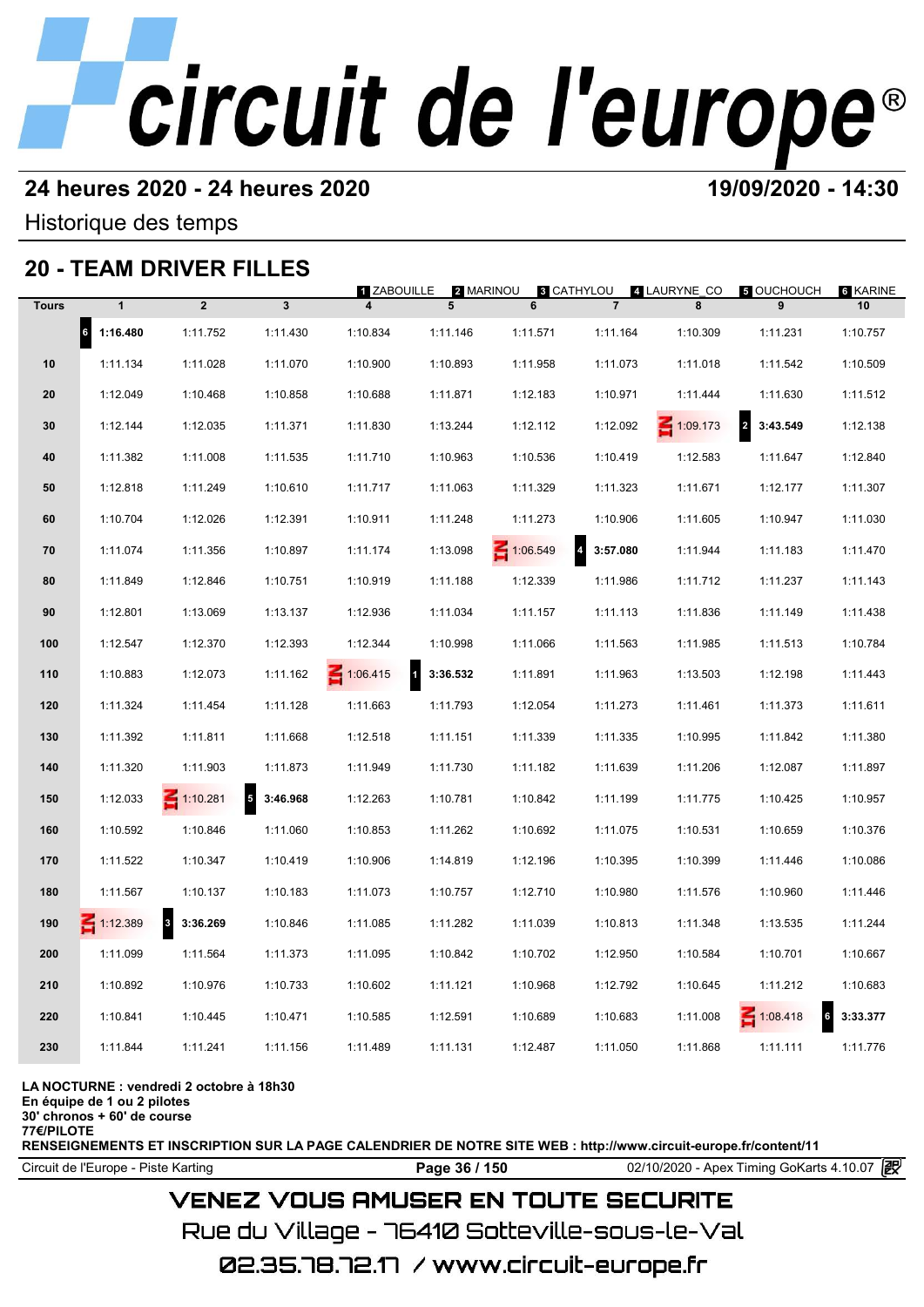# circuit de l'europe®

**24 heures 2020 - 24 heures 2020** **19/09/2020 - 14:30**

Historique des temps

## 20 - TEAM DRIVER FILLES

1 ZABOUILLE, 2 MARINOU, 3 CATHYLOU, 4 LAURYNE_CO, 5 OUCHOUCH, 6 KARINE

| Tours | 1 | 2 | 3 | 4 | 5 | 6 | 7 | 8 | 9 | 10 |
|---|---|---|---|---|---|---|---|---|---|---|
| | 6 **1:16.480** | 1:11.752 | 1:11.430 | 1:10.834 | 1:11.146 | 1:11.571 | 1:11.164 | 1:10.309 | 1:11.231 | 1:10.757 |
| 10 | 1:11.134 | 1:11.028 | 1:11.070 | 1:10.900 | 1:10.893 | 1:11.958 | 1:11.073 | 1:11.018 | 1:11.542 | 1:10.509 |
| 20 | 1:12.049 | 1:10.468 | 1:10.858 | 1:10.688 | 1:11.871 | 1:12.183 | 1:10.971 | 1:11.444 | 1:11.630 | 1:11.512 |
| 30 | 1:12.144 | 1:12.035 | 1:11.371 | 1:11.830 | 1:13.244 | 1:12.112 | 1:12.092 | IN 1:09.173 | 2 **3:43.549** | 1:12.138 |
| 40 | 1:11.382 | 1:11.008 | 1:11.535 | 1:11.710 | 1:10.963 | 1:10.536 | 1:10.419 | 1:12.583 | 1:11.647 | 1:12.840 |
| 50 | 1:12.818 | 1:11.249 | 1:10.610 | 1:11.717 | 1:11.063 | 1:11.329 | 1:11.323 | 1:11.671 | 1:12.177 | 1:11.307 |
| 60 | 1:10.704 | 1:12.026 | 1:12.391 | 1:10.911 | 1:11.248 | 1:11.273 | 1:10.906 | 1:11.605 | 1:10.947 | 1:11.030 |
| 70 | 1:11.074 | 1:11.356 | 1:10.897 | 1:11.174 | 1:13.098 | IN 1:06.549 | 4 **3:57.080** | 1:11.944 | 1:11.183 | 1:11.470 |
| 80 | 1:11.849 | 1:12.846 | 1:10.751 | 1:10.919 | 1:11.188 | 1:12.339 | 1:11.986 | 1:11.712 | 1:11.237 | 1:11.143 |
| 90 | 1:12.801 | 1:13.069 | 1:13.137 | 1:12.936 | 1:11.034 | 1:11.157 | 1:11.113 | 1:11.836 | 1:11.149 | 1:11.438 |
| 100 | 1:12.547 | 1:12.370 | 1:12.393 | 1:12.344 | 1:10.998 | 1:11.066 | 1:11.563 | 1:11.985 | 1:11.513 | 1:10.784 |
| 110 | 1:10.883 | 1:12.073 | 1:11.162 | IN 1:06.415 | 1 **3:36.532** | 1:11.891 | 1:11.963 | 1:13.503 | 1:12.198 | 1:11.443 |
| 120 | 1:11.324 | 1:11.454 | 1:11.128 | 1:11.663 | 1:11.793 | 1:12.054 | 1:11.273 | 1:11.461 | 1:11.373 | 1:11.611 |
| 130 | 1:11.392 | 1:11.811 | 1:11.668 | 1:12.518 | 1:11.151 | 1:11.339 | 1:11.335 | 1:10.995 | 1:11.842 | 1:11.380 |
| 140 | 1:11.320 | 1:11.903 | 1:11.873 | 1:11.949 | 1:11.730 | 1:11.182 | 1:11.639 | 1:11.206 | 1:12.087 | 1:11.897 |
| 150 | 1:12.033 | IN 1:10.281 | 5 **3:46.968** | 1:12.263 | 1:10.781 | 1:10.842 | 1:11.199 | 1:11.775 | 1:10.425 | 1:10.957 |
| 160 | 1:10.592 | 1:10.846 | 1:11.060 | 1:10.853 | 1:11.262 | 1:10.692 | 1:11.075 | 1:10.531 | 1:10.659 | 1:10.376 |
| 170 | 1:11.522 | 1:10.347 | 1:10.419 | 1:10.906 | 1:14.819 | 1:12.196 | 1:10.395 | 1:10.399 | 1:11.446 | 1:10.086 |
| 180 | 1:11.567 | 1:10.137 | 1:10.183 | 1:11.073 | 1:10.757 | 1:12.710 | 1:10.980 | 1:11.576 | 1:10.960 | 1:11.446 |
| 190 | IN 1:12.389 | 3 **3:36.269** | 1:10.846 | 1:11.085 | 1:11.282 | 1:11.039 | 1:10.813 | 1:11.348 | 1:13.535 | 1:11.244 |
| 200 | 1:11.099 | 1:11.564 | 1:11.373 | 1:11.095 | 1:10.842 | 1:10.702 | 1:12.950 | 1:10.584 | 1:10.701 | 1:10.667 |
| 210 | 1:10.892 | 1:10.976 | 1:10.733 | 1:10.602 | 1:11.121 | 1:10.968 | 1:12.792 | 1:10.645 | 1:11.212 | 1:10.683 |
| 220 | 1:10.841 | 1:10.445 | 1:10.471 | 1:10.585 | 1:12.591 | 1:10.689 | 1:10.683 | 1:11.008 | IN 1:08.418 | 6 **3:33.377** |
| 230 | 1:11.844 | 1:11.241 | 1:11.156 | 1:11.489 | 1:11.131 | 1:12.487 | 1:11.050 | 1:11.868 | 1:11.111 | 1:11.776 |

**LA NOCTURNE : vendredi 2 octobre à 18h30**
**En équipe de 1 ou 2 pilotes**
**30' chronos + 60' de course**
**77€/PILOTE**
**RENSEIGNEMENTS ET INSCRIPTION SUR LA PAGE CALENDRIER DE NOTRE SITE WEB : http://www.circuit-europe.fr/content/11**

Circuit de l'Europe - Piste Karting | 02/10/2020 - Apex Timing GoKarts 4.10.07

VENEZ VOUS AMUSER EN TOUTE SECURITE
Rue du Village - 76410 Sotteville-sous-le-Val
02.35.78.72.17 / www.circuit-europe.fr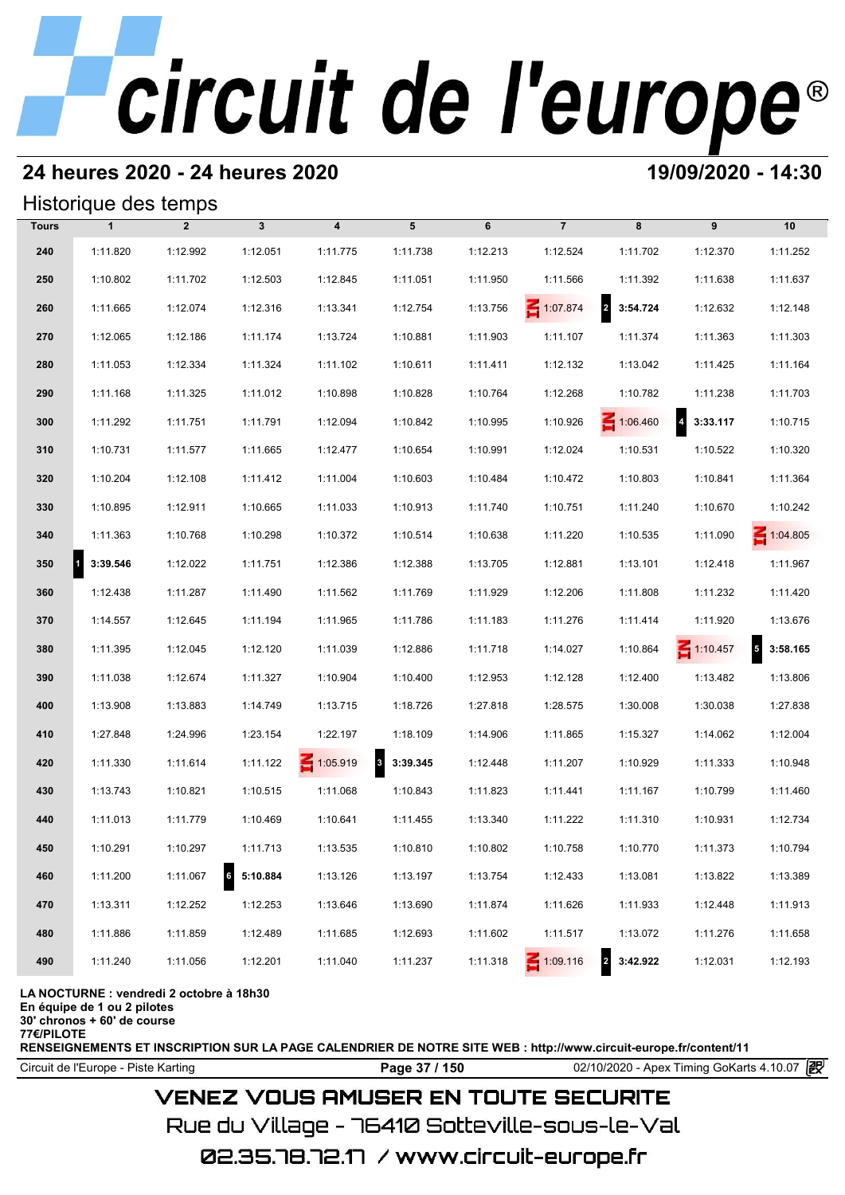# circuit de l'europe®

## 24 heures 2020 - 24 heures 2020

**19/09/2020 - 14:30**

### Historique des temps

| Tours | 1 | 2 | 3 | 4 | 5 | 6 | 7 | 8 | 9 | 10 |
|---|---|---|---|---|---|---|---|---|---|---|
| 240 | 1:11.820 | 1:12.992 | 1:12.051 | 1:11.775 | 1:11.738 | 1:12.213 | 1:12.524 | 1:11.702 | 1:12.370 | 1:11.252 |
| 250 | 1:10.802 | 1:11.702 | 1:12.503 | 1:12.845 | 1:11.051 | 1:11.950 | 1:11.566 | 1:11.392 | 1:11.638 | 1:11.637 |
| 260 | 1:11.665 | 1:12.074 | 1:12.316 | 1:13.341 | 1:12.754 | 1:13.756 | 1:07.874 | 2 **3:54.724** | 1:12.632 | 1:12.148 |
| 270 | 1:12.065 | 1:12.186 | 1:11.174 | 1:13.724 | 1:10.881 | 1:11.903 | 1:11.107 | 1:11.374 | 1:11.363 | 1:11.303 |
| 280 | 1:11.053 | 1:12.334 | 1:11.324 | 1:11.102 | 1:10.611 | 1:11.411 | 1:12.132 | 1:13.042 | 1:11.425 | 1:11.164 |
| 290 | 1:11.168 | 1:11.325 | 1:11.012 | 1:10.898 | 1:10.828 | 1:10.764 | 1:12.268 | 1:10.782 | 1:11.238 | 1:11.703 |
| 300 | 1:11.292 | 1:11.751 | 1:11.791 | 1:12.094 | 1:10.842 | 1:10.995 | 1:10.926 | 1:06.460 | 4 **3:33.117** | 1:10.715 |
| 310 | 1:10.731 | 1:11.577 | 1:11.665 | 1:12.477 | 1:10.654 | 1:10.991 | 1:12.024 | 1:10.531 | 1:10.522 | 1:10.320 |
| 320 | 1:10.204 | 1:12.108 | 1:11.412 | 1:11.004 | 1:10.603 | 1:10.484 | 1:10.472 | 1:10.803 | 1:10.841 | 1:11.364 |
| 330 | 1:10.895 | 1:12.911 | 1:10.665 | 1:11.033 | 1:10.913 | 1:11.740 | 1:10.751 | 1:11.240 | 1:10.670 | 1:10.242 |
| 340 | 1:11.363 | 1:10.768 | 1:10.298 | 1:10.372 | 1:10.514 | 1:10.638 | 1:11.220 | 1:10.535 | 1:11.090 | 1:04.805 |
| 350 | 1 **3:39.546** | 1:12.022 | 1:11.751 | 1:12.386 | 1:12.388 | 1:13.705 | 1:12.881 | 1:13.101 | 1:12.418 | 1:11.967 |
| 360 | 1:12.438 | 1:11.287 | 1:11.490 | 1:11.562 | 1:11.769 | 1:11.929 | 1:12.206 | 1:11.808 | 1:11.232 | 1:11.420 |
| 370 | 1:14.557 | 1:12.645 | 1:11.194 | 1:11.965 | 1:11.786 | 1:11.183 | 1:11.276 | 1:11.414 | 1:11.920 | 1:13.676 |
| 380 | 1:11.395 | 1:12.045 | 1:12.120 | 1:11.039 | 1:12.886 | 1:11.718 | 1:14.027 | 1:10.864 | 1:10.457 | 5 **3:58.165** |
| 390 | 1:11.038 | 1:12.674 | 1:11.327 | 1:10.904 | 1:10.400 | 1:12.953 | 1:12.128 | 1:12.400 | 1:13.482 | 1:13.806 |
| 400 | 1:13.908 | 1:13.883 | 1:14.749 | 1:13.715 | 1:18.726 | 1:27.818 | 1:28.575 | 1:30.008 | 1:30.038 | 1:27.838 |
| 410 | 1:27.848 | 1:24.996 | 1:23.154 | 1:22.197 | 1:18.109 | 1:14.906 | 1:11.865 | 1:15.327 | 1:14.062 | 1:12.004 |
| 420 | 1:11.330 | 1:11.614 | 1:11.122 | 1:05.919 | 3 **3:39.345** | 1:12.448 | 1:11.207 | 1:10.929 | 1:11.333 | 1:10.948 |
| 430 | 1:13.743 | 1:10.821 | 1:10.515 | 1:11.068 | 1:10.843 | 1:11.823 | 1:11.441 | 1:11.167 | 1:10.799 | 1:11.460 |
| 440 | 1:11.013 | 1:11.779 | 1:10.469 | 1:10.641 | 1:11.455 | 1:13.340 | 1:11.222 | 1:11.310 | 1:10.931 | 1:12.734 |
| 450 | 1:10.291 | 1:10.297 | 1:11.713 | 1:13.535 | 1:10.810 | 1:10.802 | 1:10.758 | 1:10.770 | 1:11.373 | 1:10.794 |
| 460 | 1:11.200 | 1:11.067 | 6 **5:10.884** | 1:13.126 | 1:13.197 | 1:13.754 | 1:12.433 | 1:13.081 | 1:13.822 | 1:13.389 |
| 470 | 1:13.311 | 1:12.252 | 1:12.253 | 1:13.646 | 1:13.690 | 1:11.874 | 1:11.626 | 1:11.933 | 1:12.448 | 1:11.913 |
| 480 | 1:11.886 | 1:11.859 | 1:12.489 | 1:11.685 | 1:12.693 | 1:11.602 | 1:11.517 | 1:13.072 | 1:11.276 | 1:11.658 |
| 490 | 1:11.240 | 1:11.056 | 1:12.201 | 1:11.040 | 1:11.237 | 1:11.318 | 1:09.116 | 2 **3:42.922** | 1:12.031 | 1:12.193 |

**LA NOCTURNE : vendredi 2 octobre à 18h30**
**En équipe de 1 ou 2 pilotes**
**30' chronos + 60' de course**
**77€/PILOTE**
**RENSEIGNEMENTS ET INSCRIPTION SUR LA PAGE CALENDRIER DE NOTRE SITE WEB : http://www.circuit-europe.fr/content/11**

Circuit de l'Europe - Piste Karting — 02/10/2020 - Apex Timing GoKarts 4.10.07

VENEZ VOUS AMUSER EN TOUTE SECURITE
Rue du Village - 76410 Sotteville-sous-le-Val
02.35.78.72.17 / www.circuit-europe.fr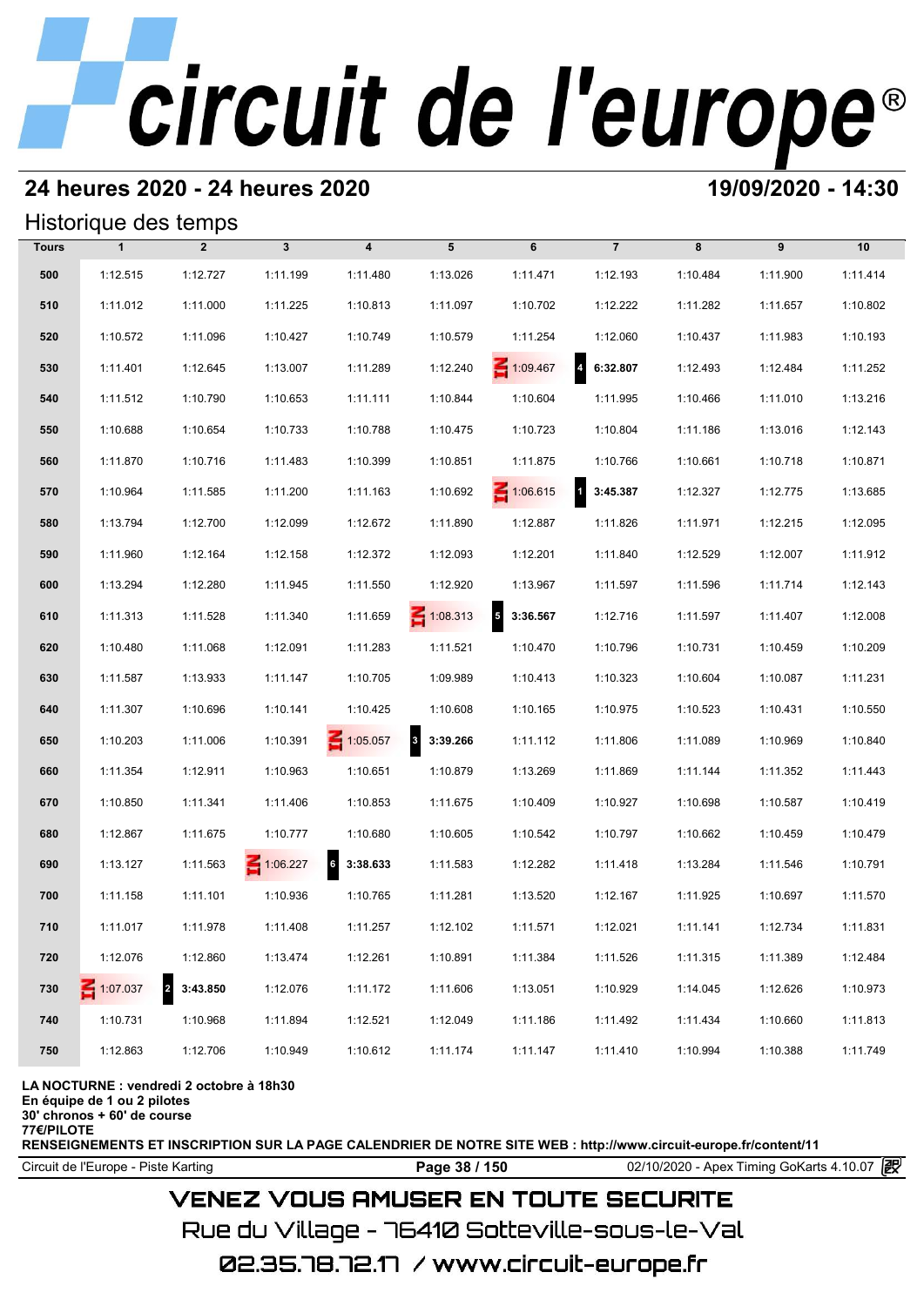# circuit de l'europe®

## 24 heures 2020 - 24 heures 2020

**19/09/2020 - 14:30**

Historique des temps

| Tours | 1 | 2 | 3 | 4 | 5 | 6 | 7 | 8 | 9 | 10 |
|---|---|---|---|---|---|---|---|---|---|---|
| 500 | 1:12.515 | 1:12.727 | 1:11.199 | 1:11.480 | 1:13.026 | 1:11.471 | 1:12.193 | 1:10.484 | 1:11.900 | 1:11.414 |
| 510 | 1:11.012 | 1:11.000 | 1:11.225 | 1:10.813 | 1:11.097 | 1:10.702 | 1:12.222 | 1:11.282 | 1:11.657 | 1:10.802 |
| 520 | 1:10.572 | 1:11.096 | 1:10.427 | 1:10.749 | 1:10.579 | 1:11.254 | 1:12.060 | 1:10.437 | 1:11.983 | 1:10.193 |
| 530 | 1:11.401 | 1:12.645 | 1:13.007 | 1:11.289 | 1:12.240 | IN 1:09.467 | 4 **6:32.807** | 1:12.493 | 1:12.484 | 1:11.252 |
| 540 | 1:11.512 | 1:10.790 | 1:10.653 | 1:11.111 | 1:10.844 | 1:10.604 | 1:11.995 | 1:10.466 | 1:11.010 | 1:13.216 |
| 550 | 1:10.688 | 1:10.654 | 1:10.733 | 1:10.788 | 1:10.475 | 1:10.723 | 1:10.804 | 1:11.186 | 1:13.016 | 1:12.143 |
| 560 | 1:11.870 | 1:10.716 | 1:11.483 | 1:10.399 | 1:10.851 | 1:11.875 | 1:10.766 | 1:10.661 | 1:10.718 | 1:10.871 |
| 570 | 1:10.964 | 1:11.585 | 1:11.200 | 1:11.163 | 1:10.692 | IN 1:06.615 | 1 **3:45.387** | 1:12.327 | 1:12.775 | 1:13.685 |
| 580 | 1:13.794 | 1:12.700 | 1:12.099 | 1:12.672 | 1:11.890 | 1:12.887 | 1:11.826 | 1:11.971 | 1:12.215 | 1:12.095 |
| 590 | 1:11.960 | 1:12.164 | 1:12.158 | 1:12.372 | 1:12.093 | 1:12.201 | 1:11.840 | 1:12.529 | 1:12.007 | 1:11.912 |
| 600 | 1:13.294 | 1:12.280 | 1:11.945 | 1:11.550 | 1:12.920 | 1:13.967 | 1:11.597 | 1:11.596 | 1:11.714 | 1:12.143 |
| 610 | 1:11.313 | 1:11.528 | 1:11.340 | 1:11.659 | IN 1:08.313 | 5 **3:36.567** | 1:12.716 | 1:11.597 | 1:11.407 | 1:12.008 |
| 620 | 1:10.480 | 1:11.068 | 1:12.091 | 1:11.283 | 1:11.521 | 1:10.470 | 1:10.796 | 1:10.731 | 1:10.459 | 1:10.209 |
| 630 | 1:11.587 | 1:13.933 | 1:11.147 | 1:10.705 | 1:09.989 | 1:10.413 | 1:10.323 | 1:10.604 | 1:10.087 | 1:11.231 |
| 640 | 1:11.307 | 1:10.696 | 1:10.141 | 1:10.425 | 1:10.608 | 1:10.165 | 1:10.975 | 1:10.523 | 1:10.431 | 1:10.550 |
| 650 | 1:10.203 | 1:11.006 | 1:10.391 | IN 1:05.057 | 3 **3:39.266** | 1:11.112 | 1:11.806 | 1:11.089 | 1:10.969 | 1:10.840 |
| 660 | 1:11.354 | 1:12.911 | 1:10.963 | 1:10.651 | 1:10.879 | 1:13.269 | 1:11.869 | 1:11.144 | 1:11.352 | 1:11.443 |
| 670 | 1:10.850 | 1:11.341 | 1:11.406 | 1:10.853 | 1:11.675 | 1:10.409 | 1:10.927 | 1:10.698 | 1:10.587 | 1:10.419 |
| 680 | 1:12.867 | 1:11.675 | 1:10.777 | 1:10.680 | 1:10.605 | 1:10.542 | 1:10.797 | 1:10.662 | 1:10.459 | 1:10.479 |
| 690 | 1:13.127 | 1:11.563 | IN 1:06.227 | 6 **3:38.633** | 1:11.583 | 1:12.282 | 1:11.418 | 1:13.284 | 1:11.546 | 1:10.791 |
| 700 | 1:11.158 | 1:11.101 | 1:10.936 | 1:10.765 | 1:11.281 | 1:13.520 | 1:12.167 | 1:11.925 | 1:10.697 | 1:11.570 |
| 710 | 1:11.017 | 1:11.978 | 1:11.408 | 1:11.257 | 1:12.102 | 1:11.571 | 1:12.021 | 1:11.141 | 1:12.734 | 1:11.831 |
| 720 | 1:12.076 | 1:12.860 | 1:13.474 | 1:12.261 | 1:10.891 | 1:11.384 | 1:11.526 | 1:11.315 | 1:11.389 | 1:12.484 |
| 730 | IN 1:07.037 | 2 **3:43.850** | 1:12.076 | 1:11.172 | 1:11.606 | 1:13.051 | 1:10.929 | 1:14.045 | 1:12.626 | 1:10.973 |
| 740 | 1:10.731 | 1:10.968 | 1:11.894 | 1:12.521 | 1:12.049 | 1:11.186 | 1:11.492 | 1:11.434 | 1:10.660 | 1:11.813 |
| 750 | 1:12.863 | 1:12.706 | 1:10.949 | 1:10.612 | 1:11.174 | 1:11.147 | 1:11.410 | 1:10.994 | 1:10.388 | 1:11.749 |

**LA NOCTURNE : vendredi 2 octobre à 18h30**
**En équipe de 1 ou 2 pilotes**
**30' chronos + 60' de course**
**77€/PILOTE**
**RENSEIGNEMENTS ET INSCRIPTION SUR LA PAGE CALENDRIER DE NOTRE SITE WEB : http://www.circuit-europe.fr/content/11**

Circuit de l'Europe - Piste Karting | 02/10/2020 - Apex Timing GoKarts 4.10.07

VENEZ VOUS AMUSER EN TOUTE SECURITE
Rue du Village - 76410 Sotteville-sous-le-Val
02.35.78.72.17 / www.circuit-europe.fr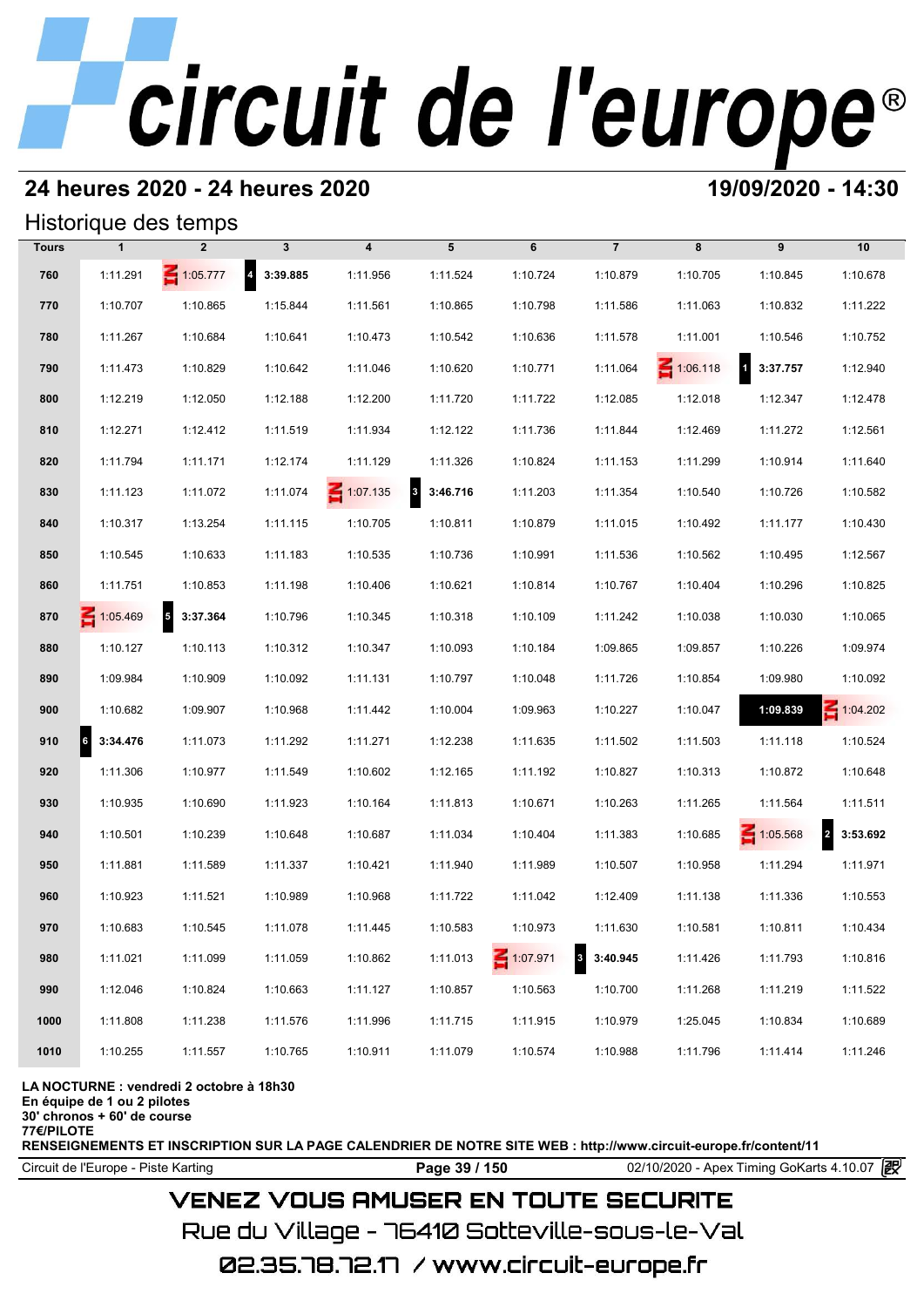# circuit de l'europe®

## 24 heures 2020 - 24 heures 2020

**19/09/2020 - 14:30**

### Historique des temps

| Tours | 1 | 2 | 3 | 4 | 5 | 6 | 7 | 8 | 9 | 10 |
|---|---|---|---|---|---|---|---|---|---|---|
| 760 | 1:11.291 | IN 1:05.777 | 4 **3:39.885** | 1:11.956 | 1:11.524 | 1:10.724 | 1:10.879 | 1:10.705 | 1:10.845 | 1:10.678 |
| 770 | 1:10.707 | 1:10.865 | 1:15.844 | 1:11.561 | 1:10.865 | 1:10.798 | 1:11.586 | 1:11.063 | 1:10.832 | 1:11.222 |
| 780 | 1:11.267 | 1:10.684 | 1:10.641 | 1:10.473 | 1:10.542 | 1:10.636 | 1:11.578 | 1:11.001 | 1:10.546 | 1:10.752 |
| 790 | 1:11.473 | 1:10.829 | 1:10.642 | 1:11.046 | 1:10.620 | 1:10.771 | 1:11.064 | IN 1:06.118 | 1 **3:37.757** | 1:12.940 |
| 800 | 1:12.219 | 1:12.050 | 1:12.188 | 1:12.200 | 1:11.720 | 1:11.722 | 1:12.085 | 1:12.018 | 1:12.347 | 1:12.478 |
| 810 | 1:12.271 | 1:12.412 | 1:11.519 | 1:11.934 | 1:12.122 | 1:11.736 | 1:11.844 | 1:12.469 | 1:11.272 | 1:12.561 |
| 820 | 1:11.794 | 1:11.171 | 1:12.174 | 1:11.129 | 1:11.326 | 1:10.824 | 1:11.153 | 1:11.299 | 1:10.914 | 1:11.640 |
| 830 | 1:11.123 | 1:11.072 | 1:11.074 | IN 1:07.135 | 3 **3:46.716** | 1:11.203 | 1:11.354 | 1:10.540 | 1:10.726 | 1:10.582 |
| 840 | 1:10.317 | 1:13.254 | 1:11.115 | 1:10.705 | 1:10.811 | 1:10.879 | 1:11.015 | 1:10.492 | 1:11.177 | 1:10.430 |
| 850 | 1:10.545 | 1:10.633 | 1:11.183 | 1:10.535 | 1:10.736 | 1:10.991 | 1:11.536 | 1:10.562 | 1:10.495 | 1:12.567 |
| 860 | 1:11.751 | 1:10.853 | 1:11.198 | 1:10.406 | 1:10.621 | 1:10.814 | 1:10.767 | 1:10.404 | 1:10.296 | 1:10.825 |
| 870 | IN 1:05.469 | 5 **3:37.364** | 1:10.796 | 1:10.345 | 1:10.318 | 1:10.109 | 1:11.242 | 1:10.038 | 1:10.030 | 1:10.065 |
| 880 | 1:10.127 | 1:10.113 | 1:10.312 | 1:10.347 | 1:10.093 | 1:10.184 | 1:09.865 | 1:09.857 | 1:10.226 | 1:09.974 |
| 890 | 1:09.984 | 1:10.909 | 1:10.092 | 1:11.131 | 1:10.797 | 1:10.048 | 1:11.726 | 1:10.854 | 1:09.980 | 1:10.092 |
| 900 | 1:10.682 | 1:09.907 | 1:10.968 | 1:11.442 | 1:10.004 | 1:09.963 | 1:10.227 | 1:10.047 | **1:09.839** | IN 1:04.202 |
| 910 | 6 **3:34.476** | 1:11.073 | 1:11.292 | 1:11.271 | 1:12.238 | 1:11.635 | 1:11.502 | 1:11.503 | 1:11.118 | 1:10.524 |
| 920 | 1:11.306 | 1:10.977 | 1:11.549 | 1:10.602 | 1:12.165 | 1:11.192 | 1:10.827 | 1:10.313 | 1:10.872 | 1:10.648 |
| 930 | 1:10.935 | 1:10.690 | 1:11.923 | 1:10.164 | 1:11.813 | 1:10.671 | 1:10.263 | 1:11.265 | 1:11.564 | 1:11.511 |
| 940 | 1:10.501 | 1:10.239 | 1:10.648 | 1:10.687 | 1:11.034 | 1:10.404 | 1:11.383 | 1:10.685 | IN 1:05.568 | 2 **3:53.692** |
| 950 | 1:11.881 | 1:11.589 | 1:11.337 | 1:10.421 | 1:11.940 | 1:11.989 | 1:10.507 | 1:10.958 | 1:11.294 | 1:11.971 |
| 960 | 1:10.923 | 1:11.521 | 1:10.989 | 1:10.968 | 1:11.722 | 1:11.042 | 1:12.409 | 1:11.138 | 1:11.336 | 1:10.553 |
| 970 | 1:10.683 | 1:10.545 | 1:11.078 | 1:11.445 | 1:10.583 | 1:10.973 | 1:11.630 | 1:10.581 | 1:10.811 | 1:10.434 |
| 980 | 1:11.021 | 1:11.099 | 1:11.059 | 1:10.862 | 1:11.013 | IN 1:07.971 | 3 **3:40.945** | 1:11.426 | 1:11.793 | 1:10.816 |
| 990 | 1:12.046 | 1:10.824 | 1:10.663 | 1:11.127 | 1:10.857 | 1:10.563 | 1:10.700 | 1:11.268 | 1:11.219 | 1:11.522 |
| 1000 | 1:11.808 | 1:11.238 | 1:11.576 | 1:11.996 | 1:11.715 | 1:11.915 | 1:10.979 | 1:25.045 | 1:10.834 | 1:10.689 |
| 1010 | 1:10.255 | 1:11.557 | 1:10.765 | 1:10.911 | 1:11.079 | 1:10.574 | 1:10.988 | 1:11.796 | 1:11.414 | 1:11.246 |

**LA NOCTURNE : vendredi 2 octobre à 18h30**
**En équipe de 1 ou 2 pilotes**
**30' chronos + 60' de course**
**77€/PILOTE**
**RENSEIGNEMENTS ET INSCRIPTION SUR LA PAGE CALENDRIER DE NOTRE SITE WEB : http://www.circuit-europe.fr/content/11**

Circuit de l'Europe - Piste Karting — 02/10/2020 - Apex Timing GoKarts 4.10.07

VENEZ VOUS AMUSER EN TOUTE SECURITE

Rue du Village - 76410 Sotteville-sous-le-Val

02.35.78.72.17 / www.circuit-europe.fr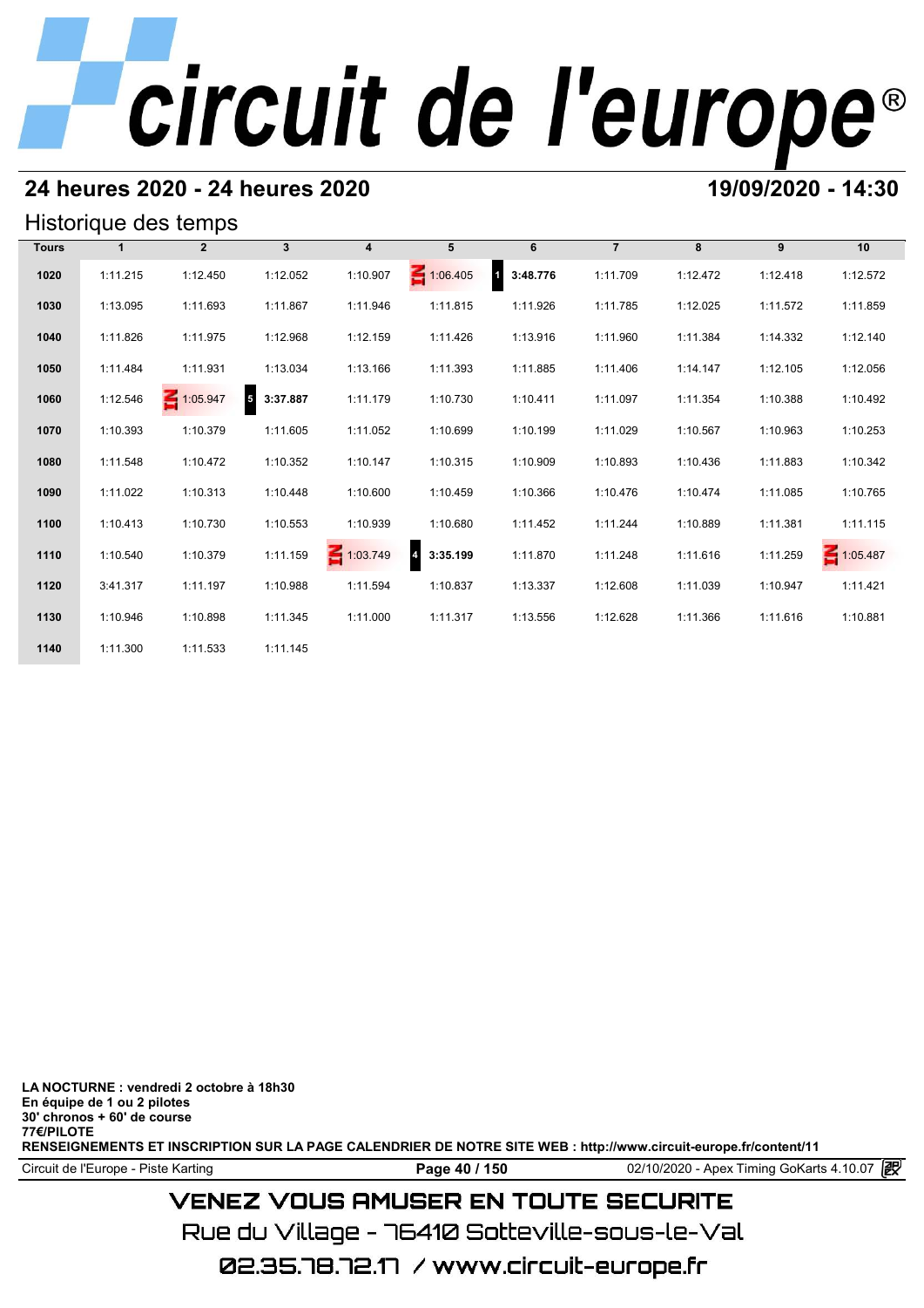## 24 heures 2020 - 24 heures 2020

## 19/09/2020 - 14:30

### Historique des temps

| Tours | 1 | 2 | 3 | 4 | 5 | 6 | 7 | 8 | 9 | 10 |
|---|---|---|---|---|---|---|---|---|---|---|
| 1020 | 1:11.215 | 1:12.450 | 1:12.052 | 1:10.907 | IN 1:06.405 | 1 **3:48.776** | 1:11.709 | 1:12.472 | 1:12.418 | 1:12.572 |
| 1030 | 1:13.095 | 1:11.693 | 1:11.867 | 1:11.946 | 1:11.815 | 1:11.926 | 1:11.785 | 1:12.025 | 1:11.572 | 1:11.859 |
| 1040 | 1:11.826 | 1:11.975 | 1:12.968 | 1:12.159 | 1:11.426 | 1:13.916 | 1:11.960 | 1:11.384 | 1:14.332 | 1:12.140 |
| 1050 | 1:11.484 | 1:11.931 | 1:13.034 | 1:13.166 | 1:11.393 | 1:11.885 | 1:11.406 | 1:14.147 | 1:12.105 | 1:12.056 |
| 1060 | 1:12.546 | IN 1:05.947 | 5 **3:37.887** | 1:11.179 | 1:10.730 | 1:10.411 | 1:11.097 | 1:11.354 | 1:10.388 | 1:10.492 |
| 1070 | 1:10.393 | 1:10.379 | 1:11.605 | 1:11.052 | 1:10.699 | 1:10.199 | 1:11.029 | 1:10.567 | 1:10.963 | 1:10.253 |
| 1080 | 1:11.548 | 1:10.472 | 1:10.352 | 1:10.147 | 1:10.315 | 1:10.909 | 1:10.893 | 1:10.436 | 1:11.883 | 1:10.342 |
| 1090 | 1:11.022 | 1:10.313 | 1:10.448 | 1:10.600 | 1:10.459 | 1:10.366 | 1:10.476 | 1:10.474 | 1:11.085 | 1:10.765 |
| 1100 | 1:10.413 | 1:10.730 | 1:10.553 | 1:10.939 | 1:10.680 | 1:11.452 | 1:11.244 | 1:10.889 | 1:11.381 | 1:11.115 |
| 1110 | 1:10.540 | 1:10.379 | 1:11.159 | IN 1:03.749 | 4 **3:35.199** | 1:11.870 | 1:11.248 | 1:11.616 | 1:11.259 | IN 1:05.487 |
| 1120 | 3:41.317 | 1:11.197 | 1:10.988 | 1:11.594 | 1:10.837 | 1:13.337 | 1:12.608 | 1:11.039 | 1:10.947 | 1:11.421 |
| 1130 | 1:10.946 | 1:10.898 | 1:11.345 | 1:11.000 | 1:11.317 | 1:13.556 | 1:12.628 | 1:11.366 | 1:11.616 | 1:10.881 |
| 1140 | 1:11.300 | 1:11.533 | 1:11.145 | | | | | | | |

**LA NOCTURNE : vendredi 2 octobre à 18h30**
**En équipe de 1 ou 2 pilotes**
**30' chronos + 60' de course**
**77€/PILOTE**
**RENSEIGNEMENTS ET INSCRIPTION SUR LA PAGE CALENDRIER DE NOTRE SITE WEB : http://www.circuit-europe.fr/content/11**

Circuit de l'Europe - Piste Karting | 02/10/2020 - Apex Timing GoKarts 4.10.07

VENEZ VOUS AMUSER EN TOUTE SECURITE
Rue du Village - 76410 Sotteville-sous-le-Val
02.35.78.72.17 / www.circuit-europe.fr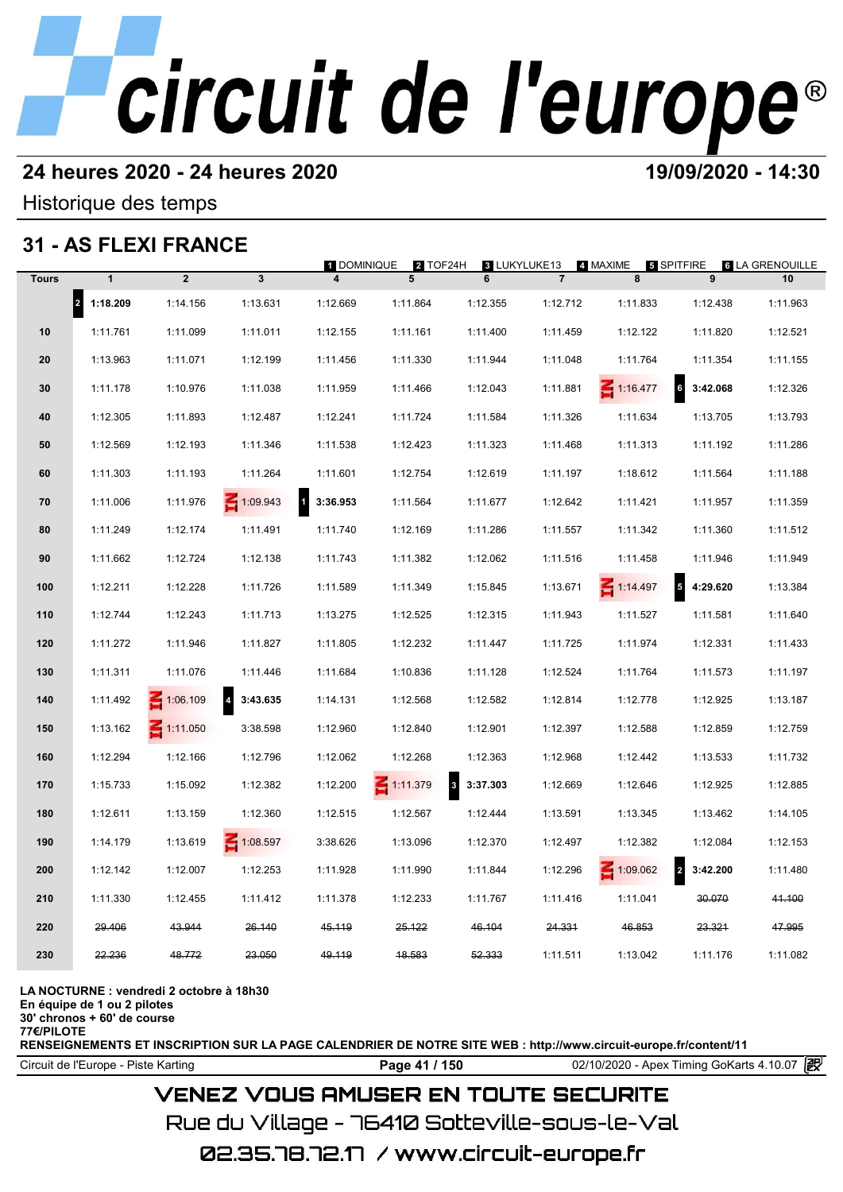# circuit de l'europe®

**24 heures 2020 - 24 heures 2020** **19/09/2020 - 14:30**

Historique des temps

## 31 - AS FLEXI FRANCE

1 DOMINIQUE 2 TOF24H 3 LUKYLUKE13 4 MAXIME 5 SPITFIRE 6 LA GRENOUILLE

| Tours | 1 | 2 | 3 | 4 | 5 | 6 | 7 | 8 | 9 | 10 |
|---|---|---|---|---|---|---|---|---|---|---|
| | 2 **1:18.209** | 1:14.156 | 1:13.631 | 1:12.669 | 1:11.864 | 1:12.355 | 1:12.712 | 1:11.833 | 1:12.438 | 1:11.963 |
| 10 | 1:11.761 | 1:11.099 | 1:11.011 | 1:12.155 | 1:11.161 | 1:11.400 | 1:11.459 | 1:12.122 | 1:11.820 | 1:12.521 |
| 20 | 1:13.963 | 1:11.071 | 1:12.199 | 1:11.456 | 1:11.330 | 1:11.944 | 1:11.048 | 1:11.764 | 1:11.354 | 1:11.155 |
| 30 | 1:11.178 | 1:10.976 | 1:11.038 | 1:11.959 | 1:11.466 | 1:12.043 | 1:11.881 | IN 1:16.477 | 6 **3:42.068** | 1:12.326 |
| 40 | 1:12.305 | 1:11.893 | 1:12.487 | 1:12.241 | 1:11.724 | 1:11.584 | 1:11.326 | 1:11.634 | 1:13.705 | 1:13.793 |
| 50 | 1:12.569 | 1:12.193 | 1:11.346 | 1:11.538 | 1:12.423 | 1:11.323 | 1:11.468 | 1:11.313 | 1:11.192 | 1:11.286 |
| 60 | 1:11.303 | 1:11.193 | 1:11.264 | 1:11.601 | 1:12.754 | 1:12.619 | 1:11.197 | 1:18.612 | 1:11.564 | 1:11.188 |
| 70 | 1:11.006 | 1:11.976 | IN 1:09.943 | 1 **3:36.953** | 1:11.564 | 1:11.677 | 1:12.642 | 1:11.421 | 1:11.957 | 1:11.359 |
| 80 | 1:11.249 | 1:12.174 | 1:11.491 | 1:11.740 | 1:12.169 | 1:11.286 | 1:11.557 | 1:11.342 | 1:11.360 | 1:11.512 |
| 90 | 1:11.662 | 1:12.724 | 1:12.138 | 1:11.743 | 1:11.382 | 1:12.062 | 1:11.516 | 1:11.458 | 1:11.946 | 1:11.949 |
| 100 | 1:12.211 | 1:12.228 | 1:11.726 | 1:11.589 | 1:11.349 | 1:15.845 | 1:13.671 | IN 1:14.497 | 5 **4:29.620** | 1:13.384 |
| 110 | 1:12.744 | 1:12.243 | 1:11.713 | 1:13.275 | 1:12.525 | 1:12.315 | 1:11.943 | 1:11.527 | 1:11.581 | 1:11.640 |
| 120 | 1:11.272 | 1:11.946 | 1:11.827 | 1:11.805 | 1:12.232 | 1:11.447 | 1:11.725 | 1:11.974 | 1:12.331 | 1:11.433 |
| 130 | 1:11.311 | 1:11.076 | 1:11.446 | 1:11.684 | 1:10.836 | 1:11.128 | 1:12.524 | 1:11.764 | 1:11.573 | 1:11.197 |
| 140 | 1:11.492 | IN 1:06.109 | 4 **3:43.635** | 1:14.131 | 1:12.568 | 1:12.582 | 1:12.814 | 1:12.778 | 1:12.925 | 1:13.187 |
| 150 | 1:13.162 | IN 1:11.050 | 3:38.598 | 1:12.960 | 1:12.840 | 1:12.901 | 1:12.397 | 1:12.588 | 1:12.859 | 1:12.759 |
| 160 | 1:12.294 | 1:12.166 | 1:12.796 | 1:12.062 | 1:12.268 | 1:12.363 | 1:12.968 | 1:12.442 | 1:13.533 | 1:11.732 |
| 170 | 1:15.733 | 1:15.092 | 1:12.382 | 1:12.200 | IN 1:11.379 | 3 **3:37.303** | 1:12.669 | 1:12.646 | 1:12.925 | 1:12.885 |
| 180 | 1:12.611 | 1:13.159 | 1:12.360 | 1:12.515 | 1:12.567 | 1:12.444 | 1:13.591 | 1:13.345 | 1:13.462 | 1:14.105 |
| 190 | 1:14.179 | 1:13.619 | IN 1:08.597 | 3:38.626 | 1:13.096 | 1:12.370 | 1:12.497 | 1:12.382 | 1:12.084 | 1:12.153 |
| 200 | 1:12.142 | 1:12.007 | 1:12.253 | 1:11.928 | 1:11.990 | 1:11.844 | 1:12.296 | IN 1:09.062 | 2 **3:42.200** | 1:11.480 |
| 210 | 1:11.330 | 1:12.455 | 1:11.412 | 1:11.378 | 1:12.233 | 1:11.767 | 1:11.416 | 1:11.041 | ~~30.070~~ | ~~41.100~~ |
| 220 | ~~29.406~~ | ~~43.944~~ | ~~26.140~~ | ~~45.119~~ | ~~25.122~~ | ~~46.104~~ | ~~24.331~~ | ~~46.853~~ | ~~23.321~~ | ~~47.995~~ |
| 230 | ~~22.236~~ | ~~48.772~~ | ~~23.050~~ | ~~49.119~~ | ~~18.583~~ | ~~52.333~~ | 1:11.511 | 1:13.042 | 1:11.176 | 1:11.082 |

**LA NOCTURNE : vendredi 2 octobre à 18h30**
**En équipe de 1 ou 2 pilotes**
**30' chronos + 60' de course**
**77€/PILOTE**
**RENSEIGNEMENTS ET INSCRIPTION SUR LA PAGE CALENDRIER DE NOTRE SITE WEB : http://www.circuit-europe.fr/content/11**

Circuit de l'Europe - Piste Karting | 02/10/2020 - Apex Timing GoKarts 4.10.07

VENEZ VOUS AMUSER EN TOUTE SECURITE
Rue du Village - 76410 Sotteville-sous-le-Val
02.35.78.72.17 / www.circuit-europe.fr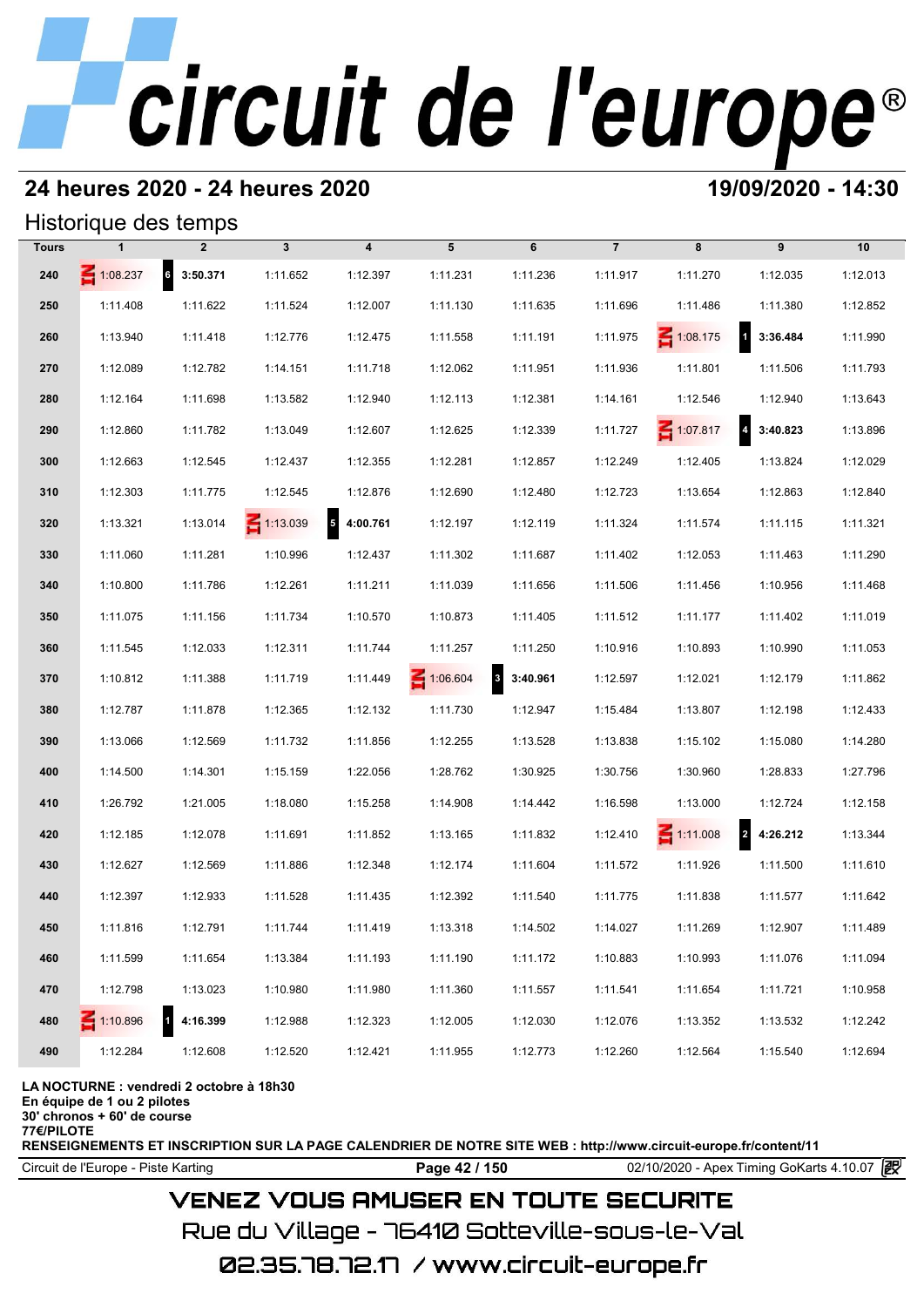# circuit de l'europe®

## 24 heures 2020 - 24 heures 2020

**19/09/2020 - 14:30**

### Historique des temps

| Tours | 1 | 2 | 3 | 4 | 5 | 6 | 7 | 8 | 9 | 10 |
|---|---|---|---|---|---|---|---|---|---|---|
| 240 | IN 1:08.237 | 6 **3:50.371** | 1:11.652 | 1:12.397 | 1:11.231 | 1:11.236 | 1:11.917 | 1:11.270 | 1:12.035 | 1:12.013 |
| 250 | 1:11.408 | 1:11.622 | 1:11.524 | 1:12.007 | 1:11.130 | 1:11.635 | 1:11.696 | 1:11.486 | 1:11.380 | 1:12.852 |
| 260 | 1:13.940 | 1:11.418 | 1:12.776 | 1:12.475 | 1:11.558 | 1:11.191 | 1:11.975 | IN 1:08.175 | 1 **3:36.484** | 1:11.990 |
| 270 | 1:12.089 | 1:12.782 | 1:14.151 | 1:11.718 | 1:12.062 | 1:11.951 | 1:11.936 | 1:11.801 | 1:11.506 | 1:11.793 |
| 280 | 1:12.164 | 1:11.698 | 1:13.582 | 1:12.940 | 1:12.113 | 1:12.381 | 1:14.161 | 1:12.546 | 1:12.940 | 1:13.643 |
| 290 | 1:12.860 | 1:11.782 | 1:13.049 | 1:12.607 | 1:12.625 | 1:12.339 | 1:11.727 | IN 1:07.817 | 4 **3:40.823** | 1:13.896 |
| 300 | 1:12.663 | 1:12.545 | 1:12.437 | 1:12.355 | 1:12.281 | 1:12.857 | 1:12.249 | 1:12.405 | 1:13.824 | 1:12.029 |
| 310 | 1:12.303 | 1:11.775 | 1:12.545 | 1:12.876 | 1:12.690 | 1:12.480 | 1:12.723 | 1:13.654 | 1:12.863 | 1:12.840 |
| 320 | 1:13.321 | 1:13.014 | IN 1:13.039 | 5 **4:00.761** | 1:12.197 | 1:12.119 | 1:11.324 | 1:11.574 | 1:11.115 | 1:11.321 |
| 330 | 1:11.060 | 1:11.281 | 1:10.996 | 1:12.437 | 1:11.302 | 1:11.687 | 1:11.402 | 1:12.053 | 1:11.463 | 1:11.290 |
| 340 | 1:10.800 | 1:11.786 | 1:12.261 | 1:11.211 | 1:11.039 | 1:11.656 | 1:11.506 | 1:11.456 | 1:10.956 | 1:11.468 |
| 350 | 1:11.075 | 1:11.156 | 1:11.734 | 1:10.570 | 1:10.873 | 1:11.405 | 1:11.512 | 1:11.177 | 1:11.402 | 1:11.019 |
| 360 | 1:11.545 | 1:12.033 | 1:12.311 | 1:11.744 | 1:11.257 | 1:11.250 | 1:10.916 | 1:10.893 | 1:10.990 | 1:11.053 |
| 370 | 1:10.812 | 1:11.388 | 1:11.719 | 1:11.449 | IN 1:06.604 | 3 **3:40.961** | 1:12.597 | 1:12.021 | 1:12.179 | 1:11.862 |
| 380 | 1:12.787 | 1:11.878 | 1:12.365 | 1:12.132 | 1:11.730 | 1:12.947 | 1:15.484 | 1:13.807 | 1:12.198 | 1:12.433 |
| 390 | 1:13.066 | 1:12.569 | 1:11.732 | 1:11.856 | 1:12.255 | 1:13.528 | 1:13.838 | 1:15.102 | 1:15.080 | 1:14.280 |
| 400 | 1:14.500 | 1:14.301 | 1:15.159 | 1:22.056 | 1:28.762 | 1:30.925 | 1:30.756 | 1:30.960 | 1:28.833 | 1:27.796 |
| 410 | 1:26.792 | 1:21.005 | 1:18.080 | 1:15.258 | 1:14.908 | 1:14.442 | 1:16.598 | 1:13.000 | 1:12.724 | 1:12.158 |
| 420 | 1:12.185 | 1:12.078 | 1:11.691 | 1:11.852 | 1:13.165 | 1:11.832 | 1:12.410 | IN 1:11.008 | 2 **4:26.212** | 1:13.344 |
| 430 | 1:12.627 | 1:12.569 | 1:11.886 | 1:12.348 | 1:12.174 | 1:11.604 | 1:11.572 | 1:11.926 | 1:11.500 | 1:11.610 |
| 440 | 1:12.397 | 1:12.933 | 1:11.528 | 1:11.435 | 1:12.392 | 1:11.540 | 1:11.775 | 1:11.838 | 1:11.577 | 1:11.642 |
| 450 | 1:11.816 | 1:12.791 | 1:11.744 | 1:11.419 | 1:13.318 | 1:14.502 | 1:14.027 | 1:11.269 | 1:12.907 | 1:11.489 |
| 460 | 1:11.599 | 1:11.654 | 1:13.384 | 1:11.193 | 1:11.190 | 1:11.172 | 1:10.883 | 1:10.993 | 1:11.076 | 1:11.094 |
| 470 | 1:12.798 | 1:13.023 | 1:10.980 | 1:11.980 | 1:11.360 | 1:11.557 | 1:11.541 | 1:11.654 | 1:11.721 | 1:10.958 |
| 480 | IN 1:10.896 | 1 **4:16.399** | 1:12.988 | 1:12.323 | 1:12.005 | 1:12.030 | 1:12.076 | 1:13.352 | 1:13.532 | 1:12.242 |
| 490 | 1:12.284 | 1:12.608 | 1:12.520 | 1:12.421 | 1:11.955 | 1:12.773 | 1:12.260 | 1:12.564 | 1:15.540 | 1:12.694 |

**LA NOCTURNE : vendredi 2 octobre à 18h30**
**En équipe de 1 ou 2 pilotes**
**30' chronos + 60' de course**
**77€/PILOTE**
**RENSEIGNEMENTS ET INSCRIPTION SUR LA PAGE CALENDRIER DE NOTRE SITE WEB : http://www.circuit-europe.fr/content/11**

Circuit de l'Europe - Piste Karting | 02/10/2020 - Apex Timing GoKarts 4.10.07

VENEZ VOUS AMUSER EN TOUTE SECURITE
Rue du Village - 76410 Sotteville-sous-le-Val
02.35.78.72.17 / www.circuit-europe.fr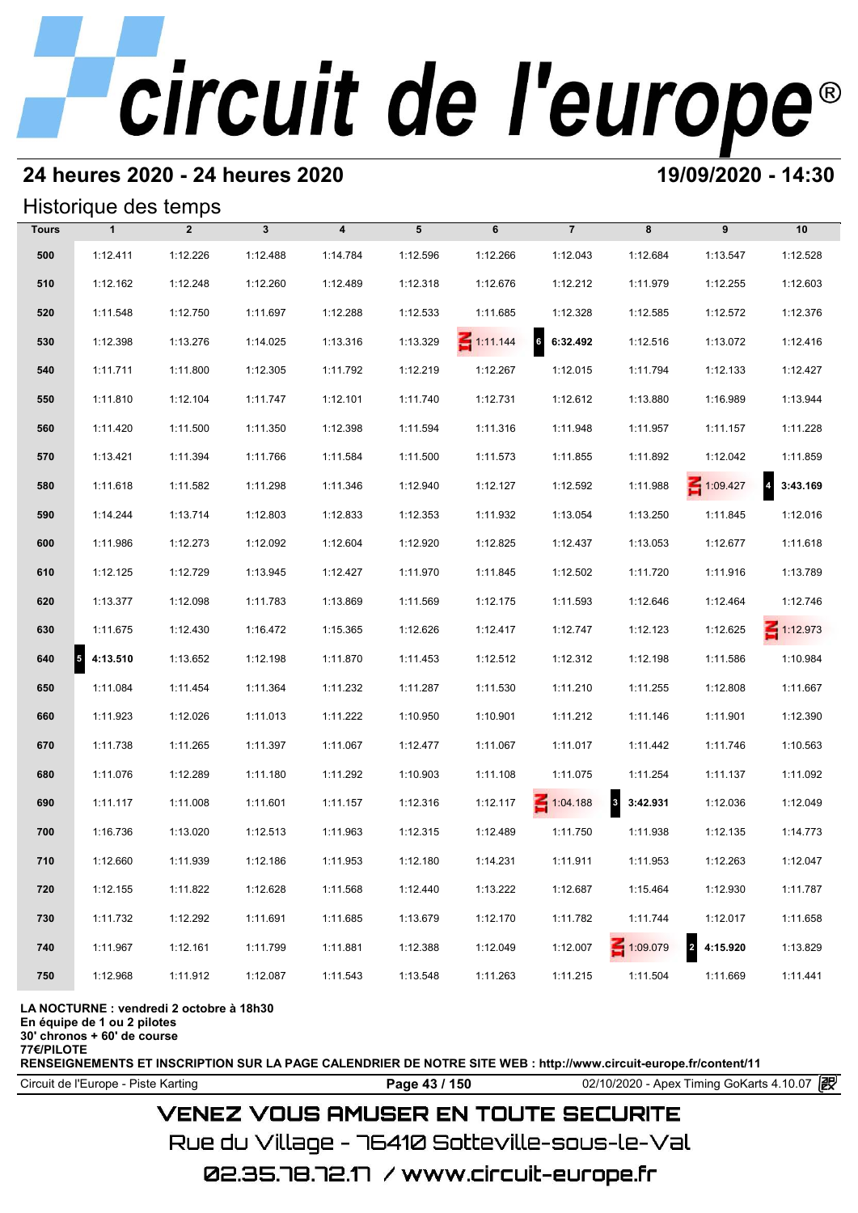# circuit de l'europe®

## 24 heures 2020 - 24 heures 2020

**19/09/2020 - 14:30**

### Historique des temps

| Tours | 1 | 2 | 3 | 4 | 5 | 6 | 7 | 8 | 9 | 10 |
|---|---|---|---|---|---|---|---|---|---|---|
| 500 | 1:12.411 | 1:12.226 | 1:12.488 | 1:14.784 | 1:12.596 | 1:12.266 | 1:12.043 | 1:12.684 | 1:13.547 | 1:12.528 |
| 510 | 1:12.162 | 1:12.248 | 1:12.260 | 1:12.489 | 1:12.318 | 1:12.676 | 1:12.212 | 1:11.979 | 1:12.255 | 1:12.603 |
| 520 | 1:11.548 | 1:12.750 | 1:11.697 | 1:12.288 | 1:12.533 | 1:11.685 | 1:12.328 | 1:12.585 | 1:12.572 | 1:12.376 |
| 530 | 1:12.398 | 1:13.276 | 1:14.025 | 1:13.316 | 1:13.329 | IN 1:11.144 | 6 **6:32.492** | 1:12.516 | 1:13.072 | 1:12.416 |
| 540 | 1:11.711 | 1:11.800 | 1:12.305 | 1:11.792 | 1:12.219 | 1:12.267 | 1:12.015 | 1:11.794 | 1:12.133 | 1:12.427 |
| 550 | 1:11.810 | 1:12.104 | 1:11.747 | 1:12.101 | 1:11.740 | 1:12.731 | 1:12.612 | 1:13.880 | 1:16.989 | 1:13.944 |
| 560 | 1:11.420 | 1:11.500 | 1:11.350 | 1:12.398 | 1:11.594 | 1:11.316 | 1:11.948 | 1:11.957 | 1:11.157 | 1:11.228 |
| 570 | 1:13.421 | 1:11.394 | 1:11.766 | 1:11.584 | 1:11.500 | 1:11.573 | 1:11.855 | 1:11.892 | 1:12.042 | 1:11.859 |
| 580 | 1:11.618 | 1:11.582 | 1:11.298 | 1:11.346 | 1:12.940 | 1:12.127 | 1:12.592 | 1:11.988 | IN 1:09.427 | 4 **3:43.169** |
| 590 | 1:14.244 | 1:13.714 | 1:12.803 | 1:12.833 | 1:12.353 | 1:11.932 | 1:13.054 | 1:13.250 | 1:11.845 | 1:12.016 |
| 600 | 1:11.986 | 1:12.273 | 1:12.092 | 1:12.604 | 1:12.920 | 1:12.825 | 1:12.437 | 1:13.053 | 1:12.677 | 1:11.618 |
| 610 | 1:12.125 | 1:12.729 | 1:13.945 | 1:12.427 | 1:11.970 | 1:11.845 | 1:12.502 | 1:11.720 | 1:11.916 | 1:13.789 |
| 620 | 1:13.377 | 1:12.098 | 1:11.783 | 1:13.869 | 1:11.569 | 1:12.175 | 1:11.593 | 1:12.646 | 1:12.464 | 1:12.746 |
| 630 | 1:11.675 | 1:12.430 | 1:16.472 | 1:15.365 | 1:12.626 | 1:12.417 | 1:12.747 | 1:12.123 | 1:12.625 | IN 1:12.973 |
| 640 | 5 **4:13.510** | 1:13.652 | 1:12.198 | 1:11.870 | 1:11.453 | 1:12.512 | 1:12.312 | 1:12.198 | 1:11.586 | 1:10.984 |
| 650 | 1:11.084 | 1:11.454 | 1:11.364 | 1:11.232 | 1:11.287 | 1:11.530 | 1:11.210 | 1:11.255 | 1:12.808 | 1:11.667 |
| 660 | 1:11.923 | 1:12.026 | 1:11.013 | 1:11.222 | 1:10.950 | 1:10.901 | 1:11.212 | 1:11.146 | 1:11.901 | 1:12.390 |
| 670 | 1:11.738 | 1:11.265 | 1:11.397 | 1:11.067 | 1:12.477 | 1:11.067 | 1:11.017 | 1:11.442 | 1:11.746 | 1:10.563 |
| 680 | 1:11.076 | 1:12.289 | 1:11.180 | 1:11.292 | 1:10.903 | 1:11.108 | 1:11.075 | 1:11.254 | 1:11.137 | 1:11.092 |
| 690 | 1:11.117 | 1:11.008 | 1:11.601 | 1:11.157 | 1:12.316 | 1:12.117 | IN 1:04.188 | 3 **3:42.931** | 1:12.036 | 1:12.049 |
| 700 | 1:16.736 | 1:13.020 | 1:12.513 | 1:11.963 | 1:12.315 | 1:12.489 | 1:11.750 | 1:11.938 | 1:12.135 | 1:14.773 |
| 710 | 1:12.660 | 1:11.939 | 1:12.186 | 1:11.953 | 1:12.180 | 1:14.231 | 1:11.911 | 1:11.953 | 1:12.263 | 1:12.047 |
| 720 | 1:12.155 | 1:11.822 | 1:12.628 | 1:11.568 | 1:12.440 | 1:13.222 | 1:12.687 | 1:15.464 | 1:12.930 | 1:11.787 |
| 730 | 1:11.732 | 1:12.292 | 1:11.691 | 1:11.685 | 1:13.679 | 1:12.170 | 1:11.782 | 1:11.744 | 1:12.017 | 1:11.658 |
| 740 | 1:11.967 | 1:12.161 | 1:11.799 | 1:11.881 | 1:12.388 | 1:12.049 | 1:12.007 | IN 1:09.079 | 2 **4:15.920** | 1:13.829 |
| 750 | 1:12.968 | 1:11.912 | 1:12.087 | 1:11.543 | 1:13.548 | 1:11.263 | 1:11.215 | 1:11.504 | 1:11.669 | 1:11.441 |

**LA NOCTURNE : vendredi 2 octobre à 18h30**
**En équipe de 1 ou 2 pilotes**
**30' chronos + 60' de course**
**77€/PILOTE**
**RENSEIGNEMENTS ET INSCRIPTION SUR LA PAGE CALENDRIER DE NOTRE SITE WEB : http://www.circuit-europe.fr/content/11**

Circuit de l'Europe - Piste Karting | 02/10/2020 - Apex Timing GoKarts 4.10.07

VENEZ VOUS AMUSER EN TOUTE SECURITE
Rue du Village - 76410 Sotteville-sous-le-Val
02.35.78.72.17 / www.circuit-europe.fr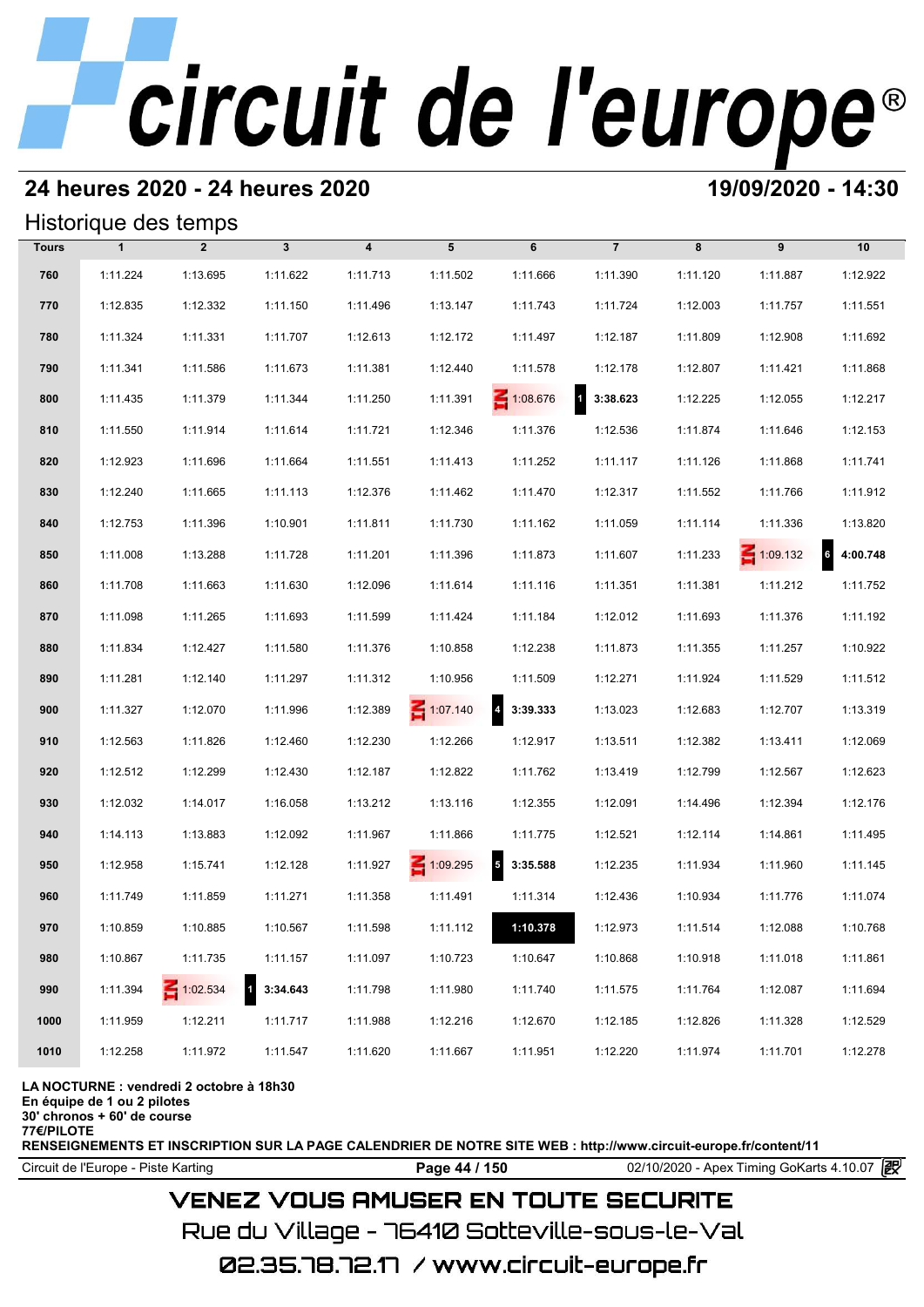## 24 heures 2020 - 24 heures 2020

**19/09/2020 - 14:30**

### Historique des temps

| Tours | 1 | 2 | 3 | 4 | 5 | 6 | 7 | 8 | 9 | 10 |
|---|---|---|---|---|---|---|---|---|---|---|
| 760 | 1:11.224 | 1:13.695 | 1:11.622 | 1:11.713 | 1:11.502 | 1:11.666 | 1:11.390 | 1:11.120 | 1:11.887 | 1:12.922 |
| 770 | 1:12.835 | 1:12.332 | 1:11.150 | 1:11.496 | 1:13.147 | 1:11.743 | 1:11.724 | 1:12.003 | 1:11.757 | 1:11.551 |
| 780 | 1:11.324 | 1:11.331 | 1:11.707 | 1:12.613 | 1:12.172 | 1:11.497 | 1:12.187 | 1:11.809 | 1:12.908 | 1:11.692 |
| 790 | 1:11.341 | 1:11.586 | 1:11.673 | 1:11.381 | 1:12.440 | 1:11.578 | 1:12.178 | 1:12.807 | 1:11.421 | 1:11.868 |
| 800 | 1:11.435 | 1:11.379 | 1:11.344 | 1:11.250 | 1:11.391 | IN 1:08.676 | 1 **3:38.623** | 1:12.225 | 1:12.055 | 1:12.217 |
| 810 | 1:11.550 | 1:11.914 | 1:11.614 | 1:11.721 | 1:12.346 | 1:11.376 | 1:12.536 | 1:11.874 | 1:11.646 | 1:12.153 |
| 820 | 1:12.923 | 1:11.696 | 1:11.664 | 1:11.551 | 1:11.413 | 1:11.252 | 1:11.117 | 1:11.126 | 1:11.868 | 1:11.741 |
| 830 | 1:12.240 | 1:11.665 | 1:11.113 | 1:12.376 | 1:11.462 | 1:11.470 | 1:12.317 | 1:11.552 | 1:11.766 | 1:11.912 |
| 840 | 1:12.753 | 1:11.396 | 1:10.901 | 1:11.811 | 1:11.730 | 1:11.162 | 1:11.059 | 1:11.114 | 1:11.336 | 1:13.820 |
| 850 | 1:11.008 | 1:13.288 | 1:11.728 | 1:11.201 | 1:11.396 | 1:11.873 | 1:11.607 | 1:11.233 | IN 1:09.132 | 6 **4:00.748** |
| 860 | 1:11.708 | 1:11.663 | 1:11.630 | 1:12.096 | 1:11.614 | 1:11.116 | 1:11.351 | 1:11.381 | 1:11.212 | 1:11.752 |
| 870 | 1:11.098 | 1:11.265 | 1:11.693 | 1:11.599 | 1:11.424 | 1:11.184 | 1:12.012 | 1:11.693 | 1:11.376 | 1:11.192 |
| 880 | 1:11.834 | 1:12.427 | 1:11.580 | 1:11.376 | 1:10.858 | 1:12.238 | 1:11.873 | 1:11.355 | 1:11.257 | 1:10.922 |
| 890 | 1:11.281 | 1:12.140 | 1:11.297 | 1:11.312 | 1:10.956 | 1:11.509 | 1:12.271 | 1:11.924 | 1:11.529 | 1:11.512 |
| 900 | 1:11.327 | 1:12.070 | 1:11.996 | 1:12.389 | IN 1:07.140 | 4 **3:39.333** | 1:13.023 | 1:12.683 | 1:12.707 | 1:13.319 |
| 910 | 1:12.563 | 1:11.826 | 1:12.460 | 1:12.230 | 1:12.266 | 1:12.917 | 1:13.511 | 1:12.382 | 1:13.411 | 1:12.069 |
| 920 | 1:12.512 | 1:12.299 | 1:12.430 | 1:12.187 | 1:12.822 | 1:11.762 | 1:13.419 | 1:12.799 | 1:12.567 | 1:12.623 |
| 930 | 1:12.032 | 1:14.017 | 1:16.058 | 1:13.212 | 1:13.116 | 1:12.355 | 1:12.091 | 1:14.496 | 1:12.394 | 1:12.176 |
| 940 | 1:14.113 | 1:13.883 | 1:12.092 | 1:11.967 | 1:11.866 | 1:11.775 | 1:12.521 | 1:12.114 | 1:14.861 | 1:11.495 |
| 950 | 1:12.958 | 1:15.741 | 1:12.128 | 1:11.927 | IN 1:09.295 | 5 **3:35.588** | 1:12.235 | 1:11.934 | 1:11.960 | 1:11.145 |
| 960 | 1:11.749 | 1:11.859 | 1:11.271 | 1:11.358 | 1:11.491 | 1:11.314 | 1:12.436 | 1:10.934 | 1:11.776 | 1:11.074 |
| 970 | 1:10.859 | 1:10.885 | 1:10.567 | 1:11.598 | 1:11.112 | **1:10.378** | 1:12.973 | 1:11.514 | 1:12.088 | 1:10.768 |
| 980 | 1:10.867 | 1:11.735 | 1:11.157 | 1:11.097 | 1:10.723 | 1:10.647 | 1:10.868 | 1:10.918 | 1:11.018 | 1:11.861 |
| 990 | 1:11.394 | IN 1:02.534 | 1 **3:34.643** | 1:11.798 | 1:11.980 | 1:11.740 | 1:11.575 | 1:11.764 | 1:12.087 | 1:11.694 |
| 1000 | 1:11.959 | 1:12.211 | 1:11.717 | 1:11.988 | 1:12.216 | 1:12.670 | 1:12.185 | 1:12.826 | 1:11.328 | 1:12.529 |
| 1010 | 1:12.258 | 1:11.972 | 1:11.547 | 1:11.620 | 1:11.667 | 1:11.951 | 1:12.220 | 1:11.974 | 1:11.701 | 1:12.278 |

**LA NOCTURNE : vendredi 2 octobre à 18h30**
**En équipe de 1 ou 2 pilotes**
**30' chronos + 60' de course**
**77€/PILOTE**
**RENSEIGNEMENTS ET INSCRIPTION SUR LA PAGE CALENDRIER DE NOTRE SITE WEB : http://www.circuit-europe.fr/content/11**

Circuit de l'Europe - Piste Karting | 02/10/2020 - Apex Timing GoKarts 4.10.07

VENEZ VOUS AMUSER EN TOUTE SECURITE
Rue du Village - 76410 Sotteville-sous-le-Val
02.35.78.72.17 / www.circuit-europe.fr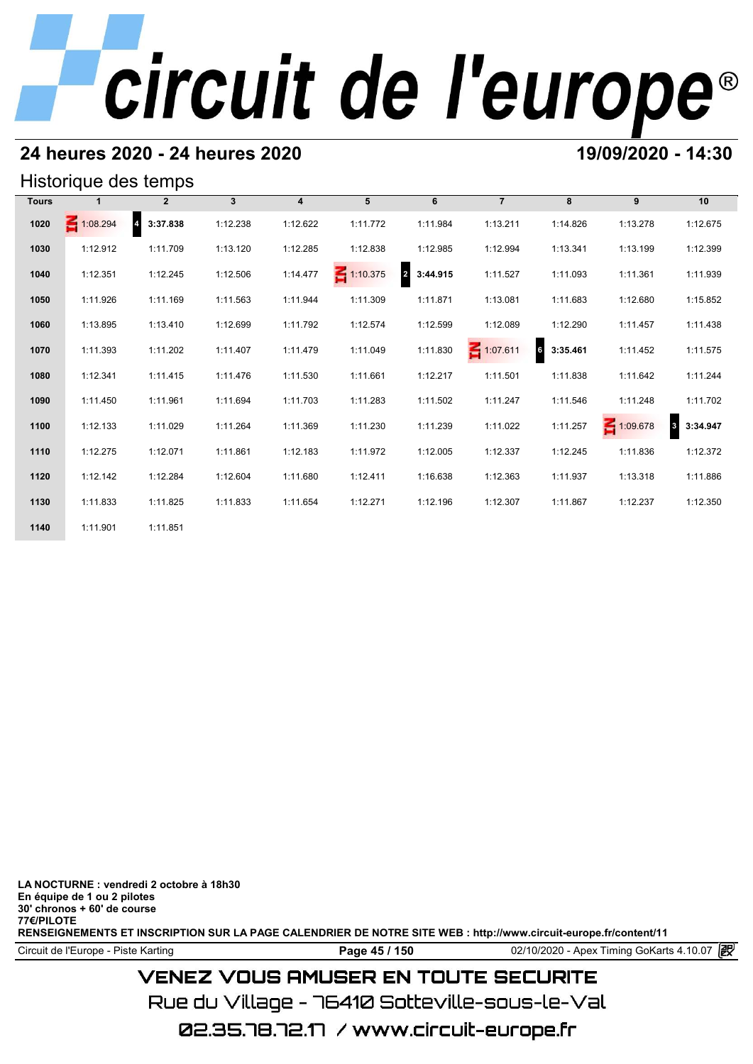# circuit de l'europe®

## 24 heures 2020 - 24 heures 2020

**19/09/2020 - 14:30**

### Historique des temps

| Tours | 1 | 2 | 3 | 4 | 5 | 6 | 7 | 8 | 9 | 10 |
|---|---|---|---|---|---|---|---|---|---|---|
| 1020 | IN 1:08.294 | 4 **3:37.838** | 1:12.238 | 1:12.622 | 1:11.772 | 1:11.984 | 1:13.211 | 1:14.826 | 1:13.278 | 1:12.675 |
| 1030 | 1:12.912 | 1:11.709 | 1:13.120 | 1:12.285 | 1:12.838 | 1:12.985 | 1:12.994 | 1:13.341 | 1:13.199 | 1:12.399 |
| 1040 | 1:12.351 | 1:12.245 | 1:12.506 | 1:14.477 | IN 1:10.375 | 2 **3:44.915** | 1:11.527 | 1:11.093 | 1:11.361 | 1:11.939 |
| 1050 | 1:11.926 | 1:11.169 | 1:11.563 | 1:11.944 | 1:11.309 | 1:11.871 | 1:13.081 | 1:11.683 | 1:12.680 | 1:15.852 |
| 1060 | 1:13.895 | 1:13.410 | 1:12.699 | 1:11.792 | 1:12.574 | 1:12.599 | 1:12.089 | 1:12.290 | 1:11.457 | 1:11.438 |
| 1070 | 1:11.393 | 1:11.202 | 1:11.407 | 1:11.479 | 1:11.049 | 1:11.830 | IN 1:07.611 | 6 **3:35.461** | 1:11.452 | 1:11.575 |
| 1080 | 1:12.341 | 1:11.415 | 1:11.476 | 1:11.530 | 1:11.661 | 1:12.217 | 1:11.501 | 1:11.838 | 1:11.642 | 1:11.244 |
| 1090 | 1:11.450 | 1:11.961 | 1:11.694 | 1:11.703 | 1:11.283 | 1:11.502 | 1:11.247 | 1:11.546 | 1:11.248 | 1:11.702 |
| 1100 | 1:12.133 | 1:11.029 | 1:11.264 | 1:11.369 | 1:11.230 | 1:11.239 | 1:11.022 | 1:11.257 | IN 1:09.678 | 3 **3:34.947** |
| 1110 | 1:12.275 | 1:12.071 | 1:11.861 | 1:12.183 | 1:11.972 | 1:12.005 | 1:12.337 | 1:12.245 | 1:11.836 | 1:12.372 |
| 1120 | 1:12.142 | 1:12.284 | 1:12.604 | 1:11.680 | 1:12.411 | 1:16.638 | 1:12.363 | 1:11.937 | 1:13.318 | 1:11.886 |
| 1130 | 1:11.833 | 1:11.825 | 1:11.833 | 1:11.654 | 1:12.271 | 1:12.196 | 1:12.307 | 1:11.867 | 1:12.237 | 1:12.350 |
| 1140 | 1:11.901 | 1:11.851 | | | | | | | | |

**LA NOCTURNE : vendredi 2 octobre à 18h30**
**En équipe de 1 ou 2 pilotes**
**30' chronos + 60' de course**
**77€/PILOTE**
**RENSEIGNEMENTS ET INSCRIPTION SUR LA PAGE CALENDRIER DE NOTRE SITE WEB : http://www.circuit-europe.fr/content/11**

Circuit de l'Europe - Piste Karting | 02/10/2020 - Apex Timing GoKarts 4.10.07

VENEZ VOUS AMUSER EN TOUTE SECURITE
Rue du Village - 76410 Sotteville-sous-le-Val
02.35.78.72.17 / www.circuit-europe.fr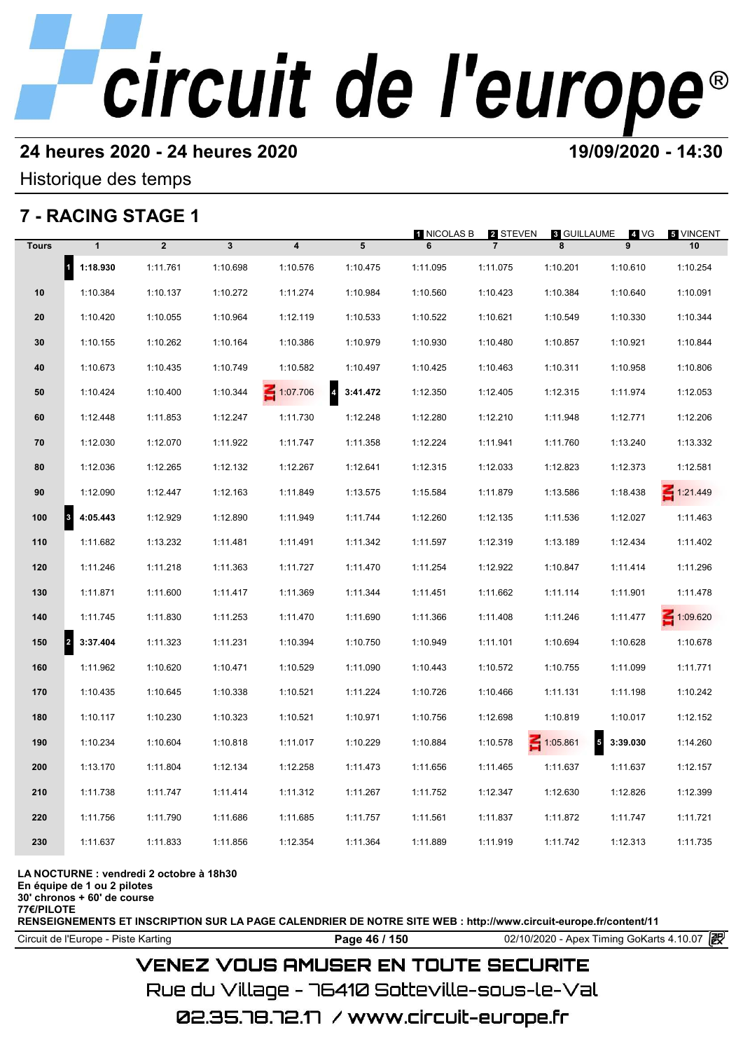# circuit de l'europe®

## 24 heures 2020 - 24 heures 2020

**19/09/2020 - 14:30**

Historique des temps

## 7 - RACING STAGE 1

1 NICOLAS B | 2 STEVEN | 3 GUILLAUME | 4 VG | 5 VINCENT

| Tours | 1 | 2 | 3 | 4 | 5 | 6 | 7 | 8 | 9 | 10 |
|---|---|---|---|---|---|---|---|---|---|---|
| | 1 **1:18.930** | 1:11.761 | 1:10.698 | 1:10.576 | 1:10.475 | 1:11.095 | 1:11.075 | 1:10.201 | 1:10.610 | 1:10.254 |
| 10 | 1:10.384 | 1:10.137 | 1:10.272 | 1:11.274 | 1:10.984 | 1:10.560 | 1:10.423 | 1:10.384 | 1:10.640 | 1:10.091 |
| 20 | 1:10.420 | 1:10.055 | 1:10.964 | 1:12.119 | 1:10.533 | 1:10.522 | 1:10.621 | 1:10.549 | 1:10.330 | 1:10.344 |
| 30 | 1:10.155 | 1:10.262 | 1:10.164 | 1:10.386 | 1:10.979 | 1:10.930 | 1:10.480 | 1:10.857 | 1:10.921 | 1:10.844 |
| 40 | 1:10.673 | 1:10.435 | 1:10.749 | 1:10.582 | 1:10.497 | 1:10.425 | 1:10.463 | 1:10.311 | 1:10.958 | 1:10.806 |
| 50 | 1:10.424 | 1:10.400 | 1:10.344 | IN 1:07.706 | 4 **3:41.472** | 1:12.350 | 1:12.405 | 1:12.315 | 1:11.974 | 1:12.053 |
| 60 | 1:12.448 | 1:11.853 | 1:12.247 | 1:11.730 | 1:12.248 | 1:12.280 | 1:12.210 | 1:11.948 | 1:12.771 | 1:12.206 |
| 70 | 1:12.030 | 1:12.070 | 1:11.922 | 1:11.747 | 1:11.358 | 1:12.224 | 1:11.941 | 1:11.760 | 1:13.240 | 1:13.332 |
| 80 | 1:12.036 | 1:12.265 | 1:12.132 | 1:12.267 | 1:12.641 | 1:12.315 | 1:12.033 | 1:12.823 | 1:12.373 | 1:12.581 |
| 90 | 1:12.090 | 1:12.447 | 1:12.163 | 1:11.849 | 1:13.575 | 1:15.584 | 1:11.879 | 1:13.586 | 1:18.438 | IN 1:21.449 |
| 100 | 3 **4:05.443** | 1:12.929 | 1:12.890 | 1:11.949 | 1:11.744 | 1:12.260 | 1:12.135 | 1:11.536 | 1:12.027 | 1:11.463 |
| 110 | 1:11.682 | 1:13.232 | 1:11.481 | 1:11.491 | 1:11.342 | 1:11.597 | 1:12.319 | 1:13.189 | 1:12.434 | 1:11.402 |
| 120 | 1:11.246 | 1:11.218 | 1:11.363 | 1:11.727 | 1:11.470 | 1:11.254 | 1:12.922 | 1:10.847 | 1:11.414 | 1:11.296 |
| 130 | 1:11.871 | 1:11.600 | 1:11.417 | 1:11.369 | 1:11.344 | 1:11.451 | 1:11.662 | 1:11.114 | 1:11.901 | 1:11.478 |
| 140 | 1:11.745 | 1:11.830 | 1:11.253 | 1:11.470 | 1:11.690 | 1:11.366 | 1:11.408 | 1:11.246 | 1:11.477 | IN 1:09.620 |
| 150 | 2 **3:37.404** | 1:11.323 | 1:11.231 | 1:10.394 | 1:10.750 | 1:10.949 | 1:11.101 | 1:10.694 | 1:10.628 | 1:10.678 |
| 160 | 1:11.962 | 1:10.620 | 1:10.471 | 1:10.529 | 1:11.090 | 1:10.443 | 1:10.572 | 1:10.755 | 1:11.099 | 1:11.771 |
| 170 | 1:10.435 | 1:10.645 | 1:10.338 | 1:10.521 | 1:11.224 | 1:10.726 | 1:10.466 | 1:11.131 | 1:11.198 | 1:10.242 |
| 180 | 1:10.117 | 1:10.230 | 1:10.323 | 1:10.521 | 1:10.971 | 1:10.756 | 1:12.698 | 1:10.819 | 1:10.017 | 1:12.152 |
| 190 | 1:10.234 | 1:10.604 | 1:10.818 | 1:11.017 | 1:10.229 | 1:10.884 | 1:10.578 | IN 1:05.861 | 5 **3:39.030** | 1:14.260 |
| 200 | 1:13.170 | 1:11.804 | 1:12.134 | 1:12.258 | 1:11.473 | 1:11.656 | 1:11.465 | 1:11.637 | 1:11.637 | 1:12.157 |
| 210 | 1:11.738 | 1:11.747 | 1:11.414 | 1:11.312 | 1:11.267 | 1:11.752 | 1:12.347 | 1:12.630 | 1:12.826 | 1:12.399 |
| 220 | 1:11.756 | 1:11.790 | 1:11.686 | 1:11.685 | 1:11.757 | 1:11.561 | 1:11.837 | 1:11.872 | 1:11.747 | 1:11.721 |
| 230 | 1:11.637 | 1:11.833 | 1:11.856 | 1:12.354 | 1:11.364 | 1:11.889 | 1:11.919 | 1:11.742 | 1:12.313 | 1:11.735 |

**LA NOCTURNE : vendredi 2 octobre à 18h30**
**En équipe de 1 ou 2 pilotes**
**30' chronos + 60' de course**
**77€/PILOTE**
**RENSEIGNEMENTS ET INSCRIPTION SUR LA PAGE CALENDRIER DE NOTRE SITE WEB : http://www.circuit-europe.fr/content/11**

Circuit de l'Europe - Piste Karting | 02/10/2020 - Apex Timing GoKarts 4.10.07

VENEZ VOUS AMUSER EN TOUTE SECURITE

Rue du Village - 76410 Sotteville-sous-le-Val

02.35.78.72.17 / www.circuit-europe.fr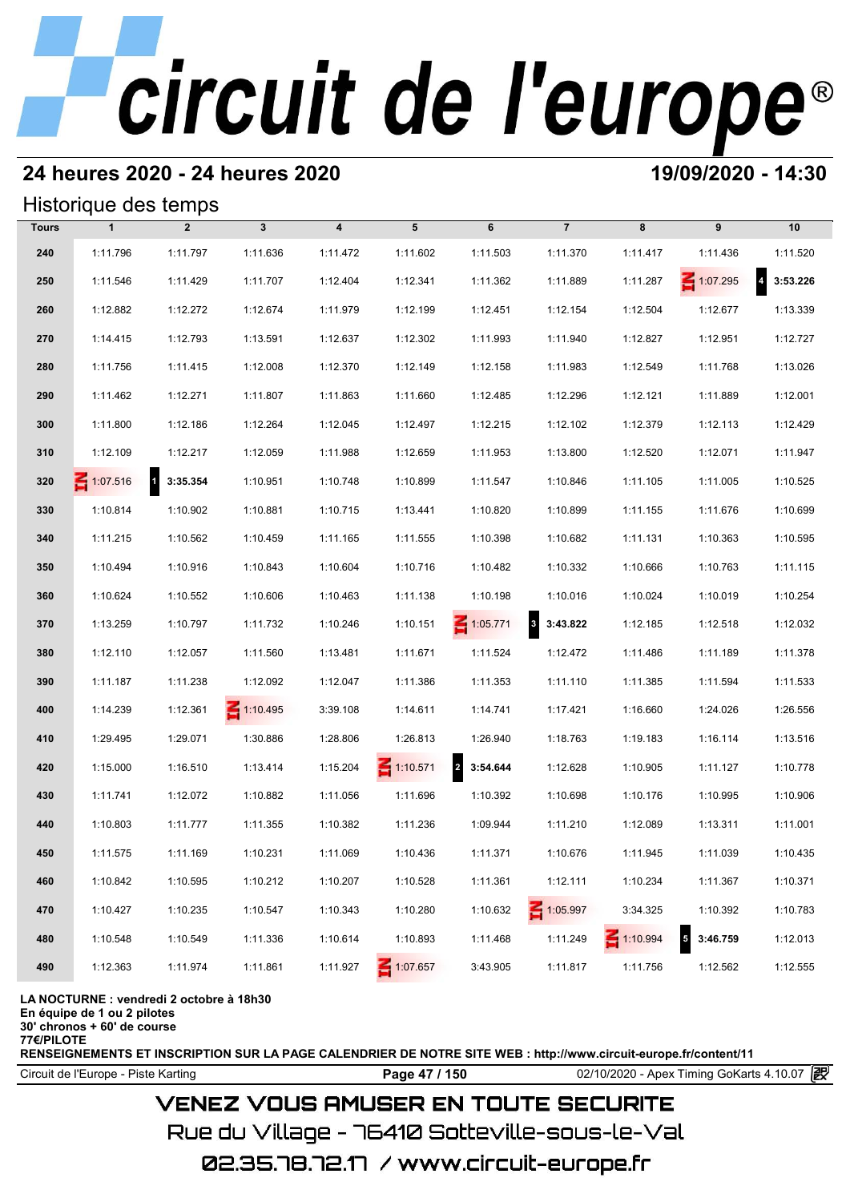# circuit de l'europe®

## 24 heures 2020 - 24 heures 2020

**19/09/2020 - 14:30**

### Historique des temps

| Tours | 1 | 2 | 3 | 4 | 5 | 6 | 7 | 8 | 9 | 10 |
|---|---|---|---|---|---|---|---|---|---|---|
| 240 | 1:11.796 | 1:11.797 | 1:11.636 | 1:11.472 | 1:11.602 | 1:11.503 | 1:11.370 | 1:11.417 | 1:11.436 | 1:11.520 |
| 250 | 1:11.546 | 1:11.429 | 1:11.707 | 1:12.404 | 1:12.341 | 1:11.362 | 1:11.889 | 1:11.287 | IN 1:07.295 | 4 **3:53.226** |
| 260 | 1:12.882 | 1:12.272 | 1:12.674 | 1:11.979 | 1:12.199 | 1:12.451 | 1:12.154 | 1:12.504 | 1:12.677 | 1:13.339 |
| 270 | 1:14.415 | 1:12.793 | 1:13.591 | 1:12.637 | 1:12.302 | 1:11.993 | 1:11.940 | 1:12.827 | 1:12.951 | 1:12.727 |
| 280 | 1:11.756 | 1:11.415 | 1:12.008 | 1:12.370 | 1:12.149 | 1:12.158 | 1:11.983 | 1:12.549 | 1:11.768 | 1:13.026 |
| 290 | 1:11.462 | 1:12.271 | 1:11.807 | 1:11.863 | 1:11.660 | 1:12.485 | 1:12.296 | 1:12.121 | 1:11.889 | 1:12.001 |
| 300 | 1:11.800 | 1:12.186 | 1:12.264 | 1:12.045 | 1:12.497 | 1:12.215 | 1:12.102 | 1:12.379 | 1:12.113 | 1:12.429 |
| 310 | 1:12.109 | 1:12.217 | 1:12.059 | 1:11.988 | 1:12.659 | 1:11.953 | 1:13.800 | 1:12.520 | 1:12.071 | 1:11.947 |
| 320 | IN 1:07.516 | 1 **3:35.354** | 1:10.951 | 1:10.748 | 1:10.899 | 1:11.547 | 1:10.846 | 1:11.105 | 1:11.005 | 1:10.525 |
| 330 | 1:10.814 | 1:10.902 | 1:10.881 | 1:10.715 | 1:13.441 | 1:10.820 | 1:10.899 | 1:11.155 | 1:11.676 | 1:10.699 |
| 340 | 1:11.215 | 1:10.562 | 1:10.459 | 1:11.165 | 1:11.555 | 1:10.398 | 1:10.682 | 1:11.131 | 1:10.363 | 1:10.595 |
| 350 | 1:10.494 | 1:10.916 | 1:10.843 | 1:10.604 | 1:10.716 | 1:10.482 | 1:10.332 | 1:10.666 | 1:10.763 | 1:11.115 |
| 360 | 1:10.624 | 1:10.552 | 1:10.606 | 1:10.463 | 1:11.138 | 1:10.198 | 1:10.016 | 1:10.024 | 1:10.019 | 1:10.254 |
| 370 | 1:13.259 | 1:10.797 | 1:11.732 | 1:10.246 | 1:10.151 | IN 1:05.771 | 3 **3:43.822** | 1:12.185 | 1:12.518 | 1:12.032 |
| 380 | 1:12.110 | 1:12.057 | 1:11.560 | 1:13.481 | 1:11.671 | 1:11.524 | 1:12.472 | 1:11.486 | 1:11.189 | 1:11.378 |
| 390 | 1:11.187 | 1:11.238 | 1:12.092 | 1:12.047 | 1:11.386 | 1:11.353 | 1:11.110 | 1:11.385 | 1:11.594 | 1:11.533 |
| 400 | 1:14.239 | 1:12.361 | IN 1:10.495 | 3:39.108 | 1:14.611 | 1:14.741 | 1:17.421 | 1:16.660 | 1:24.026 | 1:26.556 |
| 410 | 1:29.495 | 1:29.071 | 1:30.886 | 1:28.806 | 1:26.813 | 1:26.940 | 1:18.763 | 1:19.183 | 1:16.114 | 1:13.516 |
| 420 | 1:15.000 | 1:16.510 | 1:13.414 | 1:15.204 | IN 1:10.571 | 2 **3:54.644** | 1:12.628 | 1:10.905 | 1:11.127 | 1:10.778 |
| 430 | 1:11.741 | 1:12.072 | 1:10.882 | 1:11.056 | 1:11.696 | 1:10.392 | 1:10.698 | 1:10.176 | 1:10.995 | 1:10.906 |
| 440 | 1:10.803 | 1:11.777 | 1:11.355 | 1:10.382 | 1:11.236 | 1:09.944 | 1:11.210 | 1:12.089 | 1:13.311 | 1:11.001 |
| 450 | 1:11.575 | 1:11.169 | 1:10.231 | 1:11.069 | 1:10.436 | 1:11.371 | 1:10.676 | 1:11.945 | 1:11.039 | 1:10.435 |
| 460 | 1:10.842 | 1:10.595 | 1:10.212 | 1:10.207 | 1:10.528 | 1:11.361 | 1:12.111 | 1:10.234 | 1:11.367 | 1:10.371 |
| 470 | 1:10.427 | 1:10.235 | 1:10.547 | 1:10.343 | 1:10.280 | 1:10.632 | IN 1:05.997 | 3:34.325 | 1:10.392 | 1:10.783 |
| 480 | 1:10.548 | 1:10.549 | 1:11.336 | 1:10.614 | 1:10.893 | 1:11.468 | 1:11.249 | IN 1:10.994 | 5 **3:46.759** | 1:12.013 |
| 490 | 1:12.363 | 1:11.974 | 1:11.861 | 1:11.927 | IN 1:07.657 | 3:43.905 | 1:11.817 | 1:11.756 | 1:12.562 | 1:12.555 |

**LA NOCTURNE : vendredi 2 octobre à 18h30**
**En équipe de 1 ou 2 pilotes**
**30' chronos + 60' de course**
**77€/PILOTE**
**RENSEIGNEMENTS ET INSCRIPTION SUR LA PAGE CALENDRIER DE NOTRE SITE WEB : http://www.circuit-europe.fr/content/11**

Circuit de l'Europe - Piste Karting | 02/10/2020 - Apex Timing GoKarts 4.10.07

VENEZ VOUS AMUSER EN TOUTE SECURITE
Rue du Village - 76410 Sotteville-sous-le-Val
02.35.78.72.17 / www.circuit-europe.fr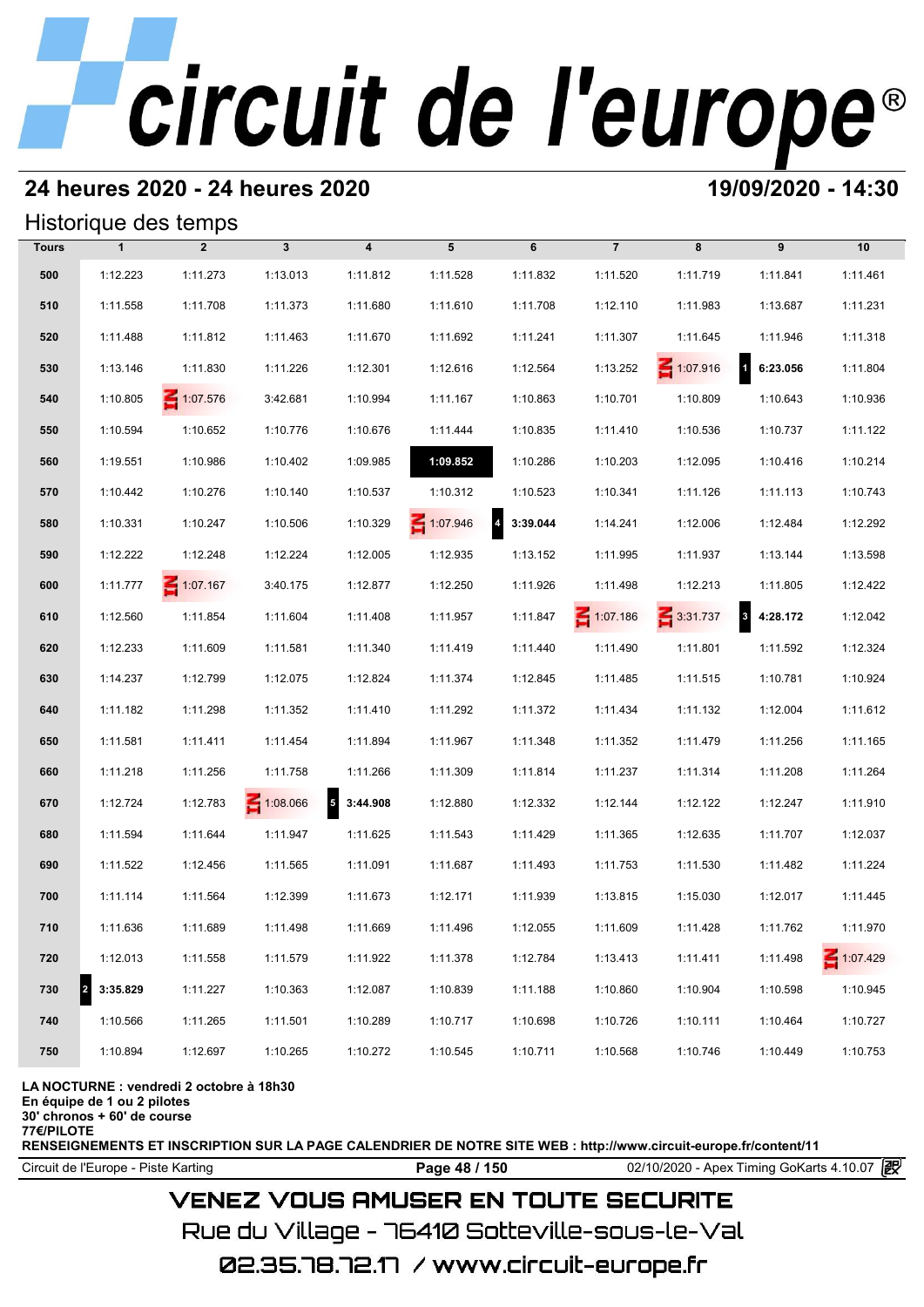# circuit de l'europe®

## 24 heures 2020 - 24 heures 2020

**19/09/2020 - 14:30**

### Historique des temps

| Tours | 1 | 2 | 3 | 4 | 5 | 6 | 7 | 8 | 9 | 10 |
|---|---|---|---|---|---|---|---|---|---|---|
| 500 | 1:12.223 | 1:11.273 | 1:13.013 | 1:11.812 | 1:11.528 | 1:11.832 | 1:11.520 | 1:11.719 | 1:11.841 | 1:11.461 |
| 510 | 1:11.558 | 1:11.708 | 1:11.373 | 1:11.680 | 1:11.610 | 1:11.708 | 1:12.110 | 1:11.983 | 1:13.687 | 1:11.231 |
| 520 | 1:11.488 | 1:11.812 | 1:11.463 | 1:11.670 | 1:11.692 | 1:11.241 | 1:11.307 | 1:11.645 | 1:11.946 | 1:11.318 |
| 530 | 1:13.146 | 1:11.830 | 1:11.226 | 1:12.301 | 1:12.616 | 1:12.564 | 1:13.252 | IN 1:07.916 | 1 **6:23.056** | 1:11.804 |
| 540 | 1:10.805 | IN 1:07.576 | 3:42.681 | 1:10.994 | 1:11.167 | 1:10.863 | 1:10.701 | 1:10.809 | 1:10.643 | 1:10.936 |
| 550 | 1:10.594 | 1:10.652 | 1:10.776 | 1:10.676 | 1:11.444 | 1:10.835 | 1:11.410 | 1:10.536 | 1:10.737 | 1:11.122 |
| 560 | 1:19.551 | 1:10.986 | 1:10.402 | 1:09.985 | **1:09.852** | 1:10.286 | 1:10.203 | 1:12.095 | 1:10.416 | 1:10.214 |
| 570 | 1:10.442 | 1:10.276 | 1:10.140 | 1:10.537 | 1:10.312 | 1:10.523 | 1:10.341 | 1:11.126 | 1:11.113 | 1:10.743 |
| 580 | 1:10.331 | 1:10.247 | 1:10.506 | 1:10.329 | IN 1:07.946 | 4 **3:39.044** | 1:14.241 | 1:12.006 | 1:12.484 | 1:12.292 |
| 590 | 1:12.222 | 1:12.248 | 1:12.224 | 1:12.005 | 1:12.935 | 1:13.152 | 1:11.995 | 1:11.937 | 1:13.144 | 1:13.598 |
| 600 | 1:11.777 | IN 1:07.167 | 3:40.175 | 1:12.877 | 1:12.250 | 1:11.926 | 1:11.498 | 1:12.213 | 1:11.805 | 1:12.422 |
| 610 | 1:12.560 | 1:11.854 | 1:11.604 | 1:11.408 | 1:11.957 | 1:11.847 | IN 1:07.186 | IN 3:31.737 | 3 **4:28.172** | 1:12.042 |
| 620 | 1:12.233 | 1:11.609 | 1:11.581 | 1:11.340 | 1:11.419 | 1:11.440 | 1:11.490 | 1:11.801 | 1:11.592 | 1:12.324 |
| 630 | 1:14.237 | 1:12.799 | 1:12.075 | 1:12.824 | 1:11.374 | 1:12.845 | 1:11.485 | 1:11.515 | 1:10.781 | 1:10.924 |
| 640 | 1:11.182 | 1:11.298 | 1:11.352 | 1:11.410 | 1:11.292 | 1:11.372 | 1:11.434 | 1:11.132 | 1:12.004 | 1:11.612 |
| 650 | 1:11.581 | 1:11.411 | 1:11.454 | 1:11.894 | 1:11.967 | 1:11.348 | 1:11.352 | 1:11.479 | 1:11.256 | 1:11.165 |
| 660 | 1:11.218 | 1:11.256 | 1:11.758 | 1:11.266 | 1:11.309 | 1:11.814 | 1:11.237 | 1:11.314 | 1:11.208 | 1:11.264 |
| 670 | 1:12.724 | 1:12.783 | IN 1:08.066 | 5 **3:44.908** | 1:12.880 | 1:12.332 | 1:12.144 | 1:12.122 | 1:12.247 | 1:11.910 |
| 680 | 1:11.594 | 1:11.644 | 1:11.947 | 1:11.625 | 1:11.543 | 1:11.429 | 1:11.365 | 1:12.635 | 1:11.707 | 1:12.037 |
| 690 | 1:11.522 | 1:12.456 | 1:11.565 | 1:11.091 | 1:11.687 | 1:11.493 | 1:11.753 | 1:11.530 | 1:11.482 | 1:11.224 |
| 700 | 1:11.114 | 1:11.564 | 1:12.399 | 1:11.673 | 1:12.171 | 1:11.939 | 1:13.815 | 1:15.030 | 1:12.017 | 1:11.445 |
| 710 | 1:11.636 | 1:11.689 | 1:11.498 | 1:11.669 | 1:11.496 | 1:12.055 | 1:11.609 | 1:11.428 | 1:11.762 | 1:11.970 |
| 720 | 1:12.013 | 1:11.558 | 1:11.579 | 1:11.922 | 1:11.378 | 1:12.784 | 1:13.413 | 1:11.411 | 1:11.498 | IN 1:07.429 |
| 730 | 2 **3:35.829** | 1:11.227 | 1:10.363 | 1:12.087 | 1:10.839 | 1:11.188 | 1:10.860 | 1:10.904 | 1:10.598 | 1:10.945 |
| 740 | 1:10.566 | 1:11.265 | 1:11.501 | 1:10.289 | 1:10.717 | 1:10.698 | 1:10.726 | 1:10.111 | 1:10.464 | 1:10.727 |
| 750 | 1:10.894 | 1:12.697 | 1:10.265 | 1:10.272 | 1:10.545 | 1:10.711 | 1:10.568 | 1:10.746 | 1:10.449 | 1:10.753 |

**LA NOCTURNE : vendredi 2 octobre à 18h30**
**En équipe de 1 ou 2 pilotes**
**30' chronos + 60' de course**
**77€/PILOTE**
**RENSEIGNEMENTS ET INSCRIPTION SUR LA PAGE CALENDRIER DE NOTRE SITE WEB : http://www.circuit-europe.fr/content/11**

Circuit de l'Europe - Piste Karting | 02/10/2020 - Apex Timing GoKarts 4.10.07

VENEZ VOUS AMUSER EN TOUTE SECURITE
Rue du Village - 76410 Sotteville-sous-le-Val
02.35.78.72.17 / www.circuit-europe.fr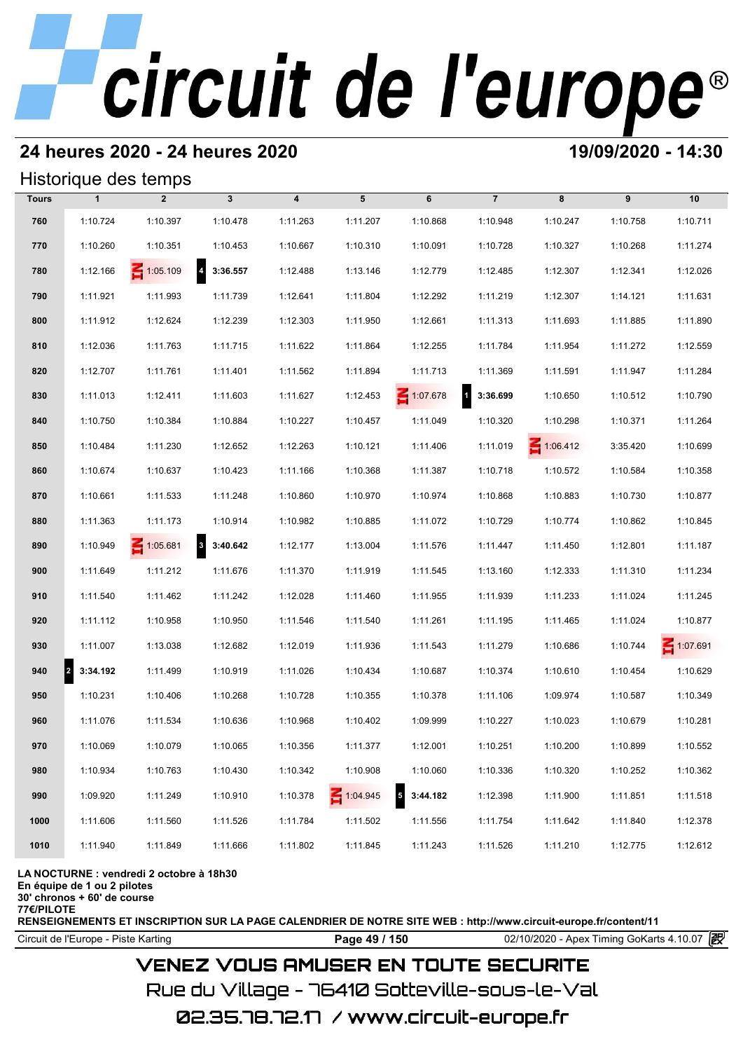# circuit de l'europe®

## 24 heures 2020 - 24 heures 2020

**19/09/2020 - 14:30**

### Historique des temps

| Tours | 1 | 2 | 3 | 4 | 5 | 6 | 7 | 8 | 9 | 10 |
|---|---|---|---|---|---|---|---|---|---|---|
| 760 | 1:10.724 | 1:10.397 | 1:10.478 | 1:11.263 | 1:11.207 | 1:10.868 | 1:10.948 | 1:10.247 | 1:10.758 | 1:10.711 |
| 770 | 1:10.260 | 1:10.351 | 1:10.453 | 1:10.667 | 1:10.310 | 1:10.091 | 1:10.728 | 1:10.327 | 1:10.268 | 1:11.274 |
| 780 | 1:12.166 | IN 1:05.109 | 4 **3:36.557** | 1:12.488 | 1:13.146 | 1:12.779 | 1:12.485 | 1:12.307 | 1:12.341 | 1:12.026 |
| 790 | 1:11.921 | 1:11.993 | 1:11.739 | 1:12.641 | 1:11.804 | 1:12.292 | 1:11.219 | 1:12.307 | 1:14.121 | 1:11.631 |
| 800 | 1:11.912 | 1:12.624 | 1:12.239 | 1:12.303 | 1:11.950 | 1:12.661 | 1:11.313 | 1:11.693 | 1:11.885 | 1:11.890 |
| 810 | 1:12.036 | 1:11.763 | 1:11.715 | 1:11.622 | 1:11.864 | 1:12.255 | 1:11.784 | 1:11.954 | 1:11.272 | 1:12.559 |
| 820 | 1:12.707 | 1:11.761 | 1:11.401 | 1:11.562 | 1:11.894 | 1:11.713 | 1:11.369 | 1:11.591 | 1:11.947 | 1:11.284 |
| 830 | 1:11.013 | 1:12.411 | 1:11.603 | 1:11.627 | 1:12.453 | IN 1:07.678 | 1 **3:36.699** | 1:10.650 | 1:10.512 | 1:10.790 |
| 840 | 1:10.750 | 1:10.384 | 1:10.884 | 1:10.227 | 1:10.457 | 1:11.049 | 1:10.320 | 1:10.298 | 1:10.371 | 1:11.264 |
| 850 | 1:10.484 | 1:11.230 | 1:12.652 | 1:12.263 | 1:10.121 | 1:11.406 | 1:11.019 | IN 1:06.412 | 3:35.420 | 1:10.699 |
| 860 | 1:10.674 | 1:10.637 | 1:10.423 | 1:11.166 | 1:10.368 | 1:11.387 | 1:10.718 | 1:10.572 | 1:10.584 | 1:10.358 |
| 870 | 1:10.661 | 1:11.533 | 1:11.248 | 1:10.860 | 1:10.970 | 1:10.974 | 1:10.868 | 1:10.883 | 1:10.730 | 1:10.877 |
| 880 | 1:11.363 | 1:11.173 | 1:10.914 | 1:10.982 | 1:10.885 | 1:11.072 | 1:10.729 | 1:10.774 | 1:10.862 | 1:10.845 |
| 890 | 1:10.949 | IN 1:05.681 | 3 **3:40.642** | 1:12.177 | 1:13.004 | 1:11.576 | 1:11.447 | 1:11.450 | 1:12.801 | 1:11.187 |
| 900 | 1:11.649 | 1:11.212 | 1:11.676 | 1:11.370 | 1:11.919 | 1:11.545 | 1:13.160 | 1:12.333 | 1:11.310 | 1:11.234 |
| 910 | 1:11.540 | 1:11.462 | 1:11.242 | 1:12.028 | 1:11.460 | 1:11.955 | 1:11.939 | 1:11.233 | 1:11.024 | 1:11.245 |
| 920 | 1:11.112 | 1:10.958 | 1:10.950 | 1:11.546 | 1:11.540 | 1:11.261 | 1:11.195 | 1:11.465 | 1:11.024 | 1:10.877 |
| 930 | 1:11.007 | 1:13.038 | 1:12.682 | 1:12.019 | 1:11.936 | 1:11.543 | 1:11.279 | 1:10.686 | 1:10.744 | IN 1:07.691 |
| 940 | 2 **3:34.192** | 1:11.499 | 1:10.919 | 1:11.026 | 1:10.434 | 1:10.687 | 1:10.374 | 1:10.610 | 1:10.454 | 1:10.629 |
| 950 | 1:10.231 | 1:10.406 | 1:10.268 | 1:10.728 | 1:10.355 | 1:10.378 | 1:11.106 | 1:09.974 | 1:10.587 | 1:10.349 |
| 960 | 1:11.076 | 1:11.534 | 1:10.636 | 1:10.968 | 1:10.402 | 1:09.999 | 1:10.227 | 1:10.023 | 1:10.679 | 1:10.281 |
| 970 | 1:10.069 | 1:10.079 | 1:10.065 | 1:10.356 | 1:11.377 | 1:12.001 | 1:10.251 | 1:10.200 | 1:10.899 | 1:10.552 |
| 980 | 1:10.934 | 1:10.763 | 1:10.430 | 1:10.342 | 1:10.908 | 1:10.060 | 1:10.336 | 1:10.320 | 1:10.252 | 1:10.362 |
| 990 | 1:09.920 | 1:11.249 | 1:10.910 | 1:10.378 | IN 1:04.945 | 5 **3:44.182** | 1:12.398 | 1:11.900 | 1:11.851 | 1:11.518 |
| 1000 | 1:11.606 | 1:11.560 | 1:11.526 | 1:11.784 | 1:11.502 | 1:11.556 | 1:11.754 | 1:11.642 | 1:11.840 | 1:12.378 |
| 1010 | 1:11.940 | 1:11.849 | 1:11.666 | 1:11.802 | 1:11.845 | 1:11.243 | 1:11.526 | 1:11.210 | 1:12.775 | 1:12.612 |

**LA NOCTURNE : vendredi 2 octobre à 18h30**
**En équipe de 1 ou 2 pilotes**
**30' chronos + 60' de course**
**77€/PILOTE**
**RENSEIGNEMENTS ET INSCRIPTION SUR LA PAGE CALENDRIER DE NOTRE SITE WEB : http://www.circuit-europe.fr/content/11**

Circuit de l'Europe - Piste Karting | 02/10/2020 - Apex Timing GoKarts 4.10.07

VENEZ VOUS AMUSER EN TOUTE SECURITE
Rue du Village - 76410 Sotteville-sous-le-Val
02.35.78.72.17 / www.circuit-europe.fr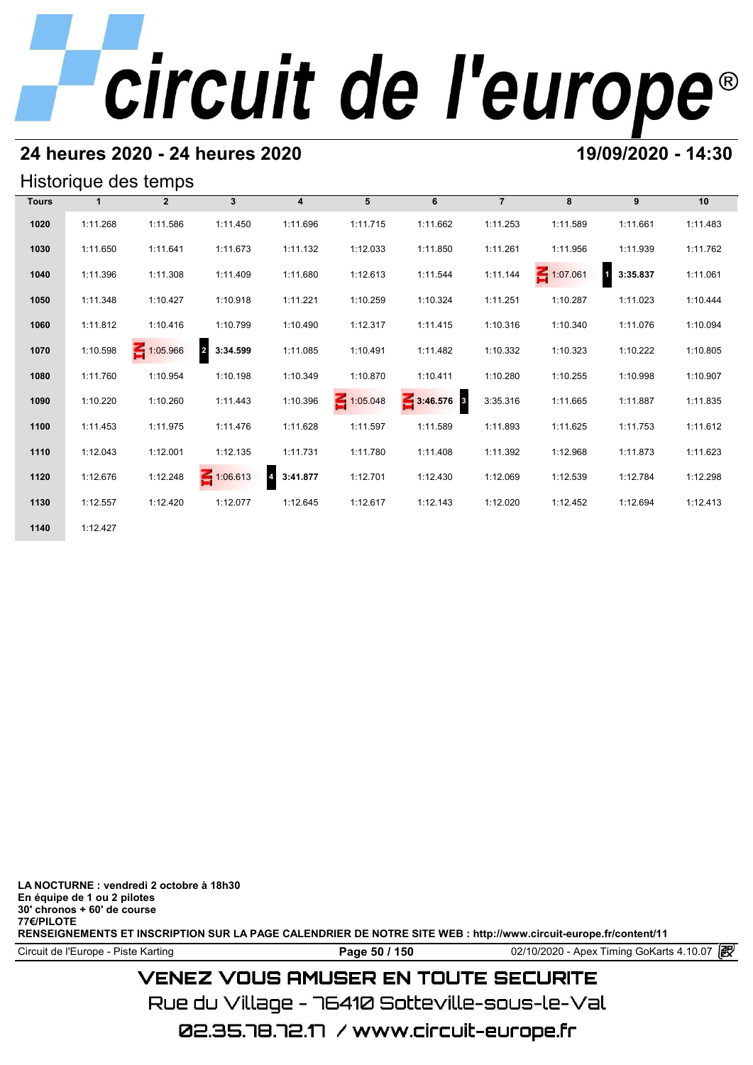# circuit de l'europe®

## 24 heures 2020 - 24 heures 2020

**19/09/2020 - 14:30**

### Historique des temps

| Tours | 1 | 2 | 3 | 4 | 5 | 6 | 7 | 8 | 9 | 10 |
|---|---|---|---|---|---|---|---|---|---|---|
| 1020 | 1:11.268 | 1:11.586 | 1:11.450 | 1:11.696 | 1:11.715 | 1:11.662 | 1:11.253 | 1:11.589 | 1:11.661 | 1:11.483 |
| 1030 | 1:11.650 | 1:11.641 | 1:11.673 | 1:11.132 | 1:12.033 | 1:11.850 | 1:11.261 | 1:11.956 | 1:11.939 | 1:11.762 |
| 1040 | 1:11.396 | 1:11.308 | 1:11.409 | 1:11.680 | 1:12.613 | 1:11.544 | 1:11.144 | IN 1:07.061 | 1 **3:35.837** | 1:11.061 |
| 1050 | 1:11.348 | 1:10.427 | 1:10.918 | 1:11.221 | 1:10.259 | 1:10.324 | 1:11.251 | 1:10.287 | 1:11.023 | 1:10.444 |
| 1060 | 1:11.812 | 1:10.416 | 1:10.799 | 1:10.490 | 1:12.317 | 1:11.415 | 1:10.316 | 1:10.340 | 1:11.076 | 1:10.094 |
| 1070 | 1:10.598 | IN 1:05.966 | 2 **3:34.599** | 1:11.085 | 1:10.491 | 1:11.482 | 1:10.332 | 1:10.323 | 1:10.222 | 1:10.805 |
| 1080 | 1:11.760 | 1:10.954 | 1:10.198 | 1:10.349 | 1:10.870 | 1:10.411 | 1:10.280 | 1:10.255 | 1:10.998 | 1:10.907 |
| 1090 | 1:10.220 | 1:10.260 | 1:11.443 | 1:10.396 | IN 1:05.048 | IN **3:46.576** 3 | 3:35.316 | 1:11.665 | 1:11.887 | 1:11.835 |
| 1100 | 1:11.453 | 1:11.975 | 1:11.476 | 1:11.628 | 1:11.597 | 1:11.589 | 1:11.893 | 1:11.625 | 1:11.753 | 1:11.612 |
| 1110 | 1:12.043 | 1:12.001 | 1:12.135 | 1:11.731 | 1:11.780 | 1:11.408 | 1:11.392 | 1:12.968 | 1:11.873 | 1:11.623 |
| 1120 | 1:12.676 | 1:12.248 | IN 1:06.613 | 4 **3:41.877** | 1:12.701 | 1:12.430 | 1:12.069 | 1:12.539 | 1:12.784 | 1:12.298 |
| 1130 | 1:12.557 | 1:12.420 | 1:12.077 | 1:12.645 | 1:12.617 | 1:12.143 | 1:12.020 | 1:12.452 | 1:12.694 | 1:12.413 |
| 1140 | 1:12.427 | | | | | | | | | |

**LA NOCTURNE : vendredi 2 octobre à 18h30**
**En équipe de 1 ou 2 pilotes**
**30' chronos + 60' de course**
**77€/PILOTE**
**RENSEIGNEMENTS ET INSCRIPTION SUR LA PAGE CALENDRIER DE NOTRE SITE WEB : http://www.circuit-europe.fr/content/11**

Circuit de l'Europe - Piste Karting — 02/10/2020 - Apex Timing GoKarts 4.10.07

VENEZ VOUS AMUSER EN TOUTE SECURITE
Rue du Village - 76410 Sotteville-sous-le-Val
02.35.78.72.17 / www.circuit-europe.fr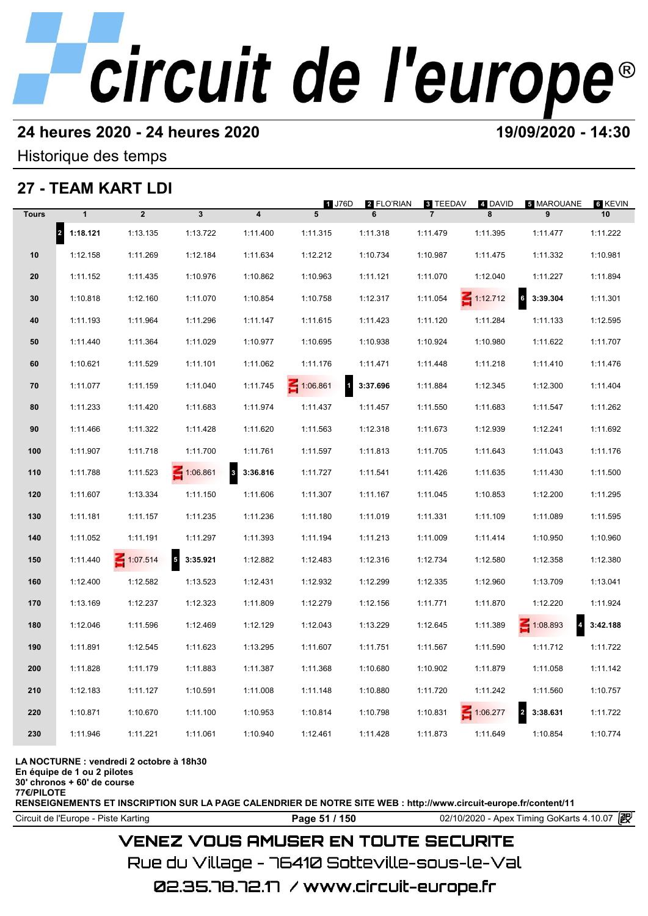# circuit de l'europe

## 24 heures 2020 - 24 heures 2020

**19/09/2020 - 14:30**

Historique des temps

## 27 - TEAM KART LDI

1 J76D · 2 FLO'RIAN · 3 TEEDAV · 4 DAVID · 5 MAROUANE · 6 KEVIN

| Tours | 1 | 2 | 3 | 4 | 5 | 6 | 7 | 8 | 9 | 10 |
|---|---|---|---|---|---|---|---|---|---|---|
| | 2 **1:18.121** | 1:13.135 | 1:13.722 | 1:11.400 | 1:11.315 | 1:11.318 | 1:11.479 | 1:11.395 | 1:11.477 | 1:11.222 |
| 10 | 1:12.158 | 1:11.269 | 1:12.184 | 1:11.634 | 1:12.212 | 1:10.734 | 1:10.987 | 1:11.475 | 1:11.332 | 1:10.981 |
| 20 | 1:11.152 | 1:11.435 | 1:10.976 | 1:10.862 | 1:10.963 | 1:11.121 | 1:11.070 | 1:12.040 | 1:11.227 | 1:11.894 |
| 30 | 1:10.818 | 1:12.160 | 1:11.070 | 1:10.854 | 1:10.758 | 1:12.317 | 1:11.054 | IN 1:12.712 | 6 **3:39.304** | 1:11.301 |
| 40 | 1:11.193 | 1:11.964 | 1:11.296 | 1:11.147 | 1:11.615 | 1:11.423 | 1:11.120 | 1:11.284 | 1:11.133 | 1:12.595 |
| 50 | 1:11.440 | 1:11.364 | 1:11.029 | 1:10.977 | 1:10.695 | 1:10.938 | 1:10.924 | 1:10.980 | 1:11.622 | 1:11.707 |
| 60 | 1:10.621 | 1:11.529 | 1:11.101 | 1:11.062 | 1:11.176 | 1:11.471 | 1:11.448 | 1:11.218 | 1:11.410 | 1:11.476 |
| 70 | 1:11.077 | 1:11.159 | 1:11.040 | 1:11.745 | IN 1:06.861 | 1 **3:37.696** | 1:11.884 | 1:12.345 | 1:12.300 | 1:11.404 |
| 80 | 1:11.233 | 1:11.420 | 1:11.683 | 1:11.974 | 1:11.437 | 1:11.457 | 1:11.550 | 1:11.683 | 1:11.547 | 1:11.262 |
| 90 | 1:11.466 | 1:11.322 | 1:11.428 | 1:11.620 | 1:11.563 | 1:12.318 | 1:11.673 | 1:12.939 | 1:12.241 | 1:11.692 |
| 100 | 1:11.907 | 1:11.718 | 1:11.700 | 1:11.761 | 1:11.597 | 1:11.813 | 1:11.705 | 1:11.643 | 1:11.043 | 1:11.176 |
| 110 | 1:11.788 | 1:11.523 | IN 1:06.861 | 3 **3:36.816** | 1:11.727 | 1:11.541 | 1:11.426 | 1:11.635 | 1:11.430 | 1:11.500 |
| 120 | 1:11.607 | 1:13.334 | 1:11.150 | 1:11.606 | 1:11.307 | 1:11.167 | 1:11.045 | 1:10.853 | 1:12.200 | 1:11.295 |
| 130 | 1:11.181 | 1:11.157 | 1:11.235 | 1:11.236 | 1:11.180 | 1:11.019 | 1:11.331 | 1:11.109 | 1:11.089 | 1:11.595 |
| 140 | 1:11.052 | 1:11.191 | 1:11.297 | 1:11.393 | 1:11.194 | 1:11.213 | 1:11.009 | 1:11.414 | 1:10.950 | 1:10.960 |
| 150 | 1:11.440 | IN 1:07.514 | 5 **3:35.921** | 1:12.882 | 1:12.483 | 1:12.316 | 1:12.734 | 1:12.580 | 1:12.358 | 1:12.380 |
| 160 | 1:12.400 | 1:12.582 | 1:13.523 | 1:12.431 | 1:12.932 | 1:12.299 | 1:12.335 | 1:12.960 | 1:13.709 | 1:13.041 |
| 170 | 1:13.169 | 1:12.237 | 1:12.323 | 1:11.809 | 1:12.279 | 1:12.156 | 1:11.771 | 1:11.870 | 1:12.220 | 1:11.924 |
| 180 | 1:12.046 | 1:11.596 | 1:12.469 | 1:12.129 | 1:12.043 | 1:13.229 | 1:12.645 | 1:11.389 | IN 1:08.893 | 4 **3:42.188** |
| 190 | 1:11.891 | 1:12.545 | 1:11.623 | 1:13.295 | 1:11.607 | 1:11.751 | 1:11.567 | 1:11.590 | 1:11.712 | 1:11.722 |
| 200 | 1:11.828 | 1:11.179 | 1:11.883 | 1:11.387 | 1:11.368 | 1:10.680 | 1:10.902 | 1:11.879 | 1:11.058 | 1:11.142 |
| 210 | 1:12.183 | 1:11.127 | 1:10.591 | 1:11.008 | 1:11.148 | 1:10.880 | 1:11.720 | 1:11.242 | 1:11.560 | 1:10.757 |
| 220 | 1:10.871 | 1:10.670 | 1:11.100 | 1:10.953 | 1:10.814 | 1:10.798 | 1:10.831 | IN 1:06.277 | 2 **3:38.631** | 1:11.722 |
| 230 | 1:11.946 | 1:11.221 | 1:11.061 | 1:10.940 | 1:12.461 | 1:11.428 | 1:11.873 | 1:11.649 | 1:10.854 | 1:10.774 |

**LA NOCTURNE : vendredi 2 octobre à 18h30**
**En équipe de 1 ou 2 pilotes**
**30' chronos + 60' de course**
**77€/PILOTE**
**RENSEIGNEMENTS ET INSCRIPTION SUR LA PAGE CALENDRIER DE NOTRE SITE WEB : http://www.circuit-europe.fr/content/11**

Circuit de l'Europe - Piste Karting · 02/10/2020 - Apex Timing GoKarts 4.10.07

VENEZ VOUS AMUSER EN TOUTE SECURITE

Rue du Village - 76410 Sotteville-sous-le-Val

02.35.78.72.17 / www.circuit-europe.fr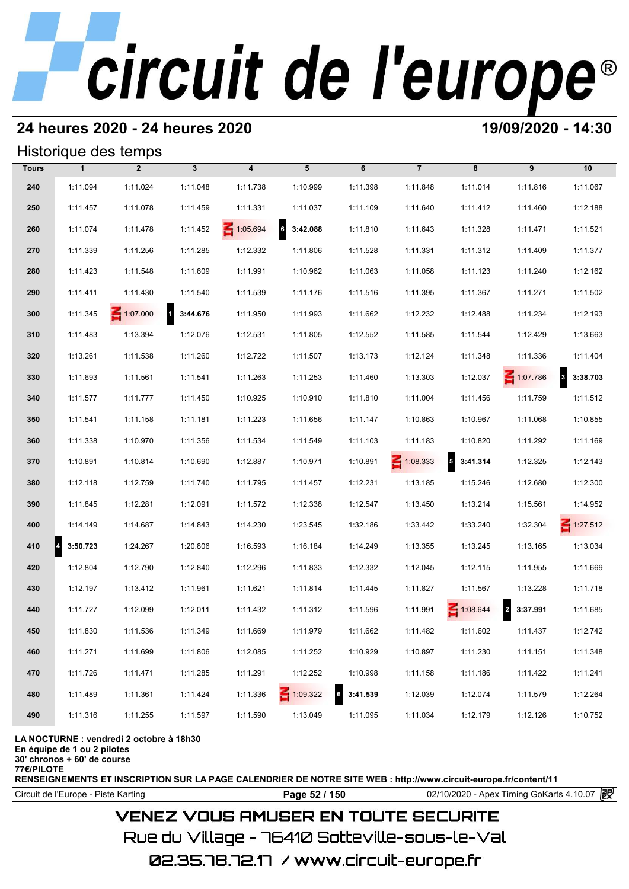# circuit de l'europe®

## 24 heures 2020 - 24 heures 2020

**19/09/2020 - 14:30**

### Historique des temps

| Tours | 1 | 2 | 3 | 4 | 5 | 6 | 7 | 8 | 9 | 10 |
|---|---|---|---|---|---|---|---|---|---|---|
| 240 | 1:11.094 | 1:11.024 | 1:11.048 | 1:11.738 | 1:10.999 | 1:11.398 | 1:11.848 | 1:11.014 | 1:11.816 | 1:11.067 |
| 250 | 1:11.457 | 1:11.078 | 1:11.459 | 1:11.331 | 1:11.037 | 1:11.109 | 1:11.640 | 1:11.412 | 1:11.460 | 1:12.188 |
| 260 | 1:11.074 | 1:11.478 | 1:11.452 | IN 1:05.694 | 6 **3:42.088** | 1:11.810 | 1:11.643 | 1:11.328 | 1:11.471 | 1:11.521 |
| 270 | 1:11.339 | 1:11.256 | 1:11.285 | 1:12.332 | 1:11.806 | 1:11.528 | 1:11.331 | 1:11.312 | 1:11.409 | 1:11.377 |
| 280 | 1:11.423 | 1:11.548 | 1:11.609 | 1:11.991 | 1:10.962 | 1:11.063 | 1:11.058 | 1:11.123 | 1:11.240 | 1:12.162 |
| 290 | 1:11.411 | 1:11.430 | 1:11.540 | 1:11.539 | 1:11.176 | 1:11.516 | 1:11.395 | 1:11.367 | 1:11.271 | 1:11.502 |
| 300 | 1:11.345 | IN 1:07.000 | 1 **3:44.676** | 1:11.950 | 1:11.993 | 1:11.662 | 1:12.232 | 1:12.488 | 1:11.234 | 1:12.193 |
| 310 | 1:11.483 | 1:13.394 | 1:12.076 | 1:12.531 | 1:11.805 | 1:12.552 | 1:11.585 | 1:11.544 | 1:12.429 | 1:13.663 |
| 320 | 1:13.261 | 1:11.538 | 1:11.260 | 1:12.722 | 1:11.507 | 1:13.173 | 1:12.124 | 1:11.348 | 1:11.336 | 1:11.404 |
| 330 | 1:11.693 | 1:11.561 | 1:11.541 | 1:11.263 | 1:11.253 | 1:11.460 | 1:13.303 | 1:12.037 | IN 1:07.786 | 3 **3:38.703** |
| 340 | 1:11.577 | 1:11.777 | 1:11.450 | 1:10.925 | 1:10.910 | 1:11.810 | 1:11.004 | 1:11.456 | 1:11.759 | 1:11.512 |
| 350 | 1:11.541 | 1:11.158 | 1:11.181 | 1:11.223 | 1:11.656 | 1:11.147 | 1:10.863 | 1:10.967 | 1:11.068 | 1:10.855 |
| 360 | 1:11.338 | 1:10.970 | 1:11.356 | 1:11.534 | 1:11.549 | 1:11.103 | 1:11.183 | 1:10.820 | 1:11.292 | 1:11.169 |
| 370 | 1:10.891 | 1:10.814 | 1:10.690 | 1:12.887 | 1:10.971 | 1:10.891 | IN 1:08.333 | 5 **3:41.314** | 1:12.325 | 1:12.143 |
| 380 | 1:12.118 | 1:12.759 | 1:11.740 | 1:11.795 | 1:11.457 | 1:12.231 | 1:13.185 | 1:15.246 | 1:12.680 | 1:12.300 |
| 390 | 1:11.845 | 1:12.281 | 1:12.091 | 1:11.572 | 1:12.338 | 1:12.547 | 1:13.450 | 1:13.214 | 1:15.561 | 1:14.952 |
| 400 | 1:14.149 | 1:14.687 | 1:14.843 | 1:14.230 | 1:23.545 | 1:32.186 | 1:33.442 | 1:33.240 | 1:32.304 | IN 1:27.512 |
| 410 | 4 **3:50.723** | 1:24.267 | 1:20.806 | 1:16.593 | 1:16.184 | 1:14.249 | 1:13.355 | 1:13.245 | 1:13.165 | 1:13.034 |
| 420 | 1:12.804 | 1:12.790 | 1:12.840 | 1:12.296 | 1:11.833 | 1:12.332 | 1:12.045 | 1:12.115 | 1:11.955 | 1:11.669 |
| 430 | 1:12.197 | 1:13.412 | 1:11.961 | 1:11.621 | 1:11.814 | 1:11.445 | 1:11.827 | 1:11.567 | 1:13.228 | 1:11.718 |
| 440 | 1:11.727 | 1:12.099 | 1:12.011 | 1:11.432 | 1:11.312 | 1:11.596 | 1:11.991 | IN 1:08.644 | 2 **3:37.991** | 1:11.685 |
| 450 | 1:11.830 | 1:11.536 | 1:11.349 | 1:11.669 | 1:11.979 | 1:11.662 | 1:11.482 | 1:11.602 | 1:11.437 | 1:12.742 |
| 460 | 1:11.271 | 1:11.699 | 1:11.806 | 1:12.085 | 1:11.252 | 1:10.929 | 1:10.897 | 1:11.230 | 1:11.151 | 1:11.348 |
| 470 | 1:11.726 | 1:11.471 | 1:11.285 | 1:11.291 | 1:12.252 | 1:10.998 | 1:11.158 | 1:11.186 | 1:11.422 | 1:11.241 |
| 480 | 1:11.489 | 1:11.361 | 1:11.424 | 1:11.336 | IN 1:09.322 | 6 **3:41.539** | 1:12.039 | 1:12.074 | 1:11.579 | 1:12.264 |
| 490 | 1:11.316 | 1:11.255 | 1:11.597 | 1:11.590 | 1:13.049 | 1:11.095 | 1:11.034 | 1:12.179 | 1:12.126 | 1:10.752 |

**LA NOCTURNE : vendredi 2 octobre à 18h30**
**En équipe de 1 ou 2 pilotes**
**30' chronos + 60' de course**
**77€/PILOTE**
**RENSEIGNEMENTS ET INSCRIPTION SUR LA PAGE CALENDRIER DE NOTRE SITE WEB : http://www.circuit-europe.fr/content/11**

Circuit de l'Europe - Piste Karting | 02/10/2020 - Apex Timing GoKarts 4.10.07

VENEZ VOUS AMUSER EN TOUTE SECURITE
Rue du Village - 76410 Sotteville-sous-le-Val
02.35.78.72.17 / www.circuit-europe.fr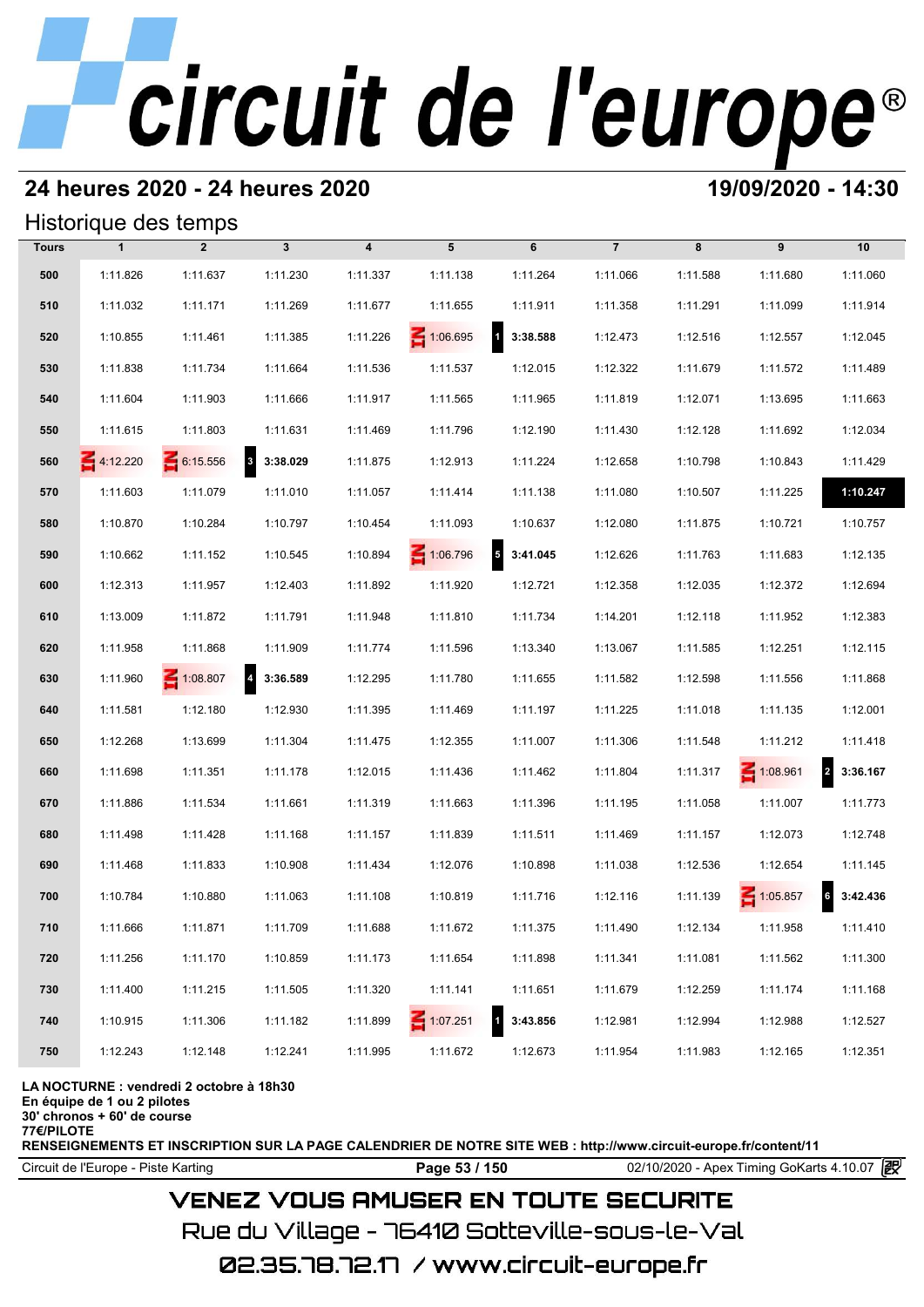# circuit de l'europe®

## 24 heures 2020 - 24 heures 2020

**19/09/2020 - 14:30**

### Historique des temps

| Tours | 1 | 2 | 3 | 4 | 5 | 6 | 7 | 8 | 9 | 10 |
|---|---|---|---|---|---|---|---|---|---|---|
| 500 | 1:11.826 | 1:11.637 | 1:11.230 | 1:11.337 | 1:11.138 | 1:11.264 | 1:11.066 | 1:11.588 | 1:11.680 | 1:11.060 |
| 510 | 1:11.032 | 1:11.171 | 1:11.269 | 1:11.677 | 1:11.655 | 1:11.911 | 1:11.358 | 1:11.291 | 1:11.099 | 1:11.914 |
| 520 | 1:10.855 | 1:11.461 | 1:11.385 | 1:11.226 | IN 1:06.695 | 1 **3:38.588** | 1:12.473 | 1:12.516 | 1:12.557 | 1:12.045 |
| 530 | 1:11.838 | 1:11.734 | 1:11.664 | 1:11.536 | 1:11.537 | 1:12.015 | 1:12.322 | 1:11.679 | 1:11.572 | 1:11.489 |
| 540 | 1:11.604 | 1:11.903 | 1:11.666 | 1:11.917 | 1:11.565 | 1:11.965 | 1:11.819 | 1:12.071 | 1:13.695 | 1:11.663 |
| 550 | 1:11.615 | 1:11.803 | 1:11.631 | 1:11.469 | 1:11.796 | 1:12.190 | 1:11.430 | 1:12.128 | 1:11.692 | 1:12.034 |
| 560 | IN 4:12.220 | IN 6:15.556 | 3 **3:38.029** | 1:11.875 | 1:12.913 | 1:11.224 | 1:12.658 | 1:10.798 | 1:10.843 | 1:11.429 |
| 570 | 1:11.603 | 1:11.079 | 1:11.010 | 1:11.057 | 1:11.414 | 1:11.138 | 1:11.080 | 1:10.507 | 1:11.225 | **1:10.247** |
| 580 | 1:10.870 | 1:10.284 | 1:10.797 | 1:10.454 | 1:11.093 | 1:10.637 | 1:12.080 | 1:11.875 | 1:10.721 | 1:10.757 |
| 590 | 1:10.662 | 1:11.152 | 1:10.545 | 1:10.894 | IN 1:06.796 | 5 **3:41.045** | 1:12.626 | 1:11.763 | 1:11.683 | 1:12.135 |
| 600 | 1:12.313 | 1:11.957 | 1:12.403 | 1:11.892 | 1:11.920 | 1:12.721 | 1:12.358 | 1:12.035 | 1:12.372 | 1:12.694 |
| 610 | 1:13.009 | 1:11.872 | 1:11.791 | 1:11.948 | 1:11.810 | 1:11.734 | 1:14.201 | 1:12.118 | 1:11.952 | 1:12.383 |
| 620 | 1:11.958 | 1:11.868 | 1:11.909 | 1:11.774 | 1:11.596 | 1:13.340 | 1:13.067 | 1:11.585 | 1:12.251 | 1:12.115 |
| 630 | 1:11.960 | IN 1:08.807 | 4 **3:36.589** | 1:12.295 | 1:11.780 | 1:11.655 | 1:11.582 | 1:12.598 | 1:11.556 | 1:11.868 |
| 640 | 1:11.581 | 1:12.180 | 1:12.930 | 1:11.395 | 1:11.469 | 1:11.197 | 1:11.225 | 1:11.018 | 1:11.135 | 1:12.001 |
| 650 | 1:12.268 | 1:13.699 | 1:11.304 | 1:11.475 | 1:12.355 | 1:11.007 | 1:11.306 | 1:11.548 | 1:11.212 | 1:11.418 |
| 660 | 1:11.698 | 1:11.351 | 1:11.178 | 1:12.015 | 1:11.436 | 1:11.462 | 1:11.804 | 1:11.317 | IN 1:08.961 | 2 **3:36.167** |
| 670 | 1:11.886 | 1:11.534 | 1:11.661 | 1:11.319 | 1:11.663 | 1:11.396 | 1:11.195 | 1:11.058 | 1:11.007 | 1:11.773 |
| 680 | 1:11.498 | 1:11.428 | 1:11.168 | 1:11.157 | 1:11.839 | 1:11.511 | 1:11.469 | 1:11.157 | 1:12.073 | 1:12.748 |
| 690 | 1:11.468 | 1:11.833 | 1:10.908 | 1:11.434 | 1:12.076 | 1:10.898 | 1:11.038 | 1:12.536 | 1:12.654 | 1:11.145 |
| 700 | 1:10.784 | 1:10.880 | 1:11.063 | 1:11.108 | 1:10.819 | 1:11.716 | 1:12.116 | 1:11.139 | IN 1:05.857 | 6 **3:42.436** |
| 710 | 1:11.666 | 1:11.871 | 1:11.709 | 1:11.688 | 1:11.672 | 1:11.375 | 1:11.490 | 1:12.134 | 1:11.958 | 1:11.410 |
| 720 | 1:11.256 | 1:11.170 | 1:10.859 | 1:11.173 | 1:11.654 | 1:11.898 | 1:11.341 | 1:11.081 | 1:11.562 | 1:11.300 |
| 730 | 1:11.400 | 1:11.215 | 1:11.505 | 1:11.320 | 1:11.141 | 1:11.651 | 1:11.679 | 1:12.259 | 1:11.174 | 1:11.168 |
| 740 | 1:10.915 | 1:11.306 | 1:11.182 | 1:11.899 | IN 1:07.251 | 1 **3:43.856** | 1:12.981 | 1:12.994 | 1:12.988 | 1:12.527 |
| 750 | 1:12.243 | 1:12.148 | 1:12.241 | 1:11.995 | 1:11.672 | 1:12.673 | 1:11.954 | 1:11.983 | 1:12.165 | 1:12.351 |

**LA NOCTURNE : vendredi 2 octobre à 18h30**
**En équipe de 1 ou 2 pilotes**
**30' chronos + 60' de course**
**77€/PILOTE**
**RENSEIGNEMENTS ET INSCRIPTION SUR LA PAGE CALENDRIER DE NOTRE SITE WEB : http://www.circuit-europe.fr/content/11**

Circuit de l'Europe - Piste Karting | 02/10/2020 - Apex Timing GoKarts 4.10.07

VENEZ VOUS AMUSER EN TOUTE SECURITE
Rue du Village - 76410 Sotteville-sous-le-Val
02.35.78.72.17 / www.circuit-europe.fr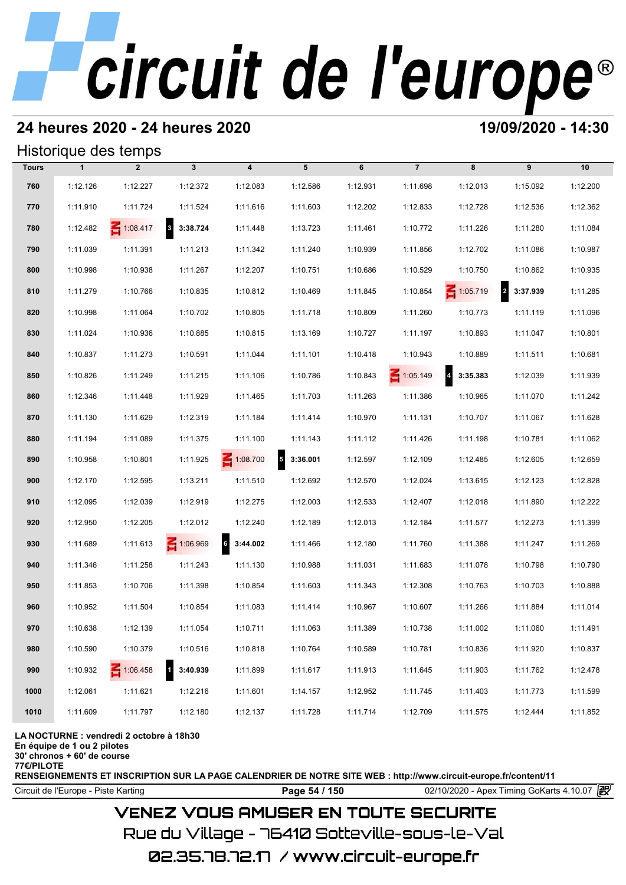# circuit de l'europe®

## 24 heures 2020 - 24 heures 2020

**19/09/2020 - 14:30**

### Historique des temps

| Tours | 1 | 2 | 3 | 4 | 5 | 6 | 7 | 8 | 9 | 10 |
|---|---|---|---|---|---|---|---|---|---|---|
| 760 | 1:12.126 | 1:12.227 | 1:12.372 | 1:12.083 | 1:12.586 | 1:12.931 | 1:11.698 | 1:12.013 | 1:15.092 | 1:12.200 |
| 770 | 1:11.910 | 1:11.724 | 1:11.524 | 1:11.616 | 1:11.603 | 1:12.202 | 1:12.833 | 1:12.728 | 1:12.536 | 1:12.362 |
| 780 | 1:12.482 | IN 1:08.417 | 3 3:38.724 | 1:11.448 | 1:13.723 | 1:11.461 | 1:10.772 | 1:11.226 | 1:11.280 | 1:11.084 |
| 790 | 1:11.039 | 1:11.391 | 1:11.213 | 1:11.342 | 1:11.240 | 1:10.939 | 1:11.856 | 1:12.702 | 1:11.086 | 1:10.987 |
| 800 | 1:10.998 | 1:10.938 | 1:11.267 | 1:12.207 | 1:10.751 | 1:10.686 | 1:10.529 | 1:10.750 | 1:10.862 | 1:10.935 |
| 810 | 1:11.279 | 1:10.766 | 1:10.835 | 1:10.812 | 1:10.469 | 1:11.845 | 1:10.854 | IN 1:05.719 | 2 3:37.939 | 1:11.285 |
| 820 | 1:10.998 | 1:11.064 | 1:10.702 | 1:10.805 | 1:11.718 | 1:10.809 | 1:11.260 | 1:10.773 | 1:11.119 | 1:11.096 |
| 830 | 1:11.024 | 1:10.936 | 1:10.885 | 1:10.815 | 1:13.169 | 1:10.727 | 1:11.197 | 1:10.893 | 1:11.047 | 1:10.801 |
| 840 | 1:10.837 | 1:11.273 | 1:10.591 | 1:11.044 | 1:11.101 | 1:10.418 | 1:10.943 | 1:10.889 | 1:11.511 | 1:10.681 |
| 850 | 1:10.826 | 1:11.249 | 1:11.215 | 1:11.106 | 1:10.786 | 1:10.843 | IN 1:05.149 | 4 3:35.383 | 1:12.039 | 1:11.939 |
| 860 | 1:12.346 | 1:11.448 | 1:11.929 | 1:11.465 | 1:11.703 | 1:11.263 | 1:11.386 | 1:10.965 | 1:11.070 | 1:11.242 |
| 870 | 1:11.130 | 1:11.629 | 1:12.319 | 1:11.184 | 1:11.414 | 1:10.970 | 1:11.131 | 1:10.707 | 1:11.067 | 1:11.628 |
| 880 | 1:11.194 | 1:11.089 | 1:11.375 | 1:11.100 | 1:11.143 | 1:11.112 | 1:11.426 | 1:11.198 | 1:10.781 | 1:11.062 |
| 890 | 1:10.958 | 1:10.801 | 1:11.925 | IN 1:08.700 | 5 3:36.001 | 1:12.597 | 1:12.109 | 1:12.485 | 1:12.605 | 1:12.659 |
| 900 | 1:12.170 | 1:12.595 | 1:13.211 | 1:11.510 | 1:12.692 | 1:12.570 | 1:12.024 | 1:13.615 | 1:12.123 | 1:12.828 |
| 910 | 1:12.095 | 1:12.039 | 1:12.919 | 1:12.275 | 1:12.003 | 1:12.533 | 1:12.407 | 1:12.018 | 1:11.890 | 1:12.222 |
| 920 | 1:12.950 | 1:12.205 | 1:12.012 | 1:12.240 | 1:12.189 | 1:12.013 | 1:12.184 | 1:11.577 | 1:12.273 | 1:11.399 |
| 930 | 1:11.689 | 1:11.613 | IN 1:06.969 | 6 3:44.002 | 1:11.466 | 1:12.180 | 1:11.760 | 1:11.388 | 1:11.247 | 1:11.269 |
| 940 | 1:11.346 | 1:11.258 | 1:11.243 | 1:11.130 | 1:10.988 | 1:11.031 | 1:11.683 | 1:11.078 | 1:10.798 | 1:10.790 |
| 950 | 1:11.853 | 1:10.706 | 1:11.398 | 1:10.854 | 1:11.603 | 1:11.343 | 1:12.308 | 1:10.763 | 1:10.703 | 1:10.888 |
| 960 | 1:10.952 | 1:11.504 | 1:10.854 | 1:11.083 | 1:11.414 | 1:10.967 | 1:10.607 | 1:11.266 | 1:11.884 | 1:11.014 |
| 970 | 1:10.638 | 1:12.139 | 1:11.054 | 1:10.711 | 1:11.063 | 1:11.389 | 1:10.738 | 1:11.002 | 1:11.060 | 1:11.491 |
| 980 | 1:10.590 | 1:10.379 | 1:10.516 | 1:10.818 | 1:10.764 | 1:10.589 | 1:10.781 | 1:10.836 | 1:11.920 | 1:10.837 |
| 990 | 1:10.932 | IN 1:06.458 | 1 3:40.939 | 1:11.899 | 1:11.617 | 1:11.913 | 1:11.645 | 1:11.903 | 1:11.762 | 1:12.478 |
| 1000 | 1:12.061 | 1:11.621 | 1:12.216 | 1:11.601 | 1:14.157 | 1:12.952 | 1:11.745 | 1:11.403 | 1:11.773 | 1:11.599 |
| 1010 | 1:11.609 | 1:11.797 | 1:12.180 | 1:12.137 | 1:11.728 | 1:11.714 | 1:12.709 | 1:11.575 | 1:12.444 | 1:11.852 |

**LA NOCTURNE : vendredi 2 octobre à 18h30**
**En équipe de 1 ou 2 pilotes**
**30' chronos + 60' de course**
**77€/PILOTE**
**RENSEIGNEMENTS ET INSCRIPTION SUR LA PAGE CALENDRIER DE NOTRE SITE WEB : http://www.circuit-europe.fr/content/11**

Circuit de l'Europe - Piste Karting | 02/10/2020 - Apex Timing GoKarts 4.10.07

VENEZ VOUS AMUSER EN TOUTE SECURITE
Rue du Village - 76410 Sotteville-sous-le-Val
02.35.78.72.17 / www.circuit-europe.fr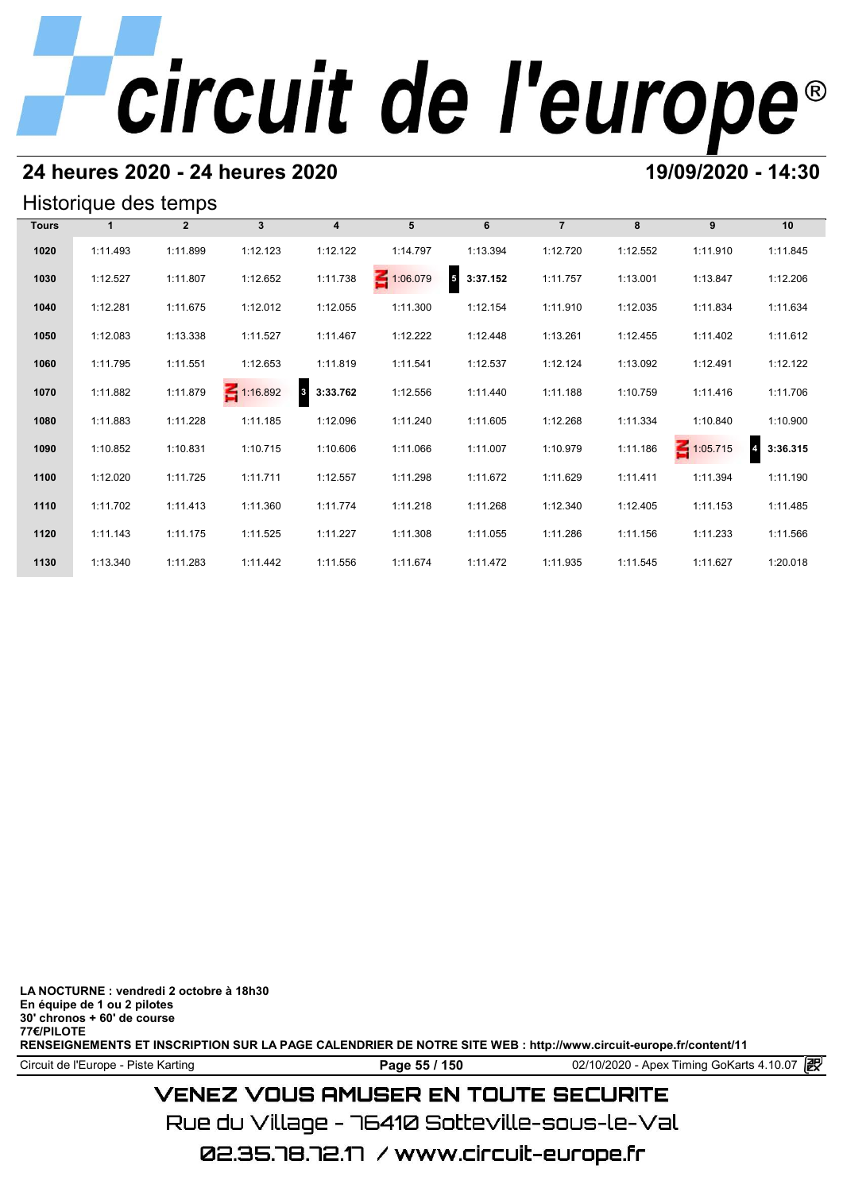# circuit de l'europe®

## 24 heures 2020 - 24 heures 2020

**19/09/2020 - 14:30**

### Historique des temps

| Tours | 1 | 2 | 3 | 4 | 5 | 6 | 7 | 8 | 9 | 10 |
|---|---|---|---|---|---|---|---|---|---|---|
| 1020 | 1:11.493 | 1:11.899 | 1:12.123 | 1:12.122 | 1:14.797 | 1:13.394 | 1:12.720 | 1:12.552 | 1:11.910 | 1:11.845 |
| 1030 | 1:12.527 | 1:11.807 | 1:12.652 | 1:11.738 | IN 1:06.079 | 5 **3:37.152** | 1:11.757 | 1:13.001 | 1:13.847 | 1:12.206 |
| 1040 | 1:12.281 | 1:11.675 | 1:12.012 | 1:12.055 | 1:11.300 | 1:12.154 | 1:11.910 | 1:12.035 | 1:11.834 | 1:11.634 |
| 1050 | 1:12.083 | 1:13.338 | 1:11.527 | 1:11.467 | 1:12.222 | 1:12.448 | 1:13.261 | 1:12.455 | 1:11.402 | 1:11.612 |
| 1060 | 1:11.795 | 1:11.551 | 1:12.653 | 1:11.819 | 1:11.541 | 1:12.537 | 1:12.124 | 1:13.092 | 1:12.491 | 1:12.122 |
| 1070 | 1:11.882 | 1:11.879 | IN 1:16.892 | 3 **3:33.762** | 1:12.556 | 1:11.440 | 1:11.188 | 1:10.759 | 1:11.416 | 1:11.706 |
| 1080 | 1:11.883 | 1:11.228 | 1:11.185 | 1:12.096 | 1:11.240 | 1:11.605 | 1:12.268 | 1:11.334 | 1:10.840 | 1:10.900 |
| 1090 | 1:10.852 | 1:10.831 | 1:10.715 | 1:10.606 | 1:11.066 | 1:11.007 | 1:10.979 | 1:11.186 | IN 1:05.715 | 4 **3:36.315** |
| 1100 | 1:12.020 | 1:11.725 | 1:11.711 | 1:12.557 | 1:11.298 | 1:11.672 | 1:11.629 | 1:11.411 | 1:11.394 | 1:11.190 |
| 1110 | 1:11.702 | 1:11.413 | 1:11.360 | 1:11.774 | 1:11.218 | 1:11.268 | 1:12.340 | 1:12.405 | 1:11.153 | 1:11.485 |
| 1120 | 1:11.143 | 1:11.175 | 1:11.525 | 1:11.227 | 1:11.308 | 1:11.055 | 1:11.286 | 1:11.156 | 1:11.233 | 1:11.566 |
| 1130 | 1:13.340 | 1:11.283 | 1:11.442 | 1:11.556 | 1:11.674 | 1:11.472 | 1:11.935 | 1:11.545 | 1:11.627 | 1:20.018 |

**LA NOCTURNE : vendredi 2 octobre à 18h30**
**En équipe de 1 ou 2 pilotes**
**30' chronos + 60' de course**
**77€/PILOTE**
**RENSEIGNEMENTS ET INSCRIPTION SUR LA PAGE CALENDRIER DE NOTRE SITE WEB : http://www.circuit-europe.fr/content/11**

Circuit de l'Europe - Piste Karting | 02/10/2020 - Apex Timing GoKarts 4.10.07

**VENEZ VOUS AMUSER EN TOUTE SECURITE**
Rue du Village - 76410 Sotteville-sous-le-Val
02.35.78.72.17 / www.circuit-europe.fr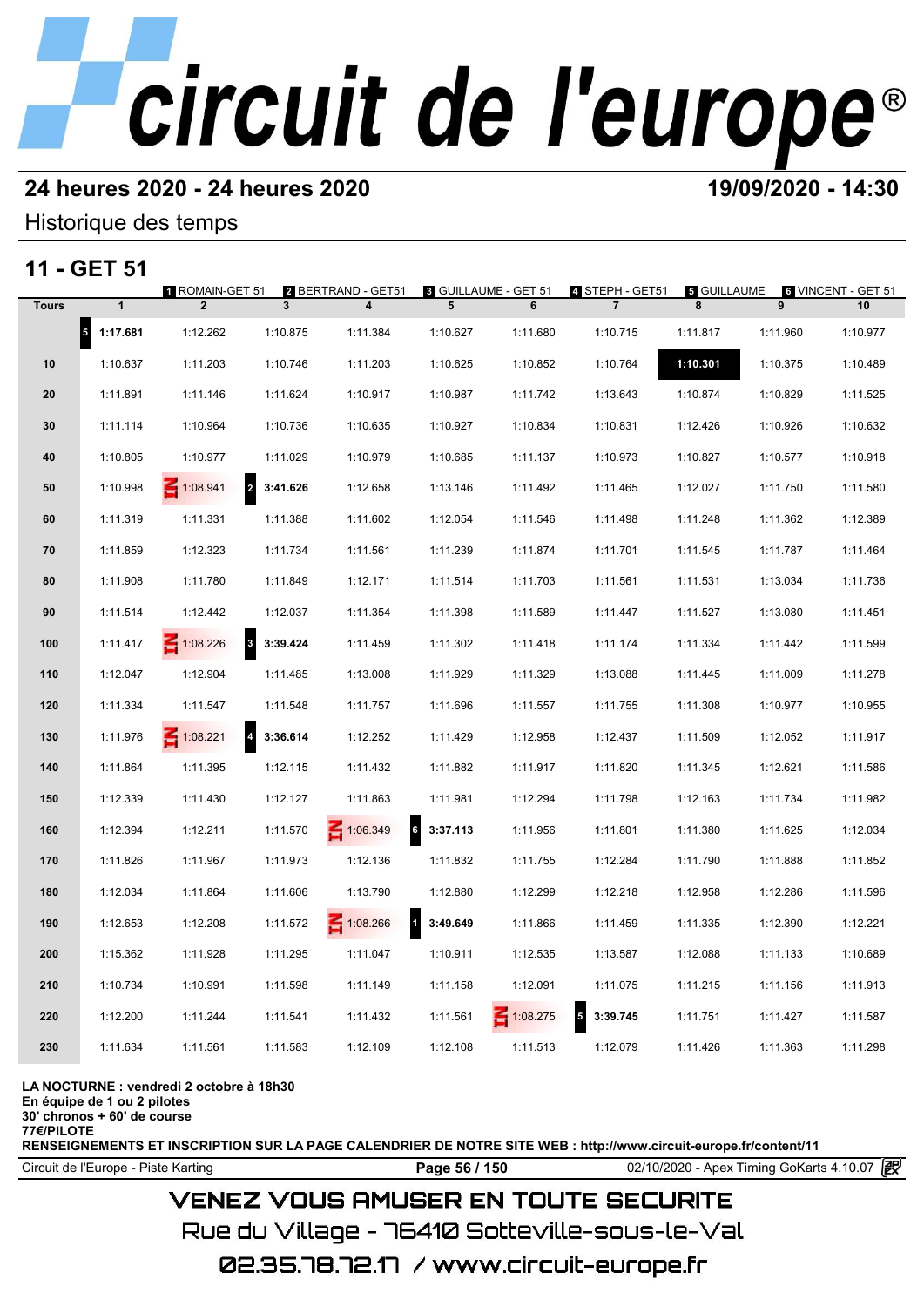# 24 heures 2020 - 24 heures 2020

**19/09/2020 - 14:30**

Historique des temps

## 11 - GET 51

1 ROMAIN-GET 51 | 2 BERTRAND - GET51 | 3 GUILLAUME - GET 51 | 4 STEPH - GET51 | 5 GUILLAUME | 6 VINCENT - GET 51

| Tours | 1 | 2 | 3 | 4 | 5 | 6 | 7 | 8 | 9 | 10 |
|---|---|---|---|---|---|---|---|---|---|---|
| | 5 **1:17.681** | 1:12.262 | 1:10.875 | 1:11.384 | 1:10.627 | 1:11.680 | 1:10.715 | 1:11.817 | 1:11.960 | 1:10.977 |
| 10 | 1:10.637 | 1:11.203 | 1:10.746 | 1:11.203 | 1:10.625 | 1:10.852 | 1:10.764 | **1:10.301** | 1:10.375 | 1:10.489 |
| 20 | 1:11.891 | 1:11.146 | 1:11.624 | 1:10.917 | 1:10.987 | 1:11.742 | 1:13.643 | 1:10.874 | 1:10.829 | 1:11.525 |
| 30 | 1:11.114 | 1:10.964 | 1:10.736 | 1:10.635 | 1:10.927 | 1:10.834 | 1:10.831 | 1:12.426 | 1:10.926 | 1:10.632 |
| 40 | 1:10.805 | 1:10.977 | 1:11.029 | 1:10.979 | 1:10.685 | 1:11.137 | 1:10.973 | 1:10.827 | 1:10.577 | 1:10.918 |
| 50 | 1:10.998 | IN 1:08.941 | 2 **3:41.626** | 1:12.658 | 1:13.146 | 1:11.492 | 1:11.465 | 1:12.027 | 1:11.750 | 1:11.580 |
| 60 | 1:11.319 | 1:11.331 | 1:11.388 | 1:11.602 | 1:12.054 | 1:11.546 | 1:11.498 | 1:11.248 | 1:11.362 | 1:12.389 |
| 70 | 1:11.859 | 1:12.323 | 1:11.734 | 1:11.561 | 1:11.239 | 1:11.874 | 1:11.701 | 1:11.545 | 1:11.787 | 1:11.464 |
| 80 | 1:11.908 | 1:11.780 | 1:11.849 | 1:12.171 | 1:11.514 | 1:11.703 | 1:11.561 | 1:11.531 | 1:13.034 | 1:11.736 |
| 90 | 1:11.514 | 1:12.442 | 1:12.037 | 1:11.354 | 1:11.398 | 1:11.589 | 1:11.447 | 1:11.527 | 1:13.080 | 1:11.451 |
| 100 | 1:11.417 | IN 1:08.226 | 3 **3:39.424** | 1:11.459 | 1:11.302 | 1:11.418 | 1:11.174 | 1:11.334 | 1:11.442 | 1:11.599 |
| 110 | 1:12.047 | 1:12.904 | 1:11.485 | 1:13.008 | 1:11.929 | 1:11.329 | 1:13.088 | 1:11.445 | 1:11.009 | 1:11.278 |
| 120 | 1:11.334 | 1:11.547 | 1:11.548 | 1:11.757 | 1:11.696 | 1:11.557 | 1:11.755 | 1:11.308 | 1:10.977 | 1:10.955 |
| 130 | 1:11.976 | IN 1:08.221 | 4 **3:36.614** | 1:12.252 | 1:11.429 | 1:12.958 | 1:12.437 | 1:11.509 | 1:12.052 | 1:11.917 |
| 140 | 1:11.864 | 1:11.395 | 1:12.115 | 1:11.432 | 1:11.882 | 1:11.917 | 1:11.820 | 1:11.345 | 1:12.621 | 1:11.586 |
| 150 | 1:12.339 | 1:11.430 | 1:12.127 | 1:11.863 | 1:11.981 | 1:12.294 | 1:11.798 | 1:12.163 | 1:11.734 | 1:11.982 |
| 160 | 1:12.394 | 1:12.211 | 1:11.570 | IN 1:06.349 | 6 **3:37.113** | 1:11.956 | 1:11.801 | 1:11.380 | 1:11.625 | 1:12.034 |
| 170 | 1:11.826 | 1:11.967 | 1:11.973 | 1:12.136 | 1:11.832 | 1:11.755 | 1:12.284 | 1:11.790 | 1:11.888 | 1:11.852 |
| 180 | 1:12.034 | 1:11.864 | 1:11.606 | 1:13.790 | 1:12.880 | 1:12.299 | 1:12.218 | 1:12.958 | 1:12.286 | 1:11.596 |
| 190 | 1:12.653 | 1:12.208 | 1:11.572 | IN 1:08.266 | 1 **3:49.649** | 1:11.866 | 1:11.459 | 1:11.335 | 1:12.390 | 1:12.221 |
| 200 | 1:15.362 | 1:11.928 | 1:11.295 | 1:11.047 | 1:10.911 | 1:12.535 | 1:13.587 | 1:12.088 | 1:11.133 | 1:10.689 |
| 210 | 1:10.734 | 1:10.991 | 1:11.598 | 1:11.149 | 1:11.158 | 1:12.091 | 1:11.075 | 1:11.215 | 1:11.156 | 1:11.913 |
| 220 | 1:12.200 | 1:11.244 | 1:11.541 | 1:11.432 | 1:11.561 | IN 1:08.275 | 5 **3:39.745** | 1:11.751 | 1:11.427 | 1:11.587 |
| 230 | 1:11.634 | 1:11.561 | 1:11.583 | 1:12.109 | 1:12.108 | 1:11.513 | 1:12.079 | 1:11.426 | 1:11.363 | 1:11.298 |

**LA NOCTURNE : vendredi 2 octobre à 18h30**
**En équipe de 1 ou 2 pilotes**
**30' chronos + 60' de course**
**77€/PILOTE**
**RENSEIGNEMENTS ET INSCRIPTION SUR LA PAGE CALENDRIER DE NOTRE SITE WEB : http://www.circuit-europe.fr/content/11**

Circuit de l'Europe - Piste Karting | 02/10/2020 - Apex Timing GoKarts 4.10.07

VENEZ VOUS AMUSER EN TOUTE SECURITE
Rue du Village - 76410 Sotteville-sous-le-Val
02.35.78.72.17 / www.circuit-europe.fr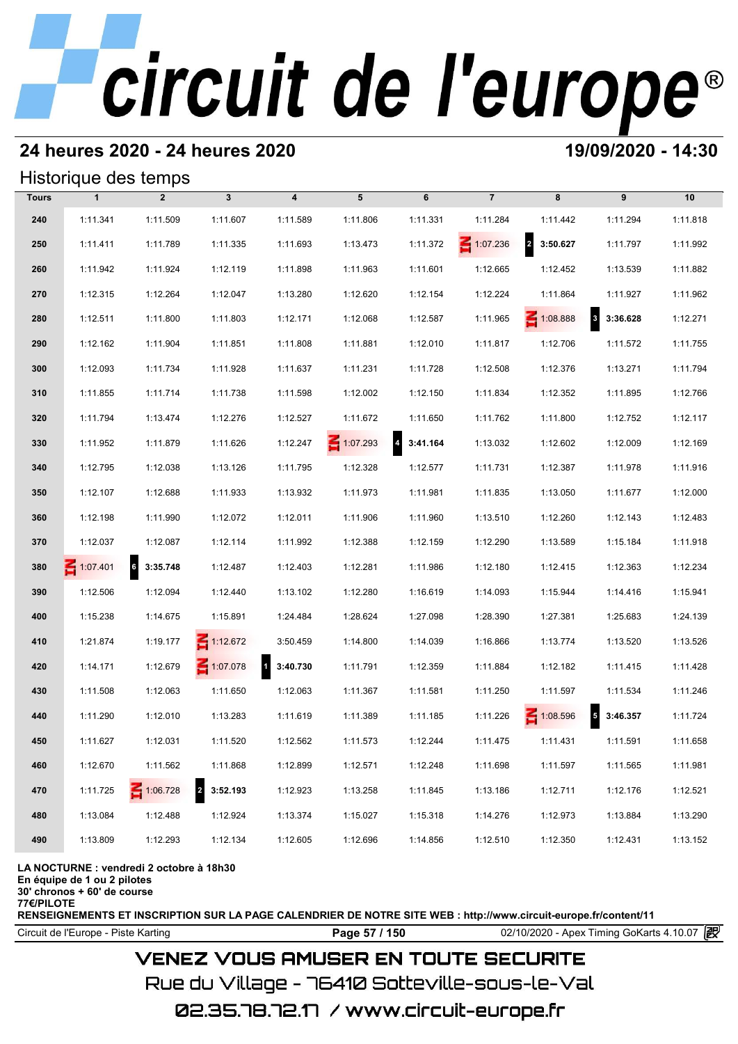## 24 heures 2020 - 24 heures 2020

**19/09/2020 - 14:30**

### Historique des temps

| Tours | 1 | 2 | 3 | 4 | 5 | 6 | 7 | 8 | 9 | 10 |
|---|---|---|---|---|---|---|---|---|---|---|
| 240 | 1:11.341 | 1:11.509 | 1:11.607 | 1:11.589 | 1:11.806 | 1:11.331 | 1:11.284 | 1:11.442 | 1:11.294 | 1:11.818 |
| 250 | 1:11.411 | 1:11.789 | 1:11.335 | 1:11.693 | 1:13.473 | 1:11.372 | IN 1:07.236 | 2 **3:50.627** | 1:11.797 | 1:11.992 |
| 260 | 1:11.942 | 1:11.924 | 1:12.119 | 1:11.898 | 1:11.963 | 1:11.601 | 1:12.665 | 1:12.452 | 1:13.539 | 1:11.882 |
| 270 | 1:12.315 | 1:12.264 | 1:12.047 | 1:13.280 | 1:12.620 | 1:12.154 | 1:12.224 | 1:11.864 | 1:11.927 | 1:11.962 |
| 280 | 1:12.511 | 1:11.800 | 1:11.803 | 1:12.171 | 1:12.068 | 1:12.587 | 1:11.965 | IN 1:08.888 | 3 **3:36.628** | 1:12.271 |
| 290 | 1:12.162 | 1:11.904 | 1:11.851 | 1:11.808 | 1:11.881 | 1:12.010 | 1:11.817 | 1:12.706 | 1:11.572 | 1:11.755 |
| 300 | 1:12.093 | 1:11.734 | 1:11.928 | 1:11.637 | 1:11.231 | 1:11.728 | 1:12.508 | 1:12.376 | 1:13.271 | 1:11.794 |
| 310 | 1:11.855 | 1:11.714 | 1:11.738 | 1:11.598 | 1:12.002 | 1:12.150 | 1:11.834 | 1:12.352 | 1:11.895 | 1:12.766 |
| 320 | 1:11.794 | 1:13.474 | 1:12.276 | 1:12.527 | 1:11.672 | 1:11.650 | 1:11.762 | 1:11.800 | 1:12.752 | 1:12.117 |
| 330 | 1:11.952 | 1:11.879 | 1:11.626 | 1:12.247 | IN 1:07.293 | 4 **3:41.164** | 1:13.032 | 1:12.602 | 1:12.009 | 1:12.169 |
| 340 | 1:12.795 | 1:12.038 | 1:13.126 | 1:11.795 | 1:12.328 | 1:12.577 | 1:11.731 | 1:12.387 | 1:11.978 | 1:11.916 |
| 350 | 1:12.107 | 1:12.688 | 1:11.933 | 1:13.932 | 1:11.973 | 1:11.981 | 1:11.835 | 1:13.050 | 1:11.677 | 1:12.000 |
| 360 | 1:12.198 | 1:11.990 | 1:12.072 | 1:12.011 | 1:11.906 | 1:11.960 | 1:13.510 | 1:12.260 | 1:12.143 | 1:12.483 |
| 370 | 1:12.037 | 1:12.087 | 1:12.114 | 1:11.992 | 1:12.388 | 1:12.159 | 1:12.290 | 1:13.589 | 1:15.184 | 1:11.918 |
| 380 | IN 1:07.401 | 6 **3:35.748** | 1:12.487 | 1:12.403 | 1:12.281 | 1:11.986 | 1:12.180 | 1:12.415 | 1:12.363 | 1:12.234 |
| 390 | 1:12.506 | 1:12.094 | 1:12.440 | 1:13.102 | 1:12.280 | 1:16.619 | 1:14.093 | 1:15.944 | 1:14.416 | 1:15.941 |
| 400 | 1:15.238 | 1:14.675 | 1:15.891 | 1:24.484 | 1:28.624 | 1:27.098 | 1:28.390 | 1:27.381 | 1:25.683 | 1:24.139 |
| 410 | 1:21.874 | 1:19.177 | IN 1:12.672 | 3:50.459 | 1:14.800 | 1:14.039 | 1:16.866 | 1:13.774 | 1:13.520 | 1:13.526 |
| 420 | 1:14.171 | 1:12.679 | IN 1:07.078 | 1 **3:40.730** | 1:11.791 | 1:12.359 | 1:11.884 | 1:12.182 | 1:11.415 | 1:11.428 |
| 430 | 1:11.508 | 1:12.063 | 1:11.650 | 1:12.063 | 1:11.367 | 1:11.581 | 1:11.250 | 1:11.597 | 1:11.534 | 1:11.246 |
| 440 | 1:11.290 | 1:12.010 | 1:13.283 | 1:11.619 | 1:11.389 | 1:11.185 | 1:11.226 | IN 1:08.596 | 5 **3:46.357** | 1:11.724 |
| 450 | 1:11.627 | 1:12.031 | 1:11.520 | 1:12.562 | 1:11.573 | 1:12.244 | 1:11.475 | 1:11.431 | 1:11.591 | 1:11.658 |
| 460 | 1:12.670 | 1:11.562 | 1:11.868 | 1:12.899 | 1:12.571 | 1:12.248 | 1:11.698 | 1:11.597 | 1:11.565 | 1:11.981 |
| 470 | 1:11.725 | IN 1:06.728 | 2 **3:52.193** | 1:12.923 | 1:13.258 | 1:11.845 | 1:13.186 | 1:12.711 | 1:12.176 | 1:12.521 |
| 480 | 1:13.084 | 1:12.488 | 1:12.924 | 1:13.374 | 1:15.027 | 1:15.318 | 1:14.276 | 1:12.973 | 1:13.884 | 1:13.290 |
| 490 | 1:13.809 | 1:12.293 | 1:12.134 | 1:12.605 | 1:12.696 | 1:14.856 | 1:12.510 | 1:12.350 | 1:12.431 | 1:13.152 |

**LA NOCTURNE : vendredi 2 octobre à 18h30**
**En équipe de 1 ou 2 pilotes**
**30' chronos + 60' de course**
**77€/PILOTE**
**RENSEIGNEMENTS ET INSCRIPTION SUR LA PAGE CALENDRIER DE NOTRE SITE WEB : http://www.circuit-europe.fr/content/11**

Circuit de l'Europe - Piste Karting | 02/10/2020 - Apex Timing GoKarts 4.10.07

VENEZ VOUS AMUSER EN TOUTE SECURITE
Rue du Village - 76410 Sotteville-sous-le-Val
02.35.78.72.17 / www.circuit-europe.fr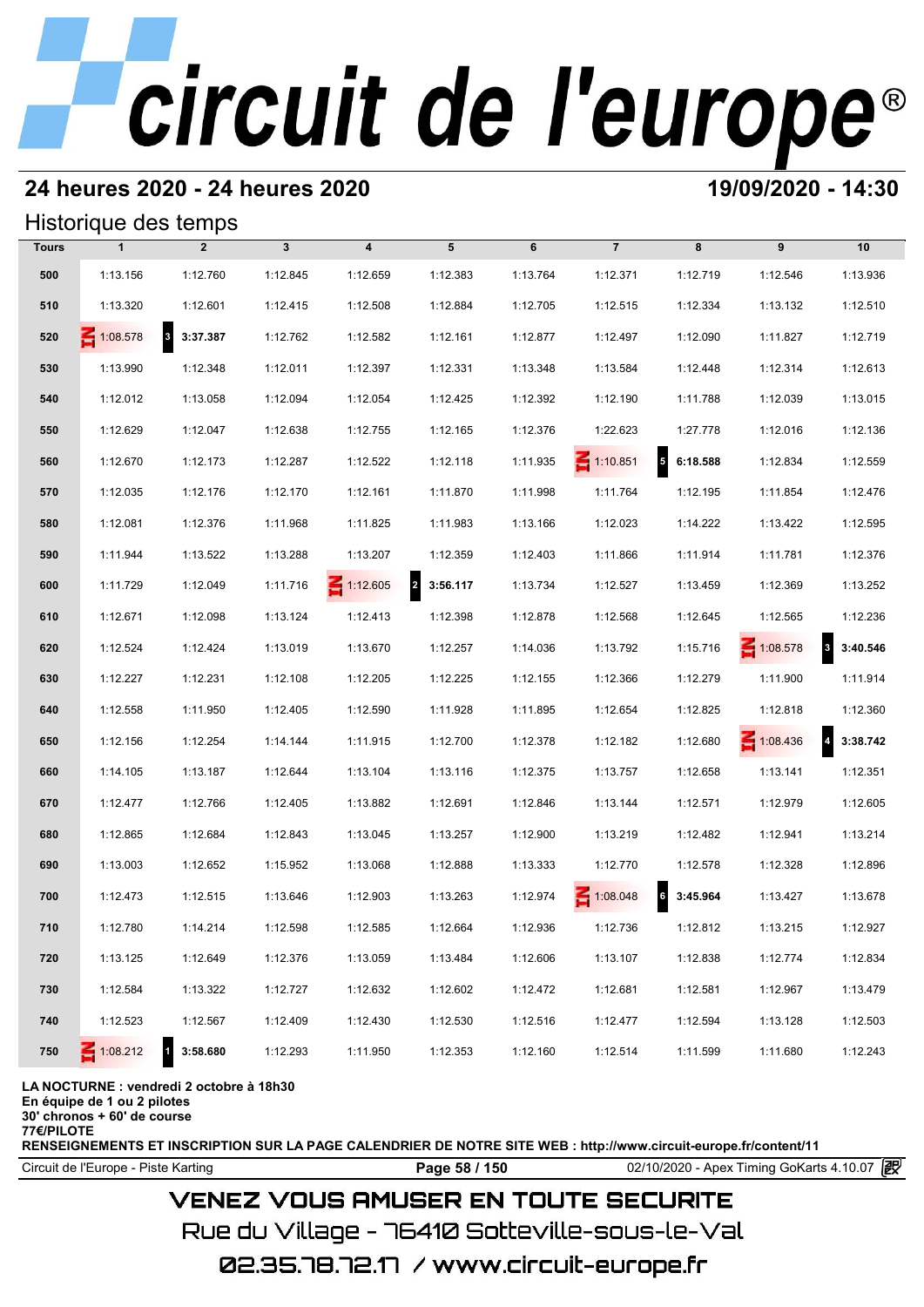# circuit de l'europe®

## 24 heures 2020 - 24 heures 2020

**19/09/2020 - 14:30**

### Historique des temps

| Tours | 1 | 2 | 3 | 4 | 5 | 6 | 7 | 8 | 9 | 10 |
|---|---|---|---|---|---|---|---|---|---|---|
| 500 | 1:13.156 | 1:12.760 | 1:12.845 | 1:12.659 | 1:12.383 | 1:13.764 | 1:12.371 | 1:12.719 | 1:12.546 | 1:13.936 |
| 510 | 1:13.320 | 1:12.601 | 1:12.415 | 1:12.508 | 1:12.884 | 1:12.705 | 1:12.515 | 1:12.334 | 1:13.132 | 1:12.510 |
| 520 | IN 1:08.578 | 3 **3:37.387** | 1:12.762 | 1:12.582 | 1:12.161 | 1:12.877 | 1:12.497 | 1:12.090 | 1:11.827 | 1:12.719 |
| 530 | 1:13.990 | 1:12.348 | 1:12.011 | 1:12.397 | 1:12.331 | 1:13.348 | 1:13.584 | 1:12.448 | 1:12.314 | 1:12.613 |
| 540 | 1:12.012 | 1:13.058 | 1:12.094 | 1:12.054 | 1:12.425 | 1:12.392 | 1:12.190 | 1:11.788 | 1:12.039 | 1:13.015 |
| 550 | 1:12.629 | 1:12.047 | 1:12.638 | 1:12.755 | 1:12.165 | 1:12.376 | 1:22.623 | 1:27.778 | 1:12.016 | 1:12.136 |
| 560 | 1:12.670 | 1:12.173 | 1:12.287 | 1:12.522 | 1:12.118 | 1:11.935 | IN 1:10.851 | 5 **6:18.588** | 1:12.834 | 1:12.559 |
| 570 | 1:12.035 | 1:12.176 | 1:12.170 | 1:12.161 | 1:11.870 | 1:11.998 | 1:11.764 | 1:12.195 | 1:11.854 | 1:12.476 |
| 580 | 1:12.081 | 1:12.376 | 1:11.968 | 1:11.825 | 1:11.983 | 1:13.166 | 1:12.023 | 1:14.222 | 1:13.422 | 1:12.595 |
| 590 | 1:11.944 | 1:13.522 | 1:13.288 | 1:13.207 | 1:12.359 | 1:12.403 | 1:11.866 | 1:11.914 | 1:11.781 | 1:12.376 |
| 600 | 1:11.729 | 1:12.049 | 1:11.716 | IN 1:12.605 | 2 **3:56.117** | 1:13.734 | 1:12.527 | 1:13.459 | 1:12.369 | 1:13.252 |
| 610 | 1:12.671 | 1:12.098 | 1:13.124 | 1:12.413 | 1:12.398 | 1:12.878 | 1:12.568 | 1:12.645 | 1:12.565 | 1:12.236 |
| 620 | 1:12.524 | 1:12.424 | 1:13.019 | 1:13.670 | 1:12.257 | 1:14.036 | 1:13.792 | 1:15.716 | IN 1:08.578 | 3 **3:40.546** |
| 630 | 1:12.227 | 1:12.231 | 1:12.108 | 1:12.205 | 1:12.225 | 1:12.155 | 1:12.366 | 1:12.279 | 1:11.900 | 1:11.914 |
| 640 | 1:12.558 | 1:11.950 | 1:12.405 | 1:12.590 | 1:11.928 | 1:11.895 | 1:12.654 | 1:12.825 | 1:12.818 | 1:12.360 |
| 650 | 1:12.156 | 1:12.254 | 1:14.144 | 1:11.915 | 1:12.700 | 1:12.378 | 1:12.182 | 1:12.680 | IN 1:08.436 | 4 **3:38.742** |
| 660 | 1:14.105 | 1:13.187 | 1:12.644 | 1:13.104 | 1:13.116 | 1:12.375 | 1:13.757 | 1:12.658 | 1:13.141 | 1:12.351 |
| 670 | 1:12.477 | 1:12.766 | 1:12.405 | 1:13.882 | 1:12.691 | 1:12.846 | 1:13.144 | 1:12.571 | 1:12.979 | 1:12.605 |
| 680 | 1:12.865 | 1:12.684 | 1:12.843 | 1:13.045 | 1:13.257 | 1:12.900 | 1:13.219 | 1:12.482 | 1:12.941 | 1:13.214 |
| 690 | 1:13.003 | 1:12.652 | 1:15.952 | 1:13.068 | 1:12.888 | 1:13.333 | 1:12.770 | 1:12.578 | 1:12.328 | 1:12.896 |
| 700 | 1:12.473 | 1:12.515 | 1:13.646 | 1:12.903 | 1:13.263 | 1:12.974 | IN 1:08.048 | 6 **3:45.964** | 1:13.427 | 1:13.678 |
| 710 | 1:12.780 | 1:14.214 | 1:12.598 | 1:12.585 | 1:12.664 | 1:12.936 | 1:12.736 | 1:12.812 | 1:13.215 | 1:12.927 |
| 720 | 1:13.125 | 1:12.649 | 1:12.376 | 1:13.059 | 1:13.484 | 1:12.606 | 1:13.107 | 1:12.838 | 1:12.774 | 1:12.834 |
| 730 | 1:12.584 | 1:13.322 | 1:12.727 | 1:12.632 | 1:12.602 | 1:12.472 | 1:12.681 | 1:12.581 | 1:12.967 | 1:13.479 |
| 740 | 1:12.523 | 1:12.567 | 1:12.409 | 1:12.430 | 1:12.530 | 1:12.516 | 1:12.477 | 1:12.594 | 1:13.128 | 1:12.503 |
| 750 | IN 1:08.212 | 1 **3:58.680** | 1:12.293 | 1:11.950 | 1:12.353 | 1:12.160 | 1:12.514 | 1:11.599 | 1:11.680 | 1:12.243 |

**LA NOCTURNE : vendredi 2 octobre à 18h30**
**En équipe de 1 ou 2 pilotes**
**30' chronos + 60' de course**
**77€/PILOTE**
**RENSEIGNEMENTS ET INSCRIPTION SUR LA PAGE CALENDRIER DE NOTRE SITE WEB : http://www.circuit-europe.fr/content/11**

Circuit de l'Europe - Piste Karting — 02/10/2020 - Apex Timing GoKarts 4.10.07

VENEZ VOUS AMUSER EN TOUTE SECURITE
Rue du Village - 76410 Sotteville-sous-le-Val
02.35.78.72.17 / www.circuit-europe.fr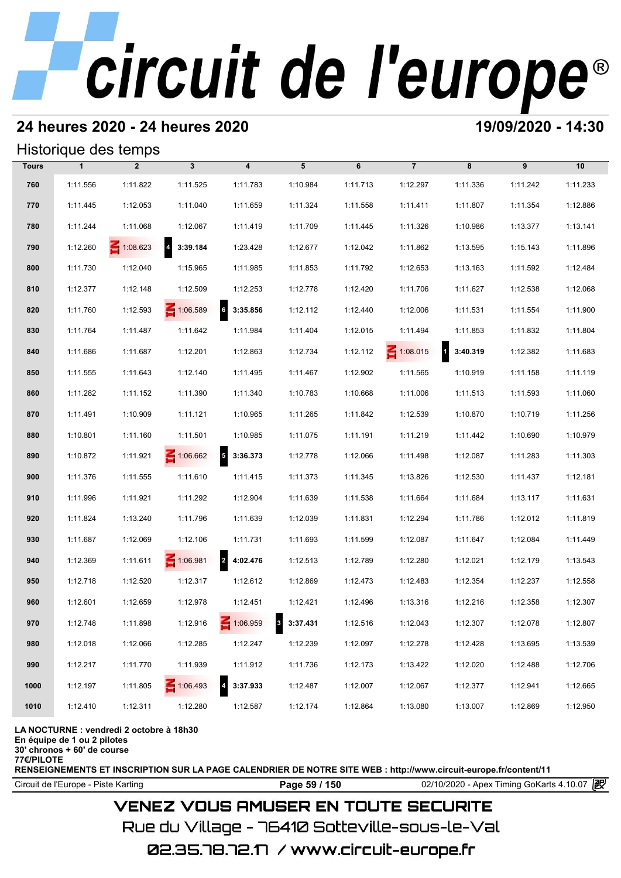# circuit de l'europe®

## 24 heures 2020 - 24 heures 2020

**19/09/2020 - 14:30**

### Historique des temps

| Tours | 1 | 2 | 3 | 4 | 5 | 6 | 7 | 8 | 9 | 10 |
|---|---|---|---|---|---|---|---|---|---|---|
| 760 | 1:11.556 | 1:11.822 | 1:11.525 | 1:11.783 | 1:10.984 | 1:11.713 | 1:12.297 | 1:11.336 | 1:11.242 | 1:11.233 |
| 770 | 1:11.445 | 1:12.053 | 1:11.040 | 1:11.659 | 1:11.324 | 1:11.558 | 1:11.411 | 1:11.807 | 1:11.354 | 1:12.886 |
| 780 | 1:11.244 | 1:11.068 | 1:12.067 | 1:11.419 | 1:11.709 | 1:11.445 | 1:11.326 | 1:10.986 | 1:13.377 | 1:13.141 |
| 790 | 1:12.260 | IN 1:08.623 | 4 **3:39.184** | 1:23.428 | 1:12.677 | 1:12.042 | 1:11.862 | 1:13.595 | 1:15.143 | 1:11.896 |
| 800 | 1:11.730 | 1:12.040 | 1:15.965 | 1:11.985 | 1:11.853 | 1:11.792 | 1:12.653 | 1:13.163 | 1:11.592 | 1:12.484 |
| 810 | 1:12.377 | 1:12.148 | 1:12.509 | 1:12.253 | 1:12.778 | 1:12.420 | 1:11.706 | 1:11.627 | 1:12.538 | 1:12.068 |
| 820 | 1:11.760 | 1:12.593 | IN 1:06.589 | 6 **3:35.856** | 1:12.112 | 1:12.440 | 1:12.006 | 1:11.531 | 1:11.554 | 1:11.900 |
| 830 | 1:11.764 | 1:11.487 | 1:11.642 | 1:11.984 | 1:11.404 | 1:12.015 | 1:11.494 | 1:11.853 | 1:11.832 | 1:11.804 |
| 840 | 1:11.686 | 1:11.687 | 1:12.201 | 1:12.863 | 1:12.734 | 1:12.112 | IN 1:08.015 | 1 **3:40.319** | 1:12.382 | 1:11.683 |
| 850 | 1:11.555 | 1:11.643 | 1:12.140 | 1:11.495 | 1:11.467 | 1:12.902 | 1:11.565 | 1:10.919 | 1:11.158 | 1:11.119 |
| 860 | 1:11.282 | 1:11.152 | 1:11.390 | 1:11.340 | 1:10.783 | 1:10.668 | 1:11.006 | 1:11.513 | 1:11.593 | 1:11.060 |
| 870 | 1:11.491 | 1:10.909 | 1:11.121 | 1:10.965 | 1:11.265 | 1:11.842 | 1:12.539 | 1:10.870 | 1:10.719 | 1:11.256 |
| 880 | 1:10.801 | 1:11.160 | 1:11.501 | 1:10.985 | 1:11.075 | 1:11.191 | 1:11.219 | 1:11.442 | 1:10.690 | 1:10.979 |
| 890 | 1:10.872 | 1:11.921 | IN 1:06.662 | 5 **3:36.373** | 1:12.778 | 1:12.066 | 1:11.498 | 1:12.087 | 1:11.283 | 1:11.303 |
| 900 | 1:11.376 | 1:11.555 | 1:11.610 | 1:11.415 | 1:11.373 | 1:11.345 | 1:13.826 | 1:12.530 | 1:11.437 | 1:12.181 |
| 910 | 1:11.996 | 1:11.921 | 1:11.292 | 1:12.904 | 1:11.639 | 1:11.538 | 1:11.664 | 1:11.684 | 1:13.117 | 1:11.631 |
| 920 | 1:11.824 | 1:13.240 | 1:11.796 | 1:11.639 | 1:12.039 | 1:11.831 | 1:12.294 | 1:11.786 | 1:12.012 | 1:11.819 |
| 930 | 1:11.687 | 1:12.069 | 1:12.106 | 1:11.731 | 1:11.693 | 1:11.599 | 1:12.087 | 1:11.647 | 1:12.084 | 1:11.449 |
| 940 | 1:12.369 | 1:11.611 | IN 1:06.981 | 2 **4:02.476** | 1:12.513 | 1:12.789 | 1:12.280 | 1:12.021 | 1:12.179 | 1:13.543 |
| 950 | 1:12.718 | 1:12.520 | 1:12.317 | 1:12.612 | 1:12.869 | 1:12.473 | 1:12.483 | 1:12.354 | 1:12.237 | 1:12.558 |
| 960 | 1:12.601 | 1:12.659 | 1:12.978 | 1:12.451 | 1:12.421 | 1:12.496 | 1:13.316 | 1:12.216 | 1:12.358 | 1:12.307 |
| 970 | 1:12.748 | 1:11.898 | 1:12.916 | IN 1:06.959 | 3 **3:37.431** | 1:12.516 | 1:12.043 | 1:12.307 | 1:12.078 | 1:12.807 |
| 980 | 1:12.018 | 1:12.066 | 1:12.285 | 1:12.247 | 1:12.239 | 1:12.097 | 1:12.278 | 1:12.428 | 1:13.695 | 1:13.539 |
| 990 | 1:12.217 | 1:11.770 | 1:11.939 | 1:11.912 | 1:11.736 | 1:12.173 | 1:13.422 | 1:12.020 | 1:12.488 | 1:12.706 |
| 1000 | 1:12.197 | 1:11.805 | IN 1:06.493 | 4 **3:37.933** | 1:12.487 | 1:12.007 | 1:12.067 | 1:12.377 | 1:12.941 | 1:12.665 |
| 1010 | 1:12.410 | 1:12.311 | 1:12.280 | 1:12.587 | 1:12.174 | 1:12.864 | 1:13.080 | 1:13.007 | 1:12.869 | 1:12.950 |

**LA NOCTURNE : vendredi 2 octobre à 18h30**
**En équipe de 1 ou 2 pilotes**
**30' chronos + 60' de course**
**77€/PILOTE**
**RENSEIGNEMENTS ET INSCRIPTION SUR LA PAGE CALENDRIER DE NOTRE SITE WEB : http://www.circuit-europe.fr/content/11**

Circuit de l'Europe - Piste Karting | 02/10/2020 - Apex Timing GoKarts 4.10.07

VENEZ VOUS AMUSER EN TOUTE SECURITE
Rue du Village - 76410 Sotteville-sous-le-Val
02.35.78.72.17 / www.circuit-europe.fr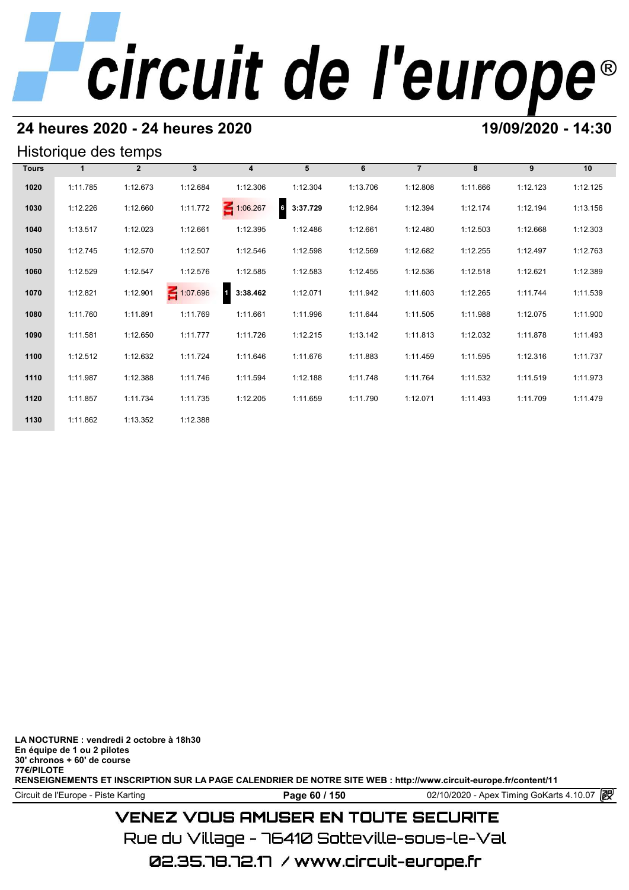# circuit de l'europe®

## 24 heures 2020 - 24 heures 2020

**19/09/2020 - 14:30**

### Historique des temps

| Tours | 1 | 2 | 3 | 4 | 5 | 6 | 7 | 8 | 9 | 10 |
|---|---|---|---|---|---|---|---|---|---|---|
| 1020 | 1:11.785 | 1:12.673 | 1:12.684 | 1:12.306 | 1:12.304 | 1:13.706 | 1:12.808 | 1:11.666 | 1:12.123 | 1:12.125 |
| 1030 | 1:12.226 | 1:12.660 | 1:11.772 | IN 1:06.267 | 6 **3:37.729** | 1:12.964 | 1:12.394 | 1:12.174 | 1:12.194 | 1:13.156 |
| 1040 | 1:13.517 | 1:12.023 | 1:12.661 | 1:12.395 | 1:12.486 | 1:12.661 | 1:12.480 | 1:12.503 | 1:12.668 | 1:12.303 |
| 1050 | 1:12.745 | 1:12.570 | 1:12.507 | 1:12.546 | 1:12.598 | 1:12.569 | 1:12.682 | 1:12.255 | 1:12.497 | 1:12.763 |
| 1060 | 1:12.529 | 1:12.547 | 1:12.576 | 1:12.585 | 1:12.583 | 1:12.455 | 1:12.536 | 1:12.518 | 1:12.621 | 1:12.389 |
| 1070 | 1:12.821 | 1:12.901 | IN 1:07.696 | 1 **3:38.462** | 1:12.071 | 1:11.942 | 1:11.603 | 1:12.265 | 1:11.744 | 1:11.539 |
| 1080 | 1:11.760 | 1:11.891 | 1:11.769 | 1:11.661 | 1:11.996 | 1:11.644 | 1:11.505 | 1:11.988 | 1:12.075 | 1:11.900 |
| 1090 | 1:11.581 | 1:12.650 | 1:11.777 | 1:11.726 | 1:12.215 | 1:13.142 | 1:11.813 | 1:12.032 | 1:11.878 | 1:11.493 |
| 1100 | 1:12.512 | 1:12.632 | 1:11.724 | 1:11.646 | 1:11.676 | 1:11.883 | 1:11.459 | 1:11.595 | 1:12.316 | 1:11.737 |
| 1110 | 1:11.987 | 1:12.388 | 1:11.746 | 1:11.594 | 1:12.188 | 1:11.748 | 1:11.764 | 1:11.532 | 1:11.519 | 1:11.973 |
| 1120 | 1:11.857 | 1:11.734 | 1:11.735 | 1:12.205 | 1:11.659 | 1:11.790 | 1:12.071 | 1:11.493 | 1:11.709 | 1:11.479 |
| 1130 | 1:11.862 | 1:13.352 | 1:12.388 | | | | | | | |

**LA NOCTURNE : vendredi 2 octobre à 18h30**
**En équipe de 1 ou 2 pilotes**
**30' chronos + 60' de course**
**77€/PILOTE**
**RENSEIGNEMENTS ET INSCRIPTION SUR LA PAGE CALENDRIER DE NOTRE SITE WEB : http://www.circuit-europe.fr/content/11**

Circuit de l'Europe - Piste Karting | 02/10/2020 - Apex Timing GoKarts 4.10.07

VENEZ VOUS AMUSER EN TOUTE SECURITE
Rue du Village - 76410 Sotteville-sous-le-Val
02.35.78.72.17 / www.circuit-europe.fr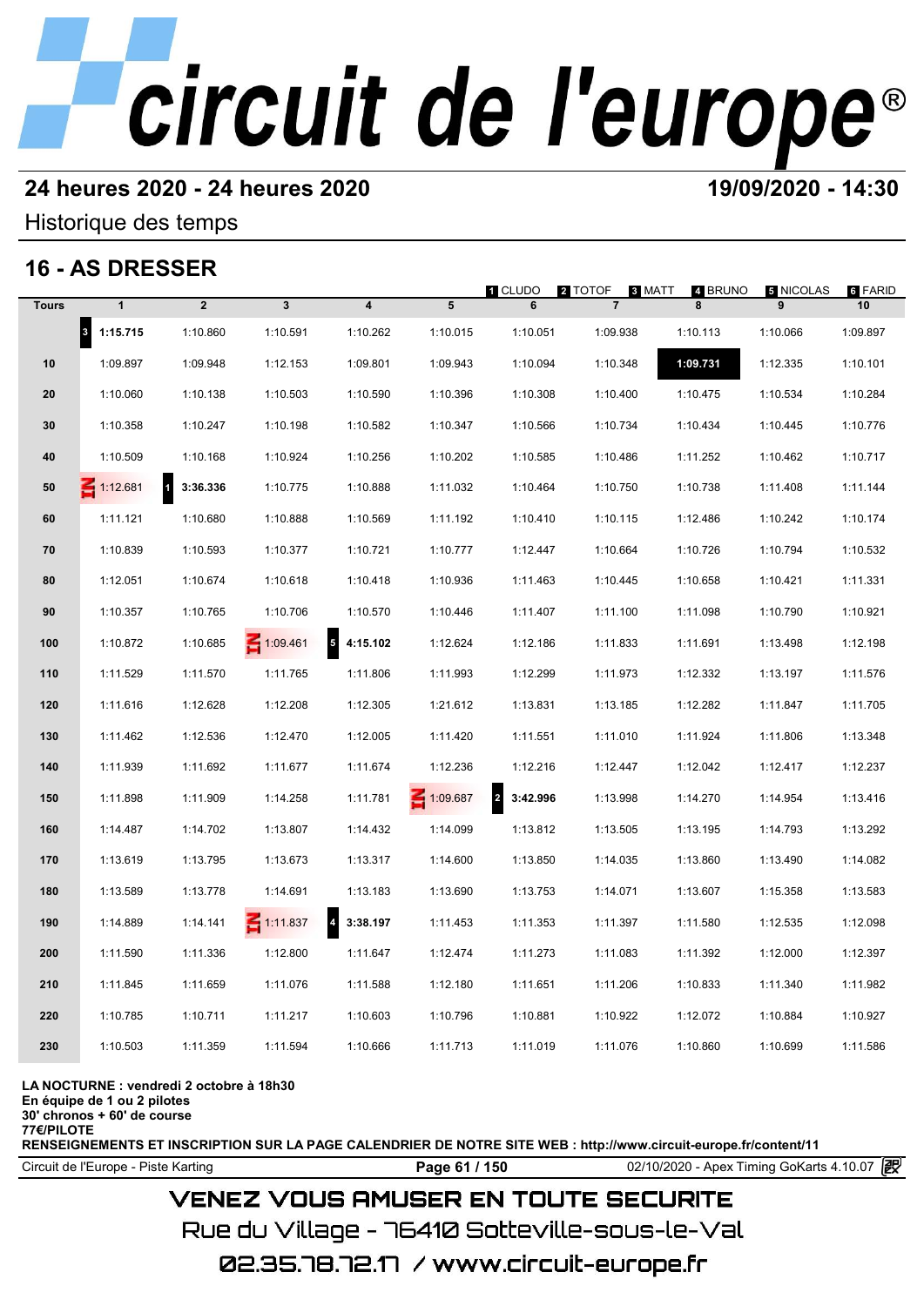# circuit de l'europe®

**24 heures 2020 - 24 heures 2020** **19/09/2020 - 14:30**

Historique des temps

## 16 - AS DRESSER

1 CLUDO 2 TOTOF 3 MATT 4 BRUNO 5 NICOLAS 6 FARID

| Tours | 1 | 2 | 3 | 4 | 5 | 6 | 7 | 8 | 9 | 10 |
|---|---|---|---|---|---|---|---|---|---|---|
| | 3 **1:15.715** | 1:10.860 | 1:10.591 | 1:10.262 | 1:10.015 | 1:10.051 | 1:09.938 | 1:10.113 | 1:10.066 | 1:09.897 |
| 10 | 1:09.897 | 1:09.948 | 1:12.153 | 1:09.801 | 1:09.943 | 1:10.094 | 1:10.348 | **1:09.731** | 1:12.335 | 1:10.101 |
| 20 | 1:10.060 | 1:10.138 | 1:10.503 | 1:10.590 | 1:10.396 | 1:10.308 | 1:10.400 | 1:10.475 | 1:10.534 | 1:10.284 |
| 30 | 1:10.358 | 1:10.247 | 1:10.198 | 1:10.582 | 1:10.347 | 1:10.566 | 1:10.734 | 1:10.434 | 1:10.445 | 1:10.776 |
| 40 | 1:10.509 | 1:10.168 | 1:10.924 | 1:10.256 | 1:10.202 | 1:10.585 | 1:10.486 | 1:11.252 | 1:10.462 | 1:10.717 |
| 50 | IN 1:12.681 | 1 **3:36.336** | 1:10.775 | 1:10.888 | 1:11.032 | 1:10.464 | 1:10.750 | 1:10.738 | 1:11.408 | 1:11.144 |
| 60 | 1:11.121 | 1:10.680 | 1:10.888 | 1:10.569 | 1:11.192 | 1:10.410 | 1:10.115 | 1:12.486 | 1:10.242 | 1:10.174 |
| 70 | 1:10.839 | 1:10.593 | 1:10.377 | 1:10.721 | 1:10.777 | 1:12.447 | 1:10.664 | 1:10.726 | 1:10.794 | 1:10.532 |
| 80 | 1:12.051 | 1:10.674 | 1:10.618 | 1:10.418 | 1:10.936 | 1:11.463 | 1:10.445 | 1:10.658 | 1:10.421 | 1:11.331 |
| 90 | 1:10.357 | 1:10.765 | 1:10.706 | 1:10.570 | 1:10.446 | 1:11.407 | 1:11.100 | 1:11.098 | 1:10.790 | 1:10.921 |
| 100 | 1:10.872 | 1:10.685 | IN 1:09.461 | 5 **4:15.102** | 1:12.624 | 1:12.186 | 1:11.833 | 1:11.691 | 1:13.498 | 1:12.198 |
| 110 | 1:11.529 | 1:11.570 | 1:11.765 | 1:11.806 | 1:11.993 | 1:12.299 | 1:11.973 | 1:12.332 | 1:13.197 | 1:11.576 |
| 120 | 1:11.616 | 1:12.628 | 1:12.208 | 1:12.305 | 1:21.612 | 1:13.831 | 1:13.185 | 1:12.282 | 1:11.847 | 1:11.705 |
| 130 | 1:11.462 | 1:12.536 | 1:12.470 | 1:12.005 | 1:11.420 | 1:11.551 | 1:11.010 | 1:11.924 | 1:11.806 | 1:13.348 |
| 140 | 1:11.939 | 1:11.692 | 1:11.677 | 1:11.674 | 1:12.236 | 1:12.216 | 1:12.447 | 1:12.042 | 1:12.417 | 1:12.237 |
| 150 | 1:11.898 | 1:11.909 | 1:14.258 | 1:11.781 | IN 1:09.687 | 2 **3:42.996** | 1:13.998 | 1:14.270 | 1:14.954 | 1:13.416 |
| 160 | 1:14.487 | 1:14.702 | 1:13.807 | 1:14.432 | 1:14.099 | 1:13.812 | 1:13.505 | 1:13.195 | 1:14.793 | 1:13.292 |
| 170 | 1:13.619 | 1:13.795 | 1:13.673 | 1:13.317 | 1:14.600 | 1:13.850 | 1:14.035 | 1:13.860 | 1:13.490 | 1:14.082 |
| 180 | 1:13.589 | 1:13.778 | 1:14.691 | 1:13.183 | 1:13.690 | 1:13.753 | 1:14.071 | 1:13.607 | 1:15.358 | 1:13.583 |
| 190 | 1:14.889 | 1:14.141 | IN 1:11.837 | 4 **3:38.197** | 1:11.453 | 1:11.353 | 1:11.397 | 1:11.580 | 1:12.535 | 1:12.098 |
| 200 | 1:11.590 | 1:11.336 | 1:12.800 | 1:11.647 | 1:12.474 | 1:11.273 | 1:11.083 | 1:11.392 | 1:12.000 | 1:12.397 |
| 210 | 1:11.845 | 1:11.659 | 1:11.076 | 1:11.588 | 1:12.180 | 1:11.651 | 1:11.206 | 1:10.833 | 1:11.340 | 1:11.982 |
| 220 | 1:10.785 | 1:10.711 | 1:11.217 | 1:10.603 | 1:10.796 | 1:10.881 | 1:10.922 | 1:12.072 | 1:10.884 | 1:10.927 |
| 230 | 1:10.503 | 1:11.359 | 1:11.594 | 1:10.666 | 1:11.713 | 1:11.019 | 1:11.076 | 1:10.860 | 1:10.699 | 1:11.586 |

**LA NOCTURNE : vendredi 2 octobre à 18h30**
**En équipe de 1 ou 2 pilotes**
**30' chronos + 60' de course**
**77€/PILOTE**
**RENSEIGNEMENTS ET INSCRIPTION SUR LA PAGE CALENDRIER DE NOTRE SITE WEB : http://www.circuit-europe.fr/content/11**

Circuit de l'Europe - Piste Karting | 02/10/2020 - Apex Timing GoKarts 4.10.07

VENEZ VOUS AMUSER EN TOUTE SECURITE
Rue du Village - 76410 Sotteville-sous-le-Val
02.35.78.72.17 / www.circuit-europe.fr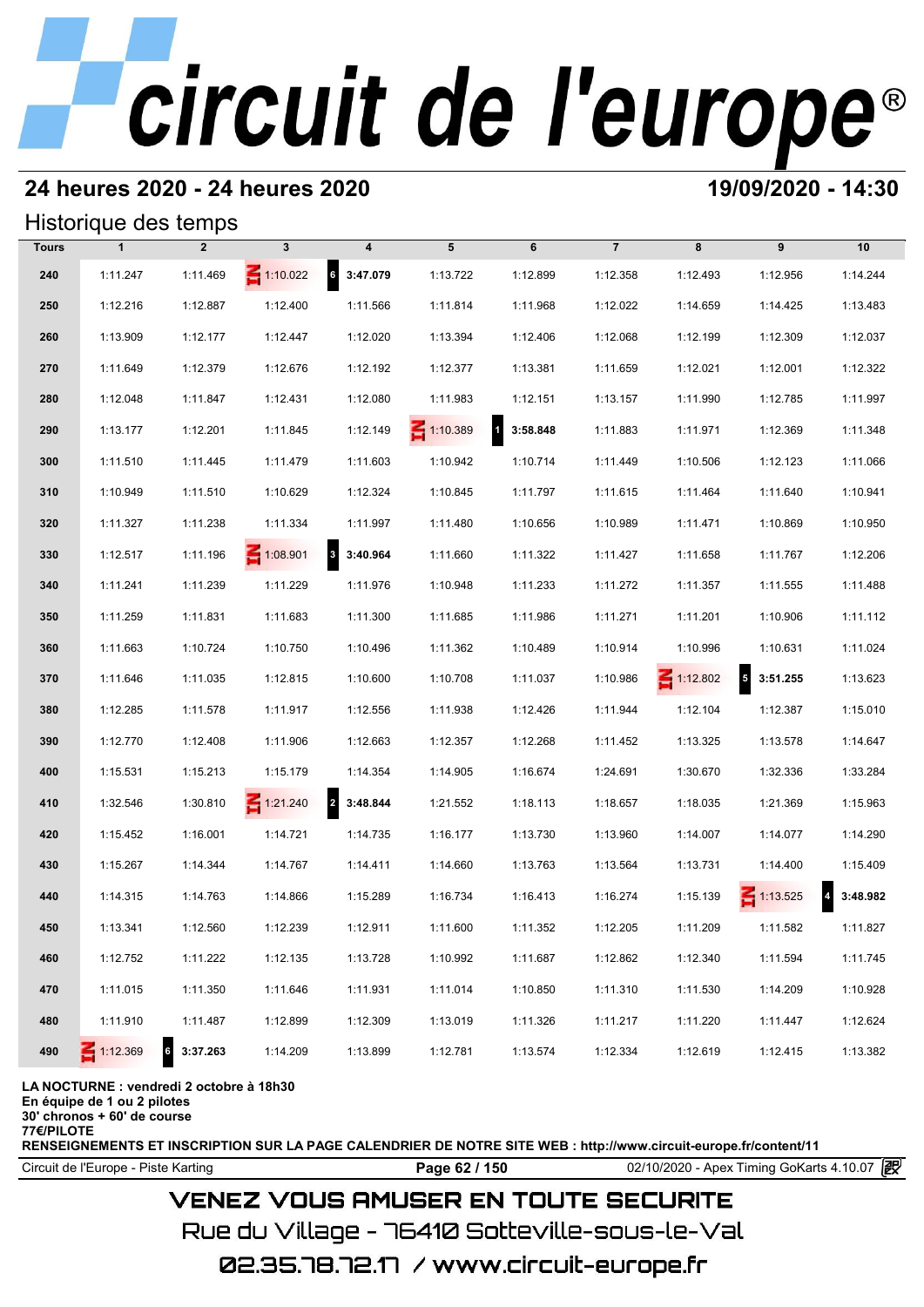# circuit de l'europe®

## 24 heures 2020 - 24 heures 2020

**19/09/2020 - 14:30**

### Historique des temps

| Tours | 1 | 2 | 3 | 4 | 5 | 6 | 7 | 8 | 9 | 10 |
|---|---|---|---|---|---|---|---|---|---|---|
| 240 | 1:11.247 | 1:11.469 | IN 1:10.022 | 6 **3:47.079** | 1:13.722 | 1:12.899 | 1:12.358 | 1:12.493 | 1:12.956 | 1:14.244 |
| 250 | 1:12.216 | 1:12.887 | 1:12.400 | 1:11.566 | 1:11.814 | 1:11.968 | 1:12.022 | 1:14.659 | 1:14.425 | 1:13.483 |
| 260 | 1:13.909 | 1:12.177 | 1:12.447 | 1:12.020 | 1:13.394 | 1:12.406 | 1:12.068 | 1:12.199 | 1:12.309 | 1:12.037 |
| 270 | 1:11.649 | 1:12.379 | 1:12.676 | 1:12.192 | 1:12.377 | 1:13.381 | 1:11.659 | 1:12.021 | 1:12.001 | 1:12.322 |
| 280 | 1:12.048 | 1:11.847 | 1:12.431 | 1:12.080 | 1:11.983 | 1:12.151 | 1:13.157 | 1:11.990 | 1:12.785 | 1:11.997 |
| 290 | 1:13.177 | 1:12.201 | 1:11.845 | 1:12.149 | IN 1:10.389 | 1 **3:58.848** | 1:11.883 | 1:11.971 | 1:12.369 | 1:11.348 |
| 300 | 1:11.510 | 1:11.445 | 1:11.479 | 1:11.603 | 1:10.942 | 1:10.714 | 1:11.449 | 1:10.506 | 1:12.123 | 1:11.066 |
| 310 | 1:10.949 | 1:11.510 | 1:10.629 | 1:12.324 | 1:10.845 | 1:11.797 | 1:11.615 | 1:11.464 | 1:11.640 | 1:10.941 |
| 320 | 1:11.327 | 1:11.238 | 1:11.334 | 1:11.997 | 1:11.480 | 1:10.656 | 1:10.989 | 1:11.471 | 1:10.869 | 1:10.950 |
| 330 | 1:12.517 | 1:11.196 | IN 1:08.901 | 3 **3:40.964** | 1:11.660 | 1:11.322 | 1:11.427 | 1:11.658 | 1:11.767 | 1:12.206 |
| 340 | 1:11.241 | 1:11.239 | 1:11.229 | 1:11.976 | 1:10.948 | 1:11.233 | 1:11.272 | 1:11.357 | 1:11.555 | 1:11.488 |
| 350 | 1:11.259 | 1:11.831 | 1:11.683 | 1:11.300 | 1:11.685 | 1:11.986 | 1:11.271 | 1:11.201 | 1:10.906 | 1:11.112 |
| 360 | 1:11.663 | 1:10.724 | 1:10.750 | 1:10.496 | 1:11.362 | 1:10.489 | 1:10.914 | 1:10.996 | 1:10.631 | 1:11.024 |
| 370 | 1:11.646 | 1:11.035 | 1:12.815 | 1:10.600 | 1:10.708 | 1:11.037 | 1:10.986 | IN 1:12.802 | 5 **3:51.255** | 1:13.623 |
| 380 | 1:12.285 | 1:11.578 | 1:11.917 | 1:12.556 | 1:11.938 | 1:12.426 | 1:11.944 | 1:12.104 | 1:12.387 | 1:15.010 |
| 390 | 1:12.770 | 1:12.408 | 1:11.906 | 1:12.663 | 1:12.357 | 1:12.268 | 1:11.452 | 1:13.325 | 1:13.578 | 1:14.647 |
| 400 | 1:15.531 | 1:15.213 | 1:15.179 | 1:14.354 | 1:14.905 | 1:16.674 | 1:24.691 | 1:30.670 | 1:32.336 | 1:33.284 |
| 410 | 1:32.546 | 1:30.810 | IN 1:21.240 | 2 **3:48.844** | 1:21.552 | 1:18.113 | 1:18.657 | 1:18.035 | 1:21.369 | 1:15.963 |
| 420 | 1:15.452 | 1:16.001 | 1:14.721 | 1:14.735 | 1:16.177 | 1:13.730 | 1:13.960 | 1:14.007 | 1:14.077 | 1:14.290 |
| 430 | 1:15.267 | 1:14.344 | 1:14.767 | 1:14.411 | 1:14.660 | 1:13.763 | 1:13.564 | 1:13.731 | 1:14.400 | 1:15.409 |
| 440 | 1:14.315 | 1:14.763 | 1:14.866 | 1:15.289 | 1:16.734 | 1:16.413 | 1:16.274 | 1:15.139 | IN 1:13.525 | 4 **3:48.982** |
| 450 | 1:13.341 | 1:12.560 | 1:12.239 | 1:12.911 | 1:11.600 | 1:11.352 | 1:12.205 | 1:11.209 | 1:11.582 | 1:11.827 |
| 460 | 1:12.752 | 1:11.222 | 1:12.135 | 1:13.728 | 1:10.992 | 1:11.687 | 1:12.862 | 1:12.340 | 1:11.594 | 1:11.745 |
| 470 | 1:11.015 | 1:11.350 | 1:11.646 | 1:11.931 | 1:11.014 | 1:10.850 | 1:11.310 | 1:11.530 | 1:14.209 | 1:10.928 |
| 480 | 1:11.910 | 1:11.487 | 1:12.899 | 1:12.309 | 1:13.019 | 1:11.326 | 1:11.217 | 1:11.220 | 1:11.447 | 1:12.624 |
| 490 | IN 1:12.369 | 6 **3:37.263** | 1:14.209 | 1:13.899 | 1:12.781 | 1:13.574 | 1:12.334 | 1:12.619 | 1:12.415 | 1:13.382 |

**LA NOCTURNE : vendredi 2 octobre à 18h30**
**En équipe de 1 ou 2 pilotes**
**30' chronos + 60' de course**
**77€/PILOTE**
**RENSEIGNEMENTS ET INSCRIPTION SUR LA PAGE CALENDRIER DE NOTRE SITE WEB : http://www.circuit-europe.fr/content/11**

Circuit de l'Europe - Piste Karting | 02/10/2020 - Apex Timing GoKarts 4.10.07

VENEZ VOUS AMUSER EN TOUTE SECURITE
Rue du Village - 76410 Sotteville-sous-le-Val
02.35.78.72.17 / www.circuit-europe.fr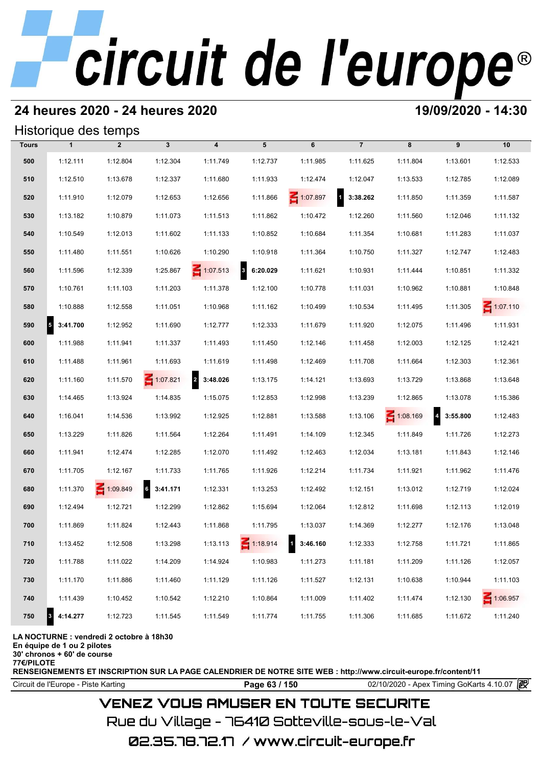# circuit de l'europe®

## 24 heures 2020 - 24 heures 2020

**19/09/2020 - 14:30**

### Historique des temps

| Tours | 1 | 2 | 3 | 4 | 5 | 6 | 7 | 8 | 9 | 10 |
|---|---|---|---|---|---|---|---|---|---|---|
| 500 | 1:12.111 | 1:12.804 | 1:12.304 | 1:11.749 | 1:12.737 | 1:11.985 | 1:11.625 | 1:11.804 | 1:13.601 | 1:12.533 |
| 510 | 1:12.510 | 1:13.678 | 1:12.337 | 1:11.680 | 1:11.933 | 1:12.474 | 1:12.047 | 1:13.533 | 1:12.785 | 1:12.089 |
| 520 | 1:11.910 | 1:12.079 | 1:12.653 | 1:12.656 | 1:11.866 | 1:07.897 | 1 **3:38.262** | 1:11.850 | 1:11.359 | 1:11.587 |
| 530 | 1:13.182 | 1:10.879 | 1:11.073 | 1:11.513 | 1:11.862 | 1:10.472 | 1:12.260 | 1:11.560 | 1:12.046 | 1:11.132 |
| 540 | 1:10.549 | 1:12.013 | 1:11.602 | 1:11.133 | 1:10.852 | 1:10.684 | 1:11.354 | 1:10.681 | 1:11.283 | 1:11.037 |
| 550 | 1:11.480 | 1:11.551 | 1:10.626 | 1:10.290 | 1:10.918 | 1:11.364 | 1:10.750 | 1:11.327 | 1:12.747 | 1:12.483 |
| 560 | 1:11.596 | 1:12.339 | 1:25.867 | 1:07.513 | 3 **6:20.029** | 1:11.621 | 1:10.931 | 1:11.444 | 1:10.851 | 1:11.332 |
| 570 | 1:10.761 | 1:11.103 | 1:11.203 | 1:11.378 | 1:12.100 | 1:10.778 | 1:11.031 | 1:10.962 | 1:10.881 | 1:10.848 |
| 580 | 1:10.888 | 1:12.558 | 1:11.051 | 1:10.968 | 1:11.162 | 1:10.499 | 1:10.534 | 1:11.495 | 1:11.305 | 1:07.110 |
| 590 | 5 **3:41.700** | 1:12.952 | 1:11.690 | 1:12.777 | 1:12.333 | 1:11.679 | 1:11.920 | 1:12.075 | 1:11.496 | 1:11.931 |
| 600 | 1:11.988 | 1:11.941 | 1:11.337 | 1:11.493 | 1:11.450 | 1:12.146 | 1:11.458 | 1:12.003 | 1:12.125 | 1:12.421 |
| 610 | 1:11.488 | 1:11.961 | 1:11.693 | 1:11.619 | 1:11.498 | 1:12.469 | 1:11.708 | 1:11.664 | 1:12.303 | 1:12.361 |
| 620 | 1:11.160 | 1:11.570 | 1:07.821 | 2 **3:48.026** | 1:13.175 | 1:14.121 | 1:13.693 | 1:13.729 | 1:13.868 | 1:13.648 |
| 630 | 1:14.465 | 1:13.924 | 1:14.835 | 1:15.075 | 1:12.853 | 1:12.998 | 1:13.239 | 1:12.865 | 1:13.078 | 1:15.386 |
| 640 | 1:16.041 | 1:14.536 | 1:13.992 | 1:12.925 | 1:12.881 | 1:13.588 | 1:13.106 | 1:08.169 | 4 **3:55.800** | 1:12.483 |
| 650 | 1:13.229 | 1:11.826 | 1:11.564 | 1:12.264 | 1:11.491 | 1:14.109 | 1:12.345 | 1:11.849 | 1:11.726 | 1:12.273 |
| 660 | 1:11.941 | 1:12.474 | 1:12.285 | 1:12.070 | 1:11.492 | 1:12.463 | 1:12.034 | 1:13.181 | 1:11.843 | 1:12.146 |
| 670 | 1:11.705 | 1:12.167 | 1:11.733 | 1:11.765 | 1:11.926 | 1:12.214 | 1:11.734 | 1:11.921 | 1:11.962 | 1:11.476 |
| 680 | 1:11.370 | 1:09.849 | 6 **3:41.171** | 1:12.331 | 1:13.253 | 1:12.492 | 1:12.151 | 1:13.012 | 1:12.719 | 1:12.024 |
| 690 | 1:12.494 | 1:12.721 | 1:12.299 | 1:12.862 | 1:15.694 | 1:12.064 | 1:12.812 | 1:11.698 | 1:12.113 | 1:12.019 |
| 700 | 1:11.869 | 1:11.824 | 1:12.443 | 1:11.868 | 1:11.795 | 1:13.037 | 1:14.369 | 1:12.277 | 1:12.176 | 1:13.048 |
| 710 | 1:13.452 | 1:12.508 | 1:13.298 | 1:13.113 | 1:18.914 | 1 **3:46.160** | 1:12.333 | 1:12.758 | 1:11.721 | 1:11.865 |
| 720 | 1:11.788 | 1:11.022 | 1:14.209 | 1:14.924 | 1:10.983 | 1:11.273 | 1:11.181 | 1:11.209 | 1:11.126 | 1:12.057 |
| 730 | 1:11.170 | 1:11.886 | 1:11.460 | 1:11.129 | 1:11.126 | 1:11.527 | 1:12.131 | 1:10.638 | 1:10.944 | 1:11.103 |
| 740 | 1:11.439 | 1:10.452 | 1:10.542 | 1:12.210 | 1:10.864 | 1:11.009 | 1:11.402 | 1:11.474 | 1:12.130 | 1:06.957 |
| 750 | 3 **4:14.277** | 1:12.723 | 1:11.545 | 1:11.549 | 1:11.774 | 1:11.755 | 1:11.306 | 1:11.685 | 1:11.672 | 1:11.240 |

**LA NOCTURNE : vendredi 2 octobre à 18h30**
**En équipe de 1 ou 2 pilotes**
**30' chronos + 60' de course**
**77€/PILOTE**
**RENSEIGNEMENTS ET INSCRIPTION SUR LA PAGE CALENDRIER DE NOTRE SITE WEB : http://www.circuit-europe.fr/content/11**

Circuit de l'Europe - Piste Karting | 02/10/2020 - Apex Timing GoKarts 4.10.07

VENEZ VOUS AMUSER EN TOUTE SECURITE
Rue du Village - 76410 Sotteville-sous-le-Val
02.35.78.72.17 / www.circuit-europe.fr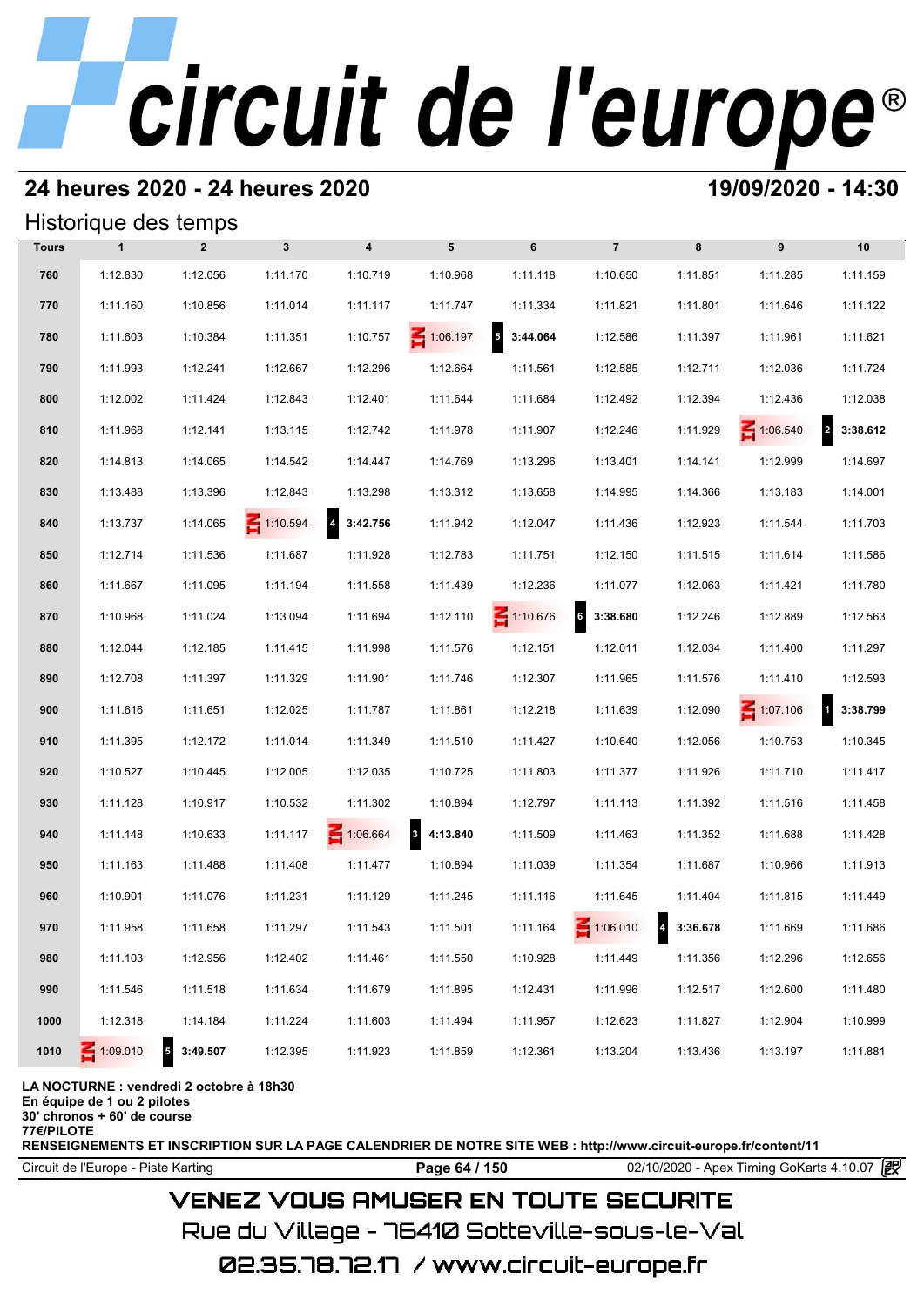# circuit de l'europe®

## 24 heures 2020 - 24 heures 2020

**19/09/2020 - 14:30**

### Historique des temps

| Tours | 1 | 2 | 3 | 4 | 5 | 6 | 7 | 8 | 9 | 10 |
|---|---|---|---|---|---|---|---|---|---|---|
| 760 | 1:12.830 | 1:12.056 | 1:11.170 | 1:10.719 | 1:10.968 | 1:11.118 | 1:10.650 | 1:11.851 | 1:11.285 | 1:11.159 |
| 770 | 1:11.160 | 1:10.856 | 1:11.014 | 1:11.117 | 1:11.747 | 1:11.334 | 1:11.821 | 1:11.801 | 1:11.646 | 1:11.122 |
| 780 | 1:11.603 | 1:10.384 | 1:11.351 | 1:10.757 | IN 1:06.197 | 5 **3:44.064** | 1:12.586 | 1:11.397 | 1:11.961 | 1:11.621 |
| 790 | 1:11.993 | 1:12.241 | 1:12.667 | 1:12.296 | 1:12.664 | 1:11.561 | 1:12.585 | 1:12.711 | 1:12.036 | 1:11.724 |
| 800 | 1:12.002 | 1:11.424 | 1:12.843 | 1:12.401 | 1:11.644 | 1:11.684 | 1:12.492 | 1:12.394 | 1:12.436 | 1:12.038 |
| 810 | 1:11.968 | 1:12.141 | 1:13.115 | 1:12.742 | 1:11.978 | 1:11.907 | 1:12.246 | 1:11.929 | IN 1:06.540 | 2 **3:38.612** |
| 820 | 1:14.813 | 1:14.065 | 1:14.542 | 1:14.447 | 1:14.769 | 1:13.296 | 1:13.401 | 1:14.141 | 1:12.999 | 1:14.697 |
| 830 | 1:13.488 | 1:13.396 | 1:12.843 | 1:13.298 | 1:13.312 | 1:13.658 | 1:14.995 | 1:14.366 | 1:13.183 | 1:14.001 |
| 840 | 1:13.737 | 1:14.065 | IN 1:10.594 | 4 **3:42.756** | 1:11.942 | 1:12.047 | 1:11.436 | 1:12.923 | 1:11.544 | 1:11.703 |
| 850 | 1:12.714 | 1:11.536 | 1:11.687 | 1:11.928 | 1:12.783 | 1:11.751 | 1:12.150 | 1:11.515 | 1:11.614 | 1:11.586 |
| 860 | 1:11.667 | 1:11.095 | 1:11.194 | 1:11.558 | 1:11.439 | 1:12.236 | 1:11.077 | 1:12.063 | 1:11.421 | 1:11.780 |
| 870 | 1:10.968 | 1:11.024 | 1:13.094 | 1:11.694 | 1:12.110 | IN 1:10.676 | 6 **3:38.680** | 1:12.246 | 1:12.889 | 1:12.563 |
| 880 | 1:12.044 | 1:12.185 | 1:11.415 | 1:11.998 | 1:11.576 | 1:12.151 | 1:12.011 | 1:12.034 | 1:11.400 | 1:11.297 |
| 890 | 1:12.708 | 1:11.397 | 1:11.329 | 1:11.901 | 1:11.746 | 1:12.307 | 1:11.965 | 1:11.576 | 1:11.410 | 1:12.593 |
| 900 | 1:11.616 | 1:11.651 | 1:12.025 | 1:11.787 | 1:11.861 | 1:12.218 | 1:11.639 | 1:12.090 | IN 1:07.106 | 1 **3:38.799** |
| 910 | 1:11.395 | 1:12.172 | 1:11.014 | 1:11.349 | 1:11.510 | 1:11.427 | 1:10.640 | 1:12.056 | 1:10.753 | 1:10.345 |
| 920 | 1:10.527 | 1:10.445 | 1:12.005 | 1:12.035 | 1:10.725 | 1:11.803 | 1:11.377 | 1:11.926 | 1:11.710 | 1:11.417 |
| 930 | 1:11.128 | 1:10.917 | 1:10.532 | 1:11.302 | 1:10.894 | 1:12.797 | 1:11.113 | 1:11.392 | 1:11.516 | 1:11.458 |
| 940 | 1:11.148 | 1:10.633 | 1:11.117 | IN 1:06.664 | 3 **4:13.840** | 1:11.509 | 1:11.463 | 1:11.352 | 1:11.688 | 1:11.428 |
| 950 | 1:11.163 | 1:11.488 | 1:11.408 | 1:11.477 | 1:10.894 | 1:11.039 | 1:11.354 | 1:11.687 | 1:10.966 | 1:11.913 |
| 960 | 1:10.901 | 1:11.076 | 1:11.231 | 1:11.129 | 1:11.245 | 1:11.116 | 1:11.645 | 1:11.404 | 1:11.815 | 1:11.449 |
| 970 | 1:11.958 | 1:11.658 | 1:11.297 | 1:11.543 | 1:11.501 | 1:11.164 | IN 1:06.010 | 4 **3:36.678** | 1:11.669 | 1:11.686 |
| 980 | 1:11.103 | 1:12.956 | 1:12.402 | 1:11.461 | 1:11.550 | 1:10.928 | 1:11.449 | 1:11.356 | 1:12.296 | 1:12.656 |
| 990 | 1:11.546 | 1:11.518 | 1:11.634 | 1:11.679 | 1:11.895 | 1:12.431 | 1:11.996 | 1:12.517 | 1:12.600 | 1:11.480 |
| 1000 | 1:12.318 | 1:14.184 | 1:11.224 | 1:11.603 | 1:11.494 | 1:11.957 | 1:12.623 | 1:11.827 | 1:12.904 | 1:10.999 |
| 1010 | IN 1:09.010 | 5 **3:49.507** | 1:12.395 | 1:11.923 | 1:11.859 | 1:12.361 | 1:13.204 | 1:13.436 | 1:13.197 | 1:11.881 |

**LA NOCTURNE : vendredi 2 octobre à 18h30**
**En équipe de 1 ou 2 pilotes**
**30' chronos + 60' de course**
**77€/PILOTE**
**RENSEIGNEMENTS ET INSCRIPTION SUR LA PAGE CALENDRIER DE NOTRE SITE WEB : http://www.circuit-europe.fr/content/11**

Circuit de l'Europe - Piste Karting | 02/10/2020 - Apex Timing GoKarts 4.10.07

VENEZ VOUS AMUSER EN TOUTE SECURITE
Rue du Village - 76410 Sotteville-sous-le-Val
02.35.78.72.17 / www.circuit-europe.fr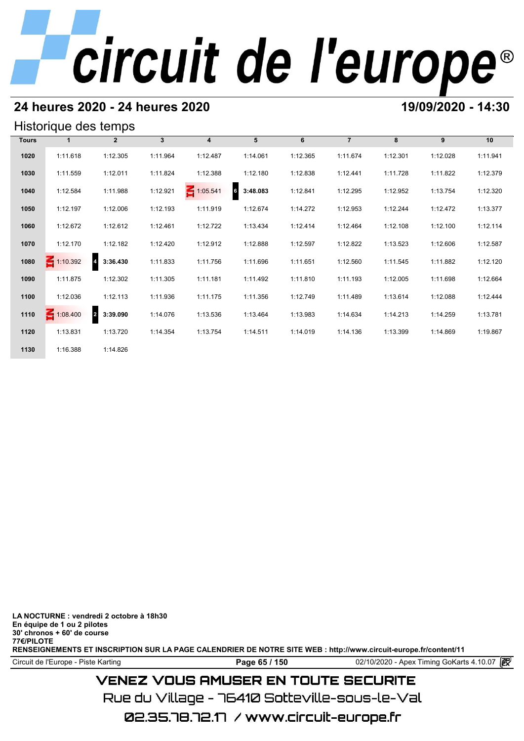# circuit de l'europe®

## 24 heures 2020 - 24 heures 2020

**19/09/2020 - 14:30**

### Historique des temps

| Tours | 1 | 2 | 3 | 4 | 5 | 6 | 7 | 8 | 9 | 10 |
|---|---|---|---|---|---|---|---|---|---|---|
| 1020 | 1:11.618 | 1:12.305 | 1:11.964 | 1:12.487 | 1:14.061 | 1:12.365 | 1:11.674 | 1:12.301 | 1:12.028 | 1:11.941 |
| 1030 | 1:11.559 | 1:12.011 | 1:11.824 | 1:12.388 | 1:12.180 | 1:12.838 | 1:12.441 | 1:11.728 | 1:11.822 | 1:12.379 |
| 1040 | 1:12.584 | 1:11.988 | 1:12.921 | IN 1:05.541 | 6 **3:48.083** | 1:12.841 | 1:12.295 | 1:12.952 | 1:13.754 | 1:12.320 |
| 1050 | 1:12.197 | 1:12.006 | 1:12.193 | 1:11.919 | 1:12.674 | 1:14.272 | 1:12.953 | 1:12.244 | 1:12.472 | 1:13.377 |
| 1060 | 1:12.672 | 1:12.612 | 1:12.461 | 1:12.722 | 1:13.434 | 1:12.414 | 1:12.464 | 1:12.108 | 1:12.100 | 1:12.114 |
| 1070 | 1:12.170 | 1:12.182 | 1:12.420 | 1:12.912 | 1:12.888 | 1:12.597 | 1:12.822 | 1:13.523 | 1:12.606 | 1:12.587 |
| 1080 | IN 1:10.392 | 4 **3:36.430** | 1:11.833 | 1:11.756 | 1:11.696 | 1:11.651 | 1:12.560 | 1:11.545 | 1:11.882 | 1:12.120 |
| 1090 | 1:11.875 | 1:12.302 | 1:11.305 | 1:11.181 | 1:11.492 | 1:11.810 | 1:11.193 | 1:12.005 | 1:11.698 | 1:12.664 |
| 1100 | 1:12.036 | 1:12.113 | 1:11.936 | 1:11.175 | 1:11.356 | 1:12.749 | 1:11.489 | 1:13.614 | 1:12.088 | 1:12.444 |
| 1110 | IN 1:08.400 | 2 **3:39.090** | 1:14.076 | 1:13.536 | 1:13.464 | 1:13.983 | 1:14.634 | 1:14.213 | 1:14.259 | 1:13.781 |
| 1120 | 1:13.831 | 1:13.720 | 1:14.354 | 1:13.754 | 1:14.511 | 1:14.019 | 1:14.136 | 1:13.399 | 1:14.869 | 1:19.867 |
| 1130 | 1:16.388 | 1:14.826 | | | | | | | | |

**LA NOCTURNE : vendredi 2 octobre à 18h30**
**En équipe de 1 ou 2 pilotes**
**30' chronos + 60' de course**
**77€/PILOTE**
**RENSEIGNEMENTS ET INSCRIPTION SUR LA PAGE CALENDRIER DE NOTRE SITE WEB : http://www.circuit-europe.fr/content/11**

Circuit de l'Europe - Piste Karting — 02/10/2020 - Apex Timing GoKarts 4.10.07

VENEZ VOUS AMUSER EN TOUTE SECURITE
Rue du Village - 76410 Sotteville-sous-le-Val
02.35.78.72.17 / www.circuit-europe.fr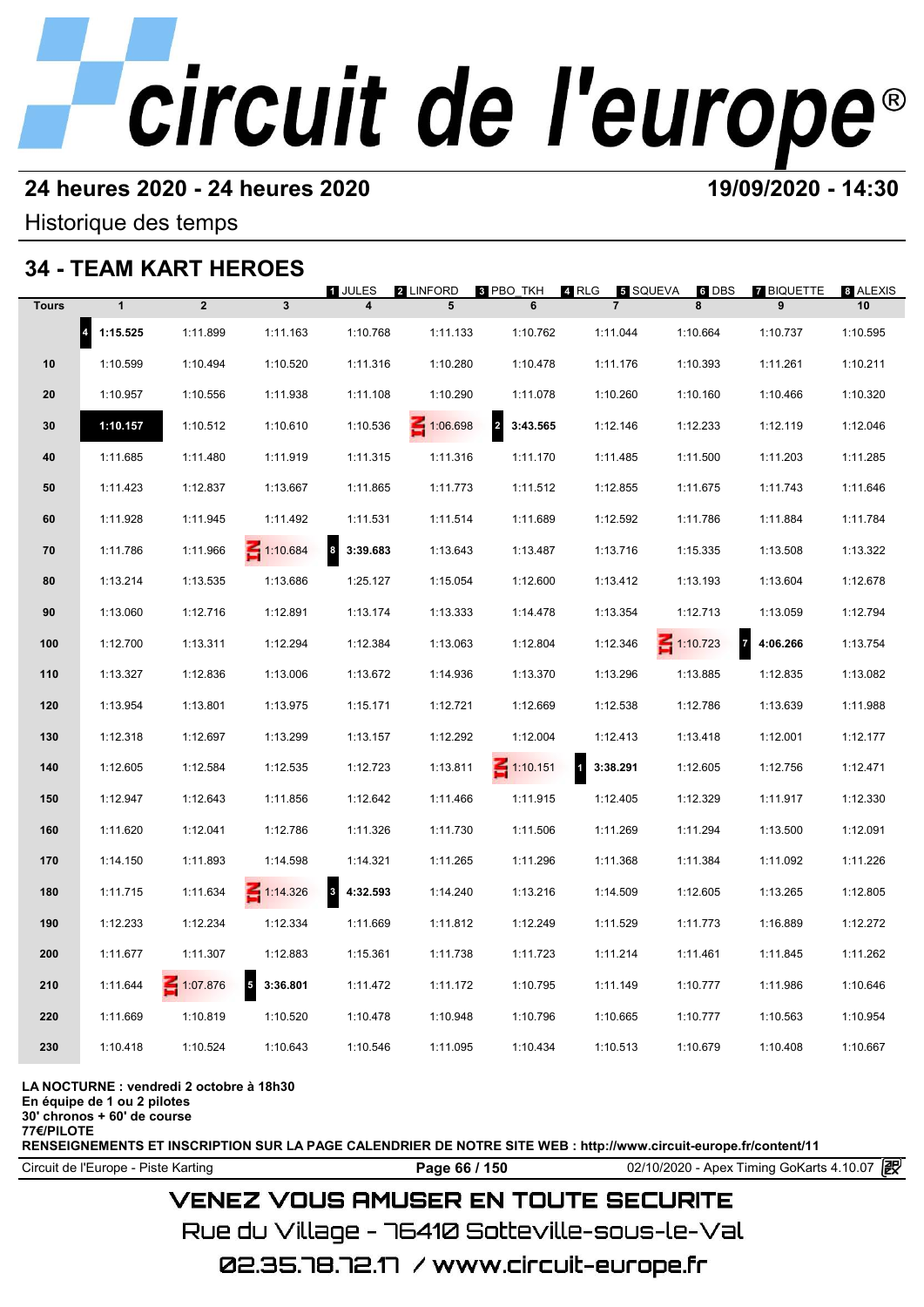# circuit de l'europe®

**24 heures 2020 - 24 heures 2020** **19/09/2020 - 14:30**

Historique des temps

## 34 - TEAM KART HEROES

1 JULES | 2 LINFORD | 3 PBO_TKH | 4 RLG | 5 SQUEVA | 6 DBS | 7 BIQUETTE | 8 ALEXIS

| Tours | 1 | 2 | 3 | 4 | 5 | 6 | 7 | 8 | 9 | 10 |
|---|---|---|---|---|---|---|---|---|---|---|
| | 4 **1:15.525** | 1:11.899 | 1:11.163 | 1:10.768 | 1:11.133 | 1:10.762 | 1:11.044 | 1:10.664 | 1:10.737 | 1:10.595 |
| 10 | 1:10.599 | 1:10.494 | 1:10.520 | 1:11.316 | 1:10.280 | 1:10.478 | 1:11.176 | 1:10.393 | 1:11.261 | 1:10.211 |
| 20 | 1:10.957 | 1:10.556 | 1:11.938 | 1:11.108 | 1:10.290 | 1:11.078 | 1:10.260 | 1:10.160 | 1:10.466 | 1:10.320 |
| 30 | **1:10.157** | 1:10.512 | 1:10.610 | 1:10.536 | IN 1:06.698 | 2 **3:43.565** | 1:12.146 | 1:12.233 | 1:12.119 | 1:12.046 |
| 40 | 1:11.685 | 1:11.480 | 1:11.919 | 1:11.315 | 1:11.316 | 1:11.170 | 1:11.485 | 1:11.500 | 1:11.203 | 1:11.285 |
| 50 | 1:11.423 | 1:12.837 | 1:13.667 | 1:11.865 | 1:11.773 | 1:11.512 | 1:12.855 | 1:11.675 | 1:11.743 | 1:11.646 |
| 60 | 1:11.928 | 1:11.945 | 1:11.492 | 1:11.531 | 1:11.514 | 1:11.689 | 1:12.592 | 1:11.786 | 1:11.884 | 1:11.784 |
| 70 | 1:11.786 | 1:11.966 | IN 1:10.684 | 8 **3:39.683** | 1:13.643 | 1:13.487 | 1:13.716 | 1:15.335 | 1:13.508 | 1:13.322 |
| 80 | 1:13.214 | 1:13.535 | 1:13.686 | 1:25.127 | 1:15.054 | 1:12.600 | 1:13.412 | 1:13.193 | 1:13.604 | 1:12.678 |
| 90 | 1:13.060 | 1:12.716 | 1:12.891 | 1:13.174 | 1:13.333 | 1:14.478 | 1:13.354 | 1:12.713 | 1:13.059 | 1:12.794 |
| 100 | 1:12.700 | 1:13.311 | 1:12.294 | 1:12.384 | 1:13.063 | 1:12.804 | 1:12.346 | IN 1:10.723 | 7 **4:06.266** | 1:13.754 |
| 110 | 1:13.327 | 1:12.836 | 1:13.006 | 1:13.672 | 1:14.936 | 1:13.370 | 1:13.296 | 1:13.885 | 1:12.835 | 1:13.082 |
| 120 | 1:13.954 | 1:13.801 | 1:13.975 | 1:15.171 | 1:12.721 | 1:12.669 | 1:12.538 | 1:12.786 | 1:13.639 | 1:11.988 |
| 130 | 1:12.318 | 1:12.697 | 1:13.299 | 1:13.157 | 1:12.292 | 1:12.004 | 1:12.413 | 1:13.418 | 1:12.001 | 1:12.177 |
| 140 | 1:12.605 | 1:12.584 | 1:12.535 | 1:12.723 | 1:13.811 | IN 1:10.151 | 1 **3:38.291** | 1:12.605 | 1:12.756 | 1:12.471 |
| 150 | 1:12.947 | 1:12.643 | 1:11.856 | 1:12.642 | 1:11.466 | 1:11.915 | 1:12.405 | 1:12.329 | 1:11.917 | 1:12.330 |
| 160 | 1:11.620 | 1:12.041 | 1:12.786 | 1:11.326 | 1:11.730 | 1:11.506 | 1:11.269 | 1:11.294 | 1:13.500 | 1:12.091 |
| 170 | 1:14.150 | 1:11.893 | 1:14.598 | 1:14.321 | 1:11.265 | 1:11.296 | 1:11.368 | 1:11.384 | 1:11.092 | 1:11.226 |
| 180 | 1:11.715 | 1:11.634 | IN 1:14.326 | 3 **4:32.593** | 1:14.240 | 1:13.216 | 1:14.509 | 1:12.605 | 1:13.265 | 1:12.805 |
| 190 | 1:12.233 | 1:12.234 | 1:12.334 | 1:11.669 | 1:11.812 | 1:12.249 | 1:11.529 | 1:11.773 | 1:16.889 | 1:12.272 |
| 200 | 1:11.677 | 1:11.307 | 1:12.883 | 1:15.361 | 1:11.738 | 1:11.723 | 1:11.214 | 1:11.461 | 1:11.845 | 1:11.262 |
| 210 | 1:11.644 | IN 1:07.876 | 5 **3:36.801** | 1:11.472 | 1:11.172 | 1:10.795 | 1:11.149 | 1:10.777 | 1:11.986 | 1:10.646 |
| 220 | 1:11.669 | 1:10.819 | 1:10.520 | 1:10.478 | 1:10.948 | 1:10.796 | 1:10.665 | 1:10.777 | 1:10.563 | 1:10.954 |
| 230 | 1:10.418 | 1:10.524 | 1:10.643 | 1:10.546 | 1:11.095 | 1:10.434 | 1:10.513 | 1:10.679 | 1:10.408 | 1:10.667 |

**LA NOCTURNE : vendredi 2 octobre à 18h30**
**En équipe de 1 ou 2 pilotes**
**30' chronos + 60' de course**
**77€/PILOTE**
**RENSEIGNEMENTS ET INSCRIPTION SUR LA PAGE CALENDRIER DE NOTRE SITE WEB : http://www.circuit-europe.fr/content/11**

Circuit de l'Europe - Piste Karting | 02/10/2020 - Apex Timing GoKarts 4.10.07

VENEZ VOUS AMUSER EN TOUTE SECURITE
Rue du Village - 76410 Sotteville-sous-le-Val
02.35.78.72.17 / www.circuit-europe.fr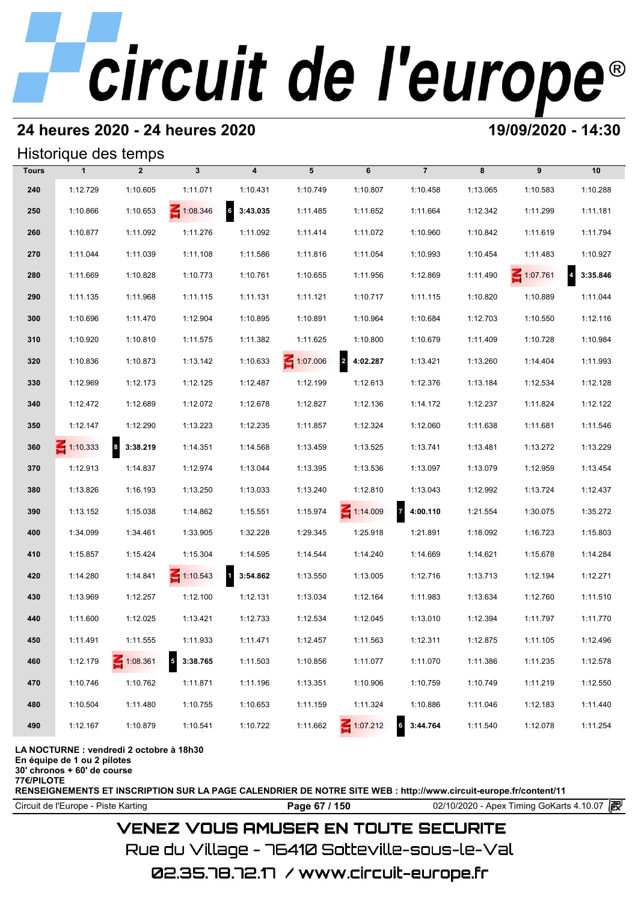# circuit de l'europe®

## 24 heures 2020 - 24 heures 2020

**19/09/2020 - 14:30**

### Historique des temps

| Tours | 1 | 2 | 3 | 4 | 5 | 6 | 7 | 8 | 9 | 10 |
|---|---|---|---|---|---|---|---|---|---|---|
| 240 | 1:12.729 | 1:10.605 | 1:11.071 | 1:10.431 | 1:10.749 | 1:10.807 | 1:10.458 | 1:13.065 | 1:10.583 | 1:10.288 |
| 250 | 1:10.866 | 1:10.653 | IN 1:08.346 | 6 **3:43.035** | 1:11.485 | 1:11.652 | 1:11.664 | 1:12.342 | 1:11.299 | 1:11.181 |
| 260 | 1:10.877 | 1:11.092 | 1:11.276 | 1:11.092 | 1:11.414 | 1:11.072 | 1:10.960 | 1:10.842 | 1:11.619 | 1:11.794 |
| 270 | 1:11.044 | 1:11.039 | 1:11.108 | 1:11.586 | 1:11.816 | 1:11.054 | 1:10.993 | 1:10.454 | 1:11.483 | 1:10.927 |
| 280 | 1:11.669 | 1:10.828 | 1:10.773 | 1:10.761 | 1:10.655 | 1:11.956 | 1:12.869 | 1:11.490 | IN 1:07.761 | 4 **3:35.846** |
| 290 | 1:11.135 | 1:11.968 | 1:11.115 | 1:11.131 | 1:11.121 | 1:10.717 | 1:11.115 | 1:10.820 | 1:10.889 | 1:11.044 |
| 300 | 1:10.696 | 1:11.470 | 1:12.904 | 1:10.895 | 1:10.891 | 1:10.964 | 1:10.684 | 1:12.703 | 1:10.550 | 1:12.116 |
| 310 | 1:10.920 | 1:10.810 | 1:11.575 | 1:11.382 | 1:11.625 | 1:10.800 | 1:10.679 | 1:11.409 | 1:10.728 | 1:10.984 |
| 320 | 1:10.836 | 1:10.873 | 1:13.142 | 1:10.633 | IN 1:07.006 | 2 **4:02.287** | 1:13.421 | 1:13.260 | 1:14.404 | 1:11.993 |
| 330 | 1:12.969 | 1:12.173 | 1:12.125 | 1:12.487 | 1:12.199 | 1:12.613 | 1:12.376 | 1:13.184 | 1:12.534 | 1:12.128 |
| 340 | 1:12.472 | 1:12.689 | 1:12.072 | 1:12.678 | 1:12.827 | 1:12.136 | 1:14.172 | 1:12.237 | 1:11.824 | 1:12.122 |
| 350 | 1:12.147 | 1:12.290 | 1:13.223 | 1:12.235 | 1:11.857 | 1:12.324 | 1:12.060 | 1:11.638 | 1:11.681 | 1:11.546 |
| 360 | IN 1:10.333 | 8 **3:38.219** | 1:14.351 | 1:14.568 | 1:13.459 | 1:13.525 | 1:13.741 | 1:13.481 | 1:13.272 | 1:13.229 |
| 370 | 1:12.913 | 1:14.837 | 1:12.974 | 1:13.044 | 1:13.395 | 1:13.536 | 1:13.097 | 1:13.079 | 1:12.959 | 1:13.454 |
| 380 | 1:13.826 | 1:16.193 | 1:13.250 | 1:13.033 | 1:13.240 | 1:12.810 | 1:13.043 | 1:12.992 | 1:13.724 | 1:12.437 |
| 390 | 1:13.152 | 1:15.038 | 1:14.862 | 1:15.551 | 1:15.974 | IN 1:14.009 | 7 **4:00.110** | 1:21.554 | 1:30.075 | 1:35.272 |
| 400 | 1:34.099 | 1:34.461 | 1:33.905 | 1:32.228 | 1:29.345 | 1:25.918 | 1:21.891 | 1:18.092 | 1:16.723 | 1:15.803 |
| 410 | 1:15.857 | 1:15.424 | 1:15.304 | 1:14.595 | 1:14.544 | 1:14.240 | 1:14.669 | 1:14.621 | 1:15.678 | 1:14.284 |
| 420 | 1:14.280 | 1:14.841 | IN 1:10.543 | 1 **3:54.862** | 1:13.550 | 1:13.005 | 1:12.716 | 1:13.713 | 1:12.194 | 1:12.271 |
| 430 | 1:13.969 | 1:12.257 | 1:12.100 | 1:12.131 | 1:13.034 | 1:12.164 | 1:11.983 | 1:13.634 | 1:12.760 | 1:11.510 |
| 440 | 1:11.600 | 1:12.025 | 1:13.421 | 1:12.733 | 1:12.534 | 1:12.045 | 1:13.010 | 1:12.394 | 1:11.797 | 1:11.770 |
| 450 | 1:11.491 | 1:11.555 | 1:11.933 | 1:11.471 | 1:12.457 | 1:11.563 | 1:12.311 | 1:12.875 | 1:11.105 | 1:12.496 |
| 460 | 1:12.179 | IN 1:08.361 | 5 **3:38.765** | 1:11.503 | 1:10.856 | 1:11.077 | 1:11.070 | 1:11.386 | 1:11.235 | 1:12.578 |
| 470 | 1:10.746 | 1:10.762 | 1:11.871 | 1:11.196 | 1:13.351 | 1:10.906 | 1:10.759 | 1:10.749 | 1:11.219 | 1:12.550 |
| 480 | 1:10.504 | 1:11.480 | 1:10.755 | 1:10.653 | 1:11.159 | 1:11.324 | 1:10.886 | 1:11.046 | 1:12.183 | 1:11.440 |
| 490 | 1:12.167 | 1:10.879 | 1:10.541 | 1:10.722 | 1:11.662 | IN 1:07.212 | 6 **3:44.764** | 1:11.540 | 1:12.078 | 1:11.254 |

**LA NOCTURNE : vendredi 2 octobre à 18h30**
**En équipe de 1 ou 2 pilotes**
**30' chronos + 60' de course**
**77€/PILOTE**
**RENSEIGNEMENTS ET INSCRIPTION SUR LA PAGE CALENDRIER DE NOTRE SITE WEB : http://www.circuit-europe.fr/content/11**

Circuit de l'Europe - Piste Karting | 02/10/2020 - Apex Timing GoKarts 4.10.07

VENEZ VOUS AMUSER EN TOUTE SECURITE
Rue du Village - 76410 Sotteville-sous-le-Val
02.35.78.72.17 / www.circuit-europe.fr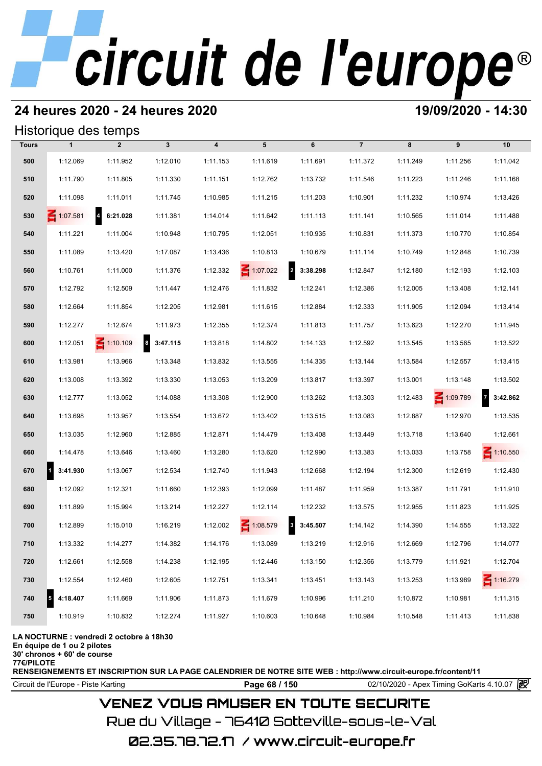# circuit de l'europe®

## 24 heures 2020 - 24 heures 2020

**19/09/2020 - 14:30**

### Historique des temps

| Tours | 1 | 2 | 3 | 4 | 5 | 6 | 7 | 8 | 9 | 10 |
|---|---|---|---|---|---|---|---|---|---|---|
| 500 | 1:12.069 | 1:11.952 | 1:12.010 | 1:11.153 | 1:11.619 | 1:11.691 | 1:11.372 | 1:11.249 | 1:11.256 | 1:11.042 |
| 510 | 1:11.790 | 1:11.805 | 1:11.330 | 1:11.151 | 1:12.762 | 1:13.732 | 1:11.546 | 1:11.223 | 1:11.246 | 1:11.168 |
| 520 | 1:11.098 | 1:11.011 | 1:11.745 | 1:10.985 | 1:11.215 | 1:11.203 | 1:10.901 | 1:11.232 | 1:10.974 | 1:13.426 |
| 530 | IN 1:07.581 | 4 **6:21.028** | 1:11.381 | 1:14.014 | 1:11.642 | 1:11.113 | 1:11.141 | 1:10.565 | 1:11.014 | 1:11.488 |
| 540 | 1:11.221 | 1:11.004 | 1:10.948 | 1:10.795 | 1:12.051 | 1:10.935 | 1:10.831 | 1:11.373 | 1:10.770 | 1:10.854 |
| 550 | 1:11.089 | 1:13.420 | 1:17.087 | 1:13.436 | 1:10.813 | 1:10.679 | 1:11.114 | 1:10.749 | 1:12.848 | 1:10.739 |
| 560 | 1:10.761 | 1:11.000 | 1:11.376 | 1:12.332 | IN 1:07.022 | 2 **3:38.298** | 1:12.847 | 1:12.180 | 1:12.193 | 1:12.103 |
| 570 | 1:12.792 | 1:12.509 | 1:11.447 | 1:12.476 | 1:11.832 | 1:12.241 | 1:12.386 | 1:12.005 | 1:13.408 | 1:12.141 |
| 580 | 1:12.664 | 1:11.854 | 1:12.205 | 1:12.981 | 1:11.615 | 1:12.884 | 1:12.333 | 1:11.905 | 1:12.094 | 1:13.414 |
| 590 | 1:12.277 | 1:12.674 | 1:11.973 | 1:12.355 | 1:12.374 | 1:11.813 | 1:11.757 | 1:13.623 | 1:12.270 | 1:11.945 |
| 600 | 1:12.051 | IN 1:10.109 | 8 **3:47.115** | 1:13.818 | 1:14.802 | 1:14.133 | 1:12.592 | 1:13.545 | 1:13.565 | 1:13.522 |
| 610 | 1:13.981 | 1:13.966 | 1:13.348 | 1:13.832 | 1:13.555 | 1:14.335 | 1:13.144 | 1:13.584 | 1:12.557 | 1:13.415 |
| 620 | 1:13.008 | 1:13.392 | 1:13.330 | 1:13.053 | 1:13.209 | 1:13.817 | 1:13.397 | 1:13.001 | 1:13.148 | 1:13.502 |
| 630 | 1:12.777 | 1:13.052 | 1:14.088 | 1:13.308 | 1:12.900 | 1:13.262 | 1:13.303 | 1:12.483 | IN 1:09.789 | 7 **3:42.862** |
| 640 | 1:13.698 | 1:13.957 | 1:13.554 | 1:13.672 | 1:13.402 | 1:13.515 | 1:13.083 | 1:12.887 | 1:12.970 | 1:13.535 |
| 650 | 1:13.035 | 1:12.960 | 1:12.885 | 1:12.871 | 1:14.479 | 1:13.408 | 1:13.449 | 1:13.718 | 1:13.640 | 1:12.661 |
| 660 | 1:14.478 | 1:13.646 | 1:13.460 | 1:13.280 | 1:13.620 | 1:12.990 | 1:13.383 | 1:13.033 | 1:13.758 | IN 1:10.550 |
| 670 | 1 **3:41.930** | 1:13.067 | 1:12.534 | 1:12.740 | 1:11.943 | 1:12.668 | 1:12.194 | 1:12.300 | 1:12.619 | 1:12.430 |
| 680 | 1:12.092 | 1:12.321 | 1:11.660 | 1:12.393 | 1:12.099 | 1:11.487 | 1:11.959 | 1:13.387 | 1:11.791 | 1:11.910 |
| 690 | 1:11.899 | 1:15.994 | 1:13.214 | 1:12.227 | 1:12.114 | 1:12.232 | 1:13.575 | 1:12.955 | 1:11.823 | 1:11.925 |
| 700 | 1:12.899 | 1:15.010 | 1:16.219 | 1:12.002 | IN 1:08.579 | 3 **3:45.507** | 1:14.142 | 1:14.390 | 1:14.555 | 1:13.322 |
| 710 | 1:13.332 | 1:14.277 | 1:14.382 | 1:14.176 | 1:13.089 | 1:13.219 | 1:12.916 | 1:12.669 | 1:12.796 | 1:14.077 |
| 720 | 1:12.661 | 1:12.558 | 1:14.238 | 1:12.195 | 1:12.446 | 1:13.150 | 1:12.356 | 1:13.779 | 1:11.921 | 1:12.704 |
| 730 | 1:12.554 | 1:12.460 | 1:12.605 | 1:12.751 | 1:13.341 | 1:13.451 | 1:13.143 | 1:13.253 | 1:13.989 | IN 1:16.279 |
| 740 | 5 **4:18.407** | 1:11.669 | 1:11.906 | 1:11.873 | 1:11.679 | 1:10.996 | 1:11.210 | 1:10.872 | 1:10.981 | 1:11.315 |
| 750 | 1:10.919 | 1:10.832 | 1:12.274 | 1:11.927 | 1:10.603 | 1:10.648 | 1:10.984 | 1:10.548 | 1:11.413 | 1:11.838 |

**LA NOCTURNE : vendredi 2 octobre à 18h30**
**En équipe de 1 ou 2 pilotes**
**30' chronos + 60' de course**
**77€/PILOTE**
**RENSEIGNEMENTS ET INSCRIPTION SUR LA PAGE CALENDRIER DE NOTRE SITE WEB : http://www.circuit-europe.fr/content/11**

Circuit de l'Europe - Piste Karting | 02/10/2020 - Apex Timing GoKarts 4.10.07

VENEZ VOUS AMUSER EN TOUTE SECURITE
Rue du Village - 76410 Sotteville-sous-le-Val
02.35.78.72.17 / www.circuit-europe.fr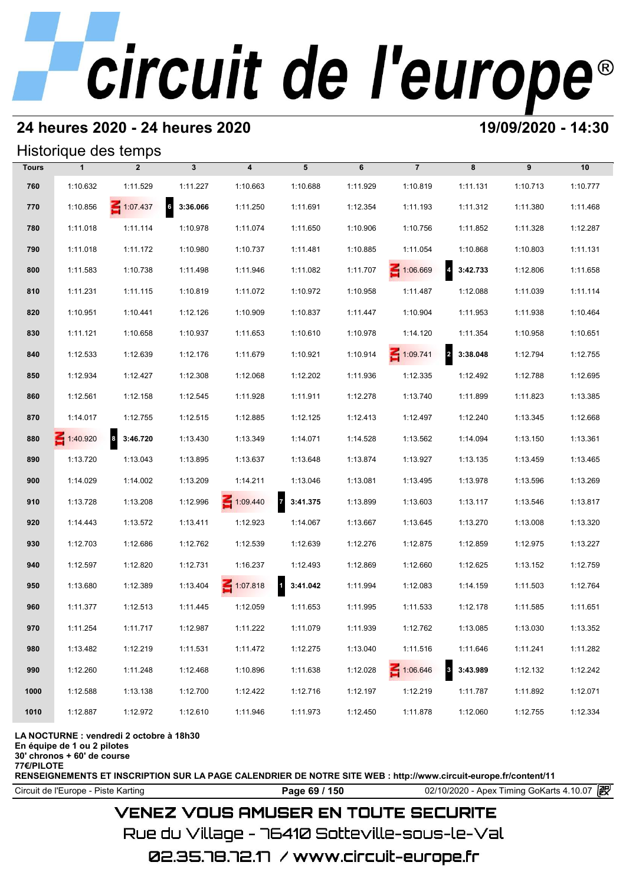# circuit de l'europe®

## 24 heures 2020 - 24 heures 2020

**19/09/2020 - 14:30**

### Historique des temps

| Tours | 1 | 2 | 3 | 4 | 5 | 6 | 7 | 8 | 9 | 10 |
|---|---|---|---|---|---|---|---|---|---|---|
| 760 | 1:10.632 | 1:11.529 | 1:11.227 | 1:10.663 | 1:10.688 | 1:11.929 | 1:10.819 | 1:11.131 | 1:10.713 | 1:10.777 |
| 770 | 1:10.856 | IN 1:07.437 | 6 **3:36.066** | 1:11.250 | 1:11.691 | 1:12.354 | 1:11.193 | 1:11.312 | 1:11.380 | 1:11.468 |
| 780 | 1:11.018 | 1:11.114 | 1:10.978 | 1:11.074 | 1:11.650 | 1:10.906 | 1:10.756 | 1:11.852 | 1:11.328 | 1:12.287 |
| 790 | 1:11.018 | 1:11.172 | 1:10.980 | 1:10.737 | 1:11.481 | 1:10.885 | 1:11.054 | 1:10.868 | 1:10.803 | 1:11.131 |
| 800 | 1:11.583 | 1:10.738 | 1:11.498 | 1:11.946 | 1:11.082 | 1:11.707 | IN 1:06.669 | 4 **3:42.733** | 1:12.806 | 1:11.658 |
| 810 | 1:11.231 | 1:11.115 | 1:10.819 | 1:11.072 | 1:10.972 | 1:10.958 | 1:11.487 | 1:12.088 | 1:11.039 | 1:11.114 |
| 820 | 1:10.951 | 1:10.441 | 1:12.126 | 1:10.909 | 1:10.837 | 1:11.447 | 1:10.904 | 1:11.953 | 1:11.938 | 1:10.464 |
| 830 | 1:11.121 | 1:10.658 | 1:10.937 | 1:11.653 | 1:10.610 | 1:10.978 | 1:14.120 | 1:11.354 | 1:10.958 | 1:10.651 |
| 840 | 1:12.533 | 1:12.639 | 1:12.176 | 1:11.679 | 1:10.921 | 1:10.914 | IN 1:09.741 | 2 **3:38.048** | 1:12.794 | 1:12.755 |
| 850 | 1:12.934 | 1:12.427 | 1:12.308 | 1:12.068 | 1:12.202 | 1:11.936 | 1:12.335 | 1:12.492 | 1:12.788 | 1:12.695 |
| 860 | 1:12.561 | 1:12.158 | 1:12.545 | 1:11.928 | 1:11.911 | 1:12.278 | 1:13.740 | 1:11.899 | 1:11.823 | 1:13.385 |
| 870 | 1:14.017 | 1:12.755 | 1:12.515 | 1:12.885 | 1:12.125 | 1:12.413 | 1:12.497 | 1:12.240 | 1:13.345 | 1:12.668 |
| 880 | IN 1:40.920 | 8 **3:46.720** | 1:13.430 | 1:13.349 | 1:14.071 | 1:14.528 | 1:13.562 | 1:14.094 | 1:13.150 | 1:13.361 |
| 890 | 1:13.720 | 1:13.043 | 1:13.895 | 1:13.637 | 1:13.648 | 1:13.874 | 1:13.927 | 1:13.135 | 1:13.459 | 1:13.465 |
| 900 | 1:14.029 | 1:14.002 | 1:13.209 | 1:14.211 | 1:13.046 | 1:13.081 | 1:13.495 | 1:13.978 | 1:13.596 | 1:13.269 |
| 910 | 1:13.728 | 1:13.208 | 1:12.996 | IN 1:09.440 | 7 **3:41.375** | 1:13.899 | 1:13.603 | 1:13.117 | 1:13.546 | 1:13.817 |
| 920 | 1:14.443 | 1:13.572 | 1:13.411 | 1:12.923 | 1:14.067 | 1:13.667 | 1:13.645 | 1:13.270 | 1:13.008 | 1:13.320 |
| 930 | 1:12.703 | 1:12.686 | 1:12.762 | 1:12.539 | 1:12.639 | 1:12.276 | 1:12.875 | 1:12.859 | 1:12.975 | 1:13.227 |
| 940 | 1:12.597 | 1:12.820 | 1:12.731 | 1:16.237 | 1:12.493 | 1:12.869 | 1:12.660 | 1:12.625 | 1:13.152 | 1:12.759 |
| 950 | 1:13.680 | 1:12.389 | 1:13.404 | IN 1:07.818 | 1 **3:41.042** | 1:11.994 | 1:12.083 | 1:14.159 | 1:11.503 | 1:12.764 |
| 960 | 1:11.377 | 1:12.513 | 1:11.445 | 1:12.059 | 1:11.653 | 1:11.995 | 1:11.533 | 1:12.178 | 1:11.585 | 1:11.651 |
| 970 | 1:11.254 | 1:11.717 | 1:12.987 | 1:11.222 | 1:11.079 | 1:11.939 | 1:12.762 | 1:13.085 | 1:13.030 | 1:13.352 |
| 980 | 1:13.482 | 1:12.219 | 1:11.531 | 1:11.472 | 1:12.275 | 1:13.040 | 1:11.516 | 1:11.646 | 1:11.241 | 1:11.282 |
| 990 | 1:12.260 | 1:11.248 | 1:12.468 | 1:10.896 | 1:11.638 | 1:12.028 | IN 1:06.646 | 3 **3:43.989** | 1:12.132 | 1:12.242 |
| 1000 | 1:12.588 | 1:13.138 | 1:12.700 | 1:12.422 | 1:12.716 | 1:12.197 | 1:12.219 | 1:11.787 | 1:11.892 | 1:12.071 |
| 1010 | 1:12.887 | 1:12.972 | 1:12.610 | 1:11.946 | 1:11.973 | 1:12.450 | 1:11.878 | 1:12.060 | 1:12.755 | 1:12.334 |

**LA NOCTURNE : vendredi 2 octobre à 18h30**
**En équipe de 1 ou 2 pilotes**
**30' chronos + 60' de course**
**77€/PILOTE**
**RENSEIGNEMENTS ET INSCRIPTION SUR LA PAGE CALENDRIER DE NOTRE SITE WEB : http://www.circuit-europe.fr/content/11**

Circuit de l'Europe - Piste Karting | 02/10/2020 - Apex Timing GoKarts 4.10.07

VENEZ VOUS AMUSER EN TOUTE SECURITE
Rue du Village - 76410 Sotteville-sous-le-Val
02.35.78.72.17 / www.circuit-europe.fr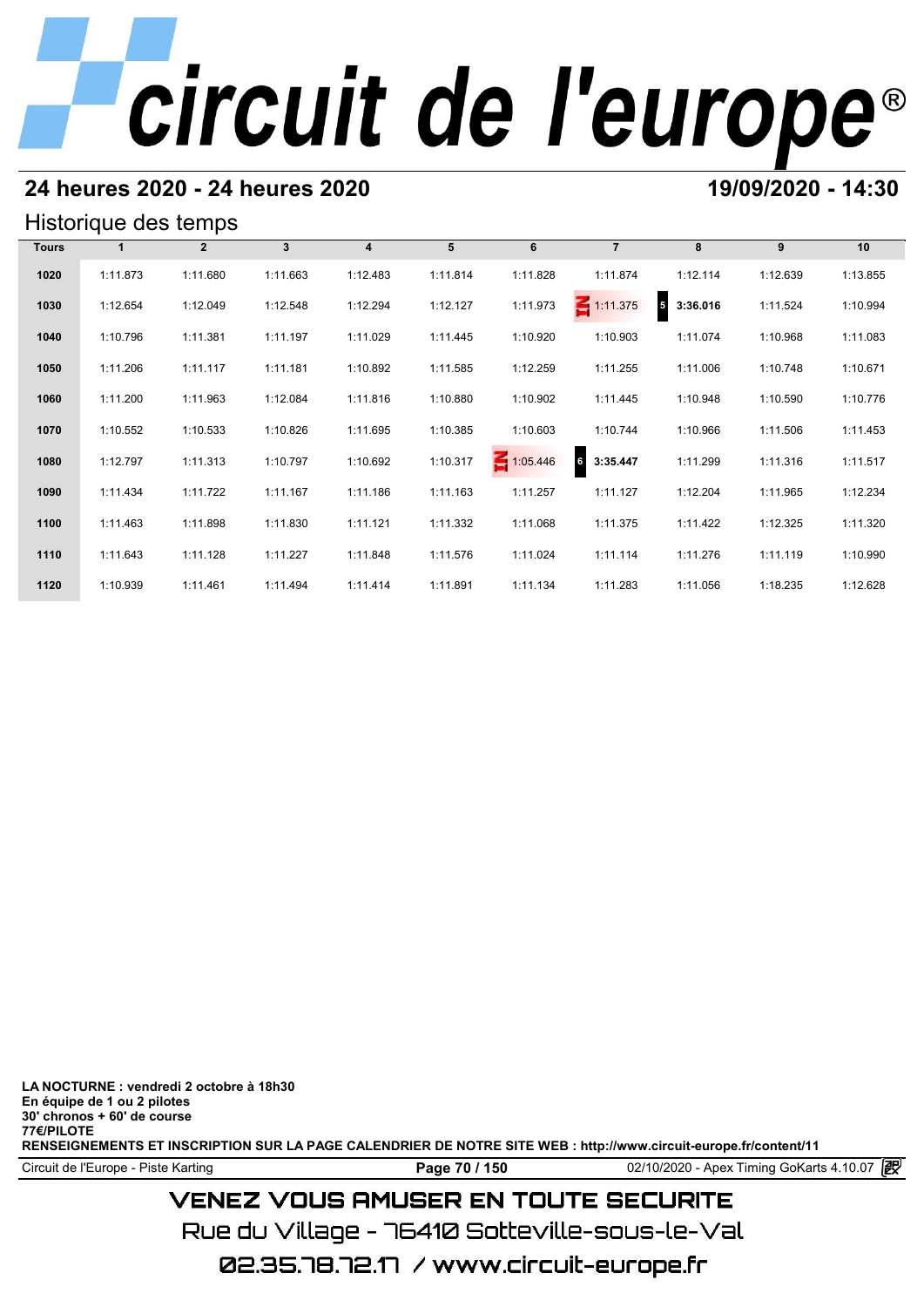# circuit de l'europe®

## 24 heures 2020 - 24 heures 2020

**19/09/2020 - 14:30**

### Historique des temps

| Tours | 1 | 2 | 3 | 4 | 5 | 6 | 7 | 8 | 9 | 10 |
|---|---|---|---|---|---|---|---|---|---|---|
| 1020 | 1:11.873 | 1:11.680 | 1:11.663 | 1:12.483 | 1:11.814 | 1:11.828 | 1:11.874 | 1:12.114 | 1:12.639 | 1:13.855 |
| 1030 | 1:12.654 | 1:12.049 | 1:12.548 | 1:12.294 | 1:12.127 | 1:11.973 | IN 1:11.375 | 5 **3:36.016** | 1:11.524 | 1:10.994 |
| 1040 | 1:10.796 | 1:11.381 | 1:11.197 | 1:11.029 | 1:11.445 | 1:10.920 | 1:10.903 | 1:11.074 | 1:10.968 | 1:11.083 |
| 1050 | 1:11.206 | 1:11.117 | 1:11.181 | 1:10.892 | 1:11.585 | 1:12.259 | 1:11.255 | 1:11.006 | 1:10.748 | 1:10.671 |
| 1060 | 1:11.200 | 1:11.963 | 1:12.084 | 1:11.816 | 1:10.880 | 1:10.902 | 1:11.445 | 1:10.948 | 1:10.590 | 1:10.776 |
| 1070 | 1:10.552 | 1:10.533 | 1:10.826 | 1:11.695 | 1:10.385 | 1:10.603 | 1:10.744 | 1:10.966 | 1:11.506 | 1:11.453 |
| 1080 | 1:12.797 | 1:11.313 | 1:10.797 | 1:10.692 | 1:10.317 | IN 1:05.446 | 6 **3:35.447** | 1:11.299 | 1:11.316 | 1:11.517 |
| 1090 | 1:11.434 | 1:11.722 | 1:11.167 | 1:11.186 | 1:11.163 | 1:11.257 | 1:11.127 | 1:12.204 | 1:11.965 | 1:12.234 |
| 1100 | 1:11.463 | 1:11.898 | 1:11.830 | 1:11.121 | 1:11.332 | 1:11.068 | 1:11.375 | 1:11.422 | 1:12.325 | 1:11.320 |
| 1110 | 1:11.643 | 1:11.128 | 1:11.227 | 1:11.848 | 1:11.576 | 1:11.024 | 1:11.114 | 1:11.276 | 1:11.119 | 1:10.990 |
| 1120 | 1:10.939 | 1:11.461 | 1:11.494 | 1:11.414 | 1:11.891 | 1:11.134 | 1:11.283 | 1:11.056 | 1:18.235 | 1:12.628 |

**LA NOCTURNE : vendredi 2 octobre à 18h30**
**En équipe de 1 ou 2 pilotes**
**30' chronos + 60' de course**
**77€/PILOTE**
**RENSEIGNEMENTS ET INSCRIPTION SUR LA PAGE CALENDRIER DE NOTRE SITE WEB : http://www.circuit-europe.fr/content/11**

Circuit de l'Europe - Piste Karting — 02/10/2020 - Apex Timing GoKarts 4.10.07

VENEZ VOUS AMUSER EN TOUTE SECURITE
Rue du Village - 76410 Sotteville-sous-le-Val
02.35.78.72.17 / www.circuit-europe.fr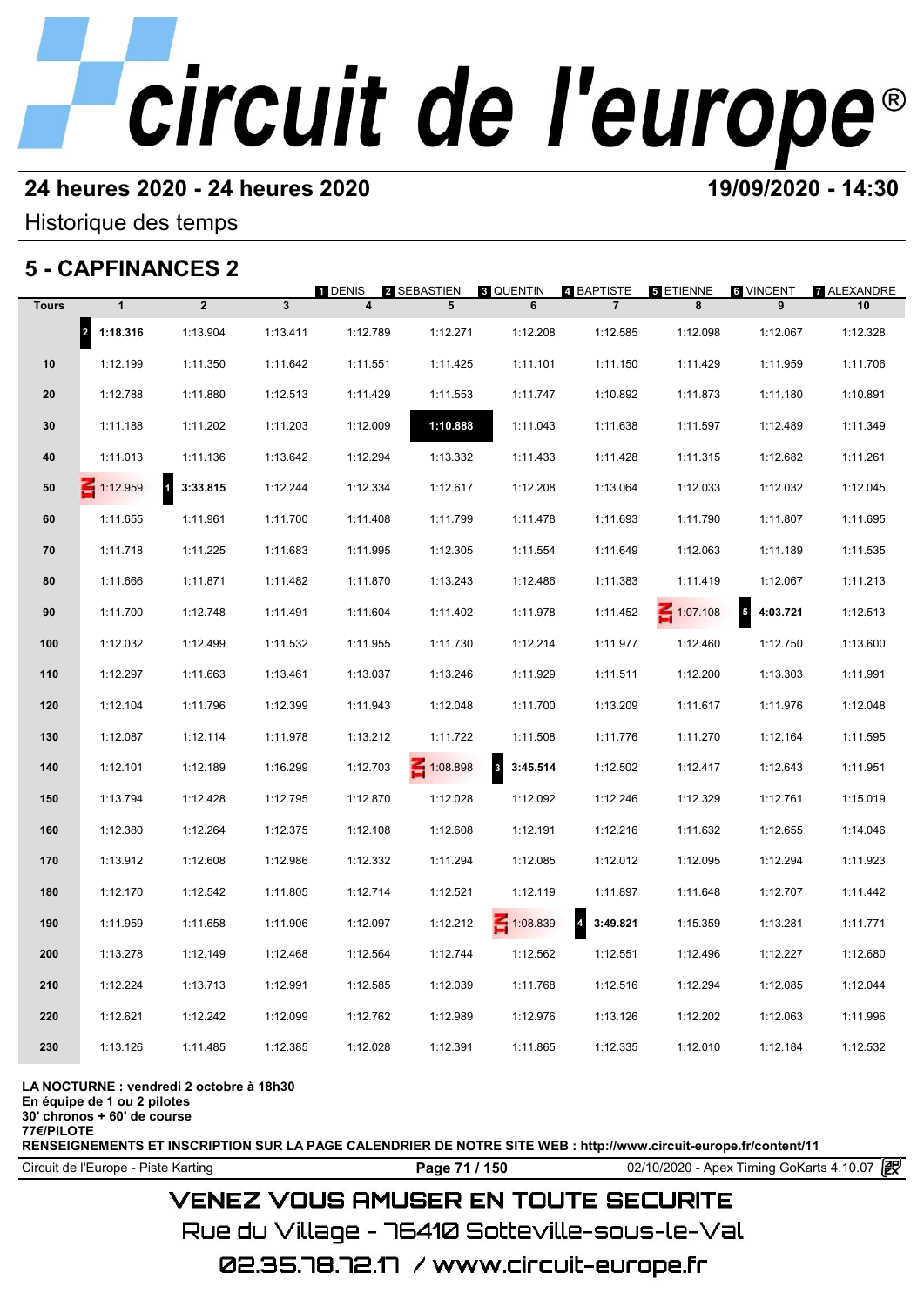## 24 heures 2020 - 24 heures 2020

**19/09/2020 - 14:30**

Historique des temps

## 5 - CAPFINANCES 2

1 DENIS 2 SEBASTIEN 3 QUENTIN 4 BAPTISTE 5 ETIENNE 6 VINCENT 7 ALEXANDRE

| Tours | 1 | 2 | 3 | 4 | 5 | 6 | 7 | 8 | 9 | 10 |
|---|---|---|---|---|---|---|---|---|---|---|
| | 2 **1:18.316** | 1:13.904 | 1:13.411 | 1:12.789 | 1:12.271 | 1:12.208 | 1:12.585 | 1:12.098 | 1:12.067 | 1:12.328 |
| 10 | 1:12.199 | 1:11.350 | 1:11.642 | 1:11.551 | 1:11.425 | 1:11.101 | 1:11.150 | 1:11.429 | 1:11.959 | 1:11.706 |
| 20 | 1:12.788 | 1:11.880 | 1:12.513 | 1:11.429 | 1:11.553 | 1:11.747 | 1:10.892 | 1:11.873 | 1:11.180 | 1:10.891 |
| 30 | 1:11.188 | 1:11.202 | 1:11.203 | 1:12.009 | **1:10.888** | 1:11.043 | 1:11.638 | 1:11.597 | 1:12.489 | 1:11.349 |
| 40 | 1:11.013 | 1:11.136 | 1:13.642 | 1:12.294 | 1:13.332 | 1:11.433 | 1:11.428 | 1:11.315 | 1:12.682 | 1:11.261 |
| 50 | IN 1:12.959 | 1 **3:33.815** | 1:12.244 | 1:12.334 | 1:12.617 | 1:12.208 | 1:13.064 | 1:12.033 | 1:12.032 | 1:12.045 |
| 60 | 1:11.655 | 1:11.961 | 1:11.700 | 1:11.408 | 1:11.799 | 1:11.478 | 1:11.693 | 1:11.790 | 1:11.807 | 1:11.695 |
| 70 | 1:11.718 | 1:11.225 | 1:11.683 | 1:11.995 | 1:12.305 | 1:11.554 | 1:11.649 | 1:12.063 | 1:11.189 | 1:11.535 |
| 80 | 1:11.666 | 1:11.871 | 1:11.482 | 1:11.870 | 1:13.243 | 1:12.486 | 1:11.383 | 1:11.419 | 1:12.067 | 1:11.213 |
| 90 | 1:11.700 | 1:12.748 | 1:11.491 | 1:11.604 | 1:11.402 | 1:11.978 | 1:11.452 | IN 1:07.108 | 5 **4:03.721** | 1:12.513 |
| 100 | 1:12.032 | 1:12.499 | 1:11.532 | 1:11.955 | 1:11.730 | 1:12.214 | 1:11.977 | 1:12.460 | 1:12.750 | 1:13.600 |
| 110 | 1:12.297 | 1:11.663 | 1:13.461 | 1:13.037 | 1:13.246 | 1:11.929 | 1:11.511 | 1:12.200 | 1:13.303 | 1:11.991 |
| 120 | 1:12.104 | 1:11.796 | 1:12.399 | 1:11.943 | 1:12.048 | 1:11.700 | 1:13.209 | 1:11.617 | 1:11.976 | 1:12.048 |
| 130 | 1:12.087 | 1:12.114 | 1:11.978 | 1:13.212 | 1:11.722 | 1:11.508 | 1:11.776 | 1:11.270 | 1:12.164 | 1:11.595 |
| 140 | 1:12.101 | 1:12.189 | 1:16.299 | 1:12.703 | IN 1:08.898 | 3 **3:45.514** | 1:12.502 | 1:12.417 | 1:12.643 | 1:11.951 |
| 150 | 1:13.794 | 1:12.428 | 1:12.795 | 1:12.870 | 1:12.028 | 1:12.092 | 1:12.246 | 1:12.329 | 1:12.761 | 1:15.019 |
| 160 | 1:12.380 | 1:12.264 | 1:12.375 | 1:12.108 | 1:12.608 | 1:12.191 | 1:12.216 | 1:11.632 | 1:12.655 | 1:14.046 |
| 170 | 1:13.912 | 1:12.608 | 1:12.986 | 1:12.332 | 1:11.294 | 1:12.085 | 1:12.012 | 1:12.095 | 1:12.294 | 1:11.923 |
| 180 | 1:12.170 | 1:12.542 | 1:11.805 | 1:12.714 | 1:12.521 | 1:12.119 | 1:11.897 | 1:11.648 | 1:12.707 | 1:11.442 |
| 190 | 1:11.959 | 1:11.658 | 1:11.906 | 1:12.097 | 1:12.212 | IN 1:08.839 | 4 **3:49.821** | 1:15.359 | 1:13.281 | 1:11.771 |
| 200 | 1:13.278 | 1:12.149 | 1:12.468 | 1:12.564 | 1:12.744 | 1:12.562 | 1:12.551 | 1:12.496 | 1:12.227 | 1:12.680 |
| 210 | 1:12.224 | 1:13.713 | 1:12.991 | 1:12.585 | 1:12.039 | 1:11.768 | 1:12.516 | 1:12.294 | 1:12.085 | 1:12.044 |
| 220 | 1:12.621 | 1:12.242 | 1:12.099 | 1:12.762 | 1:12.989 | 1:12.976 | 1:13.126 | 1:12.202 | 1:12.063 | 1:11.996 |
| 230 | 1:13.126 | 1:11.485 | 1:12.385 | 1:12.028 | 1:12.391 | 1:11.865 | 1:12.335 | 1:12.010 | 1:12.184 | 1:12.532 |

**LA NOCTURNE : vendredi 2 octobre à 18h30**
**En équipe de 1 ou 2 pilotes**
**30' chronos + 60' de course**
**77€/PILOTE**
**RENSEIGNEMENTS ET INSCRIPTION SUR LA PAGE CALENDRIER DE NOTRE SITE WEB : http://www.circuit-europe.fr/content/11**

Circuit de l'Europe - Piste Karting | 02/10/2020 - Apex Timing GoKarts 4.10.07

VENEZ VOUS AMUSER EN TOUTE SECURITE
Rue du Village - 76410 Sotteville-sous-le-Val
02.35.78.72.17 / www.circuit-europe.fr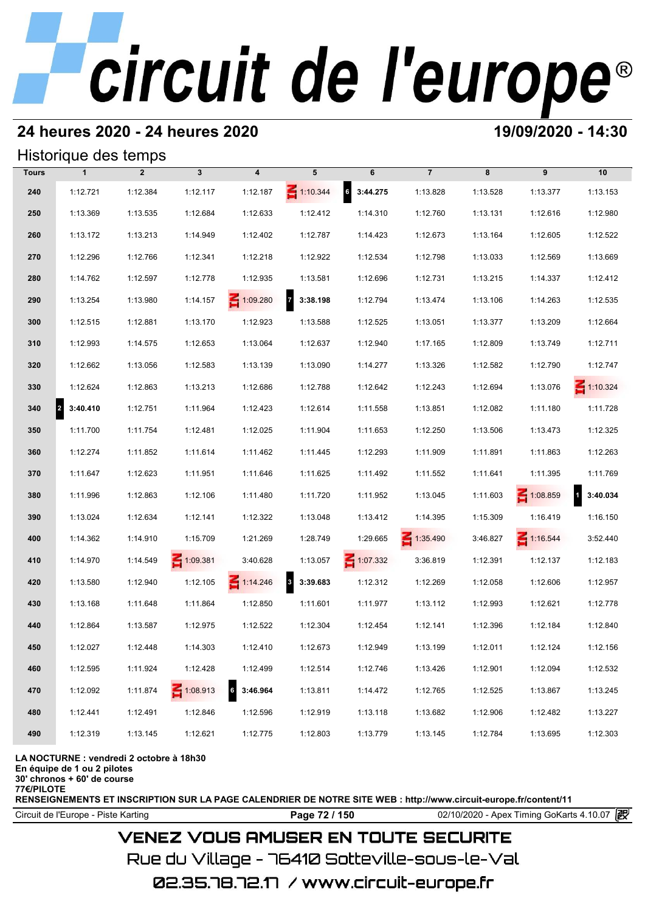# circuit de l'europe®

**24 heures 2020 - 24 heures 2020**

**19/09/2020 - 14:30**

## Historique des temps

| Tours | 1 | 2 | 3 | 4 | 5 | 6 | 7 | 8 | 9 | 10 |
|---|---|---|---|---|---|---|---|---|---|---|
| 240 | 1:12.721 | 1:12.384 | 1:12.117 | 1:12.187 | IN 1:10.344 | 6 **3:44.275** | 1:13.828 | 1:13.528 | 1:13.377 | 1:13.153 |
| 250 | 1:13.369 | 1:13.535 | 1:12.684 | 1:12.633 | 1:12.412 | 1:14.310 | 1:12.760 | 1:13.131 | 1:12.616 | 1:12.980 |
| 260 | 1:13.172 | 1:13.213 | 1:14.949 | 1:12.402 | 1:12.787 | 1:14.423 | 1:12.673 | 1:13.164 | 1:12.605 | 1:12.522 |
| 270 | 1:12.296 | 1:12.766 | 1:12.341 | 1:12.218 | 1:12.922 | 1:12.534 | 1:12.798 | 1:13.033 | 1:12.569 | 1:13.669 |
| 280 | 1:14.762 | 1:12.597 | 1:12.778 | 1:12.935 | 1:13.581 | 1:12.696 | 1:12.731 | 1:13.215 | 1:14.337 | 1:12.412 |
| 290 | 1:13.254 | 1:13.980 | 1:14.157 | IN 1:09.280 | 7 **3:38.198** | 1:12.794 | 1:13.474 | 1:13.106 | 1:14.263 | 1:12.535 |
| 300 | 1:12.515 | 1:12.881 | 1:13.170 | 1:12.923 | 1:13.588 | 1:12.525 | 1:13.051 | 1:13.377 | 1:13.209 | 1:12.664 |
| 310 | 1:12.993 | 1:14.575 | 1:12.653 | 1:13.064 | 1:12.637 | 1:12.940 | 1:17.165 | 1:12.809 | 1:13.749 | 1:12.711 |
| 320 | 1:12.662 | 1:13.056 | 1:12.583 | 1:13.139 | 1:13.090 | 1:14.277 | 1:13.326 | 1:12.582 | 1:12.790 | 1:12.747 |
| 330 | 1:12.624 | 1:12.863 | 1:13.213 | 1:12.686 | 1:12.788 | 1:12.642 | 1:12.243 | 1:12.694 | 1:13.076 | IN 1:10.324 |
| 340 | 2 **3:40.410** | 1:12.751 | 1:11.964 | 1:12.423 | 1:12.614 | 1:11.558 | 1:13.851 | 1:12.082 | 1:11.180 | 1:11.728 |
| 350 | 1:11.700 | 1:11.754 | 1:12.481 | 1:12.025 | 1:11.904 | 1:11.653 | 1:12.250 | 1:13.506 | 1:13.473 | 1:12.325 |
| 360 | 1:12.274 | 1:11.852 | 1:11.614 | 1:11.462 | 1:11.445 | 1:12.293 | 1:11.909 | 1:11.891 | 1:11.863 | 1:12.263 |
| 370 | 1:11.647 | 1:12.623 | 1:11.951 | 1:11.646 | 1:11.625 | 1:11.492 | 1:11.552 | 1:11.641 | 1:11.395 | 1:11.769 |
| 380 | 1:11.996 | 1:12.863 | 1:12.106 | 1:11.480 | 1:11.720 | 1:11.952 | 1:13.045 | 1:11.603 | IN 1:08.859 | 1 **3:40.034** |
| 390 | 1:13.024 | 1:12.634 | 1:12.141 | 1:12.322 | 1:13.048 | 1:13.412 | 1:14.395 | 1:15.309 | 1:16.419 | 1:16.150 |
| 400 | 1:14.362 | 1:14.910 | 1:15.709 | 1:21.269 | 1:28.749 | 1:29.665 | IN 1:35.490 | 3:46.827 | IN 1:16.544 | 3:52.440 |
| 410 | 1:14.970 | 1:14.549 | IN 1:09.381 | 3:40.628 | 1:13.057 | IN 1:07.332 | 3:36.819 | 1:12.391 | 1:12.137 | 1:12.183 |
| 420 | 1:13.580 | 1:12.940 | 1:12.105 | IN 1:14.246 | 3 **3:39.683** | 1:12.312 | 1:12.269 | 1:12.058 | 1:12.606 | 1:12.957 |
| 430 | 1:13.168 | 1:11.648 | 1:11.864 | 1:12.850 | 1:11.601 | 1:11.977 | 1:13.112 | 1:12.993 | 1:12.621 | 1:12.778 |
| 440 | 1:12.864 | 1:13.587 | 1:12.975 | 1:12.522 | 1:12.304 | 1:12.454 | 1:12.141 | 1:12.396 | 1:12.184 | 1:12.840 |
| 450 | 1:12.027 | 1:12.448 | 1:14.303 | 1:12.410 | 1:12.673 | 1:12.949 | 1:13.199 | 1:12.011 | 1:12.124 | 1:12.156 |
| 460 | 1:12.595 | 1:11.924 | 1:12.428 | 1:12.499 | 1:12.514 | 1:12.746 | 1:13.426 | 1:12.901 | 1:12.094 | 1:12.532 |
| 470 | 1:12.092 | 1:11.874 | IN 1:08.913 | 6 **3:46.964** | 1:13.811 | 1:14.472 | 1:12.765 | 1:12.525 | 1:13.867 | 1:13.245 |
| 480 | 1:12.441 | 1:12.491 | 1:12.846 | 1:12.596 | 1:12.919 | 1:13.118 | 1:13.682 | 1:12.906 | 1:12.482 | 1:13.227 |
| 490 | 1:12.319 | 1:13.145 | 1:12.621 | 1:12.775 | 1:12.803 | 1:13.779 | 1:13.145 | 1:12.784 | 1:13.695 | 1:12.303 |

**LA NOCTURNE : vendredi 2 octobre à 18h30**
**En équipe de 1 ou 2 pilotes**
**30' chronos + 60' de course**
**77€/PILOTE**
**RENSEIGNEMENTS ET INSCRIPTION SUR LA PAGE CALENDRIER DE NOTRE SITE WEB : http://www.circuit-europe.fr/content/11**

Circuit de l'Europe - Piste Karting | 02/10/2020 - Apex Timing GoKarts 4.10.07

VENEZ VOUS AMUSER EN TOUTE SECURITE
Rue du Village - 76410 Sotteville-sous-le-Val
02.35.78.72.17 / www.circuit-europe.fr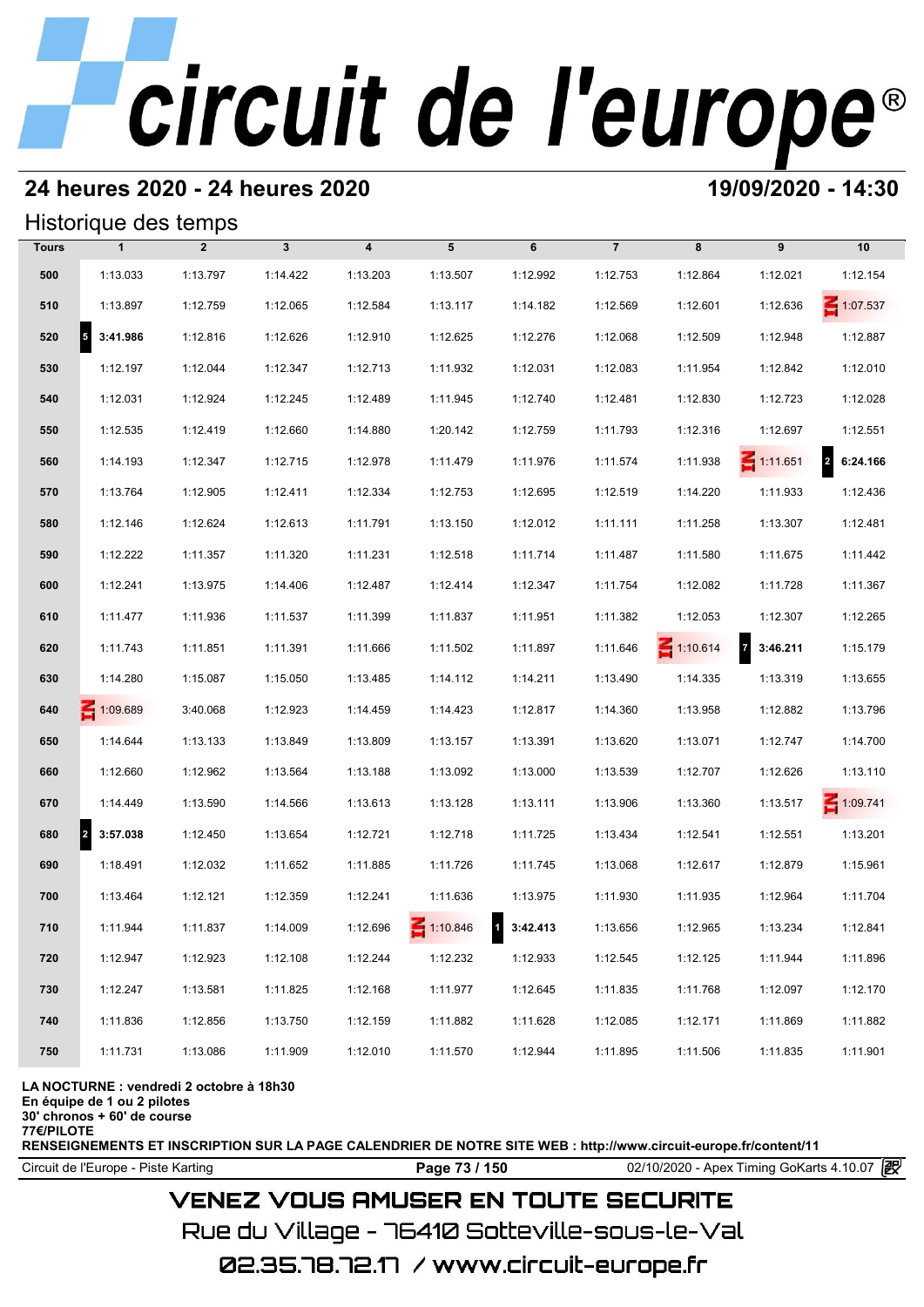## 24 heures 2020 - 24 heures 2020

**19/09/2020 - 14:30**

Historique des temps

| Tours | 1 | 2 | 3 | 4 | 5 | 6 | 7 | 8 | 9 | 10 |
|---|---|---|---|---|---|---|---|---|---|---|
| 500 | 1:13.033 | 1:13.797 | 1:14.422 | 1:13.203 | 1:13.507 | 1:12.992 | 1:12.753 | 1:12.864 | 1:12.021 | 1:12.154 |
| 510 | 1:13.897 | 1:12.759 | 1:12.065 | 1:12.584 | 1:13.117 | 1:14.182 | 1:12.569 | 1:12.601 | 1:12.636 | 1:07.537 |
| 520 | 5 3:41.986 | 1:12.816 | 1:12.626 | 1:12.910 | 1:12.625 | 1:12.276 | 1:12.068 | 1:12.509 | 1:12.948 | 1:12.887 |
| 530 | 1:12.197 | 1:12.044 | 1:12.347 | 1:12.713 | 1:11.932 | 1:12.031 | 1:12.083 | 1:11.954 | 1:12.842 | 1:12.010 |
| 540 | 1:12.031 | 1:12.924 | 1:12.245 | 1:12.489 | 1:11.945 | 1:12.740 | 1:12.481 | 1:12.830 | 1:12.723 | 1:12.028 |
| 550 | 1:12.535 | 1:12.419 | 1:12.660 | 1:14.880 | 1:20.142 | 1:12.759 | 1:11.793 | 1:12.316 | 1:12.697 | 1:12.551 |
| 560 | 1:14.193 | 1:12.347 | 1:12.715 | 1:12.978 | 1:11.479 | 1:11.976 | 1:11.574 | 1:11.938 | 1:11.651 | 2 6:24.166 |
| 570 | 1:13.764 | 1:12.905 | 1:12.411 | 1:12.334 | 1:12.753 | 1:12.695 | 1:12.519 | 1:14.220 | 1:11.933 | 1:12.436 |
| 580 | 1:12.146 | 1:12.624 | 1:12.613 | 1:11.791 | 1:13.150 | 1:12.012 | 1:11.111 | 1:11.258 | 1:13.307 | 1:12.481 |
| 590 | 1:12.222 | 1:11.357 | 1:11.320 | 1:11.231 | 1:12.518 | 1:11.714 | 1:11.487 | 1:11.580 | 1:11.675 | 1:11.442 |
| 600 | 1:12.241 | 1:13.975 | 1:14.406 | 1:12.487 | 1:12.414 | 1:12.347 | 1:11.754 | 1:12.082 | 1:11.728 | 1:11.367 |
| 610 | 1:11.477 | 1:11.936 | 1:11.537 | 1:11.399 | 1:11.837 | 1:11.951 | 1:11.382 | 1:12.053 | 1:12.307 | 1:12.265 |
| 620 | 1:11.743 | 1:11.851 | 1:11.391 | 1:11.666 | 1:11.502 | 1:11.897 | 1:11.646 | 1:10.614 | 7 3:46.211 | 1:15.179 |
| 630 | 1:14.280 | 1:15.087 | 1:15.050 | 1:13.485 | 1:14.112 | 1:14.211 | 1:13.490 | 1:14.335 | 1:13.319 | 1:13.655 |
| 640 | 1:09.689 | 3:40.068 | 1:12.923 | 1:14.459 | 1:14.423 | 1:12.817 | 1:14.360 | 1:13.958 | 1:12.882 | 1:13.796 |
| 650 | 1:14.644 | 1:13.133 | 1:13.849 | 1:13.809 | 1:13.157 | 1:13.391 | 1:13.620 | 1:13.071 | 1:12.747 | 1:14.700 |
| 660 | 1:12.660 | 1:12.962 | 1:13.564 | 1:13.188 | 1:13.092 | 1:13.000 | 1:13.539 | 1:12.707 | 1:12.626 | 1:13.110 |
| 670 | 1:14.449 | 1:13.590 | 1:14.566 | 1:13.613 | 1:13.128 | 1:13.111 | 1:13.906 | 1:13.360 | 1:13.517 | 1:09.741 |
| 680 | 2 3:57.038 | 1:12.450 | 1:13.654 | 1:12.721 | 1:12.718 | 1:11.725 | 1:13.434 | 1:12.541 | 1:12.551 | 1:13.201 |
| 690 | 1:18.491 | 1:12.032 | 1:11.652 | 1:11.885 | 1:11.726 | 1:11.745 | 1:13.068 | 1:12.617 | 1:12.879 | 1:15.961 |
| 700 | 1:13.464 | 1:12.121 | 1:12.359 | 1:12.241 | 1:11.636 | 1:13.975 | 1:11.930 | 1:11.935 | 1:12.964 | 1:11.704 |
| 710 | 1:11.944 | 1:11.837 | 1:14.009 | 1:12.696 | 1:10.846 | 1 3:42.413 | 1:13.656 | 1:12.965 | 1:13.234 | 1:12.841 |
| 720 | 1:12.947 | 1:12.923 | 1:12.108 | 1:12.244 | 1:12.232 | 1:12.933 | 1:12.545 | 1:12.125 | 1:11.944 | 1:11.896 |
| 730 | 1:12.247 | 1:13.581 | 1:11.825 | 1:12.168 | 1:11.977 | 1:12.645 | 1:11.835 | 1:11.768 | 1:12.097 | 1:12.170 |
| 740 | 1:11.836 | 1:12.856 | 1:13.750 | 1:12.159 | 1:11.882 | 1:11.628 | 1:12.085 | 1:12.171 | 1:11.869 | 1:11.882 |
| 750 | 1:11.731 | 1:13.086 | 1:11.909 | 1:12.010 | 1:11.570 | 1:12.944 | 1:11.895 | 1:11.506 | 1:11.835 | 1:11.901 |

**LA NOCTURNE : vendredi 2 octobre à 18h30**
**En équipe de 1 ou 2 pilotes**
**30' chronos + 60' de course**
**77€/PILOTE**
**RENSEIGNEMENTS ET INSCRIPTION SUR LA PAGE CALENDRIER DE NOTRE SITE WEB : http://www.circuit-europe.fr/content/11**

VENEZ VOUS AMUSER EN TOUTE SECURITE
Rue du Village - 76410 Sotteville-sous-le-Val
02.35.78.72.17 / www.circuit-europe.fr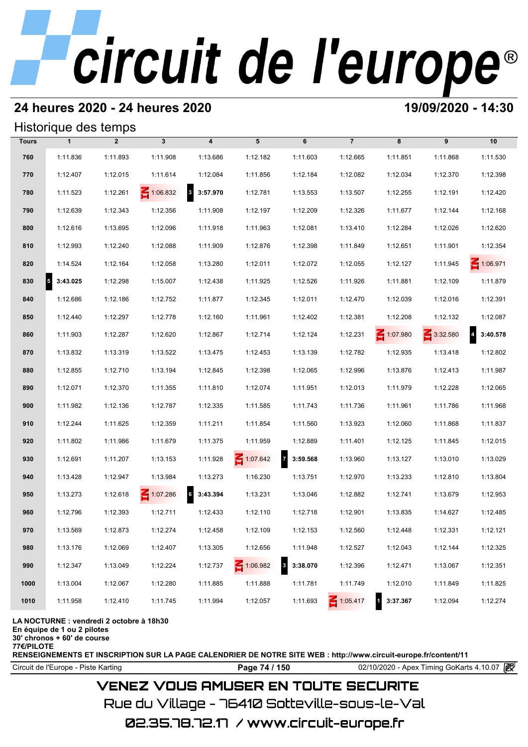# circuit de l'europe®

## 24 heures 2020 - 24 heures 2020

**19/09/2020 - 14:30**

### Historique des temps

| Tours | 1 | 2 | 3 | 4 | 5 | 6 | 7 | 8 | 9 | 10 |
|---|---|---|---|---|---|---|---|---|---|---|
| 760 | 1:11.836 | 1:11.893 | 1:11.908 | 1:13.686 | 1:12.182 | 1:11.603 | 1:12.665 | 1:11.851 | 1:11.868 | 1:11.530 |
| 770 | 1:12.407 | 1:12.015 | 1:11.614 | 1:12.084 | 1:11.856 | 1:12.184 | 1:12.082 | 1:12.034 | 1:12.370 | 1:12.398 |
| 780 | 1:11.523 | 1:12.261 | IN 1:06.832 | 3 **3:57.970** | 1:12.781 | 1:13.553 | 1:13.507 | 1:12.255 | 1:12.191 | 1:12.420 |
| 790 | 1:12.639 | 1:12.343 | 1:12.356 | 1:11.908 | 1:12.197 | 1:12.209 | 1:12.326 | 1:11.677 | 1:12.144 | 1:12.168 |
| 800 | 1:12.616 | 1:13.695 | 1:12.096 | 1:11.918 | 1:11.963 | 1:12.081 | 1:13.410 | 1:12.284 | 1:12.026 | 1:12.620 |
| 810 | 1:12.993 | 1:12.240 | 1:12.088 | 1:11.909 | 1:12.876 | 1:12.398 | 1:11.849 | 1:12.651 | 1:11.901 | 1:12.354 |
| 820 | 1:14.524 | 1:12.164 | 1:12.058 | 1:13.280 | 1:12.011 | 1:12.072 | 1:12.055 | 1:12.127 | 1:11.945 | IN 1:06.971 |
| 830 | 5 **3:43.025** | 1:12.298 | 1:15.007 | 1:12.438 | 1:11.925 | 1:12.526 | 1:11.926 | 1:11.881 | 1:12.109 | 1:11.879 |
| 840 | 1:12.686 | 1:12.186 | 1:12.752 | 1:11.877 | 1:12.345 | 1:12.011 | 1:12.470 | 1:12.039 | 1:12.016 | 1:12.391 |
| 850 | 1:12.440 | 1:12.297 | 1:12.778 | 1:12.160 | 1:11.961 | 1:12.402 | 1:12.381 | 1:12.208 | 1:12.132 | 1:12.087 |
| 860 | 1:11.903 | 1:12.287 | 1:12.620 | 1:12.867 | 1:12.714 | 1:12.124 | 1:12.231 | IN 1:07.980 | IN 3:32.580 | 4 **3:40.578** |
| 870 | 1:13.832 | 1:13.319 | 1:13.522 | 1:13.475 | 1:12.453 | 1:13.139 | 1:12.782 | 1:12.935 | 1:13.418 | 1:12.802 |
| 880 | 1:12.855 | 1:12.710 | 1:13.194 | 1:12.845 | 1:12.398 | 1:12.065 | 1:12.996 | 1:13.876 | 1:12.413 | 1:11.987 |
| 890 | 1:12.071 | 1:12.370 | 1:11.355 | 1:11.810 | 1:12.074 | 1:11.951 | 1:12.013 | 1:11.979 | 1:12.228 | 1:12.065 |
| 900 | 1:11.982 | 1:12.136 | 1:12.787 | 1:12.335 | 1:11.585 | 1:11.743 | 1:11.736 | 1:11.961 | 1:11.786 | 1:11.968 |
| 910 | 1:12.244 | 1:11.625 | 1:12.359 | 1:11.211 | 1:11.854 | 1:11.560 | 1:13.923 | 1:12.060 | 1:11.868 | 1:11.837 |
| 920 | 1:11.802 | 1:11.986 | 1:11.679 | 1:11.375 | 1:11.959 | 1:12.889 | 1:11.401 | 1:12.125 | 1:11.845 | 1:12.015 |
| 930 | 1:12.691 | 1:11.207 | 1:13.153 | 1:11.928 | IN 1:07.642 | 7 **3:59.568** | 1:13.960 | 1:13.127 | 1:13.010 | 1:13.029 |
| 940 | 1:13.428 | 1:12.947 | 1:13.984 | 1:13.273 | 1:16.230 | 1:13.751 | 1:12.970 | 1:13.233 | 1:12.810 | 1:13.804 |
| 950 | 1:13.273 | 1:12.618 | IN 1:07.286 | 6 **3:43.394** | 1:13.231 | 1:13.046 | 1:12.882 | 1:12.741 | 1:13.679 | 1:12.953 |
| 960 | 1:12.796 | 1:12.393 | 1:12.711 | 1:12.433 | 1:12.110 | 1:12.718 | 1:12.901 | 1:13.835 | 1:14.627 | 1:12.485 |
| 970 | 1:13.569 | 1:12.873 | 1:12.274 | 1:12.458 | 1:12.109 | 1:12.153 | 1:12.560 | 1:12.448 | 1:12.331 | 1:12.121 |
| 980 | 1:13.176 | 1:12.069 | 1:12.407 | 1:13.305 | 1:12.656 | 1:11.948 | 1:12.527 | 1:12.043 | 1:12.144 | 1:12.325 |
| 990 | 1:12.347 | 1:13.049 | 1:12.224 | 1:12.737 | IN 1:06.982 | 3 **3:38.070** | 1:12.396 | 1:12.471 | 1:13.067 | 1:12.351 |
| 1000 | 1:13.004 | 1:12.067 | 1:12.280 | 1:11.885 | 1:11.888 | 1:11.781 | 1:11.749 | 1:12.010 | 1:11.849 | 1:11.825 |
| 1010 | 1:11.958 | 1:12.410 | 1:11.745 | 1:11.994 | 1:12.057 | 1:11.693 | IN 1:05.417 | 1 **3:37.367** | 1:12.094 | 1:12.274 |

**LA NOCTURNE : vendredi 2 octobre à 18h30**
**En équipe de 1 ou 2 pilotes**
**30' chronos + 60' de course**
**77€/PILOTE**
**RENSEIGNEMENTS ET INSCRIPTION SUR LA PAGE CALENDRIER DE NOTRE SITE WEB : http://www.circuit-europe.fr/content/11**

Circuit de l'Europe - Piste Karting | 02/10/2020 - Apex Timing GoKarts 4.10.07

VENEZ VOUS AMUSER EN TOUTE SECURITE
Rue du Village - 76410 Sotteville-sous-le-Val
02.35.78.72.17 / www.circuit-europe.fr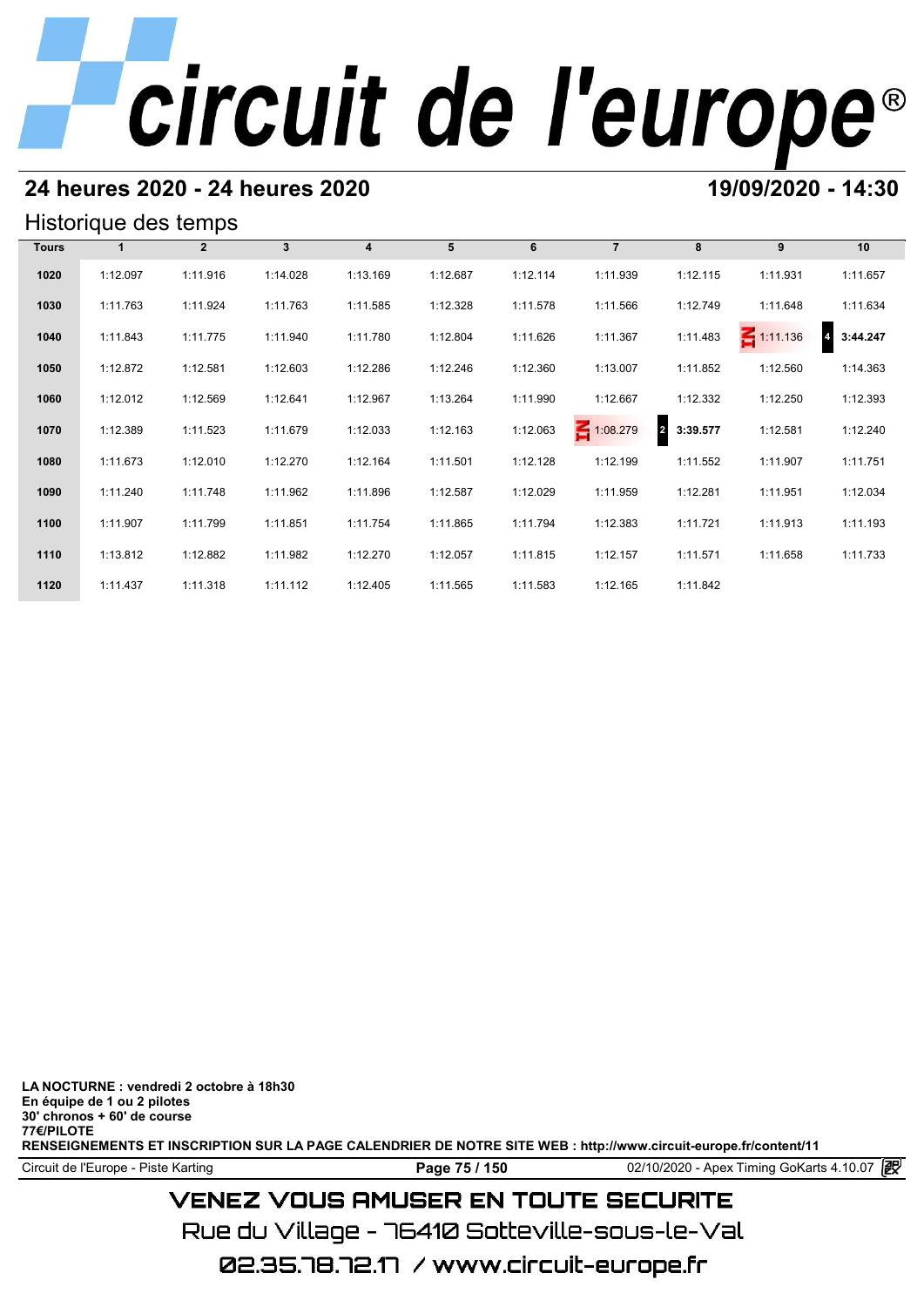## 24 heures 2020 - 24 heures 2020

## 19/09/2020 - 14:30

### Historique des temps

| Tours | 1 | 2 | 3 | 4 | 5 | 6 | 7 | 8 | 9 | 10 |
|---|---|---|---|---|---|---|---|---|---|---|
| 1020 | 1:12.097 | 1:11.916 | 1:14.028 | 1:13.169 | 1:12.687 | 1:12.114 | 1:11.939 | 1:12.115 | 1:11.931 | 1:11.657 |
| 1030 | 1:11.763 | 1:11.924 | 1:11.763 | 1:11.585 | 1:12.328 | 1:11.578 | 1:11.566 | 1:12.749 | 1:11.648 | 1:11.634 |
| 1040 | 1:11.843 | 1:11.775 | 1:11.940 | 1:11.780 | 1:12.804 | 1:11.626 | 1:11.367 | 1:11.483 | IN 1:11.136 | 4 **3:44.247** |
| 1050 | 1:12.872 | 1:12.581 | 1:12.603 | 1:12.286 | 1:12.246 | 1:12.360 | 1:13.007 | 1:11.852 | 1:12.560 | 1:14.363 |
| 1060 | 1:12.012 | 1:12.569 | 1:12.641 | 1:12.967 | 1:13.264 | 1:11.990 | 1:12.667 | 1:12.332 | 1:12.250 | 1:12.393 |
| 1070 | 1:12.389 | 1:11.523 | 1:11.679 | 1:12.033 | 1:12.163 | 1:12.063 | IN 1:08.279 | 2 **3:39.577** | 1:12.581 | 1:12.240 |
| 1080 | 1:11.673 | 1:12.010 | 1:12.270 | 1:12.164 | 1:11.501 | 1:12.128 | 1:12.199 | 1:11.552 | 1:11.907 | 1:11.751 |
| 1090 | 1:11.240 | 1:11.748 | 1:11.962 | 1:11.896 | 1:12.587 | 1:12.029 | 1:11.959 | 1:12.281 | 1:11.951 | 1:12.034 |
| 1100 | 1:11.907 | 1:11.799 | 1:11.851 | 1:11.754 | 1:11.865 | 1:11.794 | 1:12.383 | 1:11.721 | 1:11.913 | 1:11.193 |
| 1110 | 1:13.812 | 1:12.882 | 1:11.982 | 1:12.270 | 1:12.057 | 1:11.815 | 1:12.157 | 1:11.571 | 1:11.658 | 1:11.733 |
| 1120 | 1:11.437 | 1:11.318 | 1:11.112 | 1:12.405 | 1:11.565 | 1:11.583 | 1:12.165 | 1:11.842 | | |

**LA NOCTURNE : vendredi 2 octobre à 18h30**
**En équipe de 1 ou 2 pilotes**
**30' chronos + 60' de course**
**77€/PILOTE**
**RENSEIGNEMENTS ET INSCRIPTION SUR LA PAGE CALENDRIER DE NOTRE SITE WEB : http://www.circuit-europe.fr/content/11**

Circuit de l'Europe - Piste Karting — 02/10/2020 - Apex Timing GoKarts 4.10.07

VENEZ VOUS AMUSER EN TOUTE SECURITE
Rue du Village - 76410 Sotteville-sous-le-Val
02.35.78.72.17 / www.circuit-europe.fr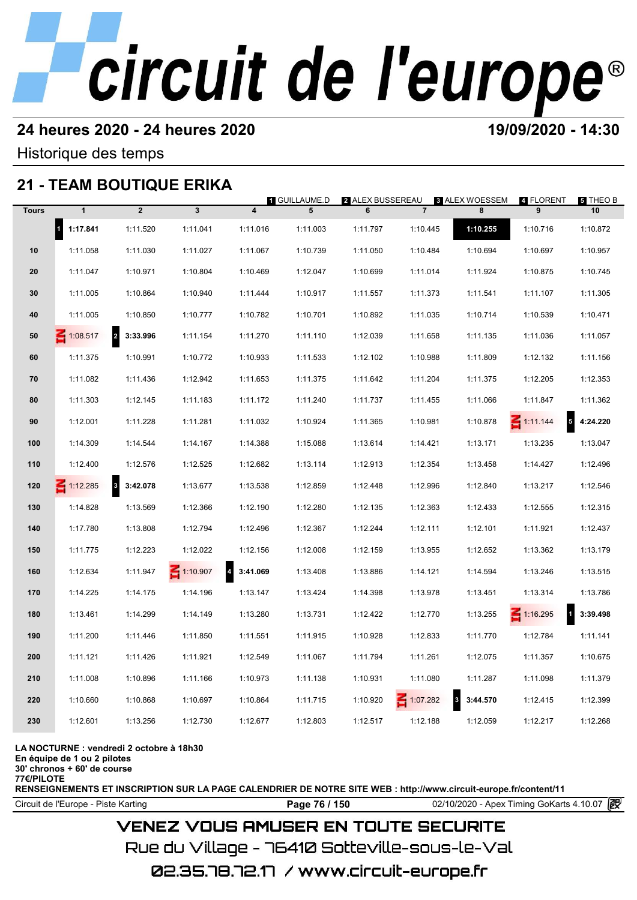# circuit de l'europe®

## 24 heures 2020 - 24 heures 2020

**19/09/2020 - 14:30**

Historique des temps

## 21 - TEAM BOUTIQUE ERIKA

1 GUILLAUME.D | 2 ALEX BUSSEREAU | 3 ALEX WOESSEM | 4 FLORENT | 5 THEO B

| Tours | 1 | 2 | 3 | 4 | 5 | 6 | 7 | 8 | 9 | 10 |
|---|---|---|---|---|---|---|---|---|---|---|
| | 1 **1:17.841** | 1:11.520 | 1:11.041 | 1:11.016 | 1:11.003 | 1:11.797 | 1:10.445 | **1:10.255** | 1:10.716 | 1:10.872 |
| 10 | 1:11.058 | 1:11.030 | 1:11.027 | 1:11.067 | 1:10.739 | 1:11.050 | 1:10.484 | 1:10.694 | 1:10.697 | 1:10.957 |
| 20 | 1:11.047 | 1:10.971 | 1:10.804 | 1:10.469 | 1:12.047 | 1:10.699 | 1:11.014 | 1:11.924 | 1:10.875 | 1:10.745 |
| 30 | 1:11.005 | 1:10.864 | 1:10.940 | 1:11.444 | 1:10.917 | 1:11.557 | 1:11.373 | 1:11.541 | 1:11.107 | 1:11.305 |
| 40 | 1:11.005 | 1:10.850 | 1:10.777 | 1:10.782 | 1:10.701 | 1:10.892 | 1:11.035 | 1:10.714 | 1:10.539 | 1:10.471 |
| 50 | IN 1:08.517 | 2 **3:33.996** | 1:11.154 | 1:11.270 | 1:11.110 | 1:12.039 | 1:11.658 | 1:11.135 | 1:11.036 | 1:11.057 |
| 60 | 1:11.375 | 1:10.991 | 1:10.772 | 1:10.933 | 1:11.533 | 1:12.102 | 1:10.988 | 1:11.809 | 1:12.132 | 1:11.156 |
| 70 | 1:11.082 | 1:11.436 | 1:12.942 | 1:11.653 | 1:11.375 | 1:11.642 | 1:11.204 | 1:11.375 | 1:12.205 | 1:12.353 |
| 80 | 1:11.303 | 1:12.145 | 1:11.183 | 1:11.172 | 1:11.240 | 1:11.737 | 1:11.455 | 1:11.066 | 1:11.847 | 1:11.362 |
| 90 | 1:12.001 | 1:11.228 | 1:11.281 | 1:11.032 | 1:10.924 | 1:11.365 | 1:10.981 | 1:10.878 | IN 1:11.144 | 5 **4:24.220** |
| 100 | 1:14.309 | 1:14.544 | 1:14.167 | 1:14.388 | 1:15.088 | 1:13.614 | 1:14.421 | 1:13.171 | 1:13.235 | 1:13.047 |
| 110 | 1:12.400 | 1:12.576 | 1:12.525 | 1:12.682 | 1:13.114 | 1:12.913 | 1:12.354 | 1:13.458 | 1:14.427 | 1:12.496 |
| 120 | IN 1:12.285 | 3 **3:42.078** | 1:13.677 | 1:13.538 | 1:12.859 | 1:12.448 | 1:12.996 | 1:12.840 | 1:13.217 | 1:12.546 |
| 130 | 1:14.828 | 1:13.569 | 1:12.366 | 1:12.190 | 1:12.280 | 1:12.135 | 1:12.363 | 1:12.433 | 1:12.555 | 1:12.315 |
| 140 | 1:17.780 | 1:13.808 | 1:12.794 | 1:12.496 | 1:12.367 | 1:12.244 | 1:12.111 | 1:12.101 | 1:11.921 | 1:12.437 |
| 150 | 1:11.775 | 1:12.223 | 1:12.022 | 1:12.156 | 1:12.008 | 1:12.159 | 1:13.955 | 1:12.652 | 1:13.362 | 1:13.179 |
| 160 | 1:12.634 | 1:11.947 | IN 1:10.907 | 4 **3:41.069** | 1:13.408 | 1:13.886 | 1:14.121 | 1:14.594 | 1:13.246 | 1:13.515 |
| 170 | 1:14.225 | 1:14.175 | 1:14.196 | 1:13.147 | 1:13.424 | 1:14.398 | 1:13.978 | 1:13.451 | 1:13.314 | 1:13.786 |
| 180 | 1:13.461 | 1:14.299 | 1:14.149 | 1:13.280 | 1:13.731 | 1:12.422 | 1:12.770 | 1:13.255 | IN 1:16.295 | 1 **3:39.498** |
| 190 | 1:11.200 | 1:11.446 | 1:11.850 | 1:11.551 | 1:11.915 | 1:10.928 | 1:12.833 | 1:11.770 | 1:12.784 | 1:11.141 |
| 200 | 1:11.121 | 1:11.426 | 1:11.921 | 1:12.549 | 1:11.067 | 1:11.794 | 1:11.261 | 1:12.075 | 1:11.357 | 1:10.675 |
| 210 | 1:11.008 | 1:10.896 | 1:11.166 | 1:10.973 | 1:11.138 | 1:10.931 | 1:11.080 | 1:11.287 | 1:11.098 | 1:11.379 |
| 220 | 1:10.660 | 1:10.868 | 1:10.697 | 1:10.864 | 1:11.715 | 1:10.920 | IN 1:07.282 | 3 **3:44.570** | 1:12.415 | 1:12.399 |
| 230 | 1:12.601 | 1:13.256 | 1:12.730 | 1:12.677 | 1:12.803 | 1:12.517 | 1:12.188 | 1:12.059 | 1:12.217 | 1:12.268 |

**LA NOCTURNE : vendredi 2 octobre à 18h30**
**En équipe de 1 ou 2 pilotes**
**30' chronos + 60' de course**
**77€/PILOTE**
**RENSEIGNEMENTS ET INSCRIPTION SUR LA PAGE CALENDRIER DE NOTRE SITE WEB : http://www.circuit-europe.fr/content/11**

Circuit de l'Europe - Piste Karting | 02/10/2020 - Apex Timing GoKarts 4.10.07

VENEZ VOUS AMUSER EN TOUTE SECURITE
Rue du Village - 76410 Sotteville-sous-le-Val
02.35.78.72.17 / www.circuit-europe.fr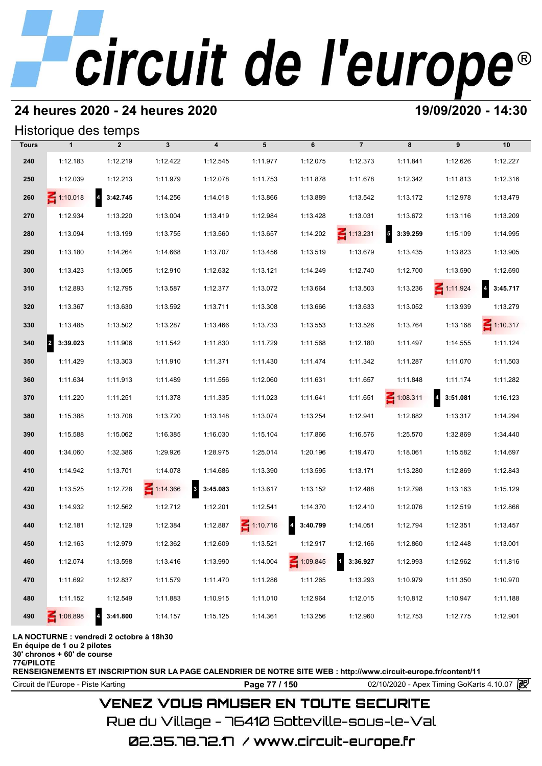# circuit de l'europe®

## 24 heures 2020 - 24 heures 2020

**19/09/2020 - 14:30**

### Historique des temps

| Tours | 1 | 2 | 3 | 4 | 5 | 6 | 7 | 8 | 9 | 10 |
|---|---|---|---|---|---|---|---|---|---|---|
| 240 | 1:12.183 | 1:12.219 | 1:12.422 | 1:12.545 | 1:11.977 | 1:12.075 | 1:12.373 | 1:11.841 | 1:12.626 | 1:12.227 |
| 250 | 1:12.039 | 1:12.213 | 1:11.979 | 1:12.078 | 1:11.753 | 1:11.878 | 1:11.678 | 1:12.342 | 1:11.813 | 1:12.316 |
| 260 | IN 1:10.018 | 4 **3:42.745** | 1:14.256 | 1:14.018 | 1:13.866 | 1:13.889 | 1:13.542 | 1:13.172 | 1:12.978 | 1:13.479 |
| 270 | 1:12.934 | 1:13.220 | 1:13.004 | 1:13.419 | 1:12.984 | 1:13.428 | 1:13.031 | 1:13.672 | 1:13.116 | 1:13.209 |
| 280 | 1:13.094 | 1:13.199 | 1:13.755 | 1:13.560 | 1:13.657 | 1:14.202 | IN 1:13.231 | 5 **3:39.259** | 1:15.109 | 1:14.995 |
| 290 | 1:13.180 | 1:14.264 | 1:14.668 | 1:13.707 | 1:13.456 | 1:13.519 | 1:13.679 | 1:13.435 | 1:13.823 | 1:13.905 |
| 300 | 1:13.423 | 1:13.065 | 1:12.910 | 1:12.632 | 1:13.121 | 1:14.249 | 1:12.740 | 1:12.700 | 1:13.590 | 1:12.690 |
| 310 | 1:12.893 | 1:12.795 | 1:13.587 | 1:12.377 | 1:13.072 | 1:13.664 | 1:13.503 | 1:13.236 | IN 1:11.924 | 4 **3:45.717** |
| 320 | 1:13.367 | 1:13.630 | 1:13.592 | 1:13.711 | 1:13.308 | 1:13.666 | 1:13.633 | 1:13.052 | 1:13.939 | 1:13.279 |
| 330 | 1:13.485 | 1:13.502 | 1:13.287 | 1:13.466 | 1:13.733 | 1:13.553 | 1:13.526 | 1:13.764 | 1:13.168 | IN 1:10.317 |
| 340 | 2 **3:39.023** | 1:11.906 | 1:11.542 | 1:11.830 | 1:11.729 | 1:11.568 | 1:12.180 | 1:11.497 | 1:14.555 | 1:11.124 |
| 350 | 1:11.429 | 1:13.303 | 1:11.910 | 1:11.371 | 1:11.430 | 1:11.474 | 1:11.342 | 1:11.287 | 1:11.070 | 1:11.503 |
| 360 | 1:11.634 | 1:11.913 | 1:11.489 | 1:11.556 | 1:12.060 | 1:11.631 | 1:11.657 | 1:11.848 | 1:11.174 | 1:11.282 |
| 370 | 1:11.220 | 1:11.251 | 1:11.378 | 1:11.335 | 1:11.023 | 1:11.641 | 1:11.651 | IN 1:08.311 | 4 **3:51.081** | 1:16.123 |
| 380 | 1:15.388 | 1:13.708 | 1:13.720 | 1:13.148 | 1:13.074 | 1:13.254 | 1:12.941 | 1:12.882 | 1:13.317 | 1:14.294 |
| 390 | 1:15.588 | 1:15.062 | 1:16.385 | 1:16.030 | 1:15.104 | 1:17.866 | 1:16.576 | 1:25.570 | 1:32.869 | 1:34.440 |
| 400 | 1:34.060 | 1:32.386 | 1:29.926 | 1:28.975 | 1:25.014 | 1:20.196 | 1:19.470 | 1:18.061 | 1:15.582 | 1:14.697 |
| 410 | 1:14.942 | 1:13.701 | 1:14.078 | 1:14.686 | 1:13.390 | 1:13.595 | 1:13.171 | 1:13.280 | 1:12.869 | 1:12.843 |
| 420 | 1:13.525 | 1:12.728 | IN 1:14.366 | 3 **3:45.083** | 1:13.617 | 1:13.152 | 1:12.488 | 1:12.798 | 1:13.163 | 1:15.129 |
| 430 | 1:14.932 | 1:12.562 | 1:12.712 | 1:12.201 | 1:12.541 | 1:14.370 | 1:12.410 | 1:12.076 | 1:12.519 | 1:12.866 |
| 440 | 1:12.181 | 1:12.129 | 1:12.384 | 1:12.887 | IN 1:10.716 | 4 **3:40.799** | 1:14.051 | 1:12.794 | 1:12.351 | 1:13.457 |
| 450 | 1:12.163 | 1:12.979 | 1:12.362 | 1:12.609 | 1:13.521 | 1:12.917 | 1:12.166 | 1:12.860 | 1:12.448 | 1:13.001 |
| 460 | 1:12.074 | 1:13.598 | 1:13.416 | 1:13.990 | 1:14.004 | IN 1:09.845 | 1 **3:36.927** | 1:12.993 | 1:12.962 | 1:11.816 |
| 470 | 1:11.692 | 1:12.837 | 1:11.579 | 1:11.470 | 1:11.286 | 1:11.265 | 1:13.293 | 1:10.979 | 1:11.350 | 1:10.970 |
| 480 | 1:11.152 | 1:12.549 | 1:11.883 | 1:10.915 | 1:11.010 | 1:12.964 | 1:12.015 | 1:10.812 | 1:10.947 | 1:11.188 |
| 490 | IN 1:08.898 | 4 **3:41.800** | 1:14.157 | 1:15.125 | 1:14.361 | 1:13.256 | 1:12.960 | 1:12.753 | 1:12.775 | 1:12.901 |

**LA NOCTURNE : vendredi 2 octobre à 18h30**
**En équipe de 1 ou 2 pilotes**
**30' chronos + 60' de course**
**77€/PILOTE**
**RENSEIGNEMENTS ET INSCRIPTION SUR LA PAGE CALENDRIER DE NOTRE SITE WEB : http://www.circuit-europe.fr/content/11**

Circuit de l'Europe - Piste Karting | 02/10/2020 - Apex Timing GoKarts 4.10.07

VENEZ VOUS AMUSER EN TOUTE SECURITE
Rue du Village - 76410 Sotteville-sous-le-Val
02.35.78.72.17 / www.circuit-europe.fr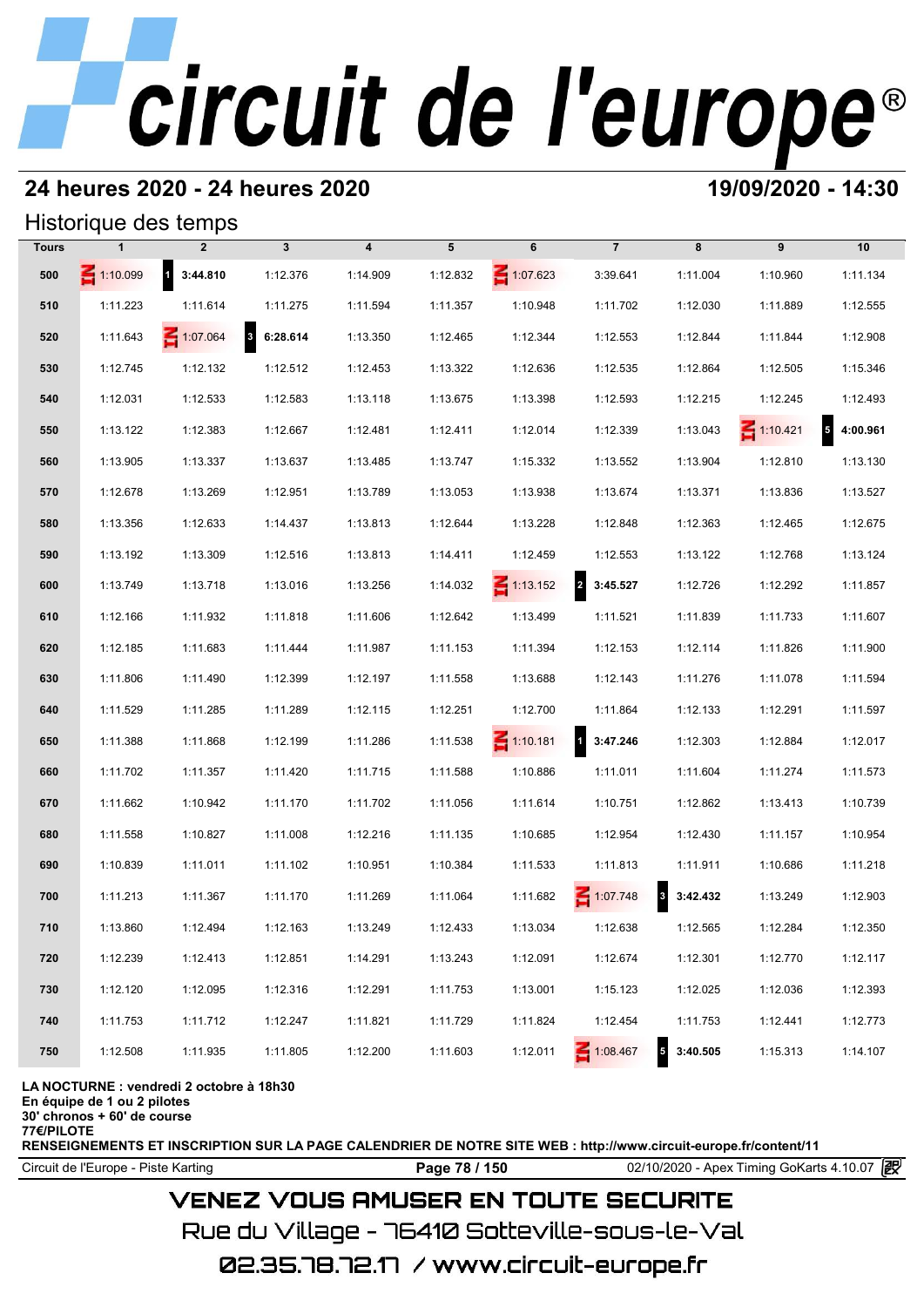# circuit de l'europe®

## 24 heures 2020 - 24 heures 2020

**19/09/2020 - 14:30**

### Historique des temps

| Tours | 1 | 2 | 3 | 4 | 5 | 6 | 7 | 8 | 9 | 10 |
|---|---|---|---|---|---|---|---|---|---|---|
| 500 | 1:10.099 | 1 **3:44.810** | 1:12.376 | 1:14.909 | 1:12.832 | 1:07.623 | 3:39.641 | 1:11.004 | 1:10.960 | 1:11.134 |
| 510 | 1:11.223 | 1:11.614 | 1:11.275 | 1:11.594 | 1:11.357 | 1:10.948 | 1:11.702 | 1:12.030 | 1:11.889 | 1:12.555 |
| 520 | 1:11.643 | 1:07.064 | 3 **6:28.614** | 1:13.350 | 1:12.465 | 1:12.344 | 1:12.553 | 1:12.844 | 1:11.844 | 1:12.908 |
| 530 | 1:12.745 | 1:12.132 | 1:12.512 | 1:12.453 | 1:13.322 | 1:12.636 | 1:12.535 | 1:12.864 | 1:12.505 | 1:15.346 |
| 540 | 1:12.031 | 1:12.533 | 1:12.583 | 1:13.118 | 1:13.675 | 1:13.398 | 1:12.593 | 1:12.215 | 1:12.245 | 1:12.493 |
| 550 | 1:13.122 | 1:12.383 | 1:12.667 | 1:12.481 | 1:12.411 | 1:12.014 | 1:12.339 | 1:13.043 | 1:10.421 | 5 **4:00.961** |
| 560 | 1:13.905 | 1:13.337 | 1:13.637 | 1:13.485 | 1:13.747 | 1:15.332 | 1:13.552 | 1:13.904 | 1:12.810 | 1:13.130 |
| 570 | 1:12.678 | 1:13.269 | 1:12.951 | 1:13.789 | 1:13.053 | 1:13.938 | 1:13.674 | 1:13.371 | 1:13.836 | 1:13.527 |
| 580 | 1:13.356 | 1:12.633 | 1:14.437 | 1:13.813 | 1:12.644 | 1:13.228 | 1:12.848 | 1:12.363 | 1:12.465 | 1:12.675 |
| 590 | 1:13.192 | 1:13.309 | 1:12.516 | 1:13.813 | 1:14.411 | 1:12.459 | 1:12.553 | 1:13.122 | 1:12.768 | 1:13.124 |
| 600 | 1:13.749 | 1:13.718 | 1:13.016 | 1:13.256 | 1:14.032 | 1:13.152 | 2 **3:45.527** | 1:12.726 | 1:12.292 | 1:11.857 |
| 610 | 1:12.166 | 1:11.932 | 1:11.818 | 1:11.606 | 1:12.642 | 1:13.499 | 1:11.521 | 1:11.839 | 1:11.733 | 1:11.607 |
| 620 | 1:12.185 | 1:11.683 | 1:11.444 | 1:11.987 | 1:11.153 | 1:11.394 | 1:12.153 | 1:12.114 | 1:11.826 | 1:11.900 |
| 630 | 1:11.806 | 1:11.490 | 1:12.399 | 1:12.197 | 1:11.558 | 1:13.688 | 1:12.143 | 1:11.276 | 1:11.078 | 1:11.594 |
| 640 | 1:11.529 | 1:11.285 | 1:11.289 | 1:12.115 | 1:12.251 | 1:12.700 | 1:11.864 | 1:12.133 | 1:12.291 | 1:11.597 |
| 650 | 1:11.388 | 1:11.868 | 1:12.199 | 1:11.286 | 1:11.538 | 1:10.181 | 1 **3:47.246** | 1:12.303 | 1:12.884 | 1:12.017 |
| 660 | 1:11.702 | 1:11.357 | 1:11.420 | 1:11.715 | 1:11.588 | 1:10.886 | 1:11.011 | 1:11.604 | 1:11.274 | 1:11.573 |
| 670 | 1:11.662 | 1:10.942 | 1:11.170 | 1:11.702 | 1:11.056 | 1:11.614 | 1:10.751 | 1:12.862 | 1:13.413 | 1:10.739 |
| 680 | 1:11.558 | 1:10.827 | 1:11.008 | 1:12.216 | 1:11.135 | 1:10.685 | 1:12.954 | 1:12.430 | 1:11.157 | 1:10.954 |
| 690 | 1:10.839 | 1:11.011 | 1:11.102 | 1:10.951 | 1:10.384 | 1:11.533 | 1:11.813 | 1:11.911 | 1:10.686 | 1:11.218 |
| 700 | 1:11.213 | 1:11.367 | 1:11.170 | 1:11.269 | 1:11.064 | 1:11.682 | 1:07.748 | 3 **3:42.432** | 1:13.249 | 1:12.903 |
| 710 | 1:13.860 | 1:12.494 | 1:12.163 | 1:13.249 | 1:12.433 | 1:13.034 | 1:12.638 | 1:12.565 | 1:12.284 | 1:12.350 |
| 720 | 1:12.239 | 1:12.413 | 1:12.851 | 1:14.291 | 1:13.243 | 1:12.091 | 1:12.674 | 1:12.301 | 1:12.770 | 1:12.117 |
| 730 | 1:12.120 | 1:12.095 | 1:12.316 | 1:12.291 | 1:11.753 | 1:13.001 | 1:15.123 | 1:12.025 | 1:12.036 | 1:12.393 |
| 740 | 1:11.753 | 1:11.712 | 1:12.247 | 1:11.821 | 1:11.729 | 1:11.824 | 1:12.454 | 1:11.753 | 1:12.441 | 1:12.773 |
| 750 | 1:12.508 | 1:11.935 | 1:11.805 | 1:12.200 | 1:11.603 | 1:12.011 | 1:08.467 | 5 **3:40.505** | 1:15.313 | 1:14.107 |

**LA NOCTURNE : vendredi 2 octobre à 18h30**
**En équipe de 1 ou 2 pilotes**
**30' chronos + 60' de course**
**77€/PILOTE**
**RENSEIGNEMENTS ET INSCRIPTION SUR LA PAGE CALENDRIER DE NOTRE SITE WEB : http://www.circuit-europe.fr/content/11**

Circuit de l'Europe - Piste Karting | 02/10/2020 - Apex Timing GoKarts 4.10.07

VENEZ VOUS AMUSER EN TOUTE SECURITE

Rue du Village - 76410 Sotteville-sous-le-Val

02.35.78.72.17 / www.circuit-europe.fr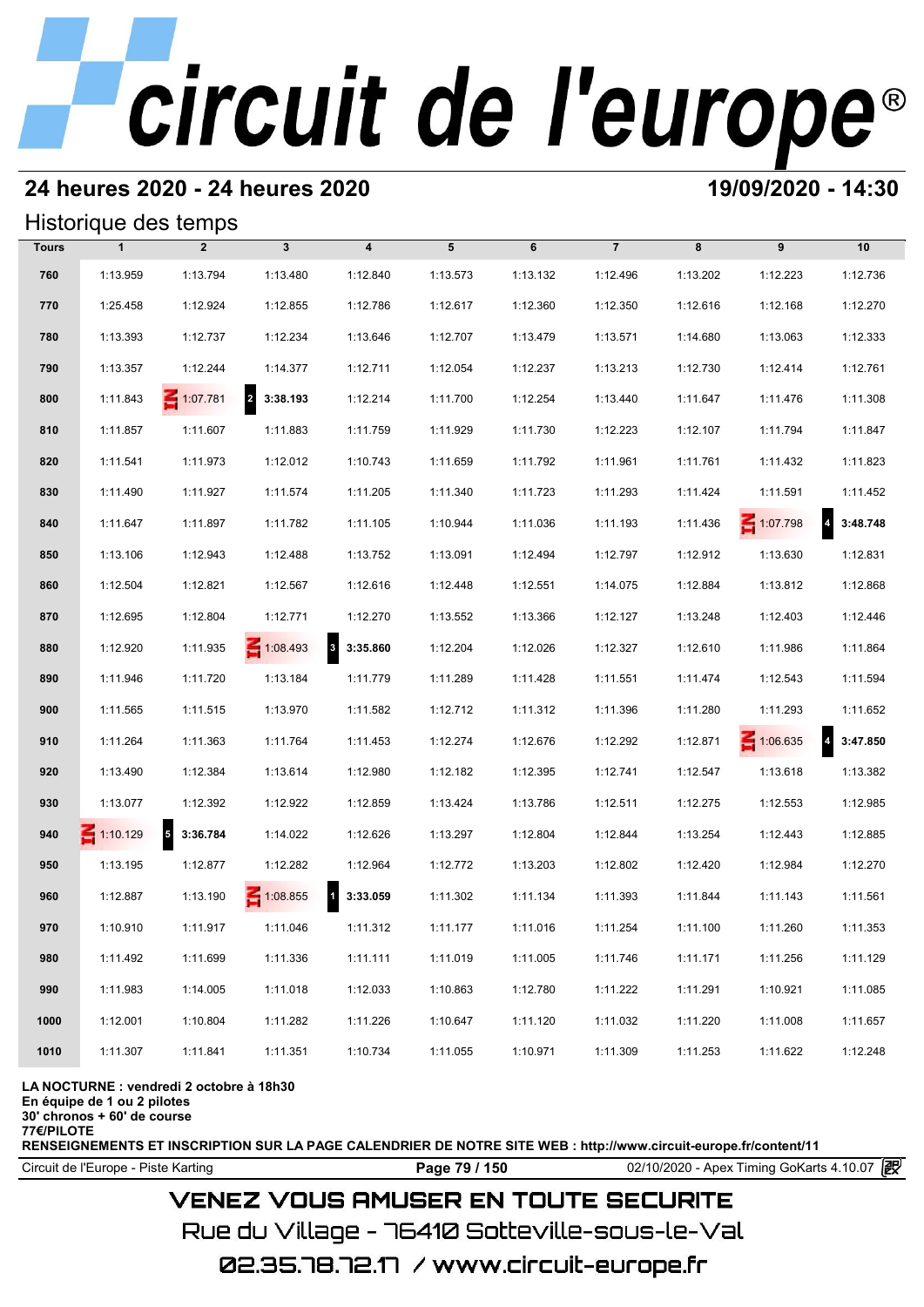# circuit de l'europe®

## 24 heures 2020 - 24 heures 2020

**19/09/2020 - 14:30**

## Historique des temps

| Tours | 1 | 2 | 3 | 4 | 5 | 6 | 7 | 8 | 9 | 10 |
|---|---|---|---|---|---|---|---|---|---|---|
| 760 | 1:13.959 | 1:13.794 | 1:13.480 | 1:12.840 | 1:13.573 | 1:13.132 | 1:12.496 | 1:13.202 | 1:12.223 | 1:12.736 |
| 770 | 1:25.458 | 1:12.924 | 1:12.855 | 1:12.786 | 1:12.617 | 1:12.360 | 1:12.350 | 1:12.616 | 1:12.168 | 1:12.270 |
| 780 | 1:13.393 | 1:12.737 | 1:12.234 | 1:13.646 | 1:12.707 | 1:13.479 | 1:13.571 | 1:14.680 | 1:13.063 | 1:12.333 |
| 790 | 1:13.357 | 1:12.244 | 1:14.377 | 1:12.711 | 1:12.054 | 1:12.237 | 1:13.213 | 1:12.730 | 1:12.414 | 1:12.761 |
| 800 | 1:11.843 | IN 1:07.781 | 2 3:38.193 | 1:12.214 | 1:11.700 | 1:12.254 | 1:13.440 | 1:11.647 | 1:11.476 | 1:11.308 |
| 810 | 1:11.857 | 1:11.607 | 1:11.883 | 1:11.759 | 1:11.929 | 1:11.730 | 1:12.223 | 1:12.107 | 1:11.794 | 1:11.847 |
| 820 | 1:11.541 | 1:11.973 | 1:12.012 | 1:10.743 | 1:11.659 | 1:11.792 | 1:11.961 | 1:11.761 | 1:11.432 | 1:11.823 |
| 830 | 1:11.490 | 1:11.927 | 1:11.574 | 1:11.205 | 1:11.340 | 1:11.723 | 1:11.293 | 1:11.424 | 1:11.591 | 1:11.452 |
| 840 | 1:11.647 | 1:11.897 | 1:11.782 | 1:11.105 | 1:10.944 | 1:11.036 | 1:11.193 | 1:11.436 | IN 1:07.798 | 4 3:48.748 |
| 850 | 1:13.106 | 1:12.943 | 1:12.488 | 1:13.752 | 1:13.091 | 1:12.494 | 1:12.797 | 1:12.912 | 1:13.630 | 1:12.831 |
| 860 | 1:12.504 | 1:12.821 | 1:12.567 | 1:12.616 | 1:12.448 | 1:12.551 | 1:14.075 | 1:12.884 | 1:13.812 | 1:12.868 |
| 870 | 1:12.695 | 1:12.804 | 1:12.771 | 1:12.270 | 1:13.552 | 1:13.366 | 1:12.127 | 1:13.248 | 1:12.403 | 1:12.446 |
| 880 | 1:12.920 | 1:11.935 | IN 1:08.493 | 3 3:35.860 | 1:12.204 | 1:12.026 | 1:12.327 | 1:12.610 | 1:11.986 | 1:11.864 |
| 890 | 1:11.946 | 1:11.720 | 1:13.184 | 1:11.779 | 1:11.289 | 1:11.428 | 1:11.551 | 1:11.474 | 1:12.543 | 1:11.594 |
| 900 | 1:11.565 | 1:11.515 | 1:13.970 | 1:11.582 | 1:12.712 | 1:11.312 | 1:11.396 | 1:11.280 | 1:11.293 | 1:11.652 |
| 910 | 1:11.264 | 1:11.363 | 1:11.764 | 1:11.453 | 1:12.274 | 1:12.676 | 1:12.292 | 1:12.871 | IN 1:06.635 | 4 3:47.850 |
| 920 | 1:13.490 | 1:12.384 | 1:13.614 | 1:12.980 | 1:12.182 | 1:12.395 | 1:12.741 | 1:12.547 | 1:13.618 | 1:13.382 |
| 930 | 1:13.077 | 1:12.392 | 1:12.922 | 1:12.859 | 1:13.424 | 1:13.786 | 1:12.511 | 1:12.275 | 1:12.553 | 1:12.985 |
| 940 | IN 1:10.129 | 5 3:36.784 | 1:14.022 | 1:12.626 | 1:13.297 | 1:12.804 | 1:12.844 | 1:13.254 | 1:12.443 | 1:12.885 |
| 950 | 1:13.195 | 1:12.877 | 1:12.282 | 1:12.964 | 1:12.772 | 1:13.203 | 1:12.802 | 1:12.420 | 1:12.984 | 1:12.270 |
| 960 | 1:12.887 | 1:13.190 | IN 1:08.855 | 1 3:33.059 | 1:11.302 | 1:11.134 | 1:11.393 | 1:11.844 | 1:11.143 | 1:11.561 |
| 970 | 1:10.910 | 1:11.917 | 1:11.046 | 1:11.312 | 1:11.177 | 1:11.016 | 1:11.254 | 1:11.100 | 1:11.260 | 1:11.353 |
| 980 | 1:11.492 | 1:11.699 | 1:11.336 | 1:11.111 | 1:11.019 | 1:11.005 | 1:11.746 | 1:11.171 | 1:11.256 | 1:11.129 |
| 990 | 1:11.983 | 1:14.005 | 1:11.018 | 1:12.033 | 1:10.863 | 1:12.780 | 1:11.222 | 1:11.291 | 1:10.921 | 1:11.085 |
| 1000 | 1:12.001 | 1:10.804 | 1:11.282 | 1:11.226 | 1:10.647 | 1:11.120 | 1:11.032 | 1:11.220 | 1:11.008 | 1:11.657 |
| 1010 | 1:11.307 | 1:11.841 | 1:11.351 | 1:10.734 | 1:11.055 | 1:10.971 | 1:11.309 | 1:11.253 | 1:11.622 | 1:12.248 |

**LA NOCTURNE : vendredi 2 octobre à 18h30**
**En équipe de 1 ou 2 pilotes**
**30' chronos + 60' de course**
**77€/PILOTE**
**RENSEIGNEMENTS ET INSCRIPTION SUR LA PAGE CALENDRIER DE NOTRE SITE WEB : http://www.circuit-europe.fr/content/11**

Circuit de l'Europe - Piste Karting | 02/10/2020 - Apex Timing GoKarts 4.10.07

VENEZ VOUS AMUSER EN TOUTE SECURITE
Rue du Village - 76410 Sotteville-sous-le-Val
02.35.78.72.17 / www.circuit-europe.fr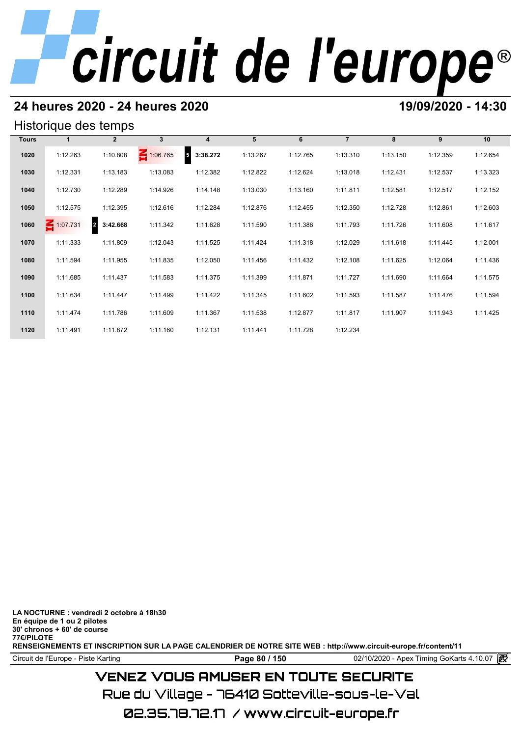## 24 heures 2020 - 24 heures 2020

## 19/09/2020 - 14:30

### Historique des temps

| Tours | 1 | 2 | 3 | 4 | 5 | 6 | 7 | 8 | 9 | 10 |
|---|---|---|---|---|---|---|---|---|---|---|
| 1020 | 1:12.263 | 1:10.808 | IN 1:06.765 | 5 **3:38.272** | 1:13.267 | 1:12.765 | 1:13.310 | 1:13.150 | 1:12.359 | 1:12.654 |
| 1030 | 1:12.331 | 1:13.183 | 1:13.083 | 1:12.382 | 1:12.822 | 1:12.624 | 1:13.018 | 1:12.431 | 1:12.537 | 1:13.323 |
| 1040 | 1:12.730 | 1:12.289 | 1:14.926 | 1:14.148 | 1:13.030 | 1:13.160 | 1:11.811 | 1:12.581 | 1:12.517 | 1:12.152 |
| 1050 | 1:12.575 | 1:12.395 | 1:12.616 | 1:12.284 | 1:12.876 | 1:12.455 | 1:12.350 | 1:12.728 | 1:12.861 | 1:12.603 |
| 1060 | IN 1:07.731 | 2 **3:42.668** | 1:11.342 | 1:11.628 | 1:11.590 | 1:11.386 | 1:11.793 | 1:11.726 | 1:11.608 | 1:11.617 |
| 1070 | 1:11.333 | 1:11.809 | 1:12.043 | 1:11.525 | 1:11.424 | 1:11.318 | 1:12.029 | 1:11.618 | 1:11.445 | 1:12.001 |
| 1080 | 1:11.594 | 1:11.955 | 1:11.835 | 1:12.050 | 1:11.456 | 1:11.432 | 1:12.108 | 1:11.625 | 1:12.064 | 1:11.436 |
| 1090 | 1:11.685 | 1:11.437 | 1:11.583 | 1:11.375 | 1:11.399 | 1:11.871 | 1:11.727 | 1:11.690 | 1:11.664 | 1:11.575 |
| 1100 | 1:11.634 | 1:11.447 | 1:11.499 | 1:11.422 | 1:11.345 | 1:11.602 | 1:11.593 | 1:11.587 | 1:11.476 | 1:11.594 |
| 1110 | 1:11.474 | 1:11.786 | 1:11.609 | 1:11.367 | 1:11.538 | 1:12.877 | 1:11.817 | 1:11.907 | 1:11.943 | 1:11.425 |
| 1120 | 1:11.491 | 1:11.872 | 1:11.160 | 1:12.131 | 1:11.441 | 1:11.728 | 1:12.234 | | | |

**LA NOCTURNE : vendredi 2 octobre à 18h30**
**En équipe de 1 ou 2 pilotes**
**30' chronos + 60' de course**
**77€/PILOTE**
**RENSEIGNEMENTS ET INSCRIPTION SUR LA PAGE CALENDRIER DE NOTRE SITE WEB : http://www.circuit-europe.fr/content/11**

Circuit de l'Europe - Piste Karting — 02/10/2020 - Apex Timing GoKarts 4.10.07

VENEZ VOUS AMUSER EN TOUTE SECURITE
Rue du Village - 76410 Sotteville-sous-le-Val
02.35.78.72.17 / www.circuit-europe.fr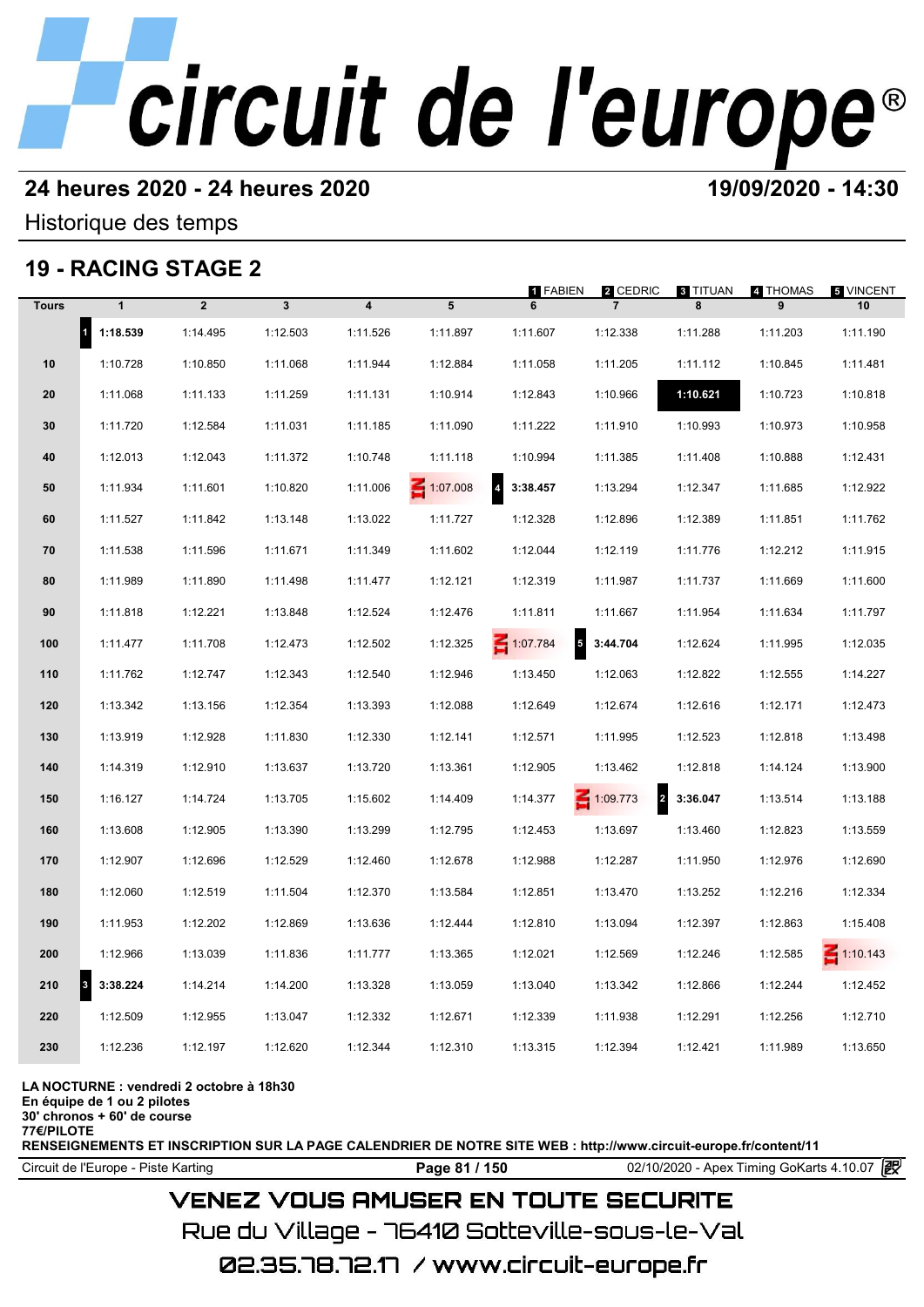# circuit de l'europe®

## 24 heures 2020 - 24 heures 2020

**19/09/2020 - 14:30**

Historique des temps

## 19 - RACING STAGE 2

1 FABIEN, 2 CEDRIC, 3 TITUAN, 4 THOMAS, 5 VINCENT

| Tours | 1 | 2 | 3 | 4 | 5 | 6 | 7 | 8 | 9 | 10 |
|---|---|---|---|---|---|---|---|---|---|---|
| | 1 **1:18.539** | 1:14.495 | 1:12.503 | 1:11.526 | 1:11.897 | 1:11.607 | 1:12.338 | 1:11.288 | 1:11.203 | 1:11.190 |
| 10 | 1:10.728 | 1:10.850 | 1:11.068 | 1:11.944 | 1:12.884 | 1:11.058 | 1:11.205 | 1:11.112 | 1:10.845 | 1:11.481 |
| 20 | 1:11.068 | 1:11.133 | 1:11.259 | 1:11.131 | 1:10.914 | 1:12.843 | 1:10.966 | **1:10.621** | 1:10.723 | 1:10.818 |
| 30 | 1:11.720 | 1:12.584 | 1:11.031 | 1:11.185 | 1:11.090 | 1:11.222 | 1:11.910 | 1:10.993 | 1:10.973 | 1:10.958 |
| 40 | 1:12.013 | 1:12.043 | 1:11.372 | 1:10.748 | 1:11.118 | 1:10.994 | 1:11.385 | 1:11.408 | 1:10.888 | 1:12.431 |
| 50 | 1:11.934 | 1:11.601 | 1:10.820 | 1:11.006 | IN 1:07.008 | 4 **3:38.457** | 1:13.294 | 1:12.347 | 1:11.685 | 1:12.922 |
| 60 | 1:11.527 | 1:11.842 | 1:13.148 | 1:13.022 | 1:11.727 | 1:12.328 | 1:12.896 | 1:12.389 | 1:11.851 | 1:11.762 |
| 70 | 1:11.538 | 1:11.596 | 1:11.671 | 1:11.349 | 1:11.602 | 1:12.044 | 1:12.119 | 1:11.776 | 1:12.212 | 1:11.915 |
| 80 | 1:11.989 | 1:11.890 | 1:11.498 | 1:11.477 | 1:12.121 | 1:12.319 | 1:11.987 | 1:11.737 | 1:11.669 | 1:11.600 |
| 90 | 1:11.818 | 1:12.221 | 1:13.848 | 1:12.524 | 1:12.476 | 1:11.811 | 1:11.667 | 1:11.954 | 1:11.634 | 1:11.797 |
| 100 | 1:11.477 | 1:11.708 | 1:12.473 | 1:12.502 | 1:12.325 | IN 1:07.784 | 5 **3:44.704** | 1:12.624 | 1:11.995 | 1:12.035 |
| 110 | 1:11.762 | 1:12.747 | 1:12.343 | 1:12.540 | 1:12.946 | 1:13.450 | 1:12.063 | 1:12.822 | 1:12.555 | 1:14.227 |
| 120 | 1:13.342 | 1:13.156 | 1:12.354 | 1:13.393 | 1:12.088 | 1:12.649 | 1:12.674 | 1:12.616 | 1:12.171 | 1:12.473 |
| 130 | 1:13.919 | 1:12.928 | 1:11.830 | 1:12.330 | 1:12.141 | 1:12.571 | 1:11.995 | 1:12.523 | 1:12.818 | 1:13.498 |
| 140 | 1:14.319 | 1:12.910 | 1:13.637 | 1:13.720 | 1:13.361 | 1:12.905 | 1:13.462 | 1:12.818 | 1:14.124 | 1:13.900 |
| 150 | 1:16.127 | 1:14.724 | 1:13.705 | 1:15.602 | 1:14.409 | 1:14.377 | IN 1:09.773 | 2 **3:36.047** | 1:13.514 | 1:13.188 |
| 160 | 1:13.608 | 1:12.905 | 1:13.390 | 1:13.299 | 1:12.795 | 1:12.453 | 1:13.697 | 1:13.460 | 1:12.823 | 1:13.559 |
| 170 | 1:12.907 | 1:12.696 | 1:12.529 | 1:12.460 | 1:12.678 | 1:12.988 | 1:12.287 | 1:11.950 | 1:12.976 | 1:12.690 |
| 180 | 1:12.060 | 1:12.519 | 1:11.504 | 1:12.370 | 1:13.584 | 1:12.851 | 1:13.470 | 1:13.252 | 1:12.216 | 1:12.334 |
| 190 | 1:11.953 | 1:12.202 | 1:12.869 | 1:13.636 | 1:12.444 | 1:12.810 | 1:13.094 | 1:12.397 | 1:12.863 | 1:15.408 |
| 200 | 1:12.966 | 1:13.039 | 1:11.836 | 1:11.777 | 1:13.365 | 1:12.021 | 1:12.569 | 1:12.246 | 1:12.585 | IN 1:10.143 |
| 210 | 3 **3:38.224** | 1:14.214 | 1:14.200 | 1:13.328 | 1:13.059 | 1:13.040 | 1:13.342 | 1:12.866 | 1:12.244 | 1:12.452 |
| 220 | 1:12.509 | 1:12.955 | 1:13.047 | 1:12.332 | 1:12.671 | 1:12.339 | 1:11.938 | 1:12.291 | 1:12.256 | 1:12.710 |
| 230 | 1:12.236 | 1:12.197 | 1:12.620 | 1:12.344 | 1:12.310 | 1:13.315 | 1:12.394 | 1:12.421 | 1:11.989 | 1:13.650 |

**LA NOCTURNE : vendredi 2 octobre à 18h30**
**En équipe de 1 ou 2 pilotes**
**30' chronos + 60' de course**
**77€/PILOTE**
**RENSEIGNEMENTS ET INSCRIPTION SUR LA PAGE CALENDRIER DE NOTRE SITE WEB : http://www.circuit-europe.fr/content/11**

Circuit de l'Europe - Piste Karting | 02/10/2020 - Apex Timing GoKarts 4.10.07

VENEZ VOUS AMUSER EN TOUTE SECURITE
Rue du Village - 76410 Sotteville-sous-le-Val
02.35.78.72.17 / www.circuit-europe.fr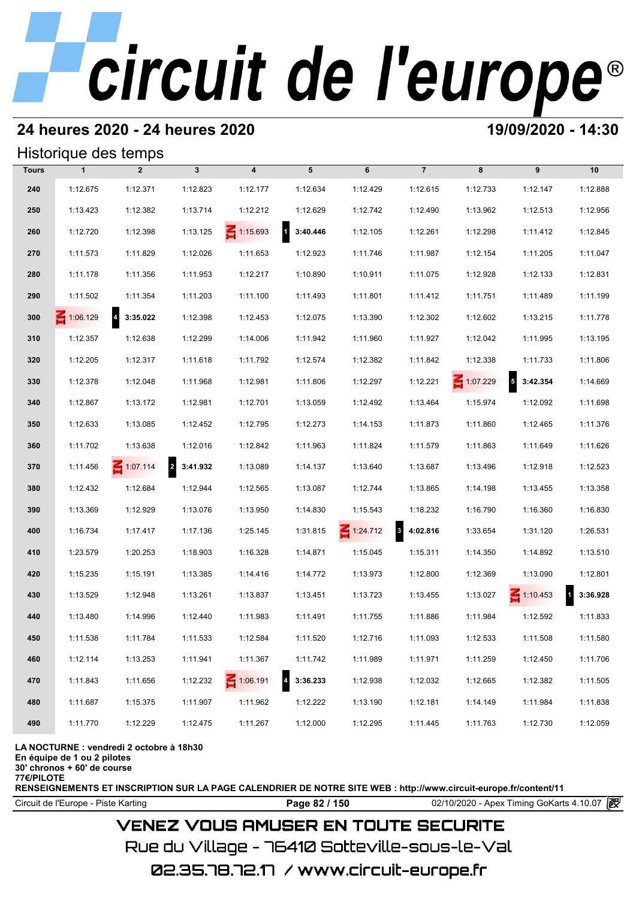# circuit de l'europe®

## 24 heures 2020 - 24 heures 2020

**19/09/2020 - 14:30**

### Historique des temps

| Tours | 1 | 2 | 3 | 4 | 5 | 6 | 7 | 8 | 9 | 10 |
|---|---|---|---|---|---|---|---|---|---|---|
| 240 | 1:12.675 | 1:12.371 | 1:12.823 | 1:12.177 | 1:12.634 | 1:12.429 | 1:12.615 | 1:12.733 | 1:12.147 | 1:12.888 |
| 250 | 1:13.423 | 1:12.382 | 1:13.714 | 1:12.212 | 1:12.629 | 1:12.742 | 1:12.490 | 1:13.962 | 1:12.513 | 1:12.956 |
| 260 | 1:12.720 | 1:12.398 | 1:13.125 | IN 1:15.693 | 1 **3:40.446** | 1:12.105 | 1:12.261 | 1:12.298 | 1:11.412 | 1:12.845 |
| 270 | 1:11.573 | 1:11.829 | 1:12.026 | 1:11.653 | 1:12.923 | 1:11.746 | 1:11.987 | 1:12.154 | 1:11.205 | 1:11.047 |
| 280 | 1:11.178 | 1:11.356 | 1:11.953 | 1:12.217 | 1:10.890 | 1:10.911 | 1:11.075 | 1:12.928 | 1:12.133 | 1:12.831 |
| 290 | 1:11.502 | 1:11.354 | 1:11.203 | 1:11.100 | 1:11.493 | 1:11.801 | 1:11.412 | 1:11.751 | 1:11.489 | 1:11.199 |
| 300 | IN 1:06.129 | 4 **3:35.022** | 1:12.398 | 1:12.453 | 1:12.075 | 1:13.390 | 1:12.302 | 1:12.602 | 1:13.215 | 1:11.778 |
| 310 | 1:12.357 | 1:12.638 | 1:12.299 | 1:14.006 | 1:11.942 | 1:11.960 | 1:11.927 | 1:12.042 | 1:11.995 | 1:13.195 |
| 320 | 1:12.205 | 1:12.317 | 1:11.618 | 1:11.792 | 1:12.574 | 1:12.382 | 1:11.842 | 1:12.338 | 1:11.733 | 1:11.806 |
| 330 | 1:12.378 | 1:12.048 | 1:11.968 | 1:12.981 | 1:11.806 | 1:12.297 | 1:12.221 | IN 1:07.229 | 5 **3:42.354** | 1:14.669 |
| 340 | 1:12.867 | 1:13.172 | 1:12.981 | 1:12.701 | 1:13.059 | 1:12.492 | 1:13.464 | 1:15.974 | 1:12.092 | 1:11.698 |
| 350 | 1:12.633 | 1:13.085 | 1:12.452 | 1:12.795 | 1:12.273 | 1:14.153 | 1:11.873 | 1:11.860 | 1:12.465 | 1:11.376 |
| 360 | 1:11.702 | 1:13.638 | 1:12.016 | 1:12.842 | 1:11.963 | 1:11.824 | 1:11.579 | 1:11.863 | 1:11.649 | 1:11.626 |
| 370 | 1:11.456 | IN 1:07.114 | 2 **3:41.932** | 1:13.089 | 1:14.137 | 1:13.640 | 1:13.687 | 1:13.496 | 1:12.918 | 1:12.523 |
| 380 | 1:12.432 | 1:12.684 | 1:12.944 | 1:12.565 | 1:13.087 | 1:12.744 | 1:13.865 | 1:14.198 | 1:13.455 | 1:13.358 |
| 390 | 1:13.369 | 1:12.929 | 1:13.076 | 1:13.950 | 1:14.830 | 1:15.543 | 1:18.232 | 1:16.790 | 1:16.360 | 1:16.830 |
| 400 | 1:16.734 | 1:17.417 | 1:17.136 | 1:25.145 | 1:31.815 | IN 1:24.712 | 3 **4:02.816** | 1:33.654 | 1:31.120 | 1:26.531 |
| 410 | 1:23.579 | 1:20.253 | 1:18.903 | 1:16.328 | 1:14.871 | 1:15.045 | 1:15.311 | 1:14.350 | 1:14.892 | 1:13.510 |
| 420 | 1:15.235 | 1:15.191 | 1:13.385 | 1:14.416 | 1:14.772 | 1:13.973 | 1:12.800 | 1:12.369 | 1:13.090 | 1:12.801 |
| 430 | 1:13.529 | 1:12.948 | 1:13.261 | 1:13.837 | 1:13.451 | 1:13.723 | 1:13.455 | 1:13.027 | IN 1:10.453 | 1 **3:36.928** |
| 440 | 1:13.480 | 1:14.996 | 1:12.440 | 1:11.983 | 1:11.491 | 1:11.755 | 1:11.886 | 1:11.984 | 1:12.592 | 1:11.833 |
| 450 | 1:11.538 | 1:11.784 | 1:11.533 | 1:12.584 | 1:11.520 | 1:12.716 | 1:11.093 | 1:12.533 | 1:11.508 | 1:11.580 |
| 460 | 1:12.114 | 1:13.253 | 1:11.941 | 1:11.367 | 1:11.742 | 1:11.989 | 1:11.971 | 1:11.259 | 1:12.450 | 1:11.706 |
| 470 | 1:11.843 | 1:11.656 | 1:12.232 | IN 1:06.191 | 4 **3:36.233** | 1:12.938 | 1:12.032 | 1:12.665 | 1:12.382 | 1:11.505 |
| 480 | 1:11.687 | 1:15.375 | 1:11.907 | 1:11.962 | 1:12.222 | 1:13.190 | 1:12.181 | 1:14.149 | 1:11.984 | 1:11.838 |
| 490 | 1:11.770 | 1:12.229 | 1:12.475 | 1:11.267 | 1:12.000 | 1:12.295 | 1:11.445 | 1:11.763 | 1:12.730 | 1:12.059 |

**LA NOCTURNE : vendredi 2 octobre à 18h30**
**En équipe de 1 ou 2 pilotes**
**30' chronos + 60' de course**
**77€/PILOTE**
**RENSEIGNEMENTS ET INSCRIPTION SUR LA PAGE CALENDRIER DE NOTRE SITE WEB : http://www.circuit-europe.fr/content/11**

Circuit de l'Europe - Piste Karting | 02/10/2020 - Apex Timing GoKarts 4.10.07

VENEZ VOUS AMUSER EN TOUTE SECURITE
Rue du Village - 76410 Sotteville-sous-le-Val
02.35.78.72.17 / www.circuit-europe.fr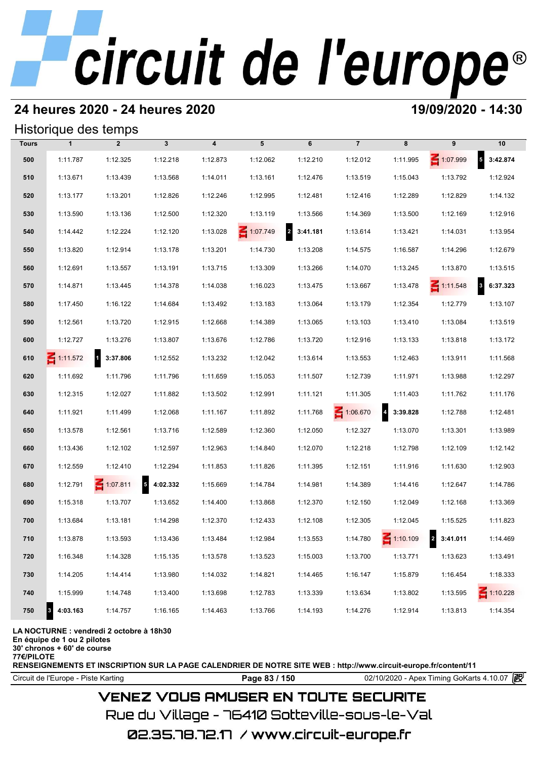# circuit de l'europe®

## 24 heures 2020 - 24 heures 2020

**19/09/2020 - 14:30**

### Historique des temps

| Tours | 1 | 2 | 3 | 4 | 5 | 6 | 7 | 8 | 9 | 10 |
|---|---|---|---|---|---|---|---|---|---|---|
| 500 | 1:11.787 | 1:12.325 | 1:12.218 | 1:12.873 | 1:12.062 | 1:12.210 | 1:12.012 | 1:11.995 | 1:07.999 | 5 **3:42.874** |
| 510 | 1:13.671 | 1:13.439 | 1:13.568 | 1:14.011 | 1:13.161 | 1:12.476 | 1:13.519 | 1:15.043 | 1:13.792 | 1:12.924 |
| 520 | 1:13.177 | 1:13.201 | 1:12.826 | 1:12.246 | 1:12.995 | 1:12.481 | 1:12.416 | 1:12.289 | 1:12.829 | 1:14.132 |
| 530 | 1:13.590 | 1:13.136 | 1:12.500 | 1:12.320 | 1:13.119 | 1:13.566 | 1:14.369 | 1:13.500 | 1:12.169 | 1:12.916 |
| 540 | 1:14.442 | 1:12.224 | 1:12.120 | 1:13.028 | 1:07.749 | 2 **3:41.181** | 1:13.614 | 1:13.421 | 1:14.031 | 1:13.954 |
| 550 | 1:13.820 | 1:12.914 | 1:13.178 | 1:13.201 | 1:14.730 | 1:13.208 | 1:14.575 | 1:16.587 | 1:14.296 | 1:12.679 |
| 560 | 1:12.691 | 1:13.557 | 1:13.191 | 1:13.715 | 1:13.309 | 1:13.266 | 1:14.070 | 1:13.245 | 1:13.870 | 1:13.515 |
| 570 | 1:14.871 | 1:13.445 | 1:14.378 | 1:14.038 | 1:16.023 | 1:13.475 | 1:13.667 | 1:13.478 | 1:11.548 | 3 **6:37.323** |
| 580 | 1:17.450 | 1:16.122 | 1:14.684 | 1:13.492 | 1:13.183 | 1:13.064 | 1:13.179 | 1:12.354 | 1:12.779 | 1:13.107 |
| 590 | 1:12.561 | 1:13.720 | 1:12.915 | 1:12.668 | 1:14.389 | 1:13.065 | 1:13.103 | 1:13.410 | 1:13.084 | 1:13.519 |
| 600 | 1:12.727 | 1:13.276 | 1:13.807 | 1:13.676 | 1:12.786 | 1:13.720 | 1:12.916 | 1:13.133 | 1:13.818 | 1:13.172 |
| 610 | 1:11.572 | 1 **3:37.806** | 1:12.552 | 1:13.232 | 1:12.042 | 1:13.614 | 1:13.553 | 1:12.463 | 1:13.911 | 1:11.568 |
| 620 | 1:11.692 | 1:11.796 | 1:11.796 | 1:11.659 | 1:15.053 | 1:11.507 | 1:12.739 | 1:11.971 | 1:13.988 | 1:12.297 |
| 630 | 1:12.315 | 1:12.027 | 1:11.882 | 1:13.502 | 1:12.991 | 1:11.121 | 1:11.305 | 1:11.403 | 1:11.762 | 1:11.176 |
| 640 | 1:11.921 | 1:11.499 | 1:12.068 | 1:11.167 | 1:11.892 | 1:11.768 | 1:06.670 | 4 **3:39.828** | 1:12.788 | 1:12.481 |
| 650 | 1:13.578 | 1:12.561 | 1:13.716 | 1:12.589 | 1:12.360 | 1:12.050 | 1:12.327 | 1:13.070 | 1:13.301 | 1:13.989 |
| 660 | 1:13.436 | 1:12.102 | 1:12.597 | 1:12.963 | 1:14.840 | 1:12.070 | 1:12.218 | 1:12.798 | 1:12.109 | 1:12.142 |
| 670 | 1:12.559 | 1:12.410 | 1:12.294 | 1:11.853 | 1:11.826 | 1:11.395 | 1:12.151 | 1:11.916 | 1:11.630 | 1:12.903 |
| 680 | 1:12.791 | 1:07.811 | 5 **4:02.332** | 1:15.669 | 1:14.784 | 1:14.981 | 1:14.389 | 1:14.416 | 1:12.647 | 1:14.786 |
| 690 | 1:15.318 | 1:13.707 | 1:13.652 | 1:14.400 | 1:13.868 | 1:12.370 | 1:12.150 | 1:12.049 | 1:12.168 | 1:13.369 |
| 700 | 1:13.684 | 1:13.181 | 1:14.298 | 1:12.370 | 1:12.433 | 1:12.108 | 1:12.305 | 1:12.045 | 1:15.525 | 1:11.823 |
| 710 | 1:13.878 | 1:13.593 | 1:13.436 | 1:13.484 | 1:12.984 | 1:13.553 | 1:14.780 | 1:10.109 | 2 **3:41.011** | 1:14.469 |
| 720 | 1:16.348 | 1:14.328 | 1:15.135 | 1:13.578 | 1:13.523 | 1:15.003 | 1:13.700 | 1:13.771 | 1:13.623 | 1:13.491 |
| 730 | 1:14.205 | 1:14.414 | 1:13.980 | 1:14.032 | 1:14.821 | 1:14.465 | 1:16.147 | 1:15.879 | 1:16.454 | 1:18.333 |
| 740 | 1:15.999 | 1:14.748 | 1:13.400 | 1:13.698 | 1:12.783 | 1:13.339 | 1:13.634 | 1:13.802 | 1:13.595 | 1:10.228 |
| 750 | 3 **4:03.163** | 1:14.757 | 1:16.165 | 1:14.463 | 1:13.766 | 1:14.193 | 1:14.276 | 1:12.914 | 1:13.813 | 1:14.354 |

**LA NOCTURNE : vendredi 2 octobre à 18h30**
**En équipe de 1 ou 2 pilotes**
**30' chronos + 60' de course**
**77€/PILOTE**
**RENSEIGNEMENTS ET INSCRIPTION SUR LA PAGE CALENDRIER DE NOTRE SITE WEB : http://www.circuit-europe.fr/content/11**

Circuit de l'Europe - Piste Karting | 02/10/2020 - Apex Timing GoKarts 4.10.07

VENEZ VOUS AMUSER EN TOUTE SECURITE
Rue du Village - 76410 Sotteville-sous-le-Val
02.35.78.72.17 / www.circuit-europe.fr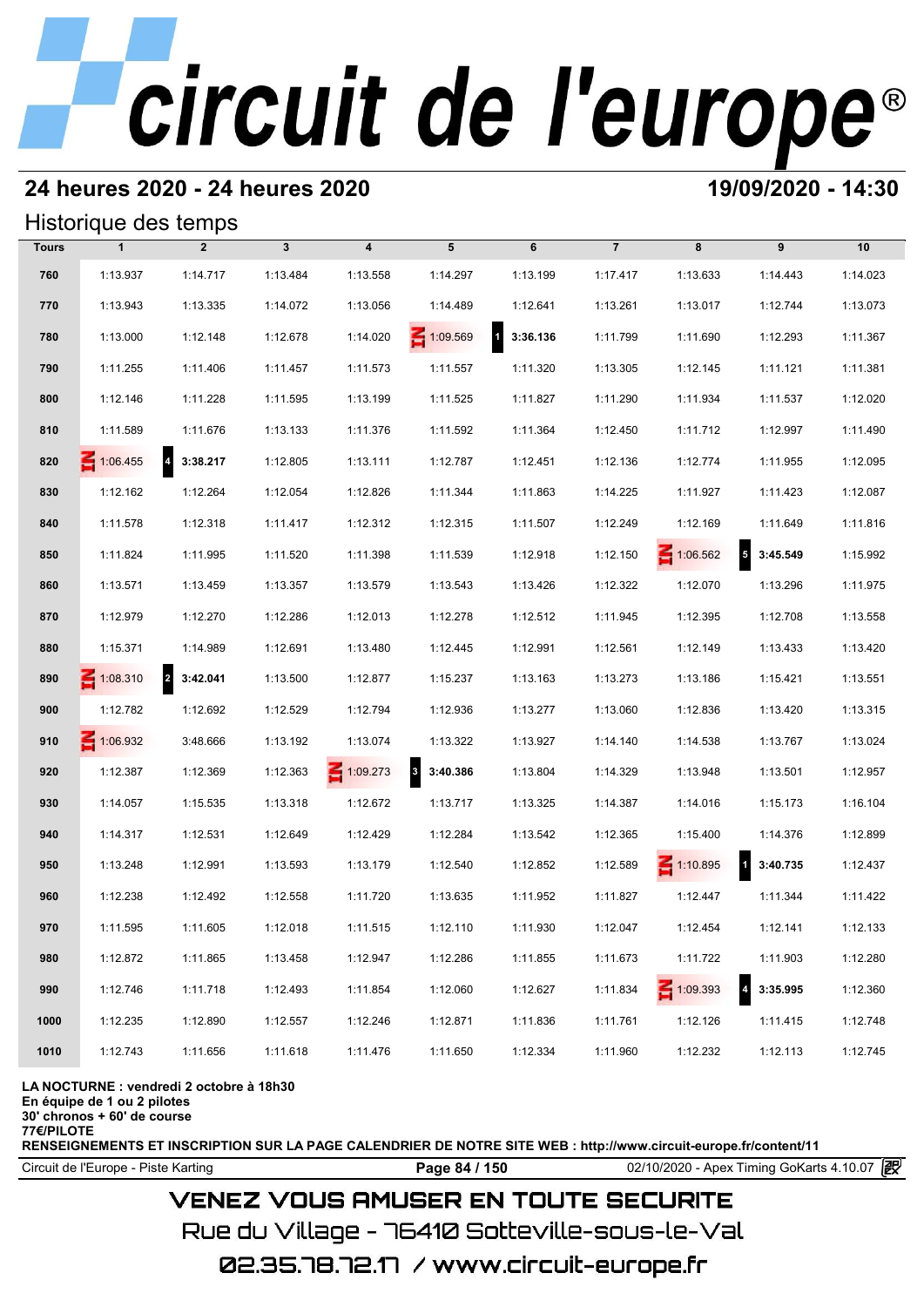# circuit de l'europe®

## 24 heures 2020 - 24 heures 2020

**19/09/2020 - 14:30**

### Historique des temps

| Tours | 1 | 2 | 3 | 4 | 5 | 6 | 7 | 8 | 9 | 10 |
|---|---|---|---|---|---|---|---|---|---|---|
| 760 | 1:13.937 | 1:14.717 | 1:13.484 | 1:13.558 | 1:14.297 | 1:13.199 | 1:17.417 | 1:13.633 | 1:14.443 | 1:14.023 |
| 770 | 1:13.943 | 1:13.335 | 1:14.072 | 1:13.056 | 1:14.489 | 1:12.641 | 1:13.261 | 1:13.017 | 1:12.744 | 1:13.073 |
| 780 | 1:13.000 | 1:12.148 | 1:12.678 | 1:14.020 | IN 1:09.569 | 1 **3:36.136** | 1:11.799 | 1:11.690 | 1:12.293 | 1:11.367 |
| 790 | 1:11.255 | 1:11.406 | 1:11.457 | 1:11.573 | 1:11.557 | 1:11.320 | 1:13.305 | 1:12.145 | 1:11.121 | 1:11.381 |
| 800 | 1:12.146 | 1:11.228 | 1:11.595 | 1:13.199 | 1:11.525 | 1:11.827 | 1:11.290 | 1:11.934 | 1:11.537 | 1:12.020 |
| 810 | 1:11.589 | 1:11.676 | 1:13.133 | 1:11.376 | 1:11.592 | 1:11.364 | 1:12.450 | 1:11.712 | 1:12.997 | 1:11.490 |
| 820 | IN 1:06.455 | 4 **3:38.217** | 1:12.805 | 1:13.111 | 1:12.787 | 1:12.451 | 1:12.136 | 1:12.774 | 1:11.955 | 1:12.095 |
| 830 | 1:12.162 | 1:12.264 | 1:12.054 | 1:12.826 | 1:11.344 | 1:11.863 | 1:14.225 | 1:11.927 | 1:11.423 | 1:12.087 |
| 840 | 1:11.578 | 1:12.318 | 1:11.417 | 1:12.312 | 1:12.315 | 1:11.507 | 1:12.249 | 1:12.169 | 1:11.649 | 1:11.816 |
| 850 | 1:11.824 | 1:11.995 | 1:11.520 | 1:11.398 | 1:11.539 | 1:12.918 | 1:12.150 | IN 1:06.562 | 5 **3:45.549** | 1:15.992 |
| 860 | 1:13.571 | 1:13.459 | 1:13.357 | 1:13.579 | 1:13.543 | 1:13.426 | 1:12.322 | 1:12.070 | 1:13.296 | 1:11.975 |
| 870 | 1:12.979 | 1:12.270 | 1:12.286 | 1:12.013 | 1:12.278 | 1:12.512 | 1:11.945 | 1:12.395 | 1:12.708 | 1:13.558 |
| 880 | 1:15.371 | 1:14.989 | 1:12.691 | 1:13.480 | 1:12.445 | 1:12.991 | 1:12.561 | 1:12.149 | 1:13.433 | 1:13.420 |
| 890 | IN 1:08.310 | 2 **3:42.041** | 1:13.500 | 1:12.877 | 1:15.237 | 1:13.163 | 1:13.273 | 1:13.186 | 1:15.421 | 1:13.551 |
| 900 | 1:12.782 | 1:12.692 | 1:12.529 | 1:12.794 | 1:12.936 | 1:13.277 | 1:13.060 | 1:12.836 | 1:13.420 | 1:13.315 |
| 910 | IN 1:06.932 | 3:48.666 | 1:13.192 | 1:13.074 | 1:13.322 | 1:13.927 | 1:14.140 | 1:14.538 | 1:13.767 | 1:13.024 |
| 920 | 1:12.387 | 1:12.369 | 1:12.363 | IN 1:09.273 | 3 **3:40.386** | 1:13.804 | 1:14.329 | 1:13.948 | 1:13.501 | 1:12.957 |
| 930 | 1:14.057 | 1:15.535 | 1:13.318 | 1:12.672 | 1:13.717 | 1:13.325 | 1:14.387 | 1:14.016 | 1:15.173 | 1:16.104 |
| 940 | 1:14.317 | 1:12.531 | 1:12.649 | 1:12.429 | 1:12.284 | 1:13.542 | 1:12.365 | 1:15.400 | 1:14.376 | 1:12.899 |
| 950 | 1:13.248 | 1:12.991 | 1:13.593 | 1:13.179 | 1:12.540 | 1:12.852 | 1:12.589 | IN 1:10.895 | 1 **3:40.735** | 1:12.437 |
| 960 | 1:12.238 | 1:12.492 | 1:12.558 | 1:11.720 | 1:13.635 | 1:11.952 | 1:11.827 | 1:12.447 | 1:11.344 | 1:11.422 |
| 970 | 1:11.595 | 1:11.605 | 1:12.018 | 1:11.515 | 1:12.110 | 1:11.930 | 1:12.047 | 1:12.454 | 1:12.141 | 1:12.133 |
| 980 | 1:12.872 | 1:11.865 | 1:13.458 | 1:12.947 | 1:12.286 | 1:11.855 | 1:11.673 | 1:11.722 | 1:11.903 | 1:12.280 |
| 990 | 1:12.746 | 1:11.718 | 1:12.493 | 1:11.854 | 1:12.060 | 1:12.627 | 1:11.834 | IN 1:09.393 | 4 **3:35.995** | 1:12.360 |
| 1000 | 1:12.235 | 1:12.890 | 1:12.557 | 1:12.246 | 1:12.871 | 1:11.836 | 1:11.761 | 1:12.126 | 1:11.415 | 1:12.748 |
| 1010 | 1:12.743 | 1:11.656 | 1:11.618 | 1:11.476 | 1:11.650 | 1:12.334 | 1:11.960 | 1:12.232 | 1:12.113 | 1:12.745 |

**LA NOCTURNE : vendredi 2 octobre à 18h30**
**En équipe de 1 ou 2 pilotes**
**30' chronos + 60' de course**
**77€/PILOTE**
**RENSEIGNEMENTS ET INSCRIPTION SUR LA PAGE CALENDRIER DE NOTRE SITE WEB : http://www.circuit-europe.fr/content/11**

Circuit de l'Europe - Piste Karting | 02/10/2020 - Apex Timing GoKarts 4.10.07

VENEZ VOUS AMUSER EN TOUTE SECURITE
Rue du Village - 76410 Sotteville-sous-le-Val
02.35.78.72.17 / www.circuit-europe.fr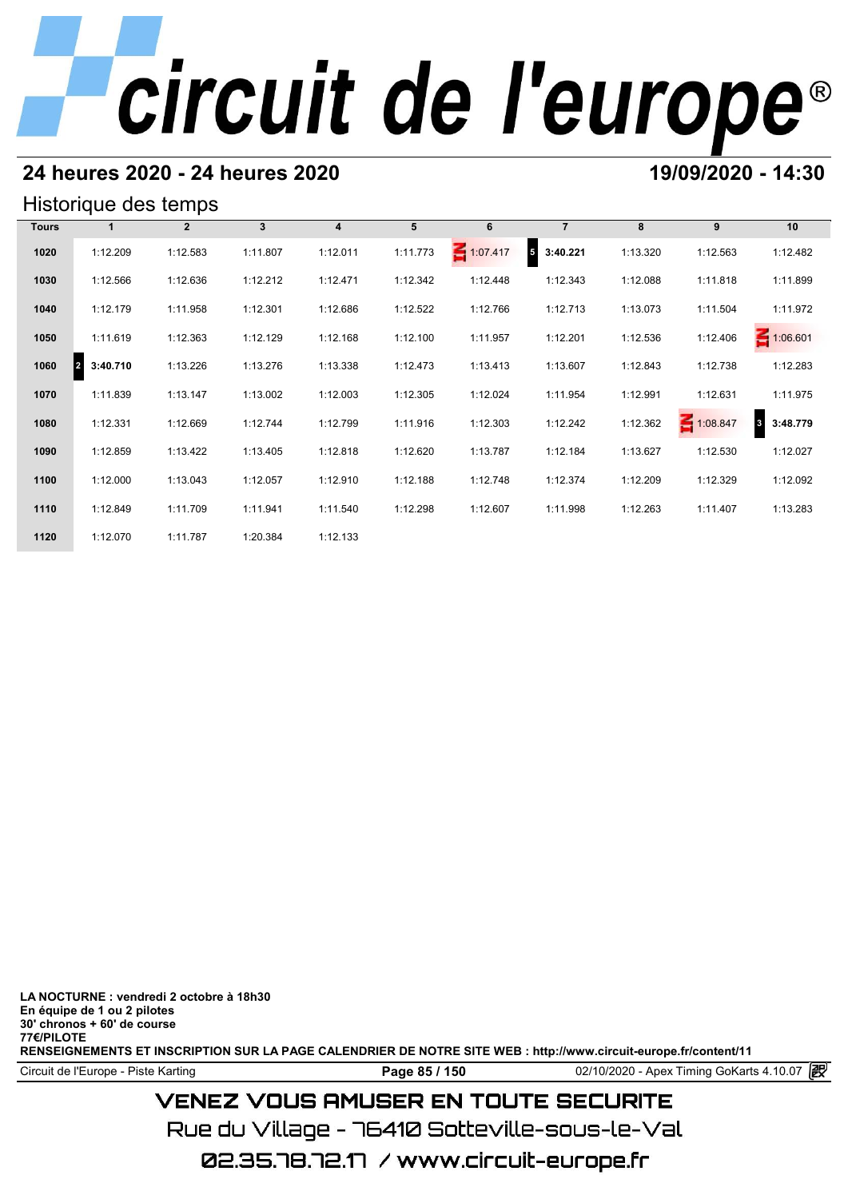# circuit de l'europe®

## 24 heures 2020 - 24 heures 2020

**19/09/2020 - 14:30**

### Historique des temps

| Tours | 1 | 2 | 3 | 4 | 5 | 6 | 7 | 8 | 9 | 10 |
|---|---|---|---|---|---|---|---|---|---|---|
| 1020 | 1:12.209 | 1:12.583 | 1:11.807 | 1:12.011 | 1:11.773 | IN 1:07.417 | 5 **3:40.221** | 1:13.320 | 1:12.563 | 1:12.482 |
| 1030 | 1:12.566 | 1:12.636 | 1:12.212 | 1:12.471 | 1:12.342 | 1:12.448 | 1:12.343 | 1:12.088 | 1:11.818 | 1:11.899 |
| 1040 | 1:12.179 | 1:11.958 | 1:12.301 | 1:12.686 | 1:12.522 | 1:12.766 | 1:12.713 | 1:13.073 | 1:11.504 | 1:11.972 |
| 1050 | 1:11.619 | 1:12.363 | 1:12.129 | 1:12.168 | 1:12.100 | 1:11.957 | 1:12.201 | 1:12.536 | 1:12.406 | IN 1:06.601 |
| 1060 | 2 **3:40.710** | 1:13.226 | 1:13.276 | 1:13.338 | 1:12.473 | 1:13.413 | 1:13.607 | 1:12.843 | 1:12.738 | 1:12.283 |
| 1070 | 1:11.839 | 1:13.147 | 1:13.002 | 1:12.003 | 1:12.305 | 1:12.024 | 1:11.954 | 1:12.991 | 1:12.631 | 1:11.975 |
| 1080 | 1:12.331 | 1:12.669 | 1:12.744 | 1:12.799 | 1:11.916 | 1:12.303 | 1:12.242 | 1:12.362 | IN 1:08.847 | 3 **3:48.779** |
| 1090 | 1:12.859 | 1:13.422 | 1:13.405 | 1:12.818 | 1:12.620 | 1:13.787 | 1:12.184 | 1:13.627 | 1:12.530 | 1:12.027 |
| 1100 | 1:12.000 | 1:13.043 | 1:12.057 | 1:12.910 | 1:12.188 | 1:12.748 | 1:12.374 | 1:12.209 | 1:12.329 | 1:12.092 |
| 1110 | 1:12.849 | 1:11.709 | 1:11.941 | 1:11.540 | 1:12.298 | 1:12.607 | 1:11.998 | 1:12.263 | 1:11.407 | 1:13.283 |
| 1120 | 1:12.070 | 1:11.787 | 1:20.384 | 1:12.133 | | | | | | |

**LA NOCTURNE : vendredi 2 octobre à 18h30**
**En équipe de 1 ou 2 pilotes**
**30' chronos + 60' de course**
**77€/PILOTE**
**RENSEIGNEMENTS ET INSCRIPTION SUR LA PAGE CALENDRIER DE NOTRE SITE WEB : http://www.circuit-europe.fr/content/11**

Circuit de l'Europe - Piste Karting | 02/10/2020 - Apex Timing GoKarts 4.10.07

VENEZ VOUS AMUSER EN TOUTE SECURITE
Rue du Village - 76410 Sotteville-sous-le-Val
02.35.78.72.17 / www.circuit-europe.fr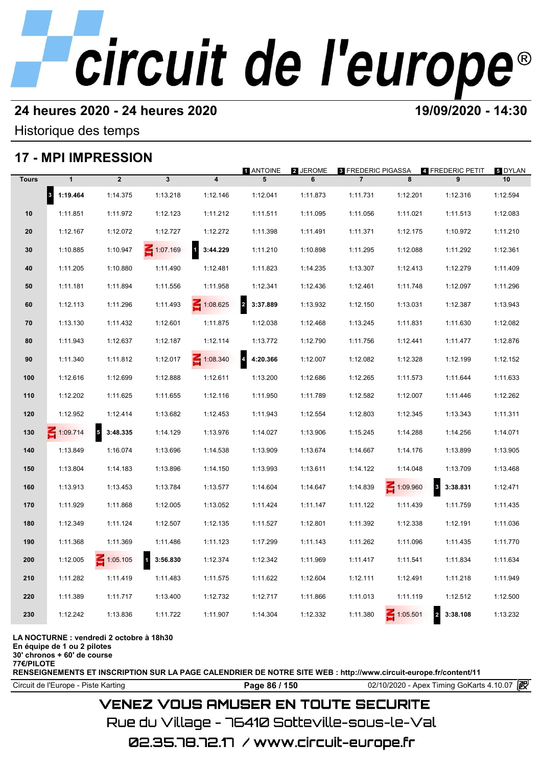# circuit de l'europe®

## 24 heures 2020 - 24 heures 2020

**19/09/2020 - 14:30**

Historique des temps

## 17 - MPI IMPRESSION

1 ANTOINE | 2 JEROME | 3 FREDERIC PIGASSA | 4 FREDERIC PETIT | 5 DYLAN

| Tours | 1 | 2 | 3 | 4 | 5 | 6 | 7 | 8 | 9 | 10 |
|---|---|---|---|---|---|---|---|---|---|---|
| | 3 **1:19.464** | 1:14.375 | 1:13.218 | 1:12.146 | 1:12.041 | 1:11.873 | 1:11.731 | 1:12.201 | 1:12.316 | 1:12.594 |
| 10 | 1:11.851 | 1:11.972 | 1:12.123 | 1:11.212 | 1:11.511 | 1:11.095 | 1:11.056 | 1:11.021 | 1:11.513 | 1:12.083 |
| 20 | 1:12.167 | 1:12.072 | 1:12.727 | 1:12.272 | 1:11.398 | 1:11.491 | 1:11.371 | 1:12.175 | 1:10.972 | 1:11.210 |
| 30 | 1:10.885 | 1:10.947 | IN 1:07.169 | 1 **3:44.229** | 1:11.210 | 1:10.898 | 1:11.295 | 1:12.088 | 1:11.292 | 1:12.361 |
| 40 | 1:11.205 | 1:10.880 | 1:11.490 | 1:12.481 | 1:11.823 | 1:14.235 | 1:13.307 | 1:12.413 | 1:12.279 | 1:11.409 |
| 50 | 1:11.181 | 1:11.894 | 1:11.556 | 1:11.958 | 1:12.341 | 1:12.436 | 1:12.461 | 1:11.748 | 1:12.097 | 1:11.296 |
| 60 | 1:12.113 | 1:11.296 | 1:11.493 | IN 1:08.625 | 2 **3:37.889** | 1:13.932 | 1:12.150 | 1:13.031 | 1:12.387 | 1:13.943 |
| 70 | 1:13.130 | 1:11.432 | 1:12.601 | 1:11.875 | 1:12.038 | 1:12.468 | 1:13.245 | 1:11.831 | 1:11.630 | 1:12.082 |
| 80 | 1:11.943 | 1:12.637 | 1:12.187 | 1:12.114 | 1:13.772 | 1:12.790 | 1:11.756 | 1:12.441 | 1:11.477 | 1:12.876 |
| 90 | 1:11.340 | 1:11.812 | 1:12.017 | IN 1:08.340 | 4 **4:20.366** | 1:12.007 | 1:12.082 | 1:12.328 | 1:12.199 | 1:12.152 |
| 100 | 1:12.616 | 1:12.699 | 1:12.888 | 1:12.611 | 1:13.200 | 1:12.686 | 1:12.265 | 1:11.573 | 1:11.644 | 1:11.633 |
| 110 | 1:12.202 | 1:11.625 | 1:11.655 | 1:12.116 | 1:11.950 | 1:11.789 | 1:12.582 | 1:12.007 | 1:11.446 | 1:12.262 |
| 120 | 1:12.952 | 1:12.414 | 1:13.682 | 1:12.453 | 1:11.943 | 1:12.554 | 1:12.803 | 1:12.345 | 1:13.343 | 1:11.311 |
| 130 | IN 1:09.714 | 5 **3:48.335** | 1:14.129 | 1:13.976 | 1:14.027 | 1:13.906 | 1:15.245 | 1:14.288 | 1:14.256 | 1:14.071 |
| 140 | 1:13.849 | 1:16.074 | 1:13.696 | 1:14.538 | 1:13.909 | 1:13.674 | 1:14.667 | 1:14.176 | 1:13.899 | 1:13.905 |
| 150 | 1:13.804 | 1:14.183 | 1:13.896 | 1:14.150 | 1:13.993 | 1:13.611 | 1:14.122 | 1:14.048 | 1:13.709 | 1:13.468 |
| 160 | 1:13.913 | 1:13.453 | 1:13.784 | 1:13.577 | 1:14.604 | 1:14.647 | 1:14.839 | IN 1:09.960 | 3 **3:38.831** | 1:12.471 |
| 170 | 1:11.929 | 1:11.868 | 1:12.005 | 1:13.052 | 1:11.424 | 1:11.147 | 1:11.122 | 1:11.439 | 1:11.759 | 1:11.435 |
| 180 | 1:12.349 | 1:11.124 | 1:12.507 | 1:12.135 | 1:11.527 | 1:12.801 | 1:11.392 | 1:12.338 | 1:12.191 | 1:11.036 |
| 190 | 1:11.368 | 1:11.369 | 1:11.486 | 1:11.123 | 1:17.299 | 1:11.143 | 1:11.262 | 1:11.096 | 1:11.435 | 1:11.770 |
| 200 | 1:12.005 | IN 1:05.105 | 1 **3:56.830** | 1:12.374 | 1:12.342 | 1:11.969 | 1:11.417 | 1:11.541 | 1:11.834 | 1:11.634 |
| 210 | 1:11.282 | 1:11.419 | 1:11.483 | 1:11.575 | 1:11.622 | 1:12.604 | 1:12.111 | 1:12.491 | 1:11.218 | 1:11.949 |
| 220 | 1:11.389 | 1:11.717 | 1:13.400 | 1:12.732 | 1:12.717 | 1:11.866 | 1:11.013 | 1:11.119 | 1:12.512 | 1:12.500 |
| 230 | 1:12.242 | 1:13.836 | 1:11.722 | 1:11.907 | 1:14.304 | 1:12.332 | 1:11.380 | IN 1:05.501 | 2 **3:38.108** | 1:13.232 |

**LA NOCTURNE : vendredi 2 octobre à 18h30**
**En équipe de 1 ou 2 pilotes**
**30' chronos + 60' de course**
**77€/PILOTE**
**RENSEIGNEMENTS ET INSCRIPTION SUR LA PAGE CALENDRIER DE NOTRE SITE WEB : http://www.circuit-europe.fr/content/11**

Circuit de l'Europe - Piste Karting | 02/10/2020 - Apex Timing GoKarts 4.10.07

VENEZ VOUS AMUSER EN TOUTE SECURITE
Rue du Village - 76410 Sotteville-sous-le-Val
02.35.78.72.17 / www.circuit-europe.fr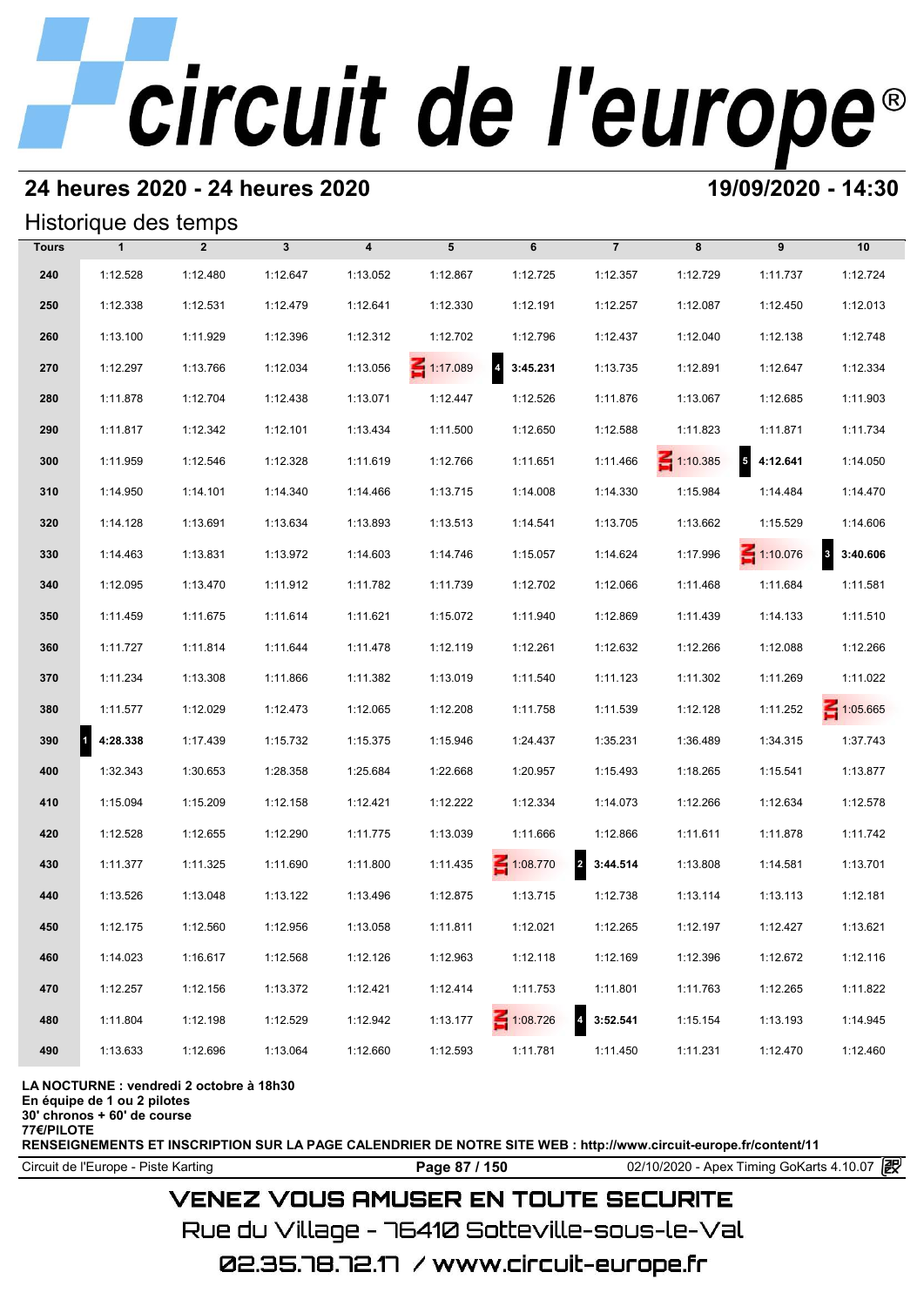# circuit de l'europe®

## 24 heures 2020 - 24 heures 2020

**19/09/2020 - 14:30**

### Historique des temps

| Tours | 1 | 2 | 3 | 4 | 5 | 6 | 7 | 8 | 9 | 10 |
|---|---|---|---|---|---|---|---|---|---|---|
| 240 | 1:12.528 | 1:12.480 | 1:12.647 | 1:13.052 | 1:12.867 | 1:12.725 | 1:12.357 | 1:12.729 | 1:11.737 | 1:12.724 |
| 250 | 1:12.338 | 1:12.531 | 1:12.479 | 1:12.641 | 1:12.330 | 1:12.191 | 1:12.257 | 1:12.087 | 1:12.450 | 1:12.013 |
| 260 | 1:13.100 | 1:11.929 | 1:12.396 | 1:12.312 | 1:12.702 | 1:12.796 | 1:12.437 | 1:12.040 | 1:12.138 | 1:12.748 |
| 270 | 1:12.297 | 1:13.766 | 1:12.034 | 1:13.056 | IN 1:17.089 | 4 **3:45.231** | 1:13.735 | 1:12.891 | 1:12.647 | 1:12.334 |
| 280 | 1:11.878 | 1:12.704 | 1:12.438 | 1:13.071 | 1:12.447 | 1:12.526 | 1:11.876 | 1:13.067 | 1:12.685 | 1:11.903 |
| 290 | 1:11.817 | 1:12.342 | 1:12.101 | 1:13.434 | 1:11.500 | 1:12.650 | 1:12.588 | 1:11.823 | 1:11.871 | 1:11.734 |
| 300 | 1:11.959 | 1:12.546 | 1:12.328 | 1:11.619 | 1:12.766 | 1:11.651 | 1:11.466 | IN 1:10.385 | 5 **4:12.641** | 1:14.050 |
| 310 | 1:14.950 | 1:14.101 | 1:14.340 | 1:14.466 | 1:13.715 | 1:14.008 | 1:14.330 | 1:15.984 | 1:14.484 | 1:14.470 |
| 320 | 1:14.128 | 1:13.691 | 1:13.634 | 1:13.893 | 1:13.513 | 1:14.541 | 1:13.705 | 1:13.662 | 1:15.529 | 1:14.606 |
| 330 | 1:14.463 | 1:13.831 | 1:13.972 | 1:14.603 | 1:14.746 | 1:15.057 | 1:14.624 | 1:17.996 | IN 1:10.076 | 3 **3:40.606** |
| 340 | 1:12.095 | 1:13.470 | 1:11.912 | 1:11.782 | 1:11.739 | 1:12.702 | 1:12.066 | 1:11.468 | 1:11.684 | 1:11.581 |
| 350 | 1:11.459 | 1:11.675 | 1:11.614 | 1:11.621 | 1:15.072 | 1:11.940 | 1:12.869 | 1:11.439 | 1:14.133 | 1:11.510 |
| 360 | 1:11.727 | 1:11.814 | 1:11.644 | 1:11.478 | 1:12.119 | 1:12.261 | 1:12.632 | 1:12.266 | 1:12.088 | 1:12.266 |
| 370 | 1:11.234 | 1:13.308 | 1:11.866 | 1:11.382 | 1:13.019 | 1:11.540 | 1:11.123 | 1:11.302 | 1:11.269 | 1:11.022 |
| 380 | 1:11.577 | 1:12.029 | 1:12.473 | 1:12.065 | 1:12.208 | 1:11.758 | 1:11.539 | 1:12.128 | 1:11.252 | IN 1:05.665 |
| 390 | 1 **4:28.338** | 1:17.439 | 1:15.732 | 1:15.375 | 1:15.946 | 1:24.437 | 1:35.231 | 1:36.489 | 1:34.315 | 1:37.743 |
| 400 | 1:32.343 | 1:30.653 | 1:28.358 | 1:25.684 | 1:22.668 | 1:20.957 | 1:15.493 | 1:18.265 | 1:15.541 | 1:13.877 |
| 410 | 1:15.094 | 1:15.209 | 1:12.158 | 1:12.421 | 1:12.222 | 1:12.334 | 1:14.073 | 1:12.266 | 1:12.634 | 1:12.578 |
| 420 | 1:12.528 | 1:12.655 | 1:12.290 | 1:11.775 | 1:13.039 | 1:11.666 | 1:12.866 | 1:11.611 | 1:11.878 | 1:11.742 |
| 430 | 1:11.377 | 1:11.325 | 1:11.690 | 1:11.800 | 1:11.435 | IN 1:08.770 | 2 **3:44.514** | 1:13.808 | 1:14.581 | 1:13.701 |
| 440 | 1:13.526 | 1:13.048 | 1:13.122 | 1:13.496 | 1:12.875 | 1:13.715 | 1:12.738 | 1:13.114 | 1:13.113 | 1:12.181 |
| 450 | 1:12.175 | 1:12.560 | 1:12.956 | 1:13.058 | 1:11.811 | 1:12.021 | 1:12.265 | 1:12.197 | 1:12.427 | 1:13.621 |
| 460 | 1:14.023 | 1:16.617 | 1:12.568 | 1:12.126 | 1:12.963 | 1:12.118 | 1:12.169 | 1:12.396 | 1:12.672 | 1:12.116 |
| 470 | 1:12.257 | 1:12.156 | 1:13.372 | 1:12.421 | 1:12.414 | 1:11.753 | 1:11.801 | 1:11.763 | 1:12.265 | 1:11.822 |
| 480 | 1:11.804 | 1:12.198 | 1:12.529 | 1:12.942 | 1:13.177 | IN 1:08.726 | 4 **3:52.541** | 1:15.154 | 1:13.193 | 1:14.945 |
| 490 | 1:13.633 | 1:12.696 | 1:13.064 | 1:12.660 | 1:12.593 | 1:11.781 | 1:11.450 | 1:11.231 | 1:12.470 | 1:12.460 |

**LA NOCTURNE : vendredi 2 octobre à 18h30**
**En équipe de 1 ou 2 pilotes**
**30' chronos + 60' de course**
**77€/PILOTE**
**RENSEIGNEMENTS ET INSCRIPTION SUR LA PAGE CALENDRIER DE NOTRE SITE WEB : http://www.circuit-europe.fr/content/11**

Circuit de l'Europe - Piste Karting | 02/10/2020 - Apex Timing GoKarts 4.10.07

VENEZ VOUS AMUSER EN TOUTE SECURITE
Rue du Village - 76410 Sotteville-sous-le-Val
02.35.78.72.17 / www.circuit-europe.fr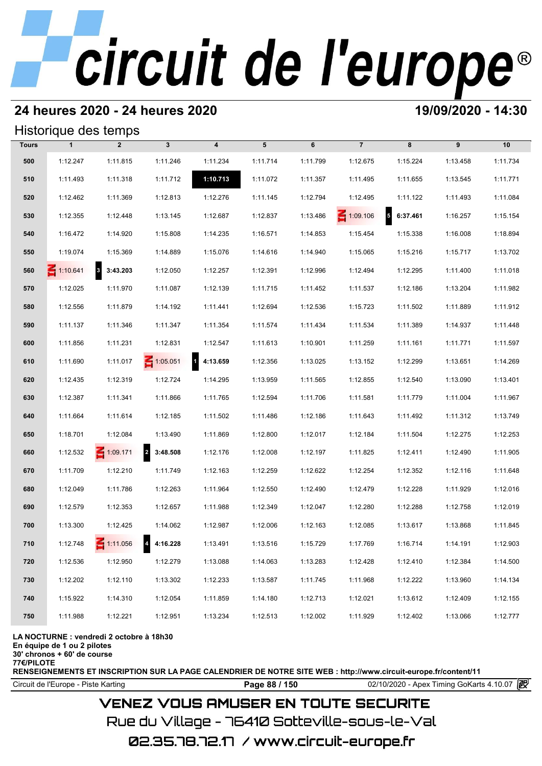# circuit de l'europe®

## 24 heures 2020 - 24 heures 2020

**19/09/2020 - 14:30**

### Historique des temps

| Tours | 1 | 2 | 3 | 4 | 5 | 6 | 7 | 8 | 9 | 10 |
|---|---|---|---|---|---|---|---|---|---|---|
| 500 | 1:12.247 | 1:11.815 | 1:11.246 | 1:11.234 | 1:11.714 | 1:11.799 | 1:12.675 | 1:15.224 | 1:13.458 | 1:11.734 |
| 510 | 1:11.493 | 1:11.318 | 1:11.712 | **1:10.713** | 1:11.072 | 1:11.357 | 1:11.495 | 1:11.655 | 1:13.545 | 1:11.771 |
| 520 | 1:12.462 | 1:11.369 | 1:12.813 | 1:12.276 | 1:11.145 | 1:12.794 | 1:12.495 | 1:11.122 | 1:11.493 | 1:11.084 |
| 530 | 1:12.355 | 1:12.448 | 1:13.145 | 1:12.687 | 1:12.837 | 1:13.486 | IN 1:09.106 | 5 **6:37.461** | 1:16.257 | 1:15.154 |
| 540 | 1:16.472 | 1:14.920 | 1:15.808 | 1:14.235 | 1:16.571 | 1:14.853 | 1:15.454 | 1:15.338 | 1:16.008 | 1:18.894 |
| 550 | 1:19.074 | 1:15.369 | 1:14.889 | 1:15.076 | 1:14.616 | 1:14.940 | 1:15.065 | 1:15.216 | 1:15.717 | 1:13.702 |
| 560 | IN 1:10.641 | 3 **3:43.203** | 1:12.050 | 1:12.257 | 1:12.391 | 1:12.996 | 1:12.494 | 1:12.295 | 1:11.400 | 1:11.018 |
| 570 | 1:12.025 | 1:11.970 | 1:11.087 | 1:12.139 | 1:11.715 | 1:11.452 | 1:11.537 | 1:12.186 | 1:13.204 | 1:11.982 |
| 580 | 1:12.556 | 1:11.879 | 1:14.192 | 1:11.441 | 1:12.694 | 1:12.536 | 1:15.723 | 1:11.502 | 1:11.889 | 1:11.912 |
| 590 | 1:11.137 | 1:11.346 | 1:11.347 | 1:11.354 | 1:11.574 | 1:11.434 | 1:11.534 | 1:11.389 | 1:14.937 | 1:11.448 |
| 600 | 1:11.856 | 1:11.231 | 1:12.831 | 1:12.547 | 1:11.613 | 1:10.901 | 1:11.259 | 1:11.161 | 1:11.771 | 1:11.597 |
| 610 | 1:11.690 | 1:11.017 | IN 1:05.051 | 1 **4:13.659** | 1:12.356 | 1:13.025 | 1:13.152 | 1:12.299 | 1:13.651 | 1:14.269 |
| 620 | 1:12.435 | 1:12.319 | 1:12.724 | 1:14.295 | 1:13.959 | 1:11.565 | 1:12.855 | 1:12.540 | 1:13.090 | 1:13.401 |
| 630 | 1:12.387 | 1:11.341 | 1:11.866 | 1:11.765 | 1:12.594 | 1:11.706 | 1:11.581 | 1:11.779 | 1:11.004 | 1:11.967 |
| 640 | 1:11.664 | 1:11.614 | 1:12.185 | 1:11.502 | 1:11.486 | 1:12.186 | 1:11.643 | 1:11.492 | 1:11.312 | 1:13.749 |
| 650 | 1:18.701 | 1:12.084 | 1:13.490 | 1:11.869 | 1:12.800 | 1:12.017 | 1:12.184 | 1:11.504 | 1:12.275 | 1:12.253 |
| 660 | 1:12.532 | IN 1:09.171 | 2 **3:48.508** | 1:12.176 | 1:12.008 | 1:12.197 | 1:11.825 | 1:12.411 | 1:12.490 | 1:11.905 |
| 670 | 1:11.709 | 1:12.210 | 1:11.749 | 1:12.163 | 1:12.259 | 1:12.622 | 1:12.254 | 1:12.352 | 1:12.116 | 1:11.648 |
| 680 | 1:12.049 | 1:11.786 | 1:12.263 | 1:11.964 | 1:12.550 | 1:12.490 | 1:12.479 | 1:12.228 | 1:11.929 | 1:12.016 |
| 690 | 1:12.579 | 1:12.353 | 1:12.657 | 1:11.988 | 1:12.349 | 1:12.047 | 1:12.280 | 1:12.288 | 1:12.758 | 1:12.019 |
| 700 | 1:13.300 | 1:12.425 | 1:14.062 | 1:12.987 | 1:12.006 | 1:12.163 | 1:12.085 | 1:13.617 | 1:13.868 | 1:11.845 |
| 710 | 1:12.748 | IN 1:11.056 | 4 **4:16.228** | 1:13.491 | 1:13.516 | 1:15.729 | 1:17.769 | 1:16.714 | 1:14.191 | 1:12.903 |
| 720 | 1:12.536 | 1:12.950 | 1:12.279 | 1:13.088 | 1:14.063 | 1:13.283 | 1:12.428 | 1:12.410 | 1:12.384 | 1:14.500 |
| 730 | 1:12.202 | 1:12.110 | 1:13.302 | 1:12.233 | 1:13.587 | 1:11.745 | 1:11.968 | 1:12.222 | 1:13.960 | 1:14.134 |
| 740 | 1:15.922 | 1:14.310 | 1:12.054 | 1:11.859 | 1:14.180 | 1:12.713 | 1:12.021 | 1:13.612 | 1:12.409 | 1:12.155 |
| 750 | 1:11.988 | 1:12.221 | 1:12.951 | 1:13.234 | 1:12.513 | 1:12.002 | 1:11.929 | 1:12.402 | 1:13.066 | 1:12.777 |

**LA NOCTURNE : vendredi 2 octobre à 18h30**
**En équipe de 1 ou 2 pilotes**
**30' chronos + 60' de course**
**77€/PILOTE**
**RENSEIGNEMENTS ET INSCRIPTION SUR LA PAGE CALENDRIER DE NOTRE SITE WEB : http://www.circuit-europe.fr/content/11**

Circuit de l'Europe - Piste Karting | 02/10/2020 - Apex Timing GoKarts 4.10.07

VENEZ VOUS AMUSER EN TOUTE SECURITE
Rue du Village - 76410 Sotteville-sous-le-Val
02.35.78.72.17 / www.circuit-europe.fr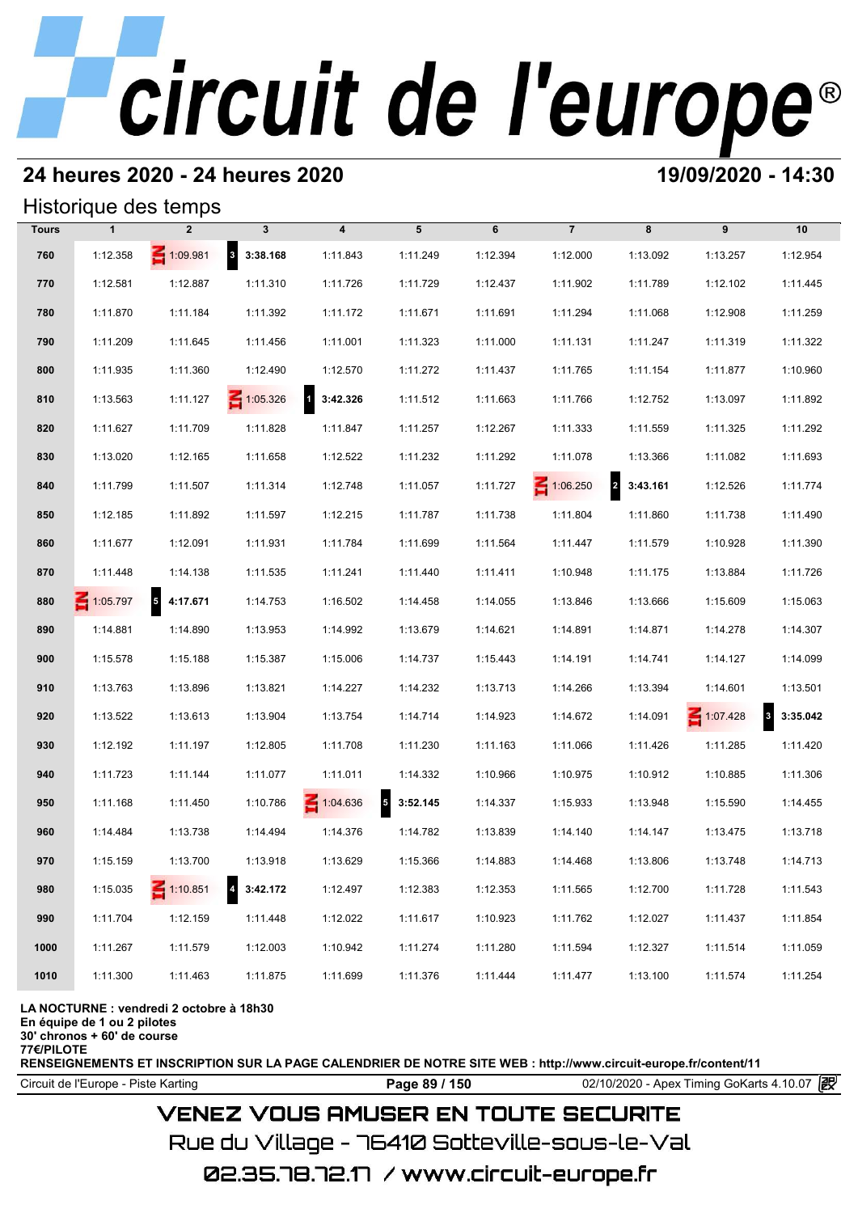# circuit de l'europe®

## 24 heures 2020 - 24 heures 2020

**19/09/2020 - 14:30**

### Historique des temps

| Tours | 1 | 2 | 3 | 4 | 5 | 6 | 7 | 8 | 9 | 10 |
|---|---|---|---|---|---|---|---|---|---|---|
| 760 | 1:12.358 | 1:09.981 | 3 **3:38.168** | 1:11.843 | 1:11.249 | 1:12.394 | 1:12.000 | 1:13.092 | 1:13.257 | 1:12.954 |
| 770 | 1:12.581 | 1:12.887 | 1:11.310 | 1:11.726 | 1:11.729 | 1:12.437 | 1:11.902 | 1:11.789 | 1:12.102 | 1:11.445 |
| 780 | 1:11.870 | 1:11.184 | 1:11.392 | 1:11.172 | 1:11.671 | 1:11.691 | 1:11.294 | 1:11.068 | 1:12.908 | 1:11.259 |
| 790 | 1:11.209 | 1:11.645 | 1:11.456 | 1:11.001 | 1:11.323 | 1:11.000 | 1:11.131 | 1:11.247 | 1:11.319 | 1:11.322 |
| 800 | 1:11.935 | 1:11.360 | 1:12.490 | 1:12.570 | 1:11.272 | 1:11.437 | 1:11.765 | 1:11.154 | 1:11.877 | 1:10.960 |
| 810 | 1:13.563 | 1:11.127 | 1:05.326 | 1 **3:42.326** | 1:11.512 | 1:11.663 | 1:11.766 | 1:12.752 | 1:13.097 | 1:11.892 |
| 820 | 1:11.627 | 1:11.709 | 1:11.828 | 1:11.847 | 1:11.257 | 1:12.267 | 1:11.333 | 1:11.559 | 1:11.325 | 1:11.292 |
| 830 | 1:13.020 | 1:12.165 | 1:11.658 | 1:12.522 | 1:11.232 | 1:11.292 | 1:11.078 | 1:13.366 | 1:11.082 | 1:11.693 |
| 840 | 1:11.799 | 1:11.507 | 1:11.314 | 1:12.748 | 1:11.057 | 1:11.727 | 1:06.250 | 2 **3:43.161** | 1:12.526 | 1:11.774 |
| 850 | 1:12.185 | 1:11.892 | 1:11.597 | 1:12.215 | 1:11.787 | 1:11.738 | 1:11.804 | 1:11.860 | 1:11.738 | 1:11.490 |
| 860 | 1:11.677 | 1:12.091 | 1:11.931 | 1:11.784 | 1:11.699 | 1:11.564 | 1:11.447 | 1:11.579 | 1:10.928 | 1:11.390 |
| 870 | 1:11.448 | 1:14.138 | 1:11.535 | 1:11.241 | 1:11.440 | 1:11.411 | 1:10.948 | 1:11.175 | 1:13.884 | 1:11.726 |
| 880 | 1:05.797 | 5 **4:17.671** | 1:14.753 | 1:16.502 | 1:14.458 | 1:14.055 | 1:13.846 | 1:13.666 | 1:15.609 | 1:15.063 |
| 890 | 1:14.881 | 1:14.890 | 1:13.953 | 1:14.992 | 1:13.679 | 1:14.621 | 1:14.891 | 1:14.871 | 1:14.278 | 1:14.307 |
| 900 | 1:15.578 | 1:15.188 | 1:15.387 | 1:15.006 | 1:14.737 | 1:15.443 | 1:14.191 | 1:14.741 | 1:14.127 | 1:14.099 |
| 910 | 1:13.763 | 1:13.896 | 1:13.821 | 1:14.227 | 1:14.232 | 1:13.713 | 1:14.266 | 1:13.394 | 1:14.601 | 1:13.501 |
| 920 | 1:13.522 | 1:13.613 | 1:13.904 | 1:13.754 | 1:14.714 | 1:14.923 | 1:14.672 | 1:14.091 | 1:07.428 | 3 **3:35.042** |
| 930 | 1:12.192 | 1:11.197 | 1:12.805 | 1:11.708 | 1:11.230 | 1:11.163 | 1:11.066 | 1:11.426 | 1:11.285 | 1:11.420 |
| 940 | 1:11.723 | 1:11.144 | 1:11.077 | 1:11.011 | 1:14.332 | 1:10.966 | 1:10.975 | 1:10.912 | 1:10.885 | 1:11.306 |
| 950 | 1:11.168 | 1:11.450 | 1:10.786 | 1:04.636 | 5 **3:52.145** | 1:14.337 | 1:15.933 | 1:13.948 | 1:15.590 | 1:14.455 |
| 960 | 1:14.484 | 1:13.738 | 1:14.494 | 1:14.376 | 1:14.782 | 1:13.839 | 1:14.140 | 1:14.147 | 1:13.475 | 1:13.718 |
| 970 | 1:15.159 | 1:13.700 | 1:13.918 | 1:13.629 | 1:15.366 | 1:14.883 | 1:14.468 | 1:13.806 | 1:13.748 | 1:14.713 |
| 980 | 1:15.035 | 1:10.851 | 4 **3:42.172** | 1:12.497 | 1:12.383 | 1:12.353 | 1:11.565 | 1:12.700 | 1:11.728 | 1:11.543 |
| 990 | 1:11.704 | 1:12.159 | 1:11.448 | 1:12.022 | 1:11.617 | 1:10.923 | 1:11.762 | 1:12.027 | 1:11.437 | 1:11.854 |
| 1000 | 1:11.267 | 1:11.579 | 1:12.003 | 1:10.942 | 1:11.274 | 1:11.280 | 1:11.594 | 1:12.327 | 1:11.514 | 1:11.059 |
| 1010 | 1:11.300 | 1:11.463 | 1:11.875 | 1:11.699 | 1:11.376 | 1:11.444 | 1:11.477 | 1:13.100 | 1:11.574 | 1:11.254 |

**LA NOCTURNE : vendredi 2 octobre à 18h30**
**En équipe de 1 ou 2 pilotes**
**30' chronos + 60' de course**
**77€/PILOTE**
**RENSEIGNEMENTS ET INSCRIPTION SUR LA PAGE CALENDRIER DE NOTRE SITE WEB : http://www.circuit-europe.fr/content/11**

Circuit de l'Europe - Piste Karting | 02/10/2020 - Apex Timing GoKarts 4.10.07

VENEZ VOUS AMUSER EN TOUTE SECURITE
Rue du Village - 76410 Sotteville-sous-le-Val
02.35.78.72.17 / www.circuit-europe.fr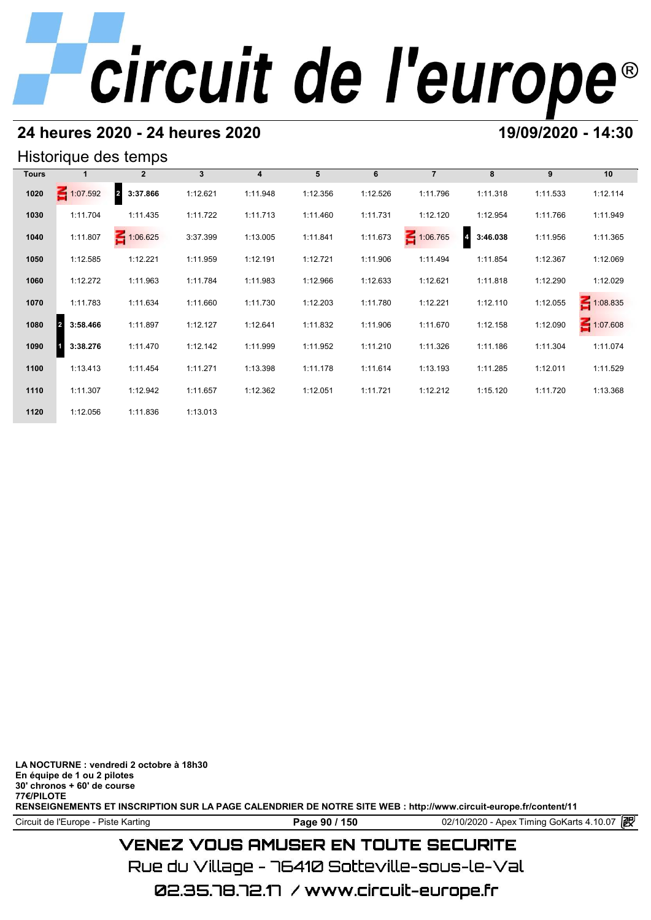## 24 heures 2020 - 24 heures 2020

## 19/09/2020 - 14:30

### Historique des temps

| Tours | 1 | 2 | 3 | 4 | 5 | 6 | 7 | 8 | 9 | 10 |
|---|---|---|---|---|---|---|---|---|---|---|
| 1020 | 1:07.592 | 2 **3:37.866** | 1:12.621 | 1:11.948 | 1:12.356 | 1:12.526 | 1:11.796 | 1:11.318 | 1:11.533 | 1:12.114 |
| 1030 | 1:11.704 | 1:11.435 | 1:11.722 | 1:11.713 | 1:11.460 | 1:11.731 | 1:12.120 | 1:12.954 | 1:11.766 | 1:11.949 |
| 1040 | 1:11.807 | 1:06.625 | 3:37.399 | 1:13.005 | 1:11.841 | 1:11.673 | 1:06.765 | 4 **3:46.038** | 1:11.956 | 1:11.365 |
| 1050 | 1:12.585 | 1:12.221 | 1:11.959 | 1:12.191 | 1:12.721 | 1:11.906 | 1:11.494 | 1:11.854 | 1:12.367 | 1:12.069 |
| 1060 | 1:12.272 | 1:11.963 | 1:11.784 | 1:11.983 | 1:12.966 | 1:12.633 | 1:12.621 | 1:11.818 | 1:12.290 | 1:12.029 |
| 1070 | 1:11.783 | 1:11.634 | 1:11.660 | 1:11.730 | 1:12.203 | 1:11.780 | 1:12.221 | 1:12.110 | 1:12.055 | 1:08.835 |
| 1080 | 2 **3:58.466** | 1:11.897 | 1:12.127 | 1:12.641 | 1:11.832 | 1:11.906 | 1:11.670 | 1:12.158 | 1:12.090 | 1:07.608 |
| 1090 | 1 **3:38.276** | 1:11.470 | 1:12.142 | 1:11.999 | 1:11.952 | 1:11.210 | 1:11.326 | 1:11.186 | 1:11.304 | 1:11.074 |
| 1100 | 1:13.413 | 1:11.454 | 1:11.271 | 1:13.398 | 1:11.178 | 1:11.614 | 1:13.193 | 1:11.285 | 1:12.011 | 1:11.529 |
| 1110 | 1:11.307 | 1:12.942 | 1:11.657 | 1:12.362 | 1:12.051 | 1:11.721 | 1:12.212 | 1:15.120 | 1:11.720 | 1:13.368 |
| 1120 | 1:12.056 | 1:11.836 | 1:13.013 | | | | | | | |

**LA NOCTURNE : vendredi 2 octobre à 18h30**
**En équipe de 1 ou 2 pilotes**
**30' chronos + 60' de course**
**77€/PILOTE**
**RENSEIGNEMENTS ET INSCRIPTION SUR LA PAGE CALENDRIER DE NOTRE SITE WEB : http://www.circuit-europe.fr/content/11**

Circuit de l'Europe - Piste Karting — 02/10/2020 - Apex Timing GoKarts 4.10.07

VENEZ VOUS AMUSER EN TOUTE SECURITE
Rue du Village - 76410 Sotteville-sous-le-Val
02.35.78.72.17 / www.circuit-europe.fr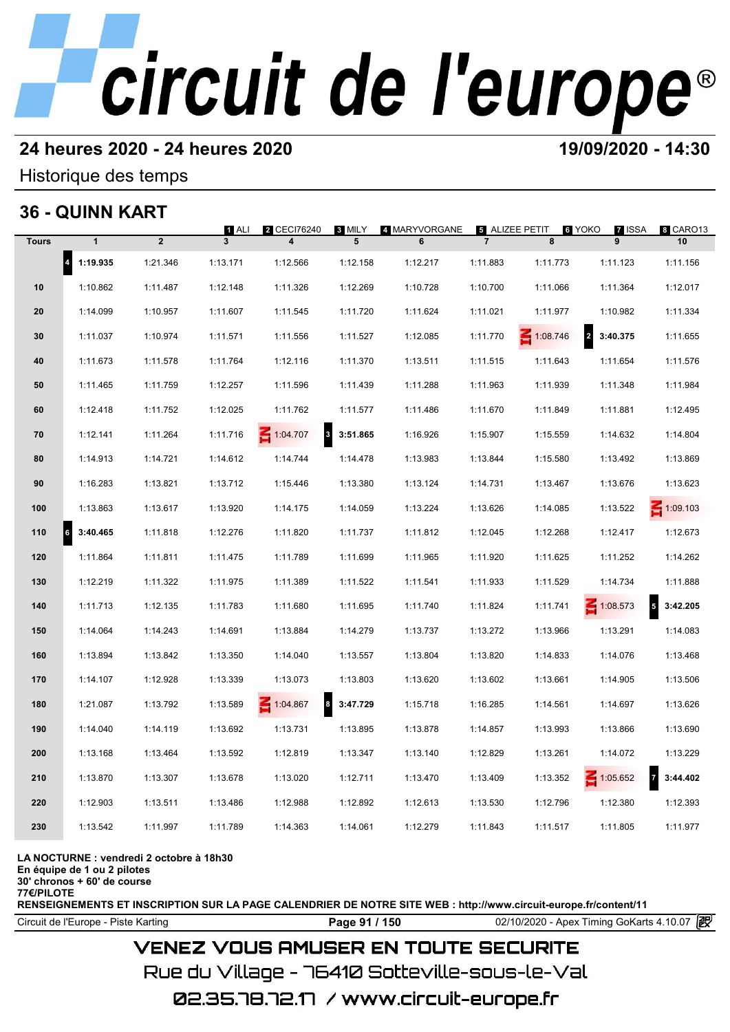# circuit de l'europe®

## 24 heures 2020 - 24 heures 2020

**19/09/2020 - 14:30**

Historique des temps

## 36 - QUINN KART

1 ALI, 2 CECI76240, 3 MILY, 4 MARYVORGANE, 5 ALIZEE PETIT, 6 YOKO, 7 ISSA, 8 CARO13

| Tours | 1 | 2 | 3 | 4 | 5 | 6 | 7 | 8 | 9 | 10 |
|---|---|---|---|---|---|---|---|---|---|---|
| | 4 **1:19.935** | 1:21.346 | 1:13.171 | 1:12.566 | 1:12.158 | 1:12.217 | 1:11.883 | 1:11.773 | 1:11.123 | 1:11.156 |
| 10 | 1:10.862 | 1:11.487 | 1:12.148 | 1:11.326 | 1:12.269 | 1:10.728 | 1:10.700 | 1:11.066 | 1:11.364 | 1:12.017 |
| 20 | 1:14.099 | 1:10.957 | 1:11.607 | 1:11.545 | 1:11.720 | 1:11.624 | 1:11.021 | 1:11.977 | 1:10.982 | 1:11.334 |
| 30 | 1:11.037 | 1:10.974 | 1:11.571 | 1:11.556 | 1:11.527 | 1:12.085 | 1:11.770 | IN 1:08.746 | 2 **3:40.375** | 1:11.655 |
| 40 | 1:11.673 | 1:11.578 | 1:11.764 | 1:12.116 | 1:11.370 | 1:13.511 | 1:11.515 | 1:11.643 | 1:11.654 | 1:11.576 |
| 50 | 1:11.465 | 1:11.759 | 1:12.257 | 1:11.596 | 1:11.439 | 1:11.288 | 1:11.963 | 1:11.939 | 1:11.348 | 1:11.984 |
| 60 | 1:12.418 | 1:11.752 | 1:12.025 | 1:11.762 | 1:11.577 | 1:11.486 | 1:11.670 | 1:11.849 | 1:11.881 | 1:12.495 |
| 70 | 1:12.141 | 1:11.264 | 1:11.716 | IN 1:04.707 | 3 **3:51.865** | 1:16.926 | 1:15.907 | 1:15.559 | 1:14.632 | 1:14.804 |
| 80 | 1:14.913 | 1:14.721 | 1:14.612 | 1:14.744 | 1:14.478 | 1:13.983 | 1:13.844 | 1:15.580 | 1:13.492 | 1:13.869 |
| 90 | 1:16.283 | 1:13.821 | 1:13.712 | 1:15.446 | 1:13.380 | 1:13.124 | 1:14.731 | 1:13.467 | 1:13.676 | 1:13.623 |
| 100 | 1:13.863 | 1:13.617 | 1:13.920 | 1:14.175 | 1:14.059 | 1:13.224 | 1:13.626 | 1:14.085 | 1:13.522 | IN 1:09.103 |
| 110 | 6 **3:40.465** | 1:11.818 | 1:12.276 | 1:11.820 | 1:11.737 | 1:11.812 | 1:12.045 | 1:12.268 | 1:12.417 | 1:12.673 |
| 120 | 1:11.864 | 1:11.811 | 1:11.475 | 1:11.789 | 1:11.699 | 1:11.965 | 1:11.920 | 1:11.625 | 1:11.252 | 1:14.262 |
| 130 | 1:12.219 | 1:11.322 | 1:11.975 | 1:11.389 | 1:11.522 | 1:11.541 | 1:11.933 | 1:11.529 | 1:14.734 | 1:11.888 |
| 140 | 1:11.713 | 1:12.135 | 1:11.783 | 1:11.680 | 1:11.695 | 1:11.740 | 1:11.824 | 1:11.741 | IN 1:08.573 | 5 **3:42.205** |
| 150 | 1:14.064 | 1:14.243 | 1:14.691 | 1:13.884 | 1:14.279 | 1:13.737 | 1:13.272 | 1:13.966 | 1:13.291 | 1:14.083 |
| 160 | 1:13.894 | 1:13.842 | 1:13.350 | 1:14.040 | 1:13.557 | 1:13.804 | 1:13.820 | 1:14.833 | 1:14.076 | 1:13.468 |
| 170 | 1:14.107 | 1:12.928 | 1:13.339 | 1:13.073 | 1:13.803 | 1:13.620 | 1:13.602 | 1:13.661 | 1:14.905 | 1:13.506 |
| 180 | 1:21.087 | 1:13.792 | 1:13.589 | IN 1:04.867 | 8 **3:47.729** | 1:15.718 | 1:16.285 | 1:14.561 | 1:14.697 | 1:13.626 |
| 190 | 1:14.040 | 1:14.119 | 1:13.692 | 1:13.731 | 1:13.895 | 1:13.878 | 1:14.857 | 1:13.993 | 1:13.866 | 1:13.690 |
| 200 | 1:13.168 | 1:13.464 | 1:13.592 | 1:12.819 | 1:13.347 | 1:13.140 | 1:12.829 | 1:13.261 | 1:14.072 | 1:13.229 |
| 210 | 1:13.870 | 1:13.307 | 1:13.678 | 1:13.020 | 1:12.711 | 1:13.470 | 1:13.409 | 1:13.352 | IN 1:05.652 | 7 **3:44.402** |
| 220 | 1:12.903 | 1:13.511 | 1:13.486 | 1:12.988 | 1:12.892 | 1:12.613 | 1:13.530 | 1:12.796 | 1:12.380 | 1:12.393 |
| 230 | 1:13.542 | 1:11.997 | 1:11.789 | 1:14.363 | 1:14.061 | 1:12.279 | 1:11.843 | 1:11.517 | 1:11.805 | 1:11.977 |

**LA NOCTURNE : vendredi 2 octobre à 18h30**
**En équipe de 1 ou 2 pilotes**
**30' chronos + 60' de course**
**77€/PILOTE**
**RENSEIGNEMENTS ET INSCRIPTION SUR LA PAGE CALENDRIER DE NOTRE SITE WEB : http://www.circuit-europe.fr/content/11**

Circuit de l'Europe - Piste Karting — 02/10/2020 - Apex Timing GoKarts 4.10.07

VENEZ VOUS AMUSER EN TOUTE SECURITE
Rue du Village - 76410 Sotteville-sous-le-Val
02.35.78.72.17 / www.circuit-europe.fr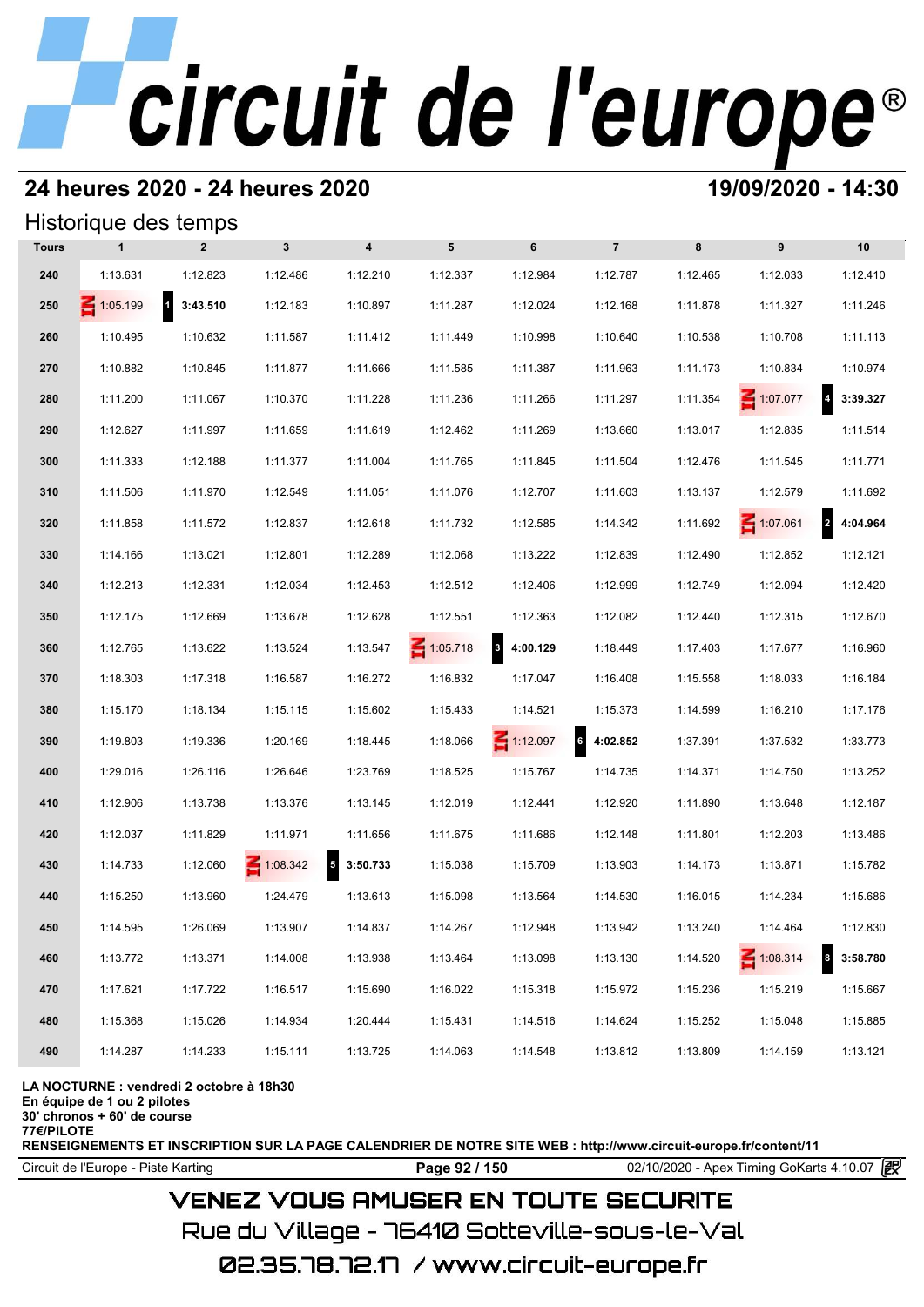# circuit de l'europe®

## 24 heures 2020 - 24 heures 2020

**19/09/2020 - 14:30**

### Historique des temps

| Tours | 1 | 2 | 3 | 4 | 5 | 6 | 7 | 8 | 9 | 10 |
|---|---|---|---|---|---|---|---|---|---|---|
| 240 | 1:13.631 | 1:12.823 | 1:12.486 | 1:12.210 | 1:12.337 | 1:12.984 | 1:12.787 | 1:12.465 | 1:12.033 | 1:12.410 |
| 250 | 1:05.199 | 1 **3:43.510** | 1:12.183 | 1:10.897 | 1:11.287 | 1:12.024 | 1:12.168 | 1:11.878 | 1:11.327 | 1:11.246 |
| 260 | 1:10.495 | 1:10.632 | 1:11.587 | 1:11.412 | 1:11.449 | 1:10.998 | 1:10.640 | 1:10.538 | 1:10.708 | 1:11.113 |
| 270 | 1:10.882 | 1:10.845 | 1:11.877 | 1:11.666 | 1:11.585 | 1:11.387 | 1:11.963 | 1:11.173 | 1:10.834 | 1:10.974 |
| 280 | 1:11.200 | 1:11.067 | 1:10.370 | 1:11.228 | 1:11.236 | 1:11.266 | 1:11.297 | 1:11.354 | 1:07.077 | 4 **3:39.327** |
| 290 | 1:12.627 | 1:11.997 | 1:11.659 | 1:11.619 | 1:12.462 | 1:11.269 | 1:13.660 | 1:13.017 | 1:12.835 | 1:11.514 |
| 300 | 1:11.333 | 1:12.188 | 1:11.377 | 1:11.004 | 1:11.765 | 1:11.845 | 1:11.504 | 1:12.476 | 1:11.545 | 1:11.771 |
| 310 | 1:11.506 | 1:11.970 | 1:12.549 | 1:11.051 | 1:11.076 | 1:12.707 | 1:11.603 | 1:13.137 | 1:12.579 | 1:11.692 |
| 320 | 1:11.858 | 1:11.572 | 1:12.837 | 1:12.618 | 1:11.732 | 1:12.585 | 1:14.342 | 1:11.692 | 1:07.061 | 2 **4:04.964** |
| 330 | 1:14.166 | 1:13.021 | 1:12.801 | 1:12.289 | 1:12.068 | 1:13.222 | 1:12.839 | 1:12.490 | 1:12.852 | 1:12.121 |
| 340 | 1:12.213 | 1:12.331 | 1:12.034 | 1:12.453 | 1:12.512 | 1:12.406 | 1:12.999 | 1:12.749 | 1:12.094 | 1:12.420 |
| 350 | 1:12.175 | 1:12.669 | 1:13.678 | 1:12.628 | 1:12.551 | 1:12.363 | 1:12.082 | 1:12.440 | 1:12.315 | 1:12.670 |
| 360 | 1:12.765 | 1:13.622 | 1:13.524 | 1:13.547 | 1:05.718 | 3 **4:00.129** | 1:18.449 | 1:17.403 | 1:17.677 | 1:16.960 |
| 370 | 1:18.303 | 1:17.318 | 1:16.587 | 1:16.272 | 1:16.832 | 1:17.047 | 1:16.408 | 1:15.558 | 1:18.033 | 1:16.184 |
| 380 | 1:15.170 | 1:18.134 | 1:15.115 | 1:15.602 | 1:15.433 | 1:14.521 | 1:15.373 | 1:14.599 | 1:16.210 | 1:17.176 |
| 390 | 1:19.803 | 1:19.336 | 1:20.169 | 1:18.445 | 1:18.066 | 1:12.097 | 6 **4:02.852** | 1:37.391 | 1:37.532 | 1:33.773 |
| 400 | 1:29.016 | 1:26.116 | 1:26.646 | 1:23.769 | 1:18.525 | 1:15.767 | 1:14.735 | 1:14.371 | 1:14.750 | 1:13.252 |
| 410 | 1:12.906 | 1:13.738 | 1:13.376 | 1:13.145 | 1:12.019 | 1:12.441 | 1:12.920 | 1:11.890 | 1:13.648 | 1:12.187 |
| 420 | 1:12.037 | 1:11.829 | 1:11.971 | 1:11.656 | 1:11.675 | 1:11.686 | 1:12.148 | 1:11.801 | 1:12.203 | 1:13.486 |
| 430 | 1:14.733 | 1:12.060 | 1:08.342 | 5 **3:50.733** | 1:15.038 | 1:15.709 | 1:13.903 | 1:14.173 | 1:13.871 | 1:15.782 |
| 440 | 1:15.250 | 1:13.960 | 1:24.479 | 1:13.613 | 1:15.098 | 1:13.564 | 1:14.530 | 1:16.015 | 1:14.234 | 1:15.686 |
| 450 | 1:14.595 | 1:26.069 | 1:13.907 | 1:14.837 | 1:14.267 | 1:12.948 | 1:13.942 | 1:13.240 | 1:14.464 | 1:12.830 |
| 460 | 1:13.772 | 1:13.371 | 1:14.008 | 1:13.938 | 1:13.464 | 1:13.098 | 1:13.130 | 1:14.520 | 1:08.314 | 8 **3:58.780** |
| 470 | 1:17.621 | 1:17.722 | 1:16.517 | 1:15.690 | 1:16.022 | 1:15.318 | 1:15.972 | 1:15.236 | 1:15.219 | 1:15.667 |
| 480 | 1:15.368 | 1:15.026 | 1:14.934 | 1:20.444 | 1:15.431 | 1:14.516 | 1:14.624 | 1:15.252 | 1:15.048 | 1:15.885 |
| 490 | 1:14.287 | 1:14.233 | 1:15.111 | 1:13.725 | 1:14.063 | 1:14.548 | 1:13.812 | 1:13.809 | 1:14.159 | 1:13.121 |

**LA NOCTURNE : vendredi 2 octobre à 18h30**
**En équipe de 1 ou 2 pilotes**
**30' chronos + 60' de course**
**77€/PILOTE**
**RENSEIGNEMENTS ET INSCRIPTION SUR LA PAGE CALENDRIER DE NOTRE SITE WEB : http://www.circuit-europe.fr/content/11**

Circuit de l'Europe - Piste Karting | 02/10/2020 - Apex Timing GoKarts 4.10.07

VENEZ VOUS AMUSER EN TOUTE SECURITE
Rue du Village - 76410 Sotteville-sous-le-Val
02.35.78.72.17 / www.circuit-europe.fr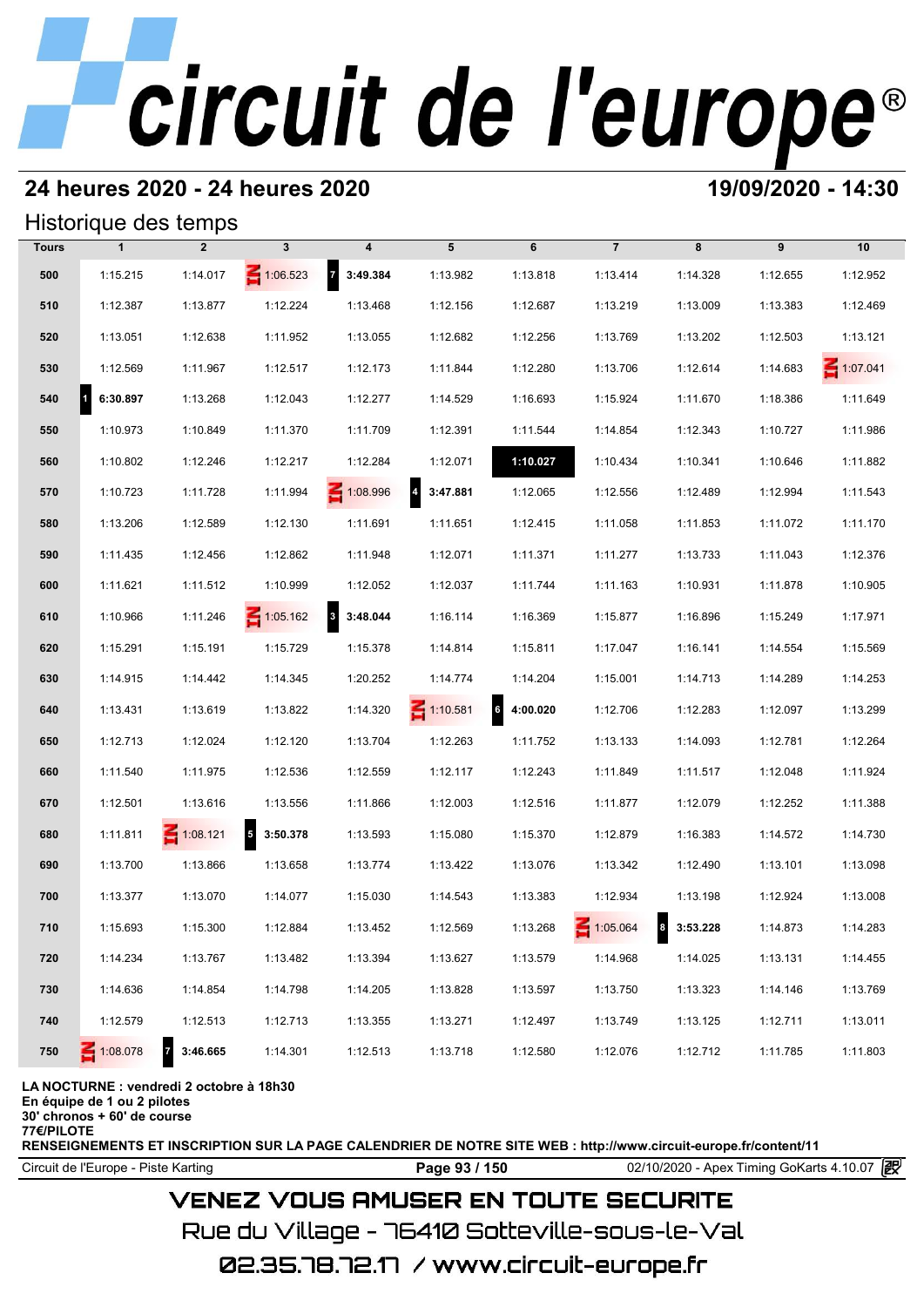# circuit de l'europe®

## 24 heures 2020 - 24 heures 2020

**19/09/2020 - 14:30**

### Historique des temps

| Tours | 1 | 2 | 3 | 4 | 5 | 6 | 7 | 8 | 9 | 10 |
|---|---|---|---|---|---|---|---|---|---|---|
| 500 | 1:15.215 | 1:14.017 | IN 1:06.523 | 7 **3:49.384** | 1:13.982 | 1:13.818 | 1:13.414 | 1:14.328 | 1:12.655 | 1:12.952 |
| 510 | 1:12.387 | 1:13.877 | 1:12.224 | 1:13.468 | 1:12.156 | 1:12.687 | 1:13.219 | 1:13.009 | 1:13.383 | 1:12.469 |
| 520 | 1:13.051 | 1:12.638 | 1:11.952 | 1:13.055 | 1:12.682 | 1:12.256 | 1:13.769 | 1:13.202 | 1:12.503 | 1:13.121 |
| 530 | 1:12.569 | 1:11.967 | 1:12.517 | 1:12.173 | 1:11.844 | 1:12.280 | 1:13.706 | 1:12.614 | 1:14.683 | IN 1:07.041 |
| 540 | 1 **6:30.897** | 1:13.268 | 1:12.043 | 1:12.277 | 1:14.529 | 1:16.693 | 1:15.924 | 1:11.670 | 1:18.386 | 1:11.649 |
| 550 | 1:10.973 | 1:10.849 | 1:11.370 | 1:11.709 | 1:12.391 | 1:11.544 | 1:14.854 | 1:12.343 | 1:10.727 | 1:11.986 |
| 560 | 1:10.802 | 1:12.246 | 1:12.217 | 1:12.284 | 1:12.071 | **1:10.027** | 1:10.434 | 1:10.341 | 1:10.646 | 1:11.882 |
| 570 | 1:10.723 | 1:11.728 | 1:11.994 | IN 1:08.996 | 4 **3:47.881** | 1:12.065 | 1:12.556 | 1:12.489 | 1:12.994 | 1:11.543 |
| 580 | 1:13.206 | 1:12.589 | 1:12.130 | 1:11.691 | 1:11.651 | 1:12.415 | 1:11.058 | 1:11.853 | 1:11.072 | 1:11.170 |
| 590 | 1:11.435 | 1:12.456 | 1:12.862 | 1:11.948 | 1:12.071 | 1:11.371 | 1:11.277 | 1:13.733 | 1:11.043 | 1:12.376 |
| 600 | 1:11.621 | 1:11.512 | 1:10.999 | 1:12.052 | 1:12.037 | 1:11.744 | 1:11.163 | 1:10.931 | 1:11.878 | 1:10.905 |
| 610 | 1:10.966 | 1:11.246 | IN 1:05.162 | 3 **3:48.044** | 1:16.114 | 1:16.369 | 1:15.877 | 1:16.896 | 1:15.249 | 1:17.971 |
| 620 | 1:15.291 | 1:15.191 | 1:15.729 | 1:15.378 | 1:14.814 | 1:15.811 | 1:17.047 | 1:16.141 | 1:14.554 | 1:15.569 |
| 630 | 1:14.915 | 1:14.442 | 1:14.345 | 1:20.252 | 1:14.774 | 1:14.204 | 1:15.001 | 1:14.713 | 1:14.289 | 1:14.253 |
| 640 | 1:13.431 | 1:13.619 | 1:13.822 | 1:14.320 | IN 1:10.581 | 6 **4:00.020** | 1:12.706 | 1:12.283 | 1:12.097 | 1:13.299 |
| 650 | 1:12.713 | 1:12.024 | 1:12.120 | 1:13.704 | 1:12.263 | 1:11.752 | 1:13.133 | 1:14.093 | 1:12.781 | 1:12.264 |
| 660 | 1:11.540 | 1:11.975 | 1:12.536 | 1:12.559 | 1:12.117 | 1:12.243 | 1:11.849 | 1:11.517 | 1:12.048 | 1:11.924 |
| 670 | 1:12.501 | 1:13.616 | 1:13.556 | 1:11.866 | 1:12.003 | 1:12.516 | 1:11.877 | 1:12.079 | 1:12.252 | 1:11.388 |
| 680 | 1:11.811 | IN 1:08.121 | 5 **3:50.378** | 1:13.593 | 1:15.080 | 1:15.370 | 1:12.879 | 1:16.383 | 1:14.572 | 1:14.730 |
| 690 | 1:13.700 | 1:13.866 | 1:13.658 | 1:13.774 | 1:13.422 | 1:13.076 | 1:13.342 | 1:12.490 | 1:13.101 | 1:13.098 |
| 700 | 1:13.377 | 1:13.070 | 1:14.077 | 1:15.030 | 1:14.543 | 1:13.383 | 1:12.934 | 1:13.198 | 1:12.924 | 1:13.008 |
| 710 | 1:15.693 | 1:15.300 | 1:12.884 | 1:13.452 | 1:12.569 | 1:13.268 | IN 1:05.064 | 8 **3:53.228** | 1:14.873 | 1:14.283 |
| 720 | 1:14.234 | 1:13.767 | 1:13.482 | 1:13.394 | 1:13.627 | 1:13.579 | 1:14.968 | 1:14.025 | 1:13.131 | 1:14.455 |
| 730 | 1:14.636 | 1:14.854 | 1:14.798 | 1:14.205 | 1:13.828 | 1:13.597 | 1:13.750 | 1:13.323 | 1:14.146 | 1:13.769 |
| 740 | 1:12.579 | 1:12.513 | 1:12.713 | 1:13.355 | 1:13.271 | 1:12.497 | 1:13.749 | 1:13.125 | 1:12.711 | 1:13.011 |
| 750 | IN 1:08.078 | 7 **3:46.665** | 1:14.301 | 1:12.513 | 1:13.718 | 1:12.580 | 1:12.076 | 1:12.712 | 1:11.785 | 1:11.803 |

**LA NOCTURNE : vendredi 2 octobre à 18h30**
**En équipe de 1 ou 2 pilotes**
**30' chronos + 60' de course**
**77€/PILOTE**
**RENSEIGNEMENTS ET INSCRIPTION SUR LA PAGE CALENDRIER DE NOTRE SITE WEB : http://www.circuit-europe.fr/content/11**

Circuit de l'Europe - Piste Karting | 02/10/2020 - Apex Timing GoKarts 4.10.07

VENEZ VOUS AMUSER EN TOUTE SECURITE
Rue du Village - 76410 Sotteville-sous-le-Val
02.35.78.72.17 / www.circuit-europe.fr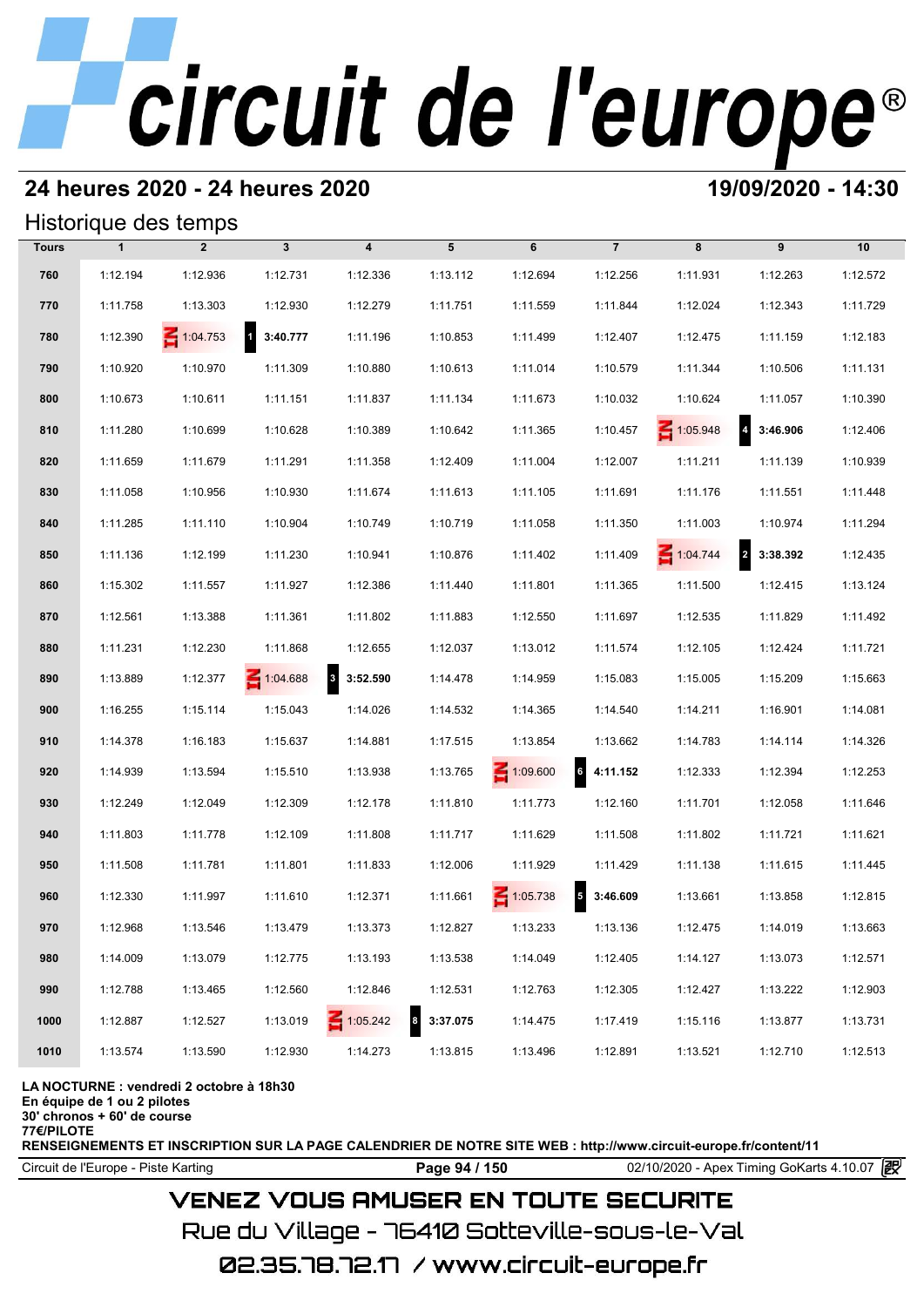## 24 heures 2020 - 24 heures 2020

## 19/09/2020 - 14:30

### Historique des temps

| Tours | 1 | 2 | 3 | 4 | 5 | 6 | 7 | 8 | 9 | 10 |
|---|---|---|---|---|---|---|---|---|---|---|
| 760 | 1:12.194 | 1:12.936 | 1:12.731 | 1:12.336 | 1:13.112 | 1:12.694 | 1:12.256 | 1:11.931 | 1:12.263 | 1:12.572 |
| 770 | 1:11.758 | 1:13.303 | 1:12.930 | 1:12.279 | 1:11.751 | 1:11.559 | 1:11.844 | 1:12.024 | 1:12.343 | 1:11.729 |
| 780 | 1:12.390 | IN 1:04.753 | 1 **3:40.777** | 1:11.196 | 1:10.853 | 1:11.499 | 1:12.407 | 1:12.475 | 1:11.159 | 1:12.183 |
| 790 | 1:10.920 | 1:10.970 | 1:11.309 | 1:10.880 | 1:10.613 | 1:11.014 | 1:10.579 | 1:11.344 | 1:10.506 | 1:11.131 |
| 800 | 1:10.673 | 1:10.611 | 1:11.151 | 1:11.837 | 1:11.134 | 1:11.673 | 1:10.032 | 1:10.624 | 1:11.057 | 1:10.390 |
| 810 | 1:11.280 | 1:10.699 | 1:10.628 | 1:10.389 | 1:10.642 | 1:11.365 | 1:10.457 | IN 1:05.948 | 4 **3:46.906** | 1:12.406 |
| 820 | 1:11.659 | 1:11.679 | 1:11.291 | 1:11.358 | 1:12.409 | 1:11.004 | 1:12.007 | 1:11.211 | 1:11.139 | 1:10.939 |
| 830 | 1:11.058 | 1:10.956 | 1:10.930 | 1:11.674 | 1:11.613 | 1:11.105 | 1:11.691 | 1:11.176 | 1:11.551 | 1:11.448 |
| 840 | 1:11.285 | 1:11.110 | 1:10.904 | 1:10.749 | 1:10.719 | 1:11.058 | 1:11.350 | 1:11.003 | 1:10.974 | 1:11.294 |
| 850 | 1:11.136 | 1:12.199 | 1:11.230 | 1:10.941 | 1:10.876 | 1:11.402 | 1:11.409 | IN 1:04.744 | 2 **3:38.392** | 1:12.435 |
| 860 | 1:15.302 | 1:11.557 | 1:11.927 | 1:12.386 | 1:11.440 | 1:11.801 | 1:11.365 | 1:11.500 | 1:12.415 | 1:13.124 |
| 870 | 1:12.561 | 1:13.388 | 1:11.361 | 1:11.802 | 1:11.883 | 1:12.550 | 1:11.697 | 1:12.535 | 1:11.829 | 1:11.492 |
| 880 | 1:11.231 | 1:12.230 | 1:11.868 | 1:12.655 | 1:12.037 | 1:13.012 | 1:11.574 | 1:12.105 | 1:12.424 | 1:11.721 |
| 890 | 1:13.889 | 1:12.377 | IN 1:04.688 | 3 **3:52.590** | 1:14.478 | 1:14.959 | 1:15.083 | 1:15.005 | 1:15.209 | 1:15.663 |
| 900 | 1:16.255 | 1:15.114 | 1:15.043 | 1:14.026 | 1:14.532 | 1:14.365 | 1:14.540 | 1:14.211 | 1:16.901 | 1:14.081 |
| 910 | 1:14.378 | 1:16.183 | 1:15.637 | 1:14.881 | 1:17.515 | 1:13.854 | 1:13.662 | 1:14.783 | 1:14.114 | 1:14.326 |
| 920 | 1:14.939 | 1:13.594 | 1:15.510 | 1:13.938 | 1:13.765 | IN 1:09.600 | 6 **4:11.152** | 1:12.333 | 1:12.394 | 1:12.253 |
| 930 | 1:12.249 | 1:12.049 | 1:12.309 | 1:12.178 | 1:11.810 | 1:11.773 | 1:12.160 | 1:11.701 | 1:12.058 | 1:11.646 |
| 940 | 1:11.803 | 1:11.778 | 1:12.109 | 1:11.808 | 1:11.717 | 1:11.629 | 1:11.508 | 1:11.802 | 1:11.721 | 1:11.621 |
| 950 | 1:11.508 | 1:11.781 | 1:11.801 | 1:11.833 | 1:12.006 | 1:11.929 | 1:11.429 | 1:11.138 | 1:11.615 | 1:11.445 |
| 960 | 1:12.330 | 1:11.997 | 1:11.610 | 1:12.371 | 1:11.661 | IN 1:05.738 | 5 **3:46.609** | 1:13.661 | 1:13.858 | 1:12.815 |
| 970 | 1:12.968 | 1:13.546 | 1:13.479 | 1:13.373 | 1:12.827 | 1:13.233 | 1:13.136 | 1:12.475 | 1:14.019 | 1:13.663 |
| 980 | 1:14.009 | 1:13.079 | 1:12.775 | 1:13.193 | 1:13.538 | 1:14.049 | 1:12.405 | 1:14.127 | 1:13.073 | 1:12.571 |
| 990 | 1:12.788 | 1:13.465 | 1:12.560 | 1:12.846 | 1:12.531 | 1:12.763 | 1:12.305 | 1:12.427 | 1:13.222 | 1:12.903 |
| 1000 | 1:12.887 | 1:12.527 | 1:13.019 | IN 1:05.242 | 8 **3:37.075** | 1:14.475 | 1:17.419 | 1:15.116 | 1:13.877 | 1:13.731 |
| 1010 | 1:13.574 | 1:13.590 | 1:12.930 | 1:14.273 | 1:13.815 | 1:13.496 | 1:12.891 | 1:13.521 | 1:12.710 | 1:12.513 |

**LA NOCTURNE : vendredi 2 octobre à 18h30**
**En équipe de 1 ou 2 pilotes**
**30' chronos + 60' de course**
**77€/PILOTE**
**RENSEIGNEMENTS ET INSCRIPTION SUR LA PAGE CALENDRIER DE NOTRE SITE WEB : http://www.circuit-europe.fr/content/11**

Circuit de l'Europe - Piste Karting | 02/10/2020 - Apex Timing GoKarts 4.10.07

VENEZ VOUS AMUSER EN TOUTE SECURITE
Rue du Village - 76410 Sotteville-sous-le-Val
02.35.78.72.17 / www.circuit-europe.fr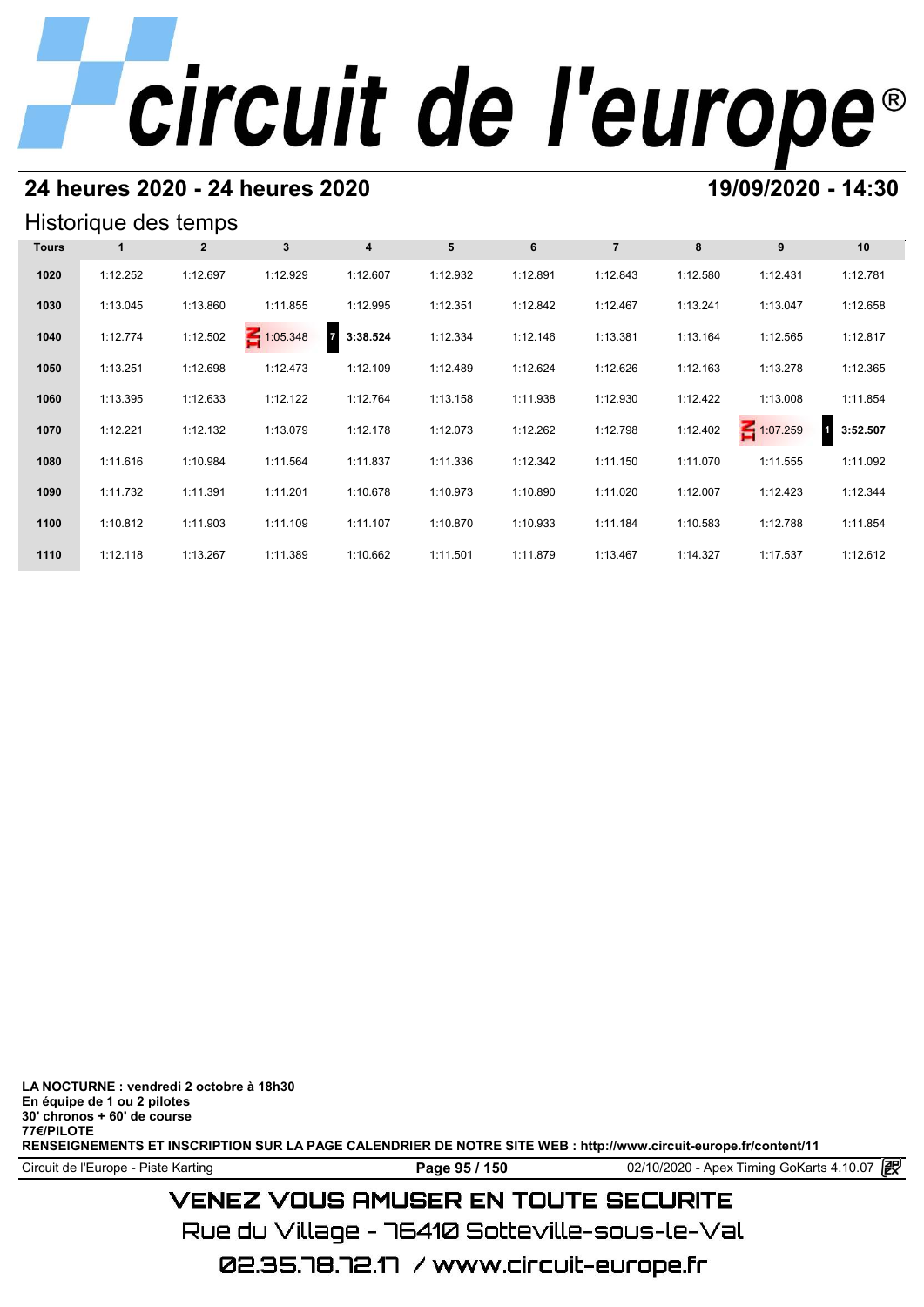## 24 heures 2020 - 24 heures 2020

**19/09/2020 - 14:30**

### Historique des temps

| Tours | 1 | 2 | 3 | 4 | 5 | 6 | 7 | 8 | 9 | 10 |
|---|---|---|---|---|---|---|---|---|---|---|
| 1020 | 1:12.252 | 1:12.697 | 1:12.929 | 1:12.607 | 1:12.932 | 1:12.891 | 1:12.843 | 1:12.580 | 1:12.431 | 1:12.781 |
| 1030 | 1:13.045 | 1:13.860 | 1:11.855 | 1:12.995 | 1:12.351 | 1:12.842 | 1:12.467 | 1:13.241 | 1:13.047 | 1:12.658 |
| 1040 | 1:12.774 | 1:12.502 | IN 1:05.348 | 7 **3:38.524** | 1:12.334 | 1:12.146 | 1:13.381 | 1:13.164 | 1:12.565 | 1:12.817 |
| 1050 | 1:13.251 | 1:12.698 | 1:12.473 | 1:12.109 | 1:12.489 | 1:12.624 | 1:12.626 | 1:12.163 | 1:13.278 | 1:12.365 |
| 1060 | 1:13.395 | 1:12.633 | 1:12.122 | 1:12.764 | 1:13.158 | 1:11.938 | 1:12.930 | 1:12.422 | 1:13.008 | 1:11.854 |
| 1070 | 1:12.221 | 1:12.132 | 1:13.079 | 1:12.178 | 1:12.073 | 1:12.262 | 1:12.798 | 1:12.402 | IN 1:07.259 | 1 **3:52.507** |
| 1080 | 1:11.616 | 1:10.984 | 1:11.564 | 1:11.837 | 1:11.336 | 1:12.342 | 1:11.150 | 1:11.070 | 1:11.555 | 1:11.092 |
| 1090 | 1:11.732 | 1:11.391 | 1:11.201 | 1:10.678 | 1:10.973 | 1:10.890 | 1:11.020 | 1:12.007 | 1:12.423 | 1:12.344 |
| 1100 | 1:10.812 | 1:11.903 | 1:11.109 | 1:11.107 | 1:10.870 | 1:10.933 | 1:11.184 | 1:10.583 | 1:12.788 | 1:11.854 |
| 1110 | 1:12.118 | 1:13.267 | 1:11.389 | 1:10.662 | 1:11.501 | 1:11.879 | 1:13.467 | 1:14.327 | 1:17.537 | 1:12.612 |

**LA NOCTURNE : vendredi 2 octobre à 18h30**
**En équipe de 1 ou 2 pilotes**
**30' chronos + 60' de course**
**77€/PILOTE**
**RENSEIGNEMENTS ET INSCRIPTION SUR LA PAGE CALENDRIER DE NOTRE SITE WEB : http://www.circuit-europe.fr/content/11**

Circuit de l'Europe - Piste Karting — 02/10/2020 - Apex Timing GoKarts 4.10.07

VENEZ VOUS AMUSER EN TOUTE SECURITE
Rue du Village - 76410 Sotteville-sous-le-Val
02.35.78.72.17 / www.circuit-europe.fr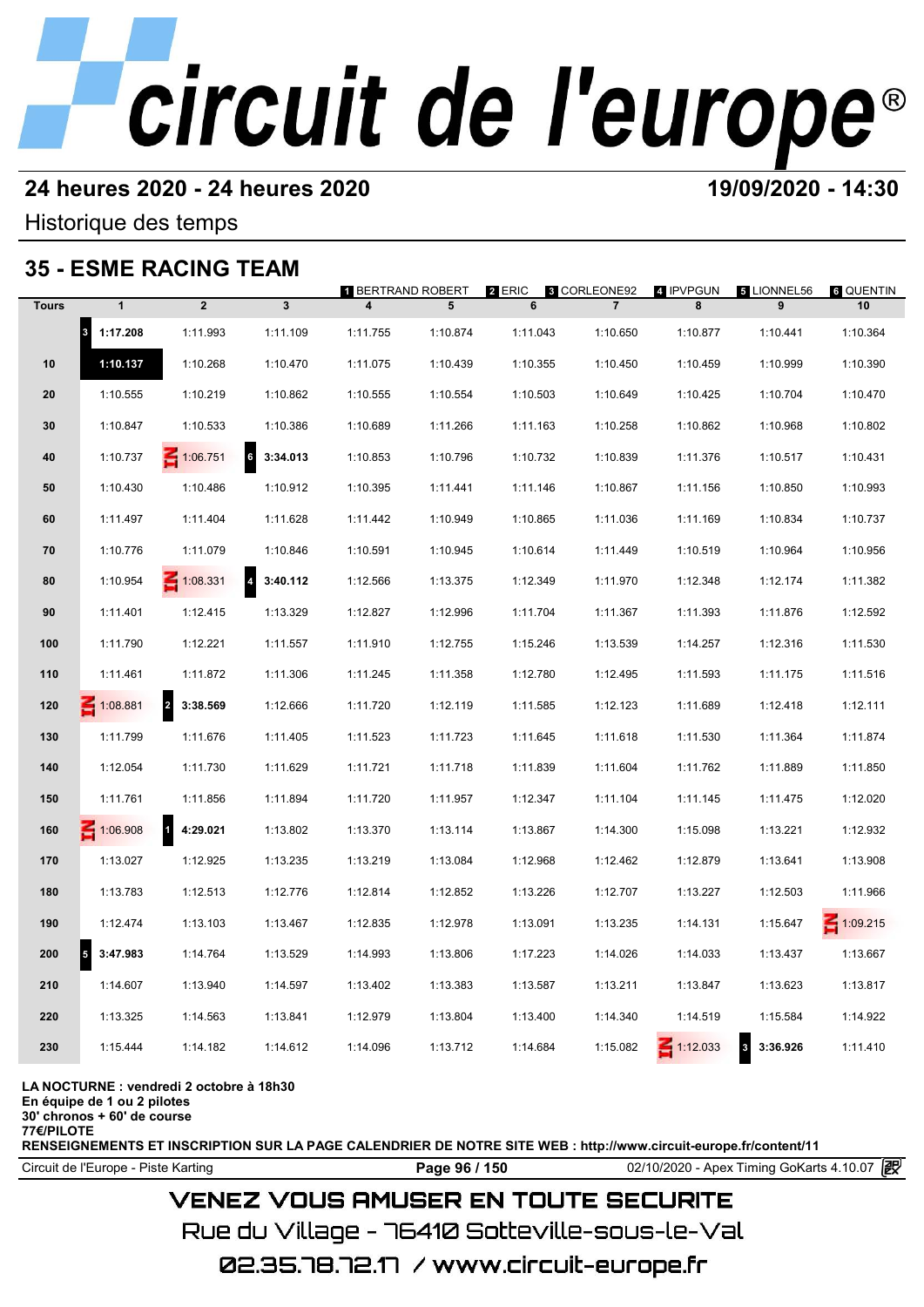# circuit de l'europe

## 24 heures 2020 - 24 heures 2020

**19/09/2020 - 14:30**

Historique des temps

## 35 - ESME RACING TEAM

1 BERTRAND ROBERT | 2 ERIC | 3 CORLEONE92 | 4 IPVPGUN | 5 LIONNEL56 | 6 QUENTIN

| Tours | 1 | 2 | 3 | 4 | 5 | 6 | 7 | 8 | 9 | 10 |
|---|---|---|---|---|---|---|---|---|---|---|
| | 3 **1:17.208** | 1:11.993 | 1:11.109 | 1:11.755 | 1:10.874 | 1:11.043 | 1:10.650 | 1:10.877 | 1:10.441 | 1:10.364 |
| 10 | **1:10.137** | 1:10.268 | 1:10.470 | 1:11.075 | 1:10.439 | 1:10.355 | 1:10.450 | 1:10.459 | 1:10.999 | 1:10.390 |
| 20 | 1:10.555 | 1:10.219 | 1:10.862 | 1:10.555 | 1:10.554 | 1:10.503 | 1:10.649 | 1:10.425 | 1:10.704 | 1:10.470 |
| 30 | 1:10.847 | 1:10.533 | 1:10.386 | 1:10.689 | 1:11.266 | 1:11.163 | 1:10.258 | 1:10.862 | 1:10.968 | 1:10.802 |
| 40 | 1:10.737 | IN 1:06.751 | 6 **3:34.013** | 1:10.853 | 1:10.796 | 1:10.732 | 1:10.839 | 1:11.376 | 1:10.517 | 1:10.431 |
| 50 | 1:10.430 | 1:10.486 | 1:10.912 | 1:10.395 | 1:11.441 | 1:11.146 | 1:10.867 | 1:11.156 | 1:10.850 | 1:10.993 |
| 60 | 1:11.497 | 1:11.404 | 1:11.628 | 1:11.442 | 1:10.949 | 1:10.865 | 1:11.036 | 1:11.169 | 1:10.834 | 1:10.737 |
| 70 | 1:10.776 | 1:11.079 | 1:10.846 | 1:10.591 | 1:10.945 | 1:10.614 | 1:11.449 | 1:10.519 | 1:10.964 | 1:10.956 |
| 80 | 1:10.954 | IN 1:08.331 | 4 **3:40.112** | 1:12.566 | 1:13.375 | 1:12.349 | 1:11.970 | 1:12.348 | 1:12.174 | 1:11.382 |
| 90 | 1:11.401 | 1:12.415 | 1:13.329 | 1:12.827 | 1:12.996 | 1:11.704 | 1:11.367 | 1:11.393 | 1:11.876 | 1:12.592 |
| 100 | 1:11.790 | 1:12.221 | 1:11.557 | 1:11.910 | 1:12.755 | 1:15.246 | 1:13.539 | 1:14.257 | 1:12.316 | 1:11.530 |
| 110 | 1:11.461 | 1:11.872 | 1:11.306 | 1:11.245 | 1:11.358 | 1:12.780 | 1:12.495 | 1:11.593 | 1:11.175 | 1:11.516 |
| 120 | IN 1:08.881 | 2 **3:38.569** | 1:12.666 | 1:11.720 | 1:12.119 | 1:11.585 | 1:12.123 | 1:11.689 | 1:12.418 | 1:12.111 |
| 130 | 1:11.799 | 1:11.676 | 1:11.405 | 1:11.523 | 1:11.723 | 1:11.645 | 1:11.618 | 1:11.530 | 1:11.364 | 1:11.874 |
| 140 | 1:12.054 | 1:11.730 | 1:11.629 | 1:11.721 | 1:11.718 | 1:11.839 | 1:11.604 | 1:11.762 | 1:11.889 | 1:11.850 |
| 150 | 1:11.761 | 1:11.856 | 1:11.894 | 1:11.720 | 1:11.957 | 1:12.347 | 1:11.104 | 1:11.145 | 1:11.475 | 1:12.020 |
| 160 | IN 1:06.908 | 1 **4:29.021** | 1:13.802 | 1:13.370 | 1:13.114 | 1:13.867 | 1:14.300 | 1:15.098 | 1:13.221 | 1:12.932 |
| 170 | 1:13.027 | 1:12.925 | 1:13.235 | 1:13.219 | 1:13.084 | 1:12.968 | 1:12.462 | 1:12.879 | 1:13.641 | 1:13.908 |
| 180 | 1:13.783 | 1:12.513 | 1:12.776 | 1:12.814 | 1:12.852 | 1:13.226 | 1:12.707 | 1:13.227 | 1:12.503 | 1:11.966 |
| 190 | 1:12.474 | 1:13.103 | 1:13.467 | 1:12.835 | 1:12.978 | 1:13.091 | 1:13.235 | 1:14.131 | 1:15.647 | IN 1:09.215 |
| 200 | 5 **3:47.983** | 1:14.764 | 1:13.529 | 1:14.993 | 1:13.806 | 1:17.223 | 1:14.026 | 1:14.033 | 1:13.437 | 1:13.667 |
| 210 | 1:14.607 | 1:13.940 | 1:14.597 | 1:13.402 | 1:13.383 | 1:13.587 | 1:13.211 | 1:13.847 | 1:13.623 | 1:13.817 |
| 220 | 1:13.325 | 1:14.563 | 1:13.841 | 1:12.979 | 1:13.804 | 1:13.400 | 1:14.340 | 1:14.519 | 1:15.584 | 1:14.922 |
| 230 | 1:15.444 | 1:14.182 | 1:14.612 | 1:14.096 | 1:13.712 | 1:14.684 | 1:15.082 | IN 1:12.033 | 3 **3:36.926** | 1:11.410 |

**LA NOCTURNE : vendredi 2 octobre à 18h30**
**En équipe de 1 ou 2 pilotes**
**30' chronos + 60' de course**
**77€/PILOTE**
**RENSEIGNEMENTS ET INSCRIPTION SUR LA PAGE CALENDRIER DE NOTRE SITE WEB : http://www.circuit-europe.fr/content/11**

Circuit de l'Europe - Piste Karting | 02/10/2020 - Apex Timing GoKarts 4.10.07

VENEZ VOUS AMUSER EN TOUTE SECURITE
Rue du Village - 76410 Sotteville-sous-le-Val
02.35.78.72.17 / www.circuit-europe.fr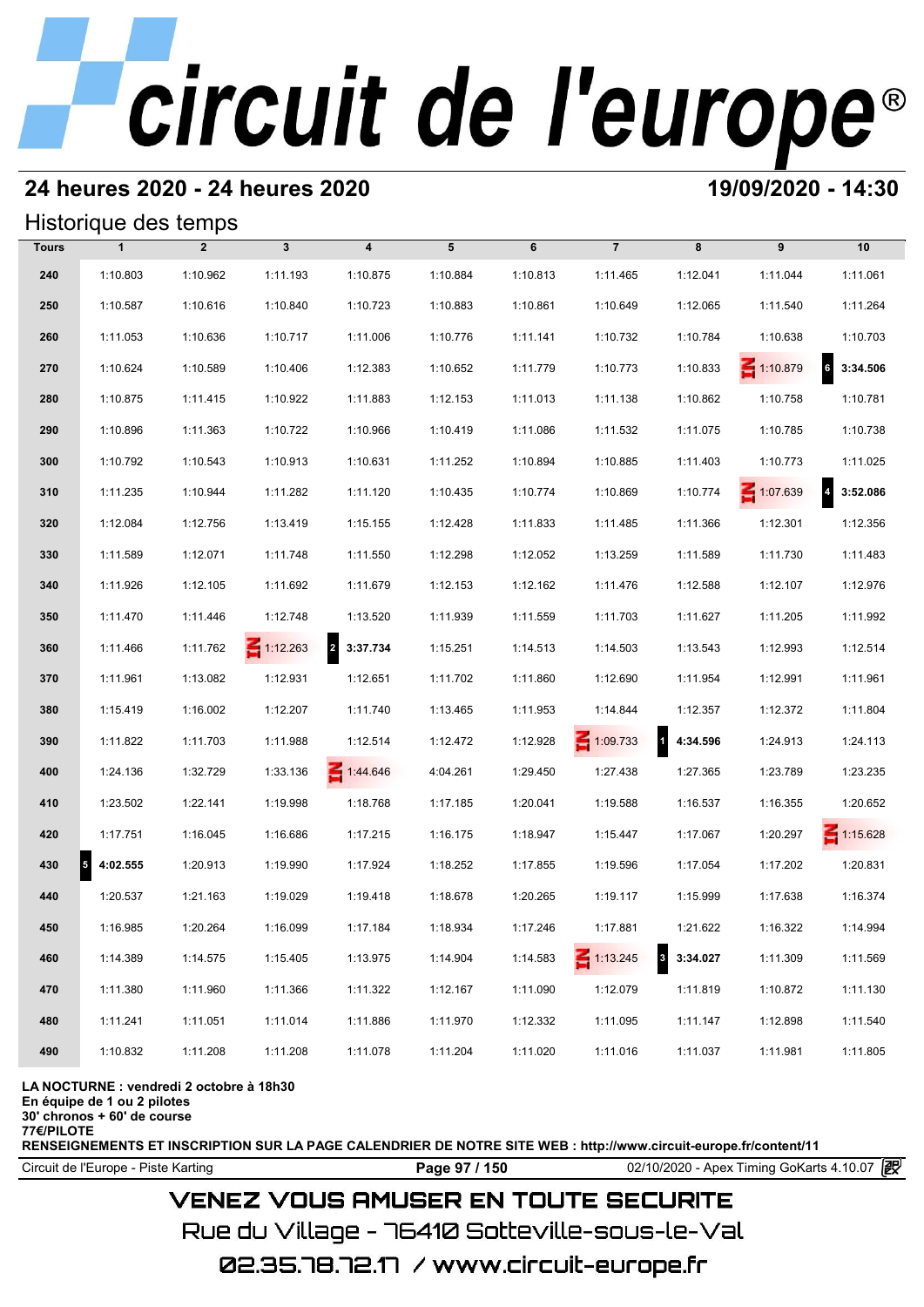# circuit de l'europe®

## 24 heures 2020 - 24 heures 2020

**19/09/2020 - 14:30**

### Historique des temps

| Tours | 1 | 2 | 3 | 4 | 5 | 6 | 7 | 8 | 9 | 10 |
|---|---|---|---|---|---|---|---|---|---|---|
| 240 | 1:10.803 | 1:10.962 | 1:11.193 | 1:10.875 | 1:10.884 | 1:10.813 | 1:11.465 | 1:12.041 | 1:11.044 | 1:11.061 |
| 250 | 1:10.587 | 1:10.616 | 1:10.840 | 1:10.723 | 1:10.883 | 1:10.861 | 1:10.649 | 1:12.065 | 1:11.540 | 1:11.264 |
| 260 | 1:11.053 | 1:10.636 | 1:10.717 | 1:11.006 | 1:10.776 | 1:11.141 | 1:10.732 | 1:10.784 | 1:10.638 | 1:10.703 |
| 270 | 1:10.624 | 1:10.589 | 1:10.406 | 1:12.383 | 1:10.652 | 1:11.779 | 1:10.773 | 1:10.833 | IN 1:10.879 | 6 **3:34.506** |
| 280 | 1:10.875 | 1:11.415 | 1:10.922 | 1:11.883 | 1:12.153 | 1:11.013 | 1:11.138 | 1:10.862 | 1:10.758 | 1:10.781 |
| 290 | 1:10.896 | 1:11.363 | 1:10.722 | 1:10.966 | 1:10.419 | 1:11.086 | 1:11.532 | 1:11.075 | 1:10.785 | 1:10.738 |
| 300 | 1:10.792 | 1:10.543 | 1:10.913 | 1:10.631 | 1:11.252 | 1:10.894 | 1:10.885 | 1:11.403 | 1:10.773 | 1:11.025 |
| 310 | 1:11.235 | 1:10.944 | 1:11.282 | 1:11.120 | 1:10.435 | 1:10.774 | 1:10.869 | 1:10.774 | IN 1:07.639 | 4 **3:52.086** |
| 320 | 1:12.084 | 1:12.756 | 1:13.419 | 1:15.155 | 1:12.428 | 1:11.833 | 1:11.485 | 1:11.366 | 1:12.301 | 1:12.356 |
| 330 | 1:11.589 | 1:12.071 | 1:11.748 | 1:11.550 | 1:12.298 | 1:12.052 | 1:13.259 | 1:11.589 | 1:11.730 | 1:11.483 |
| 340 | 1:11.926 | 1:12.105 | 1:11.692 | 1:11.679 | 1:12.153 | 1:12.162 | 1:11.476 | 1:12.588 | 1:12.107 | 1:12.976 |
| 350 | 1:11.470 | 1:11.446 | 1:12.748 | 1:13.520 | 1:11.939 | 1:11.559 | 1:11.703 | 1:11.627 | 1:11.205 | 1:11.992 |
| 360 | 1:11.466 | 1:11.762 | IN 1:12.263 | 2 **3:37.734** | 1:15.251 | 1:14.513 | 1:14.503 | 1:13.543 | 1:12.993 | 1:12.514 |
| 370 | 1:11.961 | 1:13.082 | 1:12.931 | 1:12.651 | 1:11.702 | 1:11.860 | 1:12.690 | 1:11.954 | 1:12.991 | 1:11.961 |
| 380 | 1:15.419 | 1:16.002 | 1:12.207 | 1:11.740 | 1:13.465 | 1:11.953 | 1:14.844 | 1:12.357 | 1:12.372 | 1:11.804 |
| 390 | 1:11.822 | 1:11.703 | 1:11.988 | 1:12.514 | 1:12.472 | 1:12.928 | IN 1:09.733 | 1 **4:34.596** | 1:24.913 | 1:24.113 |
| 400 | 1:24.136 | 1:32.729 | 1:33.136 | IN 1:44.646 | 4:04.261 | 1:29.450 | 1:27.438 | 1:27.365 | 1:23.789 | 1:23.235 |
| 410 | 1:23.502 | 1:22.141 | 1:19.998 | 1:18.768 | 1:17.185 | 1:20.041 | 1:19.588 | 1:16.537 | 1:16.355 | 1:20.652 |
| 420 | 1:17.751 | 1:16.045 | 1:16.686 | 1:17.215 | 1:16.175 | 1:18.947 | 1:15.447 | 1:17.067 | 1:20.297 | IN 1:15.628 |
| 430 | 5 **4:02.555** | 1:20.913 | 1:19.990 | 1:17.924 | 1:18.252 | 1:17.855 | 1:19.596 | 1:17.054 | 1:17.202 | 1:20.831 |
| 440 | 1:20.537 | 1:21.163 | 1:19.029 | 1:19.418 | 1:18.678 | 1:20.265 | 1:19.117 | 1:15.999 | 1:17.638 | 1:16.374 |
| 450 | 1:16.985 | 1:20.264 | 1:16.099 | 1:17.184 | 1:18.934 | 1:17.246 | 1:17.881 | 1:21.622 | 1:16.322 | 1:14.994 |
| 460 | 1:14.389 | 1:14.575 | 1:15.405 | 1:13.975 | 1:14.904 | 1:14.583 | IN 1:13.245 | 3 **3:34.027** | 1:11.309 | 1:11.569 |
| 470 | 1:11.380 | 1:11.960 | 1:11.366 | 1:11.322 | 1:12.167 | 1:11.090 | 1:12.079 | 1:11.819 | 1:10.872 | 1:11.130 |
| 480 | 1:11.241 | 1:11.051 | 1:11.014 | 1:11.886 | 1:11.970 | 1:12.332 | 1:11.095 | 1:11.147 | 1:12.898 | 1:11.540 |
| 490 | 1:10.832 | 1:11.208 | 1:11.208 | 1:11.078 | 1:11.204 | 1:11.020 | 1:11.016 | 1:11.037 | 1:11.981 | 1:11.805 |

**LA NOCTURNE : vendredi 2 octobre à 18h30**
**En équipe de 1 ou 2 pilotes**
**30' chronos + 60' de course**
**77€/PILOTE**
**RENSEIGNEMENTS ET INSCRIPTION SUR LA PAGE CALENDRIER DE NOTRE SITE WEB : http://www.circuit-europe.fr/content/11**

Circuit de l'Europe - Piste Karting | 02/10/2020 - Apex Timing GoKarts 4.10.07

VENEZ VOUS AMUSER EN TOUTE SECURITE
Rue du Village - 76410 Sotteville-sous-le-Val
02.35.78.72.17 / www.circuit-europe.fr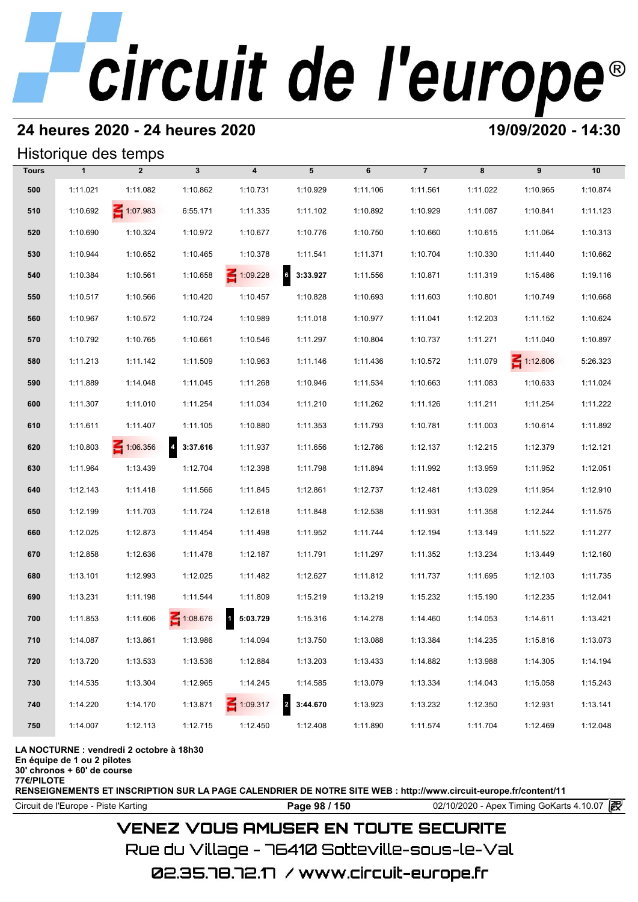# circuit de l'europe®

## 24 heures 2020 - 24 heures 2020

**19/09/2020 - 14:30**

### Historique des temps

| Tours | 1 | 2 | 3 | 4 | 5 | 6 | 7 | 8 | 9 | 10 |
|---|---|---|---|---|---|---|---|---|---|---|
| 500 | 1:11.021 | 1:11.082 | 1:10.862 | 1:10.731 | 1:10.929 | 1:11.106 | 1:11.561 | 1:11.022 | 1:10.965 | 1:10.874 |
| 510 | 1:10.692 | IN 1:07.983 | 6:55.171 | 1:11.335 | 1:11.102 | 1:10.892 | 1:10.929 | 1:11.087 | 1:10.841 | 1:11.123 |
| 520 | 1:10.690 | 1:10.324 | 1:10.972 | 1:10.677 | 1:10.776 | 1:10.750 | 1:10.660 | 1:10.615 | 1:11.064 | 1:10.313 |
| 530 | 1:10.944 | 1:10.652 | 1:10.465 | 1:10.378 | 1:11.541 | 1:11.371 | 1:10.704 | 1:10.330 | 1:11.440 | 1:10.662 |
| 540 | 1:10.384 | 1:10.561 | 1:10.658 | IN 1:09.228 | 6 **3:33.927** | 1:11.556 | 1:10.871 | 1:11.319 | 1:15.486 | 1:19.116 |
| 550 | 1:10.517 | 1:10.566 | 1:10.420 | 1:10.457 | 1:10.828 | 1:10.693 | 1:11.603 | 1:10.801 | 1:10.749 | 1:10.668 |
| 560 | 1:10.967 | 1:10.572 | 1:10.724 | 1:10.989 | 1:11.018 | 1:10.977 | 1:11.041 | 1:12.203 | 1:11.152 | 1:10.624 |
| 570 | 1:10.792 | 1:10.765 | 1:10.661 | 1:10.546 | 1:11.297 | 1:10.804 | 1:10.737 | 1:11.271 | 1:11.040 | 1:10.897 |
| 580 | 1:11.213 | 1:11.142 | 1:11.509 | 1:10.963 | 1:11.146 | 1:11.436 | 1:10.572 | 1:11.079 | IN 1:12.606 | 5:26.323 |
| 590 | 1:11.889 | 1:14.048 | 1:11.045 | 1:11.268 | 1:10.946 | 1:11.534 | 1:10.663 | 1:11.083 | 1:10.633 | 1:11.024 |
| 600 | 1:11.307 | 1:11.010 | 1:11.254 | 1:11.034 | 1:11.210 | 1:11.262 | 1:11.126 | 1:11.211 | 1:11.254 | 1:11.222 |
| 610 | 1:11.611 | 1:11.407 | 1:11.105 | 1:10.880 | 1:11.353 | 1:11.793 | 1:10.781 | 1:11.003 | 1:10.614 | 1:11.892 |
| 620 | 1:10.803 | IN 1:06.356 | 4 **3:37.616** | 1:11.937 | 1:11.656 | 1:12.786 | 1:12.137 | 1:12.215 | 1:12.379 | 1:12.121 |
| 630 | 1:11.964 | 1:13.439 | 1:12.704 | 1:12.398 | 1:11.798 | 1:11.894 | 1:11.992 | 1:13.959 | 1:11.952 | 1:12.051 |
| 640 | 1:12.143 | 1:11.418 | 1:11.566 | 1:11.845 | 1:12.861 | 1:12.737 | 1:12.481 | 1:13.029 | 1:11.954 | 1:12.910 |
| 650 | 1:12.199 | 1:11.703 | 1:11.724 | 1:12.618 | 1:11.848 | 1:12.538 | 1:11.931 | 1:11.358 | 1:12.244 | 1:11.575 |
| 660 | 1:12.025 | 1:12.873 | 1:11.454 | 1:11.498 | 1:11.952 | 1:11.744 | 1:12.194 | 1:13.149 | 1:11.522 | 1:11.277 |
| 670 | 1:12.858 | 1:12.636 | 1:11.478 | 1:12.187 | 1:11.791 | 1:11.297 | 1:11.352 | 1:13.234 | 1:13.449 | 1:12.160 |
| 680 | 1:13.101 | 1:12.993 | 1:12.025 | 1:11.482 | 1:12.627 | 1:11.812 | 1:11.737 | 1:11.695 | 1:12.103 | 1:11.735 |
| 690 | 1:13.231 | 1:11.198 | 1:11.544 | 1:11.809 | 1:15.219 | 1:13.219 | 1:15.232 | 1:15.190 | 1:12.235 | 1:12.041 |
| 700 | 1:11.853 | 1:11.606 | IN 1:08.676 | 1 **5:03.729** | 1:15.316 | 1:14.278 | 1:14.460 | 1:14.053 | 1:14.611 | 1:13.421 |
| 710 | 1:14.087 | 1:13.861 | 1:13.986 | 1:14.094 | 1:13.750 | 1:13.088 | 1:13.384 | 1:14.235 | 1:15.816 | 1:13.073 |
| 720 | 1:13.720 | 1:13.533 | 1:13.536 | 1:12.884 | 1:13.203 | 1:13.433 | 1:14.882 | 1:13.988 | 1:14.305 | 1:14.194 |
| 730 | 1:14.535 | 1:13.304 | 1:12.965 | 1:14.245 | 1:14.585 | 1:13.079 | 1:13.334 | 1:14.043 | 1:15.058 | 1:15.243 |
| 740 | 1:14.220 | 1:14.170 | 1:13.871 | IN 1:09.317 | 2 **3:44.670** | 1:13.923 | 1:13.232 | 1:12.350 | 1:12.931 | 1:13.141 |
| 750 | 1:14.007 | 1:12.113 | 1:12.715 | 1:12.450 | 1:12.408 | 1:11.890 | 1:11.574 | 1:11.704 | 1:12.469 | 1:12.048 |

**LA NOCTURNE : vendredi 2 octobre à 18h30**
**En équipe de 1 ou 2 pilotes**
**30' chronos + 60' de course**
**77€/PILOTE**
**RENSEIGNEMENTS ET INSCRIPTION SUR LA PAGE CALENDRIER DE NOTRE SITE WEB : http://www.circuit-europe.fr/content/11**

Circuit de l'Europe - Piste Karting | 02/10/2020 - Apex Timing GoKarts 4.10.07

VENEZ VOUS AMUSER EN TOUTE SECURITE
Rue du Village - 76410 Sotteville-sous-le-Val
02.35.78.72.17 / www.circuit-europe.fr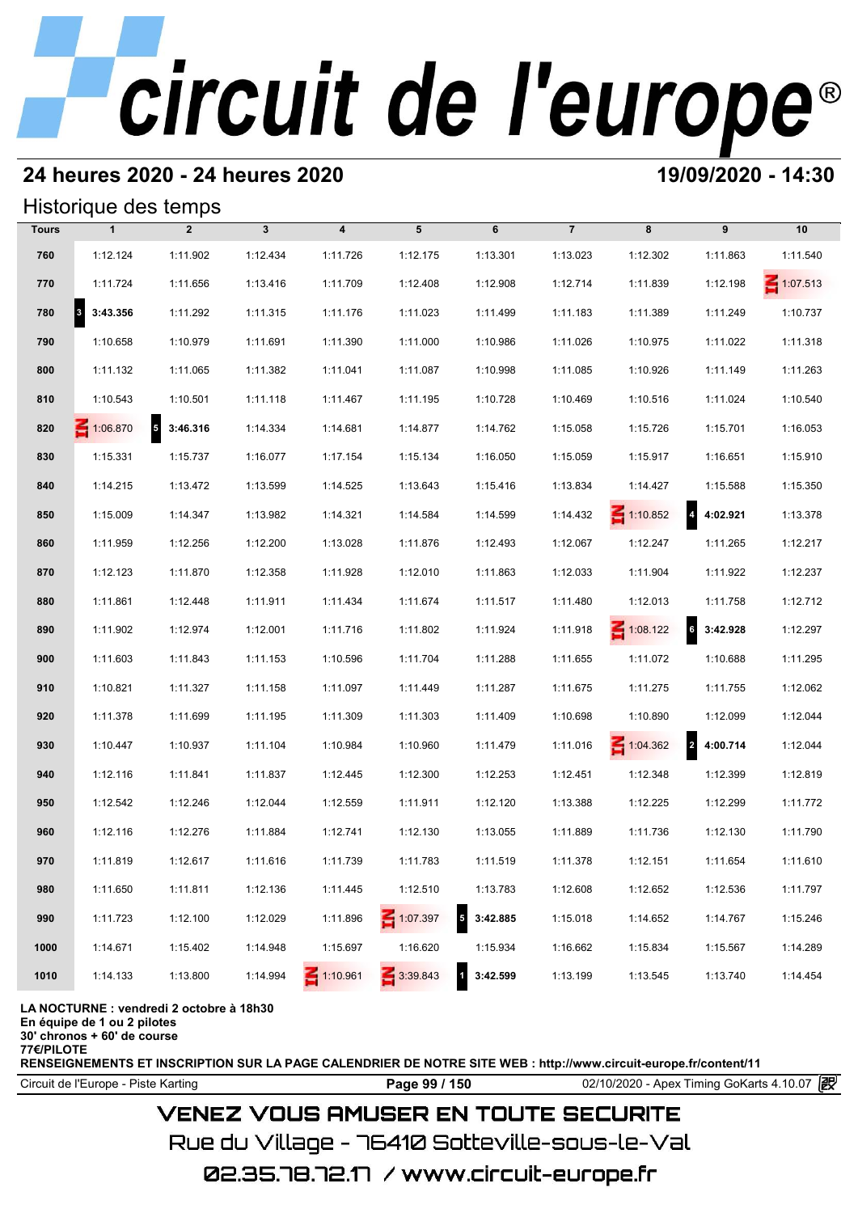# circuit de l'europe®

## 24 heures 2020 - 24 heures 2020

**19/09/2020 - 14:30**

### Historique des temps

| Tours | 1 | 2 | 3 | 4 | 5 | 6 | 7 | 8 | 9 | 10 |
|---|---|---|---|---|---|---|---|---|---|---|
| 760 | 1:12.124 | 1:11.902 | 1:12.434 | 1:11.726 | 1:12.175 | 1:13.301 | 1:13.023 | 1:12.302 | 1:11.863 | 1:11.540 |
| 770 | 1:11.724 | 1:11.656 | 1:13.416 | 1:11.709 | 1:12.408 | 1:12.908 | 1:12.714 | 1:11.839 | 1:12.198 | 1:07.513 |
| 780 | 3 **3:43.356** | 1:11.292 | 1:11.315 | 1:11.176 | 1:11.023 | 1:11.499 | 1:11.183 | 1:11.389 | 1:11.249 | 1:10.737 |
| 790 | 1:10.658 | 1:10.979 | 1:11.691 | 1:11.390 | 1:11.000 | 1:10.986 | 1:11.026 | 1:10.975 | 1:11.022 | 1:11.318 |
| 800 | 1:11.132 | 1:11.065 | 1:11.382 | 1:11.041 | 1:11.087 | 1:10.998 | 1:11.085 | 1:10.926 | 1:11.149 | 1:11.263 |
| 810 | 1:10.543 | 1:10.501 | 1:11.118 | 1:11.467 | 1:11.195 | 1:10.728 | 1:10.469 | 1:10.516 | 1:11.024 | 1:10.540 |
| 820 | 1:06.870 | 5 **3:46.316** | 1:14.334 | 1:14.681 | 1:14.877 | 1:14.762 | 1:15.058 | 1:15.726 | 1:15.701 | 1:16.053 |
| 830 | 1:15.331 | 1:15.737 | 1:16.077 | 1:17.154 | 1:15.134 | 1:16.050 | 1:15.059 | 1:15.917 | 1:16.651 | 1:15.910 |
| 840 | 1:14.215 | 1:13.472 | 1:13.599 | 1:14.525 | 1:13.643 | 1:15.416 | 1:13.834 | 1:14.427 | 1:15.588 | 1:15.350 |
| 850 | 1:15.009 | 1:14.347 | 1:13.982 | 1:14.321 | 1:14.584 | 1:14.599 | 1:14.432 | 1:10.852 | 4 **4:02.921** | 1:13.378 |
| 860 | 1:11.959 | 1:12.256 | 1:12.200 | 1:13.028 | 1:11.876 | 1:12.493 | 1:12.067 | 1:12.247 | 1:11.265 | 1:12.217 |
| 870 | 1:12.123 | 1:11.870 | 1:12.358 | 1:11.928 | 1:12.010 | 1:11.863 | 1:12.033 | 1:11.904 | 1:11.922 | 1:12.237 |
| 880 | 1:11.861 | 1:12.448 | 1:11.911 | 1:11.434 | 1:11.674 | 1:11.517 | 1:11.480 | 1:12.013 | 1:11.758 | 1:12.712 |
| 890 | 1:11.902 | 1:12.974 | 1:12.001 | 1:11.716 | 1:11.802 | 1:11.924 | 1:11.918 | 1:08.122 | 6 **3:42.928** | 1:12.297 |
| 900 | 1:11.603 | 1:11.843 | 1:11.153 | 1:10.596 | 1:11.704 | 1:11.288 | 1:11.655 | 1:11.072 | 1:10.688 | 1:11.295 |
| 910 | 1:10.821 | 1:11.327 | 1:11.158 | 1:11.097 | 1:11.449 | 1:11.287 | 1:11.675 | 1:11.275 | 1:11.755 | 1:12.062 |
| 920 | 1:11.378 | 1:11.699 | 1:11.195 | 1:11.309 | 1:11.303 | 1:11.409 | 1:10.698 | 1:10.890 | 1:12.099 | 1:12.044 |
| 930 | 1:10.447 | 1:10.937 | 1:11.104 | 1:10.984 | 1:10.960 | 1:11.479 | 1:11.016 | 1:04.362 | 2 **4:00.714** | 1:12.044 |
| 940 | 1:12.116 | 1:11.841 | 1:11.837 | 1:12.445 | 1:12.300 | 1:12.253 | 1:12.451 | 1:12.348 | 1:12.399 | 1:12.819 |
| 950 | 1:12.542 | 1:12.246 | 1:12.044 | 1:12.559 | 1:11.911 | 1:12.120 | 1:13.388 | 1:12.225 | 1:12.299 | 1:11.772 |
| 960 | 1:12.116 | 1:12.276 | 1:11.884 | 1:12.741 | 1:12.130 | 1:13.055 | 1:11.889 | 1:11.736 | 1:12.130 | 1:11.790 |
| 970 | 1:11.819 | 1:12.617 | 1:11.616 | 1:11.739 | 1:11.783 | 1:11.519 | 1:11.378 | 1:12.151 | 1:11.654 | 1:11.610 |
| 980 | 1:11.650 | 1:11.811 | 1:12.136 | 1:11.445 | 1:12.510 | 1:13.783 | 1:12.608 | 1:12.652 | 1:12.536 | 1:11.797 |
| 990 | 1:11.723 | 1:12.100 | 1:12.029 | 1:11.896 | 1:07.397 | 5 **3:42.885** | 1:15.018 | 1:14.652 | 1:14.767 | 1:15.246 |
| 1000 | 1:14.671 | 1:15.402 | 1:14.948 | 1:15.697 | 1:16.620 | 1:15.934 | 1:16.662 | 1:15.834 | 1:15.567 | 1:14.289 |
| 1010 | 1:14.133 | 1:13.800 | 1:14.994 | 1:10.961 | 3:39.843 | 1 **3:42.599** | 1:13.199 | 1:13.545 | 1:13.740 | 1:14.454 |

**LA NOCTURNE : vendredi 2 octobre à 18h30**
**En équipe de 1 ou 2 pilotes**
**30' chronos + 60' de course**
**77€/PILOTE**
**RENSEIGNEMENTS ET INSCRIPTION SUR LA PAGE CALENDRIER DE NOTRE SITE WEB : http://www.circuit-europe.fr/content/11**

Circuit de l'Europe - Piste Karting | 02/10/2020 - Apex Timing GoKarts 4.10.07

VENEZ VOUS AMUSER EN TOUTE SECURITE
Rue du Village - 76410 Sotteville-sous-le-Val
02.35.78.72.17 / www.circuit-europe.fr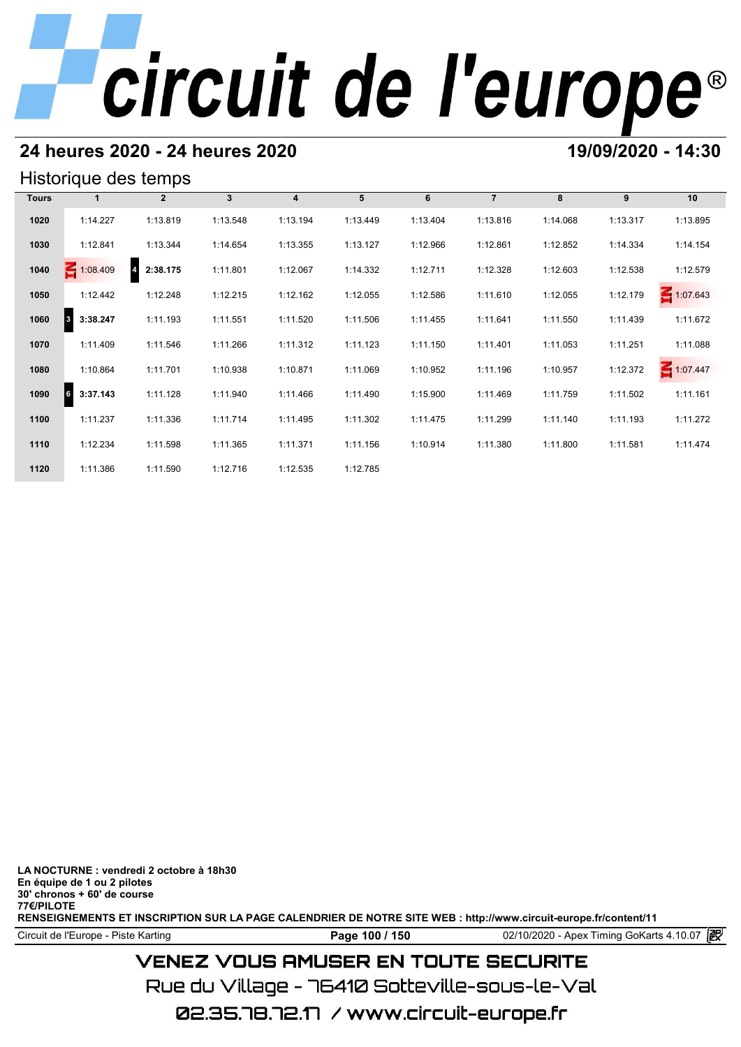## 24 heures 2020 - 24 heures 2020

## 19/09/2020 - 14:30

### Historique des temps

| Tours | 1 | 2 | 3 | 4 | 5 | 6 | 7 | 8 | 9 | 10 |
|---|---|---|---|---|---|---|---|---|---|---|
| 1020 | 1:14.227 | 1:13.819 | 1:13.548 | 1:13.194 | 1:13.449 | 1:13.404 | 1:13.816 | 1:14.068 | 1:13.317 | 1:13.895 |
| 1030 | 1:12.841 | 1:13.344 | 1:14.654 | 1:13.355 | 1:13.127 | 1:12.966 | 1:12.861 | 1:12.852 | 1:14.334 | 1:14.154 |
| 1040 | IN 1:08.409 | 4 **2:38.175** | 1:11.801 | 1:12.067 | 1:14.332 | 1:12.711 | 1:12.328 | 1:12.603 | 1:12.538 | 1:12.579 |
| 1050 | 1:12.442 | 1:12.248 | 1:12.215 | 1:12.162 | 1:12.055 | 1:12.586 | 1:11.610 | 1:12.055 | 1:12.179 | IN 1:07.643 |
| 1060 | 3 **3:38.247** | 1:11.193 | 1:11.551 | 1:11.520 | 1:11.506 | 1:11.455 | 1:11.641 | 1:11.550 | 1:11.439 | 1:11.672 |
| 1070 | 1:11.409 | 1:11.546 | 1:11.266 | 1:11.312 | 1:11.123 | 1:11.150 | 1:11.401 | 1:11.053 | 1:11.251 | 1:11.088 |
| 1080 | 1:10.864 | 1:11.701 | 1:10.938 | 1:10.871 | 1:11.069 | 1:10.952 | 1:11.196 | 1:10.957 | 1:12.372 | IN 1:07.447 |
| 1090 | 6 **3:37.143** | 1:11.128 | 1:11.940 | 1:11.466 | 1:11.490 | 1:15.900 | 1:11.469 | 1:11.759 | 1:11.502 | 1:11.161 |
| 1100 | 1:11.237 | 1:11.336 | 1:11.714 | 1:11.495 | 1:11.302 | 1:11.475 | 1:11.299 | 1:11.140 | 1:11.193 | 1:11.272 |
| 1110 | 1:12.234 | 1:11.598 | 1:11.365 | 1:11.371 | 1:11.156 | 1:10.914 | 1:11.380 | 1:11.800 | 1:11.581 | 1:11.474 |
| 1120 | 1:11.386 | 1:11.590 | 1:12.716 | 1:12.535 | 1:12.785 | | | | | |

**LA NOCTURNE : vendredi 2 octobre à 18h30**
**En équipe de 1 ou 2 pilotes**
**30' chronos + 60' de course**
**77€/PILOTE**
**RENSEIGNEMENTS ET INSCRIPTION SUR LA PAGE CALENDRIER DE NOTRE SITE WEB : http://www.circuit-europe.fr/content/11**

Circuit de l'Europe - Piste Karting — 02/10/2020 - Apex Timing GoKarts 4.10.07

VENEZ VOUS AMUSER EN TOUTE SECURITE
Rue du Village - 76410 Sotteville-sous-le-Val
02.35.78.72.17 / www.circuit-europe.fr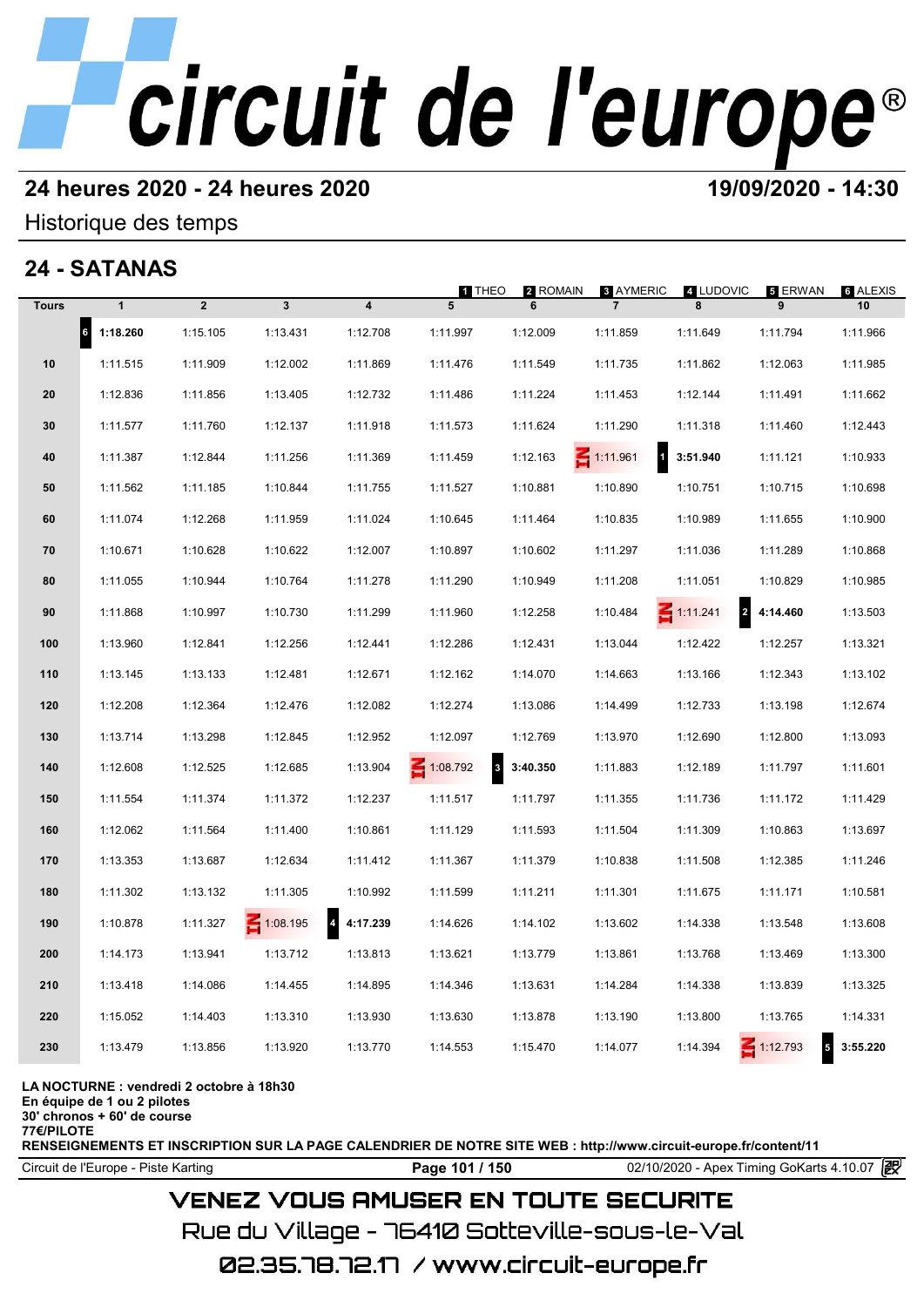# circuit de l'europe®

**24 heures 2020 - 24 heures 2020** **19/09/2020 - 14:30**

Historique des temps

## 24 - SATANAS

1 THEO | 2 ROMAIN | 3 AYMERIC | 4 LUDOVIC | 5 ERWAN | 6 ALEXIS

| Tours | 1 | 2 | 3 | 4 | 5 | 6 | 7 | 8 | 9 | 10 |
|---|---|---|---|---|---|---|---|---|---|---|
| | 6 **1:18.260** | 1:15.105 | 1:13.431 | 1:12.708 | 1:11.997 | 1:12.009 | 1:11.859 | 1:11.649 | 1:11.794 | 1:11.966 |
| 10 | 1:11.515 | 1:11.909 | 1:12.002 | 1:11.869 | 1:11.476 | 1:11.549 | 1:11.735 | 1:11.862 | 1:12.063 | 1:11.985 |
| 20 | 1:12.836 | 1:11.856 | 1:13.405 | 1:12.732 | 1:11.486 | 1:11.224 | 1:11.453 | 1:12.144 | 1:11.491 | 1:11.662 |
| 30 | 1:11.577 | 1:11.760 | 1:12.137 | 1:11.918 | 1:11.573 | 1:11.624 | 1:11.290 | 1:11.318 | 1:11.460 | 1:12.443 |
| 40 | 1:11.387 | 1:12.844 | 1:11.256 | 1:11.369 | 1:11.459 | 1:12.163 | IN 1:11.961 | 1 **3:51.940** | 1:11.121 | 1:10.933 |
| 50 | 1:11.562 | 1:11.185 | 1:10.844 | 1:11.755 | 1:11.527 | 1:10.881 | 1:10.890 | 1:10.751 | 1:10.715 | 1:10.698 |
| 60 | 1:11.074 | 1:12.268 | 1:11.959 | 1:11.024 | 1:10.645 | 1:11.464 | 1:10.835 | 1:10.989 | 1:11.655 | 1:10.900 |
| 70 | 1:10.671 | 1:10.628 | 1:10.622 | 1:12.007 | 1:10.897 | 1:10.602 | 1:11.297 | 1:11.036 | 1:11.289 | 1:10.868 |
| 80 | 1:11.055 | 1:10.944 | 1:10.764 | 1:11.278 | 1:11.290 | 1:10.949 | 1:11.208 | 1:11.051 | 1:10.829 | 1:10.985 |
| 90 | 1:11.868 | 1:10.997 | 1:10.730 | 1:11.299 | 1:11.960 | 1:12.258 | 1:10.484 | IN 1:11.241 | 2 **4:14.460** | 1:13.503 |
| 100 | 1:13.960 | 1:12.841 | 1:12.256 | 1:12.441 | 1:12.286 | 1:12.431 | 1:13.044 | 1:12.422 | 1:12.257 | 1:13.321 |
| 110 | 1:13.145 | 1:13.133 | 1:12.481 | 1:12.671 | 1:12.162 | 1:14.070 | 1:14.663 | 1:13.166 | 1:12.343 | 1:13.102 |
| 120 | 1:12.208 | 1:12.364 | 1:12.476 | 1:12.082 | 1:12.274 | 1:13.086 | 1:14.499 | 1:12.733 | 1:13.198 | 1:12.674 |
| 130 | 1:13.714 | 1:13.298 | 1:12.845 | 1:12.952 | 1:12.097 | 1:12.769 | 1:13.970 | 1:12.690 | 1:12.800 | 1:13.093 |
| 140 | 1:12.608 | 1:12.525 | 1:12.685 | 1:13.904 | IN 1:08.792 | 3 **3:40.350** | 1:11.883 | 1:12.189 | 1:11.797 | 1:11.601 |
| 150 | 1:11.554 | 1:11.374 | 1:11.372 | 1:12.237 | 1:11.517 | 1:11.797 | 1:11.355 | 1:11.736 | 1:11.172 | 1:11.429 |
| 160 | 1:12.062 | 1:11.564 | 1:11.400 | 1:10.861 | 1:11.129 | 1:11.593 | 1:11.504 | 1:11.309 | 1:10.863 | 1:13.697 |
| 170 | 1:13.353 | 1:13.687 | 1:12.634 | 1:11.412 | 1:11.367 | 1:11.379 | 1:10.838 | 1:11.508 | 1:12.385 | 1:11.246 |
| 180 | 1:11.302 | 1:13.132 | 1:11.305 | 1:10.992 | 1:11.599 | 1:11.211 | 1:11.301 | 1:11.675 | 1:11.171 | 1:10.581 |
| 190 | 1:10.878 | 1:11.327 | IN 1:08.195 | 4 **4:17.239** | 1:14.626 | 1:14.102 | 1:13.602 | 1:14.338 | 1:13.548 | 1:13.608 |
| 200 | 1:14.173 | 1:13.941 | 1:13.712 | 1:13.813 | 1:13.621 | 1:13.779 | 1:13.861 | 1:13.768 | 1:13.469 | 1:13.300 |
| 210 | 1:13.418 | 1:14.086 | 1:14.455 | 1:14.895 | 1:14.346 | 1:13.631 | 1:14.284 | 1:14.338 | 1:13.839 | 1:13.325 |
| 220 | 1:15.052 | 1:14.403 | 1:13.310 | 1:13.930 | 1:13.630 | 1:13.878 | 1:13.190 | 1:13.800 | 1:13.765 | 1:14.331 |
| 230 | 1:13.479 | 1:13.856 | 1:13.920 | 1:13.770 | 1:14.553 | 1:15.470 | 1:14.077 | 1:14.394 | IN 1:12.793 | 5 **3:55.220** |

**LA NOCTURNE : vendredi 2 octobre à 18h30**
**En équipe de 1 ou 2 pilotes**
**30' chronos + 60' de course**
**77€/PILOTE**
**RENSEIGNEMENTS ET INSCRIPTION SUR LA PAGE CALENDRIER DE NOTRE SITE WEB : http://www.circuit-europe.fr/content/11**

Circuit de l'Europe - Piste Karting | 02/10/2020 - Apex Timing GoKarts 4.10.07

VENEZ VOUS AMUSER EN TOUTE SECURITE

Rue du Village - 76410 Sotteville-sous-le-Val

02.35.78.72.17 / www.circuit-europe.fr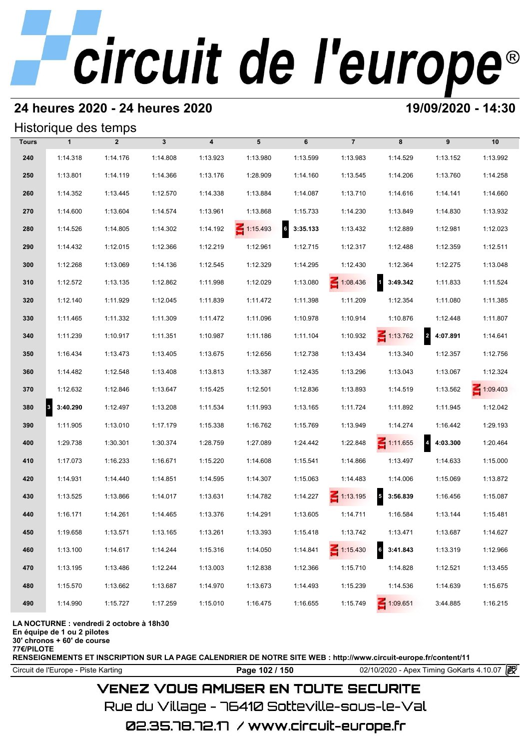# circuit de l'europe®

## 24 heures 2020 - 24 heures 2020

**19/09/2020 - 14:30**

### Historique des temps

| Tours | 1 | 2 | 3 | 4 | 5 | 6 | 7 | 8 | 9 | 10 |
|---|---|---|---|---|---|---|---|---|---|---|
| 240 | 1:14.318 | 1:14.176 | 1:14.808 | 1:13.923 | 1:13.980 | 1:13.599 | 1:13.983 | 1:14.529 | 1:13.152 | 1:13.992 |
| 250 | 1:13.801 | 1:14.119 | 1:14.366 | 1:13.176 | 1:28.909 | 1:14.160 | 1:13.545 | 1:14.206 | 1:13.760 | 1:14.258 |
| 260 | 1:14.352 | 1:13.445 | 1:12.570 | 1:14.338 | 1:13.884 | 1:14.087 | 1:13.710 | 1:14.616 | 1:14.141 | 1:14.660 |
| 270 | 1:14.600 | 1:13.604 | 1:14.574 | 1:13.961 | 1:13.868 | 1:15.733 | 1:14.230 | 1:13.849 | 1:14.830 | 1:13.932 |
| 280 | 1:14.526 | 1:14.805 | 1:14.302 | 1:14.192 | IN 1:15.493 | 6 **3:35.133** | 1:13.432 | 1:12.889 | 1:12.981 | 1:12.023 |
| 290 | 1:14.432 | 1:12.015 | 1:12.366 | 1:12.219 | 1:12.961 | 1:12.715 | 1:12.317 | 1:12.488 | 1:12.359 | 1:12.511 |
| 300 | 1:12.268 | 1:13.069 | 1:14.136 | 1:12.545 | 1:12.329 | 1:14.295 | 1:12.430 | 1:12.364 | 1:12.275 | 1:13.048 |
| 310 | 1:12.572 | 1:13.135 | 1:12.862 | 1:11.998 | 1:12.029 | 1:13.080 | IN 1:08.436 | 1 **3:49.342** | 1:11.833 | 1:11.524 |
| 320 | 1:12.140 | 1:11.929 | 1:12.045 | 1:11.839 | 1:11.472 | 1:11.398 | 1:11.209 | 1:12.354 | 1:11.080 | 1:11.385 |
| 330 | 1:11.465 | 1:11.332 | 1:11.309 | 1:11.472 | 1:11.096 | 1:10.978 | 1:10.914 | 1:10.876 | 1:12.448 | 1:11.807 |
| 340 | 1:11.239 | 1:10.917 | 1:11.351 | 1:10.987 | 1:11.186 | 1:11.104 | 1:10.932 | IN 1:13.762 | 2 **4:07.891** | 1:14.641 |
| 350 | 1:16.434 | 1:13.473 | 1:13.405 | 1:13.675 | 1:12.656 | 1:12.738 | 1:13.434 | 1:13.340 | 1:12.357 | 1:12.756 |
| 360 | 1:14.482 | 1:12.548 | 1:13.408 | 1:13.813 | 1:13.387 | 1:12.435 | 1:13.296 | 1:13.043 | 1:13.067 | 1:12.324 |
| 370 | 1:12.632 | 1:12.846 | 1:13.647 | 1:15.425 | 1:12.501 | 1:12.836 | 1:13.893 | 1:14.519 | 1:13.562 | IN 1:09.403 |
| 380 | 3 **3:40.290** | 1:12.497 | 1:13.208 | 1:11.534 | 1:11.993 | 1:13.165 | 1:11.724 | 1:11.892 | 1:11.945 | 1:12.042 |
| 390 | 1:11.905 | 1:13.010 | 1:17.179 | 1:15.338 | 1:16.762 | 1:15.769 | 1:13.949 | 1:14.274 | 1:16.442 | 1:29.193 |
| 400 | 1:29.738 | 1:30.301 | 1:30.374 | 1:28.759 | 1:27.089 | 1:24.442 | 1:22.848 | IN 1:11.655 | 4 **4:03.300** | 1:20.464 |
| 410 | 1:17.073 | 1:16.233 | 1:16.671 | 1:15.220 | 1:14.608 | 1:15.541 | 1:14.866 | 1:13.497 | 1:14.633 | 1:15.000 |
| 420 | 1:14.931 | 1:14.440 | 1:14.851 | 1:14.595 | 1:14.307 | 1:15.063 | 1:14.483 | 1:14.006 | 1:15.069 | 1:13.872 |
| 430 | 1:13.525 | 1:13.866 | 1:14.017 | 1:13.631 | 1:14.782 | 1:14.227 | IN 1:13.195 | 5 **3:56.839** | 1:16.456 | 1:15.087 |
| 440 | 1:16.171 | 1:14.261 | 1:14.465 | 1:13.376 | 1:14.291 | 1:13.605 | 1:14.711 | 1:16.584 | 1:13.144 | 1:15.481 |
| 450 | 1:19.658 | 1:13.571 | 1:13.165 | 1:13.261 | 1:13.393 | 1:15.418 | 1:13.742 | 1:13.471 | 1:13.687 | 1:14.627 |
| 460 | 1:13.100 | 1:14.617 | 1:14.244 | 1:15.316 | 1:14.050 | 1:14.841 | IN 1:15.430 | 6 **3:41.843** | 1:13.319 | 1:12.966 |
| 470 | 1:13.195 | 1:13.486 | 1:12.244 | 1:13.003 | 1:12.838 | 1:12.366 | 1:15.710 | 1:14.828 | 1:12.521 | 1:13.455 |
| 480 | 1:15.570 | 1:13.662 | 1:13.687 | 1:14.970 | 1:13.673 | 1:14.493 | 1:15.239 | 1:14.536 | 1:14.639 | 1:15.675 |
| 490 | 1:14.990 | 1:15.727 | 1:17.259 | 1:15.010 | 1:16.475 | 1:16.655 | 1:15.749 | IN 1:09.651 | 3:44.885 | 1:16.215 |

**LA NOCTURNE : vendredi 2 octobre à 18h30**
**En équipe de 1 ou 2 pilotes**
**30' chronos + 60' de course**
**77€/PILOTE**
**RENSEIGNEMENTS ET INSCRIPTION SUR LA PAGE CALENDRIER DE NOTRE SITE WEB : http://www.circuit-europe.fr/content/11**

Circuit de l'Europe - Piste Karting | 02/10/2020 - Apex Timing GoKarts 4.10.07

VENEZ VOUS AMUSER EN TOUTE SECURITE
Rue du Village - 76410 Sotteville-sous-le-Val
02.35.78.72.17 / www.circuit-europe.fr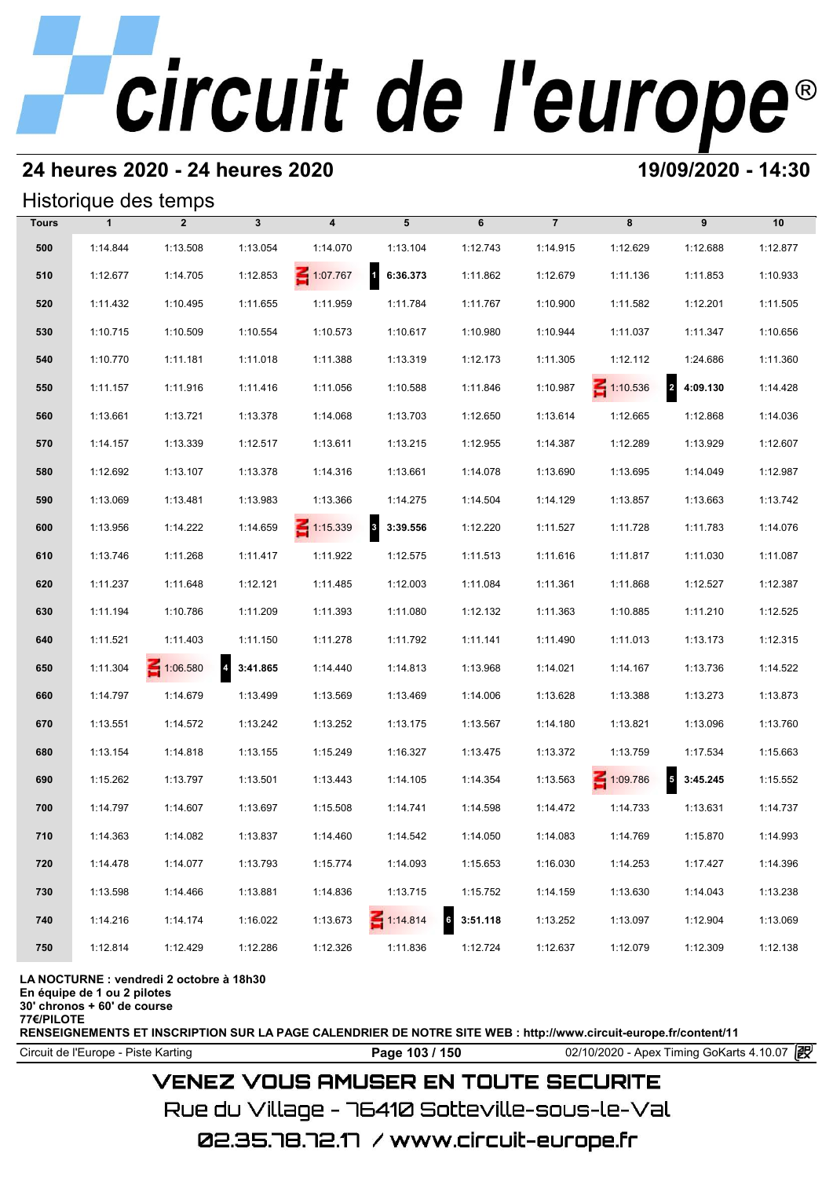# circuit de l'europe®

## 24 heures 2020 - 24 heures 2020

**19/09/2020 - 14:30**

### Historique des temps

| Tours | 1 | 2 | 3 | 4 | 5 | 6 | 7 | 8 | 9 | 10 |
|---|---|---|---|---|---|---|---|---|---|---|
| 500 | 1:14.844 | 1:13.508 | 1:13.054 | 1:14.070 | 1:13.104 | 1:12.743 | 1:14.915 | 1:12.629 | 1:12.688 | 1:12.877 |
| 510 | 1:12.677 | 1:14.705 | 1:12.853 | IN 1:07.767 | 1 **6:36.373** | 1:11.862 | 1:12.679 | 1:11.136 | 1:11.853 | 1:10.933 |
| 520 | 1:11.432 | 1:10.495 | 1:11.655 | 1:11.959 | 1:11.784 | 1:11.767 | 1:10.900 | 1:11.582 | 1:12.201 | 1:11.505 |
| 530 | 1:10.715 | 1:10.509 | 1:10.554 | 1:10.573 | 1:10.617 | 1:10.980 | 1:10.944 | 1:11.037 | 1:11.347 | 1:10.656 |
| 540 | 1:10.770 | 1:11.181 | 1:11.018 | 1:11.388 | 1:13.319 | 1:12.173 | 1:11.305 | 1:12.112 | 1:24.686 | 1:11.360 |
| 550 | 1:11.157 | 1:11.916 | 1:11.416 | 1:11.056 | 1:10.588 | 1:11.846 | 1:10.987 | IN 1:10.536 | 2 **4:09.130** | 1:14.428 |
| 560 | 1:13.661 | 1:13.721 | 1:13.378 | 1:14.068 | 1:13.703 | 1:12.650 | 1:13.614 | 1:12.665 | 1:12.868 | 1:14.036 |
| 570 | 1:14.157 | 1:13.339 | 1:12.517 | 1:13.611 | 1:13.215 | 1:12.955 | 1:14.387 | 1:12.289 | 1:13.929 | 1:12.607 |
| 580 | 1:12.692 | 1:13.107 | 1:13.378 | 1:14.316 | 1:13.661 | 1:14.078 | 1:13.690 | 1:13.695 | 1:14.049 | 1:12.987 |
| 590 | 1:13.069 | 1:13.481 | 1:13.983 | 1:13.366 | 1:14.275 | 1:14.504 | 1:14.129 | 1:13.857 | 1:13.663 | 1:13.742 |
| 600 | 1:13.956 | 1:14.222 | 1:14.659 | IN 1:15.339 | 3 **3:39.556** | 1:12.220 | 1:11.527 | 1:11.728 | 1:11.783 | 1:14.076 |
| 610 | 1:13.746 | 1:11.268 | 1:11.417 | 1:11.922 | 1:12.575 | 1:11.513 | 1:11.616 | 1:11.817 | 1:11.030 | 1:11.087 |
| 620 | 1:11.237 | 1:11.648 | 1:12.121 | 1:11.485 | 1:12.003 | 1:11.084 | 1:11.361 | 1:11.868 | 1:12.527 | 1:12.387 |
| 630 | 1:11.194 | 1:10.786 | 1:11.209 | 1:11.393 | 1:11.080 | 1:12.132 | 1:11.363 | 1:10.885 | 1:11.210 | 1:12.525 |
| 640 | 1:11.521 | 1:11.403 | 1:11.150 | 1:11.278 | 1:11.792 | 1:11.141 | 1:11.490 | 1:11.013 | 1:13.173 | 1:12.315 |
| 650 | 1:11.304 | IN 1:06.580 | 4 **3:41.865** | 1:14.440 | 1:14.813 | 1:13.968 | 1:14.021 | 1:14.167 | 1:13.736 | 1:14.522 |
| 660 | 1:14.797 | 1:14.679 | 1:13.499 | 1:13.569 | 1:13.469 | 1:14.006 | 1:13.628 | 1:13.388 | 1:13.273 | 1:13.873 |
| 670 | 1:13.551 | 1:14.572 | 1:13.242 | 1:13.252 | 1:13.175 | 1:13.567 | 1:14.180 | 1:13.821 | 1:13.096 | 1:13.760 |
| 680 | 1:13.154 | 1:14.818 | 1:13.155 | 1:15.249 | 1:16.327 | 1:13.475 | 1:13.372 | 1:13.759 | 1:17.534 | 1:15.663 |
| 690 | 1:15.262 | 1:13.797 | 1:13.501 | 1:13.443 | 1:14.105 | 1:14.354 | 1:13.563 | IN 1:09.786 | 5 **3:45.245** | 1:15.552 |
| 700 | 1:14.797 | 1:14.607 | 1:13.697 | 1:15.508 | 1:14.741 | 1:14.598 | 1:14.472 | 1:14.733 | 1:13.631 | 1:14.737 |
| 710 | 1:14.363 | 1:14.082 | 1:13.837 | 1:14.460 | 1:14.542 | 1:14.050 | 1:14.083 | 1:14.769 | 1:15.870 | 1:14.993 |
| 720 | 1:14.478 | 1:14.077 | 1:13.793 | 1:15.774 | 1:14.093 | 1:15.653 | 1:16.030 | 1:14.253 | 1:17.427 | 1:14.396 |
| 730 | 1:13.598 | 1:14.466 | 1:13.881 | 1:14.836 | 1:13.715 | 1:15.752 | 1:14.159 | 1:13.630 | 1:14.043 | 1:13.238 |
| 740 | 1:14.216 | 1:14.174 | 1:16.022 | 1:13.673 | IN 1:14.814 | 6 **3:51.118** | 1:13.252 | 1:13.097 | 1:12.904 | 1:13.069 |
| 750 | 1:12.814 | 1:12.429 | 1:12.286 | 1:12.326 | 1:11.836 | 1:12.724 | 1:12.637 | 1:12.079 | 1:12.309 | 1:12.138 |

**LA NOCTURNE : vendredi 2 octobre à 18h30**
**En équipe de 1 ou 2 pilotes**
**30' chronos + 60' de course**
**77€/PILOTE**
**RENSEIGNEMENTS ET INSCRIPTION SUR LA PAGE CALENDRIER DE NOTRE SITE WEB : http://www.circuit-europe.fr/content/11**

Circuit de l'Europe - Piste Karting | 02/10/2020 - Apex Timing GoKarts 4.10.07

VENEZ VOUS AMUSER EN TOUTE SECURITE
Rue du Village - 76410 Sotteville-sous-le-Val
02.35.78.72.17 / www.circuit-europe.fr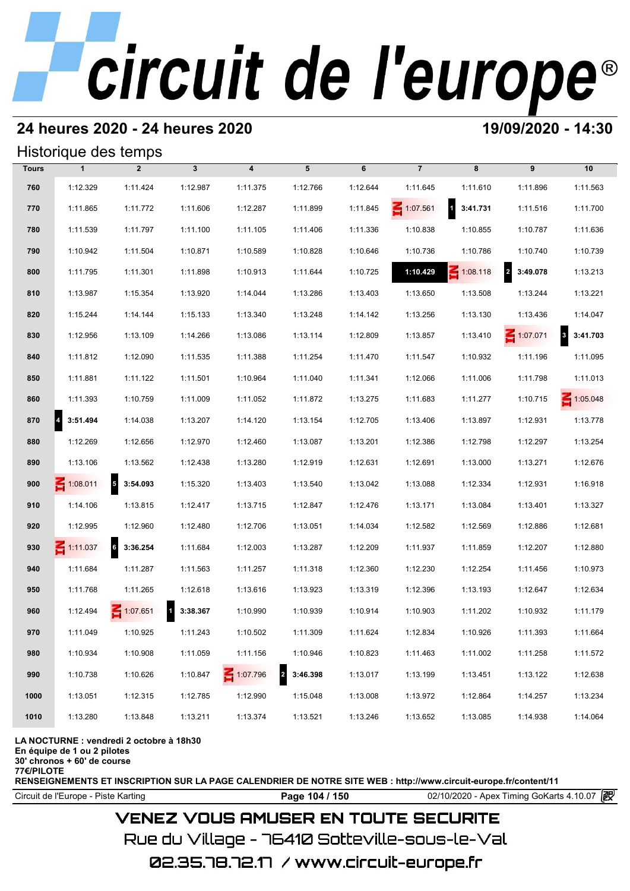# circuit de l'europe®

## 24 heures 2020 - 24 heures 2020

**19/09/2020 - 14:30**

### Historique des temps

| Tours | 1 | 2 | 3 | 4 | 5 | 6 | 7 | 8 | 9 | 10 |
|---|---|---|---|---|---|---|---|---|---|---|
| 760 | 1:12.329 | 1:11.424 | 1:12.987 | 1:11.375 | 1:12.766 | 1:12.644 | 1:11.645 | 1:11.610 | 1:11.896 | 1:11.563 |
| 770 | 1:11.865 | 1:11.772 | 1:11.606 | 1:12.287 | 1:11.899 | 1:11.845 | IN 1:07.561 | 1 **3:41.731** | 1:11.516 | 1:11.700 |
| 780 | 1:11.539 | 1:11.797 | 1:11.100 | 1:11.105 | 1:11.406 | 1:11.336 | 1:10.838 | 1:10.855 | 1:10.787 | 1:11.636 |
| 790 | 1:10.942 | 1:11.504 | 1:10.871 | 1:10.589 | 1:10.828 | 1:10.646 | 1:10.736 | 1:10.786 | 1:10.740 | 1:10.739 |
| 800 | 1:11.795 | 1:11.301 | 1:11.898 | 1:10.913 | 1:11.644 | 1:10.725 | **1:10.429** | IN 1:08.118 | 2 **3:49.078** | 1:13.213 |
| 810 | 1:13.987 | 1:15.354 | 1:13.920 | 1:14.044 | 1:13.286 | 1:13.403 | 1:13.650 | 1:13.508 | 1:13.244 | 1:13.221 |
| 820 | 1:15.244 | 1:14.144 | 1:15.133 | 1:13.340 | 1:13.248 | 1:14.142 | 1:13.256 | 1:13.130 | 1:13.436 | 1:14.047 |
| 830 | 1:12.956 | 1:13.109 | 1:14.266 | 1:13.086 | 1:13.114 | 1:12.809 | 1:13.857 | 1:13.410 | IN 1:07.071 | 3 **3:41.703** |
| 840 | 1:11.812 | 1:12.090 | 1:11.535 | 1:11.388 | 1:11.254 | 1:11.470 | 1:11.547 | 1:10.932 | 1:11.196 | 1:11.095 |
| 850 | 1:11.881 | 1:11.122 | 1:11.501 | 1:10.964 | 1:11.040 | 1:11.341 | 1:12.066 | 1:11.006 | 1:11.798 | 1:11.013 |
| 860 | 1:11.393 | 1:10.759 | 1:11.009 | 1:11.052 | 1:11.872 | 1:13.275 | 1:11.683 | 1:11.277 | 1:10.715 | IN 1:05.048 |
| 870 | 4 **3:51.494** | 1:14.038 | 1:13.207 | 1:14.120 | 1:13.154 | 1:12.705 | 1:13.406 | 1:13.897 | 1:12.931 | 1:13.778 |
| 880 | 1:12.269 | 1:12.656 | 1:12.970 | 1:12.460 | 1:13.087 | 1:13.201 | 1:12.386 | 1:12.798 | 1:12.297 | 1:13.254 |
| 890 | 1:13.106 | 1:13.562 | 1:12.438 | 1:13.280 | 1:12.919 | 1:12.631 | 1:12.691 | 1:13.000 | 1:13.271 | 1:12.676 |
| 900 | IN 1:08.011 | 5 **3:54.093** | 1:15.320 | 1:13.403 | 1:13.540 | 1:13.042 | 1:13.088 | 1:12.334 | 1:12.931 | 1:16.918 |
| 910 | 1:14.106 | 1:13.815 | 1:12.417 | 1:13.715 | 1:12.847 | 1:12.476 | 1:13.171 | 1:13.084 | 1:13.401 | 1:13.327 |
| 920 | 1:12.995 | 1:12.960 | 1:12.480 | 1:12.706 | 1:13.051 | 1:14.034 | 1:12.582 | 1:12.569 | 1:12.886 | 1:12.681 |
| 930 | IN 1:11.037 | 6 **3:36.254** | 1:11.684 | 1:12.003 | 1:13.287 | 1:12.209 | 1:11.937 | 1:11.859 | 1:12.207 | 1:12.880 |
| 940 | 1:11.684 | 1:11.287 | 1:11.563 | 1:11.257 | 1:11.318 | 1:12.360 | 1:12.230 | 1:12.254 | 1:11.456 | 1:10.973 |
| 950 | 1:11.768 | 1:11.265 | 1:12.618 | 1:13.616 | 1:13.923 | 1:13.319 | 1:12.396 | 1:13.193 | 1:12.647 | 1:12.634 |
| 960 | 1:12.494 | IN 1:07.651 | 1 **3:38.367** | 1:10.990 | 1:10.939 | 1:10.914 | 1:10.903 | 1:11.202 | 1:10.932 | 1:11.179 |
| 970 | 1:11.049 | 1:10.925 | 1:11.243 | 1:10.502 | 1:11.309 | 1:11.624 | 1:12.834 | 1:10.926 | 1:11.393 | 1:11.664 |
| 980 | 1:10.934 | 1:10.908 | 1:11.059 | 1:11.156 | 1:10.946 | 1:10.823 | 1:11.463 | 1:11.002 | 1:11.258 | 1:11.572 |
| 990 | 1:10.738 | 1:10.626 | 1:10.847 | IN 1:07.796 | 2 **3:46.398** | 1:13.017 | 1:13.199 | 1:13.451 | 1:13.122 | 1:12.638 |
| 1000 | 1:13.051 | 1:12.315 | 1:12.785 | 1:12.990 | 1:15.048 | 1:13.008 | 1:13.972 | 1:12.864 | 1:14.257 | 1:13.234 |
| 1010 | 1:13.280 | 1:13.848 | 1:13.211 | 1:13.374 | 1:13.521 | 1:13.246 | 1:13.652 | 1:13.085 | 1:14.938 | 1:14.064 |

**LA NOCTURNE : vendredi 2 octobre à 18h30**
**En équipe de 1 ou 2 pilotes**
**30' chronos + 60' de course**
**77€/PILOTE**
**RENSEIGNEMENTS ET INSCRIPTION SUR LA PAGE CALENDRIER DE NOTRE SITE WEB : http://www.circuit-europe.fr/content/11**

Circuit de l'Europe - Piste Karting | 02/10/2020 - Apex Timing GoKarts 4.10.07

VENEZ VOUS AMUSER EN TOUTE SECURITE
Rue du Village - 76410 Sotteville-sous-le-Val
02.35.78.72.17 / www.circuit-europe.fr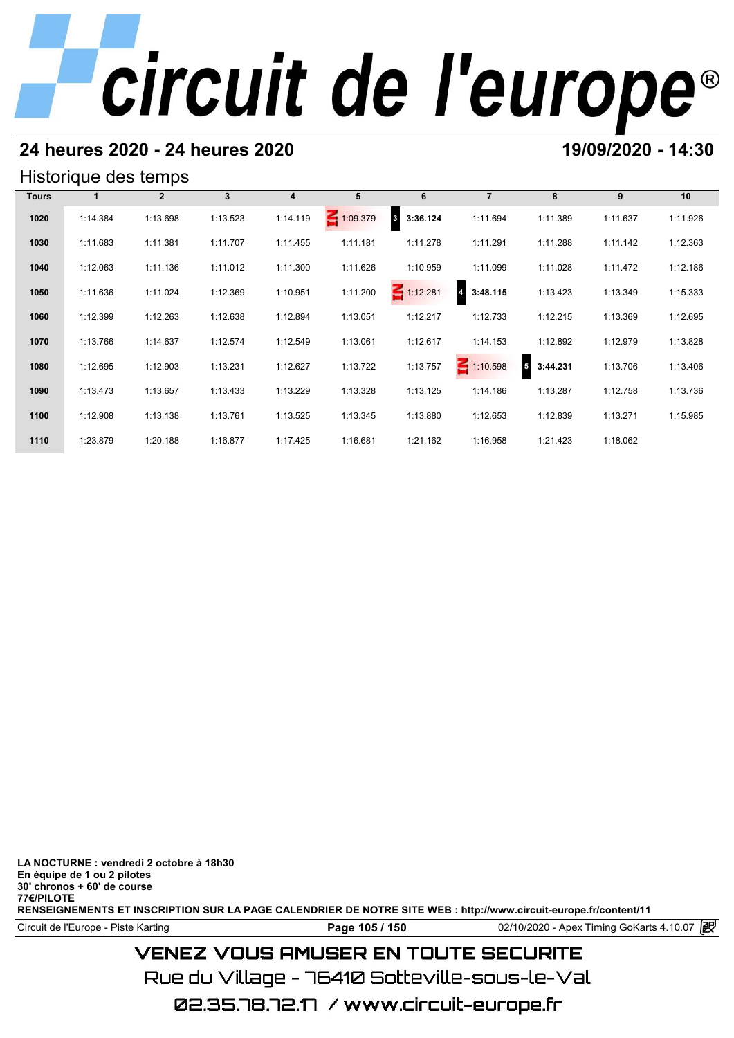# circuit de l'europe®

## 24 heures 2020 - 24 heures 2020

**19/09/2020 - 14:30**

### Historique des temps

| Tours | 1 | 2 | 3 | 4 | 5 | 6 | 7 | 8 | 9 | 10 |
|---|---|---|---|---|---|---|---|---|---|---|
| 1020 | 1:14.384 | 1:13.698 | 1:13.523 | 1:14.119 | IN 1:09.379 | 3 **3:36.124** | 1:11.694 | 1:11.389 | 1:11.637 | 1:11.926 |
| 1030 | 1:11.683 | 1:11.381 | 1:11.707 | 1:11.455 | 1:11.181 | 1:11.278 | 1:11.291 | 1:11.288 | 1:11.142 | 1:12.363 |
| 1040 | 1:12.063 | 1:11.136 | 1:11.012 | 1:11.300 | 1:11.626 | 1:10.959 | 1:11.099 | 1:11.028 | 1:11.472 | 1:12.186 |
| 1050 | 1:11.636 | 1:11.024 | 1:12.369 | 1:10.951 | 1:11.200 | IN 1:12.281 | 4 **3:48.115** | 1:13.423 | 1:13.349 | 1:15.333 |
| 1060 | 1:12.399 | 1:12.263 | 1:12.638 | 1:12.894 | 1:13.051 | 1:12.217 | 1:12.733 | 1:12.215 | 1:13.369 | 1:12.695 |
| 1070 | 1:13.766 | 1:14.637 | 1:12.574 | 1:12.549 | 1:13.061 | 1:12.617 | 1:14.153 | 1:12.892 | 1:12.979 | 1:13.828 |
| 1080 | 1:12.695 | 1:12.903 | 1:13.231 | 1:12.627 | 1:13.722 | 1:13.757 | IN 1:10.598 | 5 **3:44.231** | 1:13.706 | 1:13.406 |
| 1090 | 1:13.473 | 1:13.657 | 1:13.433 | 1:13.229 | 1:13.328 | 1:13.125 | 1:14.186 | 1:13.287 | 1:12.758 | 1:13.736 |
| 1100 | 1:12.908 | 1:13.138 | 1:13.761 | 1:13.525 | 1:13.345 | 1:13.880 | 1:12.653 | 1:12.839 | 1:13.271 | 1:15.985 |
| 1110 | 1:23.879 | 1:20.188 | 1:16.877 | 1:17.425 | 1:16.681 | 1:21.162 | 1:16.958 | 1:21.423 | 1:18.062 | |

**LA NOCTURNE : vendredi 2 octobre à 18h30**
**En équipe de 1 ou 2 pilotes**
**30' chronos + 60' de course**
**77€/PILOTE**
**RENSEIGNEMENTS ET INSCRIPTION SUR LA PAGE CALENDRIER DE NOTRE SITE WEB : http://www.circuit-europe.fr/content/11**

Circuit de l'Europe - Piste Karting — 02/10/2020 - Apex Timing GoKarts 4.10.07

VENEZ VOUS AMUSER EN TOUTE SECURITE
Rue du Village - 76410 Sotteville-sous-le-Val
02.35.78.72.17 / www.circuit-europe.fr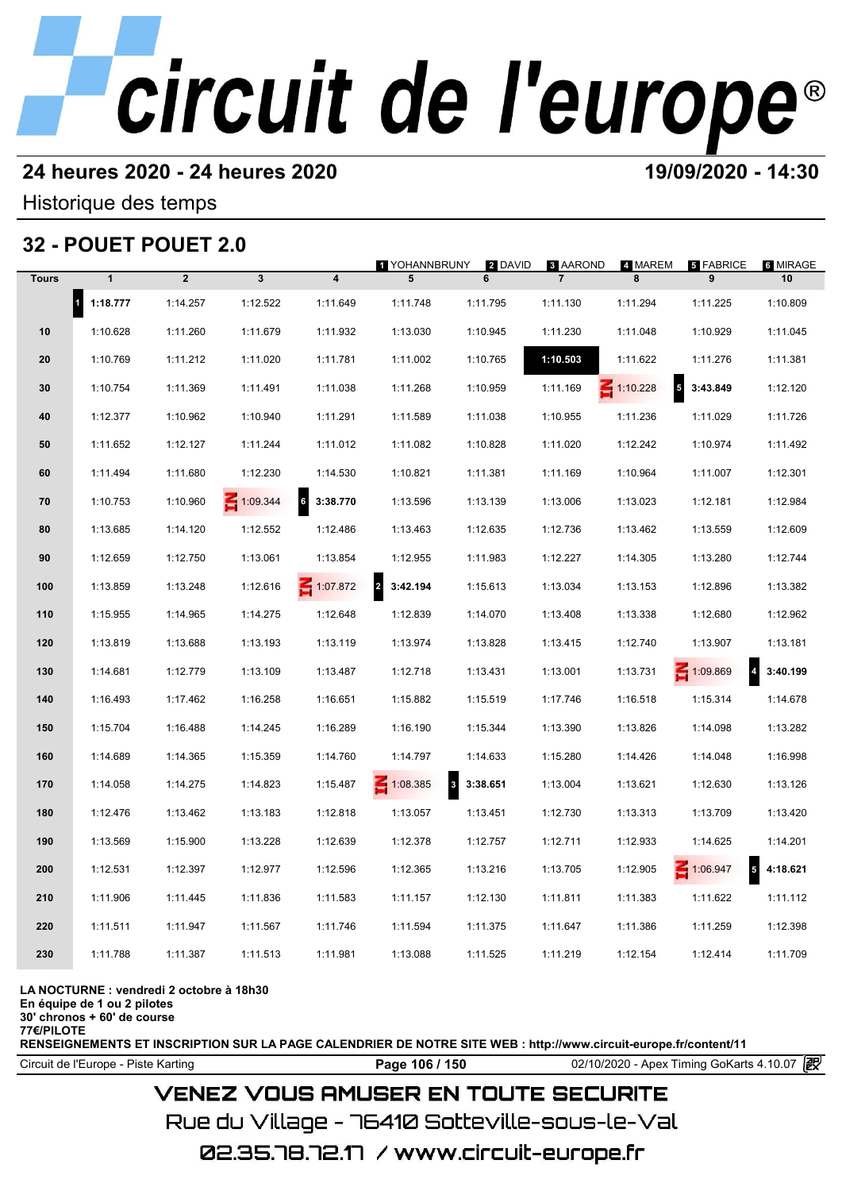# circuit de l'europe®

**24 heures 2020 - 24 heures 2020** **19/09/2020 - 14:30**

Historique des temps

## 32 - POUET POUET 2.0

| Tours | 1 | 2 | 3 | 4 | 5 | 6 | 7 | 8 | 9 | 10 |
|---|---|---|---|---|---|---|---|---|---|---|
| | | | | | 1 YOHANNBRUNY | 2 DAVID | 3 AAROND | 4 MAREM | 5 FABRICE | 6 MIRAGE |
| | 1 **1:18.777** | 1:14.257 | 1:12.522 | 1:11.649 | 1:11.748 | 1:11.795 | 1:11.130 | 1:11.294 | 1:11.225 | 1:10.809 |
| 10 | 1:10.628 | 1:11.260 | 1:11.679 | 1:11.932 | 1:13.030 | 1:10.945 | 1:11.230 | 1:11.048 | 1:10.929 | 1:11.045 |
| 20 | 1:10.769 | 1:11.212 | 1:11.020 | 1:11.781 | 1:11.002 | 1:10.765 | **1:10.503** | 1:11.622 | 1:11.276 | 1:11.381 |
| 30 | 1:10.754 | 1:11.369 | 1:11.491 | 1:11.038 | 1:11.268 | 1:10.959 | 1:11.169 | IN 1:10.228 | 5 **3:43.849** | 1:12.120 |
| 40 | 1:12.377 | 1:10.962 | 1:10.940 | 1:11.291 | 1:11.589 | 1:11.038 | 1:10.955 | 1:11.236 | 1:11.029 | 1:11.726 |
| 50 | 1:11.652 | 1:12.127 | 1:11.244 | 1:11.012 | 1:11.082 | 1:10.828 | 1:11.020 | 1:12.242 | 1:10.974 | 1:11.492 |
| 60 | 1:11.494 | 1:11.680 | 1:12.230 | 1:14.530 | 1:10.821 | 1:11.381 | 1:11.169 | 1:10.964 | 1:11.007 | 1:12.301 |
| 70 | 1:10.753 | 1:10.960 | IN 1:09.344 | 6 **3:38.770** | 1:13.596 | 1:13.139 | 1:13.006 | 1:13.023 | 1:12.181 | 1:12.984 |
| 80 | 1:13.685 | 1:14.120 | 1:12.552 | 1:12.486 | 1:13.463 | 1:12.635 | 1:12.736 | 1:13.462 | 1:13.559 | 1:12.609 |
| 90 | 1:12.659 | 1:12.750 | 1:13.061 | 1:13.854 | 1:12.955 | 1:11.983 | 1:12.227 | 1:14.305 | 1:13.280 | 1:12.744 |
| 100 | 1:13.859 | 1:13.248 | 1:12.616 | IN 1:07.872 | 2 **3:42.194** | 1:15.613 | 1:13.034 | 1:13.153 | 1:12.896 | 1:13.382 |
| 110 | 1:15.955 | 1:14.965 | 1:14.275 | 1:12.648 | 1:12.839 | 1:14.070 | 1:13.408 | 1:13.338 | 1:12.680 | 1:12.962 |
| 120 | 1:13.819 | 1:13.688 | 1:13.193 | 1:13.119 | 1:13.974 | 1:13.828 | 1:13.415 | 1:12.740 | 1:13.907 | 1:13.181 |
| 130 | 1:14.681 | 1:12.779 | 1:13.109 | 1:13.487 | 1:12.718 | 1:13.431 | 1:13.001 | 1:13.731 | IN 1:09.869 | 4 **3:40.199** |
| 140 | 1:16.493 | 1:17.462 | 1:16.258 | 1:16.651 | 1:15.882 | 1:15.519 | 1:17.746 | 1:16.518 | 1:15.314 | 1:14.678 |
| 150 | 1:15.704 | 1:16.488 | 1:14.245 | 1:16.289 | 1:16.190 | 1:15.344 | 1:13.390 | 1:13.826 | 1:14.098 | 1:13.282 |
| 160 | 1:14.689 | 1:14.365 | 1:15.359 | 1:14.760 | 1:14.797 | 1:14.633 | 1:15.280 | 1:14.426 | 1:14.048 | 1:16.998 |
| 170 | 1:14.058 | 1:14.275 | 1:14.823 | 1:15.487 | IN 1:08.385 | 3 **3:38.651** | 1:13.004 | 1:13.621 | 1:12.630 | 1:13.126 |
| 180 | 1:12.476 | 1:13.462 | 1:13.183 | 1:12.818 | 1:13.057 | 1:13.451 | 1:12.730 | 1:13.313 | 1:13.709 | 1:13.420 |
| 190 | 1:13.569 | 1:15.900 | 1:13.228 | 1:12.639 | 1:12.378 | 1:12.757 | 1:12.711 | 1:12.933 | 1:14.625 | 1:14.201 |
| 200 | 1:12.531 | 1:12.397 | 1:12.977 | 1:12.596 | 1:12.365 | 1:13.216 | 1:13.705 | 1:12.905 | IN 1:06.947 | 5 **4:18.621** |
| 210 | 1:11.906 | 1:11.445 | 1:11.836 | 1:11.583 | 1:11.157 | 1:12.130 | 1:11.811 | 1:11.383 | 1:11.622 | 1:11.112 |
| 220 | 1:11.511 | 1:11.947 | 1:11.567 | 1:11.746 | 1:11.594 | 1:11.375 | 1:11.647 | 1:11.386 | 1:11.259 | 1:12.398 |
| 230 | 1:11.788 | 1:11.387 | 1:11.513 | 1:11.981 | 1:13.088 | 1:11.525 | 1:11.219 | 1:12.154 | 1:12.414 | 1:11.709 |

**LA NOCTURNE : vendredi 2 octobre à 18h30**
**En équipe de 1 ou 2 pilotes**
**30' chronos + 60' de course**
**77€/PILOTE**
**RENSEIGNEMENTS ET INSCRIPTION SUR LA PAGE CALENDRIER DE NOTRE SITE WEB : http://www.circuit-europe.fr/content/11**

Circuit de l'Europe - Piste Karting 02/10/2020 - Apex Timing GoKarts 4.10.07

VENEZ VOUS AMUSER EN TOUTE SECURITE
Rue du Village - 76410 Sotteville-sous-le-Val
02.35.78.72.17 / www.circuit-europe.fr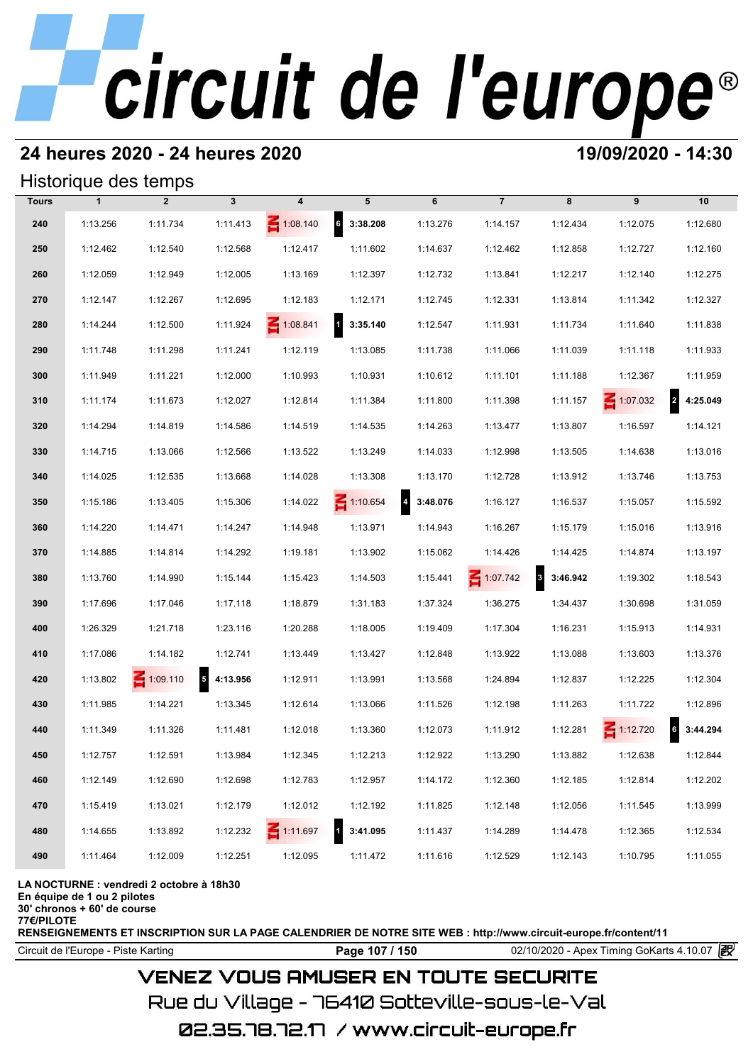## 24 heures 2020 - 24 heures 2020

**19/09/2020 - 14:30**

### Historique des temps

| Tours | 1 | 2 | 3 | 4 | 5 | 6 | 7 | 8 | 9 | 10 |
|---|---|---|---|---|---|---|---|---|---|---|
| 240 | 1:13.256 | 1:11.734 | 1:11.413 | 1:08.140 | 6 **3:38.208** | 1:13.276 | 1:14.157 | 1:12.434 | 1:12.075 | 1:12.680 |
| 250 | 1:12.462 | 1:12.540 | 1:12.568 | 1:12.417 | 1:11.602 | 1:14.637 | 1:12.462 | 1:12.858 | 1:12.727 | 1:12.160 |
| 260 | 1:12.059 | 1:12.949 | 1:12.005 | 1:13.169 | 1:12.397 | 1:12.732 | 1:13.841 | 1:12.217 | 1:12.140 | 1:12.275 |
| 270 | 1:12.147 | 1:12.267 | 1:12.695 | 1:12.183 | 1:12.171 | 1:12.745 | 1:12.331 | 1:13.814 | 1:11.342 | 1:12.327 |
| 280 | 1:14.244 | 1:12.500 | 1:11.924 | 1:08.841 | 1 **3:35.140** | 1:12.547 | 1:11.931 | 1:11.734 | 1:11.640 | 1:11.838 |
| 290 | 1:11.748 | 1:11.298 | 1:11.241 | 1:12.119 | 1:13.085 | 1:11.738 | 1:11.066 | 1:11.039 | 1:11.118 | 1:11.933 |
| 300 | 1:11.949 | 1:11.221 | 1:12.000 | 1:10.993 | 1:10.931 | 1:10.612 | 1:11.101 | 1:11.188 | 1:12.367 | 1:11.959 |
| 310 | 1:11.174 | 1:11.673 | 1:12.027 | 1:12.814 | 1:11.384 | 1:11.800 | 1:11.398 | 1:11.157 | 1:07.032 | 2 **4:25.049** |
| 320 | 1:14.294 | 1:14.819 | 1:14.586 | 1:14.519 | 1:14.535 | 1:14.263 | 1:13.477 | 1:13.807 | 1:16.597 | 1:14.121 |
| 330 | 1:14.715 | 1:13.066 | 1:12.566 | 1:13.522 | 1:13.249 | 1:14.033 | 1:12.998 | 1:13.505 | 1:14.638 | 1:13.016 |
| 340 | 1:14.025 | 1:12.535 | 1:13.668 | 1:14.028 | 1:13.308 | 1:13.170 | 1:12.728 | 1:13.912 | 1:13.746 | 1:13.753 |
| 350 | 1:15.186 | 1:13.405 | 1:15.306 | 1:14.022 | 1:10.654 | 4 **3:48.076** | 1:16.127 | 1:16.537 | 1:15.057 | 1:15.592 |
| 360 | 1:14.220 | 1:14.471 | 1:14.247 | 1:14.948 | 1:13.971 | 1:14.943 | 1:16.267 | 1:15.179 | 1:15.016 | 1:13.916 |
| 370 | 1:14.885 | 1:14.814 | 1:14.292 | 1:19.181 | 1:13.902 | 1:15.062 | 1:14.426 | 1:14.425 | 1:14.874 | 1:13.197 |
| 380 | 1:13.760 | 1:14.990 | 1:15.144 | 1:15.423 | 1:14.503 | 1:15.441 | 1:07.742 | 3 **3:46.942** | 1:19.302 | 1:18.543 |
| 390 | 1:17.696 | 1:17.046 | 1:17.118 | 1:18.879 | 1:31.183 | 1:37.324 | 1:36.275 | 1:34.437 | 1:30.698 | 1:31.059 |
| 400 | 1:26.329 | 1:21.718 | 1:23.116 | 1:20.288 | 1:18.005 | 1:19.409 | 1:17.304 | 1:16.231 | 1:15.913 | 1:14.931 |
| 410 | 1:17.086 | 1:14.182 | 1:12.741 | 1:13.449 | 1:13.427 | 1:12.848 | 1:13.922 | 1:13.088 | 1:13.603 | 1:13.376 |
| 420 | 1:13.802 | 1:09.110 | 5 **4:13.956** | 1:12.911 | 1:13.991 | 1:13.568 | 1:24.894 | 1:12.837 | 1:12.225 | 1:12.304 |
| 430 | 1:11.985 | 1:14.221 | 1:13.345 | 1:12.614 | 1:13.066 | 1:11.526 | 1:12.198 | 1:11.263 | 1:11.722 | 1:12.896 |
| 440 | 1:11.349 | 1:11.326 | 1:11.481 | 1:12.018 | 1:13.360 | 1:12.073 | 1:11.912 | 1:12.281 | 1:12.720 | 6 **3:44.294** |
| 450 | 1:12.757 | 1:12.591 | 1:13.984 | 1:12.345 | 1:12.213 | 1:12.922 | 1:13.290 | 1:13.882 | 1:12.638 | 1:12.844 |
| 460 | 1:12.149 | 1:12.690 | 1:12.698 | 1:12.783 | 1:12.957 | 1:14.172 | 1:12.360 | 1:12.185 | 1:12.814 | 1:12.202 |
| 470 | 1:15.419 | 1:13.021 | 1:12.179 | 1:12.012 | 1:12.192 | 1:11.825 | 1:12.148 | 1:12.056 | 1:11.545 | 1:13.999 |
| 480 | 1:14.655 | 1:13.892 | 1:12.232 | 1:11.697 | 1 **3:41.095** | 1:11.437 | 1:14.289 | 1:14.478 | 1:12.365 | 1:12.534 |
| 490 | 1:11.464 | 1:12.009 | 1:12.251 | 1:12.095 | 1:11.472 | 1:11.616 | 1:12.529 | 1:12.143 | 1:10.795 | 1:11.055 |

**LA NOCTURNE : vendredi 2 octobre à 18h30**
**En équipe de 1 ou 2 pilotes**
**30' chronos + 60' de course**
**77€/PILOTE**
**RENSEIGNEMENTS ET INSCRIPTION SUR LA PAGE CALENDRIER DE NOTRE SITE WEB : http://www.circuit-europe.fr/content/11**

Circuit de l'Europe - Piste Karting | 02/10/2020 - Apex Timing GoKarts 4.10.07

VENEZ VOUS AMUSER EN TOUTE SECURITE
Rue du Village - 76410 Sotteville-sous-le-Val
02.35.78.72.17 / www.circuit-europe.fr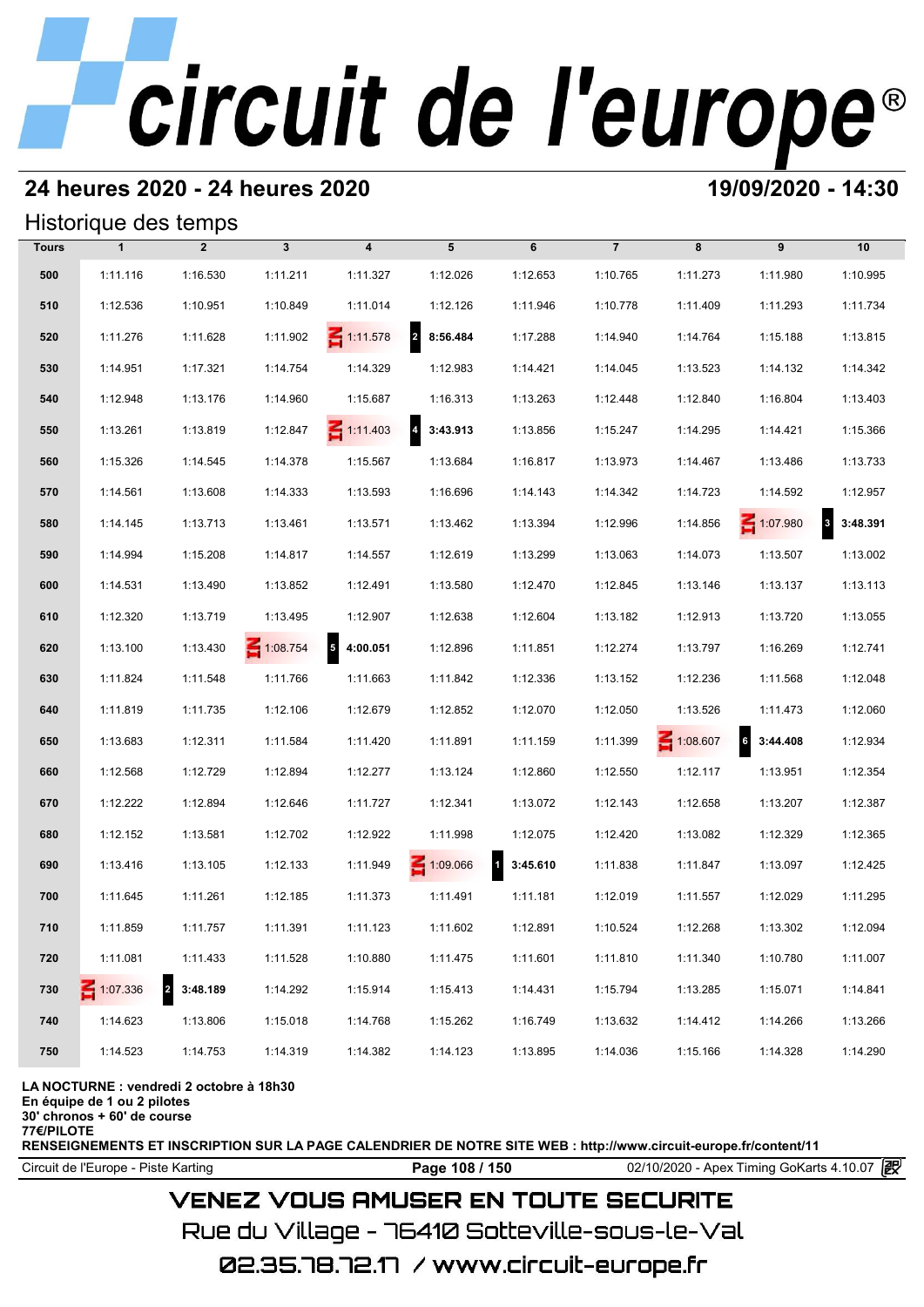# circuit de l'europe®

## 24 heures 2020 - 24 heures 2020

**19/09/2020 - 14:30**

### Historique des temps

| Tours | 1 | 2 | 3 | 4 | 5 | 6 | 7 | 8 | 9 | 10 |
|---|---|---|---|---|---|---|---|---|---|---|
| 500 | 1:11.116 | 1:16.530 | 1:11.211 | 1:11.327 | 1:12.026 | 1:12.653 | 1:10.765 | 1:11.273 | 1:11.980 | 1:10.995 |
| 510 | 1:12.536 | 1:10.951 | 1:10.849 | 1:11.014 | 1:12.126 | 1:11.946 | 1:10.778 | 1:11.409 | 1:11.293 | 1:11.734 |
| 520 | 1:11.276 | 1:11.628 | 1:11.902 | 1:11.578 | 2 **8:56.484** | 1:17.288 | 1:14.940 | 1:14.764 | 1:15.188 | 1:13.815 |
| 530 | 1:14.951 | 1:17.321 | 1:14.754 | 1:14.329 | 1:12.983 | 1:14.421 | 1:14.045 | 1:13.523 | 1:14.132 | 1:14.342 |
| 540 | 1:12.948 | 1:13.176 | 1:14.960 | 1:15.687 | 1:16.313 | 1:13.263 | 1:12.448 | 1:12.840 | 1:16.804 | 1:13.403 |
| 550 | 1:13.261 | 1:13.819 | 1:12.847 | 1:11.403 | 4 **3:43.913** | 1:13.856 | 1:15.247 | 1:14.295 | 1:14.421 | 1:15.366 |
| 560 | 1:15.326 | 1:14.545 | 1:14.378 | 1:15.567 | 1:13.684 | 1:16.817 | 1:13.973 | 1:14.467 | 1:13.486 | 1:13.733 |
| 570 | 1:14.561 | 1:13.608 | 1:14.333 | 1:13.593 | 1:16.696 | 1:14.143 | 1:14.342 | 1:14.723 | 1:14.592 | 1:12.957 |
| 580 | 1:14.145 | 1:13.713 | 1:13.461 | 1:13.571 | 1:13.462 | 1:13.394 | 1:12.996 | 1:14.856 | 1:07.980 | 3 **3:48.391** |
| 590 | 1:14.994 | 1:15.208 | 1:14.817 | 1:14.557 | 1:12.619 | 1:13.299 | 1:13.063 | 1:14.073 | 1:13.507 | 1:13.002 |
| 600 | 1:14.531 | 1:13.490 | 1:13.852 | 1:12.491 | 1:13.580 | 1:12.470 | 1:12.845 | 1:13.146 | 1:13.137 | 1:13.113 |
| 610 | 1:12.320 | 1:13.719 | 1:13.495 | 1:12.907 | 1:12.638 | 1:12.604 | 1:13.182 | 1:12.913 | 1:13.720 | 1:13.055 |
| 620 | 1:13.100 | 1:13.430 | 1:08.754 | 5 **4:00.051** | 1:12.896 | 1:11.851 | 1:12.274 | 1:13.797 | 1:16.269 | 1:12.741 |
| 630 | 1:11.824 | 1:11.548 | 1:11.766 | 1:11.663 | 1:11.842 | 1:12.336 | 1:13.152 | 1:12.236 | 1:11.568 | 1:12.048 |
| 640 | 1:11.819 | 1:11.735 | 1:12.106 | 1:12.679 | 1:12.852 | 1:12.070 | 1:12.050 | 1:13.526 | 1:11.473 | 1:12.060 |
| 650 | 1:13.683 | 1:12.311 | 1:11.584 | 1:11.420 | 1:11.891 | 1:11.159 | 1:11.399 | 1:08.607 | 6 **3:44.408** | 1:12.934 |
| 660 | 1:12.568 | 1:12.729 | 1:12.894 | 1:12.277 | 1:13.124 | 1:12.860 | 1:12.550 | 1:12.117 | 1:13.951 | 1:12.354 |
| 670 | 1:12.222 | 1:12.894 | 1:12.646 | 1:11.727 | 1:12.341 | 1:13.072 | 1:12.143 | 1:12.658 | 1:13.207 | 1:12.387 |
| 680 | 1:12.152 | 1:13.581 | 1:12.702 | 1:12.922 | 1:11.998 | 1:12.075 | 1:12.420 | 1:13.082 | 1:12.329 | 1:12.365 |
| 690 | 1:13.416 | 1:13.105 | 1:12.133 | 1:11.949 | 1:09.066 | 1 **3:45.610** | 1:11.838 | 1:11.847 | 1:13.097 | 1:12.425 |
| 700 | 1:11.645 | 1:11.261 | 1:12.185 | 1:11.373 | 1:11.491 | 1:11.181 | 1:12.019 | 1:11.557 | 1:12.029 | 1:11.295 |
| 710 | 1:11.859 | 1:11.757 | 1:11.391 | 1:11.123 | 1:11.602 | 1:12.891 | 1:10.524 | 1:12.268 | 1:13.302 | 1:12.094 |
| 720 | 1:11.081 | 1:11.433 | 1:11.528 | 1:10.880 | 1:11.475 | 1:11.601 | 1:11.810 | 1:11.340 | 1:10.780 | 1:11.007 |
| 730 | 1:07.336 | 2 **3:48.189** | 1:14.292 | 1:15.914 | 1:15.413 | 1:14.431 | 1:15.794 | 1:13.285 | 1:15.071 | 1:14.841 |
| 740 | 1:14.623 | 1:13.806 | 1:15.018 | 1:14.768 | 1:15.262 | 1:16.749 | 1:13.632 | 1:14.412 | 1:14.266 | 1:13.266 |
| 750 | 1:14.523 | 1:14.753 | 1:14.319 | 1:14.382 | 1:14.123 | 1:13.895 | 1:14.036 | 1:15.166 | 1:14.328 | 1:14.290 |

**LA NOCTURNE : vendredi 2 octobre à 18h30**
**En équipe de 1 ou 2 pilotes**
**30' chronos + 60' de course**
**77€/PILOTE**
**RENSEIGNEMENTS ET INSCRIPTION SUR LA PAGE CALENDRIER DE NOTRE SITE WEB : http://www.circuit-europe.fr/content/11**

Circuit de l'Europe - Piste Karting | 02/10/2020 - Apex Timing GoKarts 4.10.07

VENEZ VOUS AMUSER EN TOUTE SECURITE
Rue du Village - 76410 Sotteville-sous-le-Val
02.35.78.72.17 / www.circuit-europe.fr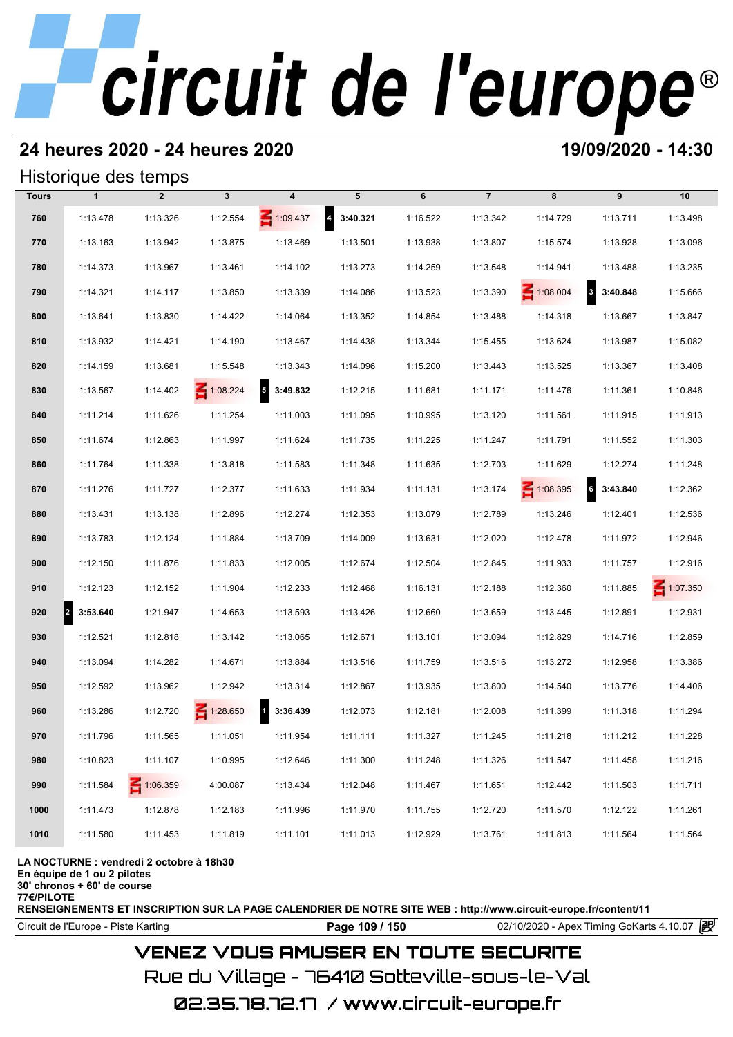# circuit de l'europe®

## 24 heures 2020 - 24 heures 2020

**19/09/2020 - 14:30**

### Historique des temps

| Tours | 1 | 2 | 3 | 4 | 5 | 6 | 7 | 8 | 9 | 10 |
|---|---|---|---|---|---|---|---|---|---|---|
| 760 | 1:13.478 | 1:13.326 | 1:12.554 | IN 1:09.437 | 4 **3:40.321** | 1:16.522 | 1:13.342 | 1:14.729 | 1:13.711 | 1:13.498 |
| 770 | 1:13.163 | 1:13.942 | 1:13.875 | 1:13.469 | 1:13.501 | 1:13.938 | 1:13.807 | 1:15.574 | 1:13.928 | 1:13.096 |
| 780 | 1:14.373 | 1:13.967 | 1:13.461 | 1:14.102 | 1:13.273 | 1:14.259 | 1:13.548 | 1:14.941 | 1:13.488 | 1:13.235 |
| 790 | 1:14.321 | 1:14.117 | 1:13.850 | 1:13.339 | 1:14.086 | 1:13.523 | 1:13.390 | IN 1:08.004 | 3 **3:40.848** | 1:15.666 |
| 800 | 1:13.641 | 1:13.830 | 1:14.422 | 1:14.064 | 1:13.352 | 1:14.854 | 1:13.488 | 1:14.318 | 1:13.667 | 1:13.847 |
| 810 | 1:13.932 | 1:14.421 | 1:14.190 | 1:13.467 | 1:14.438 | 1:13.344 | 1:15.455 | 1:13.624 | 1:13.987 | 1:15.082 |
| 820 | 1:14.159 | 1:13.681 | 1:15.548 | 1:13.343 | 1:14.096 | 1:15.200 | 1:13.443 | 1:13.525 | 1:13.367 | 1:13.408 |
| 830 | 1:13.567 | 1:14.402 | IN 1:08.224 | 5 **3:49.832** | 1:12.215 | 1:11.681 | 1:11.171 | 1:11.476 | 1:11.361 | 1:10.846 |
| 840 | 1:11.214 | 1:11.626 | 1:11.254 | 1:11.003 | 1:11.095 | 1:10.995 | 1:13.120 | 1:11.561 | 1:11.915 | 1:11.913 |
| 850 | 1:11.674 | 1:12.863 | 1:11.997 | 1:11.624 | 1:11.735 | 1:11.225 | 1:11.247 | 1:11.791 | 1:11.552 | 1:11.303 |
| 860 | 1:11.764 | 1:11.338 | 1:13.818 | 1:11.583 | 1:11.348 | 1:11.635 | 1:12.703 | 1:11.629 | 1:12.274 | 1:11.248 |
| 870 | 1:11.276 | 1:11.727 | 1:12.377 | 1:11.633 | 1:11.934 | 1:11.131 | 1:13.174 | IN 1:08.395 | 6 **3:43.840** | 1:12.362 |
| 880 | 1:13.431 | 1:13.138 | 1:12.896 | 1:12.274 | 1:12.353 | 1:13.079 | 1:12.789 | 1:13.246 | 1:12.401 | 1:12.536 |
| 890 | 1:13.783 | 1:12.124 | 1:11.884 | 1:13.709 | 1:14.009 | 1:13.631 | 1:12.020 | 1:12.478 | 1:11.972 | 1:12.946 |
| 900 | 1:12.150 | 1:11.876 | 1:11.833 | 1:12.005 | 1:12.674 | 1:12.504 | 1:12.845 | 1:11.933 | 1:11.757 | 1:12.916 |
| 910 | 1:12.123 | 1:12.152 | 1:11.904 | 1:12.233 | 1:12.468 | 1:16.131 | 1:12.188 | 1:12.360 | 1:11.885 | IN 1:07.350 |
| 920 | 2 **3:53.640** | 1:21.947 | 1:14.653 | 1:13.593 | 1:13.426 | 1:12.660 | 1:13.659 | 1:13.445 | 1:12.891 | 1:12.931 |
| 930 | 1:12.521 | 1:12.818 | 1:13.142 | 1:13.065 | 1:12.671 | 1:13.101 | 1:13.094 | 1:12.829 | 1:14.716 | 1:12.859 |
| 940 | 1:13.094 | 1:14.282 | 1:14.671 | 1:13.884 | 1:13.516 | 1:11.759 | 1:13.516 | 1:13.272 | 1:12.958 | 1:13.386 |
| 950 | 1:12.592 | 1:13.962 | 1:12.942 | 1:13.314 | 1:12.867 | 1:13.935 | 1:13.800 | 1:14.540 | 1:13.776 | 1:14.406 |
| 960 | 1:13.286 | 1:12.720 | IN 1:28.650 | 1 **3:36.439** | 1:12.073 | 1:12.181 | 1:12.008 | 1:11.399 | 1:11.318 | 1:11.294 |
| 970 | 1:11.796 | 1:11.565 | 1:11.051 | 1:11.954 | 1:11.111 | 1:11.327 | 1:11.245 | 1:11.218 | 1:11.212 | 1:11.228 |
| 980 | 1:10.823 | 1:11.107 | 1:10.995 | 1:12.646 | 1:11.300 | 1:11.248 | 1:11.326 | 1:11.547 | 1:11.458 | 1:11.216 |
| 990 | 1:11.584 | IN 1:06.359 | 4:00.087 | 1:13.434 | 1:12.048 | 1:11.467 | 1:11.651 | 1:12.442 | 1:11.503 | 1:11.711 |
| 1000 | 1:11.473 | 1:12.878 | 1:12.183 | 1:11.996 | 1:11.970 | 1:11.755 | 1:12.720 | 1:11.570 | 1:12.122 | 1:11.261 |
| 1010 | 1:11.580 | 1:11.453 | 1:11.819 | 1:11.101 | 1:11.013 | 1:12.929 | 1:13.761 | 1:11.813 | 1:11.564 | 1:11.564 |

**LA NOCTURNE : vendredi 2 octobre à 18h30**
**En équipe de 1 ou 2 pilotes**
**30' chronos + 60' de course**
**77€/PILOTE**
**RENSEIGNEMENTS ET INSCRIPTION SUR LA PAGE CALENDRIER DE NOTRE SITE WEB : http://www.circuit-europe.fr/content/11**

Circuit de l'Europe - Piste Karting | 02/10/2020 - Apex Timing GoKarts 4.10.07

VENEZ VOUS AMUSER EN TOUTE SECURITE
Rue du Village - 76410 Sotteville-sous-le-Val
02.35.78.72.17 / www.circuit-europe.fr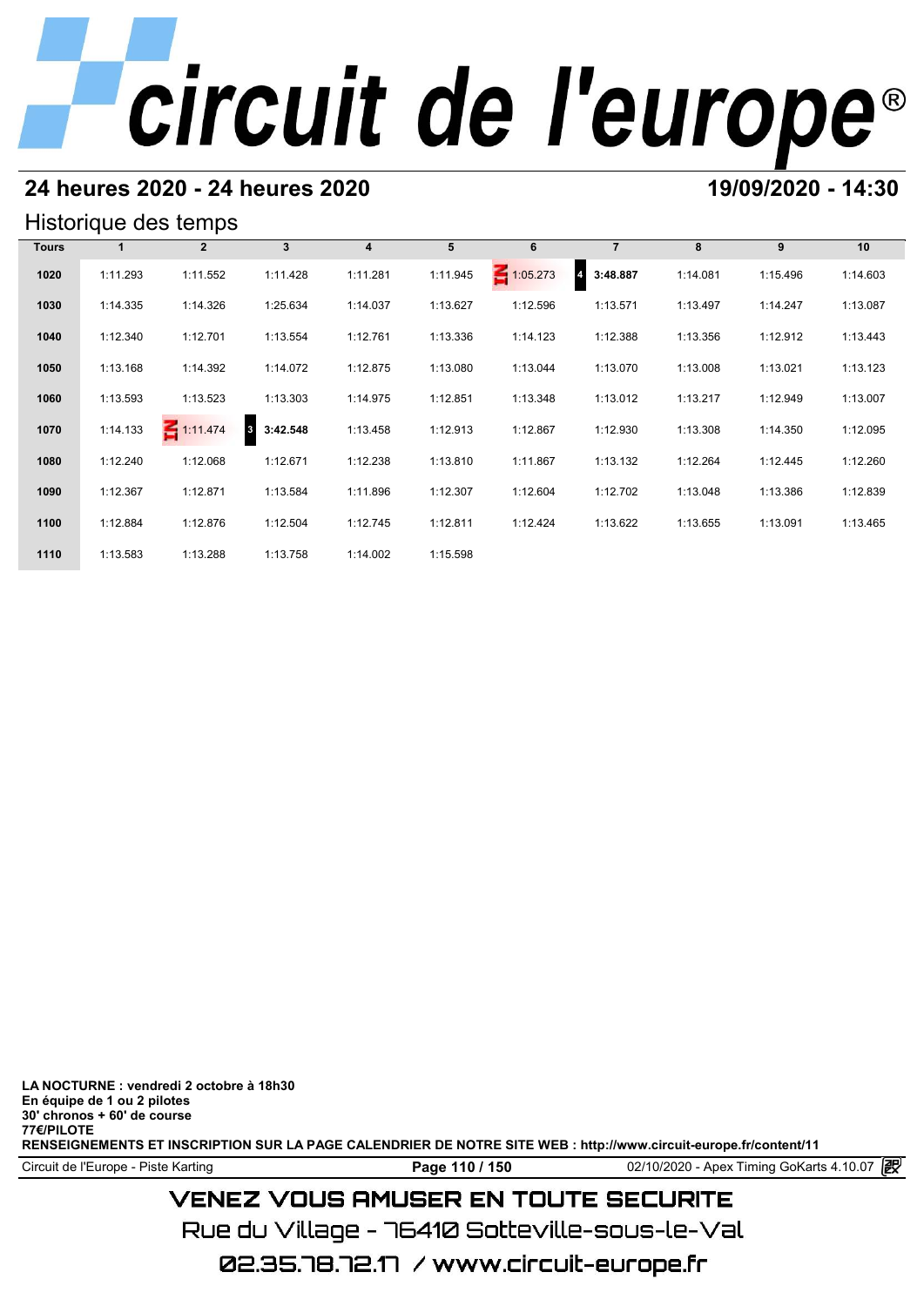# circuit de l'europe®

## 24 heures 2020 - 24 heures 2020

**19/09/2020 - 14:30**

### Historique des temps

| Tours | 1 | 2 | 3 | 4 | 5 | 6 | 7 | 8 | 9 | 10 |
|---|---|---|---|---|---|---|---|---|---|---|
| 1020 | 1:11.293 | 1:11.552 | 1:11.428 | 1:11.281 | 1:11.945 | IN 1:05.273 | 4 **3:48.887** | 1:14.081 | 1:15.496 | 1:14.603 |
| 1030 | 1:14.335 | 1:14.326 | 1:25.634 | 1:14.037 | 1:13.627 | 1:12.596 | 1:13.571 | 1:13.497 | 1:14.247 | 1:13.087 |
| 1040 | 1:12.340 | 1:12.701 | 1:13.554 | 1:12.761 | 1:13.336 | 1:14.123 | 1:12.388 | 1:13.356 | 1:12.912 | 1:13.443 |
| 1050 | 1:13.168 | 1:14.392 | 1:14.072 | 1:12.875 | 1:13.080 | 1:13.044 | 1:13.070 | 1:13.008 | 1:13.021 | 1:13.123 |
| 1060 | 1:13.593 | 1:13.523 | 1:13.303 | 1:14.975 | 1:12.851 | 1:13.348 | 1:13.012 | 1:13.217 | 1:12.949 | 1:13.007 |
| 1070 | 1:14.133 | IN 1:11.474 | 3 **3:42.548** | 1:13.458 | 1:12.913 | 1:12.867 | 1:12.930 | 1:13.308 | 1:14.350 | 1:12.095 |
| 1080 | 1:12.240 | 1:12.068 | 1:12.671 | 1:12.238 | 1:13.810 | 1:11.867 | 1:13.132 | 1:12.264 | 1:12.445 | 1:12.260 |
| 1090 | 1:12.367 | 1:12.871 | 1:13.584 | 1:11.896 | 1:12.307 | 1:12.604 | 1:12.702 | 1:13.048 | 1:13.386 | 1:12.839 |
| 1100 | 1:12.884 | 1:12.876 | 1:12.504 | 1:12.745 | 1:12.811 | 1:12.424 | 1:13.622 | 1:13.655 | 1:13.091 | 1:13.465 |
| 1110 | 1:13.583 | 1:13.288 | 1:13.758 | 1:14.002 | 1:15.598 | | | | | |

**LA NOCTURNE : vendredi 2 octobre à 18h30**
**En équipe de 1 ou 2 pilotes**
**30' chronos + 60' de course**
**77€/PILOTE**
**RENSEIGNEMENTS ET INSCRIPTION SUR LA PAGE CALENDRIER DE NOTRE SITE WEB : http://www.circuit-europe.fr/content/11**

Circuit de l'Europe - Piste Karting — 02/10/2020 - Apex Timing GoKarts 4.10.07

VENEZ VOUS AMUSER EN TOUTE SECURITE
Rue du Village - 76410 Sotteville-sous-le-Val
02.35.78.72.17 / www.circuit-europe.fr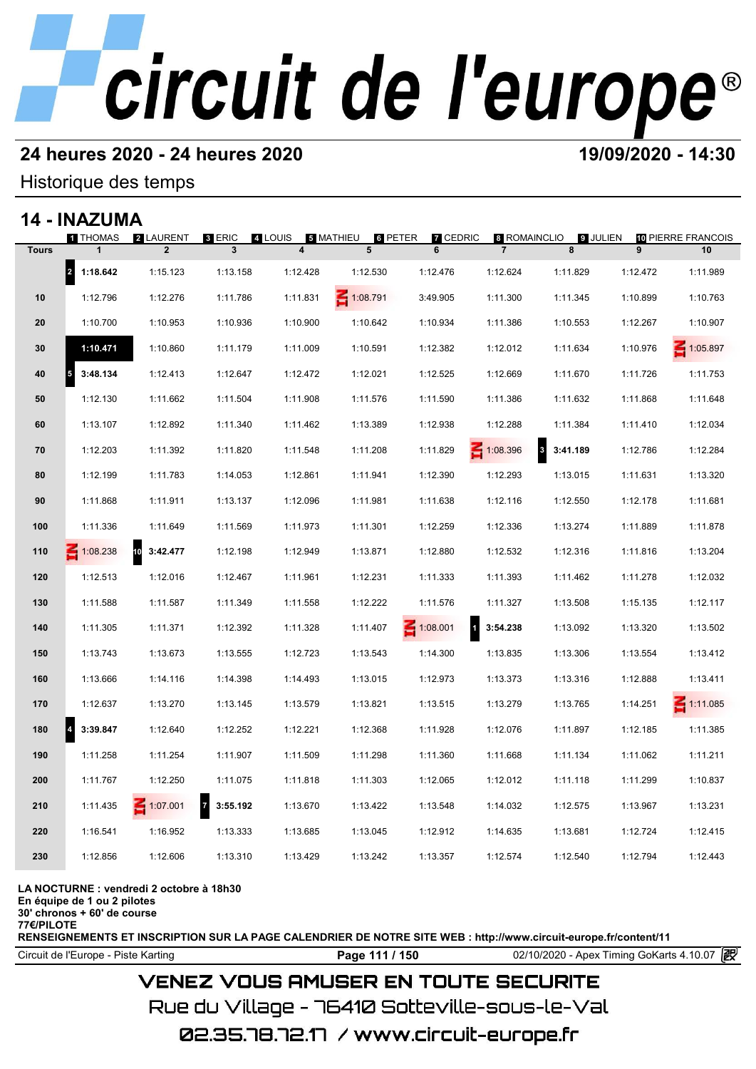# circuit de l'europe

**24 heures 2020 - 24 heures 2020** — **19/09/2020 - 14:30**

Historique des temps

## 14 - INAZUMA

| Tours | 1 THOMAS 1 | 2 LAURENT 2 | 3 ERIC 3 | 4 LOUIS 4 | 5 MATHIEU 5 | 6 PETER 6 | 7 CEDRIC 7 | 8 ROMAINCLIO 8 | 9 JULIEN 9 | 10 PIERRE FRANCOIS 10 |
|---|---|---|---|---|---|---|---|---|---|---|
| | 2 **1:18.642** | 1:15.123 | 1:13.158 | 1:12.428 | 1:12.530 | 1:12.476 | 1:12.624 | 1:11.829 | 1:12.472 | 1:11.989 |
| 10 | 1:12.796 | 1:12.276 | 1:11.786 | 1:11.831 | IN 1:08.791 | 3:49.905 | 1:11.300 | 1:11.345 | 1:10.899 | 1:10.763 |
| 20 | 1:10.700 | 1:10.953 | 1:10.936 | 1:10.900 | 1:10.642 | 1:10.934 | 1:11.386 | 1:10.553 | 1:12.267 | 1:10.907 |
| 30 | **1:10.471** | 1:10.860 | 1:11.179 | 1:11.009 | 1:10.591 | 1:12.382 | 1:12.012 | 1:11.634 | 1:10.976 | IN 1:05.897 |
| 40 | 5 **3:48.134** | 1:12.413 | 1:12.647 | 1:12.472 | 1:12.021 | 1:12.525 | 1:12.669 | 1:11.670 | 1:11.726 | 1:11.753 |
| 50 | 1:12.130 | 1:11.662 | 1:11.504 | 1:11.908 | 1:11.576 | 1:11.590 | 1:11.386 | 1:11.632 | 1:11.868 | 1:11.648 |
| 60 | 1:13.107 | 1:12.892 | 1:11.340 | 1:11.462 | 1:13.389 | 1:12.938 | 1:12.288 | 1:11.384 | 1:11.410 | 1:12.034 |
| 70 | 1:12.203 | 1:11.392 | 1:11.820 | 1:11.548 | 1:11.208 | 1:11.829 | IN 1:08.396 | 3 **3:41.189** | 1:12.786 | 1:12.284 |
| 80 | 1:12.199 | 1:11.783 | 1:14.053 | 1:12.861 | 1:11.941 | 1:12.390 | 1:12.293 | 1:13.015 | 1:11.631 | 1:13.320 |
| 90 | 1:11.868 | 1:11.911 | 1:13.137 | 1:12.096 | 1:11.981 | 1:11.638 | 1:12.116 | 1:12.550 | 1:12.178 | 1:11.681 |
| 100 | 1:11.336 | 1:11.649 | 1:11.569 | 1:11.973 | 1:11.301 | 1:12.259 | 1:12.336 | 1:13.274 | 1:11.889 | 1:11.878 |
| 110 | IN 1:08.238 | 10 **3:42.477** | 1:12.198 | 1:12.949 | 1:13.871 | 1:12.880 | 1:12.532 | 1:12.316 | 1:11.816 | 1:13.204 |
| 120 | 1:12.513 | 1:12.016 | 1:12.467 | 1:11.961 | 1:12.231 | 1:11.333 | 1:11.393 | 1:11.462 | 1:11.278 | 1:12.032 |
| 130 | 1:11.588 | 1:11.587 | 1:11.349 | 1:11.558 | 1:12.222 | 1:11.576 | 1:11.327 | 1:13.508 | 1:15.135 | 1:12.117 |
| 140 | 1:11.305 | 1:11.371 | 1:12.392 | 1:11.328 | 1:11.407 | IN 1:08.001 | 1 **3:54.238** | 1:13.092 | 1:13.320 | 1:13.502 |
| 150 | 1:13.743 | 1:13.673 | 1:13.555 | 1:12.723 | 1:13.543 | 1:14.300 | 1:13.835 | 1:13.306 | 1:13.554 | 1:13.412 |
| 160 | 1:13.666 | 1:14.116 | 1:14.398 | 1:14.493 | 1:13.015 | 1:12.973 | 1:13.373 | 1:13.316 | 1:12.888 | 1:13.411 |
| 170 | 1:12.637 | 1:13.270 | 1:13.145 | 1:13.579 | 1:13.821 | 1:13.515 | 1:13.279 | 1:13.765 | 1:14.251 | IN 1:11.085 |
| 180 | 4 **3:39.847** | 1:12.640 | 1:12.252 | 1:12.221 | 1:12.368 | 1:11.928 | 1:12.076 | 1:11.897 | 1:12.185 | 1:11.385 |
| 190 | 1:11.258 | 1:11.254 | 1:11.907 | 1:11.509 | 1:11.298 | 1:11.360 | 1:11.668 | 1:11.134 | 1:11.062 | 1:11.211 |
| 200 | 1:11.767 | 1:12.250 | 1:11.075 | 1:11.818 | 1:11.303 | 1:12.065 | 1:12.012 | 1:11.118 | 1:11.299 | 1:10.837 |
| 210 | 1:11.435 | IN 1:07.001 | 7 **3:55.192** | 1:13.670 | 1:13.422 | 1:13.548 | 1:14.032 | 1:12.575 | 1:13.967 | 1:13.231 |
| 220 | 1:16.541 | 1:16.952 | 1:13.333 | 1:13.685 | 1:13.045 | 1:12.912 | 1:14.635 | 1:13.681 | 1:12.724 | 1:12.415 |
| 230 | 1:12.856 | 1:12.606 | 1:13.310 | 1:13.429 | 1:13.242 | 1:13.357 | 1:12.574 | 1:12.540 | 1:12.794 | 1:12.443 |

**LA NOCTURNE : vendredi 2 octobre à 18h30**
**En équipe de 1 ou 2 pilotes**
**30' chronos + 60' de course**
**77€/PILOTE**
**RENSEIGNEMENTS ET INSCRIPTION SUR LA PAGE CALENDRIER DE NOTRE SITE WEB : http://www.circuit-europe.fr/content/11**

Circuit de l'Europe - Piste Karting — 02/10/2020 - Apex Timing GoKarts 4.10.07

VENEZ VOUS AMUSER EN TOUTE SECURITE
Rue du Village - 76410 Sotteville-sous-le-Val
02.35.78.72.17 / www.circuit-europe.fr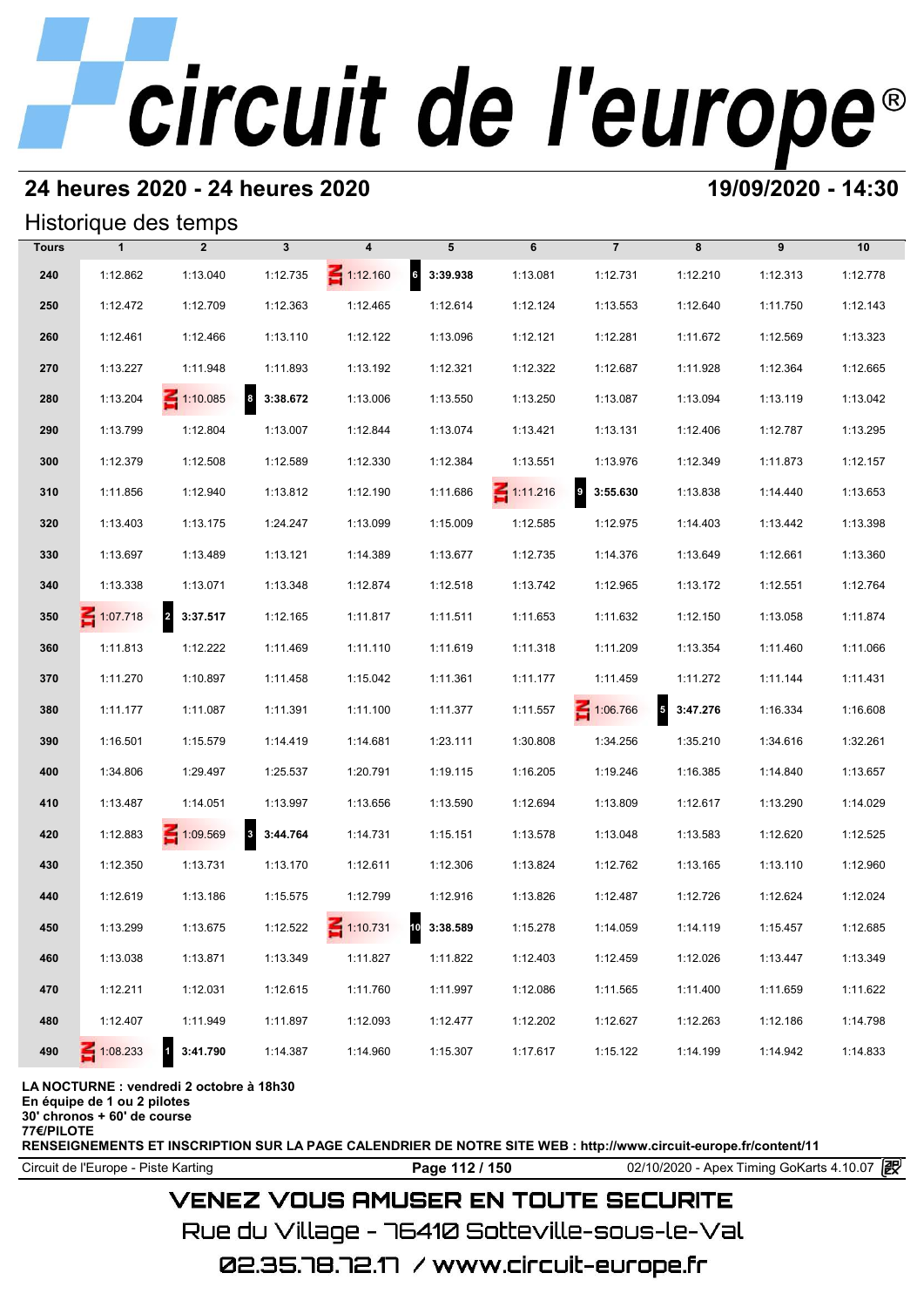# circuit de l'europe®

## 24 heures 2020 - 24 heures 2020

**19/09/2020 - 14:30**

### Historique des temps

| Tours | 1 | 2 | 3 | 4 | 5 | 6 | 7 | 8 | 9 | 10 |
|---|---|---|---|---|---|---|---|---|---|---|
| 240 | 1:12.862 | 1:13.040 | 1:12.735 | 1:12.160 | 6 **3:39.938** | 1:13.081 | 1:12.731 | 1:12.210 | 1:12.313 | 1:12.778 |
| 250 | 1:12.472 | 1:12.709 | 1:12.363 | 1:12.465 | 1:12.614 | 1:12.124 | 1:13.553 | 1:12.640 | 1:11.750 | 1:12.143 |
| 260 | 1:12.461 | 1:12.466 | 1:13.110 | 1:12.122 | 1:13.096 | 1:12.121 | 1:12.281 | 1:11.672 | 1:12.569 | 1:13.323 |
| 270 | 1:13.227 | 1:11.948 | 1:11.893 | 1:13.192 | 1:12.321 | 1:12.322 | 1:12.687 | 1:11.928 | 1:12.364 | 1:12.665 |
| 280 | 1:13.204 | 1:10.085 | 8 **3:38.672** | 1:13.006 | 1:13.550 | 1:13.250 | 1:13.087 | 1:13.094 | 1:13.119 | 1:13.042 |
| 290 | 1:13.799 | 1:12.804 | 1:13.007 | 1:12.844 | 1:13.074 | 1:13.421 | 1:13.131 | 1:12.406 | 1:12.787 | 1:13.295 |
| 300 | 1:12.379 | 1:12.508 | 1:12.589 | 1:12.330 | 1:12.384 | 1:13.551 | 1:13.976 | 1:12.349 | 1:11.873 | 1:12.157 |
| 310 | 1:11.856 | 1:12.940 | 1:13.812 | 1:12.190 | 1:11.686 | 1:11.216 | 9 **3:55.630** | 1:13.838 | 1:14.440 | 1:13.653 |
| 320 | 1:13.403 | 1:13.175 | 1:24.247 | 1:13.099 | 1:15.009 | 1:12.585 | 1:12.975 | 1:14.403 | 1:13.442 | 1:13.398 |
| 330 | 1:13.697 | 1:13.489 | 1:13.121 | 1:14.389 | 1:13.677 | 1:12.735 | 1:14.376 | 1:13.649 | 1:12.661 | 1:13.360 |
| 340 | 1:13.338 | 1:13.071 | 1:13.348 | 1:12.874 | 1:12.518 | 1:13.742 | 1:12.965 | 1:13.172 | 1:12.551 | 1:12.764 |
| 350 | 1:07.718 | 2 **3:37.517** | 1:12.165 | 1:11.817 | 1:11.511 | 1:11.653 | 1:11.632 | 1:12.150 | 1:13.058 | 1:11.874 |
| 360 | 1:11.813 | 1:12.222 | 1:11.469 | 1:11.110 | 1:11.619 | 1:11.318 | 1:11.209 | 1:13.354 | 1:11.460 | 1:11.066 |
| 370 | 1:11.270 | 1:10.897 | 1:11.458 | 1:15.042 | 1:11.361 | 1:11.177 | 1:11.459 | 1:11.272 | 1:11.144 | 1:11.431 |
| 380 | 1:11.177 | 1:11.087 | 1:11.391 | 1:11.100 | 1:11.377 | 1:11.557 | 1:06.766 | 5 **3:47.276** | 1:16.334 | 1:16.608 |
| 390 | 1:16.501 | 1:15.579 | 1:14.419 | 1:14.681 | 1:23.111 | 1:30.808 | 1:34.256 | 1:35.210 | 1:34.616 | 1:32.261 |
| 400 | 1:34.806 | 1:29.497 | 1:25.537 | 1:20.791 | 1:19.115 | 1:16.205 | 1:19.246 | 1:16.385 | 1:14.840 | 1:13.657 |
| 410 | 1:13.487 | 1:14.051 | 1:13.997 | 1:13.656 | 1:13.590 | 1:12.694 | 1:13.809 | 1:12.617 | 1:13.290 | 1:14.029 |
| 420 | 1:12.883 | 1:09.569 | 3 **3:44.764** | 1:14.731 | 1:15.151 | 1:13.578 | 1:13.048 | 1:13.583 | 1:12.620 | 1:12.525 |
| 430 | 1:12.350 | 1:13.731 | 1:13.170 | 1:12.611 | 1:12.306 | 1:13.824 | 1:12.762 | 1:13.165 | 1:13.110 | 1:12.960 |
| 440 | 1:12.619 | 1:13.186 | 1:15.575 | 1:12.799 | 1:12.916 | 1:13.826 | 1:12.487 | 1:12.726 | 1:12.624 | 1:12.024 |
| 450 | 1:13.299 | 1:13.675 | 1:12.522 | 1:10.731 | 10 **3:38.589** | 1:15.278 | 1:14.059 | 1:14.119 | 1:15.457 | 1:12.685 |
| 460 | 1:13.038 | 1:13.871 | 1:13.349 | 1:11.827 | 1:11.822 | 1:12.403 | 1:12.459 | 1:12.026 | 1:13.447 | 1:13.349 |
| 470 | 1:12.211 | 1:12.031 | 1:12.615 | 1:11.760 | 1:11.997 | 1:12.086 | 1:11.565 | 1:11.400 | 1:11.659 | 1:11.622 |
| 480 | 1:12.407 | 1:11.949 | 1:11.897 | 1:12.093 | 1:12.477 | 1:12.202 | 1:12.627 | 1:12.263 | 1:12.186 | 1:14.798 |
| 490 | 1:08.233 | 1 **3:41.790** | 1:14.387 | 1:14.960 | 1:15.307 | 1:17.617 | 1:15.122 | 1:14.199 | 1:14.942 | 1:14.833 |

**LA NOCTURNE : vendredi 2 octobre à 18h30**
**En équipe de 1 ou 2 pilotes**
**30' chronos + 60' de course**
**77€/PILOTE**
**RENSEIGNEMENTS ET INSCRIPTION SUR LA PAGE CALENDRIER DE NOTRE SITE WEB : http://www.circuit-europe.fr/content/11**

Circuit de l'Europe - Piste Karting — 02/10/2020 - Apex Timing GoKarts 4.10.07

VENEZ VOUS AMUSER EN TOUTE SECURITE
Rue du Village - 76410 Sotteville-sous-le-Val
02.35.78.72.17 / www.circuit-europe.fr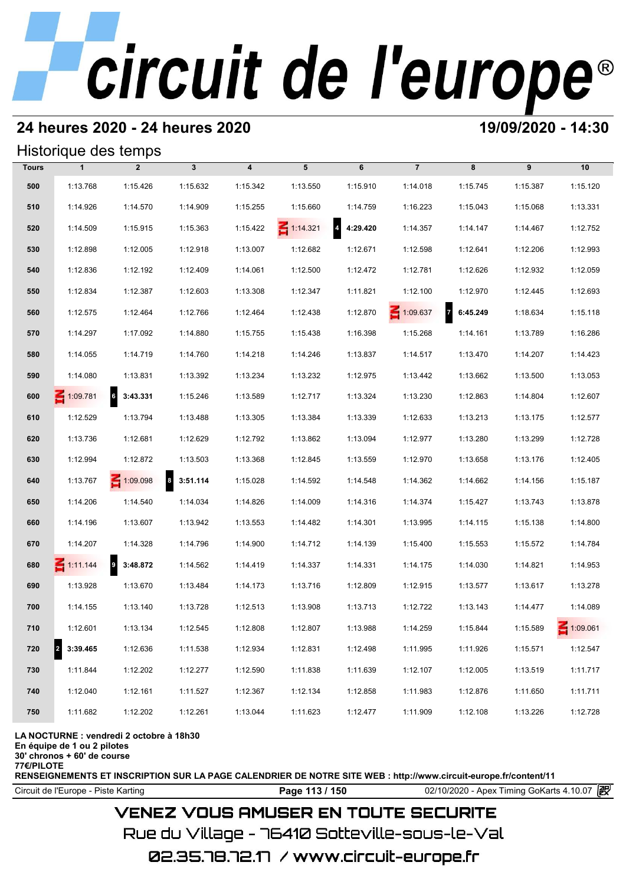# circuit de l'europe®

## 24 heures 2020 - 24 heures 2020

**19/09/2020 - 14:30**

### Historique des temps

| Tours | 1 | 2 | 3 | 4 | 5 | 6 | 7 | 8 | 9 | 10 |
|---|---|---|---|---|---|---|---|---|---|---|
| 500 | 1:13.768 | 1:15.426 | 1:15.632 | 1:15.342 | 1:13.550 | 1:15.910 | 1:14.018 | 1:15.745 | 1:15.387 | 1:15.120 |
| 510 | 1:14.926 | 1:14.570 | 1:14.909 | 1:15.255 | 1:15.660 | 1:14.759 | 1:16.223 | 1:15.043 | 1:15.068 | 1:13.331 |
| 520 | 1:14.509 | 1:15.915 | 1:15.363 | 1:15.422 | IN 1:14.321 | 4 **4:29.420** | 1:14.357 | 1:14.147 | 1:14.467 | 1:12.752 |
| 530 | 1:12.898 | 1:12.005 | 1:12.918 | 1:13.007 | 1:12.682 | 1:12.671 | 1:12.598 | 1:12.641 | 1:12.206 | 1:12.993 |
| 540 | 1:12.836 | 1:12.192 | 1:12.409 | 1:14.061 | 1:12.500 | 1:12.472 | 1:12.781 | 1:12.626 | 1:12.932 | 1:12.059 |
| 550 | 1:12.834 | 1:12.387 | 1:12.603 | 1:13.308 | 1:12.347 | 1:11.821 | 1:12.100 | 1:12.970 | 1:12.445 | 1:12.693 |
| 560 | 1:12.575 | 1:12.464 | 1:12.766 | 1:12.464 | 1:12.438 | 1:12.870 | IN 1:09.637 | 7 **6:45.249** | 1:18.634 | 1:15.118 |
| 570 | 1:14.297 | 1:17.092 | 1:14.880 | 1:15.755 | 1:15.438 | 1:16.398 | 1:15.268 | 1:14.161 | 1:13.789 | 1:16.286 |
| 580 | 1:14.055 | 1:14.719 | 1:14.760 | 1:14.218 | 1:14.246 | 1:13.837 | 1:14.517 | 1:13.470 | 1:14.207 | 1:14.423 |
| 590 | 1:14.080 | 1:13.831 | 1:13.392 | 1:13.234 | 1:13.232 | 1:12.975 | 1:13.442 | 1:13.662 | 1:13.500 | 1:13.053 |
| 600 | IN 1:09.781 | 6 **3:43.331** | 1:15.246 | 1:13.589 | 1:12.717 | 1:13.324 | 1:13.230 | 1:12.863 | 1:14.804 | 1:12.607 |
| 610 | 1:12.529 | 1:13.794 | 1:13.488 | 1:13.305 | 1:13.384 | 1:13.339 | 1:12.633 | 1:13.213 | 1:13.175 | 1:12.577 |
| 620 | 1:13.736 | 1:12.681 | 1:12.629 | 1:12.792 | 1:13.862 | 1:13.094 | 1:12.977 | 1:13.280 | 1:13.299 | 1:12.728 |
| 630 | 1:12.994 | 1:12.872 | 1:13.503 | 1:13.368 | 1:12.845 | 1:13.559 | 1:12.970 | 1:13.658 | 1:13.176 | 1:12.405 |
| 640 | 1:13.767 | IN 1:09.098 | 8 **3:51.114** | 1:15.028 | 1:14.592 | 1:14.548 | 1:14.362 | 1:14.662 | 1:14.156 | 1:15.187 |
| 650 | 1:14.206 | 1:14.540 | 1:14.034 | 1:14.826 | 1:14.009 | 1:14.316 | 1:14.374 | 1:15.427 | 1:13.743 | 1:13.878 |
| 660 | 1:14.196 | 1:13.607 | 1:13.942 | 1:13.553 | 1:14.482 | 1:14.301 | 1:13.995 | 1:14.115 | 1:15.138 | 1:14.800 |
| 670 | 1:14.207 | 1:14.328 | 1:14.796 | 1:14.900 | 1:14.712 | 1:14.139 | 1:15.400 | 1:15.553 | 1:15.572 | 1:14.784 |
| 680 | IN 1:11.144 | 9 **3:48.872** | 1:14.562 | 1:14.419 | 1:14.337 | 1:14.331 | 1:14.175 | 1:14.030 | 1:14.821 | 1:14.953 |
| 690 | 1:13.928 | 1:13.670 | 1:13.484 | 1:14.173 | 1:13.716 | 1:12.809 | 1:12.915 | 1:13.577 | 1:13.617 | 1:13.278 |
| 700 | 1:14.155 | 1:13.140 | 1:13.728 | 1:12.513 | 1:13.908 | 1:13.713 | 1:12.722 | 1:13.143 | 1:14.477 | 1:14.089 |
| 710 | 1:12.601 | 1:13.134 | 1:12.545 | 1:12.808 | 1:12.807 | 1:13.988 | 1:14.259 | 1:15.844 | 1:15.589 | IN 1:09.061 |
| 720 | 2 **3:39.465** | 1:12.636 | 1:11.538 | 1:12.934 | 1:12.831 | 1:12.498 | 1:11.995 | 1:11.926 | 1:15.571 | 1:12.547 |
| 730 | 1:11.844 | 1:12.202 | 1:12.277 | 1:12.590 | 1:11.838 | 1:11.639 | 1:12.107 | 1:12.005 | 1:13.519 | 1:11.717 |
| 740 | 1:12.040 | 1:12.161 | 1:11.527 | 1:12.367 | 1:12.134 | 1:12.858 | 1:11.983 | 1:12.876 | 1:11.650 | 1:11.711 |
| 750 | 1:11.682 | 1:12.202 | 1:12.261 | 1:13.044 | 1:11.623 | 1:12.477 | 1:11.909 | 1:12.108 | 1:13.226 | 1:12.728 |

**LA NOCTURNE : vendredi 2 octobre à 18h30**
**En équipe de 1 ou 2 pilotes**
**30' chronos + 60' de course**
**77€/PILOTE**
**RENSEIGNEMENTS ET INSCRIPTION SUR LA PAGE CALENDRIER DE NOTRE SITE WEB : http://www.circuit-europe.fr/content/11**

Circuit de l'Europe - Piste Karting | 02/10/2020 - Apex Timing GoKarts 4.10.07

VENEZ VOUS AMUSER EN TOUTE SECURITE
Rue du Village - 76410 Sotteville-sous-le-Val
02.35.78.72.17 / www.circuit-europe.fr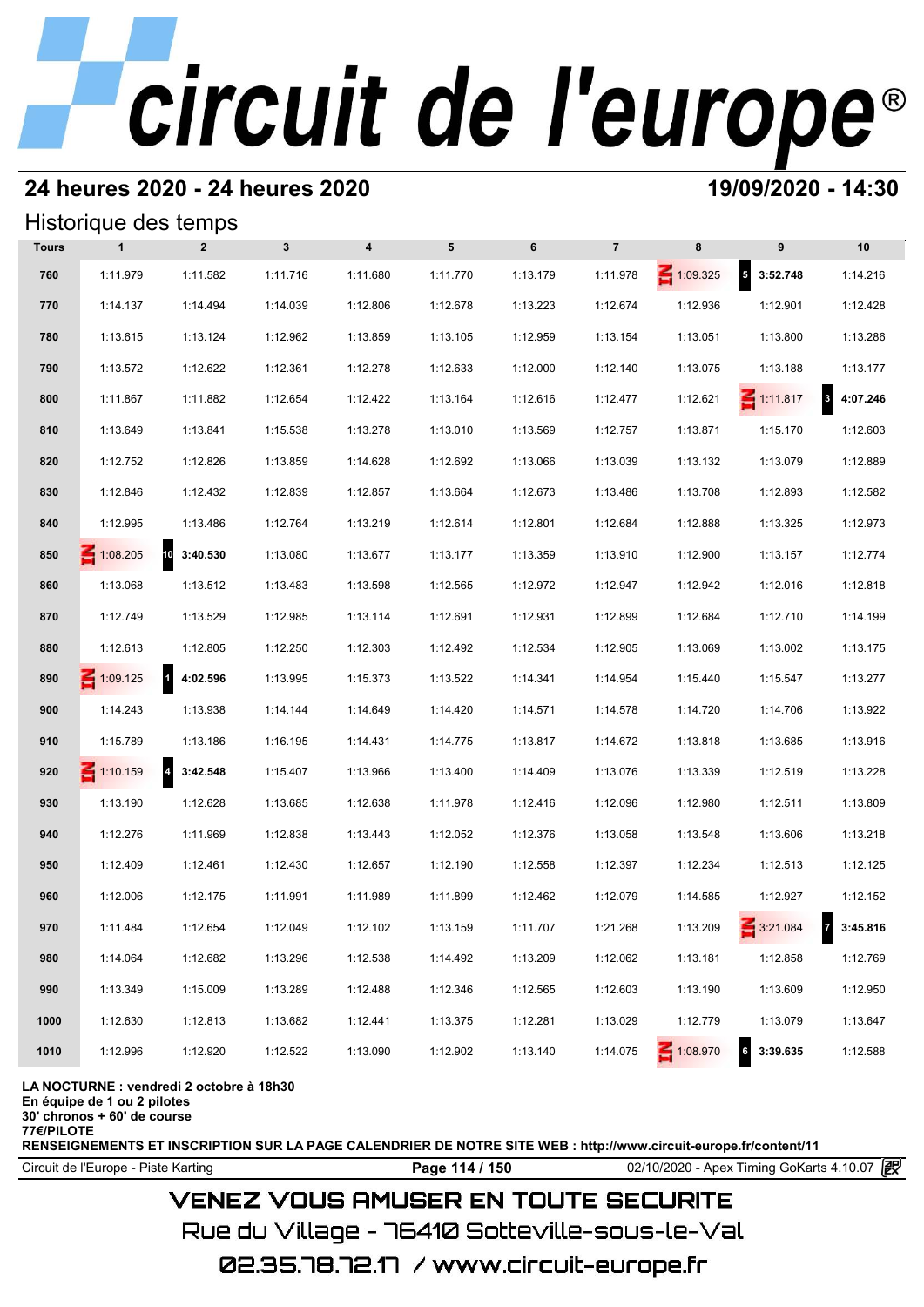## 24 heures 2020 - 24 heures 2020

**19/09/2020 - 14:30**

### Historique des temps

| Tours | 1 | 2 | 3 | 4 | 5 | 6 | 7 | 8 | 9 | 10 |
|---|---|---|---|---|---|---|---|---|---|---|
| 760 | 1:11.979 | 1:11.582 | 1:11.716 | 1:11.680 | 1:11.770 | 1:13.179 | 1:11.978 | IN 1:09.325 | 5 **3:52.748** | 1:14.216 |
| 770 | 1:14.137 | 1:14.494 | 1:14.039 | 1:12.806 | 1:12.678 | 1:13.223 | 1:12.674 | 1:12.936 | 1:12.901 | 1:12.428 |
| 780 | 1:13.615 | 1:13.124 | 1:12.962 | 1:13.859 | 1:13.105 | 1:12.959 | 1:13.154 | 1:13.051 | 1:13.800 | 1:13.286 |
| 790 | 1:13.572 | 1:12.622 | 1:12.361 | 1:12.278 | 1:12.633 | 1:12.000 | 1:12.140 | 1:13.075 | 1:13.188 | 1:13.177 |
| 800 | 1:11.867 | 1:11.882 | 1:12.654 | 1:12.422 | 1:13.164 | 1:12.616 | 1:12.477 | 1:12.621 | IN 1:11.817 | 3 **4:07.246** |
| 810 | 1:13.649 | 1:13.841 | 1:15.538 | 1:13.278 | 1:13.010 | 1:13.569 | 1:12.757 | 1:13.871 | 1:15.170 | 1:12.603 |
| 820 | 1:12.752 | 1:12.826 | 1:13.859 | 1:14.628 | 1:12.692 | 1:13.066 | 1:13.039 | 1:13.132 | 1:13.079 | 1:12.889 |
| 830 | 1:12.846 | 1:12.432 | 1:12.839 | 1:12.857 | 1:13.664 | 1:12.673 | 1:13.486 | 1:13.708 | 1:12.893 | 1:12.582 |
| 840 | 1:12.995 | 1:13.486 | 1:12.764 | 1:13.219 | 1:12.614 | 1:12.801 | 1:12.684 | 1:12.888 | 1:13.325 | 1:12.973 |
| 850 | IN 1:08.205 | 10 **3:40.530** | 1:13.080 | 1:13.677 | 1:13.177 | 1:13.359 | 1:13.910 | 1:12.900 | 1:13.157 | 1:12.774 |
| 860 | 1:13.068 | 1:13.512 | 1:13.483 | 1:13.598 | 1:12.565 | 1:12.972 | 1:12.947 | 1:12.942 | 1:12.016 | 1:12.818 |
| 870 | 1:12.749 | 1:13.529 | 1:12.985 | 1:13.114 | 1:12.691 | 1:12.931 | 1:12.899 | 1:12.684 | 1:12.710 | 1:14.199 |
| 880 | 1:12.613 | 1:12.805 | 1:12.250 | 1:12.303 | 1:12.492 | 1:12.534 | 1:12.905 | 1:13.069 | 1:13.002 | 1:13.175 |
| 890 | IN 1:09.125 | 1 **4:02.596** | 1:13.995 | 1:15.373 | 1:13.522 | 1:14.341 | 1:14.954 | 1:15.440 | 1:15.547 | 1:13.277 |
| 900 | 1:14.243 | 1:13.938 | 1:14.144 | 1:14.649 | 1:14.420 | 1:14.571 | 1:14.578 | 1:14.720 | 1:14.706 | 1:13.922 |
| 910 | 1:15.789 | 1:13.186 | 1:16.195 | 1:14.431 | 1:14.775 | 1:13.817 | 1:14.672 | 1:13.818 | 1:13.685 | 1:13.916 |
| 920 | IN 1:10.159 | 4 **3:42.548** | 1:15.407 | 1:13.966 | 1:13.400 | 1:14.409 | 1:13.076 | 1:13.339 | 1:12.519 | 1:13.228 |
| 930 | 1:13.190 | 1:12.628 | 1:13.685 | 1:12.638 | 1:11.978 | 1:12.416 | 1:12.096 | 1:12.980 | 1:12.511 | 1:13.809 |
| 940 | 1:12.276 | 1:11.969 | 1:12.838 | 1:13.443 | 1:12.052 | 1:12.376 | 1:13.058 | 1:13.548 | 1:13.606 | 1:13.218 |
| 950 | 1:12.409 | 1:12.461 | 1:12.430 | 1:12.657 | 1:12.190 | 1:12.558 | 1:12.397 | 1:12.234 | 1:12.513 | 1:12.125 |
| 960 | 1:12.006 | 1:12.175 | 1:11.991 | 1:11.989 | 1:11.899 | 1:12.462 | 1:12.079 | 1:14.585 | 1:12.927 | 1:12.152 |
| 970 | 1:11.484 | 1:12.654 | 1:12.049 | 1:12.102 | 1:13.159 | 1:11.707 | 1:21.268 | 1:13.209 | IN 3:21.084 | 7 **3:45.816** |
| 980 | 1:14.064 | 1:12.682 | 1:13.296 | 1:12.538 | 1:14.492 | 1:13.209 | 1:12.062 | 1:13.181 | 1:12.858 | 1:12.769 |
| 990 | 1:13.349 | 1:15.009 | 1:13.289 | 1:12.488 | 1:12.346 | 1:12.565 | 1:12.603 | 1:13.190 | 1:13.609 | 1:12.950 |
| 1000 | 1:12.630 | 1:12.813 | 1:13.682 | 1:12.441 | 1:13.375 | 1:12.281 | 1:13.029 | 1:12.779 | 1:13.079 | 1:13.647 |
| 1010 | 1:12.996 | 1:12.920 | 1:12.522 | 1:13.090 | 1:12.902 | 1:13.140 | 1:14.075 | IN 1:08.970 | 6 **3:39.635** | 1:12.588 |

**LA NOCTURNE : vendredi 2 octobre à 18h30**
**En équipe de 1 ou 2 pilotes**
**30' chronos + 60' de course**
**77€/PILOTE**
**RENSEIGNEMENTS ET INSCRIPTION SUR LA PAGE CALENDRIER DE NOTRE SITE WEB : http://www.circuit-europe.fr/content/11**

Circuit de l'Europe - Piste Karting — 02/10/2020 - Apex Timing GoKarts 4.10.07

VENEZ VOUS AMUSER EN TOUTE SECURITE
Rue du Village - 76410 Sotteville-sous-le-Val
02.35.78.72.17 / www.circuit-europe.fr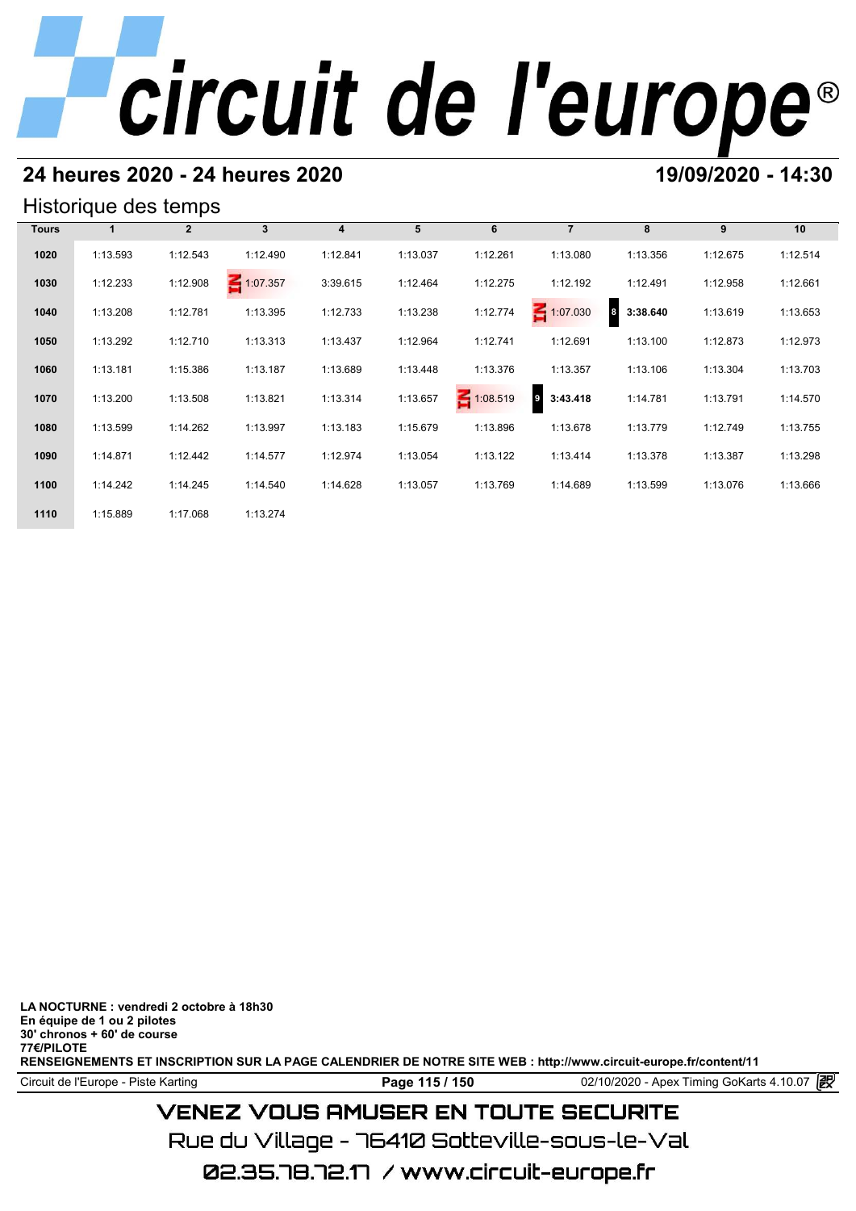# circuit de l'europe®

## 24 heures 2020 - 24 heures 2020

**19/09/2020 - 14:30**

### Historique des temps

| Tours | 1 | 2 | 3 | 4 | 5 | 6 | 7 | 8 | 9 | 10 |
|---|---|---|---|---|---|---|---|---|---|---|
| 1020 | 1:13.593 | 1:12.543 | 1:12.490 | 1:12.841 | 1:13.037 | 1:12.261 | 1:13.080 | 1:13.356 | 1:12.675 | 1:12.514 |
| 1030 | 1:12.233 | 1:12.908 | IN 1:07.357 | 3:39.615 | 1:12.464 | 1:12.275 | 1:12.192 | 1:12.491 | 1:12.958 | 1:12.661 |
| 1040 | 1:13.208 | 1:12.781 | 1:13.395 | 1:12.733 | 1:13.238 | 1:12.774 | IN 1:07.030 | 8 **3:38.640** | 1:13.619 | 1:13.653 |
| 1050 | 1:13.292 | 1:12.710 | 1:13.313 | 1:13.437 | 1:12.964 | 1:12.741 | 1:12.691 | 1:13.100 | 1:12.873 | 1:12.973 |
| 1060 | 1:13.181 | 1:15.386 | 1:13.187 | 1:13.689 | 1:13.448 | 1:13.376 | 1:13.357 | 1:13.106 | 1:13.304 | 1:13.703 |
| 1070 | 1:13.200 | 1:13.508 | 1:13.821 | 1:13.314 | 1:13.657 | IN 1:08.519 | 9 **3:43.418** | 1:14.781 | 1:13.791 | 1:14.570 |
| 1080 | 1:13.599 | 1:14.262 | 1:13.997 | 1:13.183 | 1:15.679 | 1:13.896 | 1:13.678 | 1:13.779 | 1:12.749 | 1:13.755 |
| 1090 | 1:14.871 | 1:12.442 | 1:14.577 | 1:12.974 | 1:13.054 | 1:13.122 | 1:13.414 | 1:13.378 | 1:13.387 | 1:13.298 |
| 1100 | 1:14.242 | 1:14.245 | 1:14.540 | 1:14.628 | 1:13.057 | 1:13.769 | 1:14.689 | 1:13.599 | 1:13.076 | 1:13.666 |
| 1110 | 1:15.889 | 1:17.068 | 1:13.274 | | | | | | | |

**LA NOCTURNE : vendredi 2 octobre à 18h30**
**En équipe de 1 ou 2 pilotes**
**30' chronos + 60' de course**
**77€/PILOTE**
**RENSEIGNEMENTS ET INSCRIPTION SUR LA PAGE CALENDRIER DE NOTRE SITE WEB : http://www.circuit-europe.fr/content/11**

Circuit de l'Europe - Piste Karting | 02/10/2020 - Apex Timing GoKarts 4.10.07

VENEZ VOUS AMUSER EN TOUTE SECURITE
Rue du Village - 76410 Sotteville-sous-le-Val
02.35.78.72.17 / www.circuit-europe.fr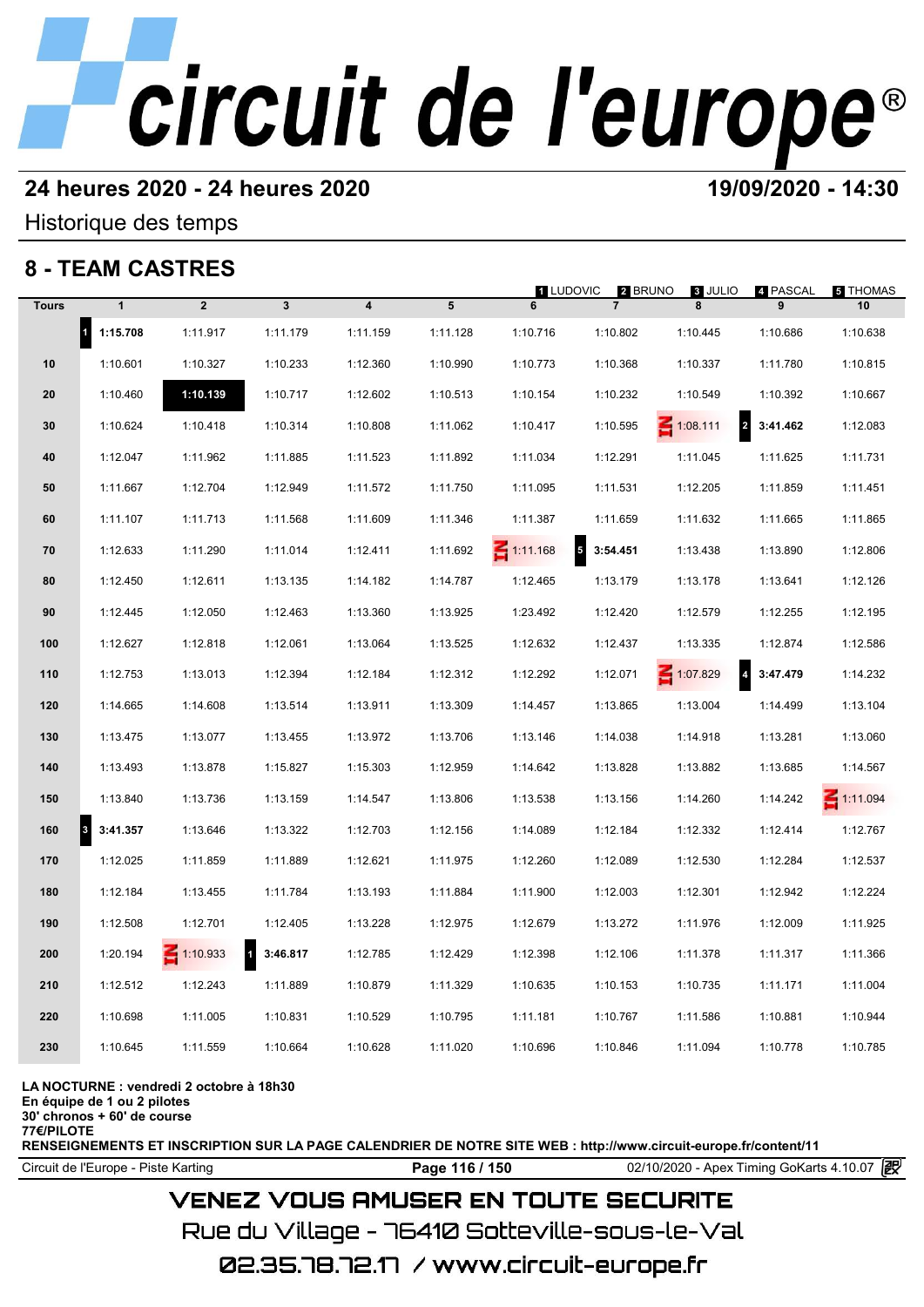# circuit de l'europe®

## 24 heures 2020 - 24 heures 2020

**19/09/2020 - 14:30**

Historique des temps

## 8 - TEAM CASTRES

1 LUDOVIC | 2 BRUNO | 3 JULIO | 4 PASCAL | 5 THOMAS

| Tours | 1 | 2 | 3 | 4 | 5 | 6 | 7 | 8 | 9 | 10 |
|---|---|---|---|---|---|---|---|---|---|---|
| | 1 **1:15.708** | 1:11.917 | 1:11.179 | 1:11.159 | 1:11.128 | 1:10.716 | 1:10.802 | 1:10.445 | 1:10.686 | 1:10.638 |
| 10 | 1:10.601 | 1:10.327 | 1:10.233 | 1:12.360 | 1:10.990 | 1:10.773 | 1:10.368 | 1:10.337 | 1:11.780 | 1:10.815 |
| 20 | 1:10.460 | **1:10.139** | 1:10.717 | 1:12.602 | 1:10.513 | 1:10.154 | 1:10.232 | 1:10.549 | 1:10.392 | 1:10.667 |
| 30 | 1:10.624 | 1:10.418 | 1:10.314 | 1:10.808 | 1:11.062 | 1:10.417 | 1:10.595 | IN 1:08.111 | 2 **3:41.462** | 1:12.083 |
| 40 | 1:12.047 | 1:11.962 | 1:11.885 | 1:11.523 | 1:11.892 | 1:11.034 | 1:12.291 | 1:11.045 | 1:11.625 | 1:11.731 |
| 50 | 1:11.667 | 1:12.704 | 1:12.949 | 1:11.572 | 1:11.750 | 1:11.095 | 1:11.531 | 1:12.205 | 1:11.859 | 1:11.451 |
| 60 | 1:11.107 | 1:11.713 | 1:11.568 | 1:11.609 | 1:11.346 | 1:11.387 | 1:11.659 | 1:11.632 | 1:11.665 | 1:11.865 |
| 70 | 1:12.633 | 1:11.290 | 1:11.014 | 1:12.411 | 1:11.692 | IN 1:11.168 | 5 **3:54.451** | 1:13.438 | 1:13.890 | 1:12.806 |
| 80 | 1:12.450 | 1:12.611 | 1:13.135 | 1:14.182 | 1:14.787 | 1:12.465 | 1:13.179 | 1:13.178 | 1:13.641 | 1:12.126 |
| 90 | 1:12.445 | 1:12.050 | 1:12.463 | 1:13.360 | 1:13.925 | 1:23.492 | 1:12.420 | 1:12.579 | 1:12.255 | 1:12.195 |
| 100 | 1:12.627 | 1:12.818 | 1:12.061 | 1:13.064 | 1:13.525 | 1:12.632 | 1:12.437 | 1:13.335 | 1:12.874 | 1:12.586 |
| 110 | 1:12.753 | 1:13.013 | 1:12.394 | 1:12.184 | 1:12.312 | 1:12.292 | 1:12.071 | IN 1:07.829 | 4 **3:47.479** | 1:14.232 |
| 120 | 1:14.665 | 1:14.608 | 1:13.514 | 1:13.911 | 1:13.309 | 1:14.457 | 1:13.865 | 1:13.004 | 1:14.499 | 1:13.104 |
| 130 | 1:13.475 | 1:13.077 | 1:13.455 | 1:13.972 | 1:13.706 | 1:13.146 | 1:14.038 | 1:14.918 | 1:13.281 | 1:13.060 |
| 140 | 1:13.493 | 1:13.878 | 1:15.827 | 1:15.303 | 1:12.959 | 1:14.642 | 1:13.828 | 1:13.882 | 1:13.685 | 1:14.567 |
| 150 | 1:13.840 | 1:13.736 | 1:13.159 | 1:14.547 | 1:13.806 | 1:13.538 | 1:13.156 | 1:14.260 | 1:14.242 | IN 1:11.094 |
| 160 | 3 **3:41.357** | 1:13.646 | 1:13.322 | 1:12.703 | 1:12.156 | 1:14.089 | 1:12.184 | 1:12.332 | 1:12.414 | 1:12.767 |
| 170 | 1:12.025 | 1:11.859 | 1:11.889 | 1:12.621 | 1:11.975 | 1:12.260 | 1:12.089 | 1:12.530 | 1:12.284 | 1:12.537 |
| 180 | 1:12.184 | 1:13.455 | 1:11.784 | 1:13.193 | 1:11.884 | 1:11.900 | 1:12.003 | 1:12.301 | 1:12.942 | 1:12.224 |
| 190 | 1:12.508 | 1:12.701 | 1:12.405 | 1:13.228 | 1:12.975 | 1:12.679 | 1:13.272 | 1:11.976 | 1:12.009 | 1:11.925 |
| 200 | 1:20.194 | IN 1:10.933 | 1 **3:46.817** | 1:12.785 | 1:12.429 | 1:12.398 | 1:12.106 | 1:11.378 | 1:11.317 | 1:11.366 |
| 210 | 1:12.512 | 1:12.243 | 1:11.889 | 1:10.879 | 1:11.329 | 1:10.635 | 1:10.153 | 1:10.735 | 1:11.171 | 1:11.004 |
| 220 | 1:10.698 | 1:11.005 | 1:10.831 | 1:10.529 | 1:10.795 | 1:11.181 | 1:10.767 | 1:11.586 | 1:10.881 | 1:10.944 |
| 230 | 1:10.645 | 1:11.559 | 1:10.664 | 1:10.628 | 1:11.020 | 1:10.696 | 1:10.846 | 1:11.094 | 1:10.778 | 1:10.785 |

**LA NOCTURNE : vendredi 2 octobre à 18h30**
**En équipe de 1 ou 2 pilotes**
**30' chronos + 60' de course**
**77€/PILOTE**
**RENSEIGNEMENTS ET INSCRIPTION SUR LA PAGE CALENDRIER DE NOTRE SITE WEB : http://www.circuit-europe.fr/content/11**

Circuit de l'Europe - Piste Karting | 02/10/2020 - Apex Timing GoKarts 4.10.07

VENEZ VOUS AMUSER EN TOUTE SECURITE
Rue du Village - 76410 Sotteville-sous-le-Val
02.35.78.72.17 / www.circuit-europe.fr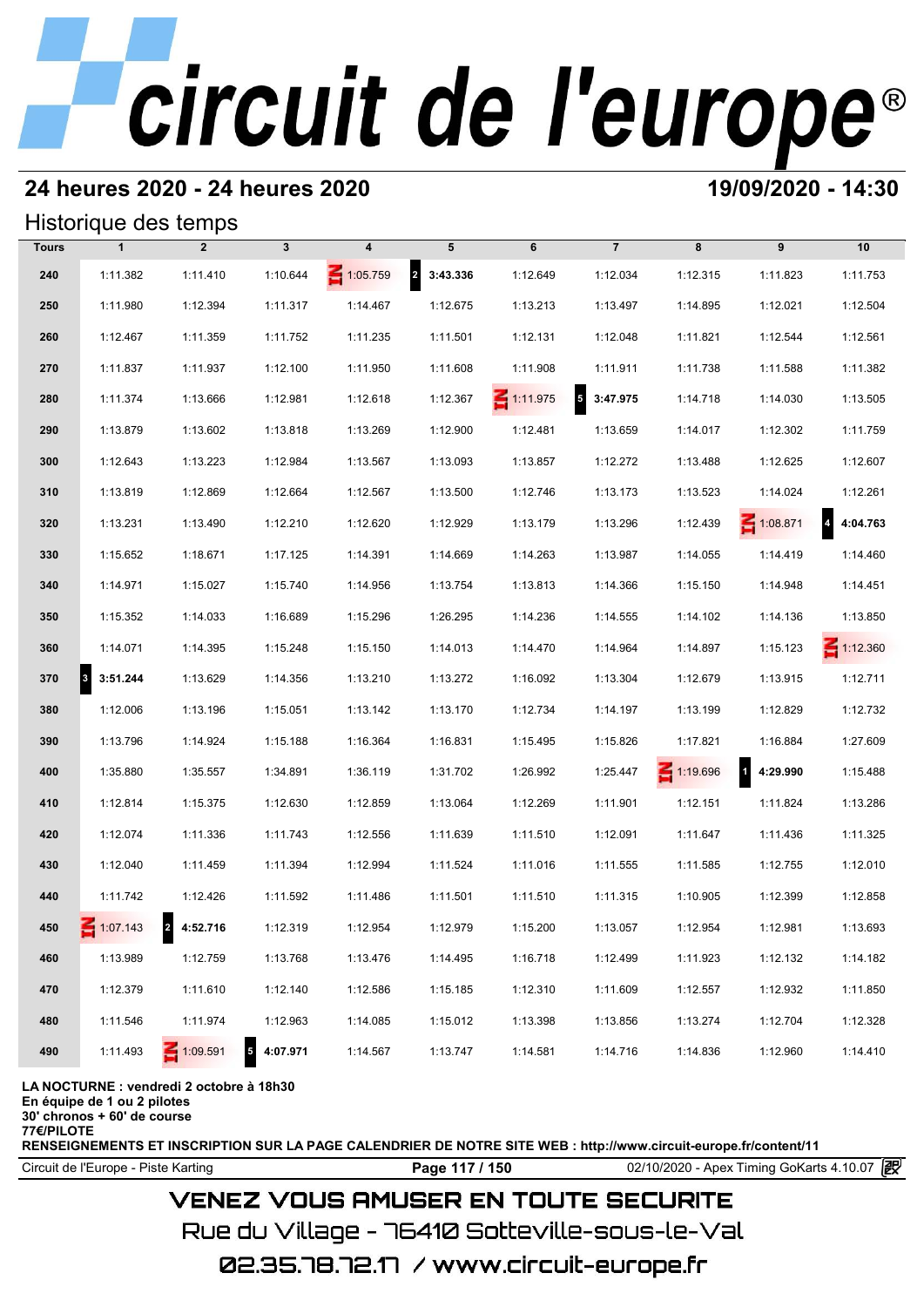# circuit de l'europe®

## 24 heures 2020 - 24 heures 2020

**19/09/2020 - 14:30**

### Historique des temps

| Tours | 1 | 2 | 3 | 4 | 5 | 6 | 7 | 8 | 9 | 10 |
|---|---|---|---|---|---|---|---|---|---|---|
| 240 | 1:11.382 | 1:11.410 | 1:10.644 | 1:05.759 | 2 **3:43.336** | 1:12.649 | 1:12.034 | 1:12.315 | 1:11.823 | 1:11.753 |
| 250 | 1:11.980 | 1:12.394 | 1:11.317 | 1:14.467 | 1:12.675 | 1:13.213 | 1:13.497 | 1:14.895 | 1:12.021 | 1:12.504 |
| 260 | 1:12.467 | 1:11.359 | 1:11.752 | 1:11.235 | 1:11.501 | 1:12.131 | 1:12.048 | 1:11.821 | 1:12.544 | 1:12.561 |
| 270 | 1:11.837 | 1:11.937 | 1:12.100 | 1:11.950 | 1:11.608 | 1:11.908 | 1:11.911 | 1:11.738 | 1:11.588 | 1:11.382 |
| 280 | 1:11.374 | 1:13.666 | 1:12.981 | 1:12.618 | 1:12.367 | 1:11.975 | 5 **3:47.975** | 1:14.718 | 1:14.030 | 1:13.505 |
| 290 | 1:13.879 | 1:13.602 | 1:13.818 | 1:13.269 | 1:12.900 | 1:12.481 | 1:13.659 | 1:14.017 | 1:12.302 | 1:11.759 |
| 300 | 1:12.643 | 1:13.223 | 1:12.984 | 1:13.567 | 1:13.093 | 1:13.857 | 1:12.272 | 1:13.488 | 1:12.625 | 1:12.607 |
| 310 | 1:13.819 | 1:12.869 | 1:12.664 | 1:12.567 | 1:13.500 | 1:12.746 | 1:13.173 | 1:13.523 | 1:14.024 | 1:12.261 |
| 320 | 1:13.231 | 1:13.490 | 1:12.210 | 1:12.620 | 1:12.929 | 1:13.179 | 1:13.296 | 1:12.439 | 1:08.871 | 4 **4:04.763** |
| 330 | 1:15.652 | 1:18.671 | 1:17.125 | 1:14.391 | 1:14.669 | 1:14.263 | 1:13.987 | 1:14.055 | 1:14.419 | 1:14.460 |
| 340 | 1:14.971 | 1:15.027 | 1:15.740 | 1:14.956 | 1:13.754 | 1:13.813 | 1:14.366 | 1:15.150 | 1:14.948 | 1:14.451 |
| 350 | 1:15.352 | 1:14.033 | 1:16.689 | 1:15.296 | 1:26.295 | 1:14.236 | 1:14.555 | 1:14.102 | 1:14.136 | 1:13.850 |
| 360 | 1:14.071 | 1:14.395 | 1:15.248 | 1:15.150 | 1:14.013 | 1:14.470 | 1:14.964 | 1:14.897 | 1:15.123 | 1:12.360 |
| 370 | 3 **3:51.244** | 1:13.629 | 1:14.356 | 1:13.210 | 1:13.272 | 1:16.092 | 1:13.304 | 1:12.679 | 1:13.915 | 1:12.711 |
| 380 | 1:12.006 | 1:13.196 | 1:15.051 | 1:13.142 | 1:13.170 | 1:12.734 | 1:14.197 | 1:13.199 | 1:12.829 | 1:12.732 |
| 390 | 1:13.796 | 1:14.924 | 1:15.188 | 1:16.364 | 1:16.831 | 1:15.495 | 1:15.826 | 1:17.821 | 1:16.884 | 1:27.609 |
| 400 | 1:35.880 | 1:35.557 | 1:34.891 | 1:36.119 | 1:31.702 | 1:26.992 | 1:25.447 | 1:19.696 | 1 **4:29.990** | 1:15.488 |
| 410 | 1:12.814 | 1:15.375 | 1:12.630 | 1:12.859 | 1:13.064 | 1:12.269 | 1:11.901 | 1:12.151 | 1:11.824 | 1:13.286 |
| 420 | 1:12.074 | 1:11.336 | 1:11.743 | 1:12.556 | 1:11.639 | 1:11.510 | 1:12.091 | 1:11.647 | 1:11.436 | 1:11.325 |
| 430 | 1:12.040 | 1:11.459 | 1:11.394 | 1:12.994 | 1:11.524 | 1:11.016 | 1:11.555 | 1:11.585 | 1:12.755 | 1:12.010 |
| 440 | 1:11.742 | 1:12.426 | 1:11.592 | 1:11.486 | 1:11.501 | 1:11.510 | 1:11.315 | 1:10.905 | 1:12.399 | 1:12.858 |
| 450 | 1:07.143 | 2 **4:52.716** | 1:12.319 | 1:12.954 | 1:12.979 | 1:15.200 | 1:13.057 | 1:12.954 | 1:12.981 | 1:13.693 |
| 460 | 1:13.989 | 1:12.759 | 1:13.768 | 1:13.476 | 1:14.495 | 1:16.718 | 1:12.499 | 1:11.923 | 1:12.132 | 1:14.182 |
| 470 | 1:12.379 | 1:11.610 | 1:12.140 | 1:12.586 | 1:15.185 | 1:12.310 | 1:11.609 | 1:12.557 | 1:12.932 | 1:11.850 |
| 480 | 1:11.546 | 1:11.974 | 1:12.963 | 1:14.085 | 1:15.012 | 1:13.398 | 1:13.856 | 1:13.274 | 1:12.704 | 1:12.328 |
| 490 | 1:11.493 | 1:09.591 | 5 **4:07.971** | 1:14.567 | 1:13.747 | 1:14.581 | 1:14.716 | 1:14.836 | 1:12.960 | 1:14.410 |

**LA NOCTURNE : vendredi 2 octobre à 18h30**
**En équipe de 1 ou 2 pilotes**
**30' chronos + 60' de course**
**77€/PILOTE**
**RENSEIGNEMENTS ET INSCRIPTION SUR LA PAGE CALENDRIER DE NOTRE SITE WEB : http://www.circuit-europe.fr/content/11**

Circuit de l'Europe - Piste Karting | 02/10/2020 - Apex Timing GoKarts 4.10.07

VENEZ VOUS AMUSER EN TOUTE SECURITE
Rue du Village - 76410 Sotteville-sous-le-Val
02.35.78.72.17 / www.circuit-europe.fr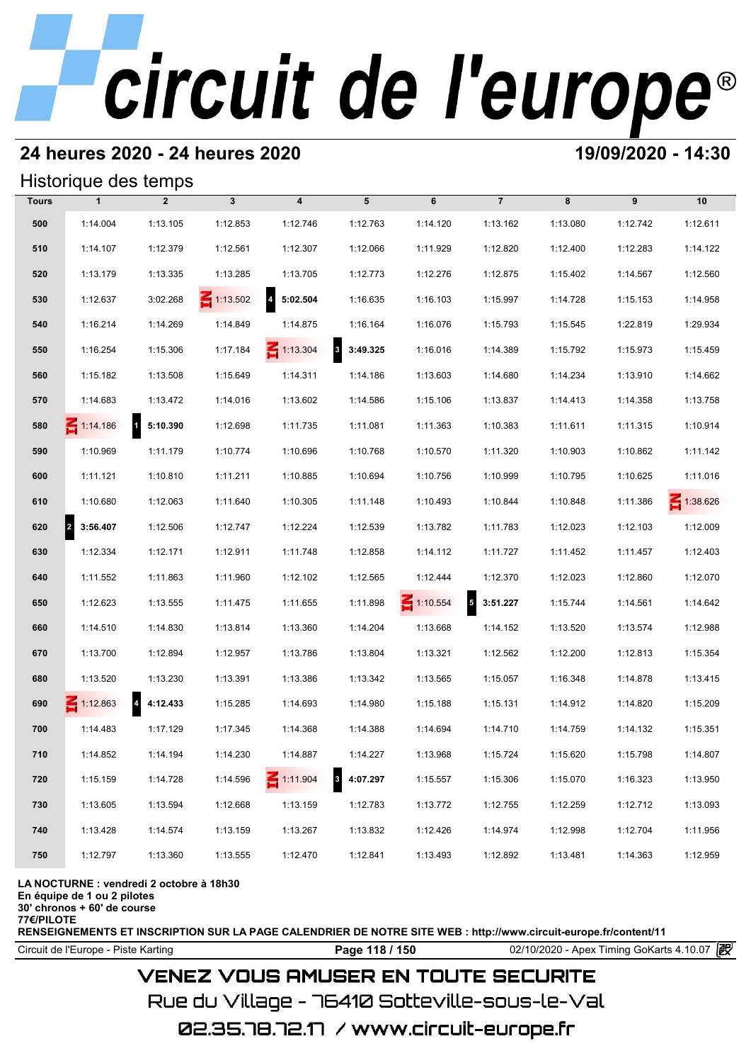# 24 heures 2020 - 24 heures 2020

**19/09/2020 - 14:30**

## Historique des temps

| Tours | 1 | 2 | 3 | 4 | 5 | 6 | 7 | 8 | 9 | 10 |
|---|---|---|---|---|---|---|---|---|---|---|
| 500 | 1:14.004 | 1:13.105 | 1:12.853 | 1:12.746 | 1:12.763 | 1:14.120 | 1:13.162 | 1:13.080 | 1:12.742 | 1:12.611 |
| 510 | 1:14.107 | 1:12.379 | 1:12.561 | 1:12.307 | 1:12.066 | 1:11.929 | 1:12.820 | 1:12.400 | 1:12.283 | 1:14.122 |
| 520 | 1:13.179 | 1:13.335 | 1:13.285 | 1:13.705 | 1:12.773 | 1:12.276 | 1:12.875 | 1:15.402 | 1:14.567 | 1:12.560 |
| 530 | 1:12.637 | 3:02.268 | IN 1:13.502 | 4 **5:02.504** | 1:16.635 | 1:16.103 | 1:15.997 | 1:14.728 | 1:15.153 | 1:14.958 |
| 540 | 1:16.214 | 1:14.269 | 1:14.849 | 1:14.875 | 1:16.164 | 1:16.076 | 1:15.793 | 1:15.545 | 1:22.819 | 1:29.934 |
| 550 | 1:16.254 | 1:15.306 | 1:17.184 | IN 1:13.304 | 3 **3:49.325** | 1:16.016 | 1:14.389 | 1:15.792 | 1:15.973 | 1:15.459 |
| 560 | 1:15.182 | 1:13.508 | 1:15.649 | 1:14.311 | 1:14.186 | 1:13.603 | 1:14.680 | 1:14.234 | 1:13.910 | 1:14.662 |
| 570 | 1:14.683 | 1:13.472 | 1:14.016 | 1:13.602 | 1:14.586 | 1:15.106 | 1:13.837 | 1:14.413 | 1:14.358 | 1:13.758 |
| 580 | IN 1:14.186 | 1 **5:10.390** | 1:12.698 | 1:11.735 | 1:11.081 | 1:11.363 | 1:10.383 | 1:11.611 | 1:11.315 | 1:10.914 |
| 590 | 1:10.969 | 1:11.179 | 1:10.774 | 1:10.696 | 1:10.768 | 1:10.570 | 1:11.320 | 1:10.903 | 1:10.862 | 1:11.142 |
| 600 | 1:11.121 | 1:10.810 | 1:11.211 | 1:10.885 | 1:10.694 | 1:10.756 | 1:10.999 | 1:10.795 | 1:10.625 | 1:11.016 |
| 610 | 1:10.680 | 1:12.063 | 1:11.640 | 1:10.305 | 1:11.148 | 1:10.493 | 1:10.844 | 1:10.848 | 1:11.386 | IN 1:38.626 |
| 620 | 2 **3:56.407** | 1:12.506 | 1:12.747 | 1:12.224 | 1:12.539 | 1:13.782 | 1:11.783 | 1:12.023 | 1:12.103 | 1:12.009 |
| 630 | 1:12.334 | 1:12.171 | 1:12.911 | 1:11.748 | 1:12.858 | 1:14.112 | 1:11.727 | 1:11.452 | 1:11.457 | 1:12.403 |
| 640 | 1:11.552 | 1:11.863 | 1:11.960 | 1:12.102 | 1:12.565 | 1:12.444 | 1:12.370 | 1:12.023 | 1:12.860 | 1:12.070 |
| 650 | 1:12.623 | 1:13.555 | 1:11.475 | 1:11.655 | 1:11.898 | IN 1:10.554 | 5 **3:51.227** | 1:15.744 | 1:14.561 | 1:14.642 |
| 660 | 1:14.510 | 1:14.830 | 1:13.814 | 1:13.360 | 1:14.204 | 1:13.668 | 1:14.152 | 1:13.520 | 1:13.574 | 1:12.988 |
| 670 | 1:13.700 | 1:12.894 | 1:12.957 | 1:13.786 | 1:13.804 | 1:13.321 | 1:12.562 | 1:12.200 | 1:12.813 | 1:15.354 |
| 680 | 1:13.520 | 1:13.230 | 1:13.391 | 1:13.386 | 1:13.342 | 1:13.565 | 1:15.057 | 1:16.348 | 1:14.878 | 1:13.415 |
| 690 | IN 1:12.863 | 4 **4:12.433** | 1:15.285 | 1:14.693 | 1:14.980 | 1:15.188 | 1:15.131 | 1:14.912 | 1:14.820 | 1:15.209 |
| 700 | 1:14.483 | 1:17.129 | 1:17.345 | 1:14.368 | 1:14.388 | 1:14.694 | 1:14.710 | 1:14.759 | 1:14.132 | 1:15.351 |
| 710 | 1:14.852 | 1:14.194 | 1:14.230 | 1:14.887 | 1:14.227 | 1:13.968 | 1:15.724 | 1:15.620 | 1:15.798 | 1:14.807 |
| 720 | 1:15.159 | 1:14.728 | 1:14.596 | IN 1:11.904 | 3 **4:07.297** | 1:15.557 | 1:15.306 | 1:15.070 | 1:16.323 | 1:13.950 |
| 730 | 1:13.605 | 1:13.594 | 1:12.668 | 1:13.159 | 1:12.783 | 1:13.772 | 1:12.755 | 1:12.259 | 1:12.712 | 1:13.093 |
| 740 | 1:13.428 | 1:14.574 | 1:13.159 | 1:13.267 | 1:13.832 | 1:12.426 | 1:14.974 | 1:12.998 | 1:12.704 | 1:11.956 |
| 750 | 1:12.797 | 1:13.360 | 1:13.555 | 1:12.470 | 1:12.841 | 1:13.493 | 1:12.892 | 1:13.481 | 1:14.363 | 1:12.959 |

**LA NOCTURNE : vendredi 2 octobre à 18h30**
**En équipe de 1 ou 2 pilotes**
**30' chronos + 60' de course**
**77€/PILOTE**
**RENSEIGNEMENTS ET INSCRIPTION SUR LA PAGE CALENDRIER DE NOTRE SITE WEB : http://www.circuit-europe.fr/content/11**

Circuit de l'Europe - Piste Karting | 02/10/2020 - Apex Timing GoKarts 4.10.07

VENEZ VOUS AMUSER EN TOUTE SECURITE
Rue du Village - 76410 Sotteville-sous-le-Val
02.35.78.72.17 / www.circuit-europe.fr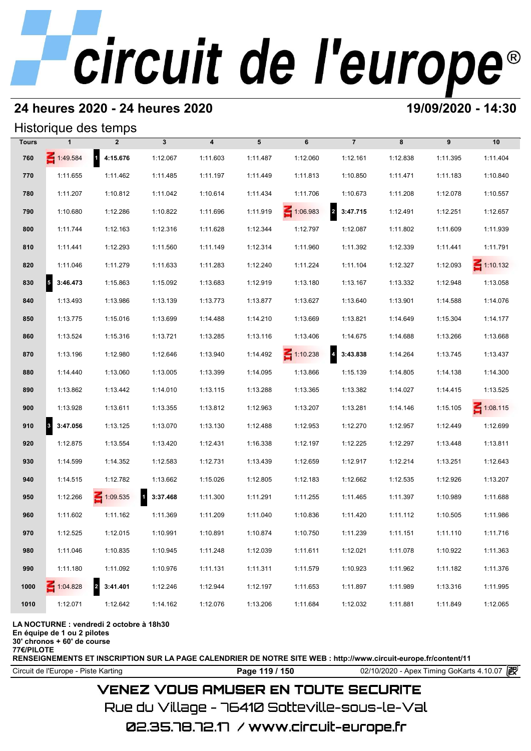# circuit de l'europe®

## 24 heures 2020 - 24 heures 2020

**19/09/2020 - 14:30**

### Historique des temps

| Tours | 1 | 2 | 3 | 4 | 5 | 6 | 7 | 8 | 9 | 10 |
|---|---|---|---|---|---|---|---|---|---|---|
| 760 | 1:49.584 | 1 **4:15.676** | 1:12.067 | 1:11.603 | 1:11.487 | 1:12.060 | 1:12.161 | 1:12.838 | 1:11.395 | 1:11.404 |
| 770 | 1:11.655 | 1:11.462 | 1:11.485 | 1:11.197 | 1:11.449 | 1:11.813 | 1:10.850 | 1:11.471 | 1:11.183 | 1:10.840 |
| 780 | 1:11.207 | 1:10.812 | 1:11.042 | 1:10.614 | 1:11.434 | 1:11.706 | 1:10.673 | 1:11.208 | 1:12.078 | 1:10.557 |
| 790 | 1:10.680 | 1:12.286 | 1:10.822 | 1:11.696 | 1:11.919 | 1:06.983 | 2 **3:47.715** | 1:12.491 | 1:12.251 | 1:12.657 |
| 800 | 1:11.744 | 1:12.163 | 1:12.316 | 1:11.628 | 1:12.344 | 1:12.797 | 1:12.087 | 1:11.802 | 1:11.609 | 1:11.939 |
| 810 | 1:11.441 | 1:12.293 | 1:11.560 | 1:11.149 | 1:12.314 | 1:11.960 | 1:11.392 | 1:12.339 | 1:11.441 | 1:11.791 |
| 820 | 1:11.046 | 1:11.279 | 1:11.633 | 1:11.283 | 1:12.240 | 1:11.224 | 1:11.104 | 1:12.327 | 1:12.093 | 1:10.132 |
| 830 | 5 **3:46.473** | 1:15.863 | 1:15.092 | 1:13.683 | 1:12.919 | 1:13.180 | 1:13.167 | 1:13.332 | 1:12.948 | 1:13.058 |
| 840 | 1:13.493 | 1:13.986 | 1:13.139 | 1:13.773 | 1:13.877 | 1:13.627 | 1:13.640 | 1:13.901 | 1:14.588 | 1:14.076 |
| 850 | 1:13.775 | 1:15.016 | 1:13.699 | 1:14.488 | 1:14.210 | 1:13.669 | 1:13.821 | 1:14.649 | 1:15.304 | 1:14.177 |
| 860 | 1:13.524 | 1:15.316 | 1:13.721 | 1:13.285 | 1:13.116 | 1:13.406 | 1:14.675 | 1:14.688 | 1:13.266 | 1:13.668 |
| 870 | 1:13.196 | 1:12.980 | 1:12.646 | 1:13.940 | 1:14.492 | 1:10.238 | 4 **3:43.838** | 1:14.264 | 1:13.745 | 1:13.437 |
| 880 | 1:14.440 | 1:13.060 | 1:13.005 | 1:13.399 | 1:14.095 | 1:13.866 | 1:15.139 | 1:14.805 | 1:14.138 | 1:14.300 |
| 890 | 1:13.862 | 1:13.442 | 1:14.010 | 1:13.115 | 1:13.288 | 1:13.365 | 1:13.382 | 1:14.027 | 1:14.415 | 1:13.525 |
| 900 | 1:13.928 | 1:13.611 | 1:13.355 | 1:13.812 | 1:12.963 | 1:13.207 | 1:13.281 | 1:14.146 | 1:15.105 | 1:08.115 |
| 910 | 3 **3:47.056** | 1:13.125 | 1:13.070 | 1:13.130 | 1:12.488 | 1:12.953 | 1:12.270 | 1:12.957 | 1:12.449 | 1:12.699 |
| 920 | 1:12.875 | 1:13.554 | 1:13.420 | 1:12.431 | 1:16.338 | 1:12.197 | 1:12.225 | 1:12.297 | 1:13.448 | 1:13.811 |
| 930 | 1:14.599 | 1:14.352 | 1:12.583 | 1:12.731 | 1:13.439 | 1:12.659 | 1:12.917 | 1:12.214 | 1:13.251 | 1:12.643 |
| 940 | 1:14.515 | 1:12.782 | 1:13.662 | 1:15.026 | 1:12.805 | 1:12.183 | 1:12.662 | 1:12.535 | 1:12.926 | 1:13.207 |
| 950 | 1:12.266 | 1:09.535 | 1 **3:37.468** | 1:11.300 | 1:11.291 | 1:11.255 | 1:11.465 | 1:11.397 | 1:10.989 | 1:11.688 |
| 960 | 1:11.602 | 1:11.162 | 1:11.369 | 1:11.209 | 1:11.040 | 1:10.836 | 1:11.420 | 1:11.112 | 1:10.505 | 1:11.986 |
| 970 | 1:12.525 | 1:12.015 | 1:10.991 | 1:10.891 | 1:10.874 | 1:10.750 | 1:11.239 | 1:11.151 | 1:11.110 | 1:11.716 |
| 980 | 1:11.046 | 1:10.835 | 1:10.945 | 1:11.248 | 1:12.039 | 1:11.611 | 1:12.021 | 1:11.078 | 1:10.922 | 1:11.363 |
| 990 | 1:11.180 | 1:11.092 | 1:10.976 | 1:11.131 | 1:11.311 | 1:11.579 | 1:10.923 | 1:11.962 | 1:11.182 | 1:11.376 |
| 1000 | 1:04.828 | 2 **3:41.401** | 1:12.246 | 1:12.944 | 1:12.197 | 1:11.653 | 1:11.897 | 1:11.989 | 1:13.316 | 1:11.995 |
| 1010 | 1:12.071 | 1:12.642 | 1:14.162 | 1:12.076 | 1:13.206 | 1:11.684 | 1:12.032 | 1:11.881 | 1:11.849 | 1:12.065 |

**LA NOCTURNE : vendredi 2 octobre à 18h30**
**En équipe de 1 ou 2 pilotes**
**30' chronos + 60' de course**
**77€/PILOTE**
**RENSEIGNEMENTS ET INSCRIPTION SUR LA PAGE CALENDRIER DE NOTRE SITE WEB : http://www.circuit-europe.fr/content/11**

Circuit de l'Europe - Piste Karting | 02/10/2020 - Apex Timing GoKarts 4.10.07

VENEZ VOUS AMUSER EN TOUTE SECURITE
Rue du Village - 76410 Sotteville-sous-le-Val
02.35.78.72.17 / www.circuit-europe.fr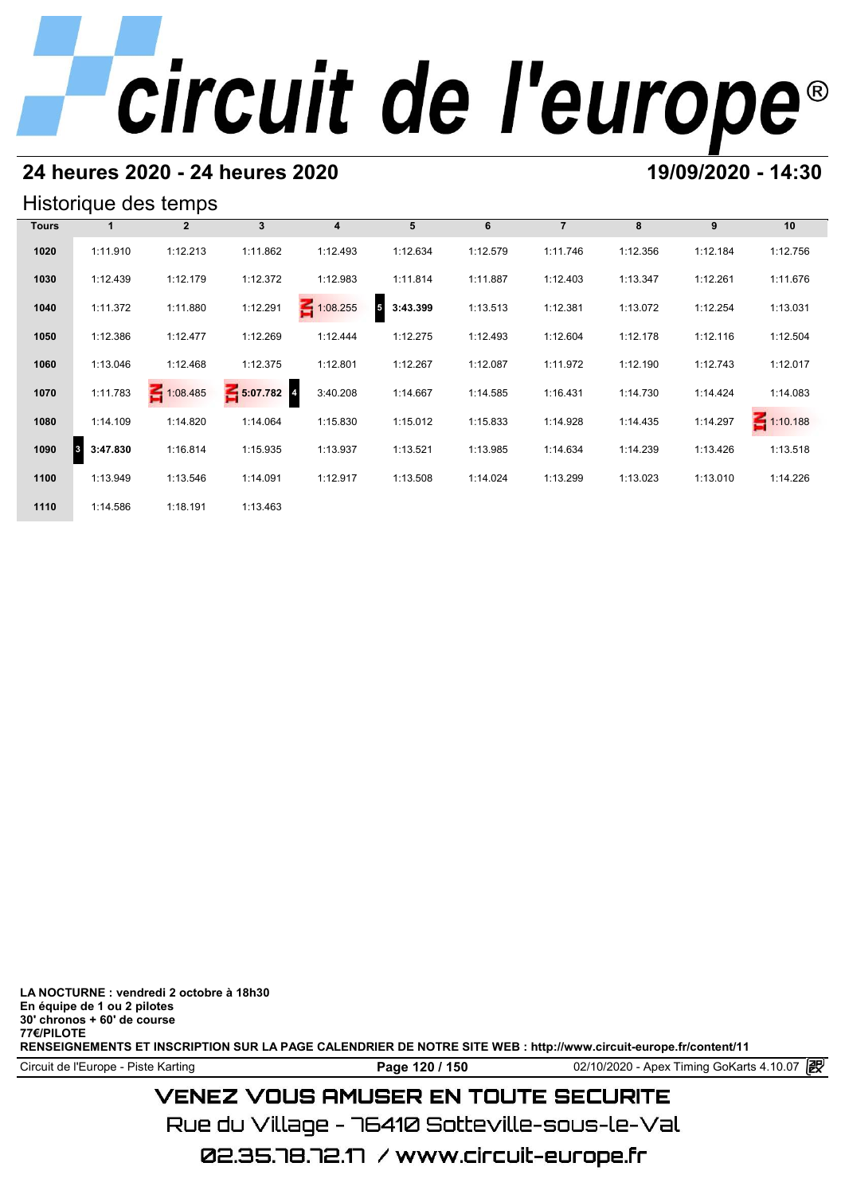## 24 heures 2020 - 24 heures 2020

## 19/09/2020 - 14:30

### Historique des temps

| Tours | 1 | 2 | 3 | 4 | 5 | 6 | 7 | 8 | 9 | 10 |
|---|---|---|---|---|---|---|---|---|---|---|
| 1020 | 1:11.910 | 1:12.213 | 1:11.862 | 1:12.493 | 1:12.634 | 1:12.579 | 1:11.746 | 1:12.356 | 1:12.184 | 1:12.756 |
| 1030 | 1:12.439 | 1:12.179 | 1:12.372 | 1:12.983 | 1:11.814 | 1:11.887 | 1:12.403 | 1:13.347 | 1:12.261 | 1:11.676 |
| 1040 | 1:11.372 | 1:11.880 | 1:12.291 | IN 1:08.255 | 5 **3:43.399** | 1:13.513 | 1:12.381 | 1:13.072 | 1:12.254 | 1:13.031 |
| 1050 | 1:12.386 | 1:12.477 | 1:12.269 | 1:12.444 | 1:12.275 | 1:12.493 | 1:12.604 | 1:12.178 | 1:12.116 | 1:12.504 |
| 1060 | 1:13.046 | 1:12.468 | 1:12.375 | 1:12.801 | 1:12.267 | 1:12.087 | 1:11.972 | 1:12.190 | 1:12.743 | 1:12.017 |
| 1070 | 1:11.783 | IN 1:08.485 | IN **5:07.782** | 4 3:40.208 | 1:14.667 | 1:14.585 | 1:16.431 | 1:14.730 | 1:14.424 | 1:14.083 |
| 1080 | 1:14.109 | 1:14.820 | 1:14.064 | 1:15.830 | 1:15.012 | 1:15.833 | 1:14.928 | 1:14.435 | 1:14.297 | IN 1:10.188 |
| 1090 | 3 **3:47.830** | 1:16.814 | 1:15.935 | 1:13.937 | 1:13.521 | 1:13.985 | 1:14.634 | 1:14.239 | 1:13.426 | 1:13.518 |
| 1100 | 1:13.949 | 1:13.546 | 1:14.091 | 1:12.917 | 1:13.508 | 1:14.024 | 1:13.299 | 1:13.023 | 1:13.010 | 1:14.226 |
| 1110 | 1:14.586 | 1:18.191 | 1:13.463 | | | | | | | |

**LA NOCTURNE : vendredi 2 octobre à 18h30**
**En équipe de 1 ou 2 pilotes**
**30' chronos + 60' de course**
**77€/PILOTE**
**RENSEIGNEMENTS ET INSCRIPTION SUR LA PAGE CALENDRIER DE NOTRE SITE WEB : http://www.circuit-europe.fr/content/11**

Circuit de l'Europe - Piste Karting | 02/10/2020 - Apex Timing GoKarts 4.10.07

VENEZ VOUS AMUSER EN TOUTE SECURITE
Rue du Village - 76410 Sotteville-sous-le-Val
02.35.78.72.17 / www.circuit-europe.fr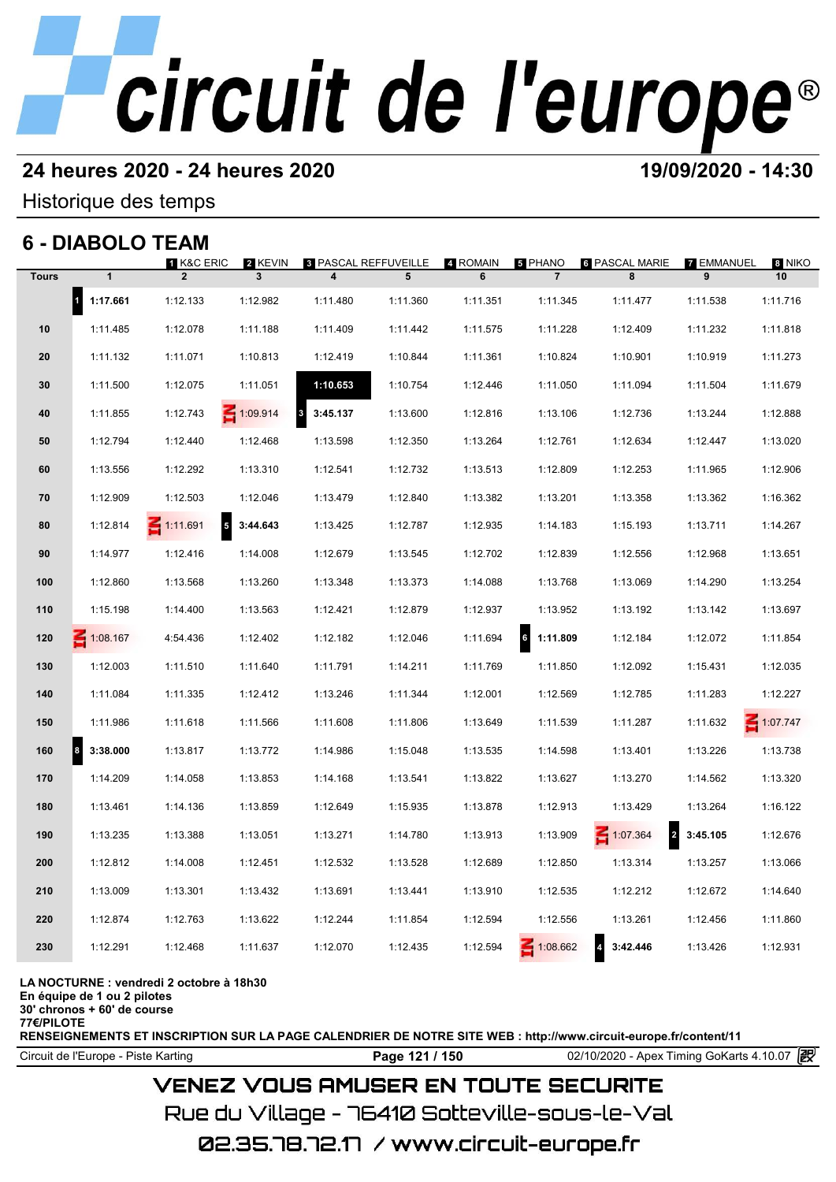# circuit de l'europe®

## 24 heures 2020 - 24 heures 2020

**19/09/2020 - 14:30**

Historique des temps

## 6 - DIABOLO TEAM

| Tours | 1 K&C ERIC | 2 KEVIN | 3 PASCAL REFFUVEILLE | 4 ROMAIN | 5 PHANO | 6 PASCAL MARIE | 7 EMMANUEL | 8 NIKO | | |
|---|---|---|---|---|---|---|---|---|---|---|
| | 1 | 2 | 3 | 4 | 5 | 6 | 7 | 8 | 9 | 10 |
| | 1 **1:17.661** | 1:12.133 | 1:12.982 | 1:11.480 | 1:11.360 | 1:11.351 | 1:11.345 | 1:11.477 | 1:11.538 | 1:11.716 |
| 10 | 1:11.485 | 1:12.078 | 1:11.188 | 1:11.409 | 1:11.442 | 1:11.575 | 1:11.228 | 1:12.409 | 1:11.232 | 1:11.818 |
| 20 | 1:11.132 | 1:11.071 | 1:10.813 | 1:12.419 | 1:10.844 | 1:11.361 | 1:10.824 | 1:10.901 | 1:10.919 | 1:11.273 |
| 30 | 1:11.500 | 1:12.075 | 1:11.051 | **1:10.653** | 1:10.754 | 1:12.446 | 1:11.050 | 1:11.094 | 1:11.504 | 1:11.679 |
| 40 | 1:11.855 | 1:12.743 | IN 1:09.914 | 3 **3:45.137** | 1:13.600 | 1:12.816 | 1:13.106 | 1:12.736 | 1:13.244 | 1:12.888 |
| 50 | 1:12.794 | 1:12.440 | 1:12.468 | 1:13.598 | 1:12.350 | 1:13.264 | 1:12.761 | 1:12.634 | 1:12.447 | 1:13.020 |
| 60 | 1:13.556 | 1:12.292 | 1:13.310 | 1:12.541 | 1:12.732 | 1:13.513 | 1:12.809 | 1:12.253 | 1:11.965 | 1:12.906 |
| 70 | 1:12.909 | 1:12.503 | 1:12.046 | 1:13.479 | 1:12.840 | 1:13.382 | 1:13.201 | 1:13.358 | 1:13.362 | 1:16.362 |
| 80 | 1:12.814 | IN 1:11.691 | 5 **3:44.643** | 1:13.425 | 1:12.787 | 1:12.935 | 1:14.183 | 1:15.193 | 1:13.711 | 1:14.267 |
| 90 | 1:14.977 | 1:12.416 | 1:14.008 | 1:12.679 | 1:13.545 | 1:12.702 | 1:12.839 | 1:12.556 | 1:12.968 | 1:13.651 |
| 100 | 1:12.860 | 1:13.568 | 1:13.260 | 1:13.348 | 1:13.373 | 1:14.088 | 1:13.768 | 1:13.069 | 1:14.290 | 1:13.254 |
| 110 | 1:15.198 | 1:14.400 | 1:13.563 | 1:12.421 | 1:12.879 | 1:12.937 | 1:13.952 | 1:13.192 | 1:13.142 | 1:13.697 |
| 120 | IN 1:08.167 | 4:54.436 | 1:12.402 | 1:12.182 | 1:12.046 | 1:11.694 | 6 **1:11.809** | 1:12.184 | 1:12.072 | 1:11.854 |
| 130 | 1:12.003 | 1:11.510 | 1:11.640 | 1:11.791 | 1:14.211 | 1:11.769 | 1:11.850 | 1:12.092 | 1:15.431 | 1:12.035 |
| 140 | 1:11.084 | 1:11.335 | 1:12.412 | 1:13.246 | 1:11.344 | 1:12.001 | 1:12.569 | 1:12.785 | 1:11.283 | 1:12.227 |
| 150 | 1:11.986 | 1:11.618 | 1:11.566 | 1:11.608 | 1:11.806 | 1:13.649 | 1:11.539 | 1:11.287 | 1:11.632 | IN 1:07.747 |
| 160 | 8 **3:38.000** | 1:13.817 | 1:13.772 | 1:14.986 | 1:15.048 | 1:13.535 | 1:14.598 | 1:13.401 | 1:13.226 | 1:13.738 |
| 170 | 1:14.209 | 1:14.058 | 1:13.853 | 1:14.168 | 1:13.541 | 1:13.822 | 1:13.627 | 1:13.270 | 1:14.562 | 1:13.320 |
| 180 | 1:13.461 | 1:14.136 | 1:13.859 | 1:12.649 | 1:15.935 | 1:13.878 | 1:12.913 | 1:13.429 | 1:13.264 | 1:16.122 |
| 190 | 1:13.235 | 1:13.388 | 1:13.051 | 1:13.271 | 1:14.780 | 1:13.913 | 1:13.909 | IN 1:07.364 | 2 **3:45.105** | 1:12.676 |
| 200 | 1:12.812 | 1:14.008 | 1:12.451 | 1:12.532 | 1:13.528 | 1:12.689 | 1:12.850 | 1:13.314 | 1:13.257 | 1:13.066 |
| 210 | 1:13.009 | 1:13.301 | 1:13.432 | 1:13.691 | 1:13.441 | 1:13.910 | 1:12.535 | 1:12.212 | 1:12.672 | 1:14.640 |
| 220 | 1:12.874 | 1:12.763 | 1:13.622 | 1:12.244 | 1:11.854 | 1:12.594 | 1:12.556 | 1:13.261 | 1:12.456 | 1:11.860 |
| 230 | 1:12.291 | 1:12.468 | 1:11.637 | 1:12.070 | 1:12.435 | 1:12.594 | IN 1:08.662 | 4 **3:42.446** | 1:13.426 | 1:12.931 |

**LA NOCTURNE : vendredi 2 octobre à 18h30**
**En équipe de 1 ou 2 pilotes**
**30' chronos + 60' de course**
**77€/PILOTE**
**RENSEIGNEMENTS ET INSCRIPTION SUR LA PAGE CALENDRIER DE NOTRE SITE WEB : http://www.circuit-europe.fr/content/11**

Circuit de l'Europe - Piste Karting | 02/10/2020 - Apex Timing GoKarts 4.10.07

VENEZ VOUS AMUSER EN TOUTE SECURITE

Rue du Village - 76410 Sotteville-sous-le-Val

02.35.78.72.17 / www.circuit-europe.fr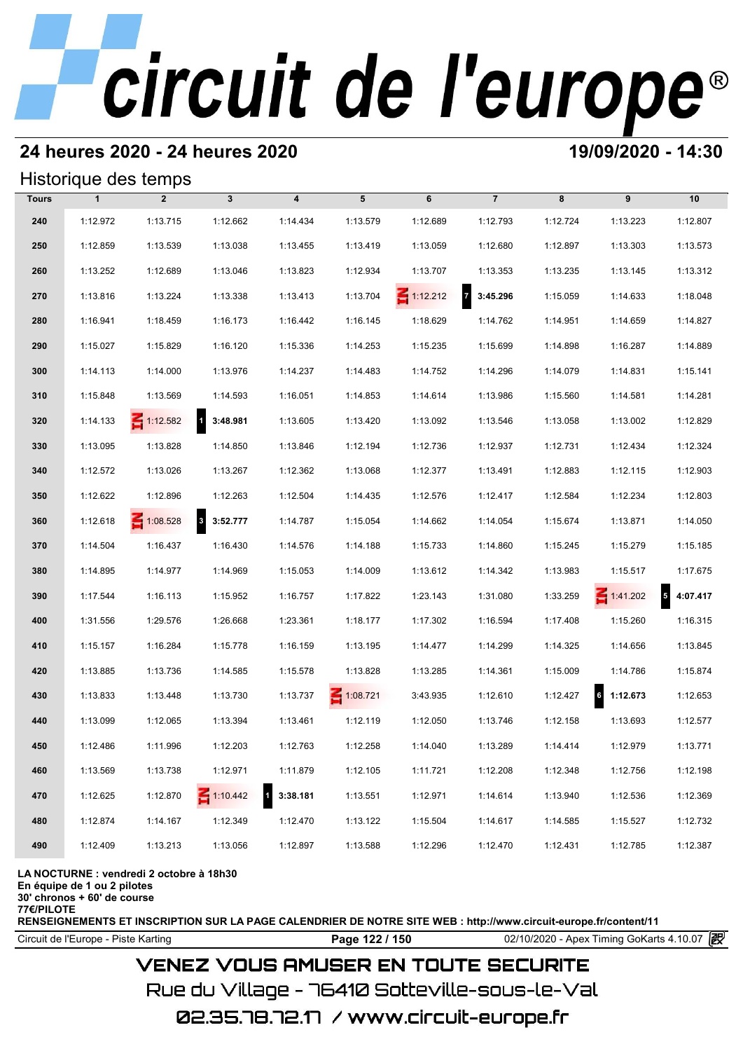# circuit de l'europe®

## 24 heures 2020 - 24 heures 2020

**19/09/2020 - 14:30**

### Historique des temps

| Tours | 1 | 2 | 3 | 4 | 5 | 6 | 7 | 8 | 9 | 10 |
|---|---|---|---|---|---|---|---|---|---|---|
| 240 | 1:12.972 | 1:13.715 | 1:12.662 | 1:14.434 | 1:13.579 | 1:12.689 | 1:12.793 | 1:12.724 | 1:13.223 | 1:12.807 |
| 250 | 1:12.859 | 1:13.539 | 1:13.038 | 1:13.455 | 1:13.419 | 1:13.059 | 1:12.680 | 1:12.897 | 1:13.303 | 1:13.573 |
| 260 | 1:13.252 | 1:12.689 | 1:13.046 | 1:13.823 | 1:12.934 | 1:13.707 | 1:13.353 | 1:13.235 | 1:13.145 | 1:13.312 |
| 270 | 1:13.816 | 1:13.224 | 1:13.338 | 1:13.413 | 1:13.704 | IN 1:12.212 | 7 **3:45.296** | 1:15.059 | 1:14.633 | 1:18.048 |
| 280 | 1:16.941 | 1:18.459 | 1:16.173 | 1:16.442 | 1:16.145 | 1:18.629 | 1:14.762 | 1:14.951 | 1:14.659 | 1:14.827 |
| 290 | 1:15.027 | 1:15.829 | 1:16.120 | 1:15.336 | 1:14.253 | 1:15.235 | 1:15.699 | 1:14.898 | 1:16.287 | 1:14.889 |
| 300 | 1:14.113 | 1:14.000 | 1:13.976 | 1:14.237 | 1:14.483 | 1:14.752 | 1:14.296 | 1:14.079 | 1:14.831 | 1:15.141 |
| 310 | 1:15.848 | 1:13.569 | 1:14.593 | 1:16.051 | 1:14.853 | 1:14.614 | 1:13.986 | 1:15.560 | 1:14.581 | 1:14.281 |
| 320 | 1:14.133 | IN 1:12.582 | 1 **3:48.981** | 1:13.605 | 1:13.420 | 1:13.092 | 1:13.546 | 1:13.058 | 1:13.002 | 1:12.829 |
| 330 | 1:13.095 | 1:13.828 | 1:14.850 | 1:13.846 | 1:12.194 | 1:12.736 | 1:12.937 | 1:12.731 | 1:12.434 | 1:12.324 |
| 340 | 1:12.572 | 1:13.026 | 1:13.267 | 1:12.362 | 1:13.068 | 1:12.377 | 1:13.491 | 1:12.883 | 1:12.115 | 1:12.903 |
| 350 | 1:12.622 | 1:12.896 | 1:12.263 | 1:12.504 | 1:14.435 | 1:12.576 | 1:12.417 | 1:12.584 | 1:12.234 | 1:12.803 |
| 360 | 1:12.618 | IN 1:08.528 | 3 **3:52.777** | 1:14.787 | 1:15.054 | 1:14.662 | 1:14.054 | 1:15.674 | 1:13.871 | 1:14.050 |
| 370 | 1:14.504 | 1:16.437 | 1:16.430 | 1:14.576 | 1:14.188 | 1:15.733 | 1:14.860 | 1:15.245 | 1:15.279 | 1:15.185 |
| 380 | 1:14.895 | 1:14.977 | 1:14.969 | 1:15.053 | 1:14.009 | 1:13.612 | 1:14.342 | 1:13.983 | 1:15.517 | 1:17.675 |
| 390 | 1:17.544 | 1:16.113 | 1:15.952 | 1:16.757 | 1:17.822 | 1:23.143 | 1:31.080 | 1:33.259 | IN 1:41.202 | 5 **4:07.417** |
| 400 | 1:31.556 | 1:29.576 | 1:26.668 | 1:23.361 | 1:18.177 | 1:17.302 | 1:16.594 | 1:17.408 | 1:15.260 | 1:16.315 |
| 410 | 1:15.157 | 1:16.284 | 1:15.778 | 1:16.159 | 1:13.195 | 1:14.477 | 1:14.299 | 1:14.325 | 1:14.656 | 1:13.845 |
| 420 | 1:13.885 | 1:13.736 | 1:14.585 | 1:15.578 | 1:13.828 | 1:13.285 | 1:14.361 | 1:15.009 | 1:14.786 | 1:15.874 |
| 430 | 1:13.833 | 1:13.448 | 1:13.730 | 1:13.737 | IN 1:08.721 | 3:43.935 | 1:12.610 | 1:12.427 | 6 **1:12.673** | 1:12.653 |
| 440 | 1:13.099 | 1:12.065 | 1:13.394 | 1:13.461 | 1:12.119 | 1:12.050 | 1:13.746 | 1:12.158 | 1:13.693 | 1:12.577 |
| 450 | 1:12.486 | 1:11.996 | 1:12.203 | 1:12.763 | 1:12.258 | 1:14.040 | 1:13.289 | 1:14.414 | 1:12.979 | 1:13.771 |
| 460 | 1:13.569 | 1:13.738 | 1:12.971 | 1:11.879 | 1:12.105 | 1:11.721 | 1:12.208 | 1:12.348 | 1:12.756 | 1:12.198 |
| 470 | 1:12.625 | 1:12.870 | IN 1:10.442 | 1 **3:38.181** | 1:13.551 | 1:12.971 | 1:14.614 | 1:13.940 | 1:12.536 | 1:12.369 |
| 480 | 1:12.874 | 1:14.167 | 1:12.349 | 1:12.470 | 1:13.122 | 1:15.504 | 1:14.617 | 1:14.585 | 1:15.527 | 1:12.732 |
| 490 | 1:12.409 | 1:13.213 | 1:13.056 | 1:12.897 | 1:13.588 | 1:12.296 | 1:12.470 | 1:12.431 | 1:12.785 | 1:12.387 |

**LA NOCTURNE : vendredi 2 octobre à 18h30**
**En équipe de 1 ou 2 pilotes**
**30' chronos + 60' de course**
**77€/PILOTE**
**RENSEIGNEMENTS ET INSCRIPTION SUR LA PAGE CALENDRIER DE NOTRE SITE WEB : http://www.circuit-europe.fr/content/11**

Circuit de l'Europe - Piste Karting | 02/10/2020 - Apex Timing GoKarts 4.10.07

VENEZ VOUS AMUSER EN TOUTE SECURITE
Rue du Village - 76410 Sotteville-sous-le-Val
02.35.78.72.17 / www.circuit-europe.fr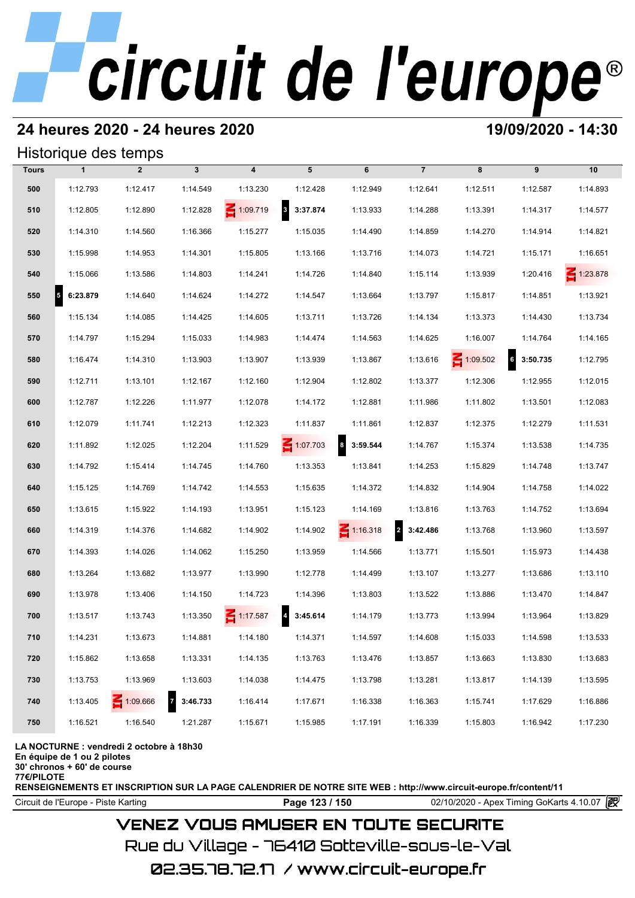# circuit de l'europe®

## 24 heures 2020 - 24 heures 2020

**19/09/2020 - 14:30**

### Historique des temps

| Tours | 1 | 2 | 3 | 4 | 5 | 6 | 7 | 8 | 9 | 10 |
|---|---|---|---|---|---|---|---|---|---|---|
| 500 | 1:12.793 | 1:12.417 | 1:14.549 | 1:13.230 | 1:12.428 | 1:12.949 | 1:12.641 | 1:12.511 | 1:12.587 | 1:14.893 |
| 510 | 1:12.805 | 1:12.890 | 1:12.828 | IN 1:09.719 | 3 **3:37.874** | 1:13.933 | 1:14.288 | 1:13.391 | 1:14.317 | 1:14.577 |
| 520 | 1:14.310 | 1:14.560 | 1:16.366 | 1:15.277 | 1:15.035 | 1:14.490 | 1:14.859 | 1:14.270 | 1:14.914 | 1:14.821 |
| 530 | 1:15.998 | 1:14.953 | 1:14.301 | 1:15.805 | 1:13.166 | 1:13.716 | 1:14.073 | 1:14.721 | 1:15.171 | 1:16.651 |
| 540 | 1:15.066 | 1:13.586 | 1:14.803 | 1:14.241 | 1:14.726 | 1:14.840 | 1:15.114 | 1:13.939 | 1:20.416 | IN 1:23.878 |
| 550 | 5 **6:23.879** | 1:14.640 | 1:14.624 | 1:14.272 | 1:14.547 | 1:13.664 | 1:13.797 | 1:15.817 | 1:14.851 | 1:13.921 |
| 560 | 1:15.134 | 1:14.085 | 1:14.425 | 1:14.605 | 1:13.711 | 1:13.726 | 1:14.134 | 1:13.373 | 1:14.430 | 1:13.734 |
| 570 | 1:14.797 | 1:15.294 | 1:15.033 | 1:14.983 | 1:14.474 | 1:14.563 | 1:14.625 | 1:16.007 | 1:14.764 | 1:14.165 |
| 580 | 1:16.474 | 1:14.310 | 1:13.903 | 1:13.907 | 1:13.939 | 1:13.867 | 1:13.616 | IN 1:09.502 | 6 **3:50.735** | 1:12.795 |
| 590 | 1:12.711 | 1:13.101 | 1:12.167 | 1:12.160 | 1:12.904 | 1:12.802 | 1:13.377 | 1:12.306 | 1:12.955 | 1:12.015 |
| 600 | 1:12.787 | 1:12.226 | 1:11.977 | 1:12.078 | 1:14.172 | 1:12.881 | 1:11.986 | 1:11.802 | 1:13.501 | 1:12.083 |
| 610 | 1:12.079 | 1:11.741 | 1:12.213 | 1:12.323 | 1:11.837 | 1:11.861 | 1:12.837 | 1:12.375 | 1:12.279 | 1:11.531 |
| 620 | 1:11.892 | 1:12.025 | 1:12.204 | 1:11.529 | IN 1:07.703 | 8 **3:59.544** | 1:14.767 | 1:15.374 | 1:13.538 | 1:14.735 |
| 630 | 1:14.792 | 1:15.414 | 1:14.745 | 1:14.760 | 1:13.353 | 1:13.841 | 1:14.253 | 1:15.829 | 1:14.748 | 1:13.747 |
| 640 | 1:15.125 | 1:14.769 | 1:14.742 | 1:14.553 | 1:15.635 | 1:14.372 | 1:14.832 | 1:14.904 | 1:14.758 | 1:14.022 |
| 650 | 1:13.615 | 1:15.922 | 1:14.193 | 1:13.951 | 1:15.123 | 1:14.169 | 1:13.816 | 1:13.763 | 1:14.752 | 1:13.694 |
| 660 | 1:14.319 | 1:14.376 | 1:14.682 | 1:14.902 | 1:14.902 | IN 1:16.318 | 2 **3:42.486** | 1:13.768 | 1:13.960 | 1:13.597 |
| 670 | 1:14.393 | 1:14.026 | 1:14.062 | 1:15.250 | 1:13.959 | 1:14.566 | 1:13.771 | 1:15.501 | 1:15.973 | 1:14.438 |
| 680 | 1:13.264 | 1:13.682 | 1:13.977 | 1:13.990 | 1:12.778 | 1:14.499 | 1:13.107 | 1:13.277 | 1:13.686 | 1:13.110 |
| 690 | 1:13.978 | 1:13.406 | 1:14.150 | 1:14.723 | 1:14.396 | 1:13.803 | 1:13.522 | 1:13.886 | 1:13.470 | 1:14.847 |
| 700 | 1:13.517 | 1:13.743 | 1:13.350 | IN 1:17.587 | 4 **3:45.614** | 1:14.179 | 1:13.773 | 1:13.994 | 1:13.964 | 1:13.829 |
| 710 | 1:14.231 | 1:13.673 | 1:14.881 | 1:14.180 | 1:14.371 | 1:14.597 | 1:14.608 | 1:15.033 | 1:14.598 | 1:13.533 |
| 720 | 1:15.862 | 1:13.658 | 1:13.331 | 1:14.135 | 1:13.763 | 1:13.476 | 1:13.857 | 1:13.663 | 1:13.830 | 1:13.683 |
| 730 | 1:13.753 | 1:13.969 | 1:13.603 | 1:14.038 | 1:14.475 | 1:13.798 | 1:13.281 | 1:13.817 | 1:14.139 | 1:13.595 |
| 740 | 1:13.405 | IN 1:09.666 | 7 **3:46.733** | 1:16.414 | 1:17.671 | 1:16.338 | 1:16.363 | 1:15.741 | 1:17.629 | 1:16.886 |
| 750 | 1:16.521 | 1:16.540 | 1:21.287 | 1:15.671 | 1:15.985 | 1:17.191 | 1:16.339 | 1:15.803 | 1:16.942 | 1:17.230 |

**LA NOCTURNE : vendredi 2 octobre à 18h30**
**En équipe de 1 ou 2 pilotes**
**30' chronos + 60' de course**
**77€/PILOTE**
**RENSEIGNEMENTS ET INSCRIPTION SUR LA PAGE CALENDRIER DE NOTRE SITE WEB : http://www.circuit-europe.fr/content/11**

Circuit de l'Europe - Piste Karting | 02/10/2020 - Apex Timing GoKarts 4.10.07

VENEZ VOUS AMUSER EN TOUTE SECURITE
Rue du Village - 76410 Sotteville-sous-le-Val
02.35.78.72.17 / www.circuit-europe.fr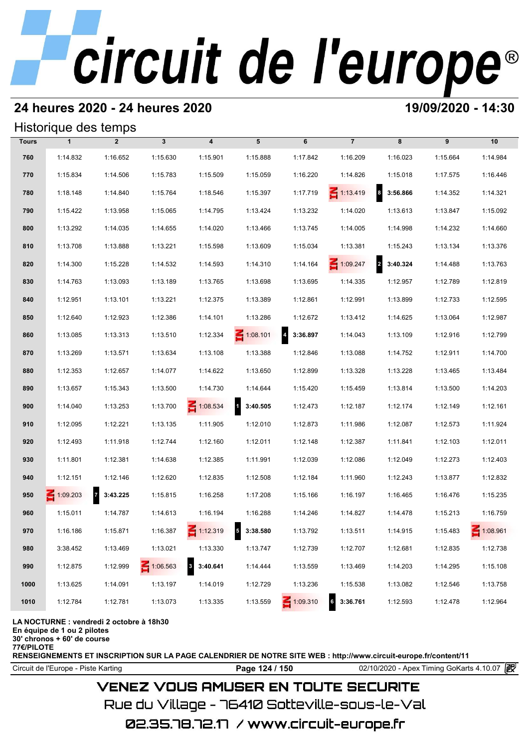# circuit de l'europe®

## 24 heures 2020 - 24 heures 2020

**19/09/2020 - 14:30**

### Historique des temps

| Tours | 1 | 2 | 3 | 4 | 5 | 6 | 7 | 8 | 9 | 10 |
|---|---|---|---|---|---|---|---|---|---|---|
| 760 | 1:14.832 | 1:16.652 | 1:15.630 | 1:15.901 | 1:15.888 | 1:17.842 | 1:16.209 | 1:16.023 | 1:15.664 | 1:14.984 |
| 770 | 1:15.834 | 1:14.506 | 1:15.783 | 1:15.509 | 1:15.059 | 1:16.220 | 1:14.826 | 1:15.018 | 1:17.575 | 1:16.446 |
| 780 | 1:18.148 | 1:14.840 | 1:15.764 | 1:18.546 | 1:15.397 | 1:17.719 | IN 1:13.419 | 8 **3:56.866** | 1:14.352 | 1:14.321 |
| 790 | 1:15.422 | 1:13.958 | 1:15.065 | 1:14.795 | 1:13.424 | 1:13.232 | 1:14.020 | 1:13.613 | 1:13.847 | 1:15.092 |
| 800 | 1:13.292 | 1:14.035 | 1:14.655 | 1:14.020 | 1:13.466 | 1:13.745 | 1:14.005 | 1:14.998 | 1:14.232 | 1:14.660 |
| 810 | 1:13.708 | 1:13.888 | 1:13.221 | 1:15.598 | 1:13.609 | 1:15.034 | 1:13.381 | 1:15.243 | 1:13.134 | 1:13.376 |
| 820 | 1:14.300 | 1:15.228 | 1:14.532 | 1:14.593 | 1:14.310 | 1:14.164 | IN 1:09.247 | 2 **3:40.324** | 1:14.488 | 1:13.763 |
| 830 | 1:14.763 | 1:13.093 | 1:13.189 | 1:13.765 | 1:13.698 | 1:13.695 | 1:14.335 | 1:12.957 | 1:12.789 | 1:12.819 |
| 840 | 1:12.951 | 1:13.101 | 1:13.221 | 1:12.375 | 1:13.389 | 1:12.861 | 1:12.991 | 1:13.899 | 1:12.733 | 1:12.595 |
| 850 | 1:12.640 | 1:12.923 | 1:12.386 | 1:14.101 | 1:13.286 | 1:12.672 | 1:13.412 | 1:14.625 | 1:13.064 | 1:12.987 |
| 860 | 1:13.085 | 1:13.313 | 1:13.510 | 1:12.334 | IN 1:08.101 | 4 **3:36.897** | 1:14.043 | 1:13.109 | 1:12.916 | 1:12.799 |
| 870 | 1:13.269 | 1:13.571 | 1:13.634 | 1:13.108 | 1:13.388 | 1:12.846 | 1:13.088 | 1:14.752 | 1:12.911 | 1:14.700 |
| 880 | 1:12.353 | 1:12.657 | 1:14.077 | 1:14.622 | 1:13.650 | 1:12.899 | 1:13.328 | 1:13.228 | 1:13.465 | 1:13.484 |
| 890 | 1:13.657 | 1:15.343 | 1:13.500 | 1:14.730 | 1:14.644 | 1:15.420 | 1:15.459 | 1:13.814 | 1:13.500 | 1:14.203 |
| 900 | 1:14.040 | 1:13.253 | 1:13.700 | IN 1:08.534 | 1 **3:40.505** | 1:12.473 | 1:12.187 | 1:12.174 | 1:12.149 | 1:12.161 |
| 910 | 1:12.095 | 1:12.221 | 1:13.135 | 1:11.905 | 1:12.010 | 1:12.873 | 1:11.986 | 1:12.087 | 1:12.573 | 1:11.924 |
| 920 | 1:12.493 | 1:11.918 | 1:12.744 | 1:12.160 | 1:12.011 | 1:12.148 | 1:12.387 | 1:11.841 | 1:12.103 | 1:12.011 |
| 930 | 1:11.801 | 1:12.381 | 1:14.638 | 1:12.385 | 1:11.991 | 1:12.039 | 1:12.086 | 1:12.049 | 1:12.273 | 1:12.403 |
| 940 | 1:12.151 | 1:12.146 | 1:12.620 | 1:12.835 | 1:12.508 | 1:12.184 | 1:11.960 | 1:12.243 | 1:13.877 | 1:12.832 |
| 950 | IN 1:09.203 | 7 **3:43.225** | 1:15.815 | 1:16.258 | 1:17.208 | 1:15.166 | 1:16.197 | 1:16.465 | 1:16.476 | 1:15.235 |
| 960 | 1:15.011 | 1:14.787 | 1:14.613 | 1:16.194 | 1:16.288 | 1:14.246 | 1:14.827 | 1:14.478 | 1:15.213 | 1:16.759 |
| 970 | 1:16.186 | 1:15.871 | 1:16.387 | IN 1:12.319 | 5 **3:38.580** | 1:13.792 | 1:13.511 | 1:14.915 | 1:15.483 | IN 1:08.961 |
| 980 | 3:38.452 | 1:13.469 | 1:13.021 | 1:13.330 | 1:13.747 | 1:12.739 | 1:12.707 | 1:12.681 | 1:12.835 | 1:12.738 |
| 990 | 1:12.875 | 1:12.999 | IN 1:06.563 | 3 **3:40.641** | 1:14.444 | 1:13.559 | 1:13.469 | 1:14.203 | 1:14.295 | 1:15.108 |
| 1000 | 1:13.625 | 1:14.091 | 1:13.197 | 1:14.019 | 1:12.729 | 1:13.236 | 1:15.538 | 1:13.082 | 1:12.546 | 1:13.758 |
| 1010 | 1:12.784 | 1:12.781 | 1:13.073 | 1:13.335 | 1:13.559 | IN 1:09.310 | 6 **3:36.761** | 1:12.593 | 1:12.478 | 1:12.964 |

**LA NOCTURNE : vendredi 2 octobre à 18h30**
**En équipe de 1 ou 2 pilotes**
**30' chronos + 60' de course**
**77€/PILOTE**
**RENSEIGNEMENTS ET INSCRIPTION SUR LA PAGE CALENDRIER DE NOTRE SITE WEB : http://www.circuit-europe.fr/content/11**

Circuit de l'Europe - Piste Karting — 02/10/2020 - Apex Timing GoKarts 4.10.07

**VENEZ VOUS AMUSER EN TOUTE SECURITE**
Rue du Village - 76410 Sotteville-sous-le-Val
02.35.78.72.17 / www.circuit-europe.fr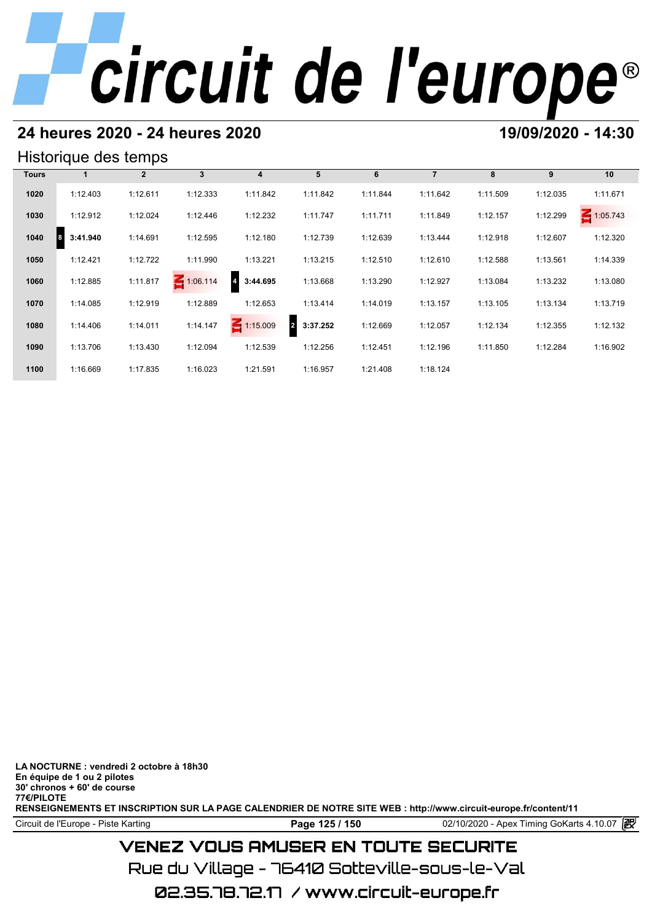# circuit de l'europe®

## 24 heures 2020 - 24 heures 2020

**19/09/2020 - 14:30**

### Historique des temps

| Tours | 1 | 2 | 3 | 4 | 5 | 6 | 7 | 8 | 9 | 10 |
|---|---|---|---|---|---|---|---|---|---|---|
| 1020 | 1:12.403 | 1:12.611 | 1:12.333 | 1:11.842 | 1:11.842 | 1:11.844 | 1:11.642 | 1:11.509 | 1:12.035 | 1:11.671 |
| 1030 | 1:12.912 | 1:12.024 | 1:12.446 | 1:12.232 | 1:11.747 | 1:11.711 | 1:11.849 | 1:12.157 | 1:12.299 | IN 1:05.743 |
| 1040 | 8 **3:41.940** | 1:14.691 | 1:12.595 | 1:12.180 | 1:12.739 | 1:12.639 | 1:13.444 | 1:12.918 | 1:12.607 | 1:12.320 |
| 1050 | 1:12.421 | 1:12.722 | 1:11.990 | 1:13.221 | 1:13.215 | 1:12.510 | 1:12.610 | 1:12.588 | 1:13.561 | 1:14.339 |
| 1060 | 1:12.885 | 1:11.817 | IN 1:06.114 | 4 **3:44.695** | 1:13.668 | 1:13.290 | 1:12.927 | 1:13.084 | 1:13.232 | 1:13.080 |
| 1070 | 1:14.085 | 1:12.919 | 1:12.889 | 1:12.653 | 1:13.414 | 1:14.019 | 1:13.157 | 1:13.105 | 1:13.134 | 1:13.719 |
| 1080 | 1:14.406 | 1:14.011 | 1:14.147 | IN 1:15.009 | 2 **3:37.252** | 1:12.669 | 1:12.057 | 1:12.134 | 1:12.355 | 1:12.132 |
| 1090 | 1:13.706 | 1:13.430 | 1:12.094 | 1:12.539 | 1:12.256 | 1:12.451 | 1:12.196 | 1:11.850 | 1:12.284 | 1:16.902 |
| 1100 | 1:16.669 | 1:17.835 | 1:16.023 | 1:21.591 | 1:16.957 | 1:21.408 | 1:18.124 | | | |

**LA NOCTURNE : vendredi 2 octobre à 18h30**
**En équipe de 1 ou 2 pilotes**
**30' chronos + 60' de course**
**77€/PILOTE**
**RENSEIGNEMENTS ET INSCRIPTION SUR LA PAGE CALENDRIER DE NOTRE SITE WEB : http://www.circuit-europe.fr/content/11**

Circuit de l'Europe - Piste Karting | 02/10/2020 - Apex Timing GoKarts 4.10.07

VENEZ VOUS AMUSER EN TOUTE SECURITE
Rue du Village - 76410 Sotteville-sous-le-Val
02.35.78.72.17 / www.circuit-europe.fr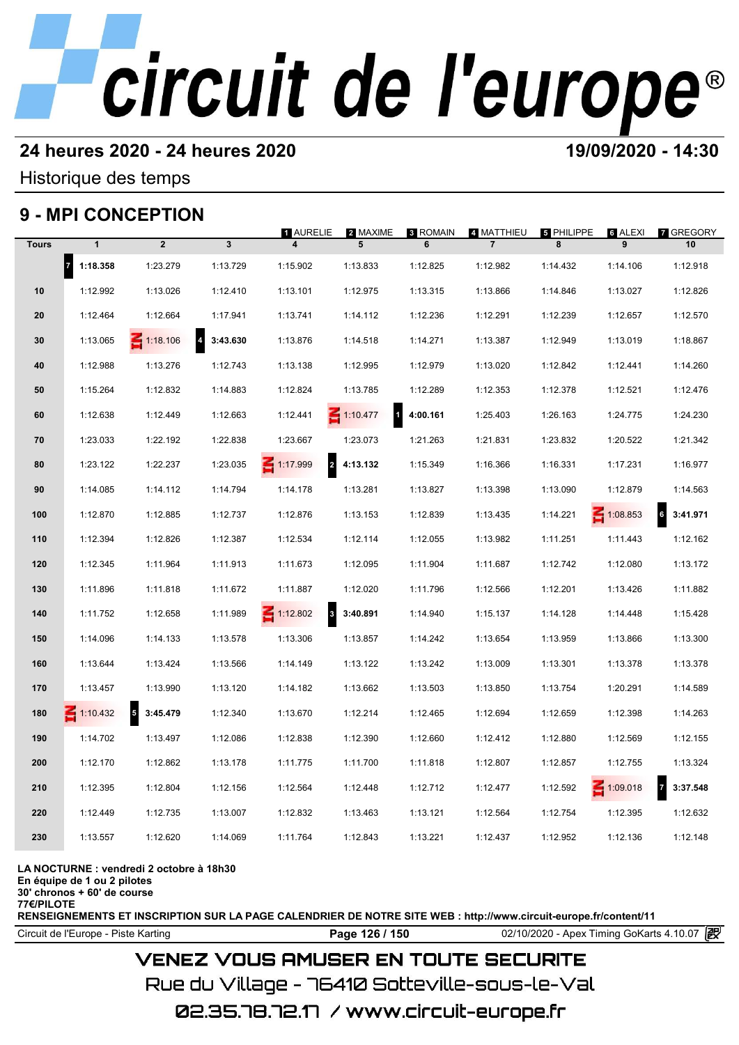# circuit de l'europe®

**24 heures 2020 - 24 heures 2020** **19/09/2020 - 14:30**

Historique des temps

## 9 - MPI CONCEPTION

1 AURELIE · 2 MAXIME · 3 ROMAIN · 4 MATTHIEU · 5 PHILIPPE · 6 ALEXI · 7 GREGORY

| Tours | 1 | 2 | 3 | 4 | 5 | 6 | 7 | 8 | 9 | 10 |
|---|---|---|---|---|---|---|---|---|---|---|
| | 7 **1:18.358** | 1:23.279 | 1:13.729 | 1:15.902 | 1:13.833 | 1:12.825 | 1:12.982 | 1:14.432 | 1:14.106 | 1:12.918 |
| 10 | 1:12.992 | 1:13.026 | 1:12.410 | 1:13.101 | 1:12.975 | 1:13.315 | 1:13.866 | 1:14.846 | 1:13.027 | 1:12.826 |
| 20 | 1:12.464 | 1:12.664 | 1:17.941 | 1:13.741 | 1:14.112 | 1:12.236 | 1:12.291 | 1:12.239 | 1:12.657 | 1:12.570 |
| 30 | 1:13.065 | IN 1:18.106 | 4 **3:43.630** | 1:13.876 | 1:14.518 | 1:14.271 | 1:13.387 | 1:12.949 | 1:13.019 | 1:18.867 |
| 40 | 1:12.988 | 1:13.276 | 1:12.743 | 1:13.138 | 1:12.995 | 1:12.979 | 1:13.020 | 1:12.842 | 1:12.441 | 1:14.260 |
| 50 | 1:15.264 | 1:12.832 | 1:14.883 | 1:12.824 | 1:13.785 | 1:12.289 | 1:12.353 | 1:12.378 | 1:12.521 | 1:12.476 |
| 60 | 1:12.638 | 1:12.449 | 1:12.663 | 1:12.441 | IN 1:10.477 | 1 **4:00.161** | 1:25.403 | 1:26.163 | 1:24.775 | 1:24.230 |
| 70 | 1:23.033 | 1:22.192 | 1:22.838 | 1:23.667 | 1:23.073 | 1:21.263 | 1:21.831 | 1:23.832 | 1:20.522 | 1:21.342 |
| 80 | 1:23.122 | 1:22.237 | 1:23.035 | IN 1:17.999 | 2 **4:13.132** | 1:15.349 | 1:16.366 | 1:16.331 | 1:17.231 | 1:16.977 |
| 90 | 1:14.085 | 1:14.112 | 1:14.794 | 1:14.178 | 1:13.281 | 1:13.827 | 1:13.398 | 1:13.090 | 1:12.879 | 1:14.563 |
| 100 | 1:12.870 | 1:12.885 | 1:12.737 | 1:12.876 | 1:13.153 | 1:12.839 | 1:13.435 | 1:14.221 | IN 1:08.853 | 6 **3:41.971** |
| 110 | 1:12.394 | 1:12.826 | 1:12.387 | 1:12.534 | 1:12.114 | 1:12.055 | 1:13.982 | 1:11.251 | 1:11.443 | 1:12.162 |
| 120 | 1:12.345 | 1:11.964 | 1:11.913 | 1:11.673 | 1:12.095 | 1:11.904 | 1:11.687 | 1:12.742 | 1:12.080 | 1:13.172 |
| 130 | 1:11.896 | 1:11.818 | 1:11.672 | 1:11.887 | 1:12.020 | 1:11.796 | 1:12.566 | 1:12.201 | 1:13.426 | 1:11.882 |
| 140 | 1:11.752 | 1:12.658 | 1:11.989 | IN 1:12.802 | 3 **3:40.891** | 1:14.940 | 1:15.137 | 1:14.128 | 1:14.448 | 1:15.428 |
| 150 | 1:14.096 | 1:14.133 | 1:13.578 | 1:13.306 | 1:13.857 | 1:14.242 | 1:13.654 | 1:13.959 | 1:13.866 | 1:13.300 |
| 160 | 1:13.644 | 1:13.424 | 1:13.566 | 1:14.149 | 1:13.122 | 1:13.242 | 1:13.009 | 1:13.301 | 1:13.378 | 1:13.378 |
| 170 | 1:13.457 | 1:13.990 | 1:13.120 | 1:14.182 | 1:13.662 | 1:13.503 | 1:13.850 | 1:13.754 | 1:20.291 | 1:14.589 |
| 180 | IN 1:10.432 | 5 **3:45.479** | 1:12.340 | 1:13.670 | 1:12.214 | 1:12.465 | 1:12.694 | 1:12.659 | 1:12.398 | 1:14.263 |
| 190 | 1:14.702 | 1:13.497 | 1:12.086 | 1:12.838 | 1:12.390 | 1:12.660 | 1:12.412 | 1:12.880 | 1:12.569 | 1:12.155 |
| 200 | 1:12.170 | 1:12.862 | 1:13.178 | 1:11.775 | 1:11.700 | 1:11.818 | 1:12.807 | 1:12.857 | 1:12.755 | 1:13.324 |
| 210 | 1:12.395 | 1:12.804 | 1:12.156 | 1:12.564 | 1:12.448 | 1:12.712 | 1:12.477 | 1:12.592 | IN 1:09.018 | 7 **3:37.548** |
| 220 | 1:12.449 | 1:12.735 | 1:13.007 | 1:12.832 | 1:13.463 | 1:13.121 | 1:12.564 | 1:12.754 | 1:12.395 | 1:12.632 |
| 230 | 1:13.557 | 1:12.620 | 1:14.069 | 1:11.764 | 1:12.843 | 1:13.221 | 1:12.437 | 1:12.952 | 1:12.136 | 1:12.148 |

**LA NOCTURNE : vendredi 2 octobre à 18h30**
**En équipe de 1 ou 2 pilotes**
**30' chronos + 60' de course**
**77€/PILOTE**
**RENSEIGNEMENTS ET INSCRIPTION SUR LA PAGE CALENDRIER DE NOTRE SITE WEB : http://www.circuit-europe.fr/content/11**

Circuit de l'Europe - Piste Karting — 02/10/2020 - Apex Timing GoKarts 4.10.07

VENEZ VOUS AMUSER EN TOUTE SECURITE
Rue du Village - 76410 Sotteville-sous-le-Val
02.35.78.72.17 / www.circuit-europe.fr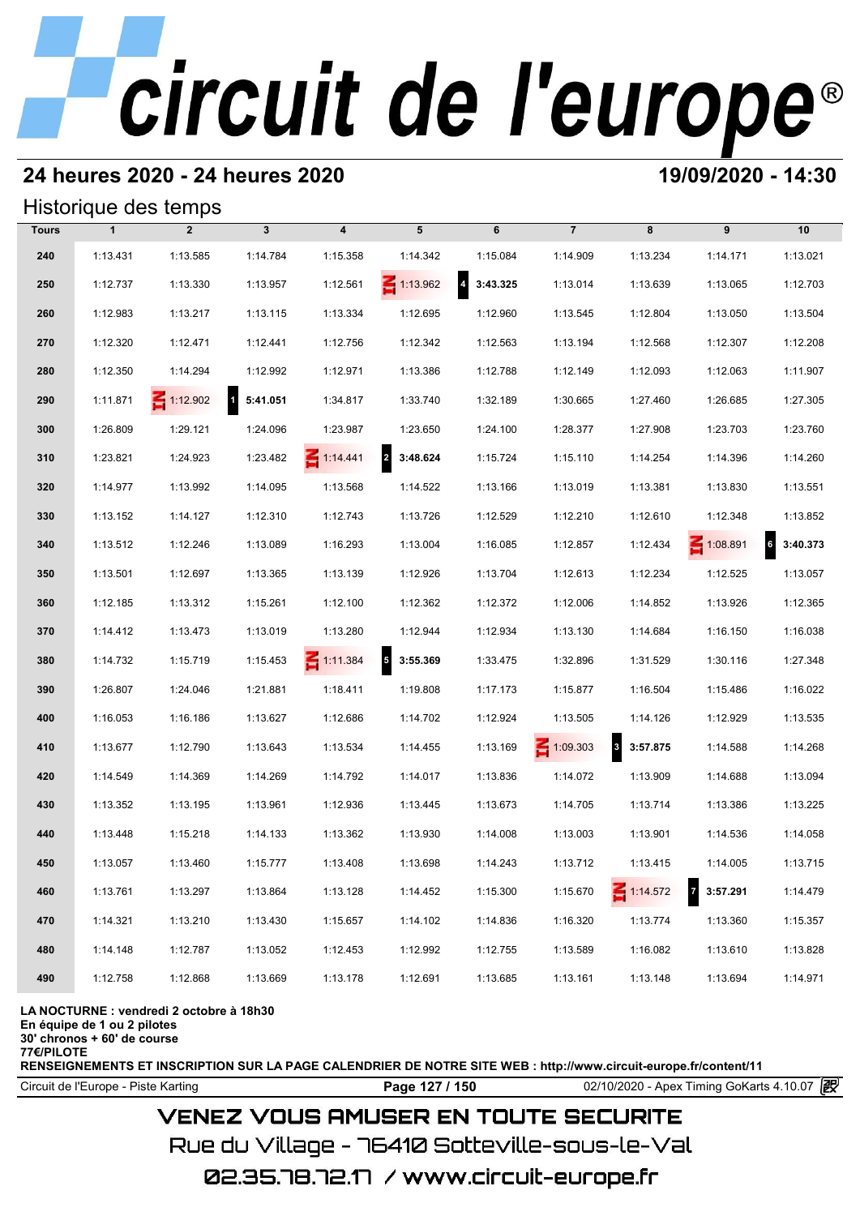# circuit de l'europe®

## 24 heures 2020 - 24 heures 2020

**19/09/2020 - 14:30**

### Historique des temps

| Tours | 1 | 2 | 3 | 4 | 5 | 6 | 7 | 8 | 9 | 10 |
|---|---|---|---|---|---|---|---|---|---|---|
| 240 | 1:13.431 | 1:13.585 | 1:14.784 | 1:15.358 | 1:14.342 | 1:15.084 | 1:14.909 | 1:13.234 | 1:14.171 | 1:13.021 |
| 250 | 1:12.737 | 1:13.330 | 1:13.957 | 1:12.561 | IN 1:13.962 | 4 **3:43.325** | 1:13.014 | 1:13.639 | 1:13.065 | 1:12.703 |
| 260 | 1:12.983 | 1:13.217 | 1:13.115 | 1:13.334 | 1:12.695 | 1:12.960 | 1:13.545 | 1:12.804 | 1:13.050 | 1:13.504 |
| 270 | 1:12.320 | 1:12.471 | 1:12.441 | 1:12.756 | 1:12.342 | 1:12.563 | 1:13.194 | 1:12.568 | 1:12.307 | 1:12.208 |
| 280 | 1:12.350 | 1:14.294 | 1:12.992 | 1:12.971 | 1:13.386 | 1:12.788 | 1:12.149 | 1:12.093 | 1:12.063 | 1:11.907 |
| 290 | 1:11.871 | IN 1:12.902 | 1 **5:41.051** | 1:34.817 | 1:33.740 | 1:32.189 | 1:30.665 | 1:27.460 | 1:26.685 | 1:27.305 |
| 300 | 1:26.809 | 1:29.121 | 1:24.096 | 1:23.987 | 1:23.650 | 1:24.100 | 1:28.377 | 1:27.908 | 1:23.703 | 1:23.760 |
| 310 | 1:23.821 | 1:24.923 | 1:23.482 | IN 1:14.441 | 2 **3:48.624** | 1:15.724 | 1:15.110 | 1:14.254 | 1:14.396 | 1:14.260 |
| 320 | 1:14.977 | 1:13.992 | 1:14.095 | 1:13.568 | 1:14.522 | 1:13.166 | 1:13.019 | 1:13.381 | 1:13.830 | 1:13.551 |
| 330 | 1:13.152 | 1:14.127 | 1:12.310 | 1:12.743 | 1:13.726 | 1:12.529 | 1:12.210 | 1:12.610 | 1:12.348 | 1:13.852 |
| 340 | 1:13.512 | 1:12.246 | 1:13.089 | 1:16.293 | 1:13.004 | 1:16.085 | 1:12.857 | 1:12.434 | IN 1:08.891 | 6 **3:40.373** |
| 350 | 1:13.501 | 1:12.697 | 1:13.365 | 1:13.139 | 1:12.926 | 1:13.704 | 1:12.613 | 1:12.234 | 1:12.525 | 1:13.057 |
| 360 | 1:12.185 | 1:13.312 | 1:15.261 | 1:12.100 | 1:12.362 | 1:12.372 | 1:12.006 | 1:14.852 | 1:13.926 | 1:12.365 |
| 370 | 1:14.412 | 1:13.473 | 1:13.019 | 1:13.280 | 1:12.944 | 1:12.934 | 1:13.130 | 1:14.684 | 1:16.150 | 1:16.038 |
| 380 | 1:14.732 | 1:15.719 | 1:15.453 | IN 1:11.384 | 5 **3:55.369** | 1:33.475 | 1:32.896 | 1:31.529 | 1:30.116 | 1:27.348 |
| 390 | 1:26.807 | 1:24.046 | 1:21.881 | 1:18.411 | 1:19.808 | 1:17.173 | 1:15.877 | 1:16.504 | 1:15.486 | 1:16.022 |
| 400 | 1:16.053 | 1:16.186 | 1:13.627 | 1:12.686 | 1:14.702 | 1:12.924 | 1:13.505 | 1:14.126 | 1:12.929 | 1:13.535 |
| 410 | 1:13.677 | 1:12.790 | 1:13.643 | 1:13.534 | 1:14.455 | 1:13.169 | IN 1:09.303 | 3 **3:57.875** | 1:14.588 | 1:14.268 |
| 420 | 1:14.549 | 1:14.369 | 1:14.269 | 1:14.792 | 1:14.017 | 1:13.836 | 1:14.072 | 1:13.909 | 1:14.688 | 1:13.094 |
| 430 | 1:13.352 | 1:13.195 | 1:13.961 | 1:12.936 | 1:13.445 | 1:13.673 | 1:14.705 | 1:13.714 | 1:13.386 | 1:13.225 |
| 440 | 1:13.448 | 1:15.218 | 1:14.133 | 1:13.362 | 1:13.930 | 1:14.008 | 1:13.003 | 1:13.901 | 1:14.536 | 1:14.058 |
| 450 | 1:13.057 | 1:13.460 | 1:15.777 | 1:13.408 | 1:13.698 | 1:14.243 | 1:13.712 | 1:13.415 | 1:14.005 | 1:13.715 |
| 460 | 1:13.761 | 1:13.297 | 1:13.864 | 1:13.128 | 1:14.452 | 1:15.300 | 1:15.670 | IN 1:14.572 | 7 **3:57.291** | 1:14.479 |
| 470 | 1:14.321 | 1:13.210 | 1:13.430 | 1:15.657 | 1:14.102 | 1:14.836 | 1:16.320 | 1:13.774 | 1:13.360 | 1:15.357 |
| 480 | 1:14.148 | 1:12.787 | 1:13.052 | 1:12.453 | 1:12.992 | 1:12.755 | 1:13.589 | 1:16.082 | 1:13.610 | 1:13.828 |
| 490 | 1:12.758 | 1:12.868 | 1:13.669 | 1:13.178 | 1:12.691 | 1:13.685 | 1:13.161 | 1:13.148 | 1:13.694 | 1:14.971 |

**LA NOCTURNE : vendredi 2 octobre à 18h30**
**En équipe de 1 ou 2 pilotes**
**30' chronos + 60' de course**
**77€/PILOTE**
**RENSEIGNEMENTS ET INSCRIPTION SUR LA PAGE CALENDRIER DE NOTRE SITE WEB : http://www.circuit-europe.fr/content/11**

Circuit de l'Europe - Piste Karting — 02/10/2020 - Apex Timing GoKarts 4.10.07

VENEZ VOUS AMUSER EN TOUTE SECURITE
Rue du Village - 76410 Sotteville-sous-le-Val
02.35.78.72.17 / www.circuit-europe.fr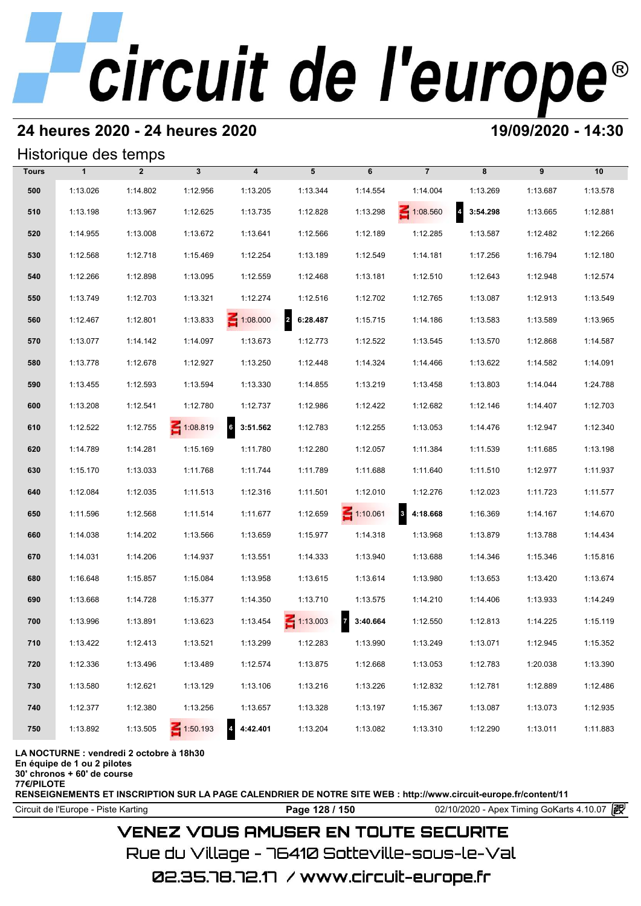# circuit de l'europe®

## 24 heures 2020 - 24 heures 2020

**19/09/2020 - 14:30**

### Historique des temps

| Tours | 1 | 2 | 3 | 4 | 5 | 6 | 7 | 8 | 9 | 10 |
|---|---|---|---|---|---|---|---|---|---|---|
| 500 | 1:13.026 | 1:14.802 | 1:12.956 | 1:13.205 | 1:13.344 | 1:14.554 | 1:14.004 | 1:13.269 | 1:13.687 | 1:13.578 |
| 510 | 1:13.198 | 1:13.967 | 1:12.625 | 1:13.735 | 1:12.828 | 1:13.298 | IN 1:08.560 | 4 **3:54.298** | 1:13.665 | 1:12.881 |
| 520 | 1:14.955 | 1:13.008 | 1:13.672 | 1:13.641 | 1:12.566 | 1:12.189 | 1:12.285 | 1:13.587 | 1:12.482 | 1:12.266 |
| 530 | 1:12.568 | 1:12.718 | 1:15.469 | 1:12.254 | 1:13.189 | 1:12.549 | 1:14.181 | 1:17.256 | 1:16.794 | 1:12.180 |
| 540 | 1:12.266 | 1:12.898 | 1:13.095 | 1:12.559 | 1:12.468 | 1:13.181 | 1:12.510 | 1:12.643 | 1:12.948 | 1:12.574 |
| 550 | 1:13.749 | 1:12.703 | 1:13.321 | 1:12.274 | 1:12.516 | 1:12.702 | 1:12.765 | 1:13.087 | 1:12.913 | 1:13.549 |
| 560 | 1:12.467 | 1:12.801 | 1:13.833 | IN 1:08.000 | 2 **6:28.487** | 1:15.715 | 1:14.186 | 1:13.583 | 1:13.589 | 1:13.965 |
| 570 | 1:13.077 | 1:14.142 | 1:14.097 | 1:13.673 | 1:12.773 | 1:12.522 | 1:13.545 | 1:13.570 | 1:12.868 | 1:14.587 |
| 580 | 1:13.778 | 1:12.678 | 1:12.927 | 1:13.250 | 1:12.448 | 1:14.324 | 1:14.466 | 1:13.622 | 1:14.582 | 1:14.091 |
| 590 | 1:13.455 | 1:12.593 | 1:13.594 | 1:13.330 | 1:14.855 | 1:13.219 | 1:13.458 | 1:13.803 | 1:14.044 | 1:24.788 |
| 600 | 1:13.208 | 1:12.541 | 1:12.780 | 1:12.737 | 1:12.986 | 1:12.422 | 1:12.682 | 1:12.146 | 1:14.407 | 1:12.703 |
| 610 | 1:12.522 | 1:12.755 | IN 1:08.819 | 6 **3:51.562** | 1:12.783 | 1:12.255 | 1:13.053 | 1:14.476 | 1:12.947 | 1:12.340 |
| 620 | 1:14.789 | 1:14.281 | 1:15.169 | 1:11.780 | 1:12.280 | 1:12.057 | 1:11.384 | 1:11.539 | 1:11.685 | 1:13.198 |
| 630 | 1:15.170 | 1:13.033 | 1:11.768 | 1:11.744 | 1:11.789 | 1:11.688 | 1:11.640 | 1:11.510 | 1:12.977 | 1:11.937 |
| 640 | 1:12.084 | 1:12.035 | 1:11.513 | 1:12.316 | 1:11.501 | 1:12.010 | 1:12.276 | 1:12.023 | 1:11.723 | 1:11.577 |
| 650 | 1:11.596 | 1:12.568 | 1:11.514 | 1:11.677 | 1:12.659 | IN 1:10.061 | 3 **4:18.668** | 1:16.369 | 1:14.167 | 1:14.670 |
| 660 | 1:14.038 | 1:14.202 | 1:13.566 | 1:13.659 | 1:15.977 | 1:14.318 | 1:13.968 | 1:13.879 | 1:13.788 | 1:14.434 |
| 670 | 1:14.031 | 1:14.206 | 1:14.937 | 1:13.551 | 1:14.333 | 1:13.940 | 1:13.688 | 1:14.346 | 1:15.346 | 1:15.816 |
| 680 | 1:16.648 | 1:15.857 | 1:15.084 | 1:13.958 | 1:13.615 | 1:13.614 | 1:13.980 | 1:13.653 | 1:13.420 | 1:13.674 |
| 690 | 1:13.668 | 1:14.728 | 1:15.377 | 1:14.350 | 1:13.710 | 1:13.575 | 1:14.210 | 1:14.406 | 1:13.933 | 1:14.249 |
| 700 | 1:13.996 | 1:13.891 | 1:13.623 | 1:13.454 | IN 1:13.003 | 7 **3:40.664** | 1:12.550 | 1:12.813 | 1:14.225 | 1:15.119 |
| 710 | 1:13.422 | 1:12.413 | 1:13.521 | 1:13.299 | 1:12.283 | 1:13.990 | 1:13.249 | 1:13.071 | 1:12.945 | 1:15.352 |
| 720 | 1:12.336 | 1:13.496 | 1:13.489 | 1:12.574 | 1:13.875 | 1:12.668 | 1:13.053 | 1:12.783 | 1:20.038 | 1:13.390 |
| 730 | 1:13.580 | 1:12.621 | 1:13.129 | 1:13.106 | 1:13.216 | 1:13.226 | 1:12.832 | 1:12.781 | 1:12.889 | 1:12.486 |
| 740 | 1:12.377 | 1:12.380 | 1:13.256 | 1:13.657 | 1:13.328 | 1:13.197 | 1:15.367 | 1:13.087 | 1:13.073 | 1:12.935 |
| 750 | 1:13.892 | 1:13.505 | IN 1:50.193 | 4 **4:42.401** | 1:13.204 | 1:13.082 | 1:13.310 | 1:12.290 | 1:13.011 | 1:11.883 |

**LA NOCTURNE : vendredi 2 octobre à 18h30**
**En équipe de 1 ou 2 pilotes**
**30' chronos + 60' de course**
**77€/PILOTE**
**RENSEIGNEMENTS ET INSCRIPTION SUR LA PAGE CALENDRIER DE NOTRE SITE WEB : http://www.circuit-europe.fr/content/11**

Circuit de l'Europe - Piste Karting | 02/10/2020 - Apex Timing GoKarts 4.10.07

VENEZ VOUS AMUSER EN TOUTE SECURITE
Rue du Village - 76410 Sotteville-sous-le-Val
02.35.78.72.17 / www.circuit-europe.fr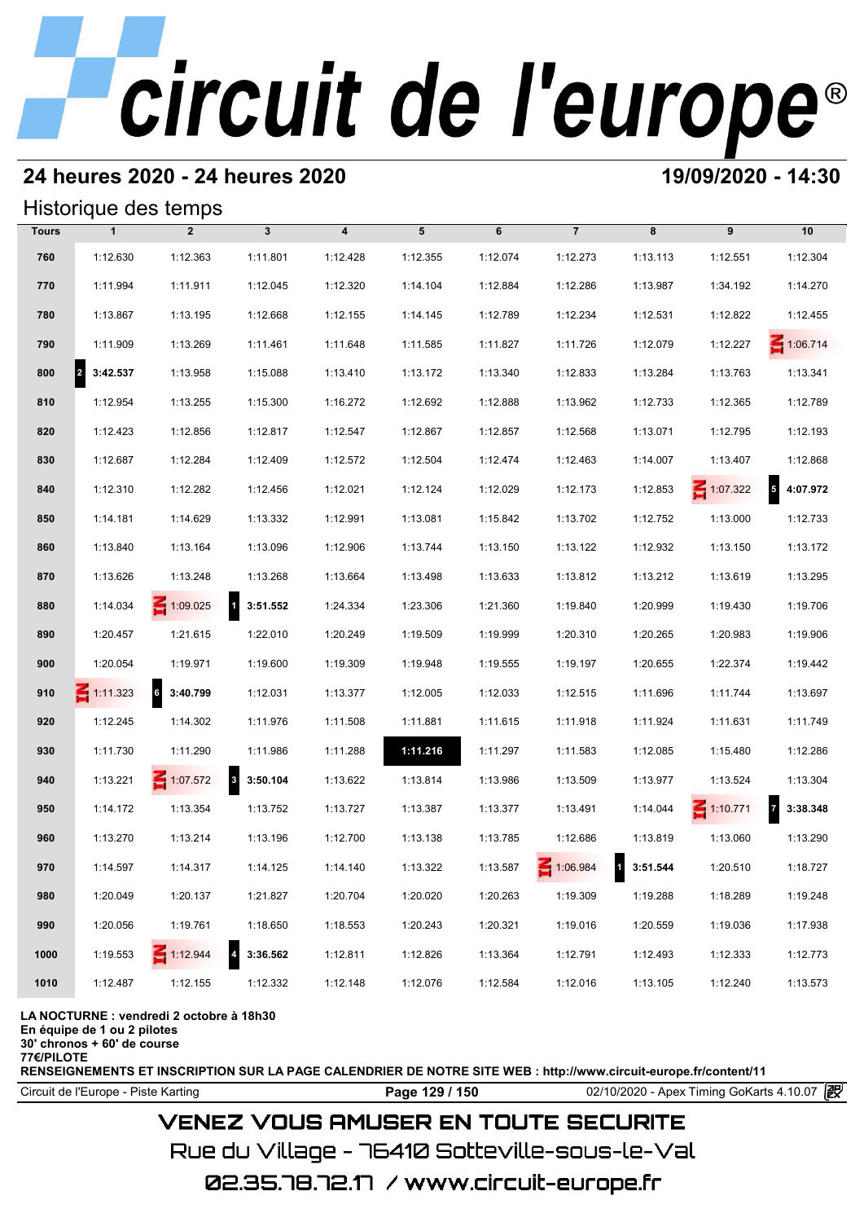## 24 heures 2020 - 24 heures 2020

**19/09/2020 - 14:30**

### Historique des temps

| Tours | 1 | 2 | 3 | 4 | 5 | 6 | 7 | 8 | 9 | 10 |
|---|---|---|---|---|---|---|---|---|---|---|
| 760 | 1:12.630 | 1:12.363 | 1:11.801 | 1:12.428 | 1:12.355 | 1:12.074 | 1:12.273 | 1:13.113 | 1:12.551 | 1:12.304 |
| 770 | 1:11.994 | 1:11.911 | 1:12.045 | 1:12.320 | 1:14.104 | 1:12.884 | 1:12.286 | 1:13.987 | 1:34.192 | 1:14.270 |
| 780 | 1:13.867 | 1:13.195 | 1:12.668 | 1:12.155 | 1:14.145 | 1:12.789 | 1:12.234 | 1:12.531 | 1:12.822 | 1:12.455 |
| 790 | 1:11.909 | 1:13.269 | 1:11.461 | 1:11.648 | 1:11.585 | 1:11.827 | 1:11.726 | 1:12.079 | 1:12.227 | IN 1:06.714 |
| 800 | 2 **3:42.537** | 1:13.958 | 1:15.088 | 1:13.410 | 1:13.172 | 1:13.340 | 1:12.833 | 1:13.284 | 1:13.763 | 1:13.341 |
| 810 | 1:12.954 | 1:13.255 | 1:15.300 | 1:16.272 | 1:12.692 | 1:12.888 | 1:13.962 | 1:12.733 | 1:12.365 | 1:12.789 |
| 820 | 1:12.423 | 1:12.856 | 1:12.817 | 1:12.547 | 1:12.867 | 1:12.857 | 1:12.568 | 1:13.071 | 1:12.795 | 1:12.193 |
| 830 | 1:12.687 | 1:12.284 | 1:12.409 | 1:12.572 | 1:12.504 | 1:12.474 | 1:12.463 | 1:14.007 | 1:13.407 | 1:12.868 |
| 840 | 1:12.310 | 1:12.282 | 1:12.456 | 1:12.021 | 1:12.124 | 1:12.029 | 1:12.173 | 1:12.853 | IN 1:07.322 | 5 **4:07.972** |
| 850 | 1:14.181 | 1:14.629 | 1:13.332 | 1:12.991 | 1:13.081 | 1:15.842 | 1:13.702 | 1:12.752 | 1:13.000 | 1:12.733 |
| 860 | 1:13.840 | 1:13.164 | 1:13.096 | 1:12.906 | 1:13.744 | 1:13.150 | 1:13.122 | 1:12.932 | 1:13.150 | 1:13.172 |
| 870 | 1:13.626 | 1:13.248 | 1:13.268 | 1:13.664 | 1:13.498 | 1:13.633 | 1:13.812 | 1:13.212 | 1:13.619 | 1:13.295 |
| 880 | 1:14.034 | IN 1:09.025 | 1 **3:51.552** | 1:24.334 | 1:23.306 | 1:21.360 | 1:19.840 | 1:20.999 | 1:19.430 | 1:19.706 |
| 890 | 1:20.457 | 1:21.615 | 1:22.010 | 1:20.249 | 1:19.509 | 1:19.999 | 1:20.310 | 1:20.265 | 1:20.983 | 1:19.906 |
| 900 | 1:20.054 | 1:19.971 | 1:19.600 | 1:19.309 | 1:19.948 | 1:19.555 | 1:19.197 | 1:20.655 | 1:22.374 | 1:19.442 |
| 910 | IN 1:11.323 | 6 **3:40.799** | 1:12.031 | 1:13.377 | 1:12.005 | 1:12.033 | 1:12.515 | 1:11.696 | 1:11.744 | 1:13.697 |
| 920 | 1:12.245 | 1:14.302 | 1:11.976 | 1:11.508 | 1:11.881 | 1:11.615 | 1:11.918 | 1:11.924 | 1:11.631 | 1:11.749 |
| 930 | 1:11.730 | 1:11.290 | 1:11.986 | 1:11.288 | **1:11.216** | 1:11.297 | 1:11.583 | 1:12.085 | 1:15.480 | 1:12.286 |
| 940 | 1:13.221 | IN 1:07.572 | 3 **3:50.104** | 1:13.622 | 1:13.814 | 1:13.986 | 1:13.509 | 1:13.977 | 1:13.524 | 1:13.304 |
| 950 | 1:14.172 | 1:13.354 | 1:13.752 | 1:13.727 | 1:13.387 | 1:13.377 | 1:13.491 | 1:14.044 | IN 1:10.771 | 7 **3:38.348** |
| 960 | 1:13.270 | 1:13.214 | 1:13.196 | 1:12.700 | 1:13.138 | 1:13.785 | 1:12.686 | 1:13.819 | 1:13.060 | 1:13.290 |
| 970 | 1:14.597 | 1:14.317 | 1:14.125 | 1:14.140 | 1:13.322 | 1:13.587 | IN 1:06.984 | 1 **3:51.544** | 1:20.510 | 1:18.727 |
| 980 | 1:20.049 | 1:20.137 | 1:21.827 | 1:20.704 | 1:20.020 | 1:20.263 | 1:19.309 | 1:19.288 | 1:18.289 | 1:19.248 |
| 990 | 1:20.056 | 1:19.761 | 1:18.650 | 1:18.553 | 1:20.243 | 1:20.321 | 1:19.016 | 1:20.559 | 1:19.036 | 1:17.938 |
| 1000 | 1:19.553 | IN 1:12.944 | 4 **3:36.562** | 1:12.811 | 1:12.826 | 1:13.364 | 1:12.791 | 1:12.493 | 1:12.333 | 1:12.773 |
| 1010 | 1:12.487 | 1:12.155 | 1:12.332 | 1:12.148 | 1:12.076 | 1:12.584 | 1:12.016 | 1:13.105 | 1:12.240 | 1:13.573 |

**LA NOCTURNE : vendredi 2 octobre à 18h30**
**En équipe de 1 ou 2 pilotes**
**30' chronos + 60' de course**
**77€/PILOTE**
**RENSEIGNEMENTS ET INSCRIPTION SUR LA PAGE CALENDRIER DE NOTRE SITE WEB : http://www.circuit-europe.fr/content/11**

Circuit de l'Europe - Piste Karting | 02/10/2020 - Apex Timing GoKarts 4.10.07

VENEZ VOUS AMUSER EN TOUTE SECURITE
Rue du Village - 76410 Sotteville-sous-le-Val
02.35.78.72.17 / www.circuit-europe.fr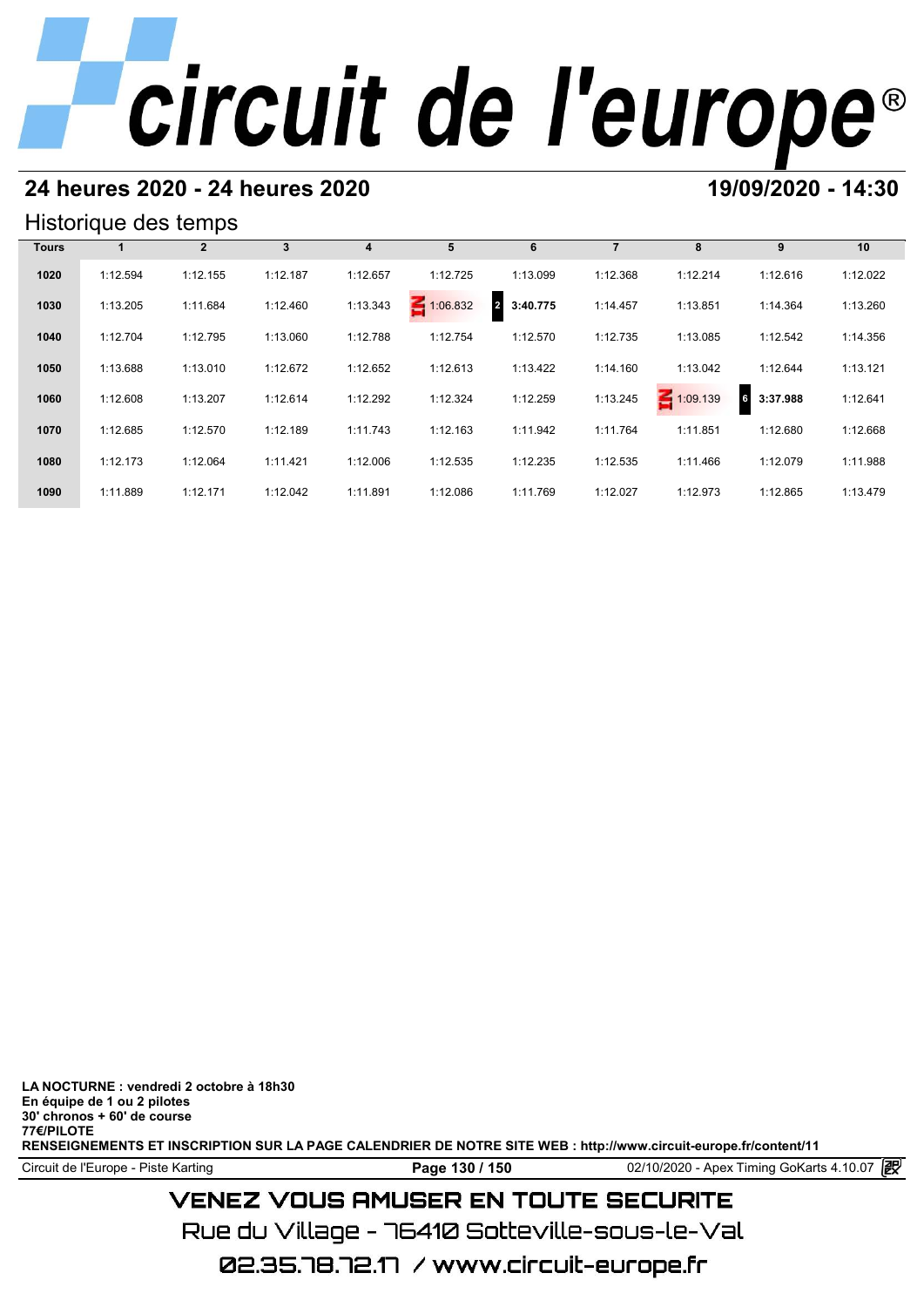## 24 heures 2020 - 24 heures 2020

**19/09/2020 - 14:30**

### Historique des temps

| Tours | 1 | 2 | 3 | 4 | 5 | 6 | 7 | 8 | 9 | 10 |
|---|---|---|---|---|---|---|---|---|---|---|
| 1020 | 1:12.594 | 1:12.155 | 1:12.187 | 1:12.657 | 1:12.725 | 1:13.099 | 1:12.368 | 1:12.214 | 1:12.616 | 1:12.022 |
| 1030 | 1:13.205 | 1:11.684 | 1:12.460 | 1:13.343 | IN 1:06.832 | 2 **3:40.775** | 1:14.457 | 1:13.851 | 1:14.364 | 1:13.260 |
| 1040 | 1:12.704 | 1:12.795 | 1:13.060 | 1:12.788 | 1:12.754 | 1:12.570 | 1:12.735 | 1:13.085 | 1:12.542 | 1:14.356 |
| 1050 | 1:13.688 | 1:13.010 | 1:12.672 | 1:12.652 | 1:12.613 | 1:13.422 | 1:14.160 | 1:13.042 | 1:12.644 | 1:13.121 |
| 1060 | 1:12.608 | 1:13.207 | 1:12.614 | 1:12.292 | 1:12.324 | 1:12.259 | 1:13.245 | IN 1:09.139 | 6 **3:37.988** | 1:12.641 |
| 1070 | 1:12.685 | 1:12.570 | 1:12.189 | 1:11.743 | 1:12.163 | 1:11.942 | 1:11.764 | 1:11.851 | 1:12.680 | 1:12.668 |
| 1080 | 1:12.173 | 1:12.064 | 1:11.421 | 1:12.006 | 1:12.535 | 1:12.235 | 1:12.535 | 1:11.466 | 1:12.079 | 1:11.988 |
| 1090 | 1:11.889 | 1:12.171 | 1:12.042 | 1:11.891 | 1:12.086 | 1:11.769 | 1:12.027 | 1:12.973 | 1:12.865 | 1:13.479 |

**LA NOCTURNE : vendredi 2 octobre à 18h30**
**En équipe de 1 ou 2 pilotes**
**30' chronos + 60' de course**
**77€/PILOTE**
**RENSEIGNEMENTS ET INSCRIPTION SUR LA PAGE CALENDRIER DE NOTRE SITE WEB : http://www.circuit-europe.fr/content/11**

Circuit de l'Europe - Piste Karting — 02/10/2020 - Apex Timing GoKarts 4.10.07

VENEZ VOUS AMUSER EN TOUTE SECURITE
Rue du Village - 76410 Sotteville-sous-le-Val
02.35.78.72.17 / www.circuit-europe.fr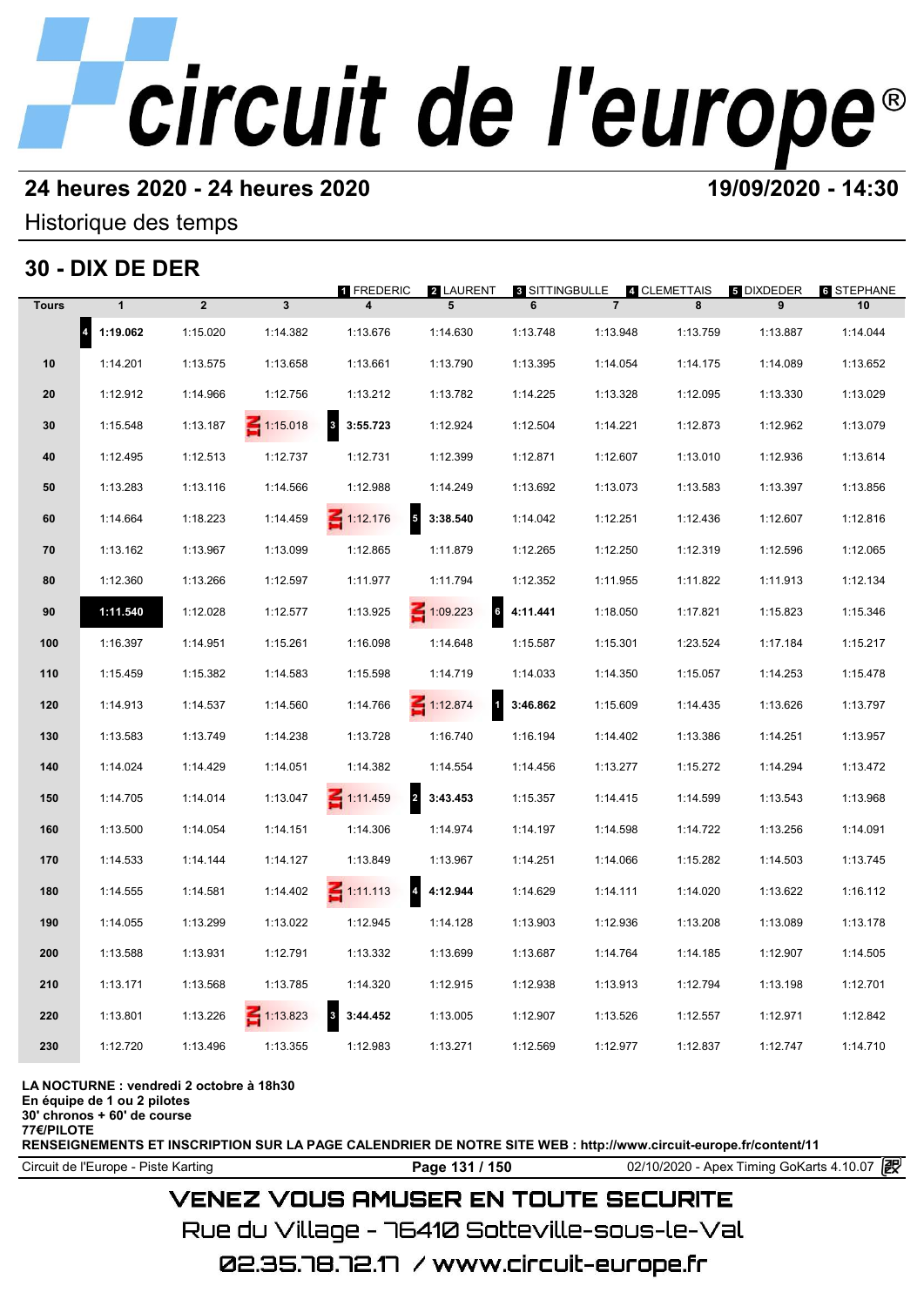## 24 heures 2020 - 24 heures 2020

**19/09/2020 - 14:30**

Historique des temps

## 30 - DIX DE DER

1 FREDERIC | 2 LAURENT | 3 SITTINGBULLE | 4 CLEMETTAIS | 5 DIXDEDER | 6 STEPHANE

| Tours | 1 | 2 | 3 | 4 | 5 | 6 | 7 | 8 | 9 | 10 |
|---|---|---|---|---|---|---|---|---|---|---|
| | 4 **1:19.062** | 1:15.020 | 1:14.382 | 1:13.676 | 1:14.630 | 1:13.748 | 1:13.948 | 1:13.759 | 1:13.887 | 1:14.044 |
| 10 | 1:14.201 | 1:13.575 | 1:13.658 | 1:13.661 | 1:13.790 | 1:13.395 | 1:14.054 | 1:14.175 | 1:14.089 | 1:13.652 |
| 20 | 1:12.912 | 1:14.966 | 1:12.756 | 1:13.212 | 1:13.782 | 1:14.225 | 1:13.328 | 1:12.095 | 1:13.330 | 1:13.029 |
| 30 | 1:15.548 | 1:13.187 | IN 1:15.018 | 3 **3:55.723** | 1:12.924 | 1:12.504 | 1:14.221 | 1:12.873 | 1:12.962 | 1:13.079 |
| 40 | 1:12.495 | 1:12.513 | 1:12.737 | 1:12.731 | 1:12.399 | 1:12.871 | 1:12.607 | 1:13.010 | 1:12.936 | 1:13.614 |
| 50 | 1:13.283 | 1:13.116 | 1:14.566 | 1:12.988 | 1:14.249 | 1:13.692 | 1:13.073 | 1:13.583 | 1:13.397 | 1:13.856 |
| 60 | 1:14.664 | 1:18.223 | 1:14.459 | IN 1:12.176 | 5 **3:38.540** | 1:14.042 | 1:12.251 | 1:12.436 | 1:12.607 | 1:12.816 |
| 70 | 1:13.162 | 1:13.967 | 1:13.099 | 1:12.865 | 1:11.879 | 1:12.265 | 1:12.250 | 1:12.319 | 1:12.596 | 1:12.065 |
| 80 | 1:12.360 | 1:13.266 | 1:12.597 | 1:11.977 | 1:11.794 | 1:12.352 | 1:11.955 | 1:11.822 | 1:11.913 | 1:12.134 |
| 90 | **1:11.540** | 1:12.028 | 1:12.577 | 1:13.925 | IN 1:09.223 | 6 **4:11.441** | 1:18.050 | 1:17.821 | 1:15.823 | 1:15.346 |
| 100 | 1:16.397 | 1:14.951 | 1:15.261 | 1:16.098 | 1:14.648 | 1:15.587 | 1:15.301 | 1:23.524 | 1:17.184 | 1:15.217 |
| 110 | 1:15.459 | 1:15.382 | 1:14.583 | 1:15.598 | 1:14.719 | 1:14.033 | 1:14.350 | 1:15.057 | 1:14.253 | 1:15.478 |
| 120 | 1:14.913 | 1:14.537 | 1:14.560 | 1:14.766 | IN 1:12.874 | 1 **3:46.862** | 1:15.609 | 1:14.435 | 1:13.626 | 1:13.797 |
| 130 | 1:13.583 | 1:13.749 | 1:14.238 | 1:13.728 | 1:16.740 | 1:16.194 | 1:14.402 | 1:13.386 | 1:14.251 | 1:13.957 |
| 140 | 1:14.024 | 1:14.429 | 1:14.051 | 1:14.382 | 1:14.554 | 1:14.456 | 1:13.277 | 1:15.272 | 1:14.294 | 1:13.472 |
| 150 | 1:14.705 | 1:14.014 | 1:13.047 | IN 1:11.459 | 2 **3:43.453** | 1:15.357 | 1:14.415 | 1:14.599 | 1:13.543 | 1:13.968 |
| 160 | 1:13.500 | 1:14.054 | 1:14.151 | 1:14.306 | 1:14.974 | 1:14.197 | 1:14.598 | 1:14.722 | 1:13.256 | 1:14.091 |
| 170 | 1:14.533 | 1:14.144 | 1:14.127 | 1:13.849 | 1:13.967 | 1:14.251 | 1:14.066 | 1:15.282 | 1:14.503 | 1:13.745 |
| 180 | 1:14.555 | 1:14.581 | 1:14.402 | IN 1:11.113 | 4 **4:12.944** | 1:14.629 | 1:14.111 | 1:14.020 | 1:13.622 | 1:16.112 |
| 190 | 1:14.055 | 1:13.299 | 1:13.022 | 1:12.945 | 1:14.128 | 1:13.903 | 1:12.936 | 1:13.208 | 1:13.089 | 1:13.178 |
| 200 | 1:13.588 | 1:13.931 | 1:12.791 | 1:13.332 | 1:13.699 | 1:13.687 | 1:14.764 | 1:14.185 | 1:12.907 | 1:14.505 |
| 210 | 1:13.171 | 1:13.568 | 1:13.785 | 1:14.320 | 1:12.915 | 1:12.938 | 1:13.913 | 1:12.794 | 1:13.198 | 1:12.701 |
| 220 | 1:13.801 | 1:13.226 | IN 1:13.823 | 3 **3:44.452** | 1:13.005 | 1:12.907 | 1:13.526 | 1:12.557 | 1:12.971 | 1:12.842 |
| 230 | 1:12.720 | 1:13.496 | 1:13.355 | 1:12.983 | 1:13.271 | 1:12.569 | 1:12.977 | 1:12.837 | 1:12.747 | 1:14.710 |

**LA NOCTURNE : vendredi 2 octobre à 18h30**
**En équipe de 1 ou 2 pilotes**
**30' chronos + 60' de course**
**77€/PILOTE**
**RENSEIGNEMENTS ET INSCRIPTION SUR LA PAGE CALENDRIER DE NOTRE SITE WEB : http://www.circuit-europe.fr/content/11**

Circuit de l'Europe - Piste Karting | 02/10/2020 - Apex Timing GoKarts 4.10.07

VENEZ VOUS AMUSER EN TOUTE SECURITE
Rue du Village - 76410 Sotteville-sous-le-Val
02.35.78.72.17 / www.circuit-europe.fr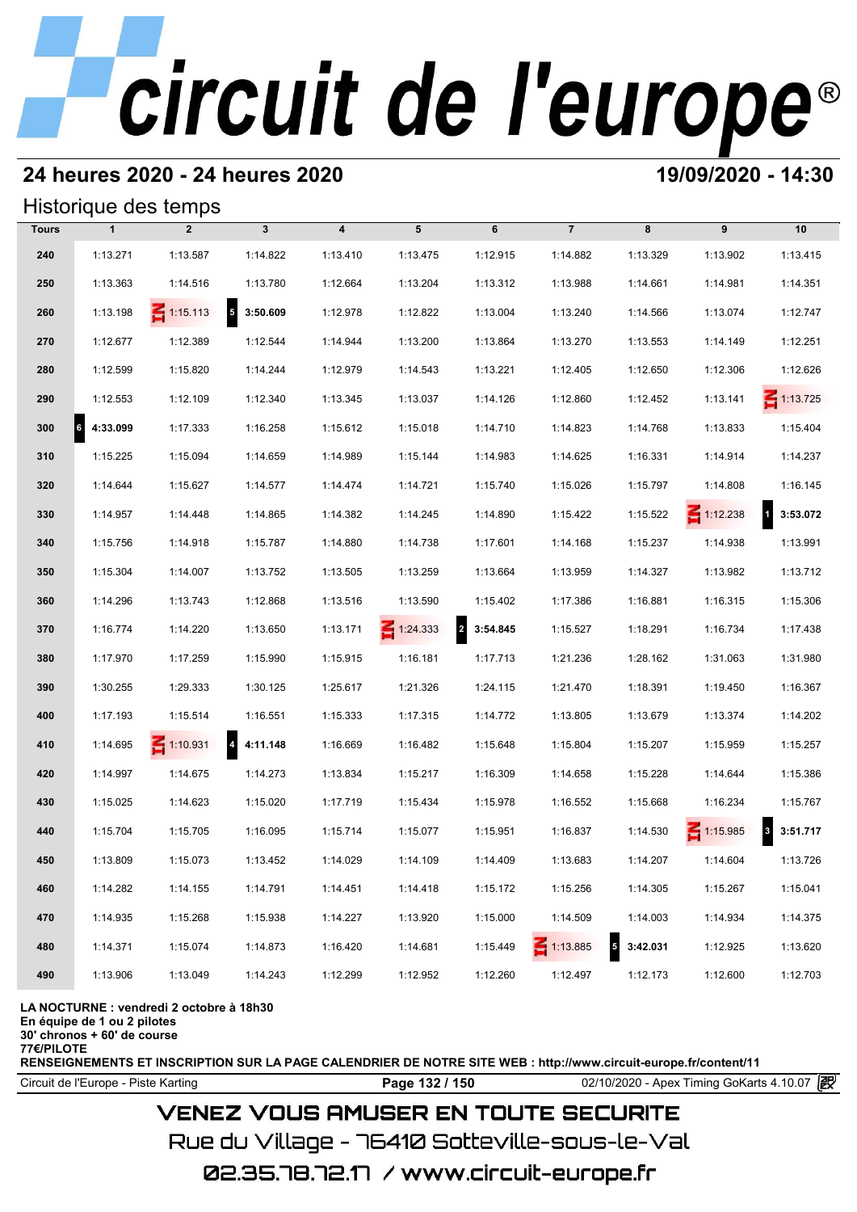## 24 heures 2020 - 24 heures 2020

**19/09/2020 - 14:30**

### Historique des temps

| Tours | 1 | 2 | 3 | 4 | 5 | 6 | 7 | 8 | 9 | 10 |
|---|---|---|---|---|---|---|---|---|---|---|
| 240 | 1:13.271 | 1:13.587 | 1:14.822 | 1:13.410 | 1:13.475 | 1:12.915 | 1:14.882 | 1:13.329 | 1:13.902 | 1:13.415 |
| 250 | 1:13.363 | 1:14.516 | 1:13.780 | 1:12.664 | 1:13.204 | 1:13.312 | 1:13.988 | 1:14.661 | 1:14.981 | 1:14.351 |
| 260 | 1:13.198 | IN 1:15.113 | 5 **3:50.609** | 1:12.978 | 1:12.822 | 1:13.004 | 1:13.240 | 1:14.566 | 1:13.074 | 1:12.747 |
| 270 | 1:12.677 | 1:12.389 | 1:12.544 | 1:14.944 | 1:13.200 | 1:13.864 | 1:13.270 | 1:13.553 | 1:14.149 | 1:12.251 |
| 280 | 1:12.599 | 1:15.820 | 1:14.244 | 1:12.979 | 1:14.543 | 1:13.221 | 1:12.405 | 1:12.650 | 1:12.306 | 1:12.626 |
| 290 | 1:12.553 | 1:12.109 | 1:12.340 | 1:13.345 | 1:13.037 | 1:14.126 | 1:12.860 | 1:12.452 | 1:13.141 | IN 1:13.725 |
| 300 | 6 **4:33.099** | 1:17.333 | 1:16.258 | 1:15.612 | 1:15.018 | 1:14.710 | 1:14.823 | 1:14.768 | 1:13.833 | 1:15.404 |
| 310 | 1:15.225 | 1:15.094 | 1:14.659 | 1:14.989 | 1:15.144 | 1:14.983 | 1:14.625 | 1:16.331 | 1:14.914 | 1:14.237 |
| 320 | 1:14.644 | 1:15.627 | 1:14.577 | 1:14.474 | 1:14.721 | 1:15.740 | 1:15.026 | 1:15.797 | 1:14.808 | 1:16.145 |
| 330 | 1:14.957 | 1:14.448 | 1:14.865 | 1:14.382 | 1:14.245 | 1:14.890 | 1:15.422 | 1:15.522 | IN 1:12.238 | 1 **3:53.072** |
| 340 | 1:15.756 | 1:14.918 | 1:15.787 | 1:14.880 | 1:14.738 | 1:17.601 | 1:14.168 | 1:15.237 | 1:14.938 | 1:13.991 |
| 350 | 1:15.304 | 1:14.007 | 1:13.752 | 1:13.505 | 1:13.259 | 1:13.664 | 1:13.959 | 1:14.327 | 1:13.982 | 1:13.712 |
| 360 | 1:14.296 | 1:13.743 | 1:12.868 | 1:13.516 | 1:13.590 | 1:15.402 | 1:17.386 | 1:16.881 | 1:16.315 | 1:15.306 |
| 370 | 1:16.774 | 1:14.220 | 1:13.650 | 1:13.171 | IN 1:24.333 | 2 **3:54.845** | 1:15.527 | 1:18.291 | 1:16.734 | 1:17.438 |
| 380 | 1:17.970 | 1:17.259 | 1:15.990 | 1:15.915 | 1:16.181 | 1:17.713 | 1:21.236 | 1:28.162 | 1:31.063 | 1:31.980 |
| 390 | 1:30.255 | 1:29.333 | 1:30.125 | 1:25.617 | 1:21.326 | 1:24.115 | 1:21.470 | 1:18.391 | 1:19.450 | 1:16.367 |
| 400 | 1:17.193 | 1:15.514 | 1:16.551 | 1:15.333 | 1:17.315 | 1:14.772 | 1:13.805 | 1:13.679 | 1:13.374 | 1:14.202 |
| 410 | 1:14.695 | IN 1:10.931 | 4 **4:11.148** | 1:16.669 | 1:16.482 | 1:15.648 | 1:15.804 | 1:15.207 | 1:15.959 | 1:15.257 |
| 420 | 1:14.997 | 1:14.675 | 1:14.273 | 1:13.834 | 1:15.217 | 1:16.309 | 1:14.658 | 1:15.228 | 1:14.644 | 1:15.386 |
| 430 | 1:15.025 | 1:14.623 | 1:15.020 | 1:17.719 | 1:15.434 | 1:15.978 | 1:16.552 | 1:15.668 | 1:16.234 | 1:15.767 |
| 440 | 1:15.704 | 1:15.705 | 1:16.095 | 1:15.714 | 1:15.077 | 1:15.951 | 1:16.837 | 1:14.530 | IN 1:15.985 | 3 **3:51.717** |
| 450 | 1:13.809 | 1:15.073 | 1:13.452 | 1:14.029 | 1:14.109 | 1:14.409 | 1:13.683 | 1:14.207 | 1:14.604 | 1:13.726 |
| 460 | 1:14.282 | 1:14.155 | 1:14.791 | 1:14.451 | 1:14.418 | 1:15.172 | 1:15.256 | 1:14.305 | 1:15.267 | 1:15.041 |
| 470 | 1:14.935 | 1:15.268 | 1:15.938 | 1:14.227 | 1:13.920 | 1:15.000 | 1:14.509 | 1:14.003 | 1:14.934 | 1:14.375 |
| 480 | 1:14.371 | 1:15.074 | 1:14.873 | 1:16.420 | 1:14.681 | 1:15.449 | IN 1:13.885 | 5 **3:42.031** | 1:12.925 | 1:13.620 |
| 490 | 1:13.906 | 1:13.049 | 1:14.243 | 1:12.299 | 1:12.952 | 1:12.260 | 1:12.497 | 1:12.173 | 1:12.600 | 1:12.703 |

**LA NOCTURNE : vendredi 2 octobre à 18h30**
**En équipe de 1 ou 2 pilotes**
**30' chronos + 60' de course**
**77€/PILOTE**
**RENSEIGNEMENTS ET INSCRIPTION SUR LA PAGE CALENDRIER DE NOTRE SITE WEB : http://www.circuit-europe.fr/content/11**

Circuit de l'Europe - Piste Karting | 02/10/2020 - Apex Timing GoKarts 4.10.07

VENEZ VOUS AMUSER EN TOUTE SECURITE
Rue du Village - 76410 Sotteville-sous-le-Val
02.35.78.72.17 / www.circuit-europe.fr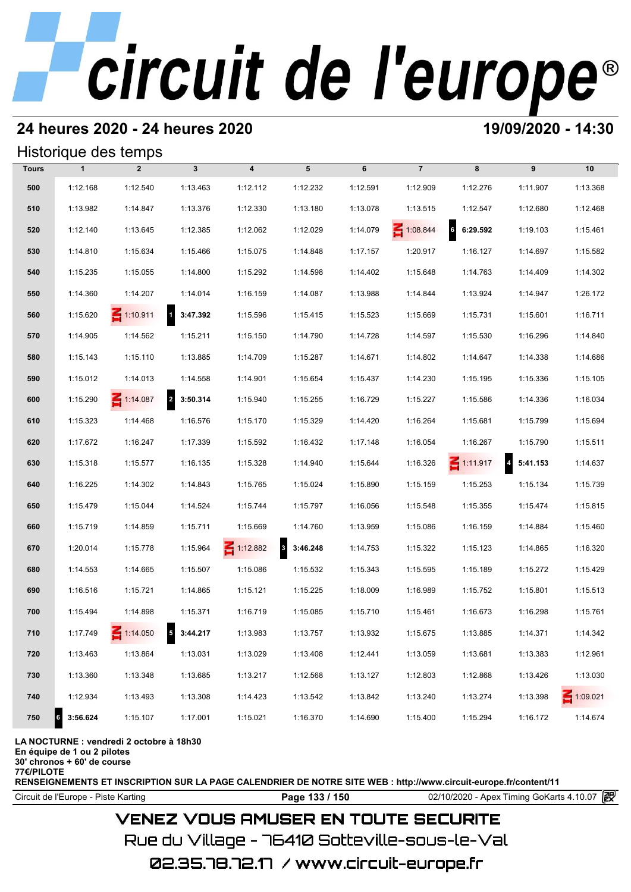# circuit de l'europe®

## 24 heures 2020 - 24 heures 2020

**19/09/2020 - 14:30**

### Historique des temps

| Tours | 1 | 2 | 3 | 4 | 5 | 6 | 7 | 8 | 9 | 10 |
|---|---|---|---|---|---|---|---|---|---|---|
| 500 | 1:12.168 | 1:12.540 | 1:13.463 | 1:12.112 | 1:12.232 | 1:12.591 | 1:12.909 | 1:12.276 | 1:11.907 | 1:13.368 |
| 510 | 1:13.982 | 1:14.847 | 1:13.376 | 1:12.330 | 1:13.180 | 1:13.078 | 1:13.515 | 1:12.547 | 1:12.680 | 1:12.468 |
| 520 | 1:12.140 | 1:13.645 | 1:12.385 | 1:12.062 | 1:12.029 | 1:14.079 | IN 1:08.844 | 6 **6:29.592** | 1:19.103 | 1:15.461 |
| 530 | 1:14.810 | 1:15.634 | 1:15.466 | 1:15.075 | 1:14.848 | 1:17.157 | 1:20.917 | 1:16.127 | 1:14.697 | 1:15.582 |
| 540 | 1:15.235 | 1:15.055 | 1:14.800 | 1:15.292 | 1:14.598 | 1:14.402 | 1:15.648 | 1:14.763 | 1:14.409 | 1:14.302 |
| 550 | 1:14.360 | 1:14.207 | 1:14.014 | 1:16.159 | 1:14.087 | 1:13.988 | 1:14.844 | 1:13.924 | 1:14.947 | 1:26.172 |
| 560 | 1:15.620 | IN 1:10.911 | 1 **3:47.392** | 1:15.596 | 1:15.415 | 1:15.523 | 1:15.669 | 1:15.731 | 1:15.601 | 1:16.711 |
| 570 | 1:14.905 | 1:14.562 | 1:15.211 | 1:15.150 | 1:14.790 | 1:14.728 | 1:14.597 | 1:15.530 | 1:16.296 | 1:14.840 |
| 580 | 1:15.143 | 1:15.110 | 1:13.885 | 1:14.709 | 1:15.287 | 1:14.671 | 1:14.802 | 1:14.647 | 1:14.338 | 1:14.686 |
| 590 | 1:15.012 | 1:14.013 | 1:14.558 | 1:14.901 | 1:15.654 | 1:15.437 | 1:14.230 | 1:15.195 | 1:15.336 | 1:15.105 |
| 600 | 1:15.290 | IN 1:14.087 | 2 **3:50.314** | 1:15.940 | 1:15.255 | 1:16.729 | 1:15.227 | 1:15.586 | 1:14.336 | 1:16.034 |
| 610 | 1:15.323 | 1:14.468 | 1:16.576 | 1:15.170 | 1:15.329 | 1:14.420 | 1:16.264 | 1:15.681 | 1:15.799 | 1:15.694 |
| 620 | 1:17.672 | 1:16.247 | 1:17.339 | 1:15.592 | 1:16.432 | 1:17.148 | 1:16.054 | 1:16.267 | 1:15.790 | 1:15.511 |
| 630 | 1:15.318 | 1:15.577 | 1:16.135 | 1:15.328 | 1:14.940 | 1:15.644 | 1:16.326 | IN 1:11.917 | 4 **5:41.153** | 1:14.637 |
| 640 | 1:16.225 | 1:14.302 | 1:14.843 | 1:15.765 | 1:15.024 | 1:15.890 | 1:15.159 | 1:15.253 | 1:15.134 | 1:15.739 |
| 650 | 1:15.479 | 1:15.044 | 1:14.524 | 1:15.744 | 1:15.797 | 1:16.056 | 1:15.548 | 1:15.355 | 1:15.474 | 1:15.815 |
| 660 | 1:15.719 | 1:14.859 | 1:15.711 | 1:15.669 | 1:14.760 | 1:13.959 | 1:15.086 | 1:16.159 | 1:14.884 | 1:15.460 |
| 670 | 1:20.014 | 1:15.778 | 1:15.964 | IN 1:12.882 | 3 **3:46.248** | 1:14.753 | 1:15.322 | 1:15.123 | 1:14.865 | 1:16.320 |
| 680 | 1:14.553 | 1:14.665 | 1:15.507 | 1:15.086 | 1:15.532 | 1:15.343 | 1:15.595 | 1:15.189 | 1:15.272 | 1:15.429 |
| 690 | 1:16.516 | 1:15.721 | 1:14.865 | 1:15.121 | 1:15.225 | 1:18.009 | 1:16.989 | 1:15.752 | 1:15.801 | 1:15.513 |
| 700 | 1:15.494 | 1:14.898 | 1:15.371 | 1:16.719 | 1:15.085 | 1:15.710 | 1:15.461 | 1:16.673 | 1:16.298 | 1:15.761 |
| 710 | 1:17.749 | IN 1:14.050 | 5 **3:44.217** | 1:13.983 | 1:13.757 | 1:13.932 | 1:15.675 | 1:13.885 | 1:14.371 | 1:14.342 |
| 720 | 1:13.463 | 1:13.864 | 1:13.031 | 1:13.029 | 1:13.408 | 1:12.441 | 1:13.059 | 1:13.681 | 1:13.383 | 1:12.961 |
| 730 | 1:13.360 | 1:13.348 | 1:13.685 | 1:13.217 | 1:12.568 | 1:13.127 | 1:12.803 | 1:12.868 | 1:13.426 | 1:13.030 |
| 740 | 1:12.934 | 1:13.493 | 1:13.308 | 1:14.423 | 1:13.542 | 1:13.842 | 1:13.240 | 1:13.274 | 1:13.398 | IN 1:09.021 |
| 750 | 6 **3:56.624** | 1:15.107 | 1:17.001 | 1:15.021 | 1:16.370 | 1:14.690 | 1:15.400 | 1:15.294 | 1:16.172 | 1:14.674 |

**LA NOCTURNE : vendredi 2 octobre à 18h30**
**En équipe de 1 ou 2 pilotes**
**30' chronos + 60' de course**
**77€/PILOTE**
**RENSEIGNEMENTS ET INSCRIPTION SUR LA PAGE CALENDRIER DE NOTRE SITE WEB : http://www.circuit-europe.fr/content/11**

Circuit de l'Europe - Piste Karting | 02/10/2020 - Apex Timing GoKarts 4.10.07

VENEZ VOUS AMUSER EN TOUTE SECURITE
Rue du Village - 76410 Sotteville-sous-le-Val
02.35.78.72.17 / www.circuit-europe.fr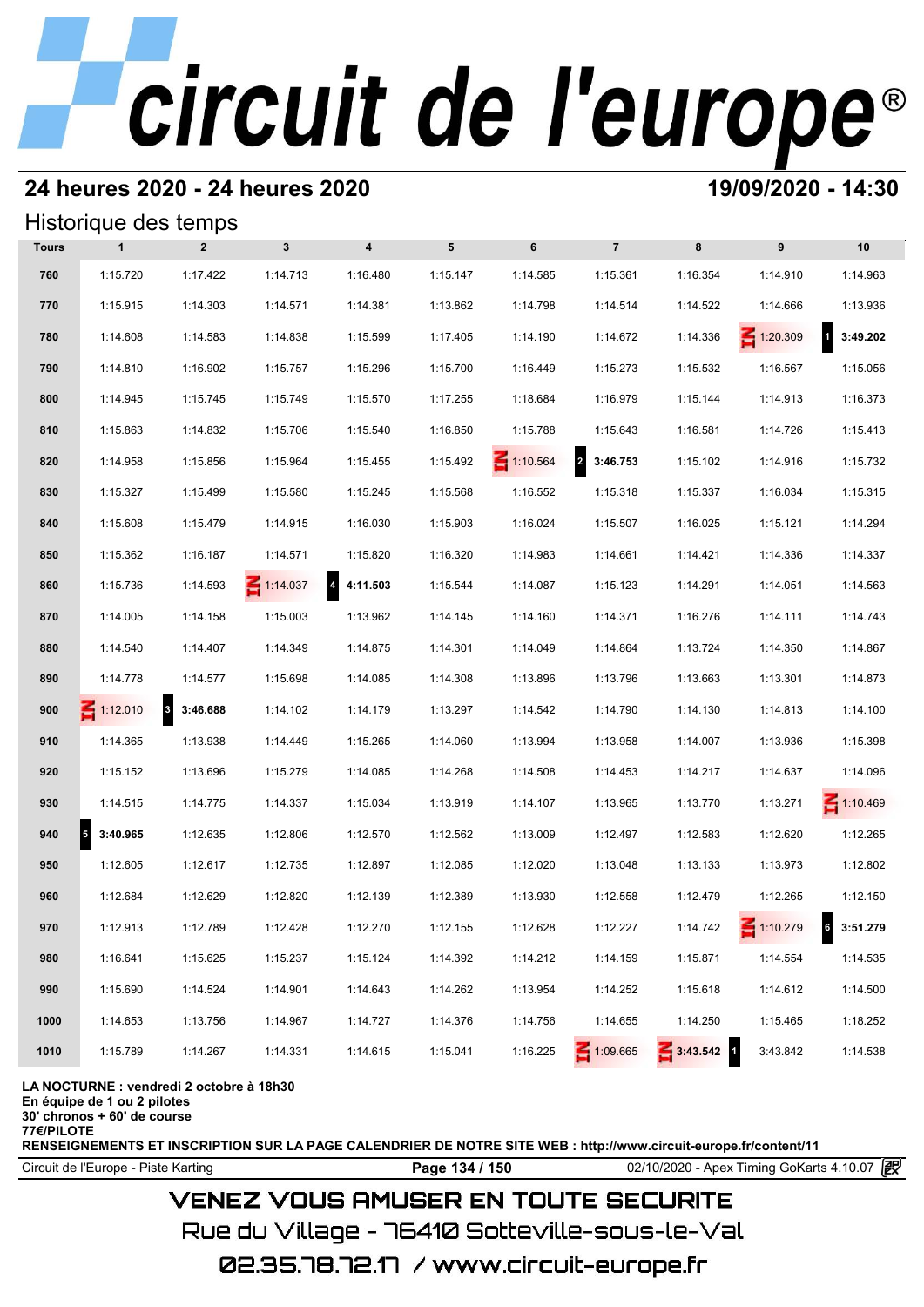# circuit de l'europe®

## 24 heures 2020 - 24 heures 2020

**19/09/2020 - 14:30**

### Historique des temps

| Tours | 1 | 2 | 3 | 4 | 5 | 6 | 7 | 8 | 9 | 10 |
|---|---|---|---|---|---|---|---|---|---|---|
| 760 | 1:15.720 | 1:17.422 | 1:14.713 | 1:16.480 | 1:15.147 | 1:14.585 | 1:15.361 | 1:16.354 | 1:14.910 | 1:14.963 |
| 770 | 1:15.915 | 1:14.303 | 1:14.571 | 1:14.381 | 1:13.862 | 1:14.798 | 1:14.514 | 1:14.522 | 1:14.666 | 1:13.936 |
| 780 | 1:14.608 | 1:14.583 | 1:14.838 | 1:15.599 | 1:17.405 | 1:14.190 | 1:14.672 | 1:14.336 | IN 1:20.309 | 1 **3:49.202** |
| 790 | 1:14.810 | 1:16.902 | 1:15.757 | 1:15.296 | 1:15.700 | 1:16.449 | 1:15.273 | 1:15.532 | 1:16.567 | 1:15.056 |
| 800 | 1:14.945 | 1:15.745 | 1:15.749 | 1:15.570 | 1:17.255 | 1:18.684 | 1:16.979 | 1:15.144 | 1:14.913 | 1:16.373 |
| 810 | 1:15.863 | 1:14.832 | 1:15.706 | 1:15.540 | 1:16.850 | 1:15.788 | 1:15.643 | 1:16.581 | 1:14.726 | 1:15.413 |
| 820 | 1:14.958 | 1:15.856 | 1:15.964 | 1:15.455 | 1:15.492 | IN 1:10.564 | 2 **3:46.753** | 1:15.102 | 1:14.916 | 1:15.732 |
| 830 | 1:15.327 | 1:15.499 | 1:15.580 | 1:15.245 | 1:15.568 | 1:16.552 | 1:15.318 | 1:15.337 | 1:16.034 | 1:15.315 |
| 840 | 1:15.608 | 1:15.479 | 1:14.915 | 1:16.030 | 1:15.903 | 1:16.024 | 1:15.507 | 1:16.025 | 1:15.121 | 1:14.294 |
| 850 | 1:15.362 | 1:16.187 | 1:14.571 | 1:15.820 | 1:16.320 | 1:14.983 | 1:14.661 | 1:14.421 | 1:14.336 | 1:14.337 |
| 860 | 1:15.736 | 1:14.593 | IN 1:14.037 | 4 **4:11.503** | 1:15.544 | 1:14.087 | 1:15.123 | 1:14.291 | 1:14.051 | 1:14.563 |
| 870 | 1:14.005 | 1:14.158 | 1:15.003 | 1:13.962 | 1:14.145 | 1:14.160 | 1:14.371 | 1:16.276 | 1:14.111 | 1:14.743 |
| 880 | 1:14.540 | 1:14.407 | 1:14.349 | 1:14.875 | 1:14.301 | 1:14.049 | 1:14.864 | 1:13.724 | 1:14.350 | 1:14.867 |
| 890 | 1:14.778 | 1:14.577 | 1:15.698 | 1:14.085 | 1:14.308 | 1:13.896 | 1:13.796 | 1:13.663 | 1:13.301 | 1:14.873 |
| 900 | IN 1:12.010 | 3 **3:46.688** | 1:14.102 | 1:14.179 | 1:13.297 | 1:14.542 | 1:14.790 | 1:14.130 | 1:14.813 | 1:14.100 |
| 910 | 1:14.365 | 1:13.938 | 1:14.449 | 1:15.265 | 1:14.060 | 1:13.994 | 1:13.958 | 1:14.007 | 1:13.936 | 1:15.398 |
| 920 | 1:15.152 | 1:13.696 | 1:15.279 | 1:14.085 | 1:14.268 | 1:14.508 | 1:14.453 | 1:14.217 | 1:14.637 | 1:14.096 |
| 930 | 1:14.515 | 1:14.775 | 1:14.337 | 1:15.034 | 1:13.919 | 1:14.107 | 1:13.965 | 1:13.770 | 1:13.271 | IN 1:10.469 |
| 940 | 5 **3:40.965** | 1:12.635 | 1:12.806 | 1:12.570 | 1:12.562 | 1:13.009 | 1:12.497 | 1:12.583 | 1:12.620 | 1:12.265 |
| 950 | 1:12.605 | 1:12.617 | 1:12.735 | 1:12.897 | 1:12.085 | 1:12.020 | 1:13.048 | 1:13.133 | 1:13.973 | 1:12.802 |
| 960 | 1:12.684 | 1:12.629 | 1:12.820 | 1:12.139 | 1:12.389 | 1:13.930 | 1:12.558 | 1:12.479 | 1:12.265 | 1:12.150 |
| 970 | 1:12.913 | 1:12.789 | 1:12.428 | 1:12.270 | 1:12.155 | 1:12.628 | 1:12.227 | 1:14.742 | IN 1:10.279 | 6 **3:51.279** |
| 980 | 1:16.641 | 1:15.625 | 1:15.237 | 1:15.124 | 1:14.392 | 1:14.212 | 1:14.159 | 1:15.871 | 1:14.554 | 1:14.535 |
| 990 | 1:15.690 | 1:14.524 | 1:14.901 | 1:14.643 | 1:14.262 | 1:13.954 | 1:14.252 | 1:15.618 | 1:14.612 | 1:14.500 |
| 1000 | 1:14.653 | 1:13.756 | 1:14.967 | 1:14.727 | 1:14.376 | 1:14.756 | 1:14.655 | 1:14.250 | 1:15.465 | 1:18.252 |
| 1010 | 1:15.789 | 1:14.267 | 1:14.331 | 1:14.615 | 1:15.041 | 1:16.225 | IN 1:09.665 | IN **3:43.542** | 1 3:43.842 | 1:14.538 |

**LA NOCTURNE : vendredi 2 octobre à 18h30**
**En équipe de 1 ou 2 pilotes**
**30' chronos + 60' de course**
**77€/PILOTE**
**RENSEIGNEMENTS ET INSCRIPTION SUR LA PAGE CALENDRIER DE NOTRE SITE WEB : http://www.circuit-europe.fr/content/11**

Circuit de l'Europe - Piste Karting | 02/10/2020 - Apex Timing GoKarts 4.10.07

VENEZ VOUS AMUSER EN TOUTE SECURITE
Rue du Village - 76410 Sotteville-sous-le-Val
02.35.78.72.17 / www.circuit-europe.fr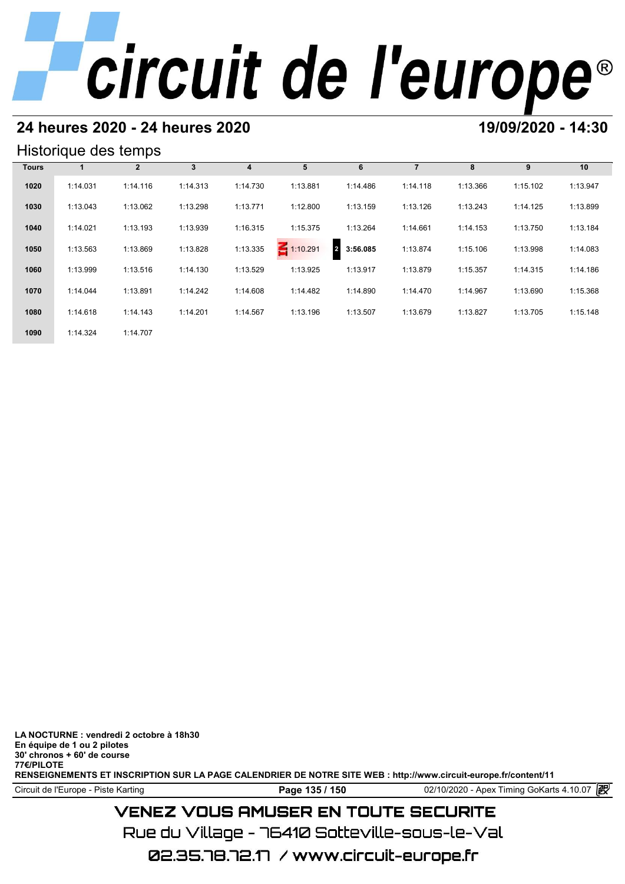## 24 heures 2020 - 24 heures 2020

**19/09/2020 - 14:30**

### Historique des temps

| Tours | 1 | 2 | 3 | 4 | 5 | 6 | 7 | 8 | 9 | 10 |
|---|---|---|---|---|---|---|---|---|---|---|
| 1020 | 1:14.031 | 1:14.116 | 1:14.313 | 1:14.730 | 1:13.881 | 1:14.486 | 1:14.118 | 1:13.366 | 1:15.102 | 1:13.947 |
| 1030 | 1:13.043 | 1:13.062 | 1:13.298 | 1:13.771 | 1:12.800 | 1:13.159 | 1:13.126 | 1:13.243 | 1:14.125 | 1:13.899 |
| 1040 | 1:14.021 | 1:13.193 | 1:13.939 | 1:16.315 | 1:15.375 | 1:13.264 | 1:14.661 | 1:14.153 | 1:13.750 | 1:13.184 |
| 1050 | 1:13.563 | 1:13.869 | 1:13.828 | 1:13.335 | IN 1:10.291 | 2 **3:56.085** | 1:13.874 | 1:15.106 | 1:13.998 | 1:14.083 |
| 1060 | 1:13.999 | 1:13.516 | 1:14.130 | 1:13.529 | 1:13.925 | 1:13.917 | 1:13.879 | 1:15.357 | 1:14.315 | 1:14.186 |
| 1070 | 1:14.044 | 1:13.891 | 1:14.242 | 1:14.608 | 1:14.482 | 1:14.890 | 1:14.470 | 1:14.967 | 1:13.690 | 1:15.368 |
| 1080 | 1:14.618 | 1:14.143 | 1:14.201 | 1:14.567 | 1:13.196 | 1:13.507 | 1:13.679 | 1:13.827 | 1:13.705 | 1:15.148 |
| 1090 | 1:14.324 | 1:14.707 | | | | | | | | |

**LA NOCTURNE : vendredi 2 octobre à 18h30**
**En équipe de 1 ou 2 pilotes**
**30' chronos + 60' de course**
**77€/PILOTE**
**RENSEIGNEMENTS ET INSCRIPTION SUR LA PAGE CALENDRIER DE NOTRE SITE WEB : http://www.circuit-europe.fr/content/11**

Circuit de l'Europe - Piste Karting — 02/10/2020 - Apex Timing GoKarts 4.10.07

VENEZ VOUS AMUSER EN TOUTE SECURITE
Rue du Village - 76410 Sotteville-sous-le-Val
02.35.78.72.17 / www.circuit-europe.fr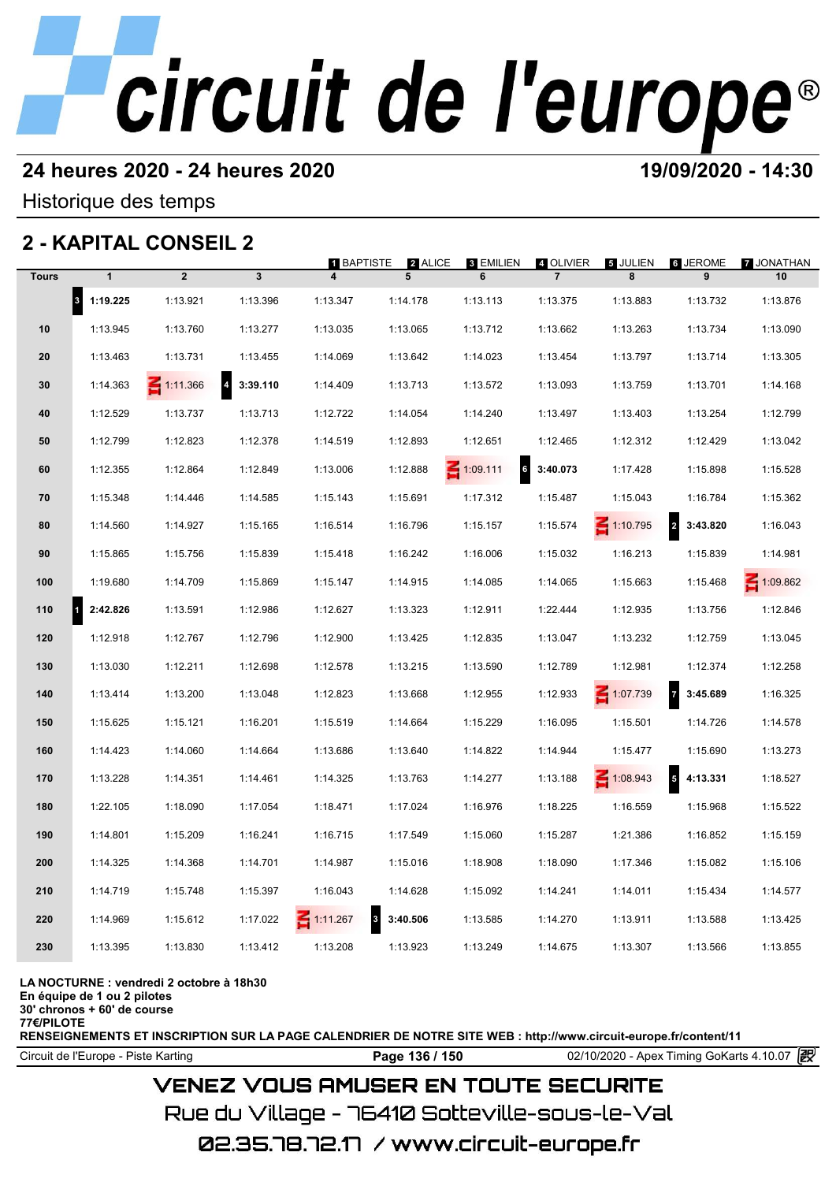# circuit de l'europe®

**24 heures 2020 - 24 heures 2020** — **19/09/2020 - 14:30**

Historique des temps

## 2 - KAPITAL CONSEIL 2

1 BAPTISTE, 2 ALICE, 3 EMILIEN, 4 OLIVIER, 5 JULIEN, 6 JEROME, 7 JONATHAN

| Tours | 1 | 2 | 3 | 4 | 5 | 6 | 7 | 8 | 9 | 10 |
|---|---|---|---|---|---|---|---|---|---|---|
| | 3 **1:19.225** | 1:13.921 | 1:13.396 | 1:13.347 | 1:14.178 | 1:13.113 | 1:13.375 | 1:13.883 | 1:13.732 | 1:13.876 |
| 10 | 1:13.945 | 1:13.760 | 1:13.277 | 1:13.035 | 1:13.065 | 1:13.712 | 1:13.662 | 1:13.263 | 1:13.734 | 1:13.090 |
| 20 | 1:13.463 | 1:13.731 | 1:13.455 | 1:14.069 | 1:13.642 | 1:14.023 | 1:13.454 | 1:13.797 | 1:13.714 | 1:13.305 |
| 30 | 1:14.363 | IN 1:11.366 | 4 **3:39.110** | 1:14.409 | 1:13.713 | 1:13.572 | 1:13.093 | 1:13.759 | 1:13.701 | 1:14.168 |
| 40 | 1:12.529 | 1:13.737 | 1:13.713 | 1:12.722 | 1:14.054 | 1:14.240 | 1:13.497 | 1:13.403 | 1:13.254 | 1:12.799 |
| 50 | 1:12.799 | 1:12.823 | 1:12.378 | 1:14.519 | 1:12.893 | 1:12.651 | 1:12.465 | 1:12.312 | 1:12.429 | 1:13.042 |
| 60 | 1:12.355 | 1:12.864 | 1:12.849 | 1:13.006 | 1:12.888 | IN 1:09.111 | 6 **3:40.073** | 1:17.428 | 1:15.898 | 1:15.528 |
| 70 | 1:15.348 | 1:14.446 | 1:14.585 | 1:15.143 | 1:15.691 | 1:17.312 | 1:15.487 | 1:15.043 | 1:16.784 | 1:15.362 |
| 80 | 1:14.560 | 1:14.927 | 1:15.165 | 1:16.514 | 1:16.796 | 1:15.157 | 1:15.574 | IN 1:10.795 | 2 **3:43.820** | 1:16.043 |
| 90 | 1:15.865 | 1:15.756 | 1:15.839 | 1:15.418 | 1:16.242 | 1:16.006 | 1:15.032 | 1:16.213 | 1:15.839 | 1:14.981 |
| 100 | 1:19.680 | 1:14.709 | 1:15.869 | 1:15.147 | 1:14.915 | 1:14.085 | 1:14.065 | 1:15.663 | 1:15.468 | IN 1:09.862 |
| 110 | 1 **2:42.826** | 1:13.591 | 1:12.986 | 1:12.627 | 1:13.323 | 1:12.911 | 1:22.444 | 1:12.935 | 1:13.756 | 1:12.846 |
| 120 | 1:12.918 | 1:12.767 | 1:12.796 | 1:12.900 | 1:13.425 | 1:12.835 | 1:13.047 | 1:13.232 | 1:12.759 | 1:13.045 |
| 130 | 1:13.030 | 1:12.211 | 1:12.698 | 1:12.578 | 1:13.215 | 1:13.590 | 1:12.789 | 1:12.981 | 1:12.374 | 1:12.258 |
| 140 | 1:13.414 | 1:13.200 | 1:13.048 | 1:12.823 | 1:13.668 | 1:12.955 | 1:12.933 | IN 1:07.739 | 7 **3:45.689** | 1:16.325 |
| 150 | 1:15.625 | 1:15.121 | 1:16.201 | 1:15.519 | 1:14.664 | 1:15.229 | 1:16.095 | 1:15.501 | 1:14.726 | 1:14.578 |
| 160 | 1:14.423 | 1:14.060 | 1:14.664 | 1:13.686 | 1:13.640 | 1:14.822 | 1:14.944 | 1:15.477 | 1:15.690 | 1:13.273 |
| 170 | 1:13.228 | 1:14.351 | 1:14.461 | 1:14.325 | 1:13.763 | 1:14.277 | 1:13.188 | IN 1:08.943 | 5 **4:13.331** | 1:18.527 |
| 180 | 1:22.105 | 1:18.090 | 1:17.054 | 1:18.471 | 1:17.024 | 1:16.976 | 1:18.225 | 1:16.559 | 1:15.968 | 1:15.522 |
| 190 | 1:14.801 | 1:15.209 | 1:16.241 | 1:16.715 | 1:17.549 | 1:15.060 | 1:15.287 | 1:21.386 | 1:16.852 | 1:15.159 |
| 200 | 1:14.325 | 1:14.368 | 1:14.701 | 1:14.987 | 1:15.016 | 1:18.908 | 1:18.090 | 1:17.346 | 1:15.082 | 1:15.106 |
| 210 | 1:14.719 | 1:15.748 | 1:15.397 | 1:16.043 | 1:14.628 | 1:15.092 | 1:14.241 | 1:14.011 | 1:15.434 | 1:14.577 |
| 220 | 1:14.969 | 1:15.612 | 1:17.022 | IN 1:11.267 | 3 **3:40.506** | 1:13.585 | 1:14.270 | 1:13.911 | 1:13.588 | 1:13.425 |
| 230 | 1:13.395 | 1:13.830 | 1:13.412 | 1:13.208 | 1:13.923 | 1:13.249 | 1:14.675 | 1:13.307 | 1:13.566 | 1:13.855 |

**LA NOCTURNE : vendredi 2 octobre à 18h30**
**En équipe de 1 ou 2 pilotes**
**30' chronos + 60' de course**
**77€/PILOTE**
**RENSEIGNEMENTS ET INSCRIPTION SUR LA PAGE CALENDRIER DE NOTRE SITE WEB : http://www.circuit-europe.fr/content/11**

Circuit de l'Europe - Piste Karting — 02/10/2020 - Apex Timing GoKarts 4.10.07

VENEZ VOUS AMUSER EN TOUTE SECURITE

Rue du Village - 76410 Sotteville-sous-le-Val

02.35.78.72.17 / www.circuit-europe.fr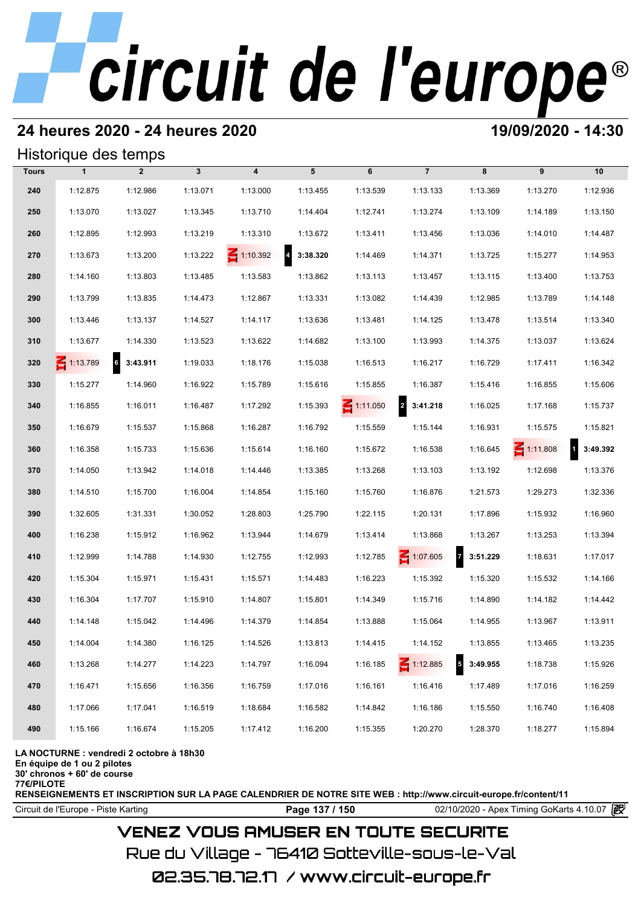# circuit de l'europe®

## 24 heures 2020 - 24 heures 2020

**19/09/2020 - 14:30**

### Historique des temps

| Tours | 1 | 2 | 3 | 4 | 5 | 6 | 7 | 8 | 9 | 10 |
|---|---|---|---|---|---|---|---|---|---|---|
| 240 | 1:12.875 | 1:12.986 | 1:13.071 | 1:13.000 | 1:13.455 | 1:13.539 | 1:13.133 | 1:13.369 | 1:13.270 | 1:12.936 |
| 250 | 1:13.070 | 1:13.027 | 1:13.345 | 1:13.710 | 1:14.404 | 1:12.741 | 1:13.274 | 1:13.109 | 1:14.189 | 1:13.150 |
| 260 | 1:12.895 | 1:12.993 | 1:13.219 | 1:13.310 | 1:13.672 | 1:13.411 | 1:13.456 | 1:13.036 | 1:14.010 | 1:14.487 |
| 270 | 1:13.673 | 1:13.200 | 1:13.222 | IN 1:10.392 | 4 **3:38.320** | 1:14.469 | 1:14.371 | 1:13.725 | 1:15.277 | 1:14.953 |
| 280 | 1:14.160 | 1:13.803 | 1:13.485 | 1:13.583 | 1:13.862 | 1:13.113 | 1:13.457 | 1:13.115 | 1:13.400 | 1:13.753 |
| 290 | 1:13.799 | 1:13.835 | 1:14.473 | 1:12.867 | 1:13.331 | 1:13.082 | 1:14.439 | 1:12.985 | 1:13.789 | 1:14.148 |
| 300 | 1:13.446 | 1:13.137 | 1:14.527 | 1:14.117 | 1:13.636 | 1:13.481 | 1:14.125 | 1:13.478 | 1:13.514 | 1:13.340 |
| 310 | 1:13.677 | 1:14.330 | 1:13.523 | 1:13.622 | 1:14.682 | 1:13.100 | 1:13.993 | 1:14.375 | 1:13.037 | 1:13.624 |
| 320 | IN 1:13.789 | 6 **3:43.911** | 1:19.033 | 1:18.176 | 1:15.038 | 1:16.513 | 1:16.217 | 1:16.729 | 1:17.411 | 1:16.342 |
| 330 | 1:15.277 | 1:14.960 | 1:16.922 | 1:15.789 | 1:15.616 | 1:15.855 | 1:16.387 | 1:15.416 | 1:16.855 | 1:15.606 |
| 340 | 1:16.855 | 1:16.011 | 1:16.487 | 1:17.292 | 1:15.393 | IN 1:11.050 | 2 **3:41.218** | 1:16.025 | 1:17.168 | 1:15.737 |
| 350 | 1:16.679 | 1:15.537 | 1:15.868 | 1:16.287 | 1:16.792 | 1:15.559 | 1:15.144 | 1:16.931 | 1:15.575 | 1:15.821 |
| 360 | 1:16.358 | 1:15.733 | 1:15.636 | 1:15.614 | 1:16.160 | 1:15.672 | 1:16.538 | 1:16.645 | IN 1:11.808 | 1 **3:49.392** |
| 370 | 1:14.050 | 1:13.942 | 1:14.018 | 1:14.446 | 1:13.385 | 1:13.268 | 1:13.103 | 1:13.192 | 1:12.698 | 1:13.376 |
| 380 | 1:14.510 | 1:15.700 | 1:16.004 | 1:14.854 | 1:15.160 | 1:15.760 | 1:16.876 | 1:21.573 | 1:29.273 | 1:32.336 |
| 390 | 1:32.605 | 1:31.331 | 1:30.052 | 1:28.803 | 1:25.790 | 1:22.115 | 1:20.131 | 1:17.896 | 1:15.932 | 1:16.960 |
| 400 | 1:16.238 | 1:15.912 | 1:16.962 | 1:13.944 | 1:14.679 | 1:13.414 | 1:13.868 | 1:13.267 | 1:13.253 | 1:13.394 |
| 410 | 1:12.999 | 1:14.788 | 1:14.930 | 1:12.755 | 1:12.993 | 1:12.785 | IN 1:07.605 | 7 **3:51.229** | 1:18.631 | 1:17.017 |
| 420 | 1:15.304 | 1:15.971 | 1:15.431 | 1:15.571 | 1:14.483 | 1:16.223 | 1:15.392 | 1:15.320 | 1:15.532 | 1:14.166 |
| 430 | 1:16.304 | 1:17.707 | 1:15.910 | 1:14.807 | 1:15.801 | 1:14.349 | 1:15.716 | 1:14.890 | 1:14.182 | 1:14.442 |
| 440 | 1:14.148 | 1:15.042 | 1:14.496 | 1:14.379 | 1:14.854 | 1:13.888 | 1:15.064 | 1:14.955 | 1:13.967 | 1:13.911 |
| 450 | 1:14.004 | 1:14.380 | 1:16.125 | 1:14.526 | 1:13.813 | 1:14.415 | 1:14.152 | 1:13.855 | 1:13.465 | 1:13.235 |
| 460 | 1:13.268 | 1:14.277 | 1:14.223 | 1:14.797 | 1:16.094 | 1:16.185 | IN 1:12.885 | 5 **3:49.955** | 1:18.738 | 1:15.926 |
| 470 | 1:16.471 | 1:15.656 | 1:16.356 | 1:16.759 | 1:17.016 | 1:16.161 | 1:16.416 | 1:17.489 | 1:17.016 | 1:16.259 |
| 480 | 1:17.066 | 1:17.041 | 1:16.519 | 1:18.684 | 1:16.582 | 1:14.842 | 1:16.186 | 1:15.550 | 1:16.740 | 1:16.408 |
| 490 | 1:15.166 | 1:16.674 | 1:15.205 | 1:17.412 | 1:16.200 | 1:15.355 | 1:20.270 | 1:28.370 | 1:18.277 | 1:15.894 |

**LA NOCTURNE : vendredi 2 octobre à 18h30**
**En équipe de 1 ou 2 pilotes**
**30' chronos + 60' de course**
**77€/PILOTE**
**RENSEIGNEMENTS ET INSCRIPTION SUR LA PAGE CALENDRIER DE NOTRE SITE WEB : http://www.circuit-europe.fr/content/11**

Circuit de l'Europe - Piste Karting — 02/10/2020 - Apex Timing GoKarts 4.10.07

VENEZ VOUS AMUSER EN TOUTE SECURITE
Rue du Village - 76410 Sotteville-sous-le-Val
02.35.78.72.17 / www.circuit-europe.fr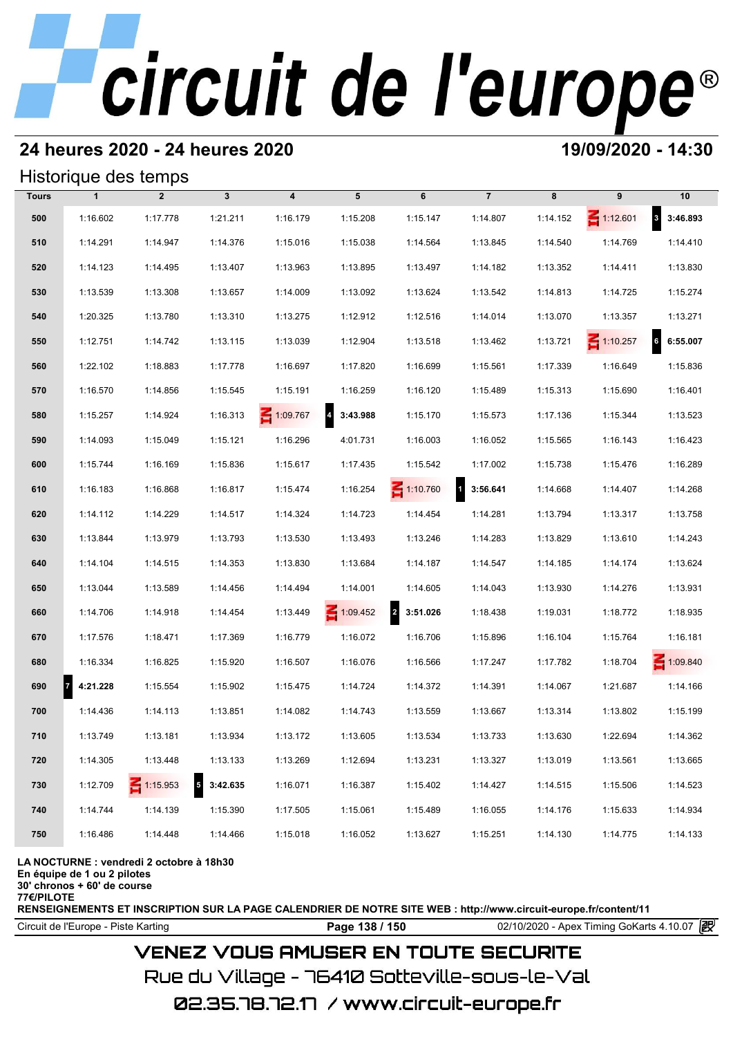# 24 heures 2020 - 24 heures 2020

**19/09/2020 - 14:30**

## Historique des temps

| Tours | 1 | 2 | 3 | 4 | 5 | 6 | 7 | 8 | 9 | 10 |
|---|---|---|---|---|---|---|---|---|---|---|
| 500 | 1:16.602 | 1:17.778 | 1:21.211 | 1:16.179 | 1:15.208 | 1:15.147 | 1:14.807 | 1:14.152 | 1:12.601 | 3 **3:46.893** |
| 510 | 1:14.291 | 1:14.947 | 1:14.376 | 1:15.016 | 1:15.038 | 1:14.564 | 1:13.845 | 1:14.540 | 1:14.769 | 1:14.410 |
| 520 | 1:14.123 | 1:14.495 | 1:13.407 | 1:13.963 | 1:13.895 | 1:13.497 | 1:14.182 | 1:13.352 | 1:14.411 | 1:13.830 |
| 530 | 1:13.539 | 1:13.308 | 1:13.657 | 1:14.009 | 1:13.092 | 1:13.624 | 1:13.542 | 1:14.813 | 1:14.725 | 1:15.274 |
| 540 | 1:20.325 | 1:13.780 | 1:13.310 | 1:13.275 | 1:12.912 | 1:12.516 | 1:14.014 | 1:13.070 | 1:13.357 | 1:13.271 |
| 550 | 1:12.751 | 1:14.742 | 1:13.115 | 1:13.039 | 1:12.904 | 1:13.518 | 1:13.462 | 1:13.721 | 1:10.257 | 6 **6:55.007** |
| 560 | 1:22.102 | 1:18.883 | 1:17.778 | 1:16.697 | 1:17.820 | 1:16.699 | 1:15.561 | 1:17.339 | 1:16.649 | 1:15.836 |
| 570 | 1:16.570 | 1:14.856 | 1:15.545 | 1:15.191 | 1:16.259 | 1:16.120 | 1:15.489 | 1:15.313 | 1:15.690 | 1:16.401 |
| 580 | 1:15.257 | 1:14.924 | 1:16.313 | 1:09.767 | 4 **3:43.988** | 1:15.170 | 1:15.573 | 1:17.136 | 1:15.344 | 1:13.523 |
| 590 | 1:14.093 | 1:15.049 | 1:15.121 | 1:16.296 | 4:01.731 | 1:16.003 | 1:16.052 | 1:15.565 | 1:16.143 | 1:16.423 |
| 600 | 1:15.744 | 1:16.169 | 1:15.836 | 1:15.617 | 1:17.435 | 1:15.542 | 1:17.002 | 1:15.738 | 1:15.476 | 1:16.289 |
| 610 | 1:16.183 | 1:16.868 | 1:16.817 | 1:15.474 | 1:16.254 | 1:10.760 | 1 **3:56.641** | 1:14.668 | 1:14.407 | 1:14.268 |
| 620 | 1:14.112 | 1:14.229 | 1:14.517 | 1:14.324 | 1:14.723 | 1:14.454 | 1:14.281 | 1:13.794 | 1:13.317 | 1:13.758 |
| 630 | 1:13.844 | 1:13.979 | 1:13.793 | 1:13.530 | 1:13.493 | 1:13.246 | 1:14.283 | 1:13.829 | 1:13.610 | 1:14.243 |
| 640 | 1:14.104 | 1:14.515 | 1:14.353 | 1:13.830 | 1:13.684 | 1:14.187 | 1:14.547 | 1:14.185 | 1:14.174 | 1:13.624 |
| 650 | 1:13.044 | 1:13.589 | 1:14.456 | 1:14.494 | 1:14.001 | 1:14.605 | 1:14.043 | 1:13.930 | 1:14.276 | 1:13.931 |
| 660 | 1:14.706 | 1:14.918 | 1:14.454 | 1:13.449 | 1:09.452 | 2 **3:51.026** | 1:18.438 | 1:19.031 | 1:18.772 | 1:18.935 |
| 670 | 1:17.576 | 1:18.471 | 1:17.369 | 1:16.779 | 1:16.072 | 1:16.706 | 1:15.896 | 1:16.104 | 1:15.764 | 1:16.181 |
| 680 | 1:16.334 | 1:16.825 | 1:15.920 | 1:16.507 | 1:16.076 | 1:16.566 | 1:17.247 | 1:17.782 | 1:18.704 | 1:09.840 |
| 690 | 7 **4:21.228** | 1:15.554 | 1:15.902 | 1:15.475 | 1:14.724 | 1:14.372 | 1:14.391 | 1:14.067 | 1:21.687 | 1:14.166 |
| 700 | 1:14.436 | 1:14.113 | 1:13.851 | 1:14.082 | 1:14.743 | 1:13.559 | 1:13.667 | 1:13.314 | 1:13.802 | 1:15.199 |
| 710 | 1:13.749 | 1:13.181 | 1:13.934 | 1:13.172 | 1:13.605 | 1:13.534 | 1:13.733 | 1:13.630 | 1:22.694 | 1:14.362 |
| 720 | 1:14.305 | 1:13.448 | 1:13.133 | 1:13.269 | 1:12.694 | 1:13.231 | 1:13.327 | 1:13.019 | 1:13.561 | 1:13.665 |
| 730 | 1:12.709 | 1:15.953 | 5 **3:42.635** | 1:16.071 | 1:16.387 | 1:15.402 | 1:14.427 | 1:14.515 | 1:15.506 | 1:14.523 |
| 740 | 1:14.744 | 1:14.139 | 1:15.390 | 1:17.505 | 1:15.061 | 1:15.489 | 1:16.055 | 1:14.176 | 1:15.633 | 1:14.934 |
| 750 | 1:16.486 | 1:14.448 | 1:14.466 | 1:15.018 | 1:16.052 | 1:13.627 | 1:15.251 | 1:14.130 | 1:14.775 | 1:14.133 |

**LA NOCTURNE : vendredi 2 octobre à 18h30**
**En équipe de 1 ou 2 pilotes**
**30' chronos + 60' de course**
**77€/PILOTE**
**RENSEIGNEMENTS ET INSCRIPTION SUR LA PAGE CALENDRIER DE NOTRE SITE WEB : http://www.circuit-europe.fr/content/11**

Circuit de l'Europe - Piste Karting | 02/10/2020 - Apex Timing GoKarts 4.10.07

VENEZ VOUS AMUSER EN TOUTE SECURITE
Rue du Village - 76410 Sotteville-sous-le-Val
02.35.78.72.17 / www.circuit-europe.fr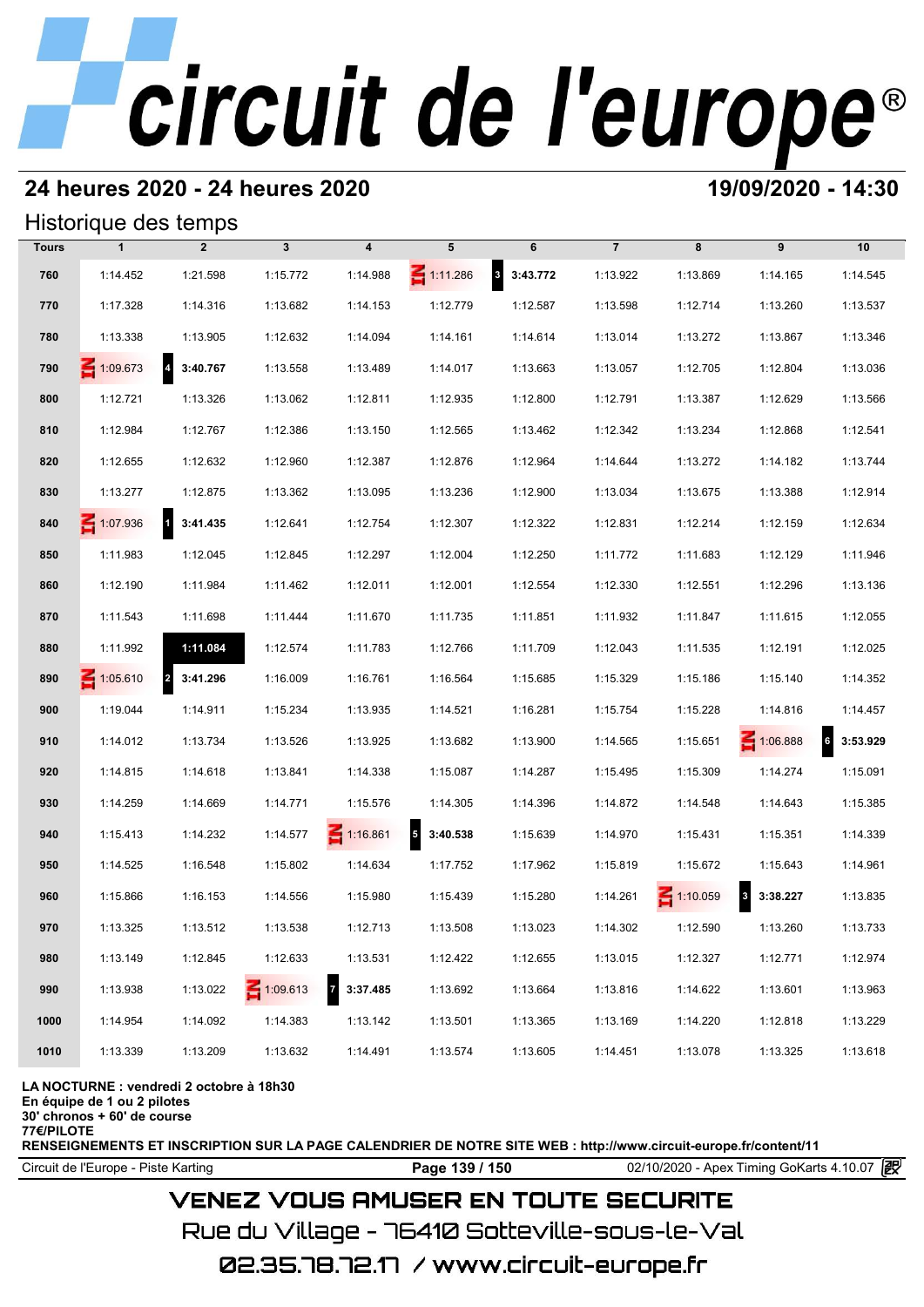## 24 heures 2020 - 24 heures 2020

## 19/09/2020 - 14:30

### Historique des temps

| Tours | 1 | 2 | 3 | 4 | 5 | 6 | 7 | 8 | 9 | 10 |
|---|---|---|---|---|---|---|---|---|---|---|
| 760 | 1:14.452 | 1:21.598 | 1:15.772 | 1:14.988 | IN 1:11.286 | 3 **3:43.772** | 1:13.922 | 1:13.869 | 1:14.165 | 1:14.545 |
| 770 | 1:17.328 | 1:14.316 | 1:13.682 | 1:14.153 | 1:12.779 | 1:12.587 | 1:13.598 | 1:12.714 | 1:13.260 | 1:13.537 |
| 780 | 1:13.338 | 1:13.905 | 1:12.632 | 1:14.094 | 1:14.161 | 1:14.614 | 1:13.014 | 1:13.272 | 1:13.867 | 1:13.346 |
| 790 | IN 1:09.673 | 4 **3:40.767** | 1:13.558 | 1:13.489 | 1:14.017 | 1:13.663 | 1:13.057 | 1:12.705 | 1:12.804 | 1:13.036 |
| 800 | 1:12.721 | 1:13.326 | 1:13.062 | 1:12.811 | 1:12.935 | 1:12.800 | 1:12.791 | 1:13.387 | 1:12.629 | 1:13.566 |
| 810 | 1:12.984 | 1:12.767 | 1:12.386 | 1:13.150 | 1:12.565 | 1:13.462 | 1:12.342 | 1:13.234 | 1:12.868 | 1:12.541 |
| 820 | 1:12.655 | 1:12.632 | 1:12.960 | 1:12.387 | 1:12.876 | 1:12.964 | 1:14.644 | 1:13.272 | 1:14.182 | 1:13.744 |
| 830 | 1:13.277 | 1:12.875 | 1:13.362 | 1:13.095 | 1:13.236 | 1:12.900 | 1:13.034 | 1:13.675 | 1:13.388 | 1:12.914 |
| 840 | IN 1:07.936 | 1 **3:41.435** | 1:12.641 | 1:12.754 | 1:12.307 | 1:12.322 | 1:12.831 | 1:12.214 | 1:12.159 | 1:12.634 |
| 850 | 1:11.983 | 1:12.045 | 1:12.845 | 1:12.297 | 1:12.004 | 1:12.250 | 1:11.772 | 1:11.683 | 1:12.129 | 1:11.946 |
| 860 | 1:12.190 | 1:11.984 | 1:11.462 | 1:12.011 | 1:12.001 | 1:12.554 | 1:12.330 | 1:12.551 | 1:12.296 | 1:13.136 |
| 870 | 1:11.543 | 1:11.698 | 1:11.444 | 1:11.670 | 1:11.735 | 1:11.851 | 1:11.932 | 1:11.847 | 1:11.615 | 1:12.055 |
| 880 | 1:11.992 | **1:11.084** | 1:12.574 | 1:11.783 | 1:12.766 | 1:11.709 | 1:12.043 | 1:11.535 | 1:12.191 | 1:12.025 |
| 890 | IN 1:05.610 | 2 **3:41.296** | 1:16.009 | 1:16.761 | 1:16.564 | 1:15.685 | 1:15.329 | 1:15.186 | 1:15.140 | 1:14.352 |
| 900 | 1:19.044 | 1:14.911 | 1:15.234 | 1:13.935 | 1:14.521 | 1:16.281 | 1:15.754 | 1:15.228 | 1:14.816 | 1:14.457 |
| 910 | 1:14.012 | 1:13.734 | 1:13.526 | 1:13.925 | 1:13.682 | 1:13.900 | 1:14.565 | 1:15.651 | IN 1:06.888 | 6 **3:53.929** |
| 920 | 1:14.815 | 1:14.618 | 1:13.841 | 1:14.338 | 1:15.087 | 1:14.287 | 1:15.495 | 1:15.309 | 1:14.274 | 1:15.091 |
| 930 | 1:14.259 | 1:14.669 | 1:14.771 | 1:15.576 | 1:14.305 | 1:14.396 | 1:14.872 | 1:14.548 | 1:14.643 | 1:15.385 |
| 940 | 1:15.413 | 1:14.232 | 1:14.577 | IN 1:16.861 | 5 **3:40.538** | 1:15.639 | 1:14.970 | 1:15.431 | 1:15.351 | 1:14.339 |
| 950 | 1:14.525 | 1:16.548 | 1:15.802 | 1:14.634 | 1:17.752 | 1:17.962 | 1:15.819 | 1:15.672 | 1:15.643 | 1:14.961 |
| 960 | 1:15.866 | 1:16.153 | 1:14.556 | 1:15.980 | 1:15.439 | 1:15.280 | 1:14.261 | IN 1:10.059 | 3 **3:38.227** | 1:13.835 |
| 970 | 1:13.325 | 1:13.512 | 1:13.538 | 1:12.713 | 1:13.508 | 1:13.023 | 1:14.302 | 1:12.590 | 1:13.260 | 1:13.733 |
| 980 | 1:13.149 | 1:12.845 | 1:12.633 | 1:13.531 | 1:12.422 | 1:12.655 | 1:13.015 | 1:12.327 | 1:12.771 | 1:12.974 |
| 990 | 1:13.938 | 1:13.022 | IN 1:09.613 | 7 **3:37.485** | 1:13.692 | 1:13.664 | 1:13.816 | 1:14.622 | 1:13.601 | 1:13.963 |
| 1000 | 1:14.954 | 1:14.092 | 1:14.383 | 1:13.142 | 1:13.501 | 1:13.365 | 1:13.169 | 1:14.220 | 1:12.818 | 1:13.229 |
| 1010 | 1:13.339 | 1:13.209 | 1:13.632 | 1:14.491 | 1:13.574 | 1:13.605 | 1:14.451 | 1:13.078 | 1:13.325 | 1:13.618 |

**LA NOCTURNE : vendredi 2 octobre à 18h30**
**En équipe de 1 ou 2 pilotes**
**30' chronos + 60' de course**
**77€/PILOTE**
**RENSEIGNEMENTS ET INSCRIPTION SUR LA PAGE CALENDRIER DE NOTRE SITE WEB : http://www.circuit-europe.fr/content/11**

Circuit de l'Europe - Piste Karting — 02/10/2020 - Apex Timing GoKarts 4.10.07

VENEZ VOUS AMUSER EN TOUTE SECURITE
Rue du Village - 76410 Sotteville-sous-le-Val
02.35.78.72.17 / www.circuit-europe.fr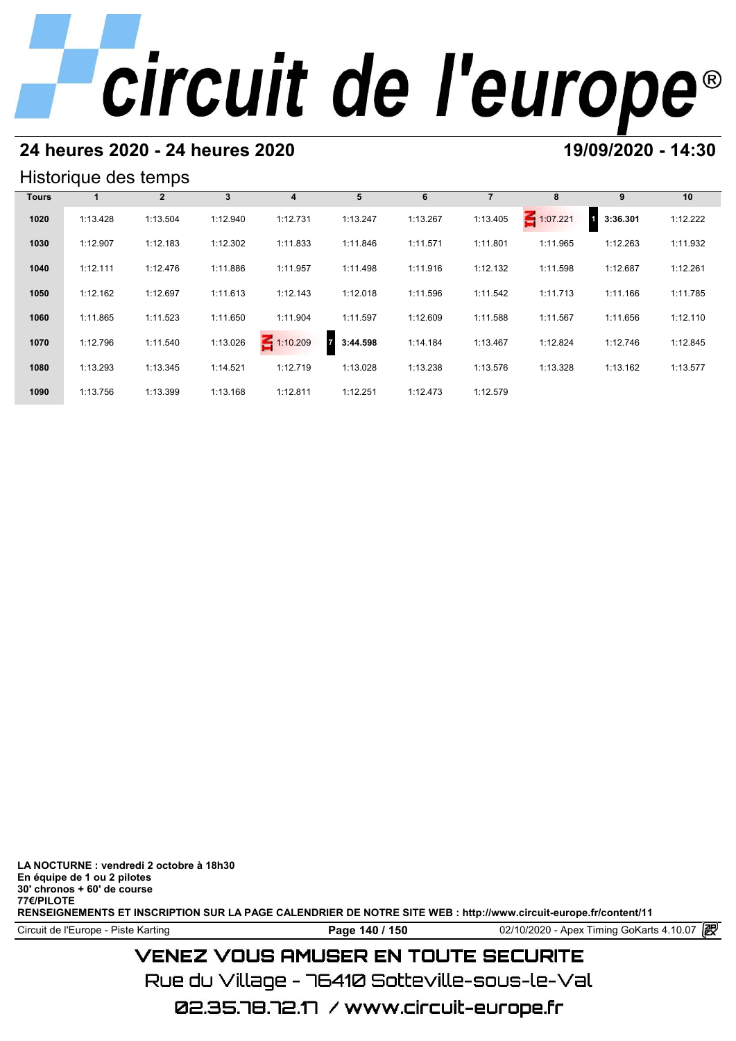# circuit de l'europe®

## 24 heures 2020 - 24 heures 2020

**19/09/2020 - 14:30**

### Historique des temps

| Tours | 1 | 2 | 3 | 4 | 5 | 6 | 7 | 8 | 9 | 10 |
|---|---|---|---|---|---|---|---|---|---|---|
| 1020 | 1:13.428 | 1:13.504 | 1:12.940 | 1:12.731 | 1:13.247 | 1:13.267 | 1:13.405 | IN 1:07.221 | 1 **3:36.301** | 1:12.222 |
| 1030 | 1:12.907 | 1:12.183 | 1:12.302 | 1:11.833 | 1:11.846 | 1:11.571 | 1:11.801 | 1:11.965 | 1:12.263 | 1:11.932 |
| 1040 | 1:12.111 | 1:12.476 | 1:11.886 | 1:11.957 | 1:11.498 | 1:11.916 | 1:12.132 | 1:11.598 | 1:12.687 | 1:12.261 |
| 1050 | 1:12.162 | 1:12.697 | 1:11.613 | 1:12.143 | 1:12.018 | 1:11.596 | 1:11.542 | 1:11.713 | 1:11.166 | 1:11.785 |
| 1060 | 1:11.865 | 1:11.523 | 1:11.650 | 1:11.904 | 1:11.597 | 1:12.609 | 1:11.588 | 1:11.567 | 1:11.656 | 1:12.110 |
| 1070 | 1:12.796 | 1:11.540 | 1:13.026 | IN 1:10.209 | 7 **3:44.598** | 1:14.184 | 1:13.467 | 1:12.824 | 1:12.746 | 1:12.845 |
| 1080 | 1:13.293 | 1:13.345 | 1:14.521 | 1:12.719 | 1:13.028 | 1:13.238 | 1:13.576 | 1:13.328 | 1:13.162 | 1:13.577 |
| 1090 | 1:13.756 | 1:13.399 | 1:13.168 | 1:12.811 | 1:12.251 | 1:12.473 | 1:12.579 | | | |

**LA NOCTURNE : vendredi 2 octobre à 18h30**
**En équipe de 1 ou 2 pilotes**
**30' chronos + 60' de course**
**77€/PILOTE**
**RENSEIGNEMENTS ET INSCRIPTION SUR LA PAGE CALENDRIER DE NOTRE SITE WEB : http://www.circuit-europe.fr/content/11**

Circuit de l'Europe - Piste Karting | 02/10/2020 - Apex Timing GoKarts 4.10.07

VENEZ VOUS AMUSER EN TOUTE SECURITE
Rue du Village - 76410 Sotteville-sous-le-Val
02.35.78.72.17 / www.circuit-europe.fr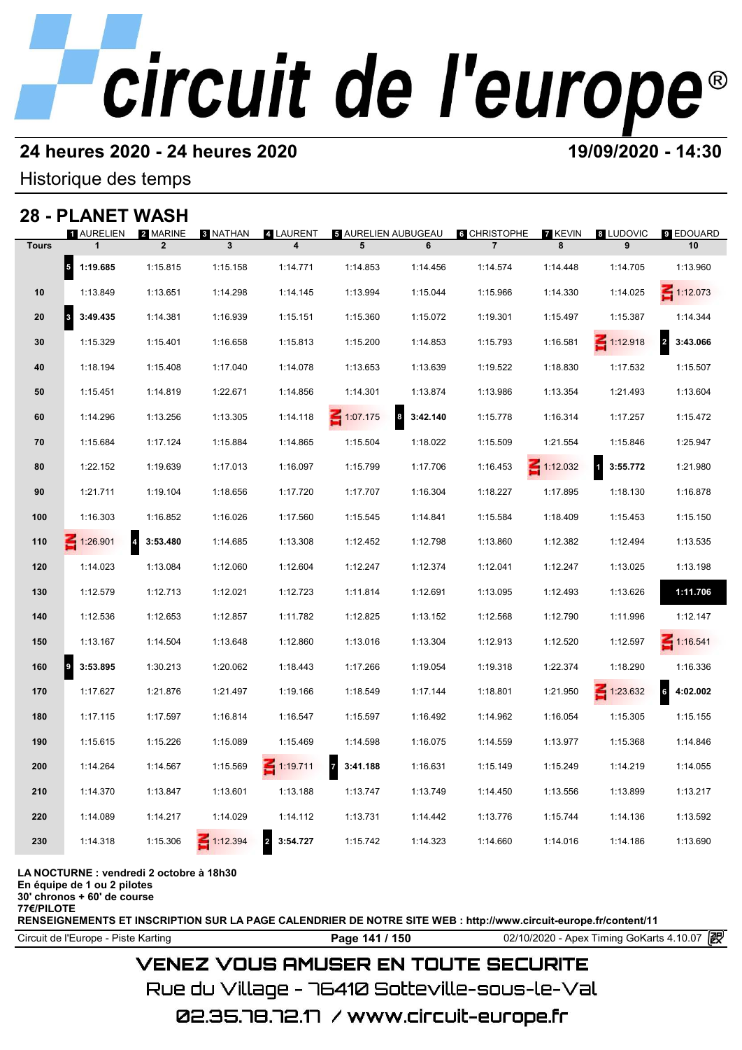# circuit de l'europe®

**24 heures 2020 - 24 heures 2020** **19/09/2020 - 14:30**

Historique des temps

## 28 - PLANET WASH

| Tours | 1 AURELIEN 1 | 2 MARINE 2 | 3 NATHAN 3 | 4 LAURENT 4 | 5 AURELIEN AUBUGEAU 5 | 6 CHRISTOPHE 6 | 7 KEVIN 7 | 8 LUDOVIC 8 | 9 EDOUARD 9 | 10 |
|---|---|---|---|---|---|---|---|---|---|---|
| | 5 **1:19.685** | 1:15.815 | 1:15.158 | 1:14.771 | 1:14.853 | 1:14.456 | 1:14.574 | 1:14.448 | 1:14.705 | 1:13.960 |
| 10 | 1:13.849 | 1:13.651 | 1:14.298 | 1:14.145 | 1:13.994 | 1:15.044 | 1:15.966 | 1:14.330 | 1:14.025 | IN 1:12.073 |
| 20 | 3 **3:49.435** | 1:14.381 | 1:16.939 | 1:15.151 | 1:15.360 | 1:15.072 | 1:19.301 | 1:15.497 | 1:15.387 | 1:14.344 |
| 30 | 1:15.329 | 1:15.401 | 1:16.658 | 1:15.813 | 1:15.200 | 1:14.853 | 1:15.793 | 1:16.581 | IN 1:12.918 | 2 **3:43.066** |
| 40 | 1:18.194 | 1:15.408 | 1:17.040 | 1:14.078 | 1:13.653 | 1:13.639 | 1:19.522 | 1:18.830 | 1:17.532 | 1:15.507 |
| 50 | 1:15.451 | 1:14.819 | 1:22.671 | 1:14.856 | 1:14.301 | 1:13.874 | 1:13.986 | 1:13.354 | 1:21.493 | 1:13.604 |
| 60 | 1:14.296 | 1:13.256 | 1:13.305 | 1:14.118 | IN 1:07.175 | 8 **3:42.140** | 1:15.778 | 1:16.314 | 1:17.257 | 1:15.472 |
| 70 | 1:15.684 | 1:17.124 | 1:15.884 | 1:14.865 | 1:15.504 | 1:18.022 | 1:15.509 | 1:21.554 | 1:15.846 | 1:25.947 |
| 80 | 1:22.152 | 1:19.639 | 1:17.013 | 1:16.097 | 1:15.799 | 1:17.706 | 1:16.453 | IN 1:12.032 | 1 **3:55.772** | 1:21.980 |
| 90 | 1:21.711 | 1:19.104 | 1:18.656 | 1:17.720 | 1:17.707 | 1:16.304 | 1:18.227 | 1:17.895 | 1:18.130 | 1:16.878 |
| 100 | 1:16.303 | 1:16.852 | 1:16.026 | 1:17.560 | 1:15.545 | 1:14.841 | 1:15.584 | 1:18.409 | 1:15.453 | 1:15.150 |
| 110 | IN 1:26.901 | 4 **3:53.480** | 1:14.685 | 1:13.308 | 1:12.452 | 1:12.798 | 1:13.860 | 1:12.382 | 1:12.494 | 1:13.535 |
| 120 | 1:14.023 | 1:13.084 | 1:12.060 | 1:12.604 | 1:12.247 | 1:12.374 | 1:12.041 | 1:12.247 | 1:13.025 | 1:13.198 |
| 130 | 1:12.579 | 1:12.713 | 1:12.021 | 1:12.723 | 1:11.814 | 1:12.691 | 1:13.095 | 1:12.493 | 1:13.626 | **1:11.706** |
| 140 | 1:12.536 | 1:12.653 | 1:12.857 | 1:11.782 | 1:12.825 | 1:13.152 | 1:12.568 | 1:12.790 | 1:11.996 | 1:12.147 |
| 150 | 1:13.167 | 1:14.504 | 1:13.648 | 1:12.860 | 1:13.016 | 1:13.304 | 1:12.913 | 1:12.520 | 1:12.597 | IN 1:16.541 |
| 160 | 9 **3:53.895** | 1:30.213 | 1:20.062 | 1:18.443 | 1:17.266 | 1:19.054 | 1:19.318 | 1:22.374 | 1:18.290 | 1:16.336 |
| 170 | 1:17.627 | 1:21.876 | 1:21.497 | 1:19.166 | 1:18.549 | 1:17.144 | 1:18.801 | 1:21.950 | IN 1:23.632 | 6 **4:02.002** |
| 180 | 1:17.115 | 1:17.597 | 1:16.814 | 1:16.547 | 1:15.597 | 1:16.492 | 1:14.962 | 1:16.054 | 1:15.305 | 1:15.155 |
| 190 | 1:15.615 | 1:15.226 | 1:15.089 | 1:15.469 | 1:14.598 | 1:16.075 | 1:14.559 | 1:13.977 | 1:15.368 | 1:14.846 |
| 200 | 1:14.264 | 1:14.567 | 1:15.569 | IN 1:19.711 | 7 **3:41.188** | 1:16.631 | 1:15.149 | 1:15.249 | 1:14.219 | 1:14.055 |
| 210 | 1:14.370 | 1:13.847 | 1:13.601 | 1:13.188 | 1:13.747 | 1:13.749 | 1:14.450 | 1:13.556 | 1:13.899 | 1:13.217 |
| 220 | 1:14.089 | 1:14.217 | 1:14.029 | 1:14.112 | 1:13.731 | 1:14.442 | 1:13.776 | 1:15.744 | 1:14.136 | 1:13.592 |
| 230 | 1:14.318 | 1:15.306 | IN 1:12.394 | 2 **3:54.727** | 1:15.742 | 1:14.323 | 1:14.660 | 1:14.016 | 1:14.186 | 1:13.690 |

**LA NOCTURNE : vendredi 2 octobre à 18h30**
**En équipe de 1 ou 2 pilotes**
**30' chronos + 60' de course**
**77€/PILOTE**
**RENSEIGNEMENTS ET INSCRIPTION SUR LA PAGE CALENDRIER DE NOTRE SITE WEB : http://www.circuit-europe.fr/content/11**

Circuit de l'Europe - Piste Karting | 02/10/2020 - Apex Timing GoKarts 4.10.07

VENEZ VOUS AMUSER EN TOUTE SECURITE
Rue du Village - 76410 Sotteville-sous-le-Val
02.35.78.72.17 / www.circuit-europe.fr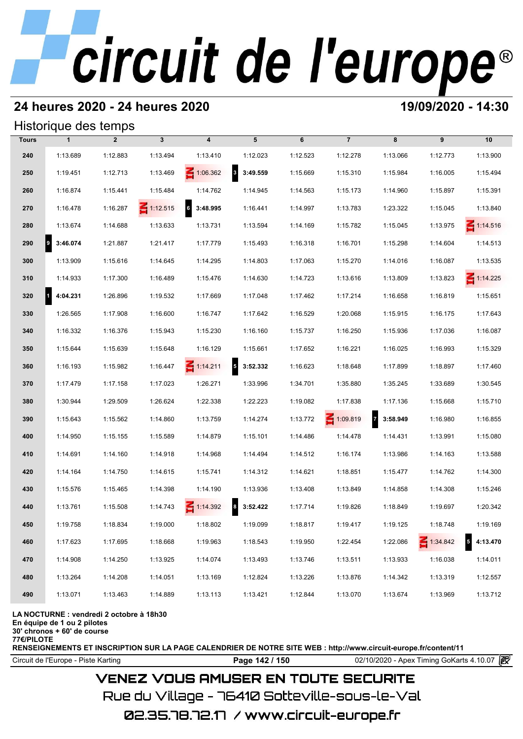# circuit de l'europe®

## 24 heures 2020 - 24 heures 2020

**19/09/2020 - 14:30**

### Historique des temps

| Tours | 1 | 2 | 3 | 4 | 5 | 6 | 7 | 8 | 9 | 10 |
|---|---|---|---|---|---|---|---|---|---|---|
| 240 | 1:13.689 | 1:12.883 | 1:13.494 | 1:13.410 | 1:12.023 | 1:12.523 | 1:12.278 | 1:13.066 | 1:12.773 | 1:13.900 |
| 250 | 1:19.451 | 1:12.713 | 1:13.469 | 1:06.362 | 3 **3:49.559** | 1:15.669 | 1:15.310 | 1:15.984 | 1:16.005 | 1:15.494 |
| 260 | 1:16.874 | 1:15.441 | 1:15.484 | 1:14.762 | 1:14.945 | 1:14.563 | 1:15.173 | 1:14.960 | 1:15.897 | 1:15.391 |
| 270 | 1:16.478 | 1:16.287 | 1:12.515 | 6 **3:48.995** | 1:16.441 | 1:14.997 | 1:13.783 | 1:23.322 | 1:15.045 | 1:13.840 |
| 280 | 1:13.674 | 1:14.688 | 1:13.633 | 1:13.731 | 1:13.594 | 1:14.169 | 1:15.782 | 1:15.045 | 1:13.975 | 1:14.516 |
| 290 | 9 **3:46.074** | 1:21.887 | 1:21.417 | 1:17.779 | 1:15.493 | 1:16.318 | 1:16.701 | 1:15.298 | 1:14.604 | 1:14.513 |
| 300 | 1:13.909 | 1:15.616 | 1:14.645 | 1:14.295 | 1:14.803 | 1:17.063 | 1:15.270 | 1:14.016 | 1:16.087 | 1:13.535 |
| 310 | 1:14.933 | 1:17.300 | 1:16.489 | 1:15.476 | 1:14.630 | 1:14.723 | 1:13.616 | 1:13.809 | 1:13.823 | 1:14.225 |
| 320 | 1 **4:04.231** | 1:26.896 | 1:19.532 | 1:17.669 | 1:17.048 | 1:17.462 | 1:17.214 | 1:16.658 | 1:16.819 | 1:15.651 |
| 330 | 1:26.565 | 1:17.908 | 1:16.600 | 1:16.747 | 1:17.642 | 1:16.529 | 1:20.068 | 1:15.915 | 1:16.175 | 1:17.643 |
| 340 | 1:16.332 | 1:16.376 | 1:15.943 | 1:15.230 | 1:16.160 | 1:15.737 | 1:16.250 | 1:15.936 | 1:17.036 | 1:16.087 |
| 350 | 1:15.644 | 1:15.639 | 1:15.648 | 1:16.129 | 1:15.661 | 1:17.652 | 1:16.221 | 1:16.025 | 1:16.993 | 1:15.329 |
| 360 | 1:16.193 | 1:15.982 | 1:16.447 | 1:14.211 | 5 **3:52.332** | 1:16.623 | 1:18.648 | 1:17.899 | 1:18.897 | 1:17.460 |
| 370 | 1:17.479 | 1:17.158 | 1:17.023 | 1:26.271 | 1:33.996 | 1:34.701 | 1:35.880 | 1:35.245 | 1:33.689 | 1:30.545 |
| 380 | 1:30.944 | 1:29.509 | 1:26.624 | 1:22.338 | 1:22.223 | 1:19.082 | 1:17.838 | 1:17.136 | 1:15.668 | 1:15.710 |
| 390 | 1:15.643 | 1:15.562 | 1:14.860 | 1:13.759 | 1:14.274 | 1:13.772 | 1:09.819 | 7 **3:58.949** | 1:16.980 | 1:16.855 |
| 400 | 1:14.950 | 1:15.155 | 1:15.589 | 1:14.879 | 1:15.101 | 1:14.486 | 1:14.478 | 1:14.431 | 1:13.991 | 1:15.080 |
| 410 | 1:14.691 | 1:14.160 | 1:14.918 | 1:14.968 | 1:14.494 | 1:14.512 | 1:16.174 | 1:13.986 | 1:14.163 | 1:13.588 |
| 420 | 1:14.164 | 1:14.750 | 1:14.615 | 1:15.741 | 1:14.312 | 1:14.621 | 1:18.851 | 1:15.477 | 1:14.762 | 1:14.300 |
| 430 | 1:15.576 | 1:15.465 | 1:14.398 | 1:14.190 | 1:13.936 | 1:13.408 | 1:13.849 | 1:14.858 | 1:14.308 | 1:15.246 |
| 440 | 1:13.761 | 1:15.508 | 1:14.743 | 1:14.392 | 8 **3:52.422** | 1:17.714 | 1:19.826 | 1:18.849 | 1:19.697 | 1:20.342 |
| 450 | 1:19.758 | 1:18.834 | 1:19.000 | 1:18.802 | 1:19.099 | 1:18.817 | 1:19.417 | 1:19.125 | 1:18.748 | 1:19.169 |
| 460 | 1:17.623 | 1:17.695 | 1:18.668 | 1:19.963 | 1:18.543 | 1:19.950 | 1:22.454 | 1:22.086 | 1:34.842 | 5 **4:13.470** |
| 470 | 1:14.908 | 1:14.250 | 1:13.925 | 1:14.074 | 1:13.493 | 1:13.746 | 1:13.511 | 1:13.933 | 1:16.038 | 1:14.011 |
| 480 | 1:13.264 | 1:14.208 | 1:14.051 | 1:13.169 | 1:12.824 | 1:13.226 | 1:13.876 | 1:14.342 | 1:13.319 | 1:12.557 |
| 490 | 1:13.071 | 1:13.463 | 1:14.889 | 1:13.113 | 1:13.421 | 1:12.844 | 1:13.070 | 1:13.674 | 1:13.969 | 1:13.712 |

**LA NOCTURNE : vendredi 2 octobre à 18h30**
**En équipe de 1 ou 2 pilotes**
**30' chronos + 60' de course**
**77€/PILOTE**
**RENSEIGNEMENTS ET INSCRIPTION SUR LA PAGE CALENDRIER DE NOTRE SITE WEB : http://www.circuit-europe.fr/content/11**

Circuit de l'Europe - Piste Karting | 02/10/2020 - Apex Timing GoKarts 4.10.07

VENEZ VOUS AMUSER EN TOUTE SECURITE
Rue du Village - 76410 Sotteville-sous-le-Val
02.35.78.72.17 / www.circuit-europe.fr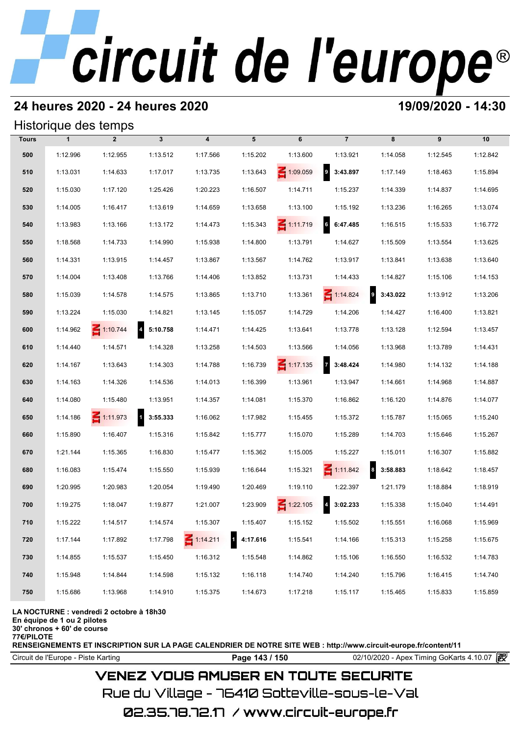# circuit de l'europe®

## 24 heures 2020 - 24 heures 2020

**19/09/2020 - 14:30**

### Historique des temps

| Tours | 1 | 2 | 3 | 4 | 5 | 6 | 7 | 8 | 9 | 10 |
|---|---|---|---|---|---|---|---|---|---|---|
| 500 | 1:12.996 | 1:12.955 | 1:13.512 | 1:17.566 | 1:15.202 | 1:13.600 | 1:13.921 | 1:14.058 | 1:12.545 | 1:12.842 |
| 510 | 1:13.031 | 1:14.633 | 1:17.017 | 1:13.735 | 1:13.643 | IN 1:09.059 | 9 **3:43.897** | 1:17.149 | 1:18.463 | 1:15.894 |
| 520 | 1:15.030 | 1:17.120 | 1:25.426 | 1:20.223 | 1:16.507 | 1:14.711 | 1:15.237 | 1:14.339 | 1:14.837 | 1:14.695 |
| 530 | 1:14.005 | 1:16.417 | 1:13.619 | 1:14.659 | 1:13.658 | 1:13.100 | 1:15.192 | 1:13.236 | 1:16.265 | 1:13.074 |
| 540 | 1:13.983 | 1:13.166 | 1:13.172 | 1:14.473 | 1:15.343 | IN 1:11.719 | 6 **6:47.485** | 1:16.515 | 1:15.533 | 1:16.772 |
| 550 | 1:18.568 | 1:14.733 | 1:14.990 | 1:15.938 | 1:14.800 | 1:13.791 | 1:14.627 | 1:15.509 | 1:13.554 | 1:13.625 |
| 560 | 1:14.331 | 1:13.915 | 1:14.457 | 1:13.867 | 1:13.567 | 1:14.762 | 1:13.917 | 1:13.841 | 1:13.638 | 1:13.640 |
| 570 | 1:14.004 | 1:13.408 | 1:13.766 | 1:14.406 | 1:13.852 | 1:13.731 | 1:14.433 | 1:14.827 | 1:15.106 | 1:14.153 |
| 580 | 1:15.039 | 1:14.578 | 1:14.575 | 1:13.865 | 1:13.710 | 1:13.361 | IN 1:14.824 | 9 **3:43.022** | 1:13.912 | 1:13.206 |
| 590 | 1:13.224 | 1:15.030 | 1:14.821 | 1:13.145 | 1:15.057 | 1:14.729 | 1:14.206 | 1:14.427 | 1:16.400 | 1:13.821 |
| 600 | 1:14.962 | IN 1:10.744 | 4 **5:10.758** | 1:14.471 | 1:14.425 | 1:13.641 | 1:13.778 | 1:13.128 | 1:12.594 | 1:13.457 |
| 610 | 1:14.440 | 1:14.571 | 1:14.328 | 1:13.258 | 1:14.503 | 1:13.566 | 1:14.056 | 1:13.968 | 1:13.789 | 1:14.431 |
| 620 | 1:14.167 | 1:13.643 | 1:14.303 | 1:14.788 | 1:16.739 | IN 1:17.135 | 7 **3:48.424** | 1:14.980 | 1:14.132 | 1:14.188 |
| 630 | 1:14.163 | 1:14.326 | 1:14.536 | 1:14.013 | 1:16.399 | 1:13.961 | 1:13.947 | 1:14.661 | 1:14.968 | 1:14.887 |
| 640 | 1:14.080 | 1:15.480 | 1:13.951 | 1:14.357 | 1:14.081 | 1:15.370 | 1:16.862 | 1:16.120 | 1:14.876 | 1:14.077 |
| 650 | 1:14.186 | IN 1:11.973 | 1 **3:55.333** | 1:16.062 | 1:17.982 | 1:15.455 | 1:15.372 | 1:15.787 | 1:15.065 | 1:15.240 |
| 660 | 1:15.890 | 1:16.407 | 1:15.316 | 1:15.842 | 1:15.777 | 1:15.070 | 1:15.289 | 1:14.703 | 1:15.646 | 1:15.267 |
| 670 | 1:21.144 | 1:15.365 | 1:16.830 | 1:15.477 | 1:15.362 | 1:15.005 | 1:15.227 | 1:15.011 | 1:16.307 | 1:15.882 |
| 680 | 1:16.083 | 1:15.474 | 1:15.550 | 1:15.939 | 1:16.644 | 1:15.321 | IN 1:11.842 | 8 **3:58.883** | 1:18.642 | 1:18.457 |
| 690 | 1:20.995 | 1:20.983 | 1:20.054 | 1:19.490 | 1:20.469 | 1:19.110 | 1:22.397 | 1:21.179 | 1:18.884 | 1:18.919 |
| 700 | 1:19.275 | 1:18.047 | 1:19.877 | 1:21.007 | 1:23.909 | IN 1:22.105 | 4 **3:02.233** | 1:15.338 | 1:15.040 | 1:14.491 |
| 710 | 1:15.222 | 1:14.517 | 1:14.574 | 1:15.307 | 1:15.407 | 1:15.152 | 1:15.502 | 1:15.551 | 1:16.068 | 1:15.969 |
| 720 | 1:17.144 | 1:17.892 | 1:17.798 | IN 1:14.211 | 1 **4:17.616** | 1:15.541 | 1:14.166 | 1:15.313 | 1:15.258 | 1:15.675 |
| 730 | 1:14.855 | 1:15.537 | 1:15.450 | 1:16.312 | 1:15.548 | 1:14.862 | 1:15.106 | 1:16.550 | 1:16.532 | 1:14.783 |
| 740 | 1:15.948 | 1:14.844 | 1:14.598 | 1:15.132 | 1:16.118 | 1:14.740 | 1:14.240 | 1:15.796 | 1:16.415 | 1:14.740 |
| 750 | 1:15.686 | 1:13.968 | 1:14.910 | 1:15.375 | 1:14.673 | 1:17.218 | 1:15.117 | 1:15.465 | 1:15.833 | 1:15.859 |

**LA NOCTURNE : vendredi 2 octobre à 18h30**
**En équipe de 1 ou 2 pilotes**
**30' chronos + 60' de course**
**77€/PILOTE**
**RENSEIGNEMENTS ET INSCRIPTION SUR LA PAGE CALENDRIER DE NOTRE SITE WEB : http://www.circuit-europe.fr/content/11**

Circuit de l'Europe - Piste Karting | 02/10/2020 - Apex Timing GoKarts 4.10.07

VENEZ VOUS AMUSER EN TOUTE SECURITE
Rue du Village - 76410 Sotteville-sous-le-Val
02.35.78.72.17 / www.circuit-europe.fr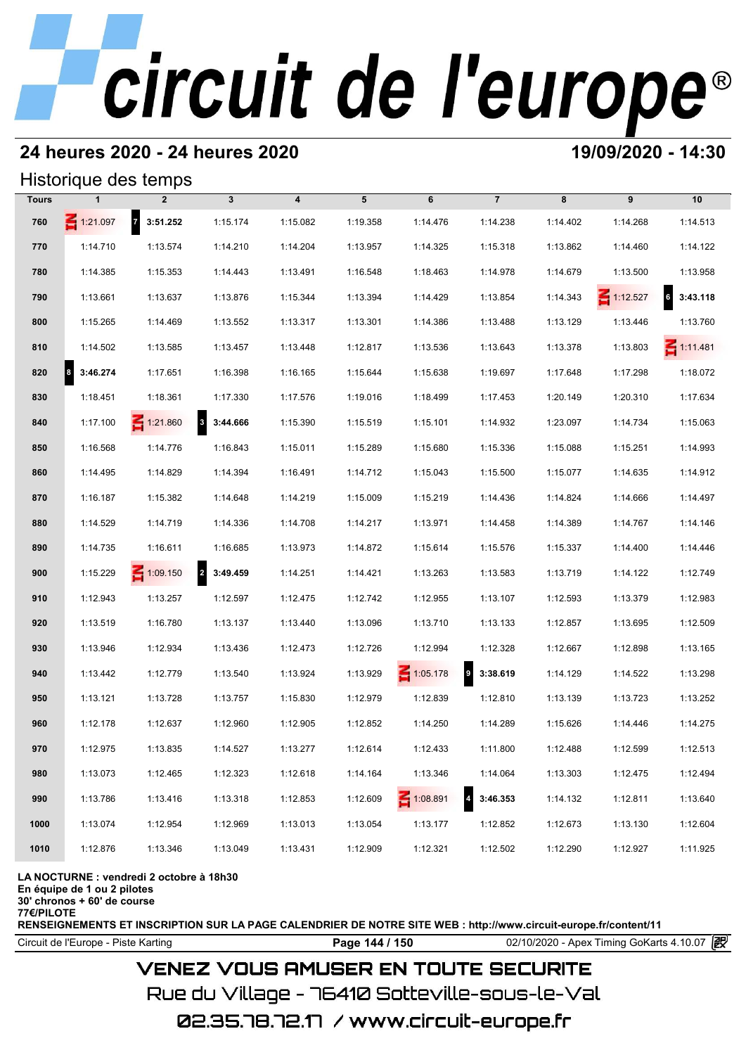# circuit de l'europe®

## 24 heures 2020 - 24 heures 2020

**19/09/2020 - 14:30**

### Historique des temps

| Tours | 1 | 2 | 3 | 4 | 5 | 6 | 7 | 8 | 9 | 10 |
|---|---|---|---|---|---|---|---|---|---|---|
| 760 | IN 1:21.097 | 7 **3:51.252** | 1:15.174 | 1:15.082 | 1:19.358 | 1:14.476 | 1:14.238 | 1:14.402 | 1:14.268 | 1:14.513 |
| 770 | 1:14.710 | 1:13.574 | 1:14.210 | 1:14.204 | 1:13.957 | 1:14.325 | 1:15.318 | 1:13.862 | 1:14.460 | 1:14.122 |
| 780 | 1:14.385 | 1:15.353 | 1:14.443 | 1:13.491 | 1:16.548 | 1:18.463 | 1:14.978 | 1:14.679 | 1:13.500 | 1:13.958 |
| 790 | 1:13.661 | 1:13.637 | 1:13.876 | 1:15.344 | 1:13.394 | 1:14.429 | 1:13.854 | 1:14.343 | IN 1:12.527 | 6 **3:43.118** |
| 800 | 1:15.265 | 1:14.469 | 1:13.552 | 1:13.317 | 1:13.301 | 1:14.386 | 1:13.488 | 1:13.129 | 1:13.446 | 1:13.760 |
| 810 | 1:14.502 | 1:13.585 | 1:13.457 | 1:13.448 | 1:12.817 | 1:13.536 | 1:13.643 | 1:13.378 | 1:13.803 | IN 1:11.481 |
| 820 | 8 **3:46.274** | 1:17.651 | 1:16.398 | 1:16.165 | 1:15.644 | 1:15.638 | 1:19.697 | 1:17.648 | 1:17.298 | 1:18.072 |
| 830 | 1:18.451 | 1:18.361 | 1:17.330 | 1:17.576 | 1:19.016 | 1:18.499 | 1:17.453 | 1:20.149 | 1:20.310 | 1:17.634 |
| 840 | 1:17.100 | IN 1:21.860 | 3 **3:44.666** | 1:15.390 | 1:15.519 | 1:15.101 | 1:14.932 | 1:23.097 | 1:14.734 | 1:15.063 |
| 850 | 1:16.568 | 1:14.776 | 1:16.843 | 1:15.011 | 1:15.289 | 1:15.680 | 1:15.336 | 1:15.088 | 1:15.251 | 1:14.993 |
| 860 | 1:14.495 | 1:14.829 | 1:14.394 | 1:16.491 | 1:14.712 | 1:15.043 | 1:15.500 | 1:15.077 | 1:14.635 | 1:14.912 |
| 870 | 1:16.187 | 1:15.382 | 1:14.648 | 1:14.219 | 1:15.009 | 1:15.219 | 1:14.436 | 1:14.824 | 1:14.666 | 1:14.497 |
| 880 | 1:14.529 | 1:14.719 | 1:14.336 | 1:14.708 | 1:14.217 | 1:13.971 | 1:14.458 | 1:14.389 | 1:14.767 | 1:14.146 |
| 890 | 1:14.735 | 1:16.611 | 1:16.685 | 1:13.973 | 1:14.872 | 1:15.614 | 1:15.576 | 1:15.337 | 1:14.400 | 1:14.446 |
| 900 | 1:15.229 | IN 1:09.150 | 2 **3:49.459** | 1:14.251 | 1:14.421 | 1:13.263 | 1:13.583 | 1:13.719 | 1:14.122 | 1:12.749 |
| 910 | 1:12.943 | 1:13.257 | 1:12.597 | 1:12.475 | 1:12.742 | 1:12.955 | 1:13.107 | 1:12.593 | 1:13.379 | 1:12.983 |
| 920 | 1:13.519 | 1:16.780 | 1:13.137 | 1:13.440 | 1:13.096 | 1:13.710 | 1:13.133 | 1:12.857 | 1:13.695 | 1:12.509 |
| 930 | 1:13.946 | 1:12.934 | 1:13.436 | 1:12.473 | 1:12.726 | 1:12.994 | 1:12.328 | 1:12.667 | 1:12.898 | 1:13.165 |
| 940 | 1:13.442 | 1:12.779 | 1:13.540 | 1:13.924 | 1:13.929 | IN 1:05.178 | 9 **3:38.619** | 1:14.129 | 1:14.522 | 1:13.298 |
| 950 | 1:13.121 | 1:13.728 | 1:13.757 | 1:15.830 | 1:12.979 | 1:12.839 | 1:12.810 | 1:13.139 | 1:13.723 | 1:13.252 |
| 960 | 1:12.178 | 1:12.637 | 1:12.960 | 1:12.905 | 1:12.852 | 1:14.250 | 1:14.289 | 1:15.626 | 1:14.446 | 1:14.275 |
| 970 | 1:12.975 | 1:13.835 | 1:14.527 | 1:13.277 | 1:12.614 | 1:12.433 | 1:11.800 | 1:12.488 | 1:12.599 | 1:12.513 |
| 980 | 1:13.073 | 1:12.465 | 1:12.323 | 1:12.618 | 1:14.164 | 1:13.346 | 1:14.064 | 1:13.303 | 1:12.475 | 1:12.494 |
| 990 | 1:13.786 | 1:13.416 | 1:13.318 | 1:12.853 | 1:12.609 | IN 1:08.891 | 4 **3:46.353** | 1:14.132 | 1:12.811 | 1:13.640 |
| 1000 | 1:13.074 | 1:12.954 | 1:12.969 | 1:13.013 | 1:13.054 | 1:13.177 | 1:12.852 | 1:12.673 | 1:13.130 | 1:12.604 |
| 1010 | 1:12.876 | 1:13.346 | 1:13.049 | 1:13.431 | 1:12.909 | 1:12.321 | 1:12.502 | 1:12.290 | 1:12.927 | 1:11.925 |

**LA NOCTURNE : vendredi 2 octobre à 18h30**
**En équipe de 1 ou 2 pilotes**
**30' chronos + 60' de course**
**77€/PILOTE**
**RENSEIGNEMENTS ET INSCRIPTION SUR LA PAGE CALENDRIER DE NOTRE SITE WEB : http://www.circuit-europe.fr/content/11**

Circuit de l'Europe - Piste Karting | 02/10/2020 - Apex Timing GoKarts 4.10.07

VENEZ VOUS AMUSER EN TOUTE SECURITE
Rue du Village - 76410 Sotteville-sous-le-Val
02.35.78.72.17 / www.circuit-europe.fr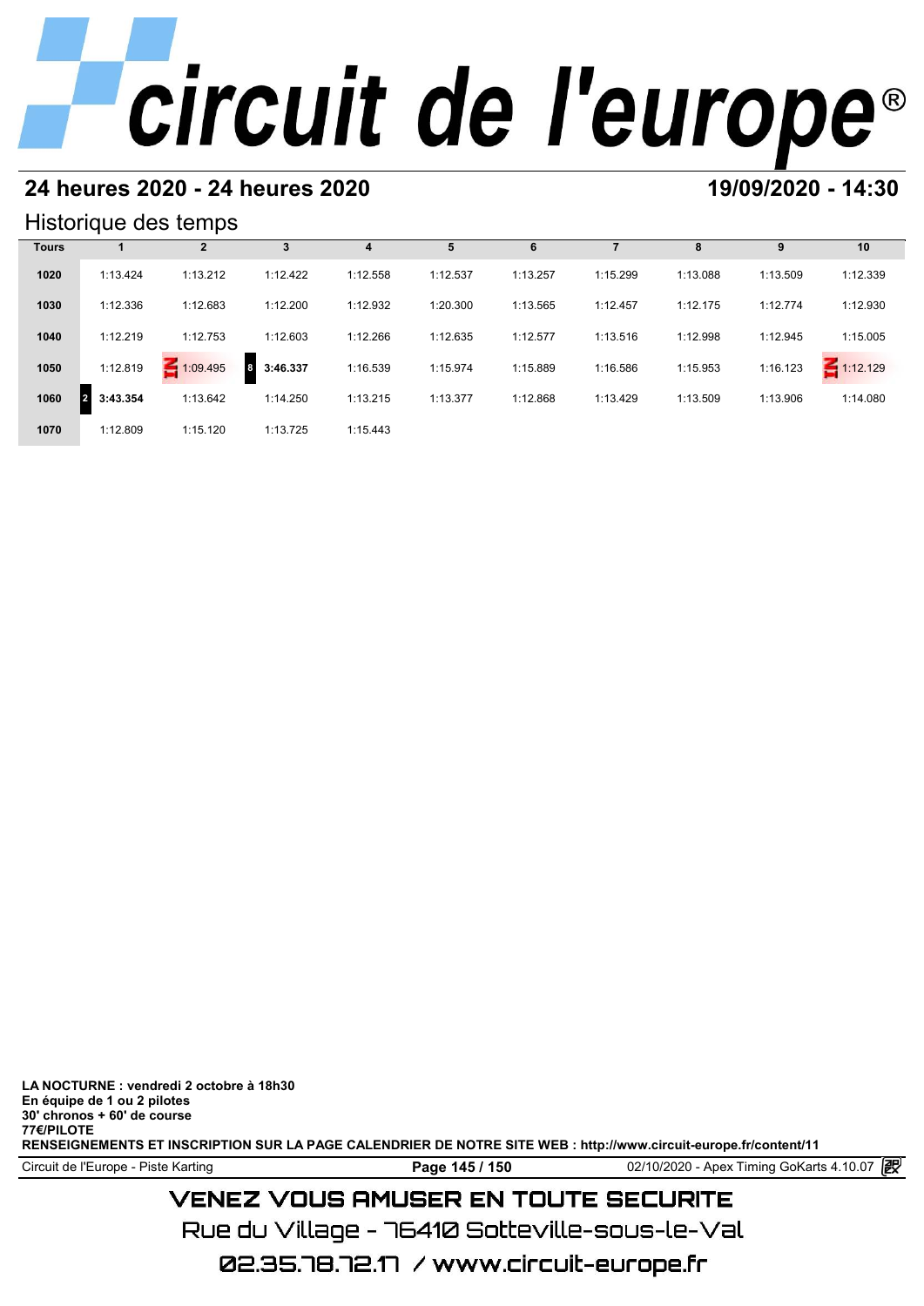## 24 heures 2020 - 24 heures 2020

## 19/09/2020 - 14:30

### Historique des temps

| Tours | 1 | 2 | 3 | 4 | 5 | 6 | 7 | 8 | 9 | 10 |
|---|---|---|---|---|---|---|---|---|---|---|
| 1020 | 1:13.424 | 1:13.212 | 1:12.422 | 1:12.558 | 1:12.537 | 1:13.257 | 1:15.299 | 1:13.088 | 1:13.509 | 1:12.339 |
| 1030 | 1:12.336 | 1:12.683 | 1:12.200 | 1:12.932 | 1:20.300 | 1:13.565 | 1:12.457 | 1:12.175 | 1:12.774 | 1:12.930 |
| 1040 | 1:12.219 | 1:12.753 | 1:12.603 | 1:12.266 | 1:12.635 | 1:12.577 | 1:13.516 | 1:12.998 | 1:12.945 | 1:15.005 |
| 1050 | 1:12.819 | 1:09.495 | 8 **3:46.337** | 1:16.539 | 1:15.974 | 1:15.889 | 1:16.586 | 1:15.953 | 1:16.123 | 1:12.129 |
| 1060 | 2 **3:43.354** | 1:13.642 | 1:14.250 | 1:13.215 | 1:13.377 | 1:12.868 | 1:13.429 | 1:13.509 | 1:13.906 | 1:14.080 |
| 1070 | 1:12.809 | 1:15.120 | 1:13.725 | 1:15.443 | | | | | | |

**LA NOCTURNE : vendredi 2 octobre à 18h30**
**En équipe de 1 ou 2 pilotes**
**30' chronos + 60' de course**
**77€/PILOTE**
**RENSEIGNEMENTS ET INSCRIPTION SUR LA PAGE CALENDRIER DE NOTRE SITE WEB : http://www.circuit-europe.fr/content/11**

Circuit de l'Europe - Piste Karting | 02/10/2020 - Apex Timing GoKarts 4.10.07

VENEZ VOUS AMUSER EN TOUTE SECURITE
Rue du Village - 76410 Sotteville-sous-le-Val
02.35.78.72.17 / www.circuit-europe.fr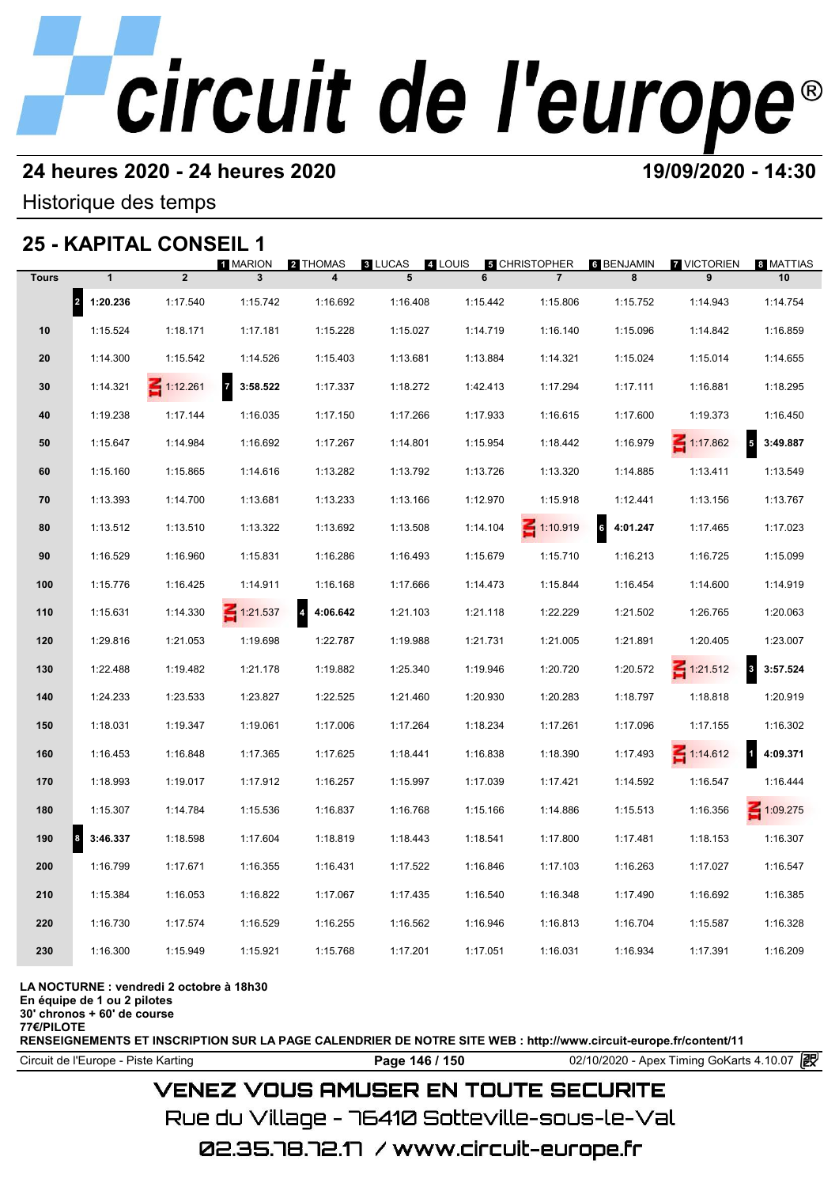# circuit de l'europe

**24 heures 2020 - 24 heures 2020** **19/09/2020 - 14:30**

Historique des temps

## 25 - KAPITAL CONSEIL 1

1 MARION 2 THOMAS 3 LUCAS 4 LOUIS 5 CHRISTOPHER 6 BENJAMIN 7 VICTORIEN 8 MATTIAS

| Tours | 1 | 2 | 3 | 4 | 5 | 6 | 7 | 8 | 9 | 10 |
|---|---|---|---|---|---|---|---|---|---|---|
| | 2 **1:20.236** | 1:17.540 | 1:15.742 | 1:16.692 | 1:16.408 | 1:15.442 | 1:15.806 | 1:15.752 | 1:14.943 | 1:14.754 |
| 10 | 1:15.524 | 1:18.171 | 1:17.181 | 1:15.228 | 1:15.027 | 1:14.719 | 1:16.140 | 1:15.096 | 1:14.842 | 1:16.859 |
| 20 | 1:14.300 | 1:15.542 | 1:14.526 | 1:15.403 | 1:13.681 | 1:13.884 | 1:14.321 | 1:15.024 | 1:15.014 | 1:14.655 |
| 30 | 1:14.321 | 1:12.261 | 7 **3:58.522** | 1:17.337 | 1:18.272 | 1:42.413 | 1:17.294 | 1:17.111 | 1:16.881 | 1:18.295 |
| 40 | 1:19.238 | 1:17.144 | 1:16.035 | 1:17.150 | 1:17.266 | 1:17.933 | 1:16.615 | 1:17.600 | 1:19.373 | 1:16.450 |
| 50 | 1:15.647 | 1:14.984 | 1:16.692 | 1:17.267 | 1:14.801 | 1:15.954 | 1:18.442 | 1:16.979 | 1:17.862 | 5 **3:49.887** |
| 60 | 1:15.160 | 1:15.865 | 1:14.616 | 1:13.282 | 1:13.792 | 1:13.726 | 1:13.320 | 1:14.885 | 1:13.411 | 1:13.549 |
| 70 | 1:13.393 | 1:14.700 | 1:13.681 | 1:13.233 | 1:13.166 | 1:12.970 | 1:15.918 | 1:12.441 | 1:13.156 | 1:13.767 |
| 80 | 1:13.512 | 1:13.510 | 1:13.322 | 1:13.692 | 1:13.508 | 1:14.104 | 1:10.919 | 6 **4:01.247** | 1:17.465 | 1:17.023 |
| 90 | 1:16.529 | 1:16.960 | 1:15.831 | 1:16.286 | 1:16.493 | 1:15.679 | 1:15.710 | 1:16.213 | 1:16.725 | 1:15.099 |
| 100 | 1:15.776 | 1:16.425 | 1:14.911 | 1:16.168 | 1:17.666 | 1:14.473 | 1:15.844 | 1:16.454 | 1:14.600 | 1:14.919 |
| 110 | 1:15.631 | 1:14.330 | 1:21.537 | 4 **4:06.642** | 1:21.103 | 1:21.118 | 1:22.229 | 1:21.502 | 1:26.765 | 1:20.063 |
| 120 | 1:29.816 | 1:21.053 | 1:19.698 | 1:22.787 | 1:19.988 | 1:21.731 | 1:21.005 | 1:21.891 | 1:20.405 | 1:23.007 |
| 130 | 1:22.488 | 1:19.482 | 1:21.178 | 1:19.882 | 1:25.340 | 1:19.946 | 1:20.720 | 1:20.572 | 1:21.512 | 3 **3:57.524** |
| 140 | 1:24.233 | 1:23.533 | 1:23.827 | 1:22.525 | 1:21.460 | 1:20.930 | 1:20.283 | 1:18.797 | 1:18.818 | 1:20.919 |
| 150 | 1:18.031 | 1:19.347 | 1:19.061 | 1:17.006 | 1:17.264 | 1:18.234 | 1:17.261 | 1:17.096 | 1:17.155 | 1:16.302 |
| 160 | 1:16.453 | 1:16.848 | 1:17.365 | 1:17.625 | 1:18.441 | 1:16.838 | 1:18.390 | 1:17.493 | 1:14.612 | 1 **4:09.371** |
| 170 | 1:18.993 | 1:19.017 | 1:17.912 | 1:16.257 | 1:15.997 | 1:17.039 | 1:17.421 | 1:14.592 | 1:16.547 | 1:16.444 |
| 180 | 1:15.307 | 1:14.784 | 1:15.536 | 1:16.837 | 1:16.768 | 1:15.166 | 1:14.886 | 1:15.513 | 1:16.356 | 1:09.275 |
| 190 | 8 **3:46.337** | 1:18.598 | 1:17.604 | 1:18.819 | 1:18.443 | 1:18.541 | 1:17.800 | 1:17.481 | 1:18.153 | 1:16.307 |
| 200 | 1:16.799 | 1:17.671 | 1:16.355 | 1:16.431 | 1:17.522 | 1:16.846 | 1:17.103 | 1:16.263 | 1:17.027 | 1:16.547 |
| 210 | 1:15.384 | 1:16.053 | 1:16.822 | 1:17.067 | 1:17.435 | 1:16.540 | 1:16.348 | 1:17.490 | 1:16.692 | 1:16.385 |
| 220 | 1:16.730 | 1:17.574 | 1:16.529 | 1:16.255 | 1:16.562 | 1:16.946 | 1:16.813 | 1:16.704 | 1:15.587 | 1:16.328 |
| 230 | 1:16.300 | 1:15.949 | 1:15.921 | 1:15.768 | 1:17.201 | 1:17.051 | 1:16.031 | 1:16.934 | 1:17.391 | 1:16.209 |

**LA NOCTURNE : vendredi 2 octobre à 18h30**
**En équipe de 1 ou 2 pilotes**
**30' chronos + 60' de course**
**77€/PILOTE**
**RENSEIGNEMENTS ET INSCRIPTION SUR LA PAGE CALENDRIER DE NOTRE SITE WEB : http://www.circuit-europe.fr/content/11**

Circuit de l'Europe - Piste Karting — 02/10/2020 - Apex Timing GoKarts 4.10.07

VENEZ VOUS AMUSER EN TOUTE SECURITE

Rue du Village - 76410 Sotteville-sous-le-Val

02.35.78.72.17 / www.circuit-europe.fr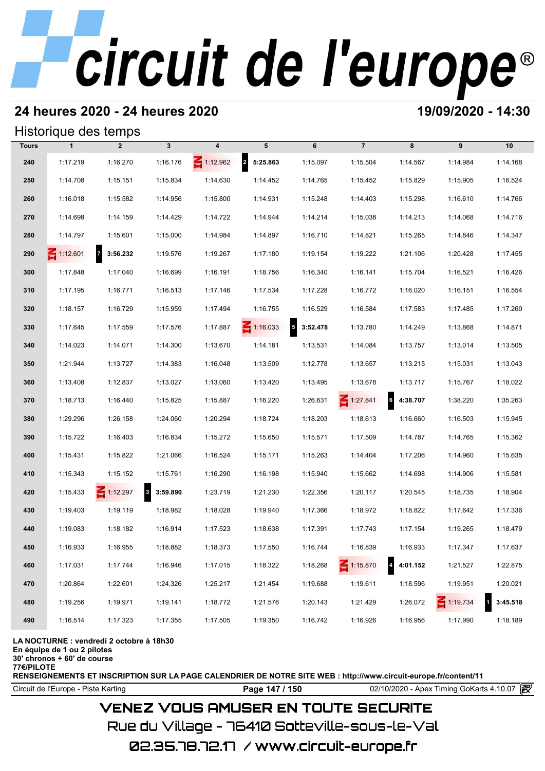# 24 heures 2020 - 24 heures 2020

**19/09/2020 - 14:30**

## Historique des temps

| Tours | 1 | 2 | 3 | 4 | 5 | 6 | 7 | 8 | 9 | 10 |
|---|---|---|---|---|---|---|---|---|---|---|
| 240 | 1:17.219 | 1:16.270 | 1:16.176 | IN 1:12.962 | 2 **5:25.863** | 1:15.097 | 1:15.504 | 1:14.567 | 1:14.984 | 1:14.168 |
| 250 | 1:14.708 | 1:15.151 | 1:15.834 | 1:14.630 | 1:14.452 | 1:14.765 | 1:15.452 | 1:15.829 | 1:15.905 | 1:16.524 |
| 260 | 1:16.018 | 1:15.582 | 1:14.956 | 1:15.800 | 1:14.931 | 1:15.248 | 1:14.403 | 1:15.298 | 1:16.610 | 1:14.766 |
| 270 | 1:14.698 | 1:14.159 | 1:14.429 | 1:14.722 | 1:14.944 | 1:14.214 | 1:15.038 | 1:14.213 | 1:14.068 | 1:14.716 |
| 280 | 1:14.797 | 1:15.601 | 1:15.000 | 1:14.984 | 1:14.897 | 1:16.710 | 1:14.821 | 1:15.265 | 1:14.846 | 1:14.347 |
| 290 | IN 1:12.601 | 7 **3:56.232** | 1:19.576 | 1:19.267 | 1:17.180 | 1:19.154 | 1:19.222 | 1:21.106 | 1:20.428 | 1:17.455 |
| 300 | 1:17.848 | 1:17.040 | 1:16.699 | 1:16.191 | 1:18.756 | 1:16.340 | 1:16.141 | 1:15.704 | 1:16.521 | 1:16.426 |
| 310 | 1:17.195 | 1:16.771 | 1:16.513 | 1:17.146 | 1:17.534 | 1:17.228 | 1:16.772 | 1:16.020 | 1:16.151 | 1:16.554 |
| 320 | 1:18.157 | 1:16.729 | 1:15.959 | 1:17.494 | 1:16.755 | 1:16.529 | 1:16.584 | 1:17.583 | 1:17.485 | 1:17.260 |
| 330 | 1:17.645 | 1:17.559 | 1:17.576 | 1:17.887 | IN 1:16.033 | 5 **3:52.478** | 1:13.780 | 1:14.249 | 1:13.868 | 1:14.871 |
| 340 | 1:14.023 | 1:14.071 | 1:14.300 | 1:13.670 | 1:14.181 | 1:13.531 | 1:14.084 | 1:13.757 | 1:13.014 | 1:13.505 |
| 350 | 1:21.944 | 1:13.727 | 1:14.383 | 1:16.048 | 1:13.509 | 1:12.778 | 1:13.657 | 1:13.215 | 1:15.031 | 1:13.043 |
| 360 | 1:13.408 | 1:12.837 | 1:13.027 | 1:13.060 | 1:13.420 | 1:13.495 | 1:13.678 | 1:13.717 | 1:15.767 | 1:18.022 |
| 370 | 1:18.713 | 1:16.440 | 1:15.825 | 1:15.887 | 1:16.220 | 1:26.631 | IN 1:27.841 | 6 **4:38.707** | 1:38.220 | 1:35.263 |
| 380 | 1:29.296 | 1:26.158 | 1:24.060 | 1:20.294 | 1:18.724 | 1:18.203 | 1:18.613 | 1:16.660 | 1:16.503 | 1:15.945 |
| 390 | 1:15.722 | 1:16.403 | 1:16.834 | 1:15.272 | 1:15.650 | 1:15.571 | 1:17.509 | 1:14.787 | 1:14.765 | 1:15.362 |
| 400 | 1:15.431 | 1:15.822 | 1:21.066 | 1:16.524 | 1:15.171 | 1:15.263 | 1:14.404 | 1:17.206 | 1:14.960 | 1:15.635 |
| 410 | 1:15.343 | 1:15.152 | 1:15.761 | 1:16.290 | 1:16.198 | 1:15.940 | 1:15.662 | 1:14.698 | 1:14.906 | 1:15.581 |
| 420 | 1:15.433 | IN 1:12.297 | 3 **3:59.890** | 1:23.719 | 1:21.230 | 1:22.356 | 1:20.117 | 1:20.545 | 1:18.735 | 1:18.904 |
| 430 | 1:19.403 | 1:19.119 | 1:18.982 | 1:18.028 | 1:19.940 | 1:17.366 | 1:18.972 | 1:18.822 | 1:17.642 | 1:17.336 |
| 440 | 1:19.083 | 1:18.182 | 1:16.914 | 1:17.523 | 1:18.638 | 1:17.391 | 1:17.743 | 1:17.154 | 1:19.265 | 1:18.479 |
| 450 | 1:16.933 | 1:16.955 | 1:18.882 | 1:18.373 | 1:17.550 | 1:16.744 | 1:16.839 | 1:16.933 | 1:17.347 | 1:17.637 |
| 460 | 1:17.031 | 1:17.744 | 1:16.946 | 1:17.015 | 1:18.322 | 1:18.268 | IN 1:15.870 | 4 **4:01.152** | 1:21.527 | 1:22.875 |
| 470 | 1:20.864 | 1:22.601 | 1:24.326 | 1:25.217 | 1:21.454 | 1:19.688 | 1:19.611 | 1:18.596 | 1:19.951 | 1:20.021 |
| 480 | 1:19.256 | 1:19.971 | 1:19.141 | 1:18.772 | 1:21.576 | 1:20.143 | 1:21.429 | 1:26.072 | IN 1:19.734 | 1 **3:45.518** |
| 490 | 1:16.514 | 1:17.323 | 1:17.355 | 1:17.505 | 1:19.350 | 1:16.742 | 1:16.926 | 1:16.956 | 1:17.990 | 1:18.189 |

**LA NOCTURNE : vendredi 2 octobre à 18h30**
**En équipe de 1 ou 2 pilotes**
**30' chronos + 60' de course**
**77€/PILOTE**
**RENSEIGNEMENTS ET INSCRIPTION SUR LA PAGE CALENDRIER DE NOTRE SITE WEB : http://www.circuit-europe.fr/content/11**

Circuit de l'Europe - Piste Karting | 02/10/2020 - Apex Timing GoKarts 4.10.07

VENEZ VOUS AMUSER EN TOUTE SECURITE
Rue du Village - 76410 Sotteville-sous-le-Val
02.35.78.72.17 / www.circuit-europe.fr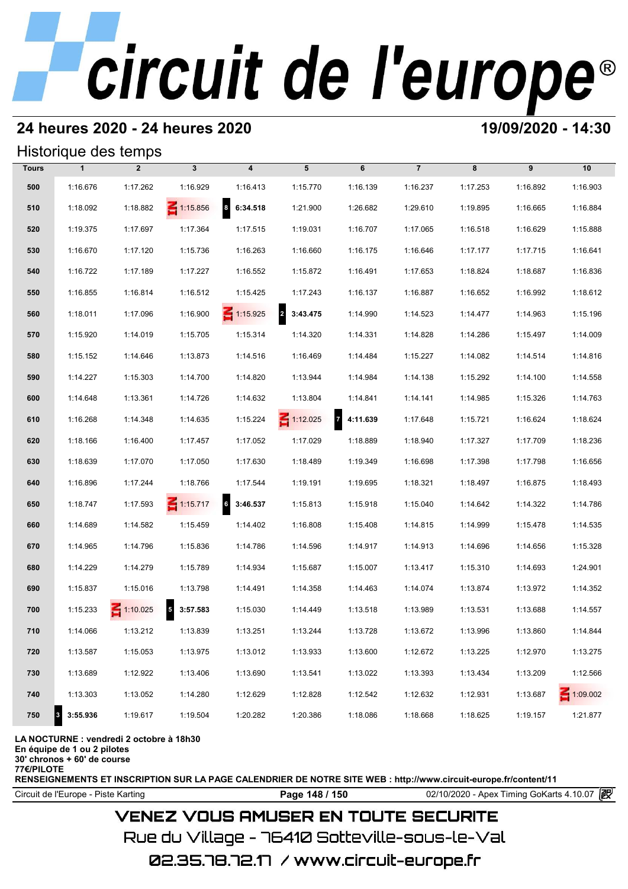# circuit de l'europe®

## 24 heures 2020 - 24 heures 2020

**19/09/2020 - 14:30**

### Historique des temps

| Tours | 1 | 2 | 3 | 4 | 5 | 6 | 7 | 8 | 9 | 10 |
|---|---|---|---|---|---|---|---|---|---|---|
| 500 | 1:16.676 | 1:17.262 | 1:16.929 | 1:16.413 | 1:15.770 | 1:16.139 | 1:16.237 | 1:17.253 | 1:16.892 | 1:16.903 |
| 510 | 1:18.092 | 1:18.882 | IN 1:15.856 | 8 **6:34.518** | 1:21.900 | 1:26.682 | 1:29.610 | 1:19.895 | 1:16.665 | 1:16.884 |
| 520 | 1:19.375 | 1:17.697 | 1:17.364 | 1:17.515 | 1:19.031 | 1:16.707 | 1:17.065 | 1:16.518 | 1:16.629 | 1:15.888 |
| 530 | 1:16.670 | 1:17.120 | 1:15.736 | 1:16.263 | 1:16.660 | 1:16.175 | 1:16.646 | 1:17.177 | 1:17.715 | 1:16.641 |
| 540 | 1:16.722 | 1:17.189 | 1:17.227 | 1:16.552 | 1:15.872 | 1:16.491 | 1:17.653 | 1:18.824 | 1:18.687 | 1:16.836 |
| 550 | 1:16.855 | 1:16.814 | 1:16.512 | 1:15.425 | 1:17.243 | 1:16.137 | 1:16.887 | 1:16.652 | 1:16.992 | 1:18.612 |
| 560 | 1:18.011 | 1:17.096 | 1:16.900 | IN 1:15.925 | 2 **3:43.475** | 1:14.990 | 1:14.523 | 1:14.477 | 1:14.963 | 1:15.196 |
| 570 | 1:15.920 | 1:14.019 | 1:15.705 | 1:15.314 | 1:14.320 | 1:14.331 | 1:14.828 | 1:14.286 | 1:15.497 | 1:14.009 |
| 580 | 1:15.152 | 1:14.646 | 1:13.873 | 1:14.516 | 1:16.469 | 1:14.484 | 1:15.227 | 1:14.082 | 1:14.514 | 1:14.816 |
| 590 | 1:14.227 | 1:15.303 | 1:14.700 | 1:14.820 | 1:13.944 | 1:14.984 | 1:14.138 | 1:15.292 | 1:14.100 | 1:14.558 |
| 600 | 1:14.648 | 1:13.361 | 1:14.726 | 1:14.632 | 1:13.804 | 1:14.841 | 1:14.141 | 1:14.985 | 1:15.326 | 1:14.763 |
| 610 | 1:16.268 | 1:14.348 | 1:14.635 | 1:15.224 | IN 1:12.025 | 7 **4:11.639** | 1:17.648 | 1:15.721 | 1:16.624 | 1:18.624 |
| 620 | 1:18.166 | 1:16.400 | 1:17.457 | 1:17.052 | 1:17.029 | 1:18.889 | 1:18.940 | 1:17.327 | 1:17.709 | 1:18.236 |
| 630 | 1:18.639 | 1:17.070 | 1:17.050 | 1:17.630 | 1:18.489 | 1:19.349 | 1:16.698 | 1:17.398 | 1:17.798 | 1:16.656 |
| 640 | 1:16.896 | 1:17.244 | 1:18.766 | 1:17.544 | 1:19.191 | 1:19.695 | 1:18.321 | 1:18.497 | 1:16.875 | 1:18.493 |
| 650 | 1:18.747 | 1:17.593 | IN 1:15.717 | 6 **3:46.537** | 1:15.813 | 1:15.918 | 1:15.040 | 1:14.642 | 1:14.322 | 1:14.786 |
| 660 | 1:14.689 | 1:14.582 | 1:15.459 | 1:14.402 | 1:16.808 | 1:15.408 | 1:14.815 | 1:14.999 | 1:15.478 | 1:14.535 |
| 670 | 1:14.965 | 1:14.796 | 1:15.836 | 1:14.786 | 1:14.596 | 1:14.917 | 1:14.913 | 1:14.696 | 1:14.656 | 1:15.328 |
| 680 | 1:14.229 | 1:14.279 | 1:15.789 | 1:14.934 | 1:15.687 | 1:15.007 | 1:13.417 | 1:15.310 | 1:14.693 | 1:24.901 |
| 690 | 1:15.837 | 1:15.016 | 1:13.798 | 1:14.491 | 1:14.358 | 1:14.463 | 1:14.074 | 1:13.874 | 1:13.972 | 1:14.352 |
| 700 | 1:15.233 | IN 1:10.025 | 5 **3:57.583** | 1:15.030 | 1:14.449 | 1:13.518 | 1:13.989 | 1:13.531 | 1:13.688 | 1:14.557 |
| 710 | 1:14.066 | 1:13.212 | 1:13.839 | 1:13.251 | 1:13.244 | 1:13.728 | 1:13.672 | 1:13.996 | 1:13.860 | 1:14.844 |
| 720 | 1:13.587 | 1:15.053 | 1:13.975 | 1:13.012 | 1:13.933 | 1:13.600 | 1:12.672 | 1:13.225 | 1:12.970 | 1:13.275 |
| 730 | 1:13.689 | 1:12.922 | 1:13.406 | 1:13.690 | 1:13.541 | 1:13.022 | 1:13.393 | 1:13.434 | 1:13.209 | 1:12.566 |
| 740 | 1:13.303 | 1:13.052 | 1:14.280 | 1:12.629 | 1:12.828 | 1:12.542 | 1:12.632 | 1:12.931 | 1:13.687 | IN 1:09.002 |
| 750 | 3 **3:55.936** | 1:19.617 | 1:19.504 | 1:20.282 | 1:20.386 | 1:18.086 | 1:18.668 | 1:18.625 | 1:19.157 | 1:21.877 |

**LA NOCTURNE : vendredi 2 octobre à 18h30**
**En équipe de 1 ou 2 pilotes**
**30' chronos + 60' de course**
**77€/PILOTE**
**RENSEIGNEMENTS ET INSCRIPTION SUR LA PAGE CALENDRIER DE NOTRE SITE WEB : http://www.circuit-europe.fr/content/11**

Circuit de l'Europe - Piste Karting | 02/10/2020 - Apex Timing GoKarts 4.10.07

VENEZ VOUS AMUSER EN TOUTE SECURITE

Rue du Village - 76410 Sotteville-sous-le-Val

02.35.78.72.17 / www.circuit-europe.fr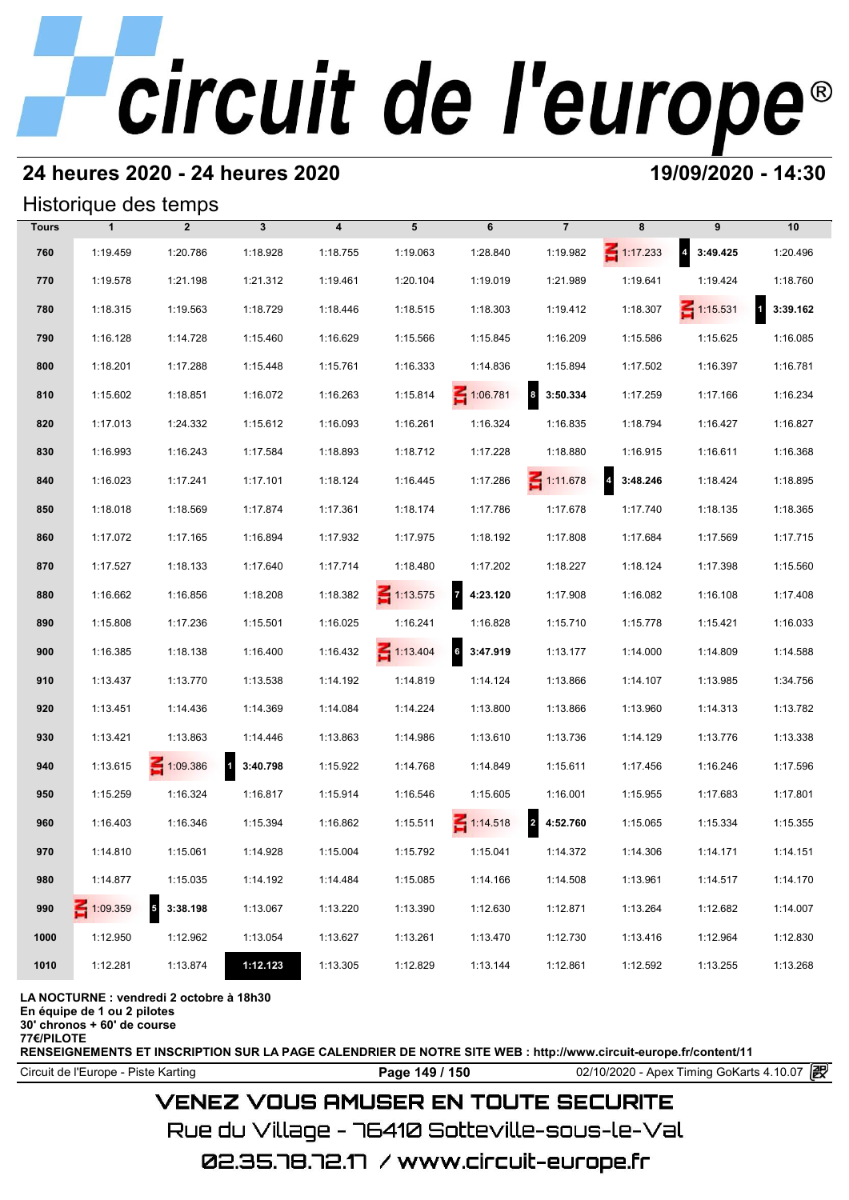# circuit de l'europe®

## 24 heures 2020 - 24 heures 2020

**19/09/2020 - 14:30**

## Historique des temps

| Tours | 1 | 2 | 3 | 4 | 5 | 6 | 7 | 8 | 9 | 10 |
|---|---|---|---|---|---|---|---|---|---|---|
| 760 | 1:19.459 | 1:20.786 | 1:18.928 | 1:18.755 | 1:19.063 | 1:28.840 | 1:19.982 | IN 1:17.233 | 4 **3:49.425** | 1:20.496 |
| 770 | 1:19.578 | 1:21.198 | 1:21.312 | 1:19.461 | 1:20.104 | 1:19.019 | 1:21.989 | 1:19.641 | 1:19.424 | 1:18.760 |
| 780 | 1:18.315 | 1:19.563 | 1:18.729 | 1:18.446 | 1:18.515 | 1:18.303 | 1:19.412 | 1:18.307 | IN 1:15.531 | 1 **3:39.162** |
| 790 | 1:16.128 | 1:14.728 | 1:15.460 | 1:16.629 | 1:15.566 | 1:15.845 | 1:16.209 | 1:15.586 | 1:15.625 | 1:16.085 |
| 800 | 1:18.201 | 1:17.288 | 1:15.448 | 1:15.761 | 1:16.333 | 1:14.836 | 1:15.894 | 1:17.502 | 1:16.397 | 1:16.781 |
| 810 | 1:15.602 | 1:18.851 | 1:16.072 | 1:16.263 | 1:15.814 | IN 1:06.781 | 8 **3:50.334** | 1:17.259 | 1:17.166 | 1:16.234 |
| 820 | 1:17.013 | 1:24.332 | 1:15.612 | 1:16.093 | 1:16.261 | 1:16.324 | 1:16.835 | 1:18.794 | 1:16.427 | 1:16.827 |
| 830 | 1:16.993 | 1:16.243 | 1:17.584 | 1:18.893 | 1:18.712 | 1:17.228 | 1:18.880 | 1:16.915 | 1:16.611 | 1:16.368 |
| 840 | 1:16.023 | 1:17.241 | 1:17.101 | 1:18.124 | 1:16.445 | 1:17.286 | IN 1:11.678 | 4 **3:48.246** | 1:18.424 | 1:18.895 |
| 850 | 1:18.018 | 1:18.569 | 1:17.874 | 1:17.361 | 1:18.174 | 1:17.786 | 1:17.678 | 1:17.740 | 1:18.135 | 1:18.365 |
| 860 | 1:17.072 | 1:17.165 | 1:16.894 | 1:17.932 | 1:17.975 | 1:18.192 | 1:17.808 | 1:17.684 | 1:17.569 | 1:17.715 |
| 870 | 1:17.527 | 1:18.133 | 1:17.640 | 1:17.714 | 1:18.480 | 1:17.202 | 1:18.227 | 1:18.124 | 1:17.398 | 1:15.560 |
| 880 | 1:16.662 | 1:16.856 | 1:18.208 | 1:18.382 | IN 1:13.575 | 7 **4:23.120** | 1:17.908 | 1:16.082 | 1:16.108 | 1:17.408 |
| 890 | 1:15.808 | 1:17.236 | 1:15.501 | 1:16.025 | 1:16.241 | 1:16.828 | 1:15.710 | 1:15.778 | 1:15.421 | 1:16.033 |
| 900 | 1:16.385 | 1:18.138 | 1:16.400 | 1:16.432 | IN 1:13.404 | 6 **3:47.919** | 1:13.177 | 1:14.000 | 1:14.809 | 1:14.588 |
| 910 | 1:13.437 | 1:13.770 | 1:13.538 | 1:14.192 | 1:14.819 | 1:14.124 | 1:13.866 | 1:14.107 | 1:13.985 | 1:34.756 |
| 920 | 1:13.451 | 1:14.436 | 1:14.369 | 1:14.084 | 1:14.224 | 1:13.800 | 1:13.866 | 1:13.960 | 1:14.313 | 1:13.782 |
| 930 | 1:13.421 | 1:13.863 | 1:14.446 | 1:13.863 | 1:14.986 | 1:13.610 | 1:13.736 | 1:14.129 | 1:13.776 | 1:13.338 |
| 940 | 1:13.615 | IN 1:09.386 | 1 **3:40.798** | 1:15.922 | 1:14.768 | 1:14.849 | 1:15.611 | 1:17.456 | 1:16.246 | 1:17.596 |
| 950 | 1:15.259 | 1:16.324 | 1:16.817 | 1:15.914 | 1:16.546 | 1:15.605 | 1:16.001 | 1:15.955 | 1:17.683 | 1:17.801 |
| 960 | 1:16.403 | 1:16.346 | 1:15.394 | 1:16.862 | 1:15.511 | IN 1:14.518 | 2 **4:52.760** | 1:15.065 | 1:15.334 | 1:15.355 |
| 970 | 1:14.810 | 1:15.061 | 1:14.928 | 1:15.004 | 1:15.792 | 1:15.041 | 1:14.372 | 1:14.306 | 1:14.171 | 1:14.151 |
| 980 | 1:14.877 | 1:15.035 | 1:14.192 | 1:14.484 | 1:15.085 | 1:14.166 | 1:14.508 | 1:13.961 | 1:14.517 | 1:14.170 |
| 990 | IN 1:09.359 | 5 **3:38.198** | 1:13.067 | 1:13.220 | 1:13.390 | 1:12.630 | 1:12.871 | 1:13.264 | 1:12.682 | 1:14.007 |
| 1000 | 1:12.950 | 1:12.962 | 1:13.054 | 1:13.627 | 1:13.261 | 1:13.470 | 1:12.730 | 1:13.416 | 1:12.964 | 1:12.830 |
| 1010 | 1:12.281 | 1:13.874 | **1:12.123** | 1:13.305 | 1:12.829 | 1:13.144 | 1:12.861 | 1:12.592 | 1:13.255 | 1:13.268 |

**LA NOCTURNE : vendredi 2 octobre à 18h30**
**En équipe de 1 ou 2 pilotes**
**30' chronos + 60' de course**
**77€/PILOTE**
**RENSEIGNEMENTS ET INSCRIPTION SUR LA PAGE CALENDRIER DE NOTRE SITE WEB : http://www.circuit-europe.fr/content/11**

Circuit de l'Europe - Piste Karting | 02/10/2020 - Apex Timing GoKarts 4.10.07

VENEZ VOUS AMUSER EN TOUTE SECURITE
Rue du Village - 76410 Sotteville-sous-le-Val
02.35.78.72.17 / www.circuit-europe.fr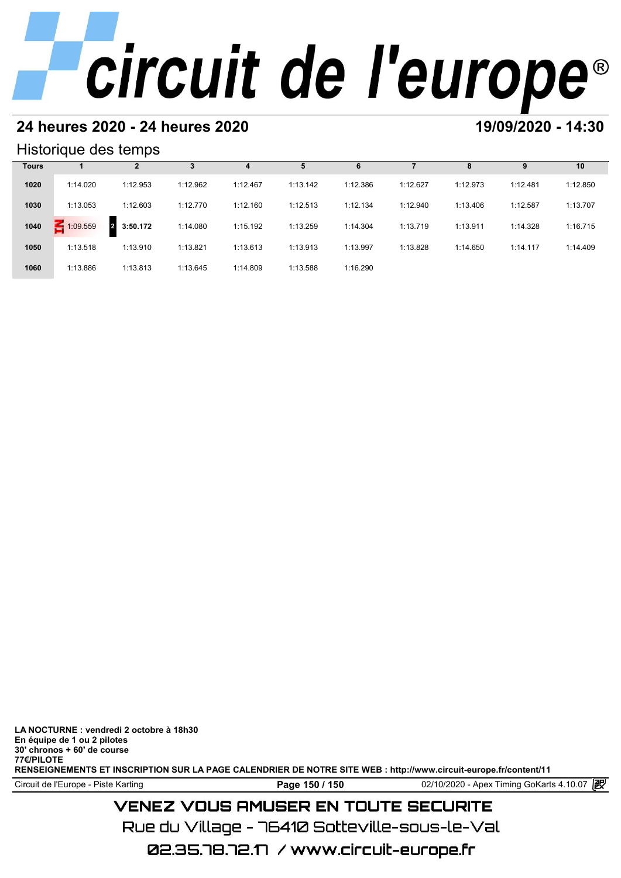## 24 heures 2020 - 24 heures 2020

**19/09/2020 - 14:30**

### Historique des temps

| Tours | 1 | 2 | 3 | 4 | 5 | 6 | 7 | 8 | 9 | 10 |
|---|---|---|---|---|---|---|---|---|---|---|
| 1020 | 1:14.020 | 1:12.953 | 1:12.962 | 1:12.467 | 1:13.142 | 1:12.386 | 1:12.627 | 1:12.973 | 1:12.481 | 1:12.850 |
| 1030 | 1:13.053 | 1:12.603 | 1:12.770 | 1:12.160 | 1:12.513 | 1:12.134 | 1:12.940 | 1:13.406 | 1:12.587 | 1:13.707 |
| 1040 | IN 1:09.559 | 2 **3:50.172** | 1:14.080 | 1:15.192 | 1:13.259 | 1:14.304 | 1:13.719 | 1:13.911 | 1:14.328 | 1:16.715 |
| 1050 | 1:13.518 | 1:13.910 | 1:13.821 | 1:13.613 | 1:13.913 | 1:13.997 | 1:13.828 | 1:14.650 | 1:14.117 | 1:14.409 |
| 1060 | 1:13.886 | 1:13.813 | 1:13.645 | 1:14.809 | 1:13.588 | 1:16.290 | | | | |

**LA NOCTURNE : vendredi 2 octobre à 18h30**
**En équipe de 1 ou 2 pilotes**
**30' chronos + 60' de course**
**77€/PILOTE**
**RENSEIGNEMENTS ET INSCRIPTION SUR LA PAGE CALENDRIER DE NOTRE SITE WEB : http://www.circuit-europe.fr/content/11**

VENEZ VOUS AMUSER EN TOUTE SECURITE
Rue du Village - 76410 Sotteville-sous-le-Val
02.35.78.72.17 / www.circuit-europe.fr